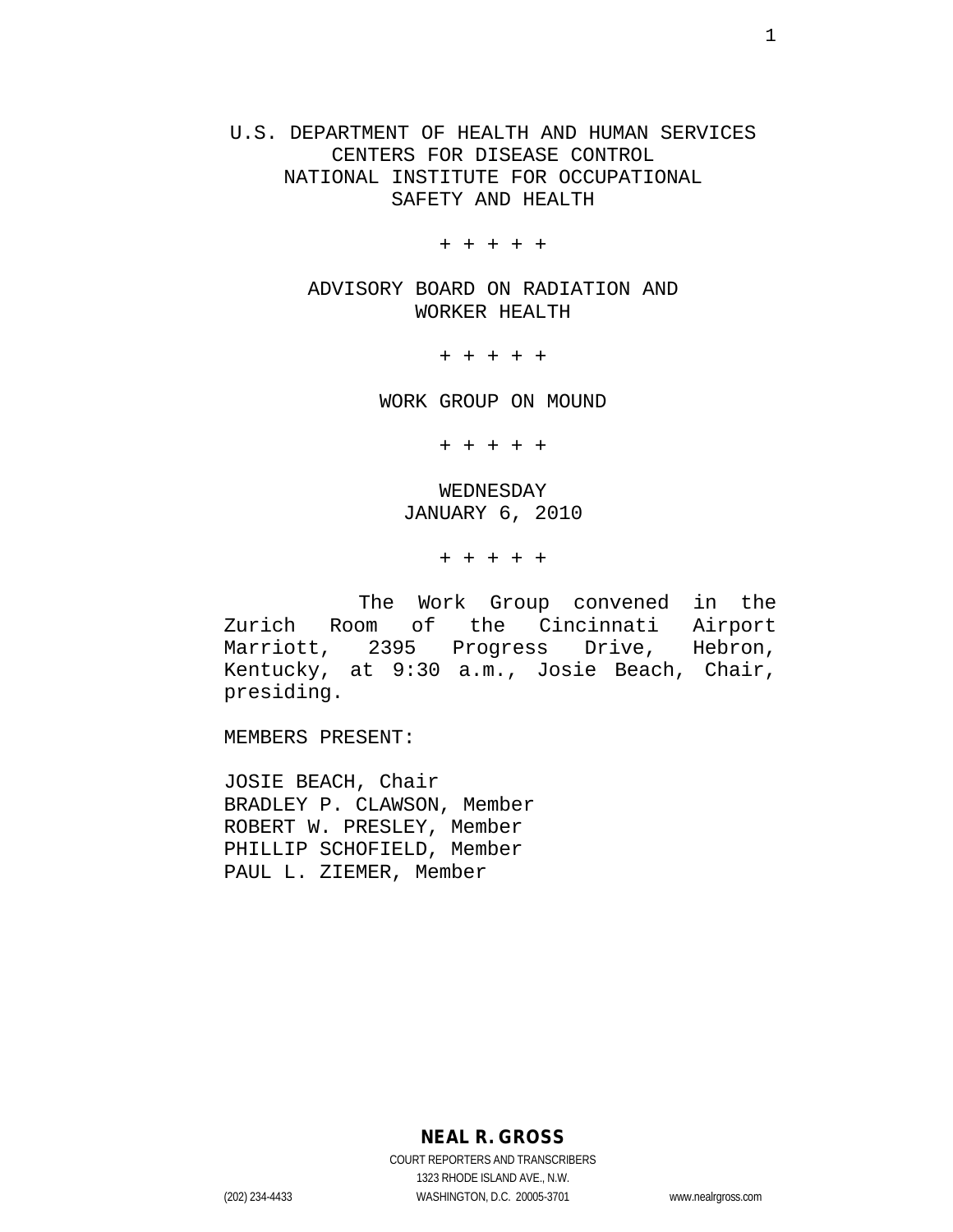U.S. DEPARTMENT OF HEALTH AND HUMAN SERVICES
CENTERS FOR DISEASE CONTROL
NATIONAL INSTITUTE FOR OCCUPATIONAL
SAFETY AND HEALTH

+ + + + +

ADVISORY BOARD ON RADIATION AND
WORKER HEALTH

+ + + + +

WORK GROUP ON MOUND

+ + + + +

WEDNESDAY
JANUARY 6, 2010

+ + + + +

The Work Group convened in the Zurich Room of the Cincinnati Airport Marriott, 2395 Progress Drive, Hebron, Kentucky, at 9:30 a.m., Josie Beach, Chair, presiding.

MEMBERS PRESENT:

JOSIE BEACH, Chair
BRADLEY P. CLAWSON, Member
ROBERT W. PRESLEY, Member
PHILLIP SCHOFIELD, Member
PAUL L. ZIEMER, Member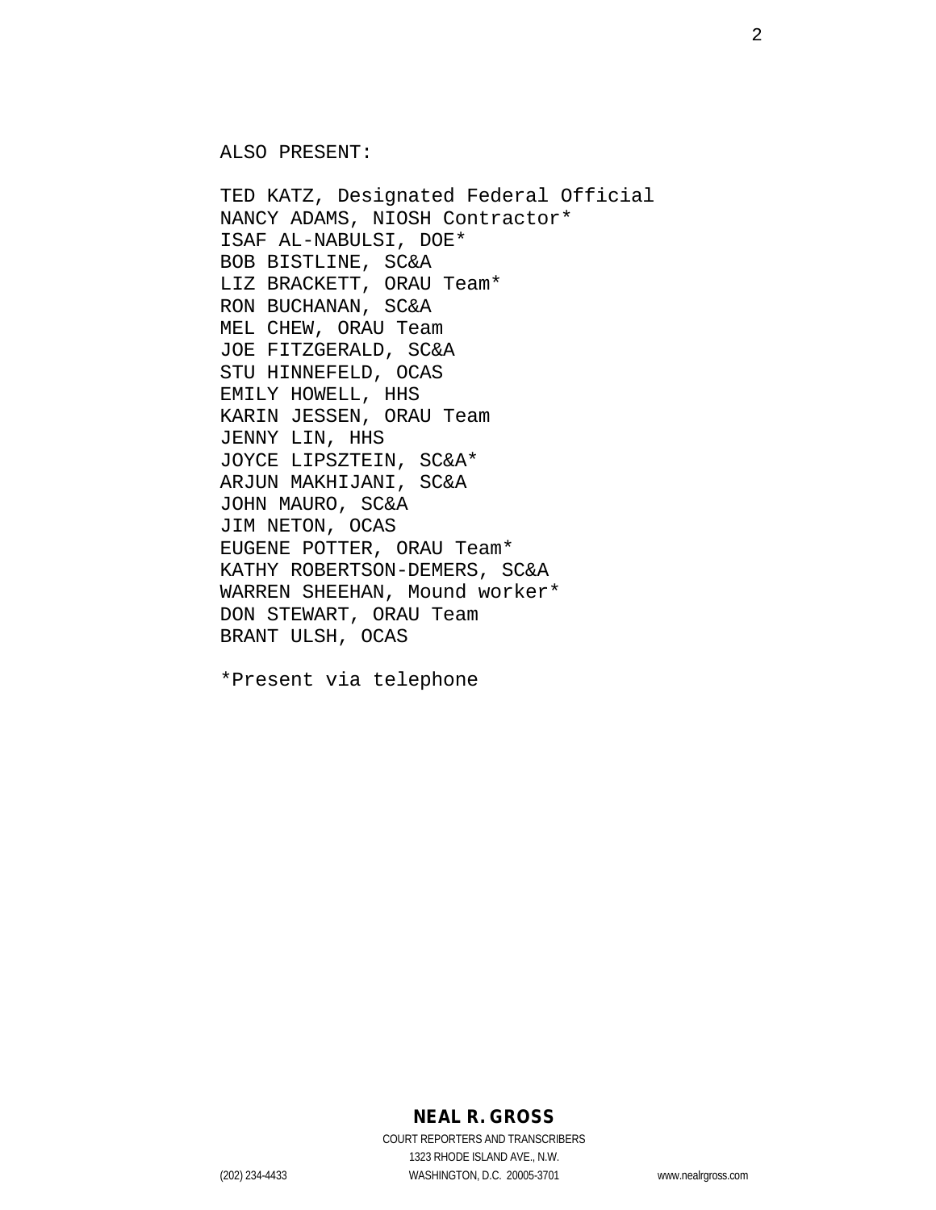ALSO PRESENT:

TED KATZ, Designated Federal Official
NANCY ADAMS, NIOSH Contractor*
ISAF AL-NABULSI, DOE*
BOB BISTLINE, SC&A
LIZ BRACKETT, ORAU Team*
RON BUCHANAN, SC&A
MEL CHEW, ORAU Team
JOE FITZGERALD, SC&A
STU HINNEFELD, OCAS
EMILY HOWELL, HHS
KARIN JESSEN, ORAU Team
JENNY LIN, HHS
JOYCE LIPSZTEIN, SC&A*
ARJUN MAKHIJANI, SC&A
JOHN MAURO, SC&A
JIM NETON, OCAS
EUGENE POTTER, ORAU Team*
KATHY ROBERTSON-DEMERS, SC&A
WARREN SHEEHAN, Mound worker*
DON STEWART, ORAU Team
BRANT ULSH, OCAS

*Present via telephone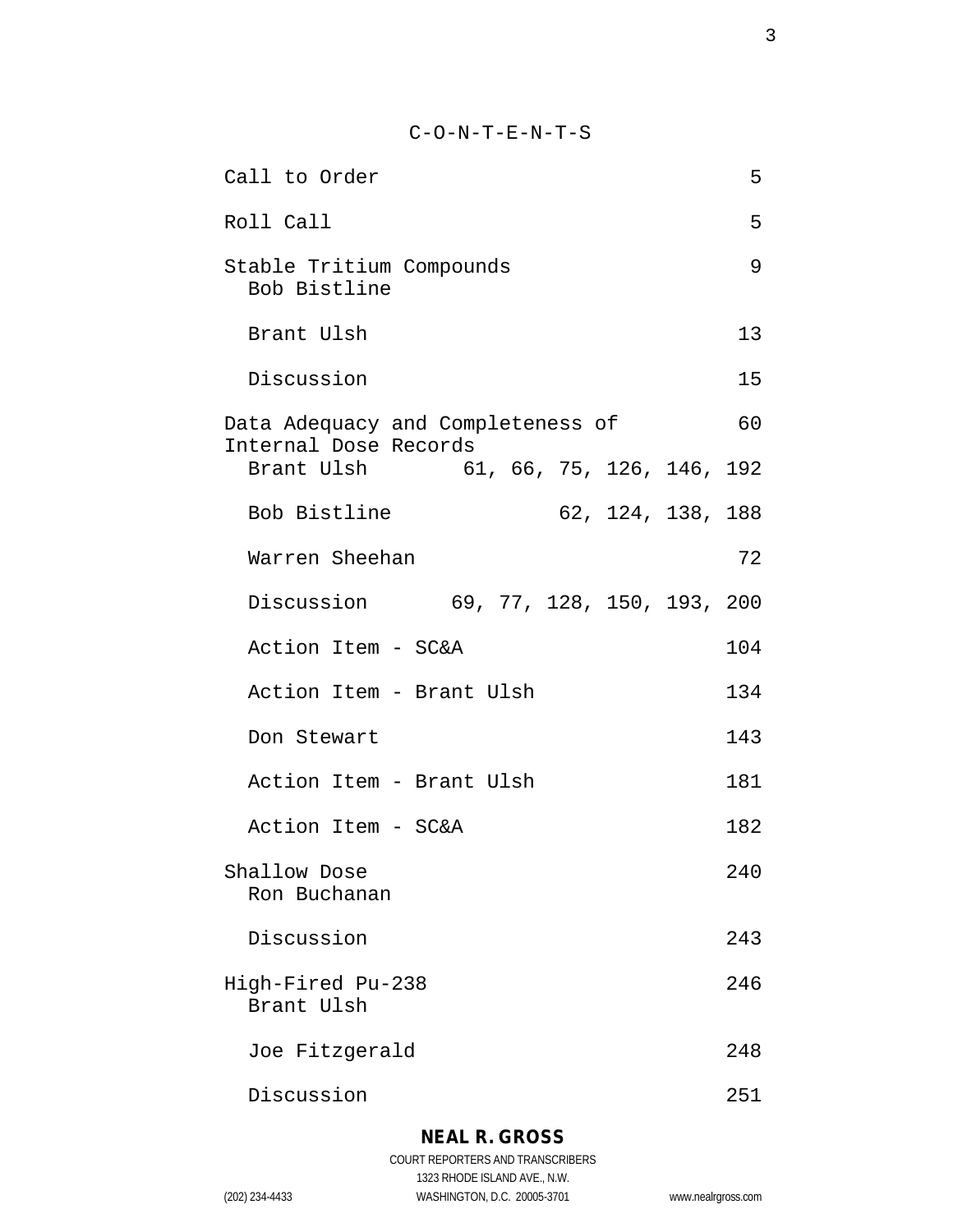C-O-N-T-E-N-T-S

| | |
|---|---|
| Call to Order | 5 |
| Roll Call | 5 |
| Stable Tritium Compounds<br>Bob Bistline | 9 |
| Brant Ulsh | 13 |
| Discussion | 15 |
| Data Adequacy and Completeness of Internal Dose Records | 60 |
| Brant Ulsh | 61, 66, 75, 126, 146, 192 |
| Bob Bistline | 62, 124, 138, 188 |
| Warren Sheehan | 72 |
| Discussion | 69, 77, 128, 150, 193, 200 |
| Action Item - SC&A | 104 |
| Action Item - Brant Ulsh | 134 |
| Don Stewart | 143 |
| Action Item - Brant Ulsh | 181 |
| Action Item - SC&A | 182 |
| Shallow Dose<br>Ron Buchanan | 240 |
| Discussion | 243 |
| High-Fired Pu-238<br>Brant Ulsh | 246 |
| Joe Fitzgerald | 248 |
| Discussion | 251 |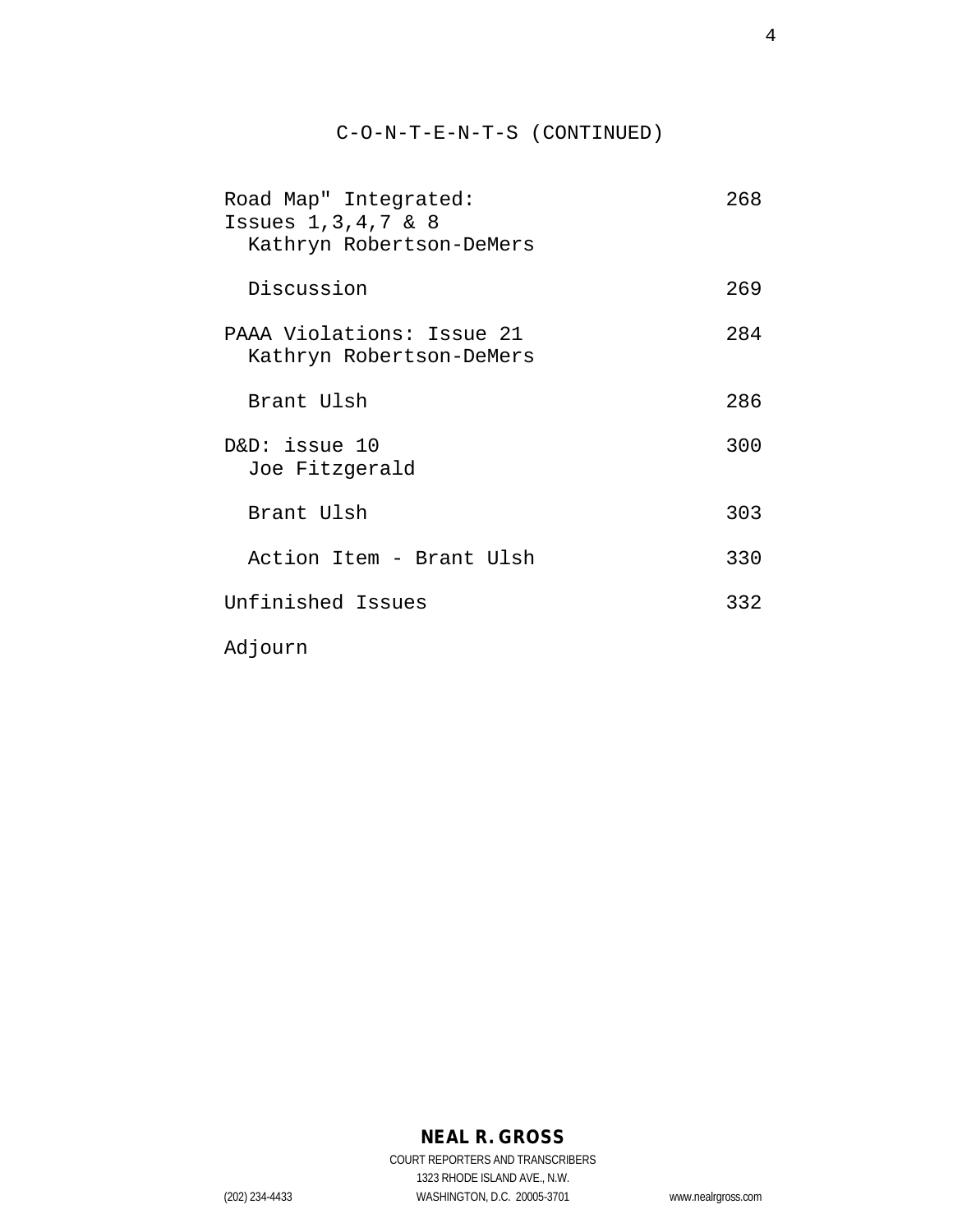C-O-N-T-E-N-T-S (CONTINUED)

| | |
|---|---|
| Road Map" Integrated: Issues 1,3,4,7 & 8<br>Kathryn Robertson-DeMers | 268 |
| Discussion | 269 |
| PAAA Violations: Issue 21<br>Kathryn Robertson-DeMers | 284 |
| Brant Ulsh | 286 |
| D&D: issue 10<br>Joe Fitzgerald | 300 |
| Brant Ulsh | 303 |
| Action Item - Brant Ulsh | 330 |
| Unfinished Issues | 332 |
| Adjourn | |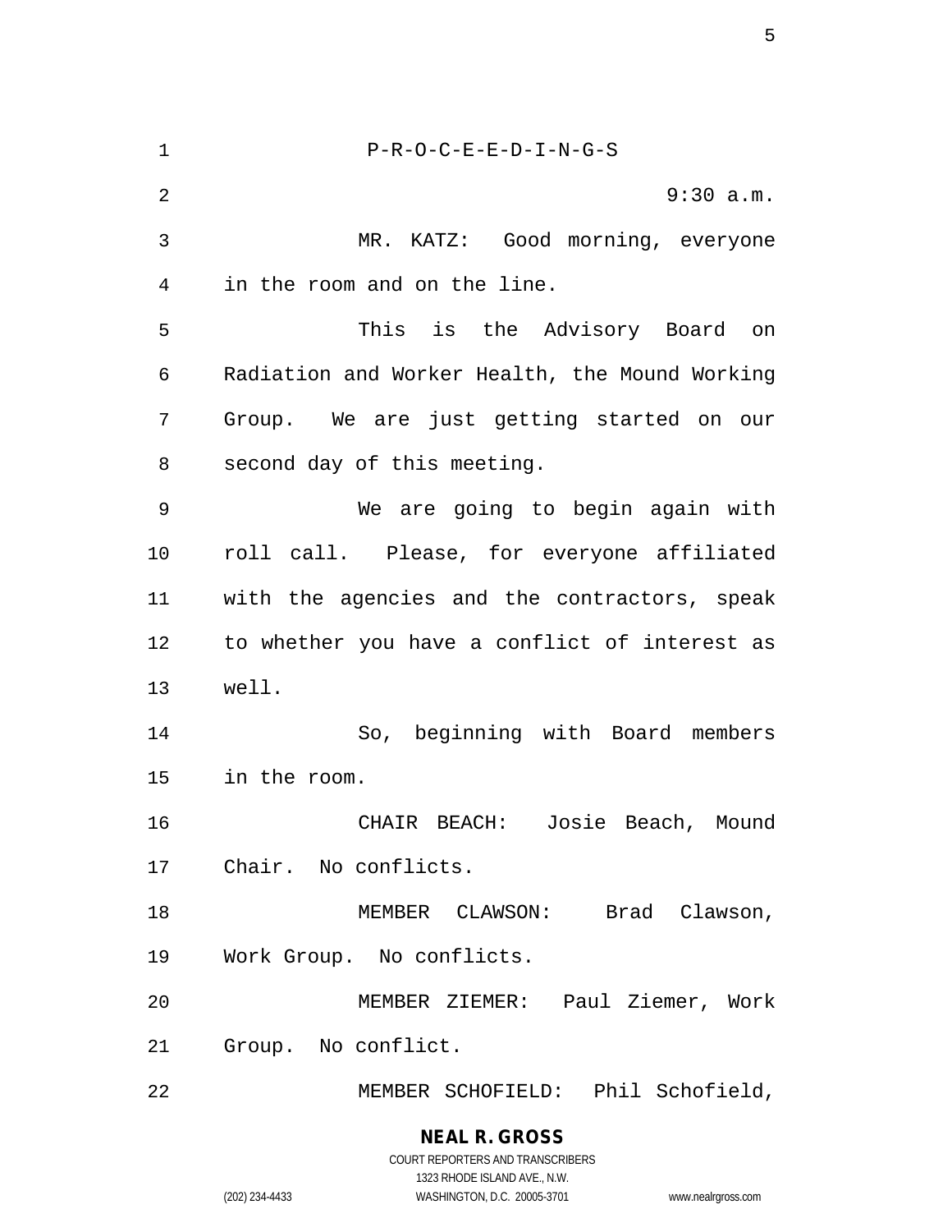P-R-O-C-E-E-D-I-N-G-S

9:30 a.m.

MR. KATZ: Good morning, everyone in the room and on the line.

This is the Advisory Board on Radiation and Worker Health, the Mound Working Group. We are just getting started on our second day of this meeting.

We are going to begin again with roll call. Please, for everyone affiliated with the agencies and the contractors, speak to whether you have a conflict of interest as well.

So, beginning with Board members in the room.

CHAIR BEACH: Josie Beach, Mound Chair. No conflicts.

MEMBER CLAWSON: Brad Clawson, Work Group. No conflicts.

MEMBER ZIEMER: Paul Ziemer, Work Group. No conflict.

MEMBER SCHOFIELD: Phil Schofield,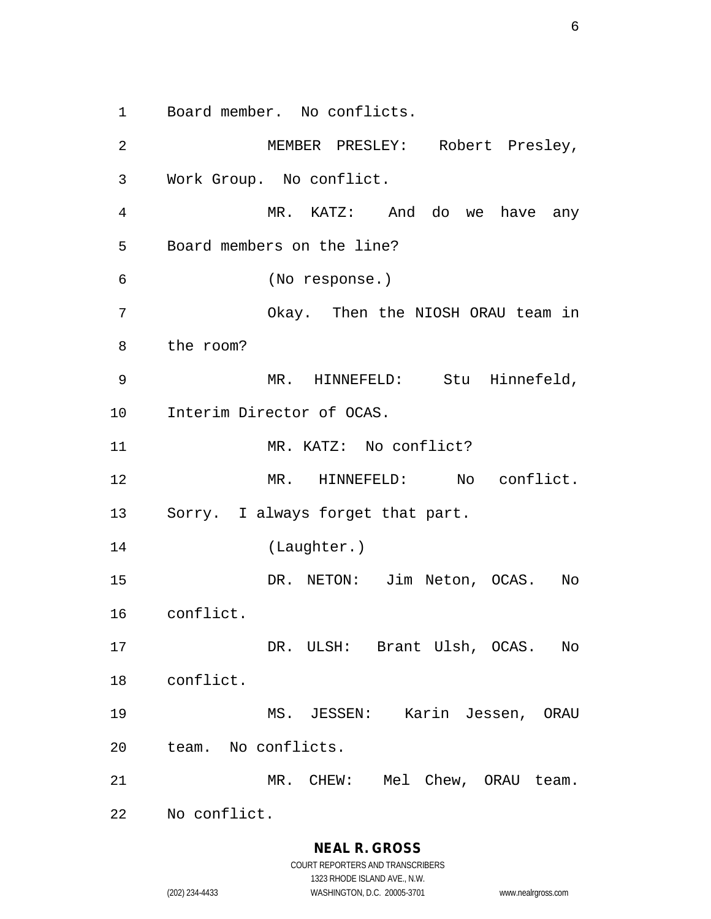Board member.  No conflicts.

MEMBER PRESLEY:  Robert Presley, Work Group.  No conflict.

MR. KATZ:  And do we have any Board members on the line?

(No response.)

Okay.  Then the NIOSH ORAU team in the room?

MR. HINNEFELD:  Stu Hinnefeld, Interim Director of OCAS.

MR. KATZ:  No conflict?

MR. HINNEFELD:  No conflict. Sorry.  I always forget that part.

(Laughter.)

DR. NETON:  Jim Neton, OCAS.  No conflict.

DR. ULSH:  Brant Ulsh, OCAS.  No conflict.

MS. JESSEN:  Karin Jessen, ORAU team.  No conflicts.

MR. CHEW:  Mel Chew, ORAU team. No conflict.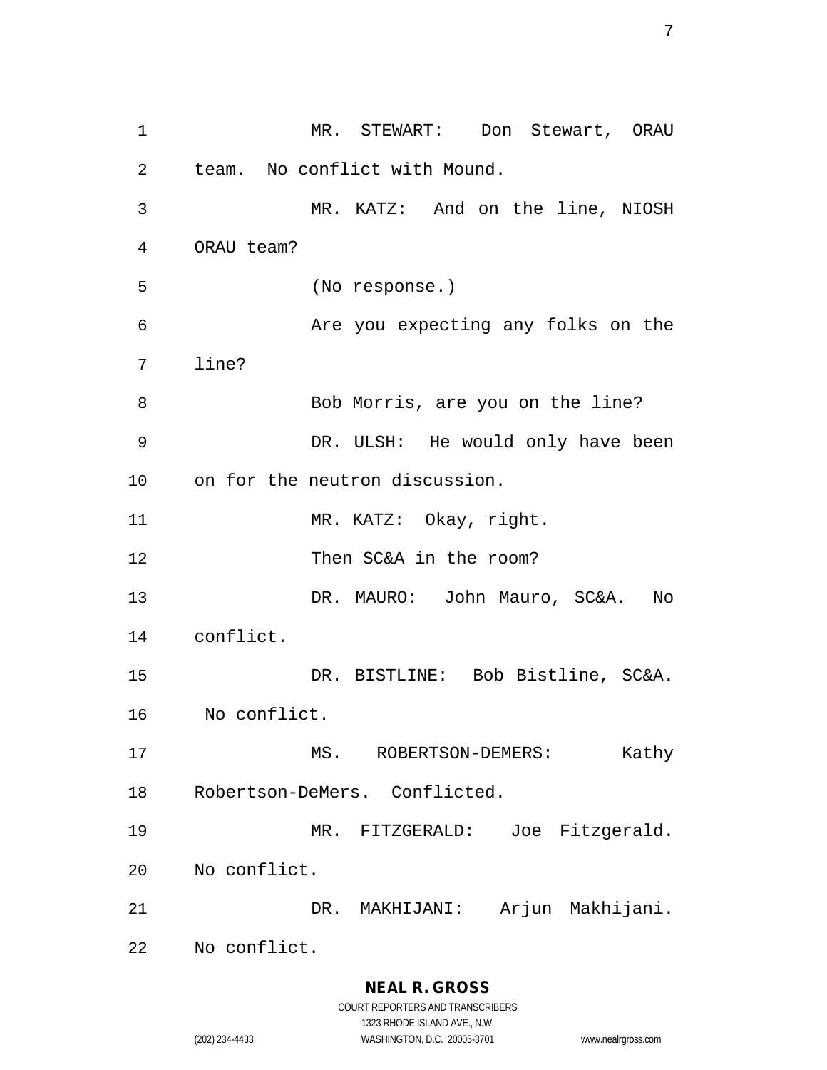MR. STEWART: Don Stewart, ORAU team. No conflict with Mound.

MR. KATZ: And on the line, NIOSH ORAU team?

(No response.)

Are you expecting any folks on the line?

Bob Morris, are you on the line?

DR. ULSH: He would only have been on for the neutron discussion.

MR. KATZ: Okay, right.

Then SC&A in the room?

DR. MAURO: John Mauro, SC&A. No conflict.

DR. BISTLINE: Bob Bistline, SC&A. No conflict.

MS. ROBERTSON-DEMERS: Kathy Robertson-DeMers. Conflicted.

MR. FITZGERALD: Joe Fitzgerald. No conflict.

DR. MAKHIJANI: Arjun Makhijani. No conflict.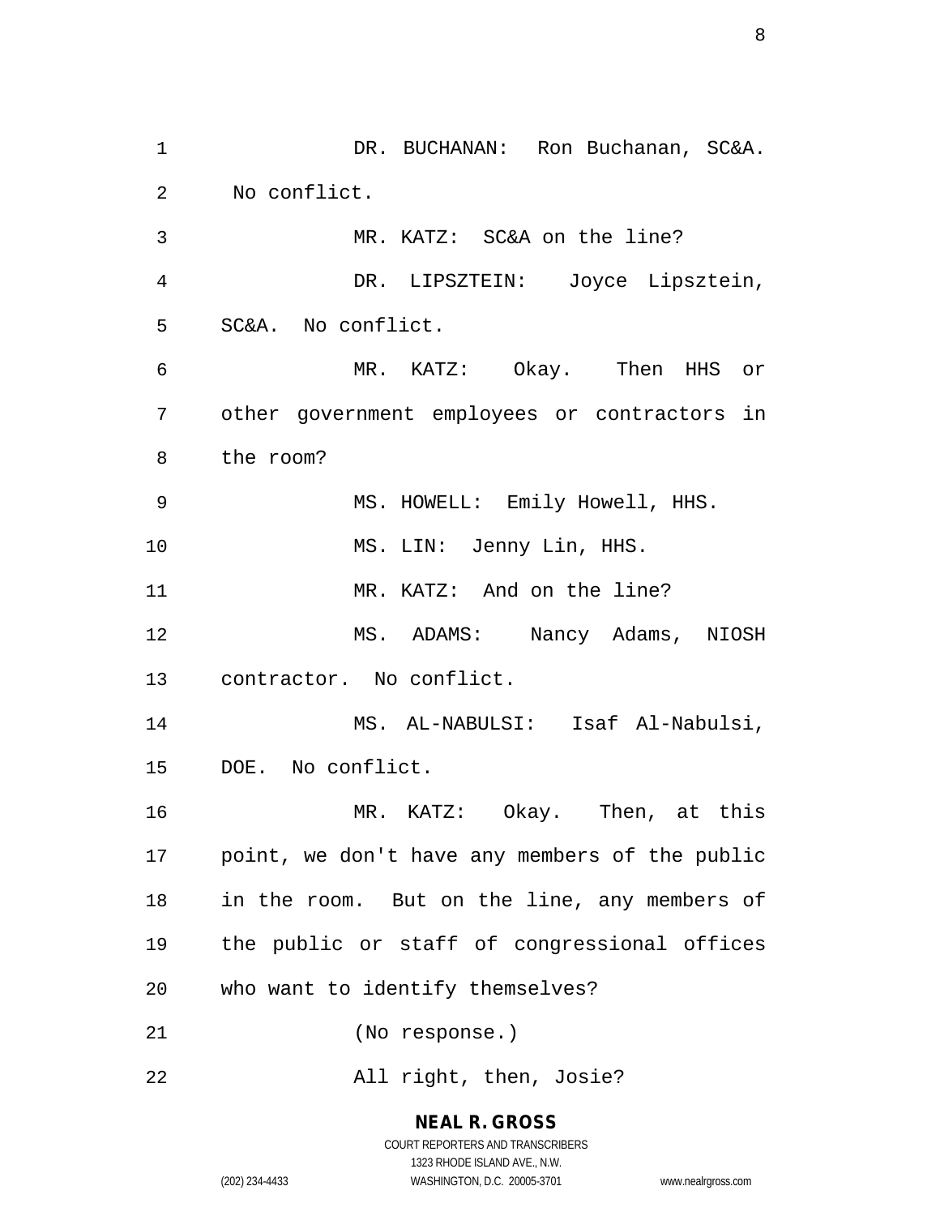DR. BUCHANAN: Ron Buchanan, SC&A. No conflict.

MR. KATZ: SC&A on the line?

DR. LIPSZTEIN: Joyce Lipsztein, SC&A. No conflict.

MR. KATZ: Okay. Then HHS or other government employees or contractors in the room?

MS. HOWELL: Emily Howell, HHS.

MS. LIN: Jenny Lin, HHS.

MR. KATZ: And on the line?

MS. ADAMS: Nancy Adams, NIOSH contractor. No conflict.

MS. AL-NABULSI: Isaf Al-Nabulsi, DOE. No conflict.

MR. KATZ: Okay. Then, at this point, we don't have any members of the public in the room. But on the line, any members of the public or staff of congressional offices who want to identify themselves?

(No response.)

All right, then, Josie?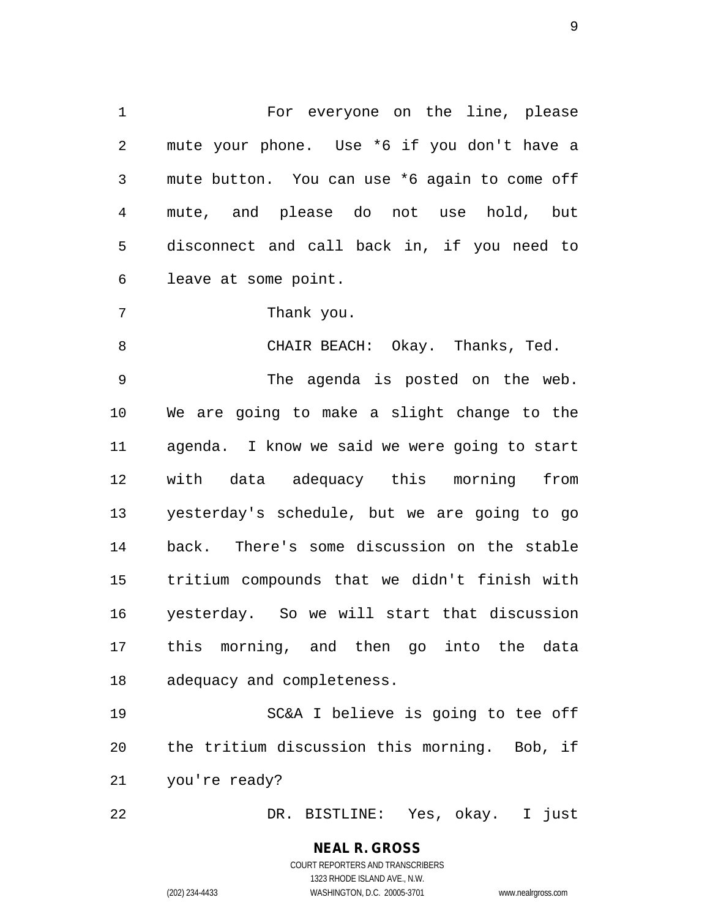For everyone on the line, please mute your phone. Use *6 if you don't have a mute button. You can use *6 again to come off mute, and please do not use hold, but disconnect and call back in, if you need to leave at some point.

Thank you.

CHAIR BEACH: Okay. Thanks, Ted.

The agenda is posted on the web. We are going to make a slight change to the agenda. I know we said we were going to start with data adequacy this morning from yesterday's schedule, but we are going to go back. There's some discussion on the stable tritium compounds that we didn't finish with yesterday. So we will start that discussion this morning, and then go into the data adequacy and completeness.

SC&A I believe is going to tee off the tritium discussion this morning. Bob, if you're ready?

DR. BISTLINE: Yes, okay. I just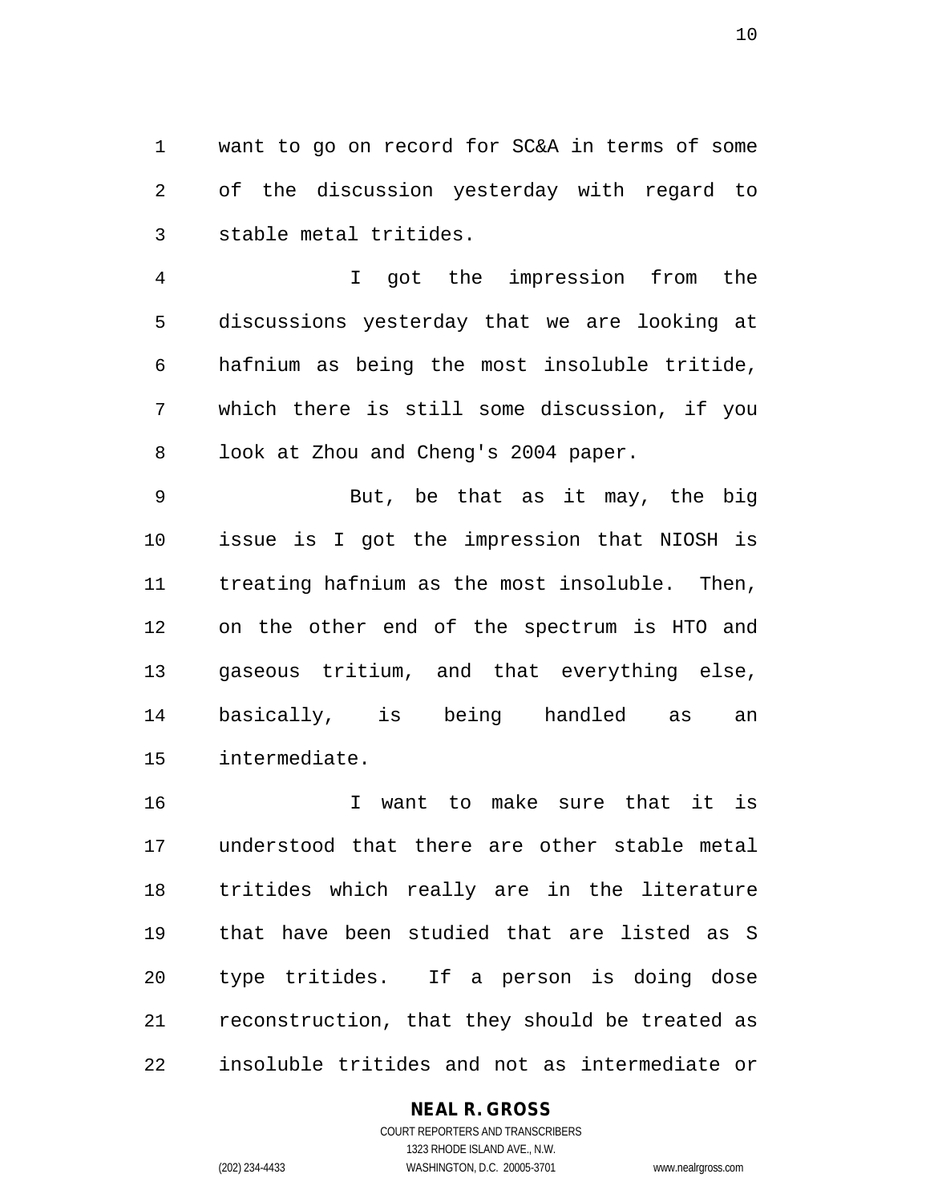want to go on record for SC&A in terms of some of the discussion yesterday with regard to stable metal tritides.

I got the impression from the discussions yesterday that we are looking at hafnium as being the most insoluble tritide, which there is still some discussion, if you look at Zhou and Cheng's 2004 paper.

But, be that as it may, the big issue is I got the impression that NIOSH is treating hafnium as the most insoluble. Then, on the other end of the spectrum is HTO and gaseous tritium, and that everything else, basically, is being handled as an intermediate.

I want to make sure that it is understood that there are other stable metal tritides which really are in the literature that have been studied that are listed as S type tritides. If a person is doing dose reconstruction, that they should be treated as insoluble tritides and not as intermediate or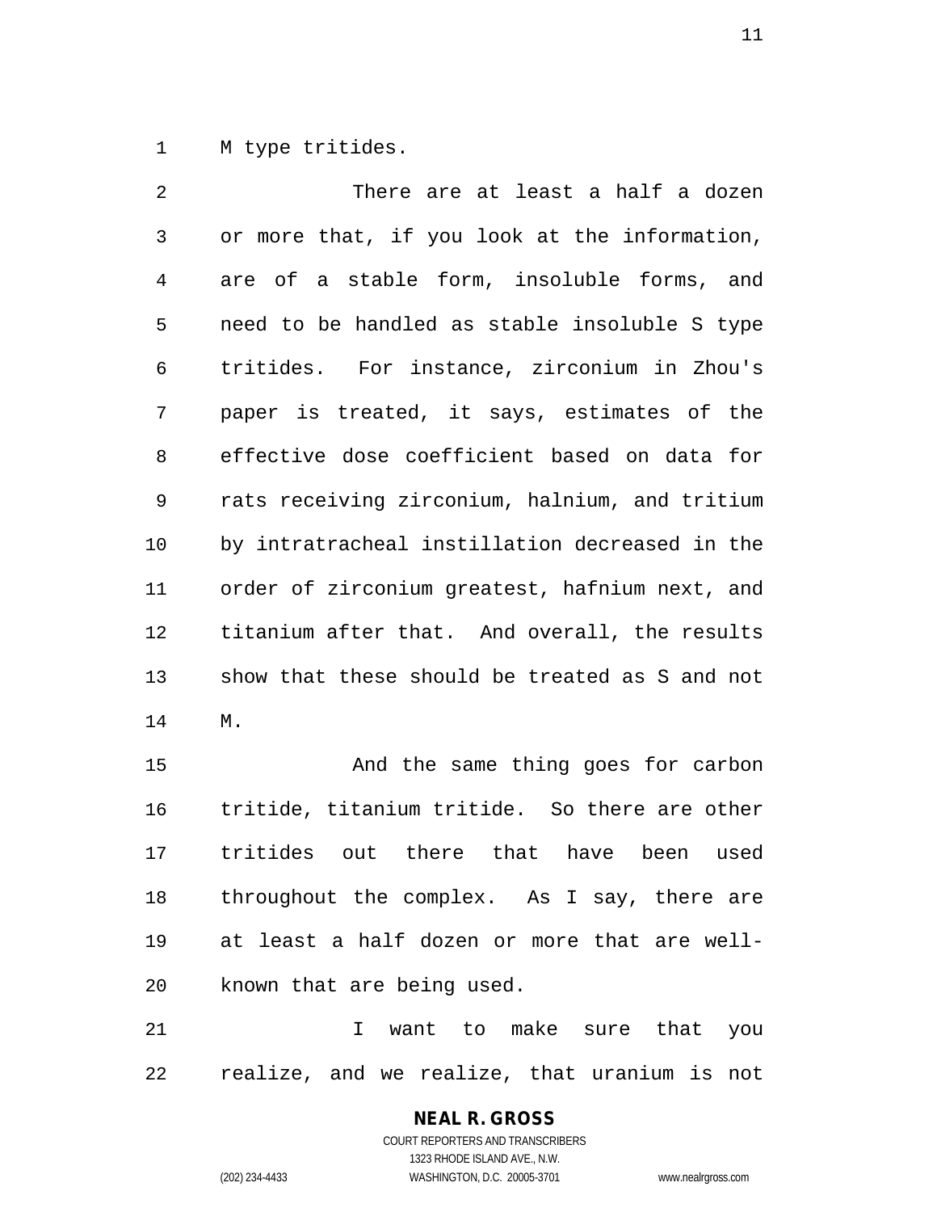M type tritides.

There are at least a half a dozen or more that, if you look at the information, are of a stable form, insoluble forms, and need to be handled as stable insoluble S type tritides. For instance, zirconium in Zhou's paper is treated, it says, estimates of the effective dose coefficient based on data for rats receiving zirconium, halnium, and tritium by intratracheal instillation decreased in the order of zirconium greatest, hafnium next, and titanium after that. And overall, the results show that these should be treated as S and not M.

And the same thing goes for carbon tritide, titanium tritide. So there are other tritides out there that have been used throughout the complex. As I say, there are at least a half dozen or more that are well-known that are being used.

I want to make sure that you realize, and we realize, that uranium is not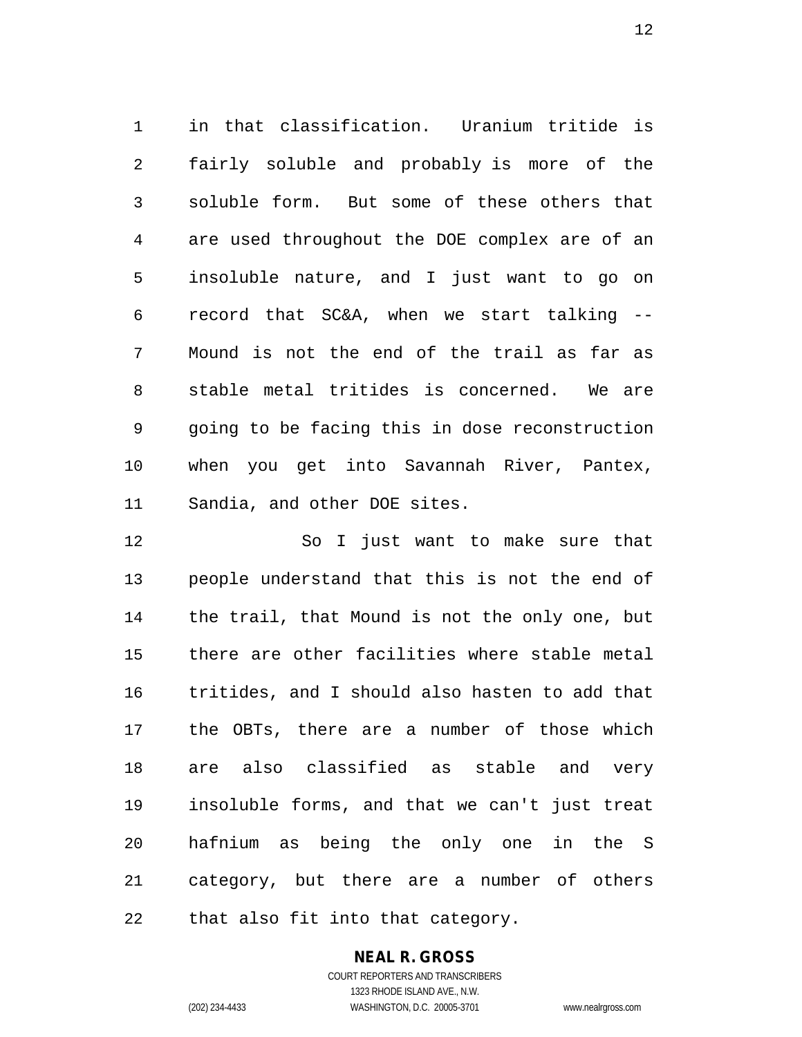in that classification. Uranium tritide is fairly soluble and probably is more of the soluble form. But some of these others that are used throughout the DOE complex are of an insoluble nature, and I just want to go on record that SC&A, when we start talking -- Mound is not the end of the trail as far as stable metal tritides is concerned. We are going to be facing this in dose reconstruction when you get into Savannah River, Pantex, Sandia, and other DOE sites.

So I just want to make sure that people understand that this is not the end of the trail, that Mound is not the only one, but there are other facilities where stable metal tritides, and I should also hasten to add that the OBTs, there are a number of those which are also classified as stable and very insoluble forms, and that we can't just treat hafnium as being the only one in the S category, but there are a number of others that also fit into that category.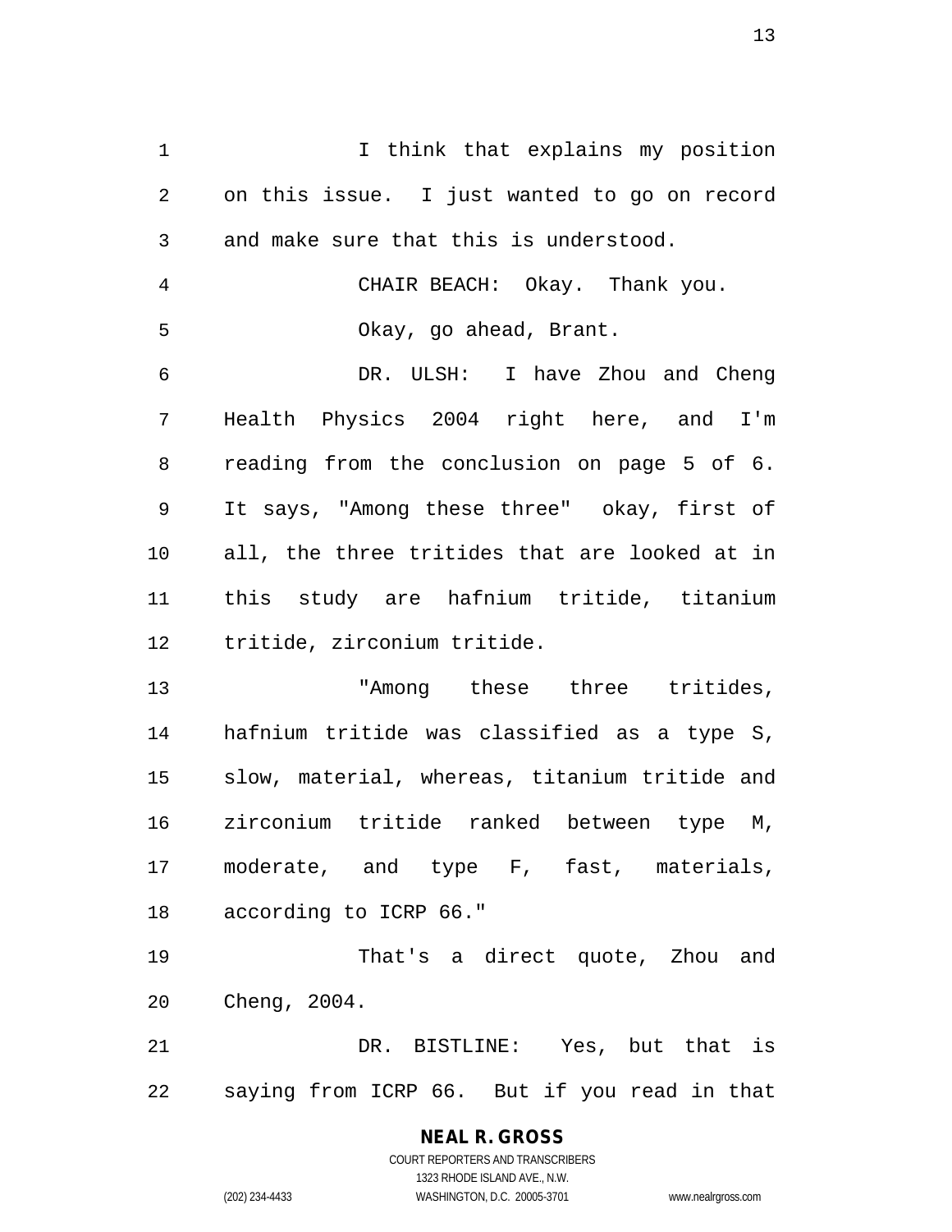I think that explains my position on this issue. I just wanted to go on record and make sure that this is understood.

CHAIR BEACH: Okay. Thank you.

Okay, go ahead, Brant.

DR. ULSH: I have Zhou and Cheng Health Physics 2004 right here, and I'm reading from the conclusion on page 5 of 6. It says, "Among these three" okay, first of all, the three tritides that are looked at in this study are hafnium tritide, titanium tritide, zirconium tritide.

"Among these three tritides, hafnium tritide was classified as a type S, slow, material, whereas, titanium tritide and zirconium tritide ranked between type M, moderate, and type F, fast, materials, according to ICRP 66."

That's a direct quote, Zhou and Cheng, 2004.

DR. BISTLINE: Yes, but that is saying from ICRP 66. But if you read in that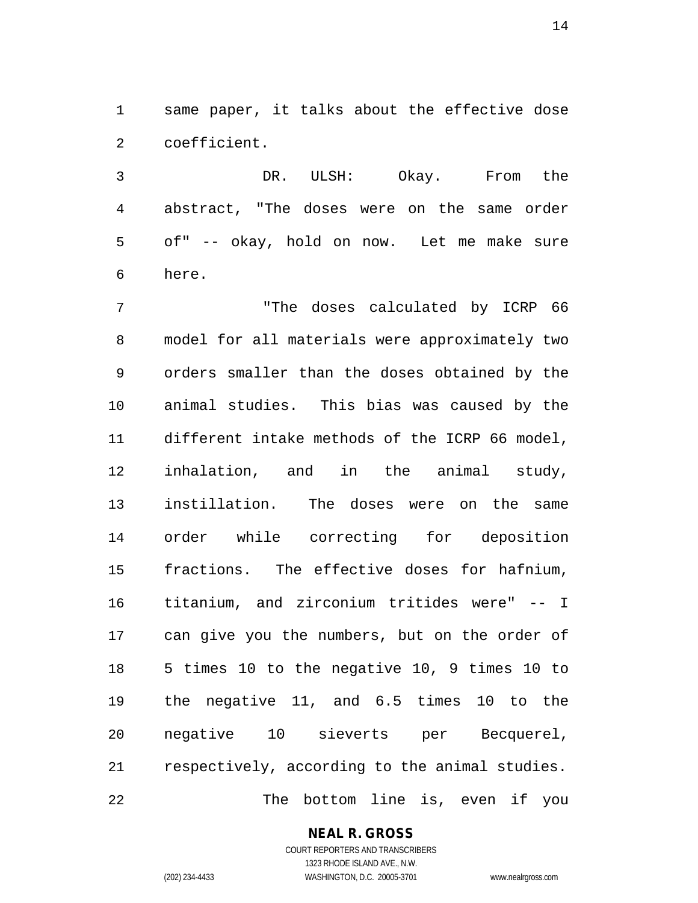same paper, it talks about the effective dose coefficient.

DR. ULSH: Okay. From the abstract, "The doses were on the same order of" -- okay, hold on now. Let me make sure here.

"The doses calculated by ICRP 66 model for all materials were approximately two orders smaller than the doses obtained by the animal studies. This bias was caused by the different intake methods of the ICRP 66 model, inhalation, and in the animal study, instillation. The doses were on the same order while correcting for deposition fractions. The effective doses for hafnium, titanium, and zirconium tritides were" -- I can give you the numbers, but on the order of 5 times 10 to the negative 10, 9 times 10 to the negative 11, and 6.5 times 10 to the negative 10 sieverts per Becquerel, respectively, according to the animal studies.

The bottom line is, even if you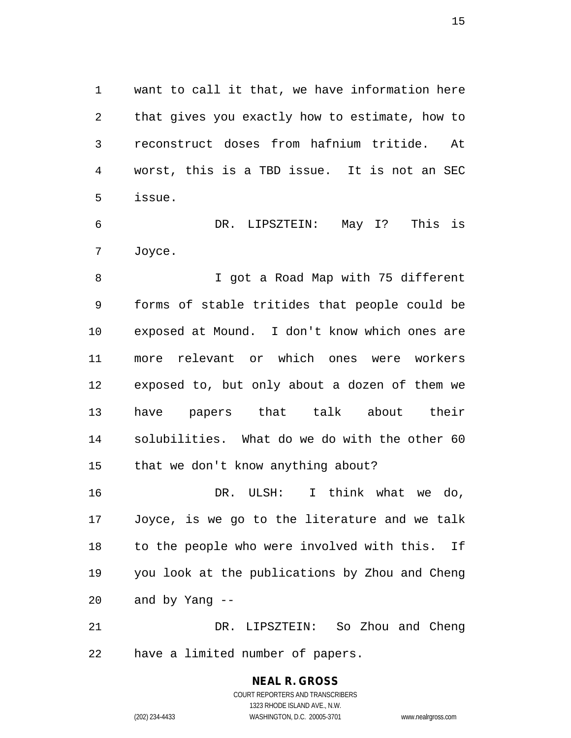want to call it that, we have information here that gives you exactly how to estimate, how to reconstruct doses from hafnium tritide. At worst, this is a TBD issue. It is not an SEC issue.

DR. LIPSZTEIN: May I? This is Joyce.

I got a Road Map with 75 different forms of stable tritides that people could be exposed at Mound. I don't know which ones are more relevant or which ones were workers exposed to, but only about a dozen of them we have papers that talk about their solubilities. What do we do with the other 60 that we don't know anything about?

DR. ULSH: I think what we do, Joyce, is we go to the literature and we talk to the people who were involved with this. If you look at the publications by Zhou and Cheng and by Yang --

DR. LIPSZTEIN: So Zhou and Cheng have a limited number of papers.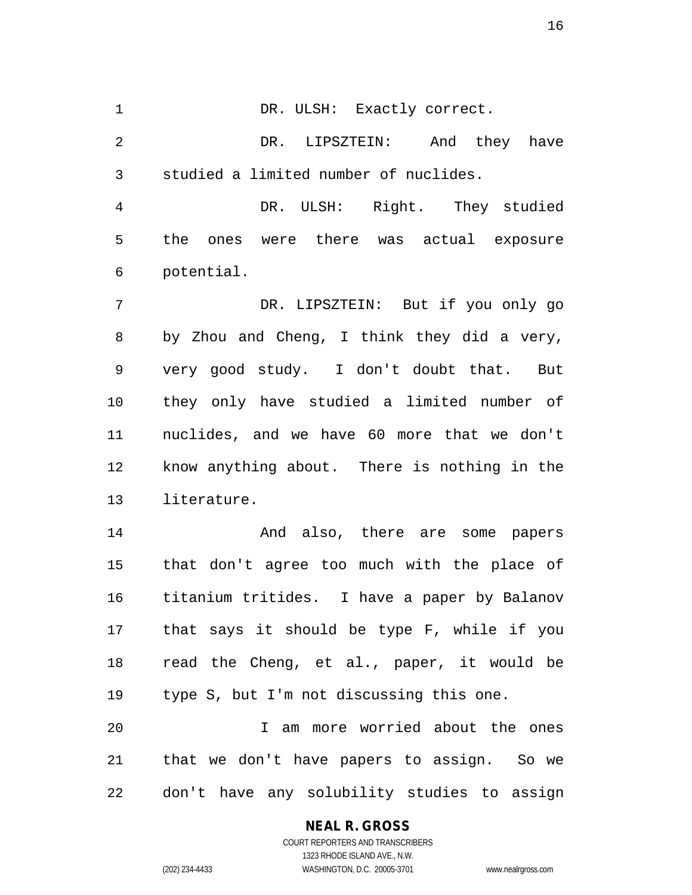DR. ULSH: Exactly correct.

DR. LIPSZTEIN: And they have studied a limited number of nuclides.

DR. ULSH: Right. They studied the ones were there was actual exposure potential.

DR. LIPSZTEIN: But if you only go by Zhou and Cheng, I think they did a very, very good study. I don't doubt that. But they only have studied a limited number of nuclides, and we have 60 more that we don't know anything about. There is nothing in the literature.

And also, there are some papers that don't agree too much with the place of titanium tritides. I have a paper by Balanov that says it should be type F, while if you read the Cheng, et al., paper, it would be type S, but I'm not discussing this one.

I am more worried about the ones that we don't have papers to assign. So we don't have any solubility studies to assign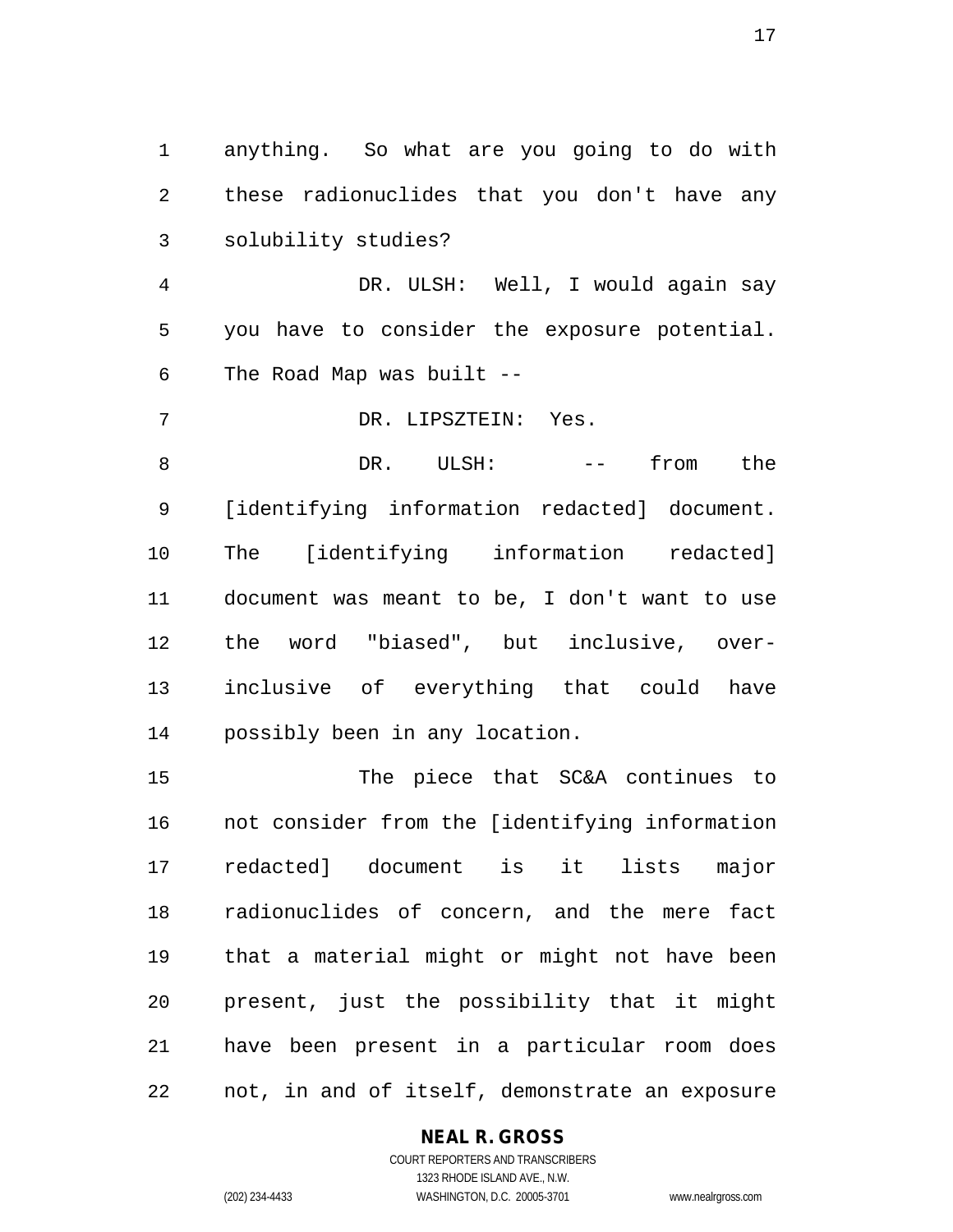anything. So what are you going to do with these radionuclides that you don't have any solubility studies?

DR. ULSH: Well, I would again say you have to consider the exposure potential. The Road Map was built --

DR. LIPSZTEIN: Yes.

DR. ULSH: -- from the [identifying information redacted] document. The [identifying information redacted] document was meant to be, I don't want to use the word "biased", but inclusive, over-inclusive of everything that could have possibly been in any location.

The piece that SC&A continues to not consider from the [identifying information redacted] document is it lists major radionuclides of concern, and the mere fact that a material might or might not have been present, just the possibility that it might have been present in a particular room does not, in and of itself, demonstrate an exposure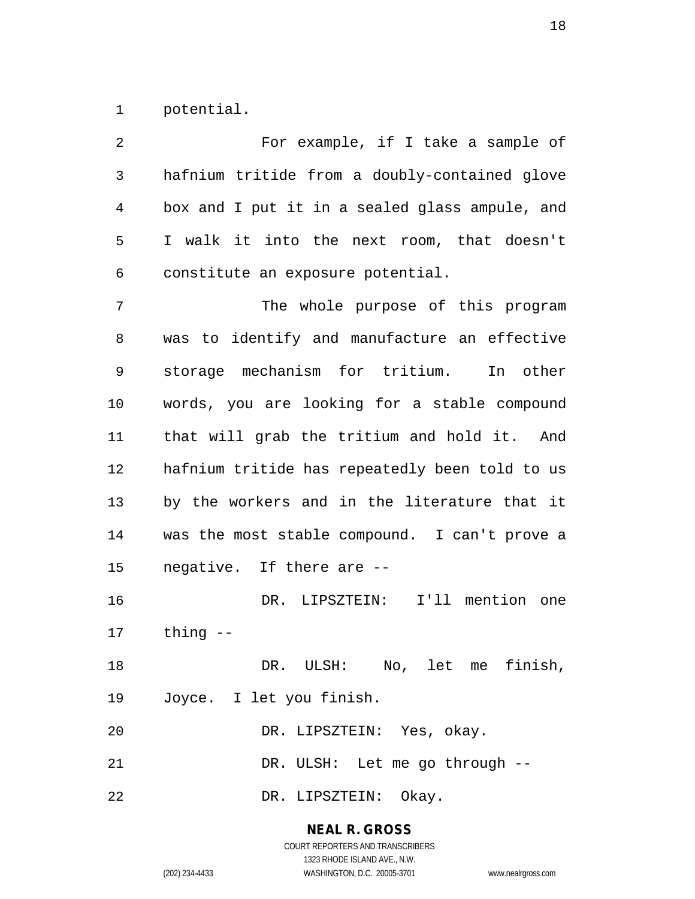potential.

For example, if I take a sample of hafnium tritide from a doubly-contained glove box and I put it in a sealed glass ampule, and I walk it into the next room, that doesn't constitute an exposure potential.

The whole purpose of this program was to identify and manufacture an effective storage mechanism for tritium. In other words, you are looking for a stable compound that will grab the tritium and hold it. And hafnium tritide has repeatedly been told to us by the workers and in the literature that it was the most stable compound. I can't prove a negative. If there are --

DR. LIPSZTEIN: I'll mention one thing --

DR. ULSH: No, let me finish, Joyce. I let you finish.

DR. LIPSZTEIN: Yes, okay.

DR. ULSH: Let me go through --

DR. LIPSZTEIN: Okay.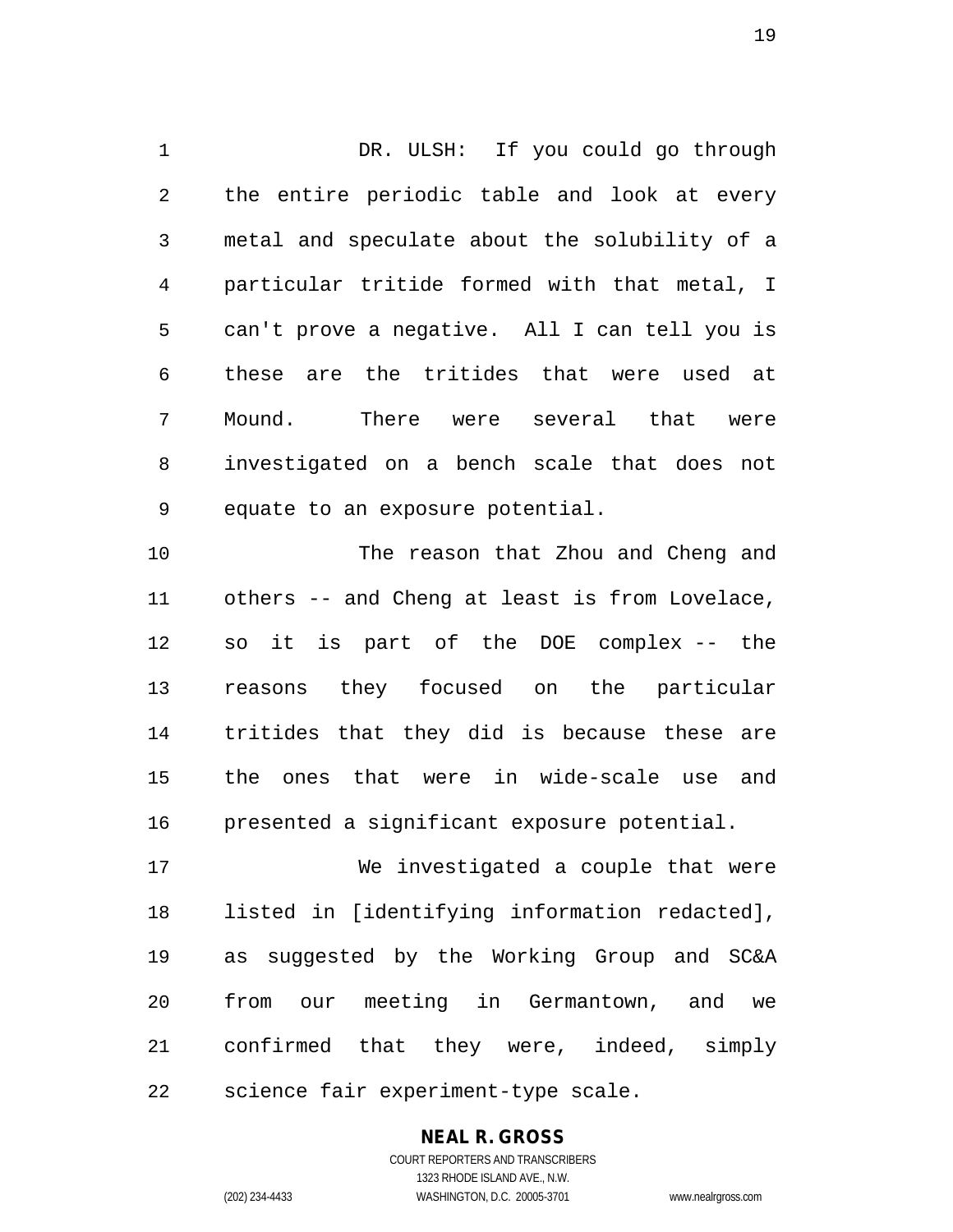DR. ULSH: If you could go through the entire periodic table and look at every metal and speculate about the solubility of a particular tritide formed with that metal, I can't prove a negative. All I can tell you is these are the tritides that were used at Mound. There were several that were investigated on a bench scale that does not equate to an exposure potential.

The reason that Zhou and Cheng and others -- and Cheng at least is from Lovelace, so it is part of the DOE complex -- the reasons they focused on the particular tritides that they did is because these are the ones that were in wide-scale use and presented a significant exposure potential.

We investigated a couple that were listed in [identifying information redacted], as suggested by the Working Group and SC&A from our meeting in Germantown, and we confirmed that they were, indeed, simply science fair experiment-type scale.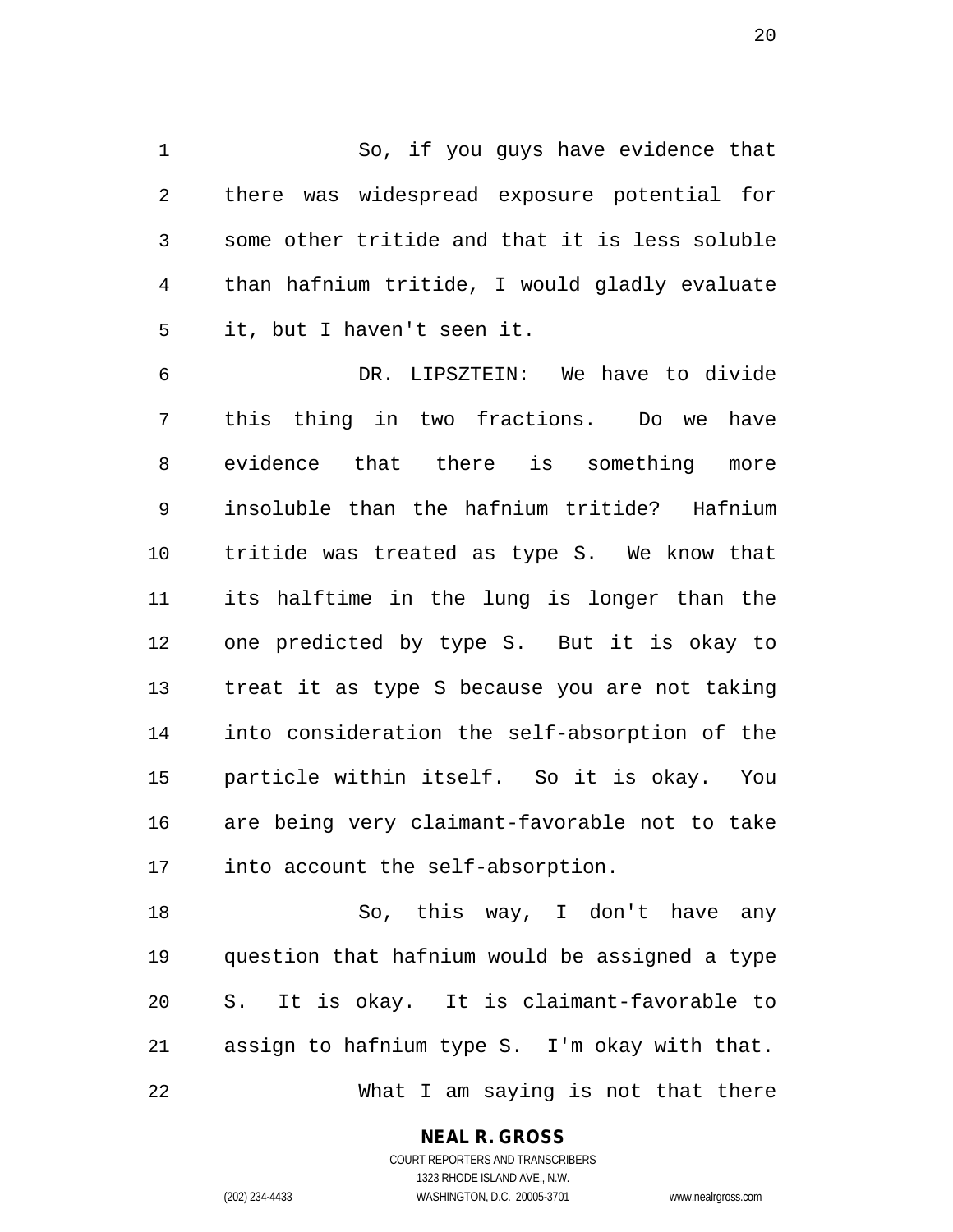So, if you guys have evidence that there was widespread exposure potential for some other tritide and that it is less soluble than hafnium tritide, I would gladly evaluate it, but I haven't seen it.

DR. LIPSZTEIN: We have to divide this thing in two fractions. Do we have evidence that there is something more insoluble than the hafnium tritide? Hafnium tritide was treated as type S. We know that its halftime in the lung is longer than the one predicted by type S. But it is okay to treat it as type S because you are not taking into consideration the self-absorption of the particle within itself. So it is okay. You are being very claimant-favorable not to take into account the self-absorption.

So, this way, I don't have any question that hafnium would be assigned a type S. It is okay. It is claimant-favorable to assign to hafnium type S. I'm okay with that.

What I am saying is not that there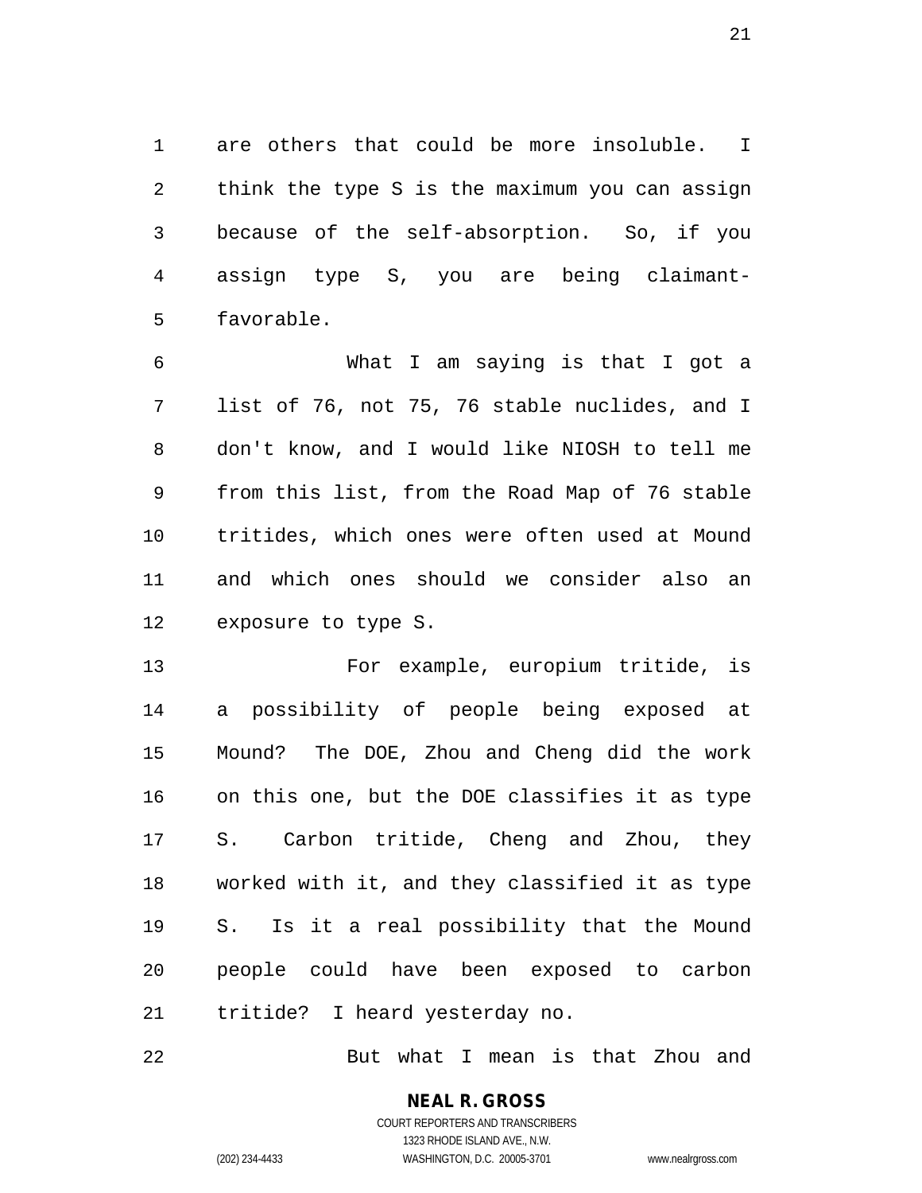are others that could be more insoluble. I think the type S is the maximum you can assign because of the self-absorption. So, if you assign type S, you are being claimant-favorable.

What I am saying is that I got a list of 76, not 75, 76 stable nuclides, and I don't know, and I would like NIOSH to tell me from this list, from the Road Map of 76 stable tritides, which ones were often used at Mound and which ones should we consider also an exposure to type S.

For example, europium tritide, is a possibility of people being exposed at Mound? The DOE, Zhou and Cheng did the work on this one, but the DOE classifies it as type S. Carbon tritide, Cheng and Zhou, they worked with it, and they classified it as type S. Is it a real possibility that the Mound people could have been exposed to carbon tritide? I heard yesterday no.

But what I mean is that Zhou and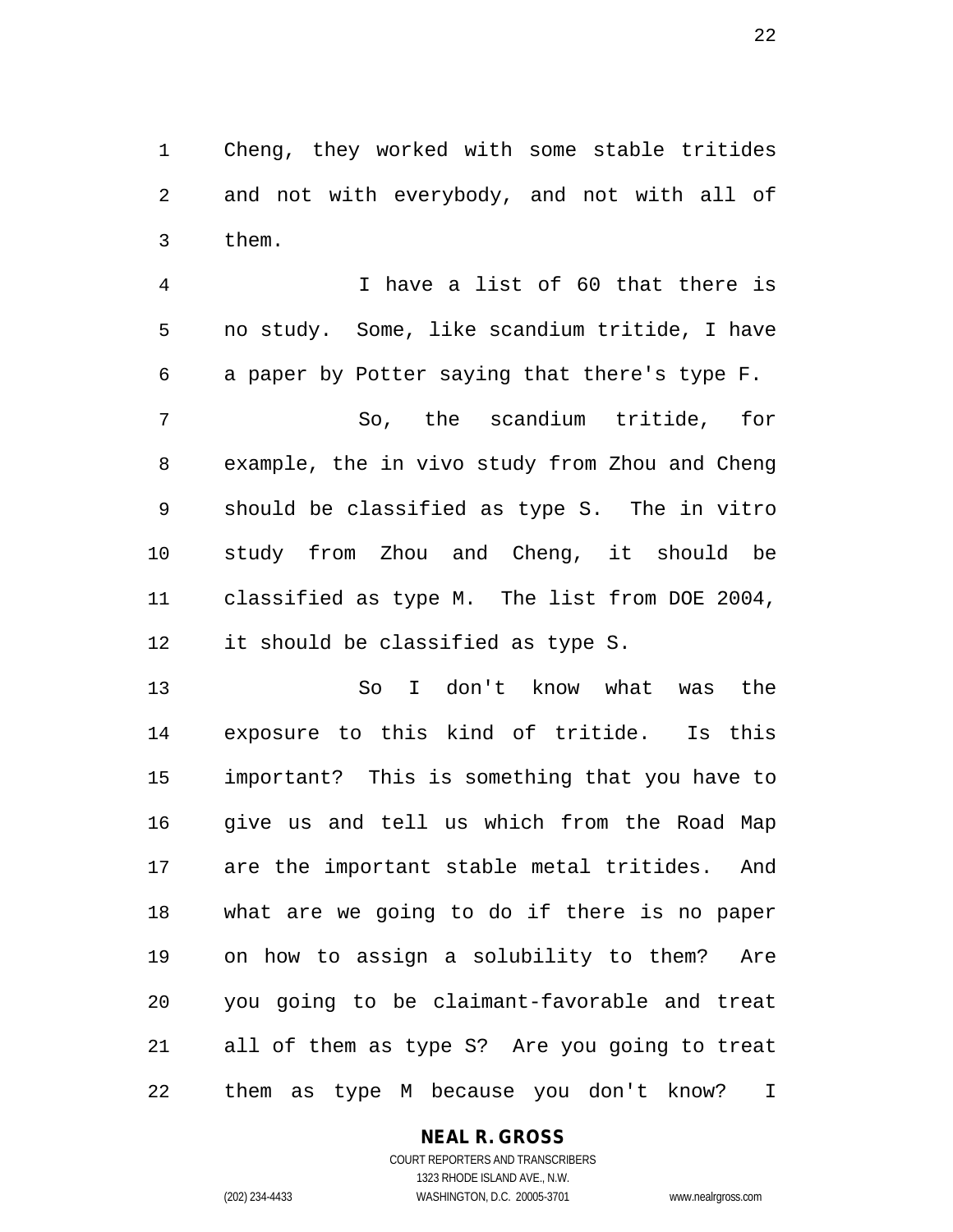Cheng, they worked with some stable tritides and not with everybody, and not with all of them.

I have a list of 60 that there is no study. Some, like scandium tritide, I have a paper by Potter saying that there's type F.

So, the scandium tritide, for example, the in vivo study from Zhou and Cheng should be classified as type S. The in vitro study from Zhou and Cheng, it should be classified as type M. The list from DOE 2004, it should be classified as type S.

So I don't know what was the exposure to this kind of tritide. Is this important? This is something that you have to give us and tell us which from the Road Map are the important stable metal tritides. And what are we going to do if there is no paper on how to assign a solubility to them? Are you going to be claimant-favorable and treat all of them as type S? Are you going to treat them as type M because you don't know? I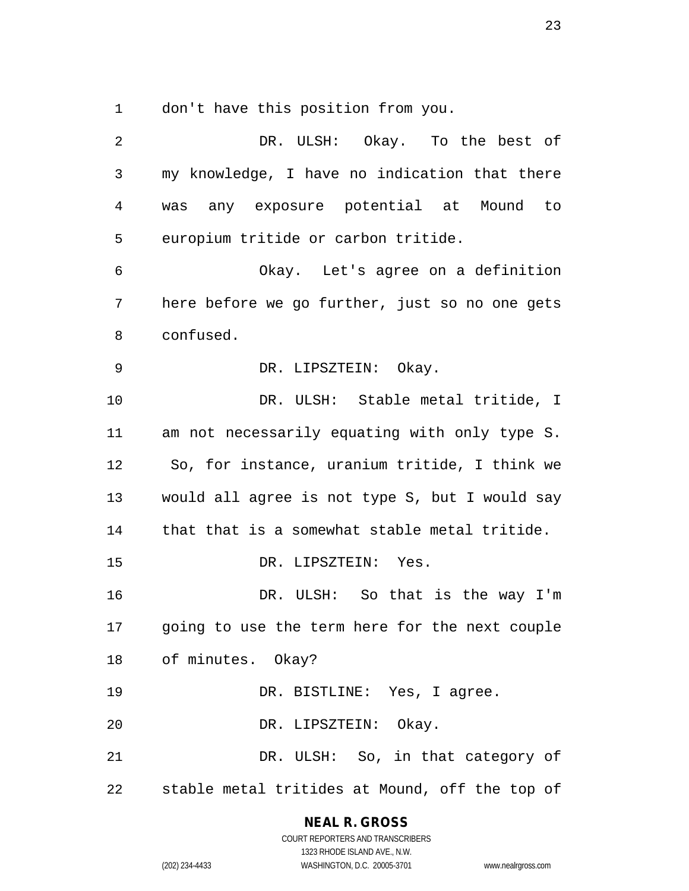don't have this position from you.

DR. ULSH: Okay. To the best of my knowledge, I have no indication that there was any exposure potential at Mound to europium tritide or carbon tritide.

Okay. Let's agree on a definition here before we go further, just so no one gets confused.

DR. LIPSZTEIN: Okay.

DR. ULSH: Stable metal tritide, I am not necessarily equating with only type S. So, for instance, uranium tritide, I think we would all agree is not type S, but I would say that that is a somewhat stable metal tritide.

DR. LIPSZTEIN: Yes.

DR. ULSH: So that is the way I'm going to use the term here for the next couple of minutes. Okay?

DR. BISTLINE: Yes, I agree.

DR. LIPSZTEIN: Okay.

DR. ULSH: So, in that category of stable metal tritides at Mound, off the top of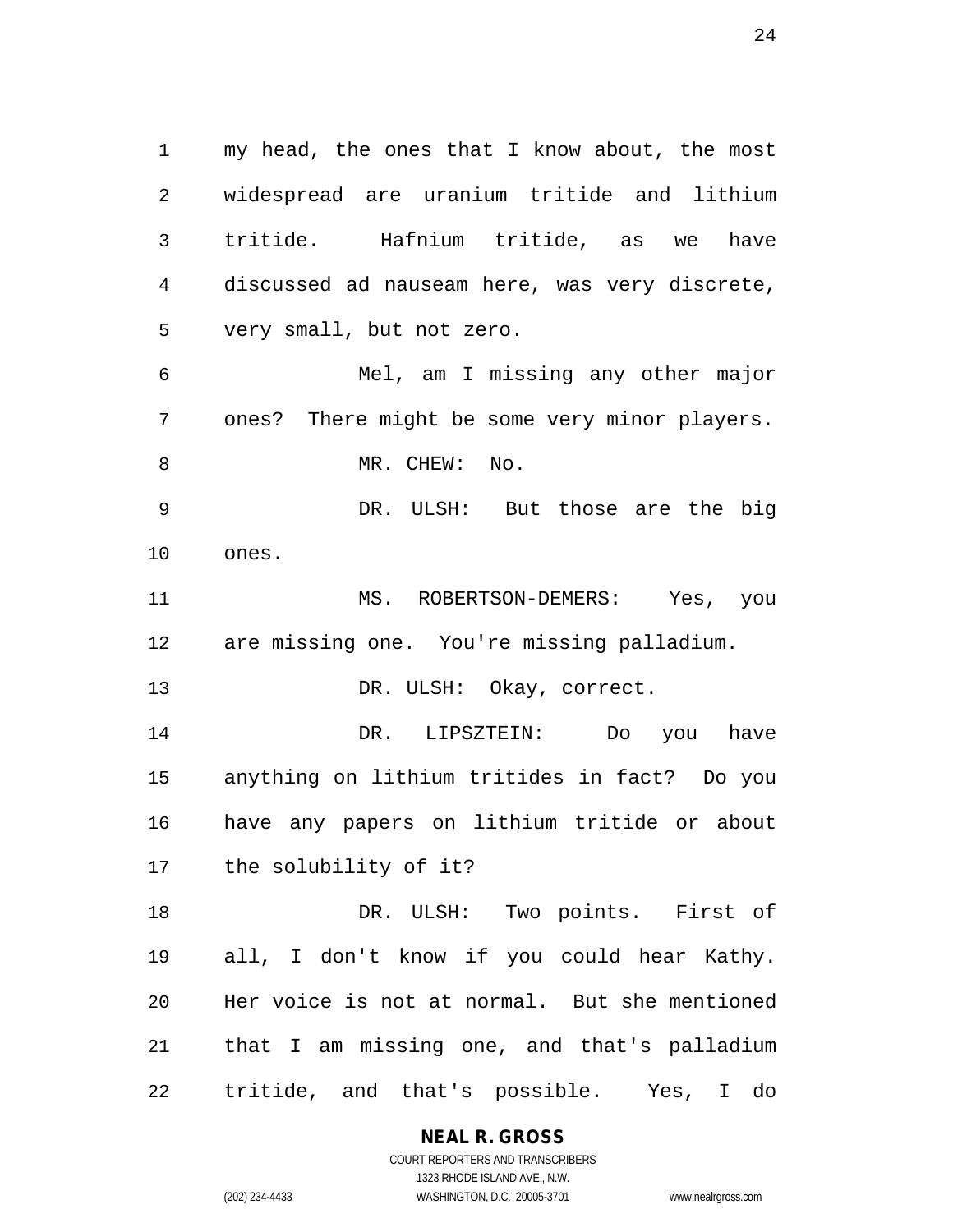my head, the ones that I know about, the most widespread are uranium tritide and lithium tritide. Hafnium tritide, as we have discussed ad nauseam here, was very discrete, very small, but not zero.

Mel, am I missing any other major ones? There might be some very minor players.

MR. CHEW: No.

DR. ULSH: But those are the big ones.

MS. ROBERTSON-DEMERS: Yes, you are missing one. You're missing palladium.

DR. ULSH: Okay, correct.

DR. LIPSZTEIN: Do you have anything on lithium tritides in fact? Do you have any papers on lithium tritide or about the solubility of it?

DR. ULSH: Two points. First of all, I don't know if you could hear Kathy. Her voice is not at normal. But she mentioned that I am missing one, and that's palladium tritide, and that's possible. Yes, I do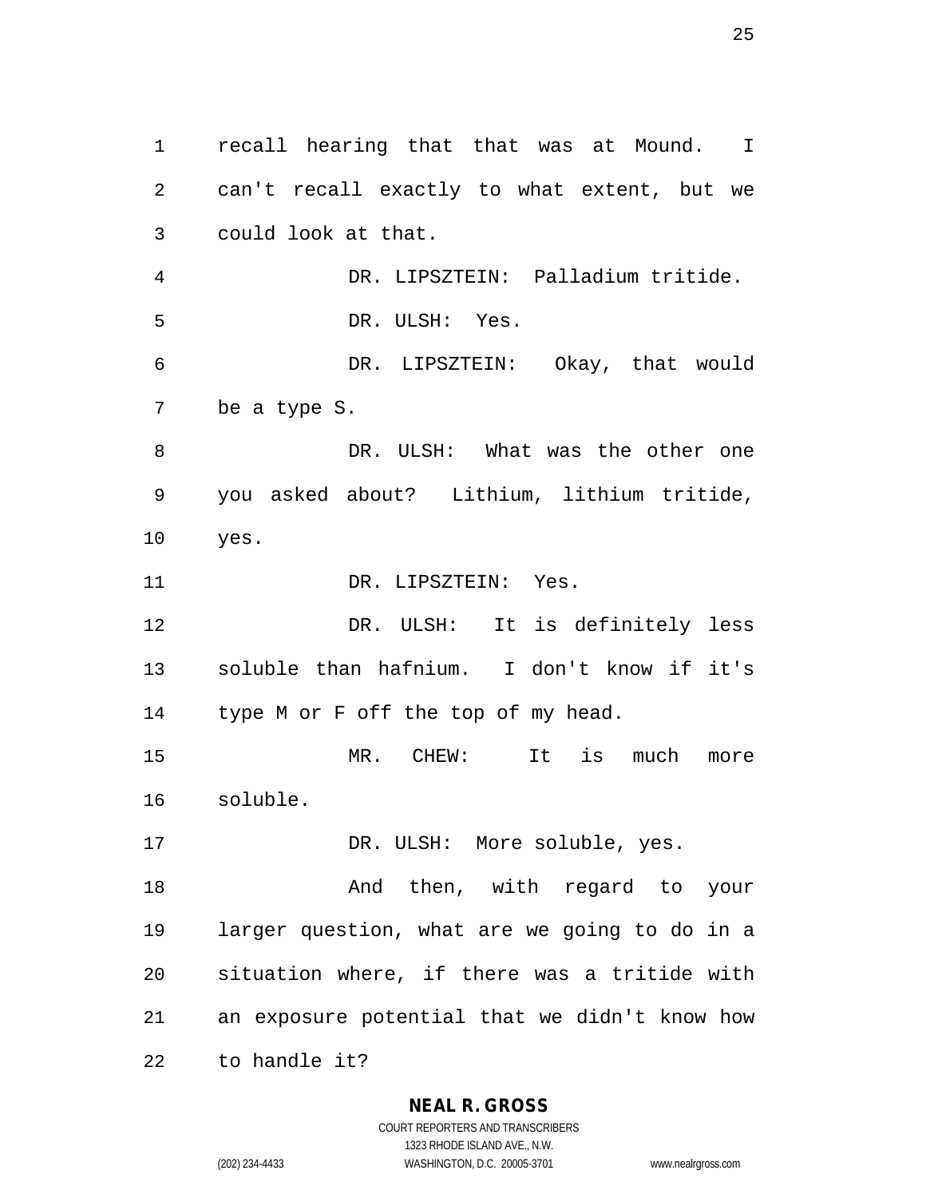recall hearing that that was at Mound. I can't recall exactly to what extent, but we could look at that.

DR. LIPSZTEIN: Palladium tritide.

DR. ULSH: Yes.

DR. LIPSZTEIN: Okay, that would be a type S.

DR. ULSH: What was the other one you asked about? Lithium, lithium tritide, yes.

DR. LIPSZTEIN: Yes.

DR. ULSH: It is definitely less soluble than hafnium. I don't know if it's type M or F off the top of my head.

MR. CHEW: It is much more soluble.

DR. ULSH: More soluble, yes.

And then, with regard to your larger question, what are we going to do in a situation where, if there was a tritide with an exposure potential that we didn't know how to handle it?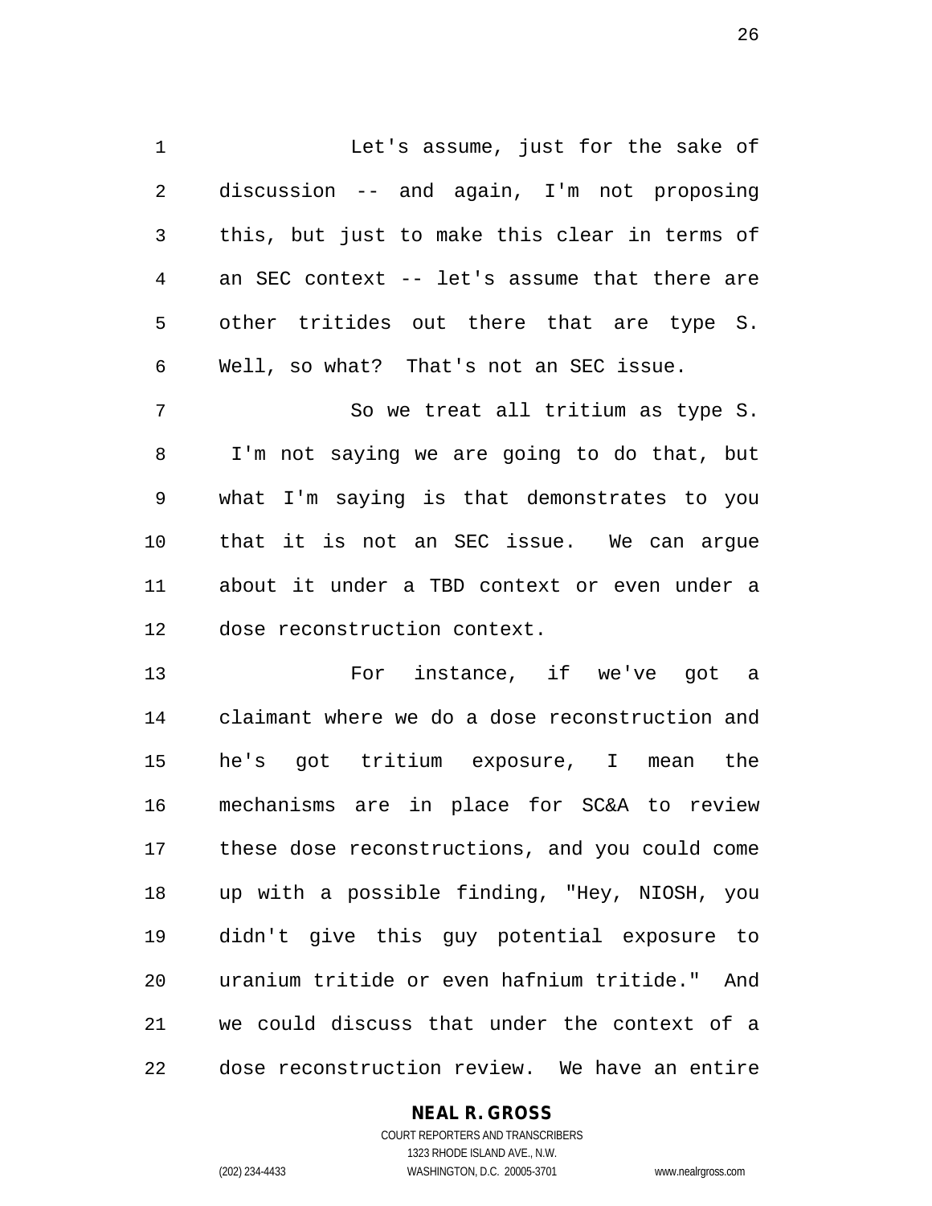Let's assume, just for the sake of discussion -- and again, I'm not proposing this, but just to make this clear in terms of an SEC context -- let's assume that there are other tritides out there that are type S. Well, so what? That's not an SEC issue.

So we treat all tritium as type S. I'm not saying we are going to do that, but what I'm saying is that demonstrates to you that it is not an SEC issue. We can argue about it under a TBD context or even under a dose reconstruction context.

For instance, if we've got a claimant where we do a dose reconstruction and he's got tritium exposure, I mean the mechanisms are in place for SC&A to review these dose reconstructions, and you could come up with a possible finding, "Hey, NIOSH, you didn't give this guy potential exposure to uranium tritide or even hafnium tritide." And we could discuss that under the context of a dose reconstruction review. We have an entire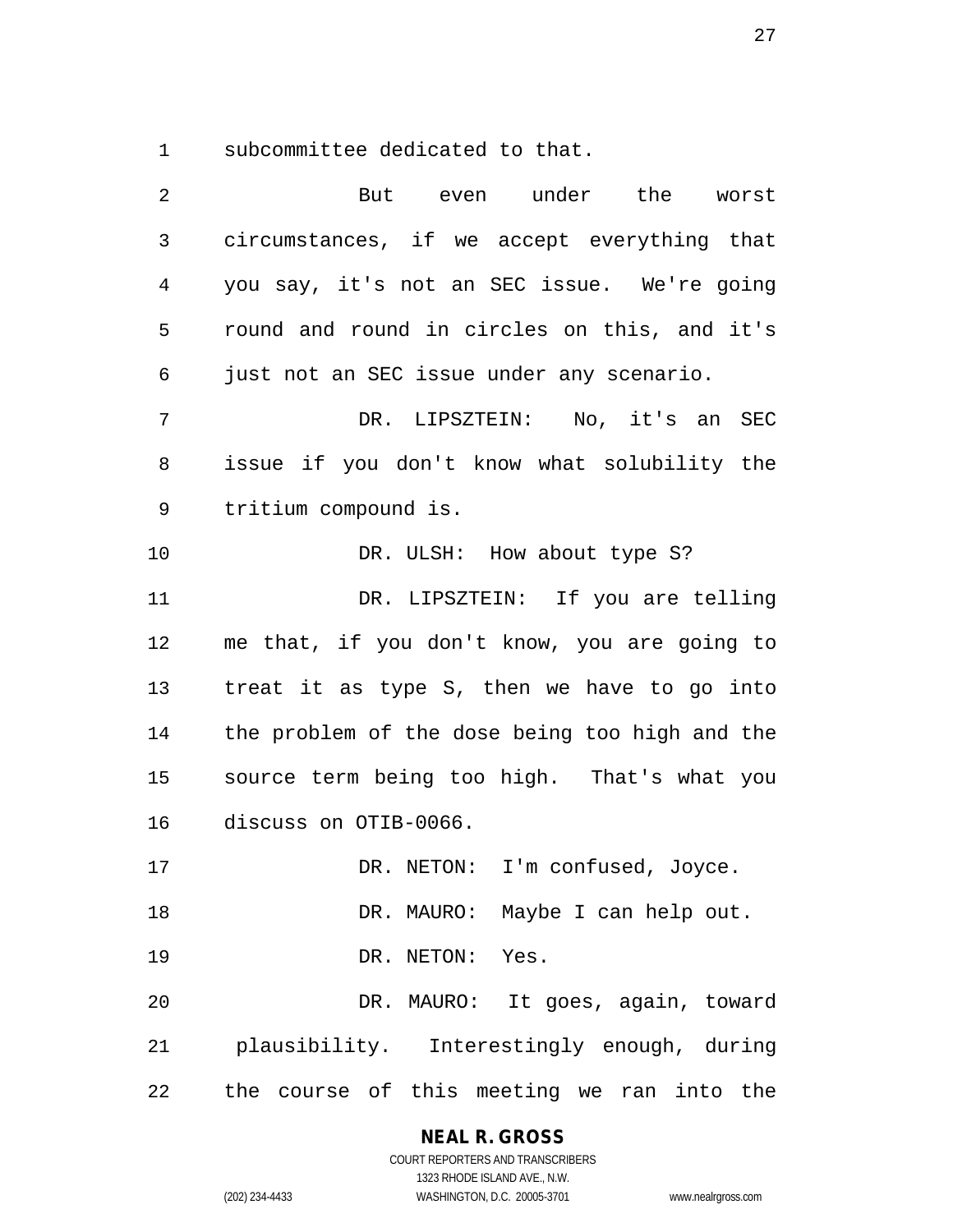subcommittee dedicated to that.

But even under the worst circumstances, if we accept everything that you say, it's not an SEC issue. We're going round and round in circles on this, and it's just not an SEC issue under any scenario.

DR. LIPSZTEIN: No, it's an SEC issue if you don't know what solubility the tritium compound is.

DR. ULSH: How about type S?

DR. LIPSZTEIN: If you are telling me that, if you don't know, you are going to treat it as type S, then we have to go into the problem of the dose being too high and the source term being too high. That's what you discuss on OTIB-0066.

DR. NETON: I'm confused, Joyce.

DR. MAURO: Maybe I can help out.

DR. NETON: Yes.

DR. MAURO: It goes, again, toward plausibility. Interestingly enough, during the course of this meeting we ran into the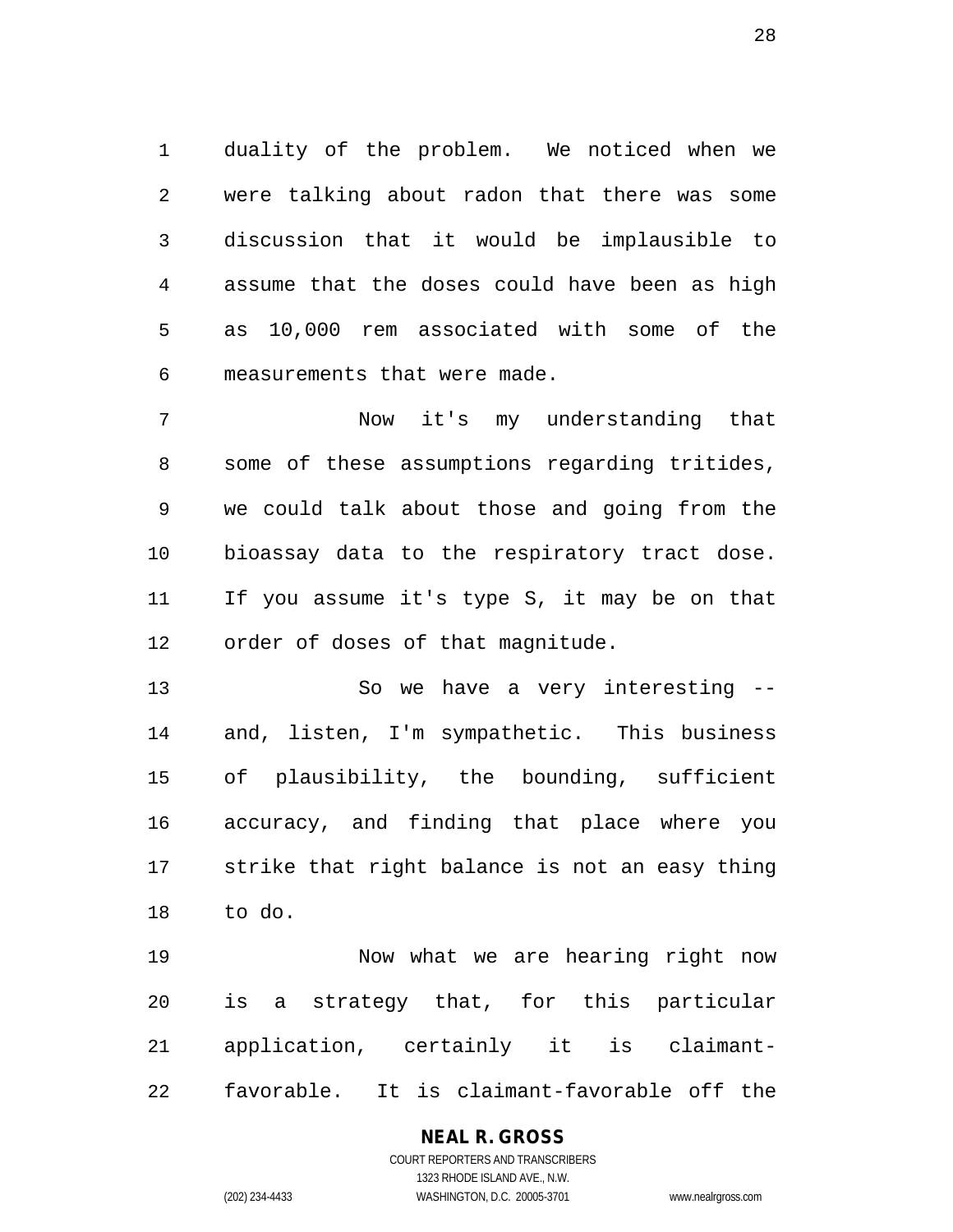duality of the problem. We noticed when we were talking about radon that there was some discussion that it would be implausible to assume that the doses could have been as high as 10,000 rem associated with some of the measurements that were made.

Now it's my understanding that some of these assumptions regarding tritides, we could talk about those and going from the bioassay data to the respiratory tract dose. If you assume it's type S, it may be on that order of doses of that magnitude.

So we have a very interesting -- and, listen, I'm sympathetic. This business of plausibility, the bounding, sufficient accuracy, and finding that place where you strike that right balance is not an easy thing to do.

Now what we are hearing right now is a strategy that, for this particular application, certainly it is claimant-favorable. It is claimant-favorable off the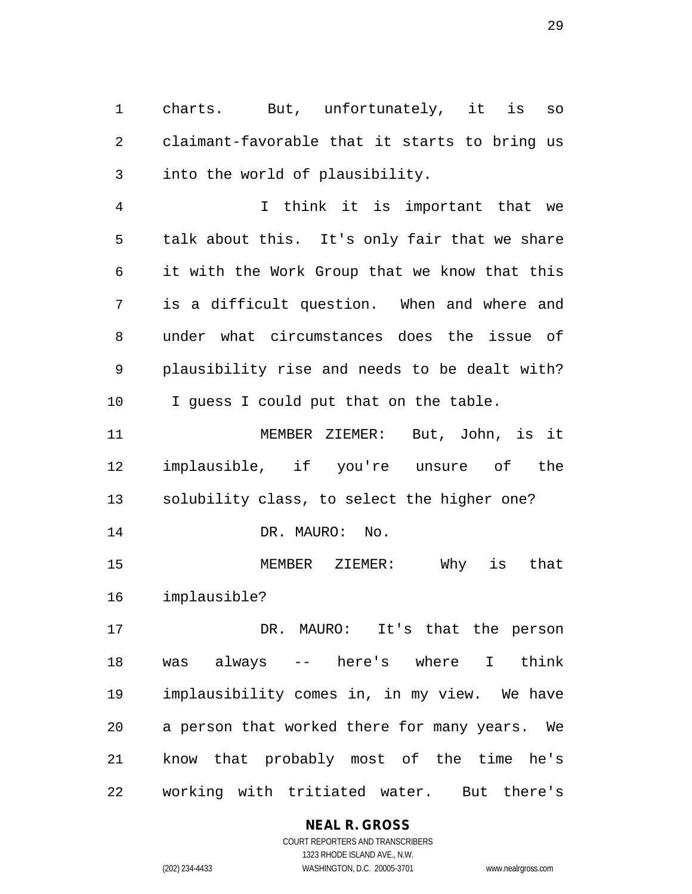charts. But, unfortunately, it is so claimant-favorable that it starts to bring us into the world of plausibility.

I think it is important that we talk about this. It's only fair that we share it with the Work Group that we know that this is a difficult question. When and where and under what circumstances does the issue of plausibility rise and needs to be dealt with? I guess I could put that on the table.

MEMBER ZIEMER: But, John, is it implausible, if you're unsure of the solubility class, to select the higher one?

DR. MAURO: No.

MEMBER ZIEMER: Why is that implausible?

DR. MAURO: It's that the person was always -- here's where I think implausibility comes in, in my view. We have a person that worked there for many years. We know that probably most of the time he's working with tritiated water. But there's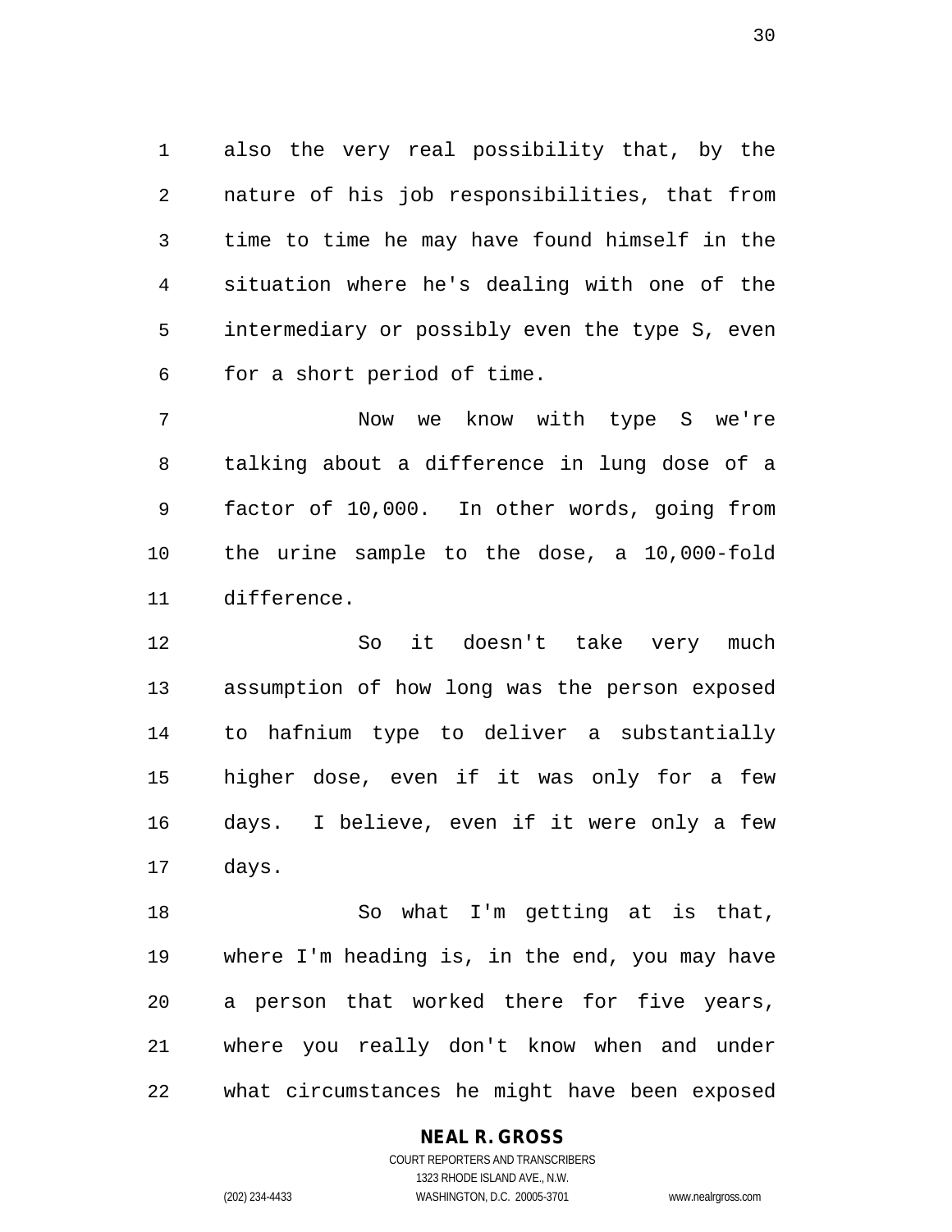also the very real possibility that, by the nature of his job responsibilities, that from time to time he may have found himself in the situation where he's dealing with one of the intermediary or possibly even the type S, even for a short period of time.

Now we know with type S we're talking about a difference in lung dose of a factor of 10,000. In other words, going from the urine sample to the dose, a 10,000-fold difference.

So it doesn't take very much assumption of how long was the person exposed to hafnium type to deliver a substantially higher dose, even if it was only for a few days. I believe, even if it were only a few days.

So what I'm getting at is that, where I'm heading is, in the end, you may have a person that worked there for five years, where you really don't know when and under what circumstances he might have been exposed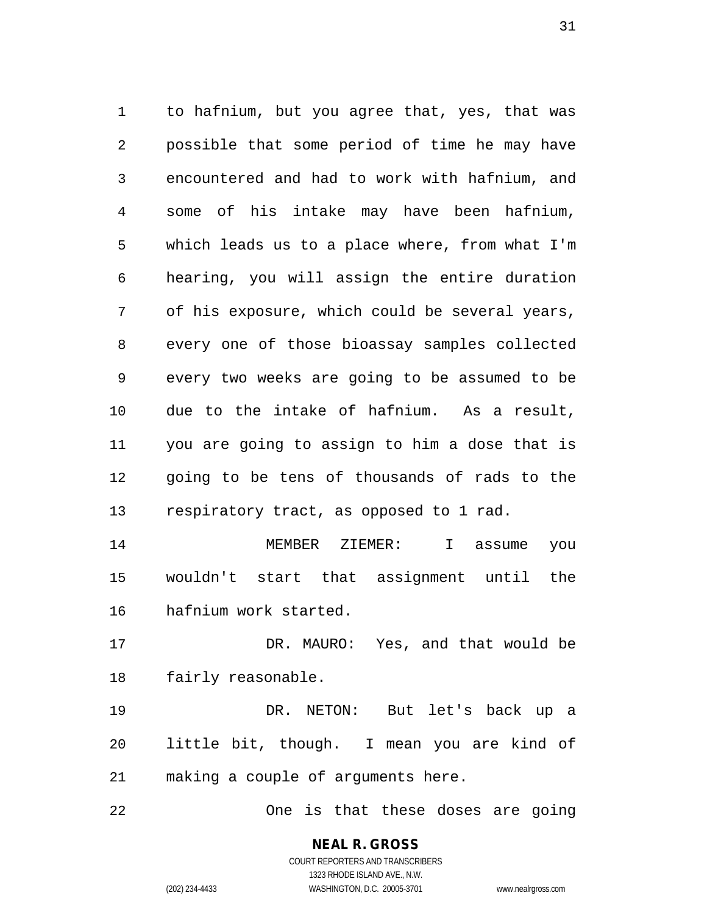to hafnium, but you agree that, yes, that was possible that some period of time he may have encountered and had to work with hafnium, and some of his intake may have been hafnium, which leads us to a place where, from what I'm hearing, you will assign the entire duration of his exposure, which could be several years, every one of those bioassay samples collected every two weeks are going to be assumed to be due to the intake of hafnium. As a result, you are going to assign to him a dose that is going to be tens of thousands of rads to the respiratory tract, as opposed to 1 rad.

MEMBER ZIEMER: I assume you wouldn't start that assignment until the hafnium work started.

DR. MAURO: Yes, and that would be fairly reasonable.

DR. NETON: But let's back up a little bit, though. I mean you are kind of making a couple of arguments here.

One is that these doses are going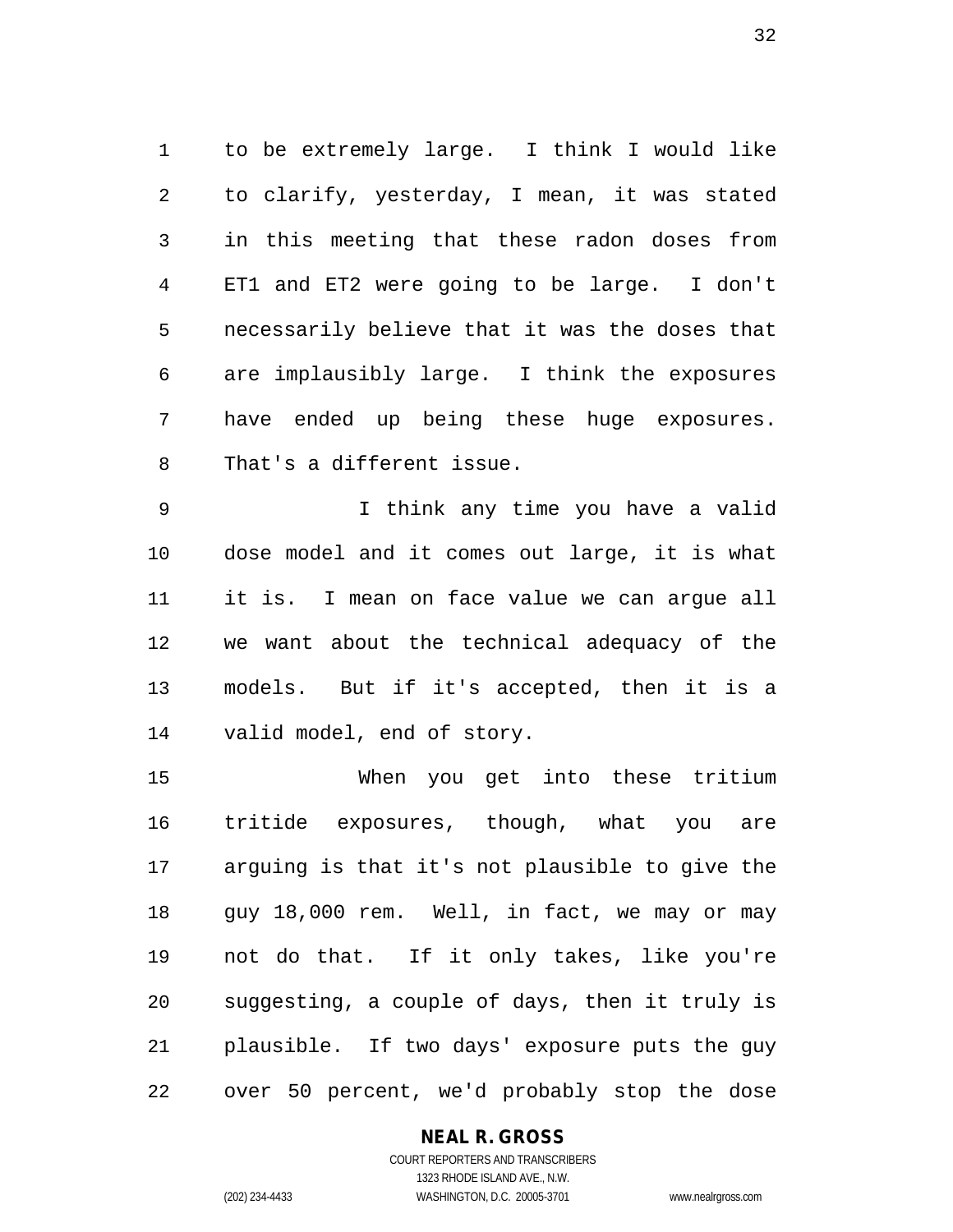to be extremely large. I think I would like to clarify, yesterday, I mean, it was stated in this meeting that these radon doses from ET1 and ET2 were going to be large. I don't necessarily believe that it was the doses that are implausibly large. I think the exposures have ended up being these huge exposures. That's a different issue.

I think any time you have a valid dose model and it comes out large, it is what it is. I mean on face value we can argue all we want about the technical adequacy of the models. But if it's accepted, then it is a valid model, end of story.

When you get into these tritium tritide exposures, though, what you are arguing is that it's not plausible to give the guy 18,000 rem. Well, in fact, we may or may not do that. If it only takes, like you're suggesting, a couple of days, then it truly is plausible. If two days' exposure puts the guy over 50 percent, we'd probably stop the dose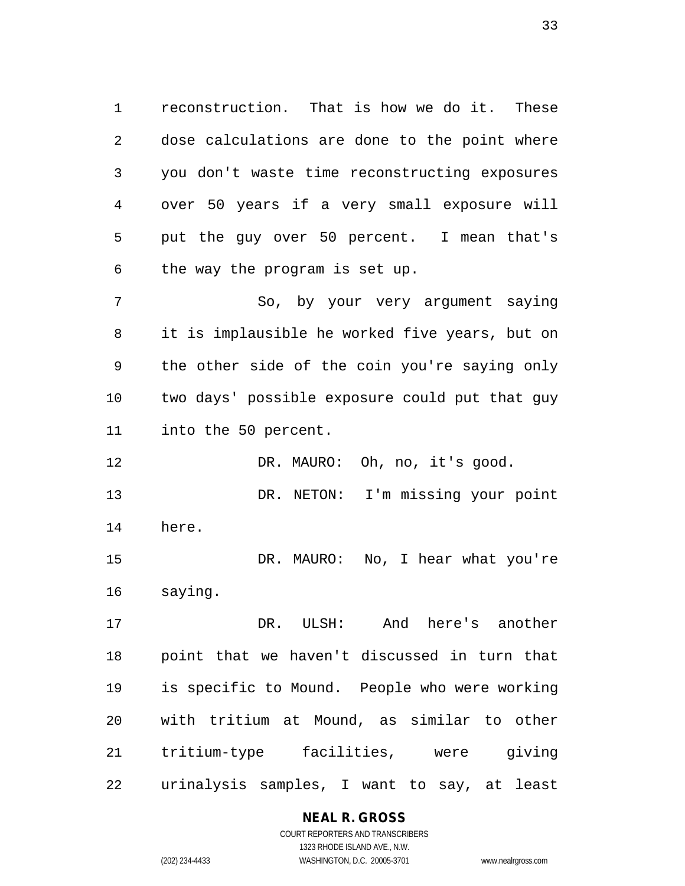reconstruction. That is how we do it. These dose calculations are done to the point where you don't waste time reconstructing exposures over 50 years if a very small exposure will put the guy over 50 percent. I mean that's the way the program is set up.

So, by your very argument saying it is implausible he worked five years, but on the other side of the coin you're saying only two days' possible exposure could put that guy into the 50 percent.

DR. MAURO: Oh, no, it's good.

DR. NETON: I'm missing your point here.

DR. MAURO: No, I hear what you're saying.

DR. ULSH: And here's another point that we haven't discussed in turn that is specific to Mound. People who were working with tritium at Mound, as similar to other tritium-type facilities, were giving urinalysis samples, I want to say, at least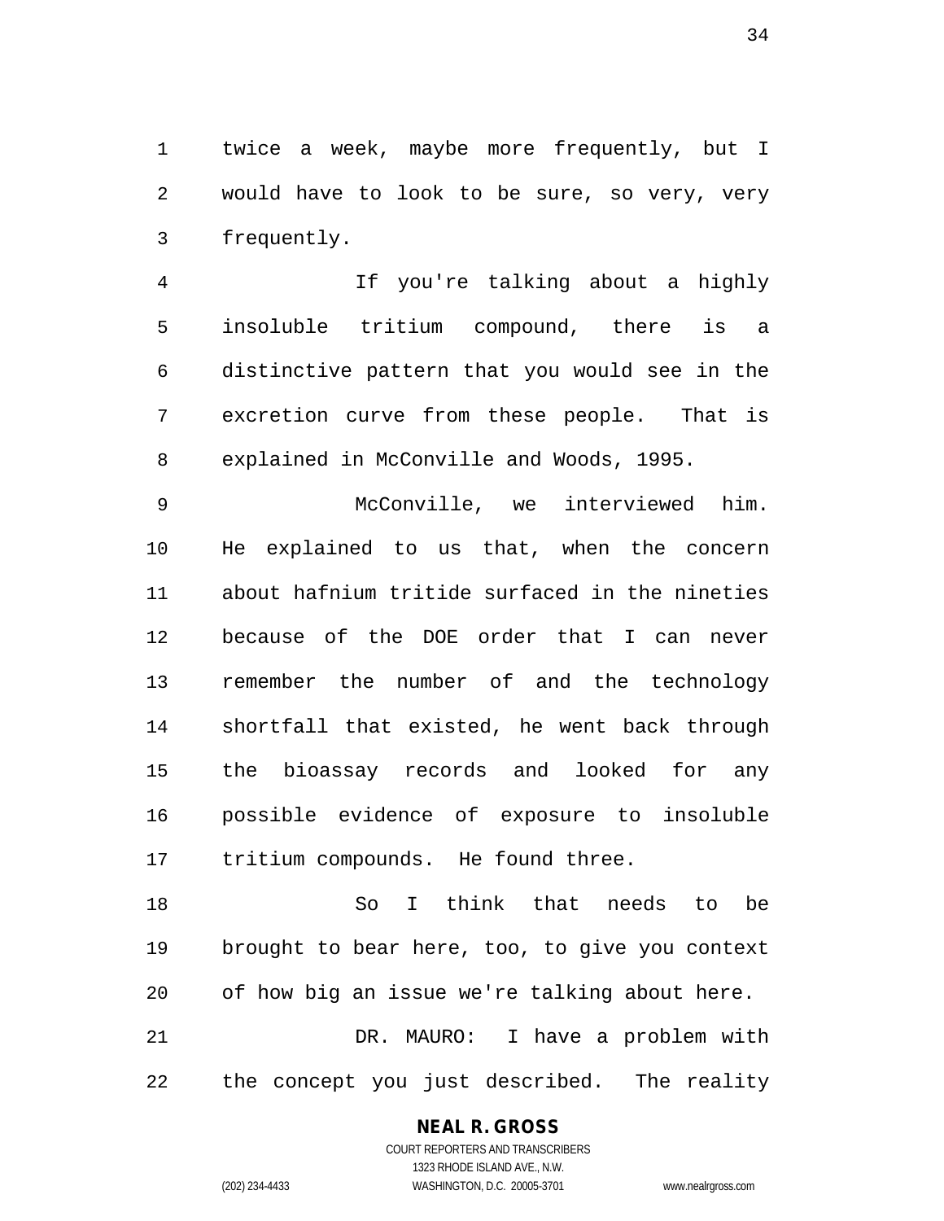twice a week, maybe more frequently, but I would have to look to be sure, so very, very frequently.

If you're talking about a highly insoluble tritium compound, there is a distinctive pattern that you would see in the excretion curve from these people. That is explained in McConville and Woods, 1995.

McConville, we interviewed him. He explained to us that, when the concern about hafnium tritide surfaced in the nineties because of the DOE order that I can never remember the number of and the technology shortfall that existed, he went back through the bioassay records and looked for any possible evidence of exposure to insoluble tritium compounds. He found three.

So I think that needs to be brought to bear here, too, to give you context of how big an issue we're talking about here.

DR. MAURO: I have a problem with the concept you just described. The reality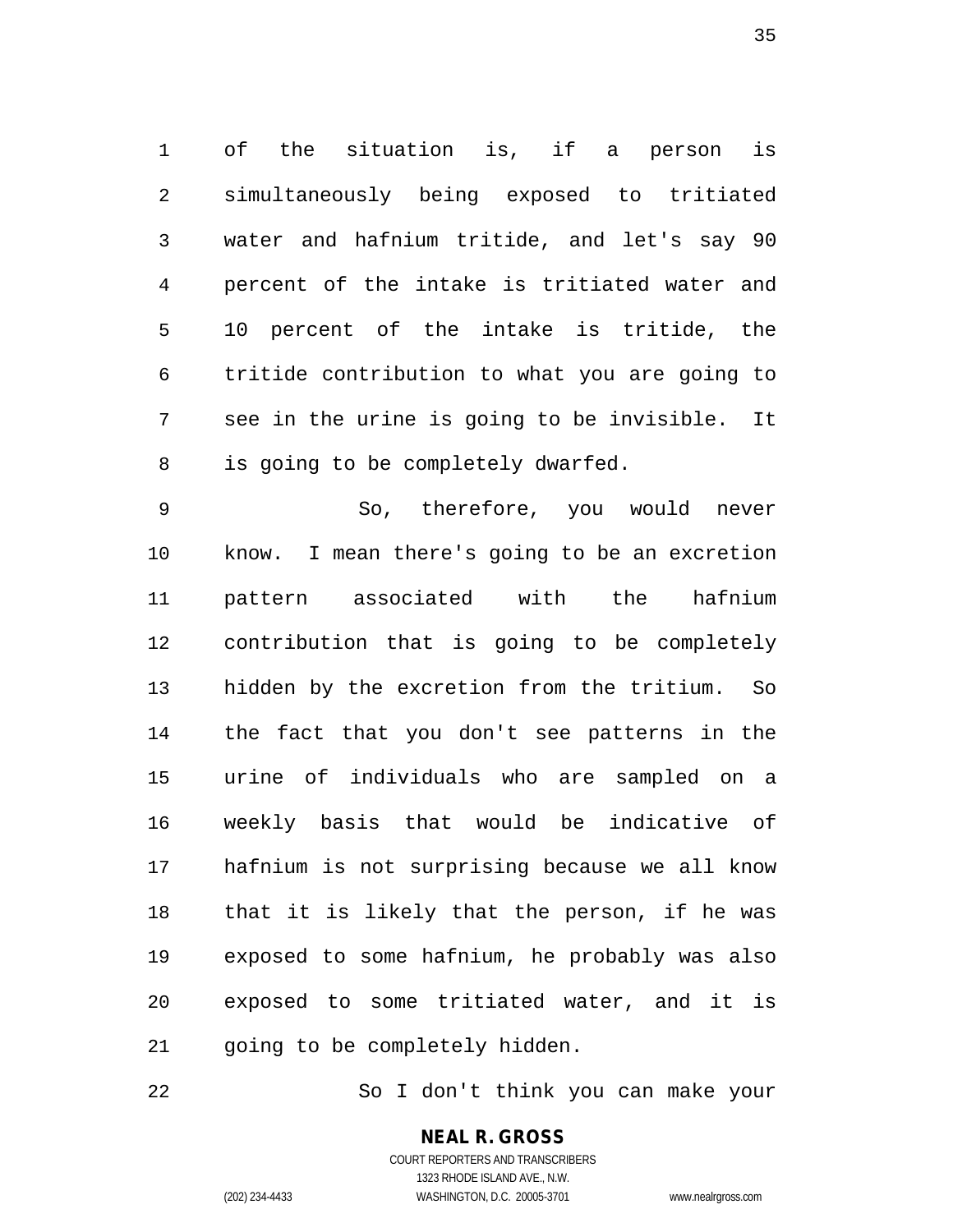of the situation is, if a person is simultaneously being exposed to tritiated water and hafnium tritide, and let's say 90 percent of the intake is tritiated water and 10 percent of the intake is tritide, the tritide contribution to what you are going to see in the urine is going to be invisible. It is going to be completely dwarfed.

So, therefore, you would never know. I mean there's going to be an excretion pattern associated with the hafnium contribution that is going to be completely hidden by the excretion from the tritium. So the fact that you don't see patterns in the urine of individuals who are sampled on a weekly basis that would be indicative of hafnium is not surprising because we all know that it is likely that the person, if he was exposed to some hafnium, he probably was also exposed to some tritiated water, and it is going to be completely hidden.

So I don't think you can make your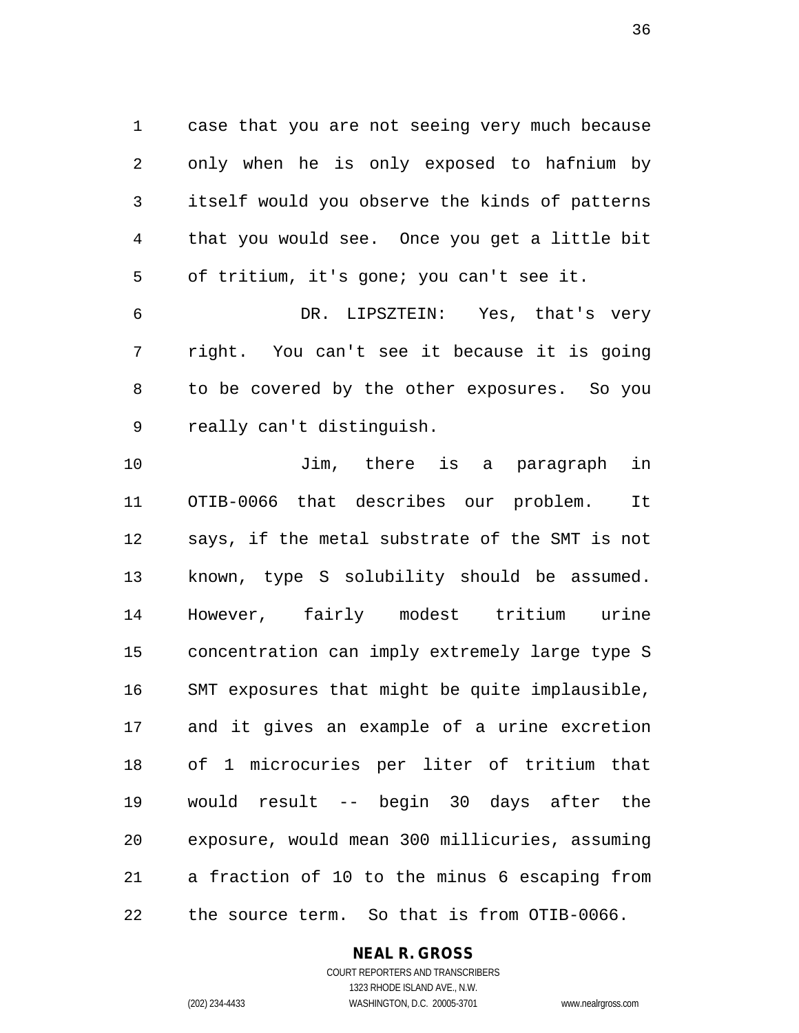case that you are not seeing very much because only when he is only exposed to hafnium by itself would you observe the kinds of patterns that you would see. Once you get a little bit of tritium, it's gone; you can't see it.

DR. LIPSZTEIN: Yes, that's very right. You can't see it because it is going to be covered by the other exposures. So you really can't distinguish.

Jim, there is a paragraph in OTIB-0066 that describes our problem. It says, if the metal substrate of the SMT is not known, type S solubility should be assumed. However, fairly modest tritium urine concentration can imply extremely large type S SMT exposures that might be quite implausible, and it gives an example of a urine excretion of 1 microcuries per liter of tritium that would result -- begin 30 days after the exposure, would mean 300 millicuries, assuming a fraction of 10 to the minus 6 escaping from the source term. So that is from OTIB-0066.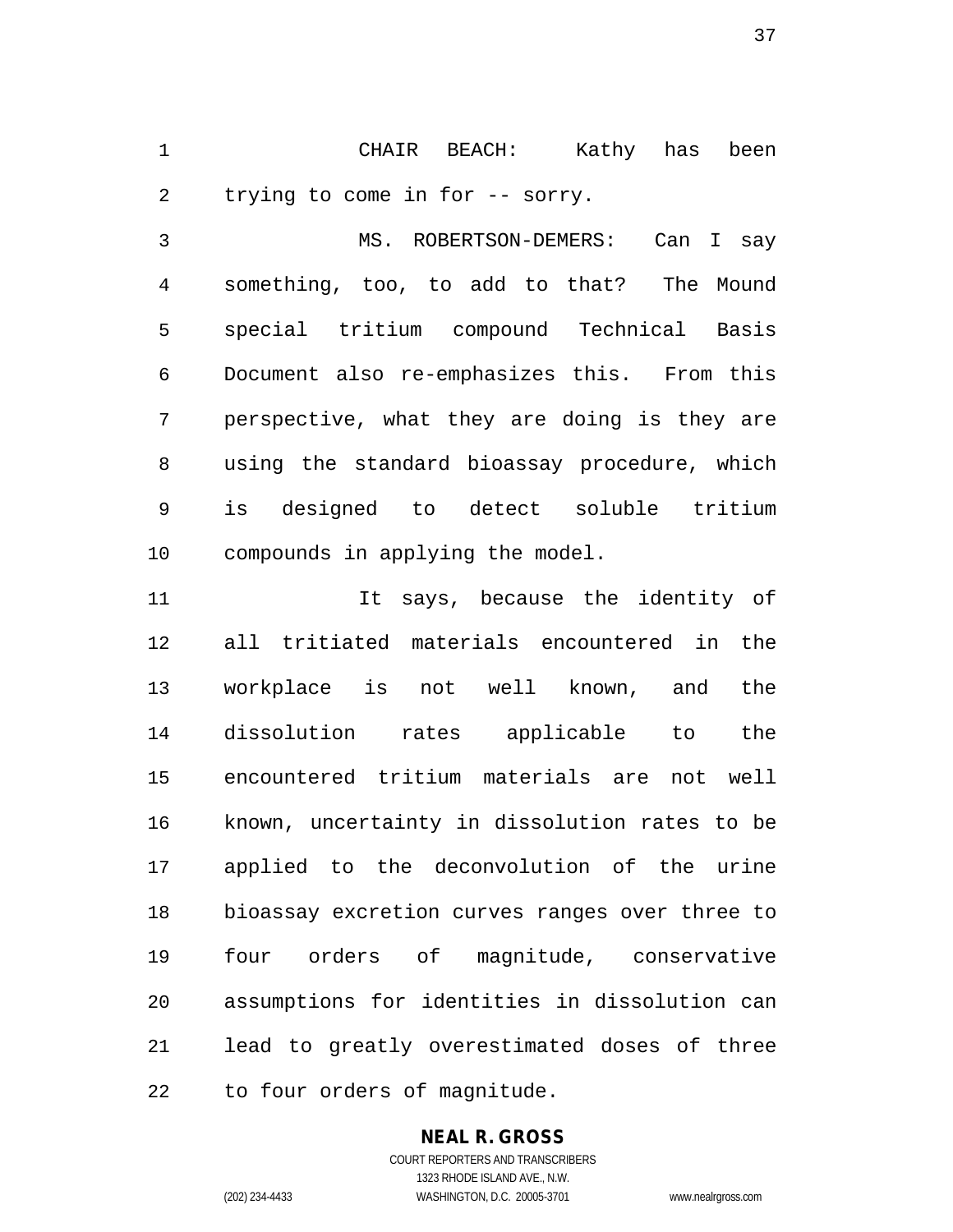CHAIR BEACH: Kathy has been trying to come in for -- sorry.

MS. ROBERTSON-DEMERS: Can I say something, too, to add to that? The Mound special tritium compound Technical Basis Document also re-emphasizes this. From this perspective, what they are doing is they are using the standard bioassay procedure, which is designed to detect soluble tritium compounds in applying the model.

It says, because the identity of all tritiated materials encountered in the workplace is not well known, and the dissolution rates applicable to the encountered tritium materials are not well known, uncertainty in dissolution rates to be applied to the deconvolution of the urine bioassay excretion curves ranges over three to four orders of magnitude, conservative assumptions for identities in dissolution can lead to greatly overestimated doses of three to four orders of magnitude.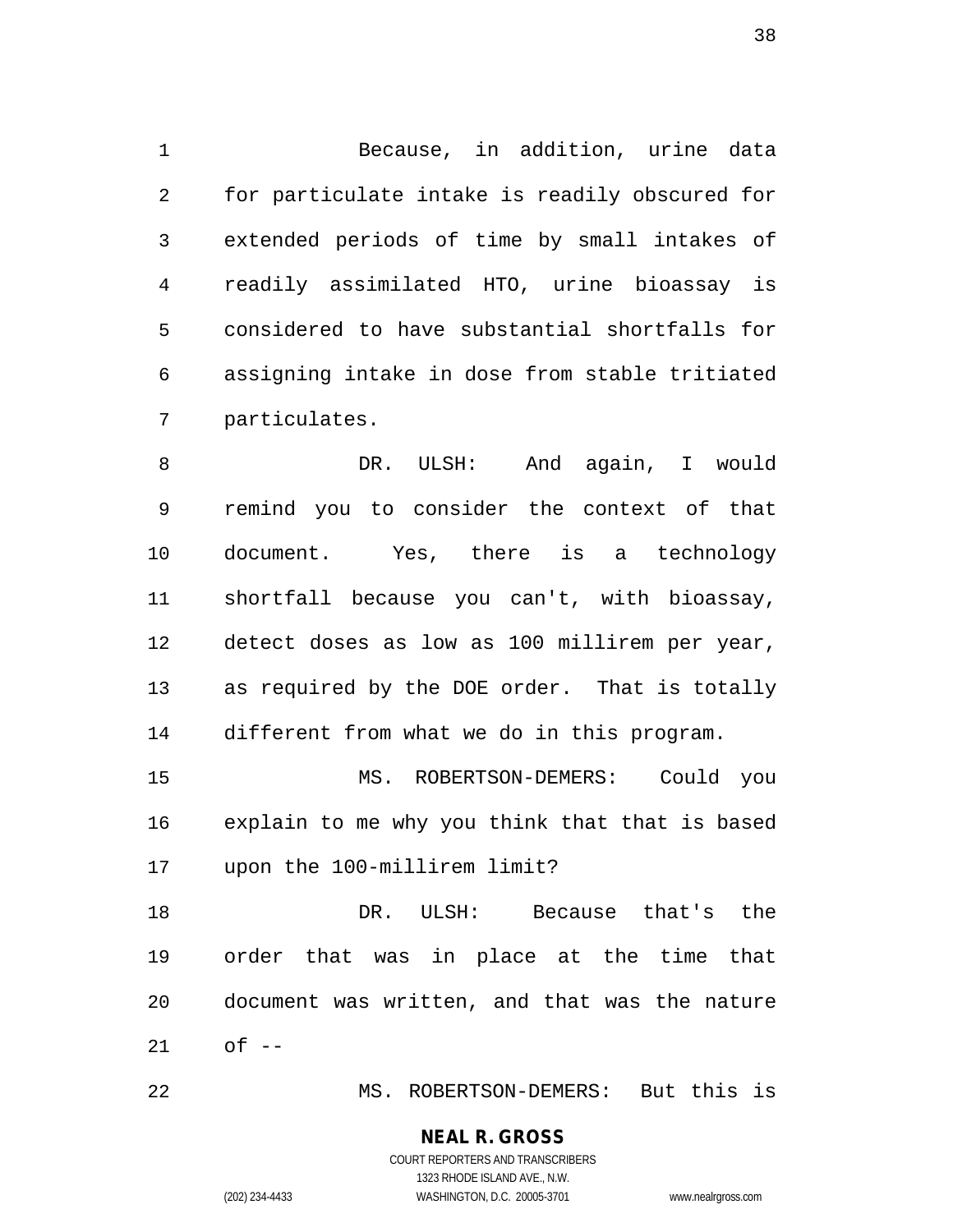Because, in addition, urine data for particulate intake is readily obscured for extended periods of time by small intakes of readily assimilated HTO, urine bioassay is considered to have substantial shortfalls for assigning intake in dose from stable tritiated particulates.

DR. ULSH: And again, I would remind you to consider the context of that document. Yes, there is a technology shortfall because you can't, with bioassay, detect doses as low as 100 millirem per year, as required by the DOE order. That is totally different from what we do in this program.

MS. ROBERTSON-DEMERS: Could you explain to me why you think that that is based upon the 100-millirem limit?

DR. ULSH: Because that's the order that was in place at the time that document was written, and that was the nature of --

MS. ROBERTSON-DEMERS: But this is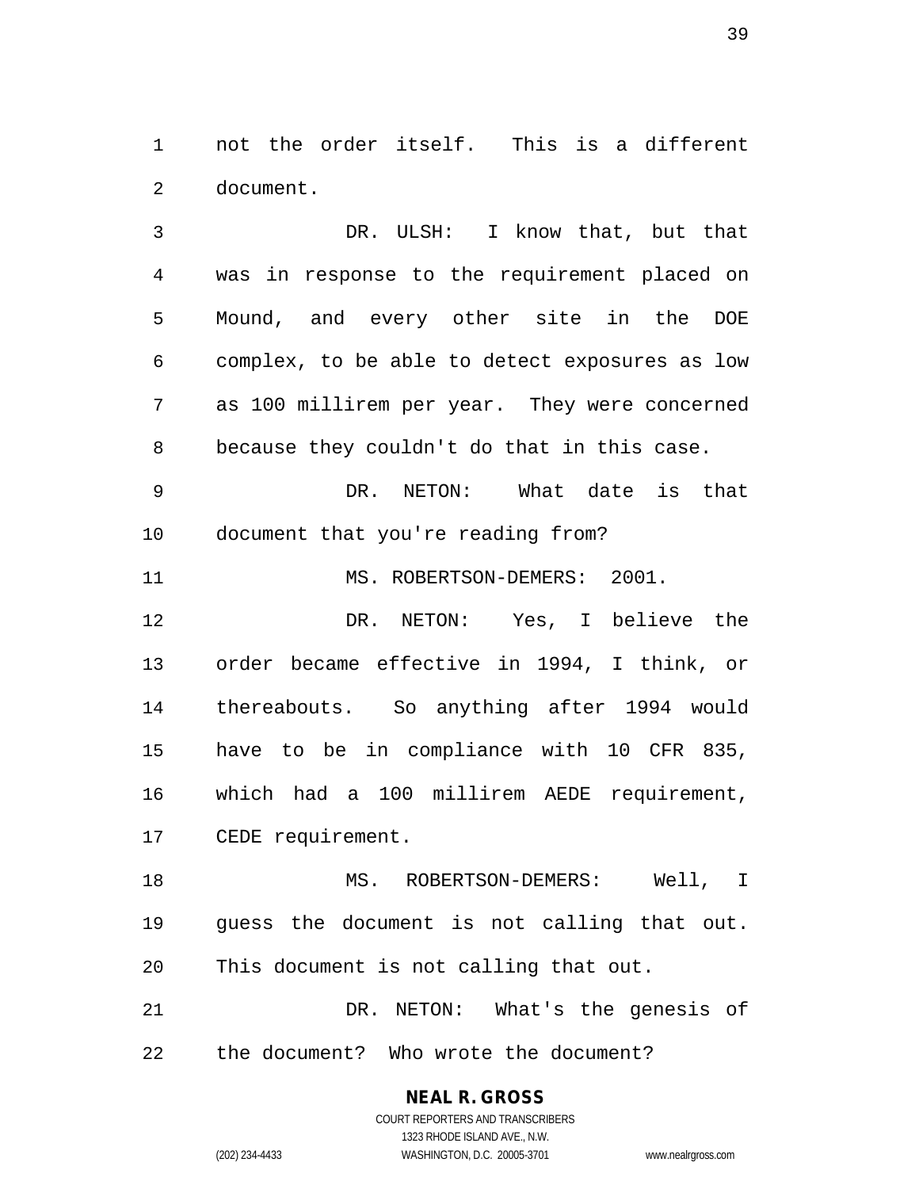not the order itself. This is a different document.

DR. ULSH: I know that, but that was in response to the requirement placed on Mound, and every other site in the DOE complex, to be able to detect exposures as low as 100 millirem per year. They were concerned because they couldn't do that in this case.

DR. NETON: What date is that document that you're reading from?

MS. ROBERTSON-DEMERS: 2001.

DR. NETON: Yes, I believe the order became effective in 1994, I think, or thereabouts. So anything after 1994 would have to be in compliance with 10 CFR 835, which had a 100 millirem AEDE requirement, CEDE requirement.

MS. ROBERTSON-DEMERS: Well, I guess the document is not calling that out. This document is not calling that out.

DR. NETON: What's the genesis of the document? Who wrote the document?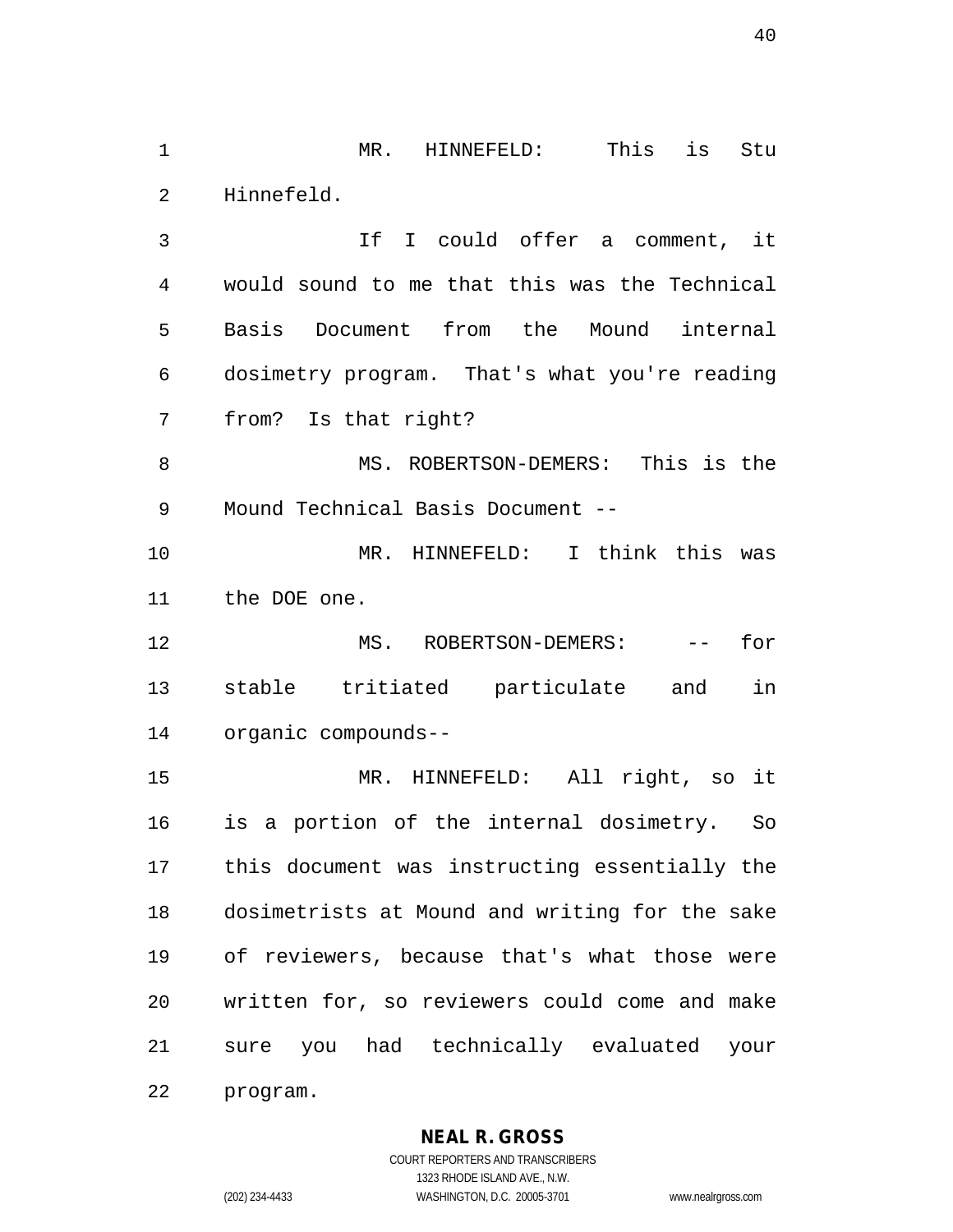MR. HINNEFELD: This is Stu Hinnefeld.

If I could offer a comment, it would sound to me that this was the Technical Basis Document from the Mound internal dosimetry program. That's what you're reading from? Is that right?

MS. ROBERTSON-DEMERS: This is the Mound Technical Basis Document --

MR. HINNEFELD: I think this was the DOE one.

MS. ROBERTSON-DEMERS: -- for stable tritiated particulate and in organic compounds--

MR. HINNEFELD: All right, so it is a portion of the internal dosimetry. So this document was instructing essentially the dosimetrists at Mound and writing for the sake of reviewers, because that's what those were written for, so reviewers could come and make sure you had technically evaluated your program.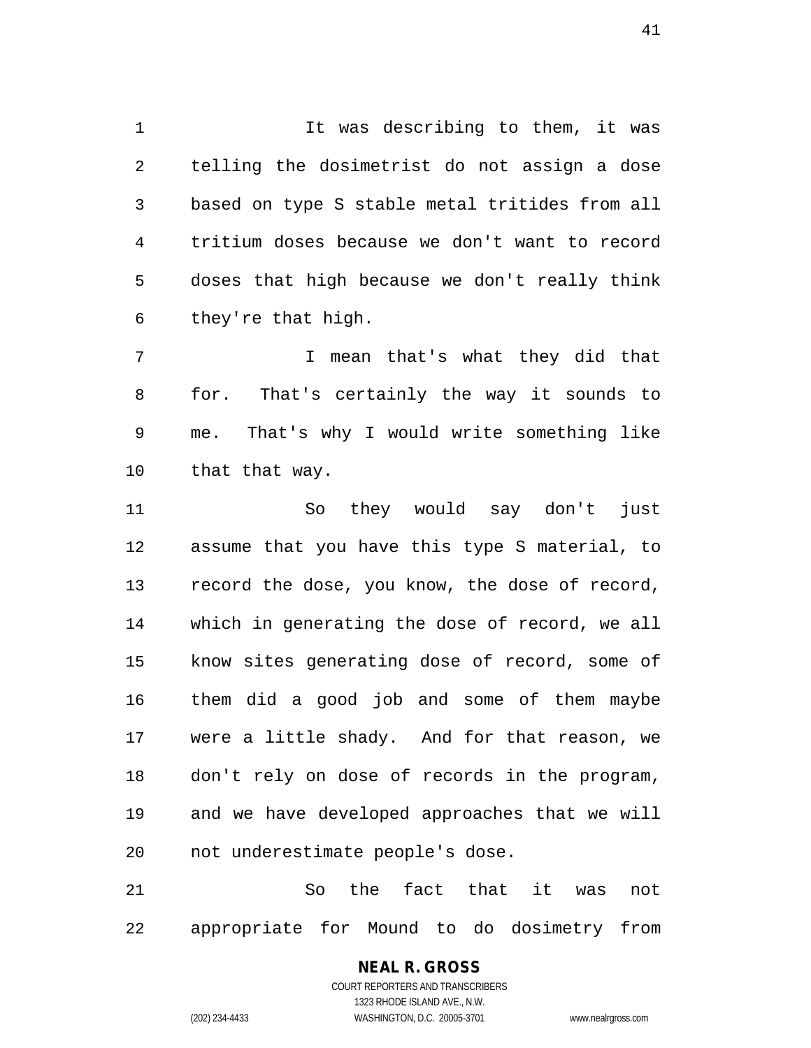It was describing to them, it was telling the dosimetrist do not assign a dose based on type S stable metal tritides from all tritium doses because we don't want to record doses that high because we don't really think they're that high.

I mean that's what they did that for. That's certainly the way it sounds to me. That's why I would write something like that that way.

So they would say don't just assume that you have this type S material, to record the dose, you know, the dose of record, which in generating the dose of record, we all know sites generating dose of record, some of them did a good job and some of them maybe were a little shady. And for that reason, we don't rely on dose of records in the program, and we have developed approaches that we will not underestimate people's dose.

So the fact that it was not appropriate for Mound to do dosimetry from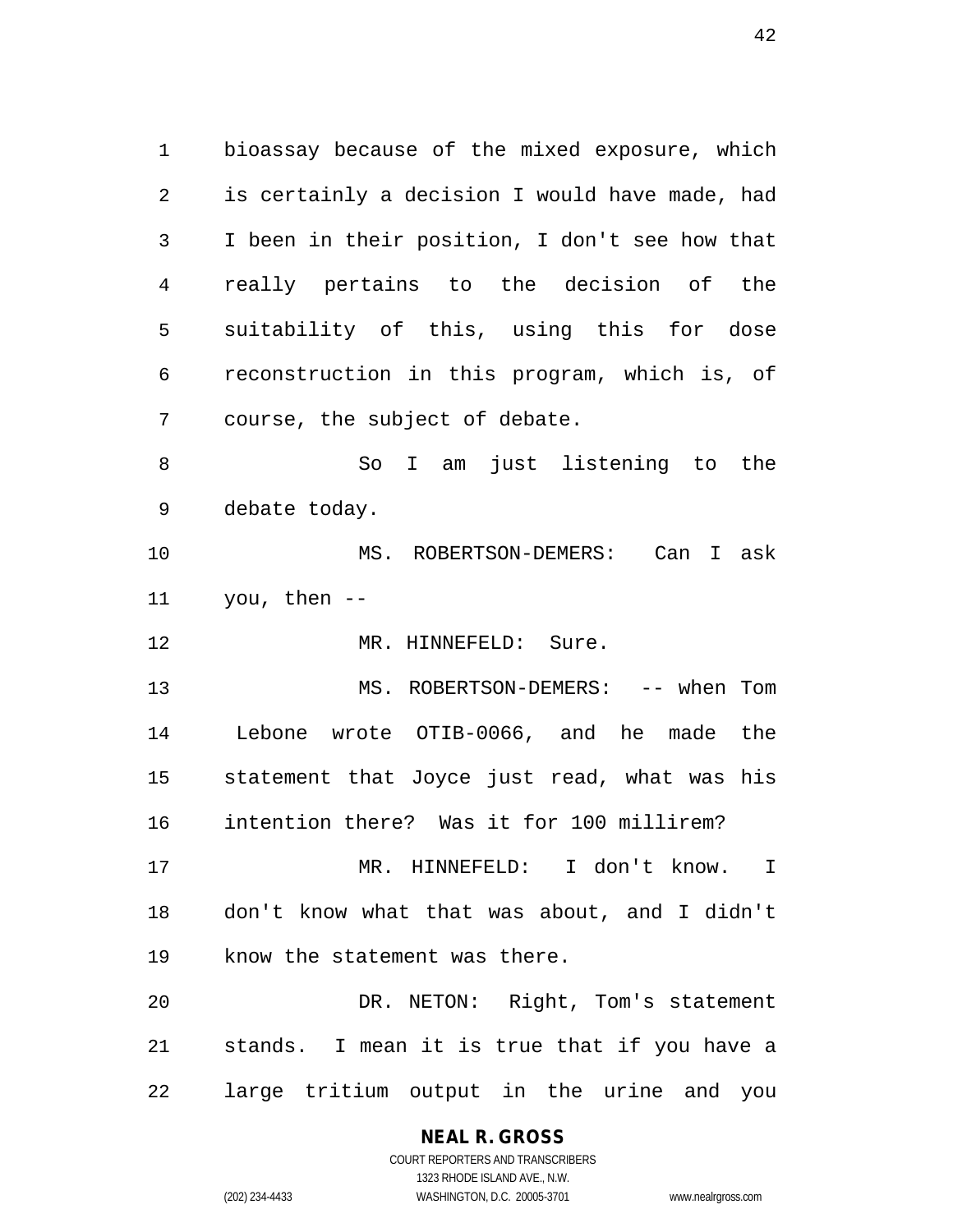bioassay because of the mixed exposure, which is certainly a decision I would have made, had I been in their position, I don't see how that really pertains to the decision of the suitability of this, using this for dose reconstruction in this program, which is, of course, the subject of debate.

So I am just listening to the debate today.

MS. ROBERTSON-DEMERS: Can I ask you, then --

MR. HINNEFELD: Sure.

MS. ROBERTSON-DEMERS: -- when Tom Lebone wrote OTIB-0066, and he made the statement that Joyce just read, what was his intention there? Was it for 100 millirem?

MR. HINNEFELD: I don't know. I don't know what that was about, and I didn't know the statement was there.

DR. NETON: Right, Tom's statement stands. I mean it is true that if you have a large tritium output in the urine and you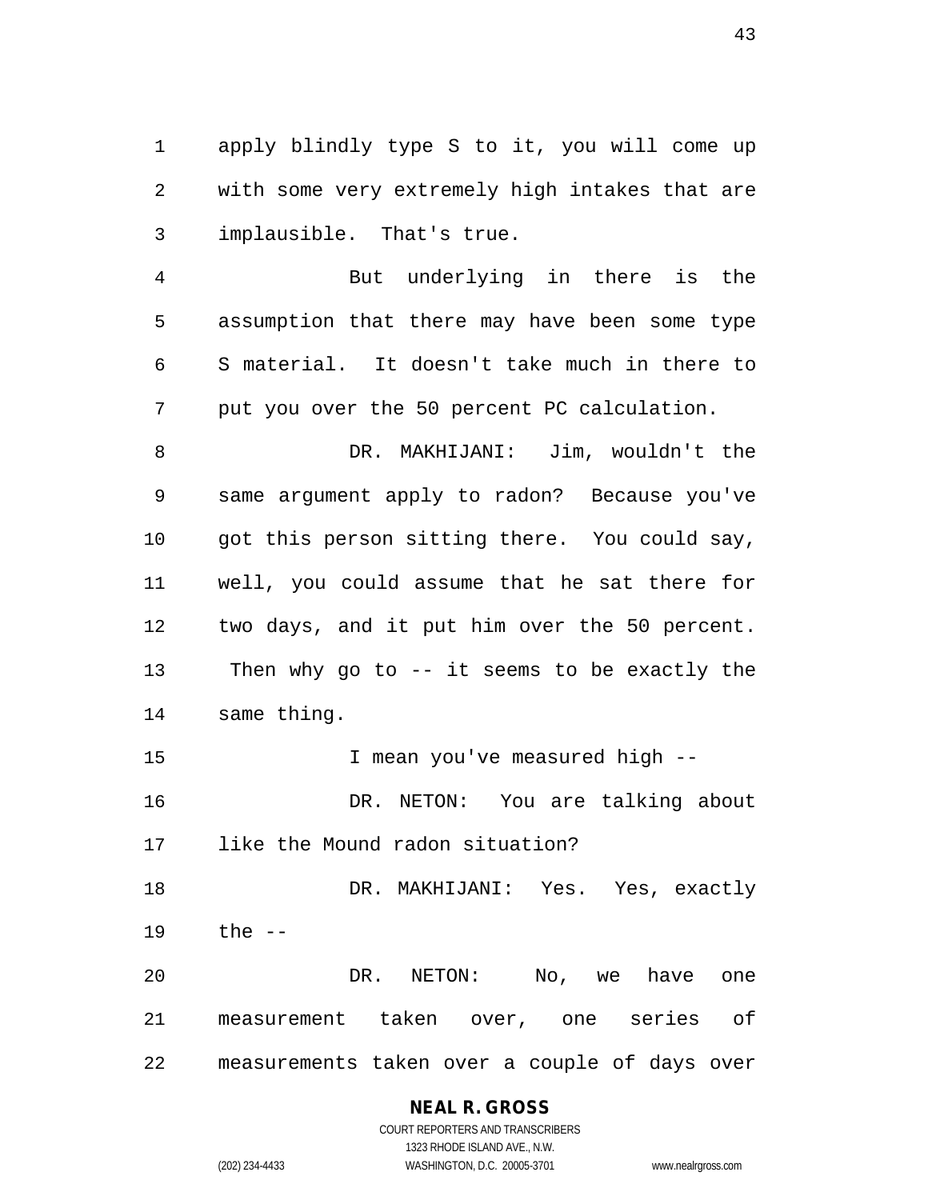apply blindly type S to it, you will come up with some very extremely high intakes that are implausible. That's true.

But underlying in there is the assumption that there may have been some type S material. It doesn't take much in there to put you over the 50 percent PC calculation.

DR. MAKHIJANI: Jim, wouldn't the same argument apply to radon? Because you've got this person sitting there. You could say, well, you could assume that he sat there for two days, and it put him over the 50 percent. Then why go to -- it seems to be exactly the same thing.

I mean you've measured high --

DR. NETON: You are talking about like the Mound radon situation?

DR. MAKHIJANI: Yes. Yes, exactly the --

DR. NETON: No, we have one measurement taken over, one series of measurements taken over a couple of days over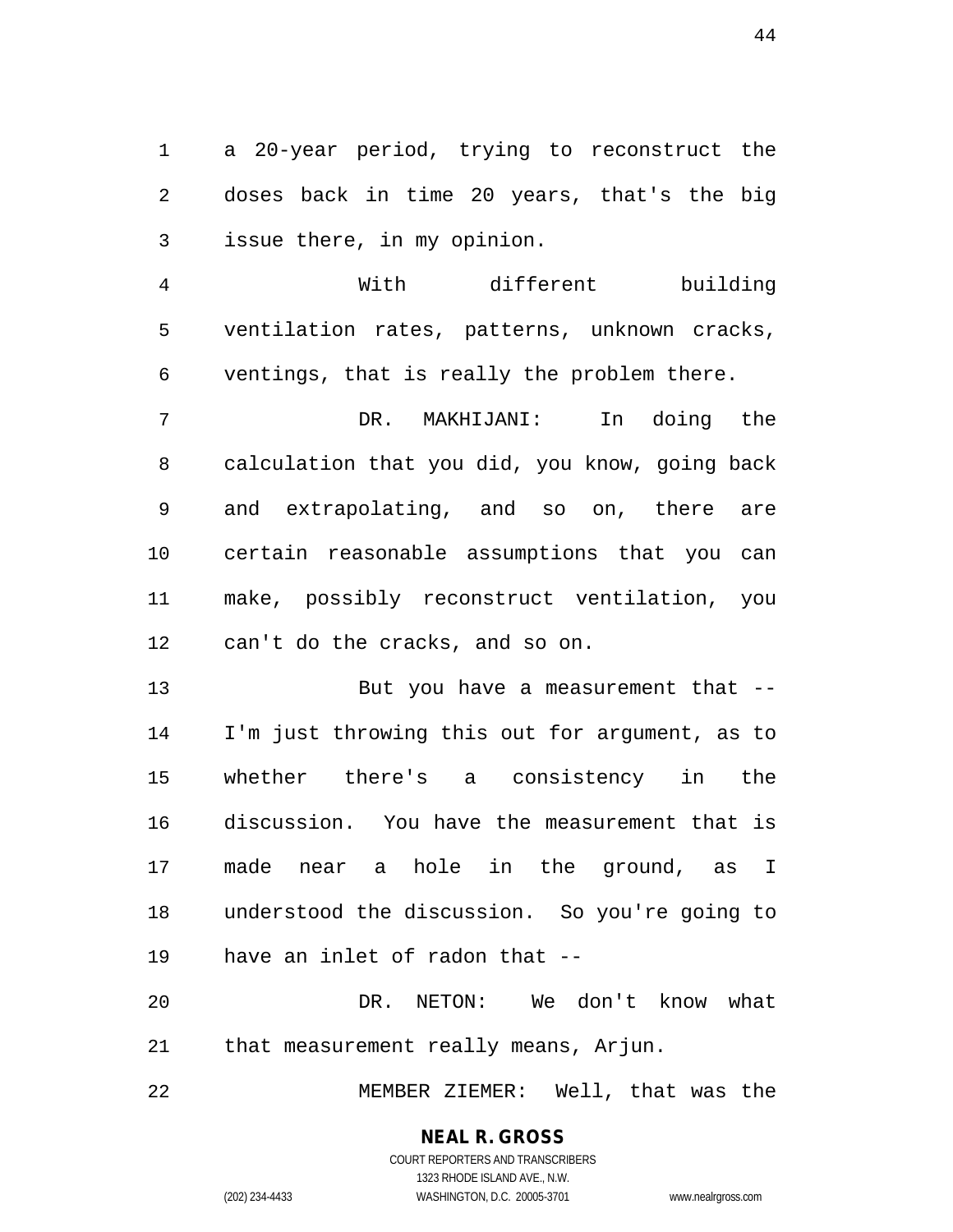a 20-year period, trying to reconstruct the doses back in time 20 years, that's the big issue there, in my opinion.

With different building ventilation rates, patterns, unknown cracks, ventings, that is really the problem there.

DR. MAKHIJANI: In doing the calculation that you did, you know, going back and extrapolating, and so on, there are certain reasonable assumptions that you can make, possibly reconstruct ventilation, you can't do the cracks, and so on.

But you have a measurement that -- I'm just throwing this out for argument, as to whether there's a consistency in the discussion. You have the measurement that is made near a hole in the ground, as I understood the discussion. So you're going to have an inlet of radon that --

DR. NETON: We don't know what that measurement really means, Arjun.

MEMBER ZIEMER: Well, that was the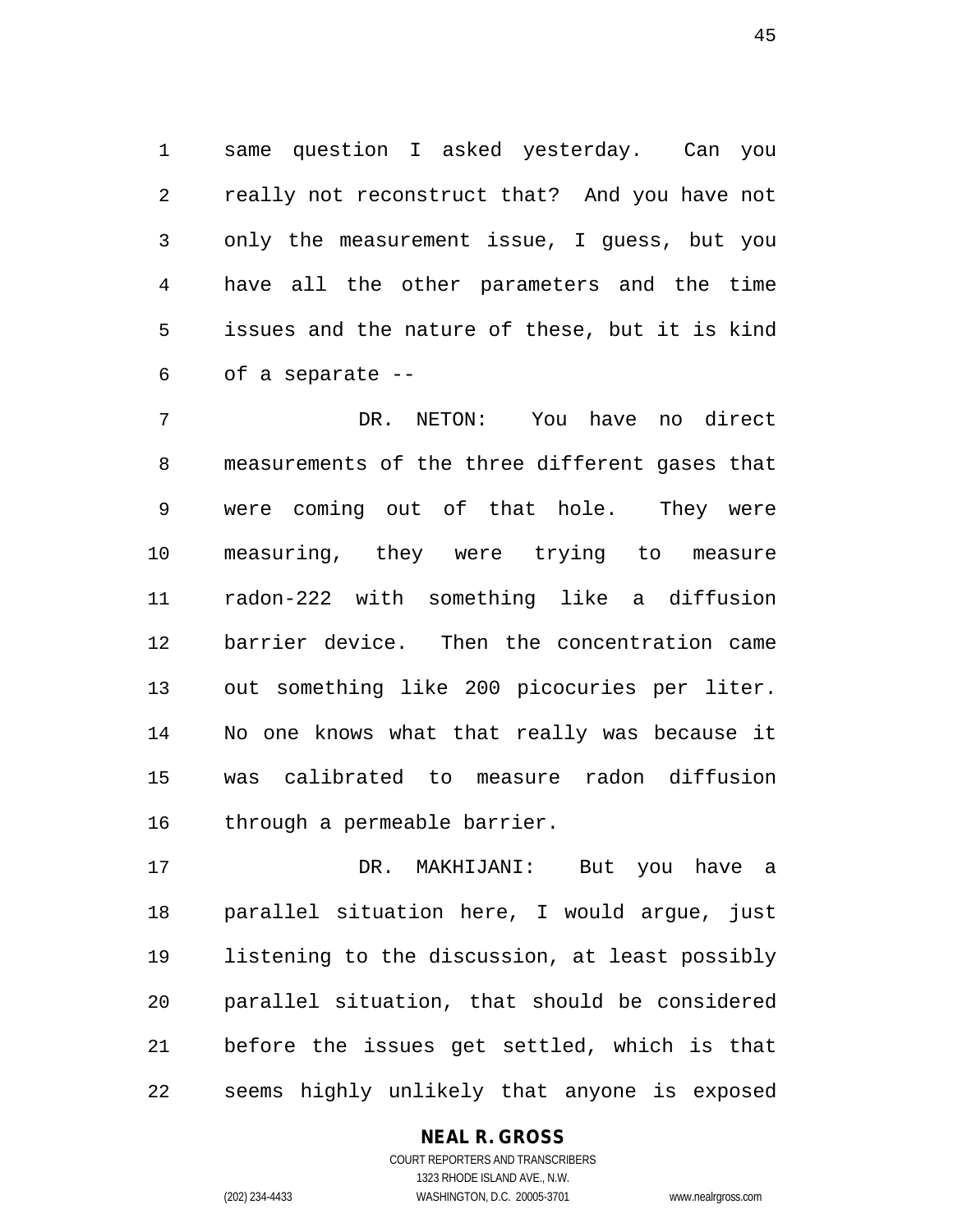same question I asked yesterday. Can you really not reconstruct that? And you have not only the measurement issue, I guess, but you have all the other parameters and the time issues and the nature of these, but it is kind of a separate --

DR. NETON: You have no direct measurements of the three different gases that were coming out of that hole. They were measuring, they were trying to measure radon-222 with something like a diffusion barrier device. Then the concentration came out something like 200 picocuries per liter. No one knows what that really was because it was calibrated to measure radon diffusion through a permeable barrier.

DR. MAKHIJANI: But you have a parallel situation here, I would argue, just listening to the discussion, at least possibly parallel situation, that should be considered before the issues get settled, which is that seems highly unlikely that anyone is exposed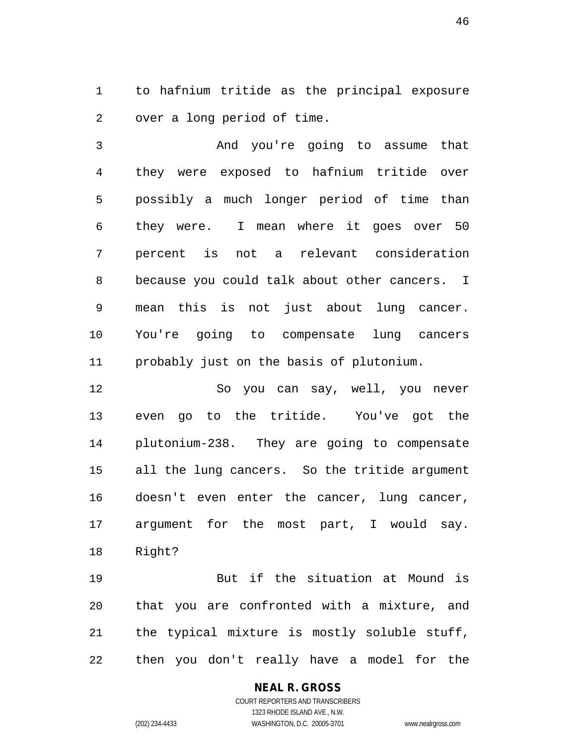to hafnium tritide as the principal exposure over a long period of time.

And you're going to assume that they were exposed to hafnium tritide over possibly a much longer period of time than they were. I mean where it goes over 50 percent is not a relevant consideration because you could talk about other cancers. I mean this is not just about lung cancer. You're going to compensate lung cancers probably just on the basis of plutonium.

So you can say, well, you never even go to the tritide. You've got the plutonium-238. They are going to compensate all the lung cancers. So the tritide argument doesn't even enter the cancer, lung cancer, argument for the most part, I would say. Right?

But if the situation at Mound is that you are confronted with a mixture, and the typical mixture is mostly soluble stuff, then you don't really have a model for the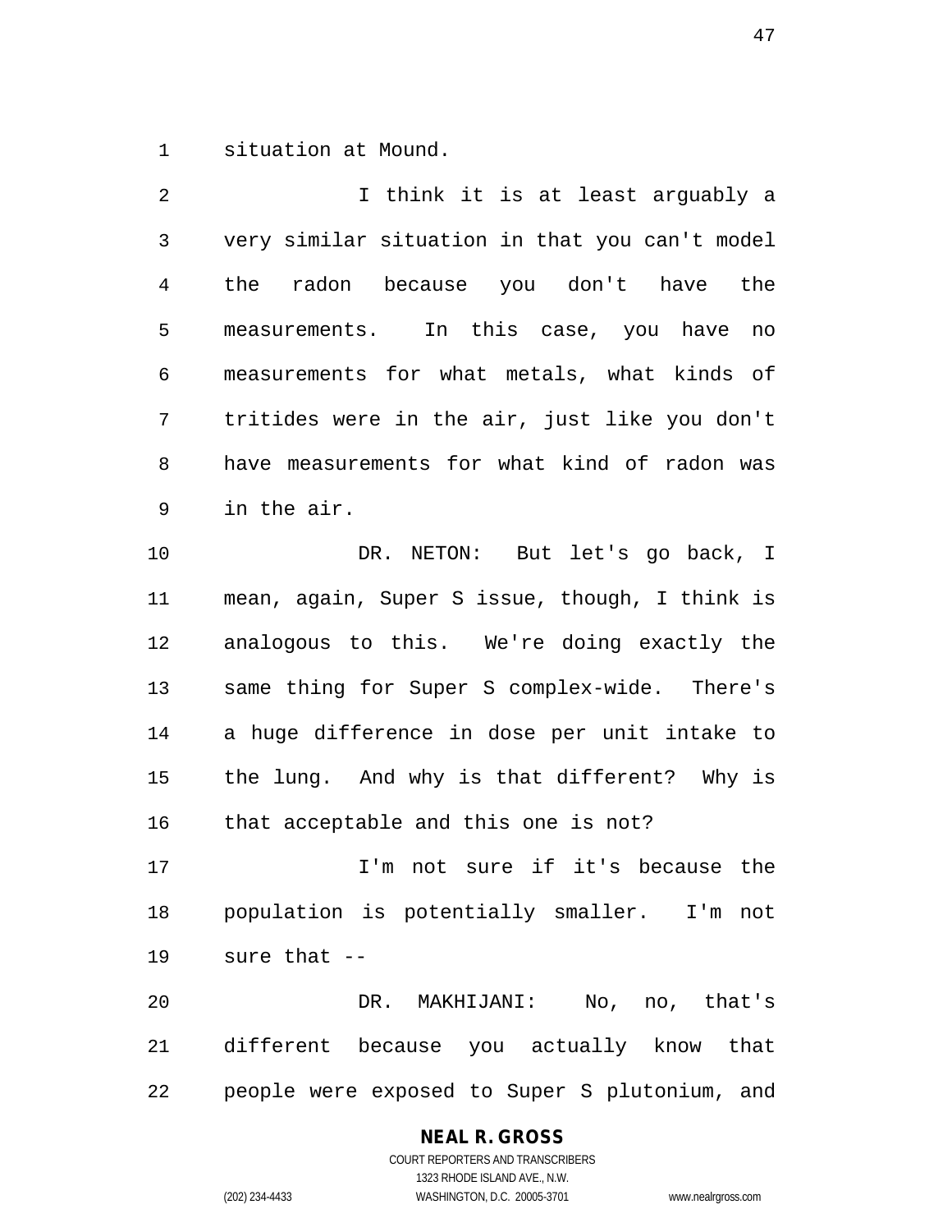situation at Mound.

I think it is at least arguably a very similar situation in that you can't model the radon because you don't have the measurements. In this case, you have no measurements for what metals, what kinds of tritides were in the air, just like you don't have measurements for what kind of radon was in the air.

DR. NETON: But let's go back, I mean, again, Super S issue, though, I think is analogous to this. We're doing exactly the same thing for Super S complex-wide. There's a huge difference in dose per unit intake to the lung. And why is that different? Why is that acceptable and this one is not?

I'm not sure if it's because the population is potentially smaller. I'm not sure that --

DR. MAKHIJANI: No, no, that's different because you actually know that people were exposed to Super S plutonium, and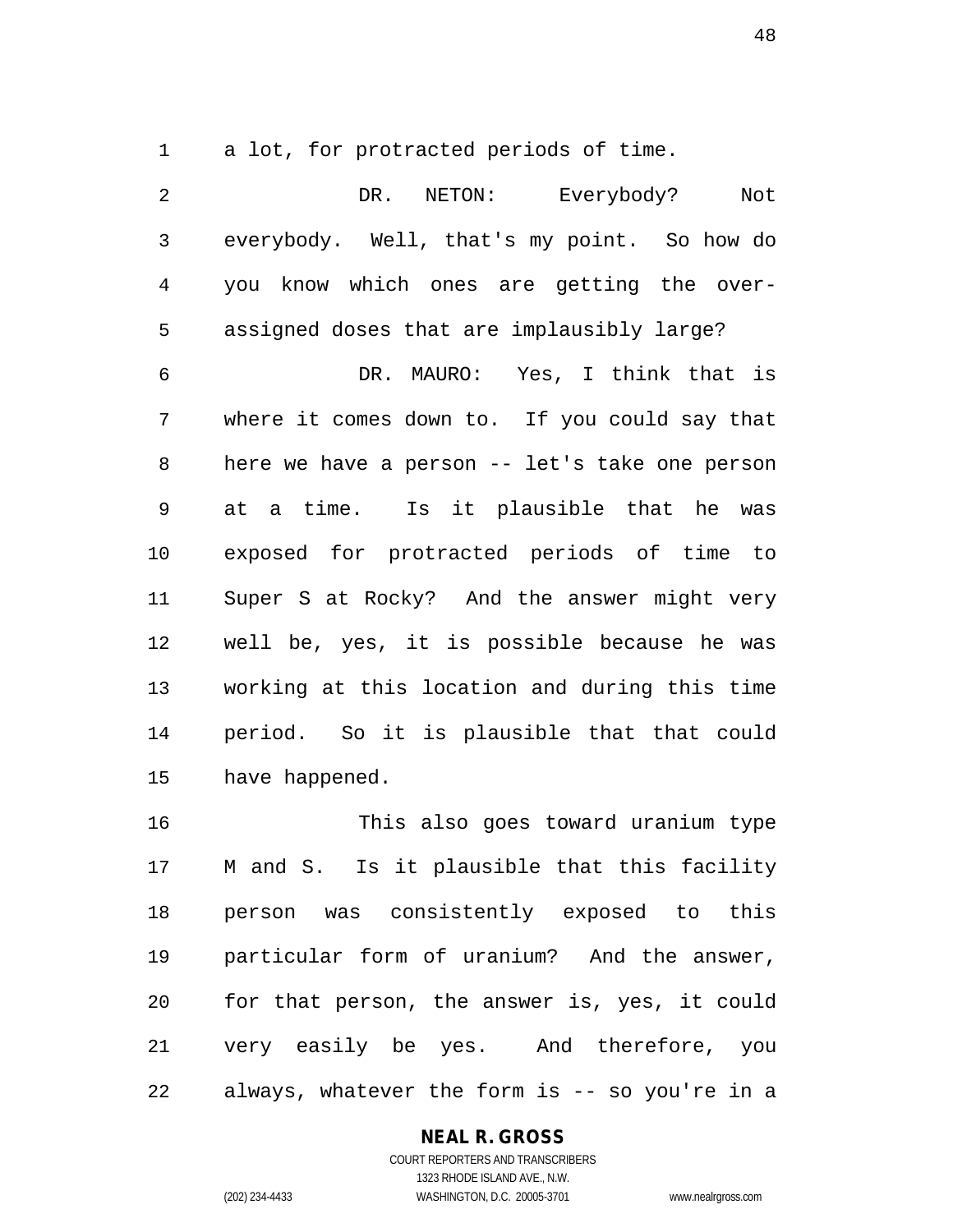a lot, for protracted periods of time.

DR. NETON: Everybody? Not everybody. Well, that's my point. So how do you know which ones are getting the over-assigned doses that are implausibly large?

DR. MAURO: Yes, I think that is where it comes down to. If you could say that here we have a person -- let's take one person at a time. Is it plausible that he was exposed for protracted periods of time to Super S at Rocky? And the answer might very well be, yes, it is possible because he was working at this location and during this time period. So it is plausible that that could have happened.

This also goes toward uranium type M and S. Is it plausible that this facility person was consistently exposed to this particular form of uranium? And the answer, for that person, the answer is, yes, it could very easily be yes. And therefore, you always, whatever the form is -- so you're in a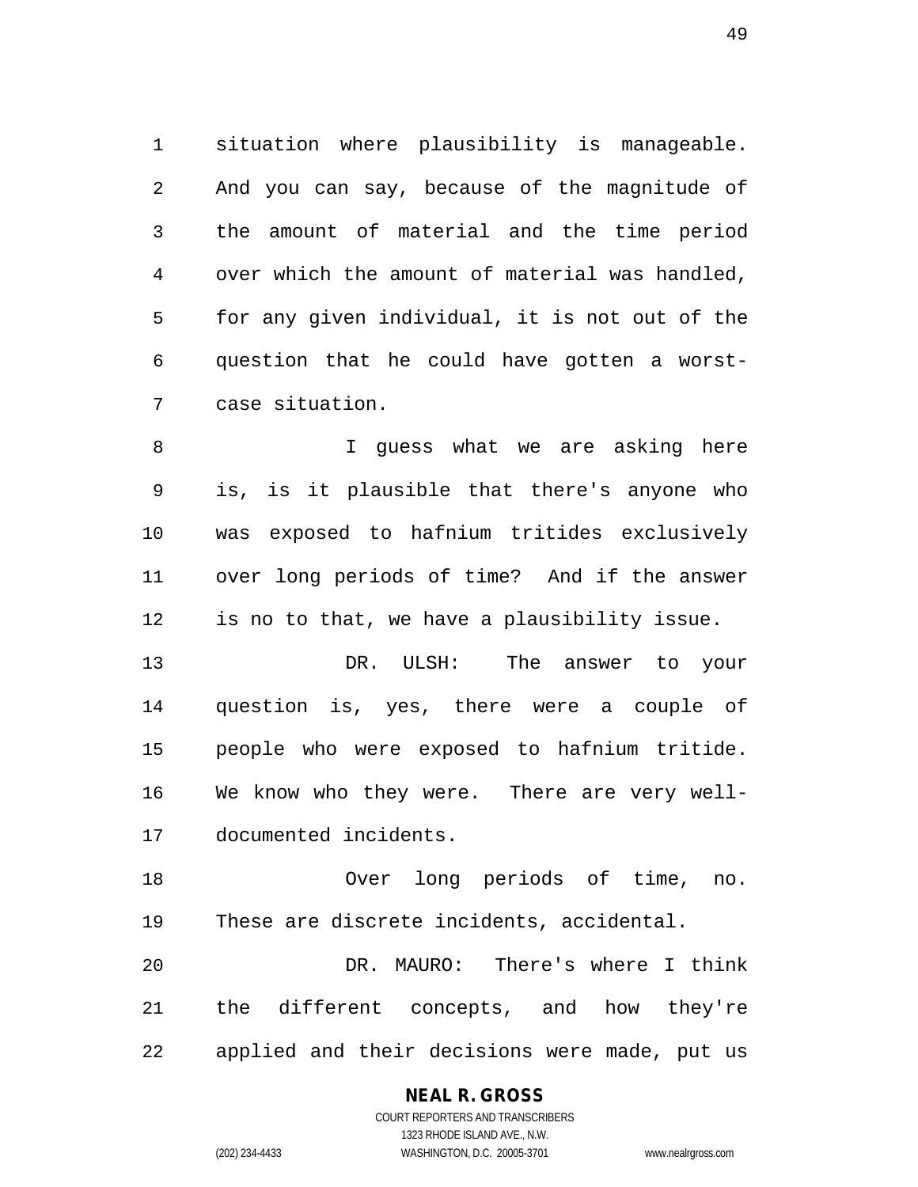situation where plausibility is manageable. And you can say, because of the magnitude of the amount of material and the time period over which the amount of material was handled, for any given individual, it is not out of the question that he could have gotten a worst-case situation.

I guess what we are asking here is, is it plausible that there's anyone who was exposed to hafnium tritides exclusively over long periods of time? And if the answer is no to that, we have a plausibility issue.

DR. ULSH: The answer to your question is, yes, there were a couple of people who were exposed to hafnium tritide. We know who they were. There are very well-documented incidents.

Over long periods of time, no. These are discrete incidents, accidental.

DR. MAURO: There's where I think the different concepts, and how they're applied and their decisions were made, put us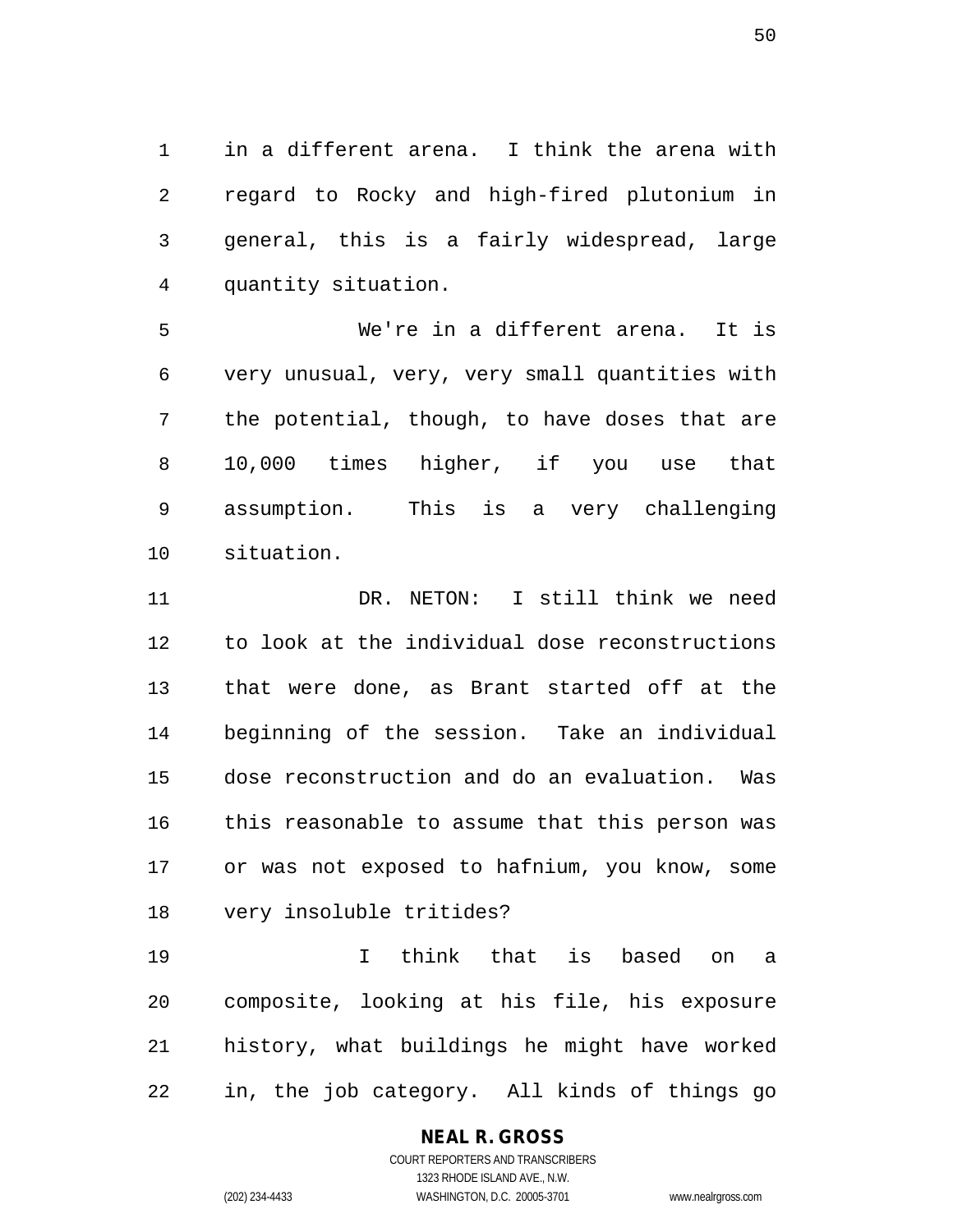in a different arena. I think the arena with regard to Rocky and high-fired plutonium in general, this is a fairly widespread, large quantity situation.

We're in a different arena. It is very unusual, very, very small quantities with the potential, though, to have doses that are 10,000 times higher, if you use that assumption. This is a very challenging situation.

DR. NETON: I still think we need to look at the individual dose reconstructions that were done, as Brant started off at the beginning of the session. Take an individual dose reconstruction and do an evaluation. Was this reasonable to assume that this person was or was not exposed to hafnium, you know, some very insoluble tritides?

I think that is based on a composite, looking at his file, his exposure history, what buildings he might have worked in, the job category. All kinds of things go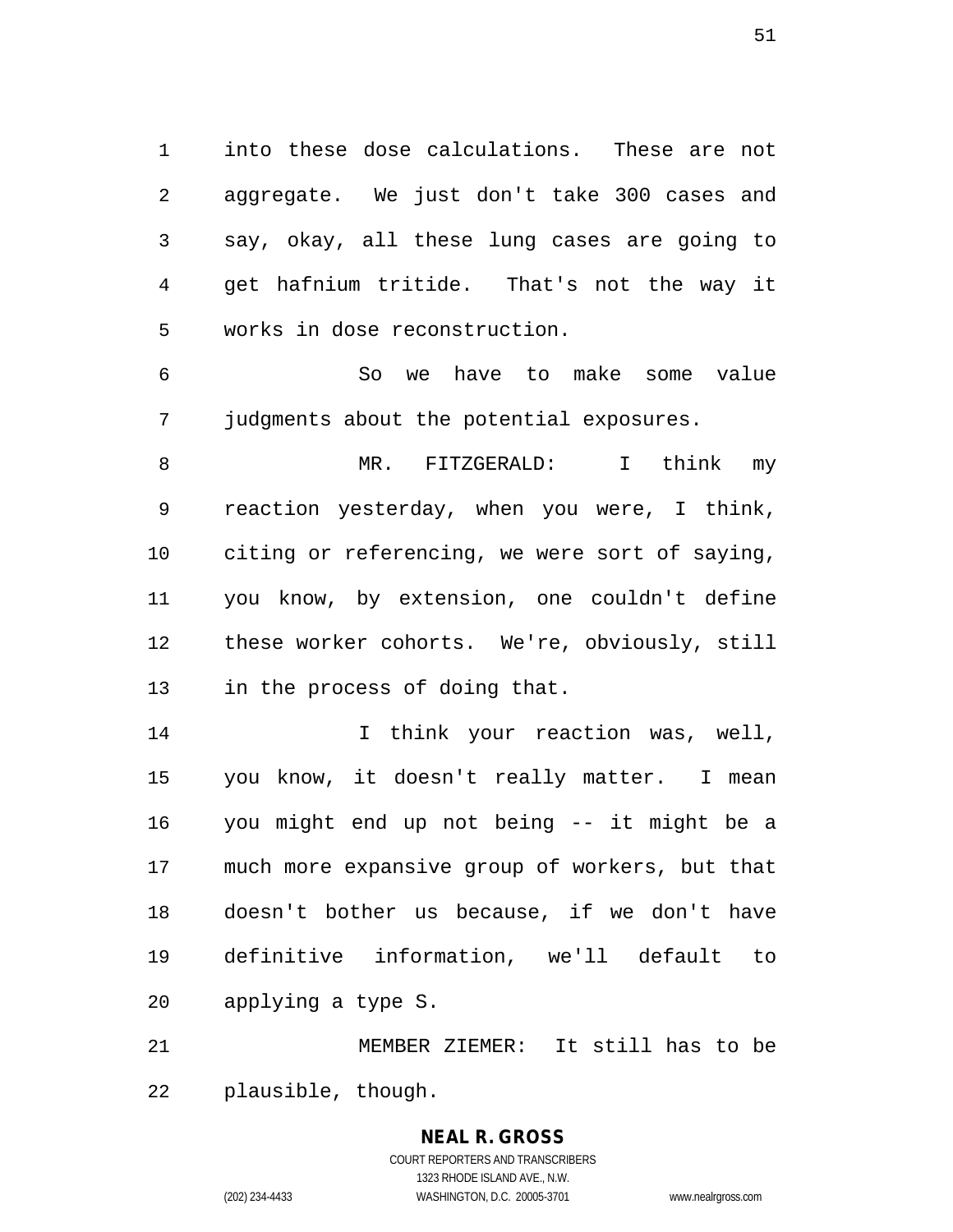into these dose calculations. These are not aggregate. We just don't take 300 cases and say, okay, all these lung cases are going to get hafnium tritide. That's not the way it works in dose reconstruction.

So we have to make some value judgments about the potential exposures.

MR. FITZGERALD: I think my reaction yesterday, when you were, I think, citing or referencing, we were sort of saying, you know, by extension, one couldn't define these worker cohorts. We're, obviously, still in the process of doing that.

I think your reaction was, well, you know, it doesn't really matter. I mean you might end up not being -- it might be a much more expansive group of workers, but that doesn't bother us because, if we don't have definitive information, we'll default to applying a type S.

MEMBER ZIEMER: It still has to be plausible, though.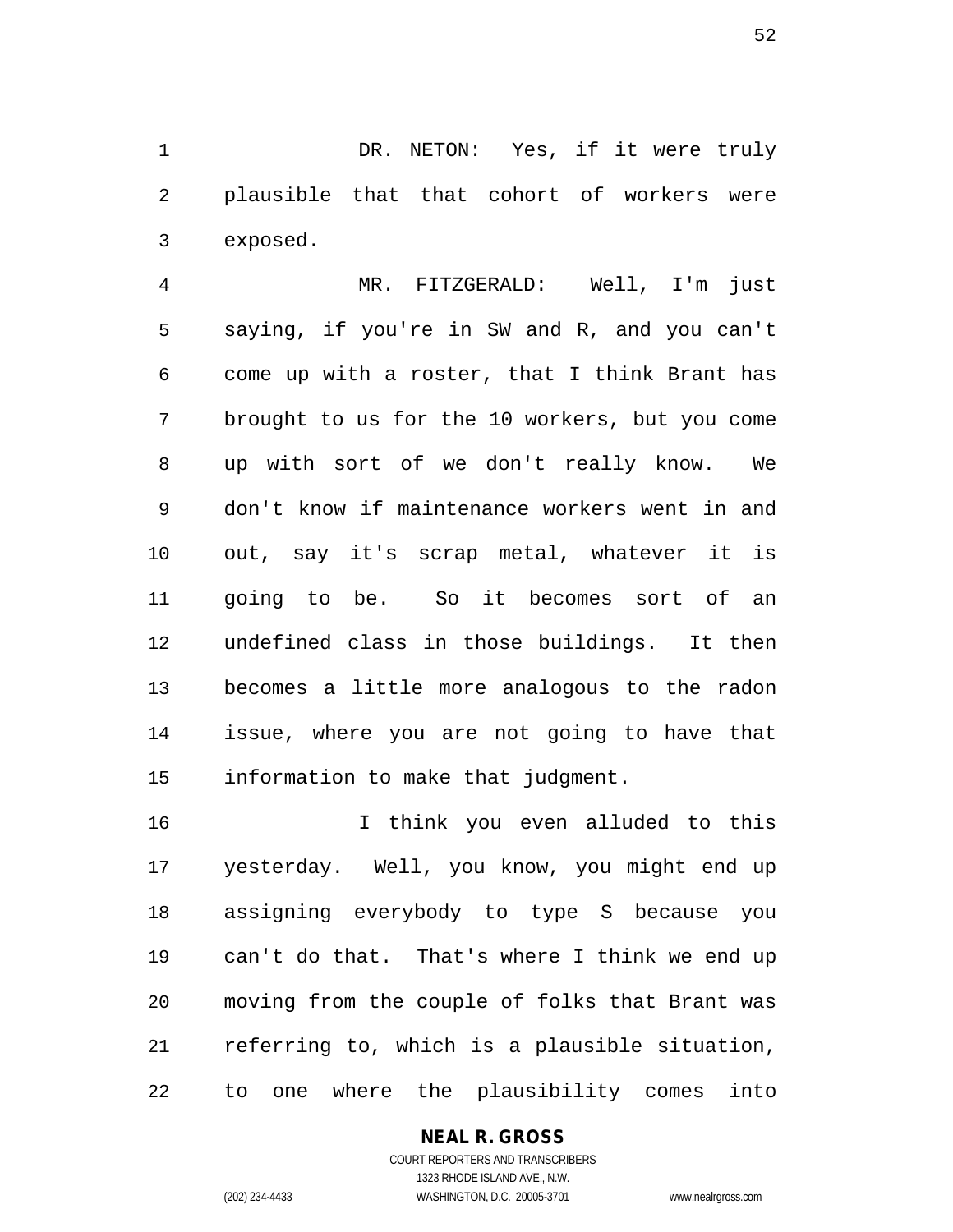DR. NETON: Yes, if it were truly plausible that that cohort of workers were exposed.

MR. FITZGERALD: Well, I'm just saying, if you're in SW and R, and you can't come up with a roster, that I think Brant has brought to us for the 10 workers, but you come up with sort of we don't really know. We don't know if maintenance workers went in and out, say it's scrap metal, whatever it is going to be. So it becomes sort of an undefined class in those buildings. It then becomes a little more analogous to the radon issue, where you are not going to have that information to make that judgment.

I think you even alluded to this yesterday. Well, you know, you might end up assigning everybody to type S because you can't do that. That's where I think we end up moving from the couple of folks that Brant was referring to, which is a plausible situation, to one where the plausibility comes into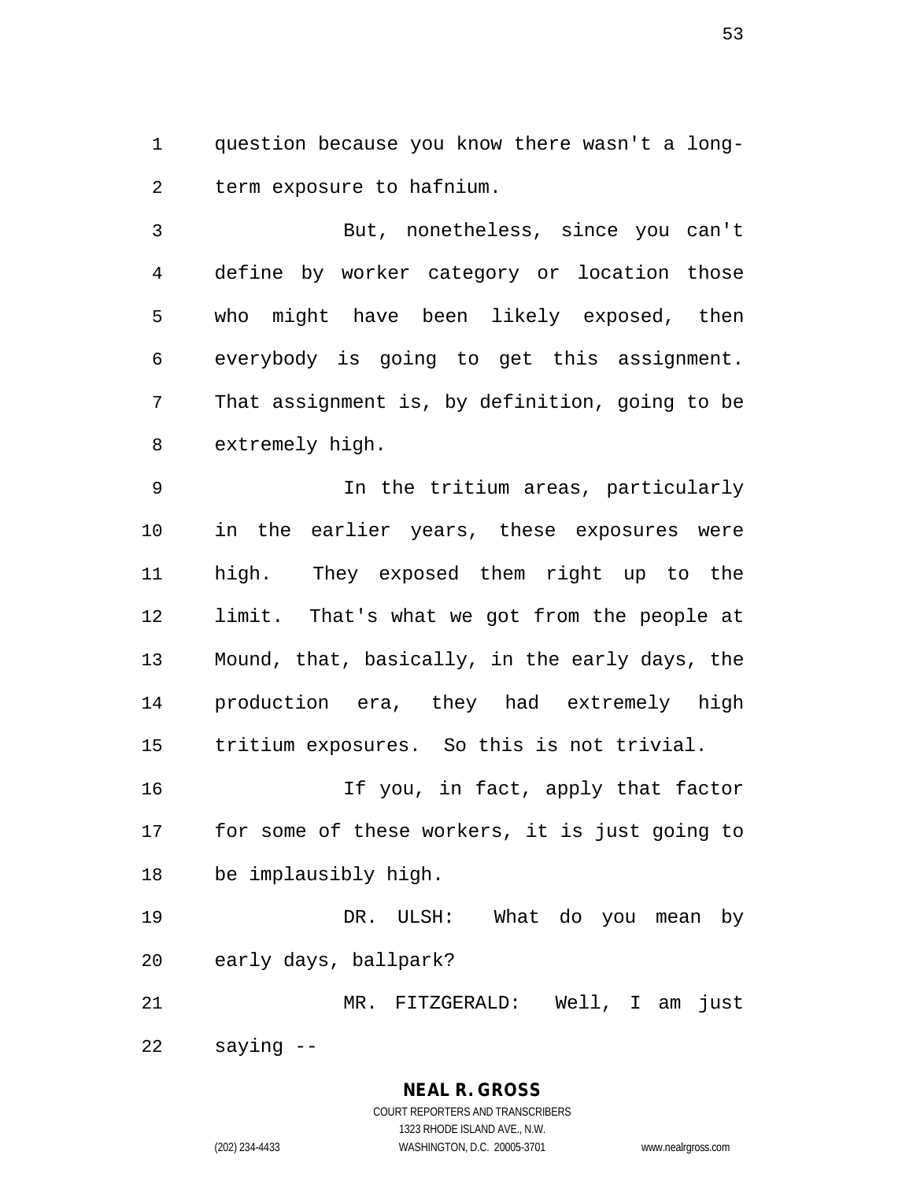question because you know there wasn't a long-term exposure to hafnium.

But, nonetheless, since you can't define by worker category or location those who might have been likely exposed, then everybody is going to get this assignment. That assignment is, by definition, going to be extremely high.

In the tritium areas, particularly in the earlier years, these exposures were high. They exposed them right up to the limit. That's what we got from the people at Mound, that, basically, in the early days, the production era, they had extremely high tritium exposures. So this is not trivial.

If you, in fact, apply that factor for some of these workers, it is just going to be implausibly high.

DR. ULSH: What do you mean by early days, ballpark?

MR. FITZGERALD: Well, I am just saying --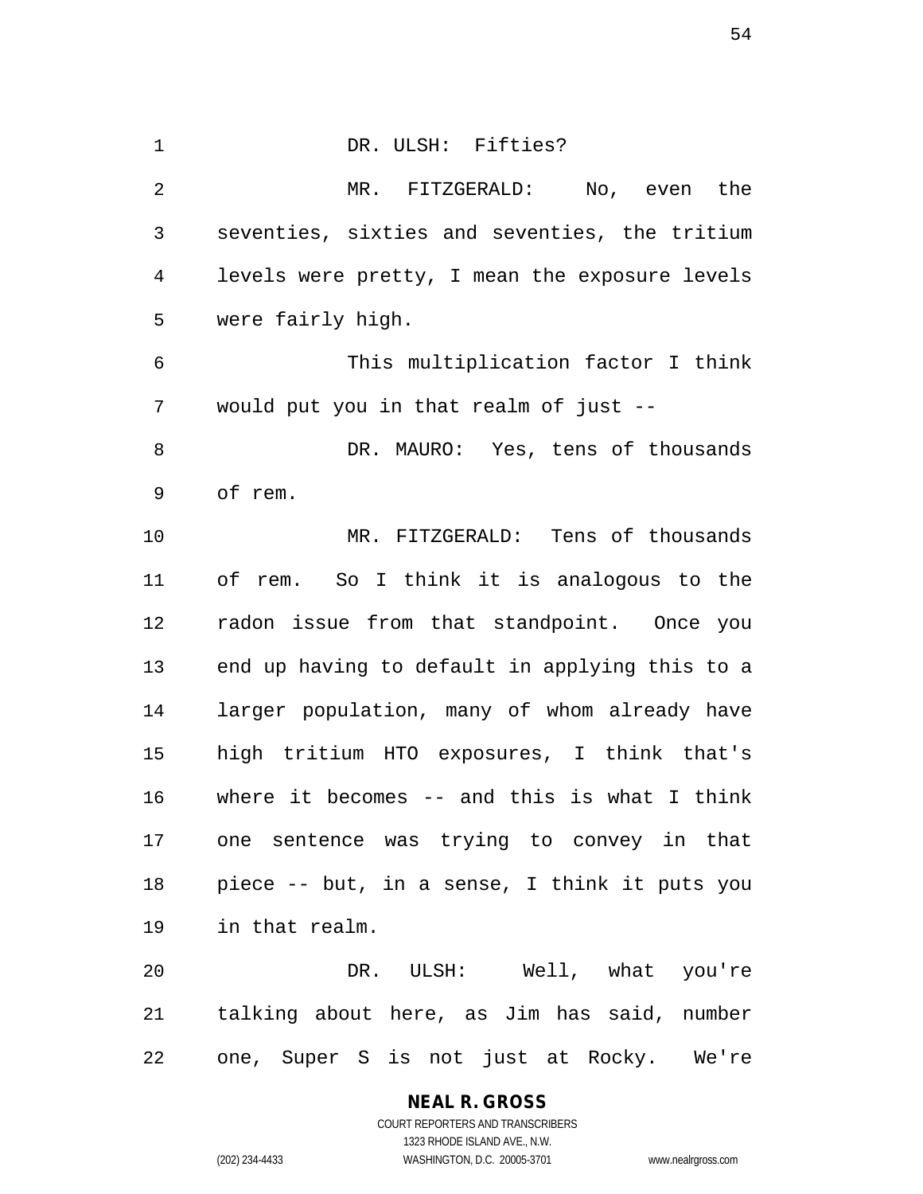DR. ULSH: Fifties?

MR. FITZGERALD: No, even the seventies, sixties and seventies, the tritium levels were pretty, I mean the exposure levels were fairly high.

This multiplication factor I think would put you in that realm of just --

DR. MAURO: Yes, tens of thousands of rem.

MR. FITZGERALD: Tens of thousands of rem. So I think it is analogous to the radon issue from that standpoint. Once you end up having to default in applying this to a larger population, many of whom already have high tritium HTO exposures, I think that's where it becomes -- and this is what I think one sentence was trying to convey in that piece -- but, in a sense, I think it puts you in that realm.

DR. ULSH: Well, what you're talking about here, as Jim has said, number one, Super S is not just at Rocky. We're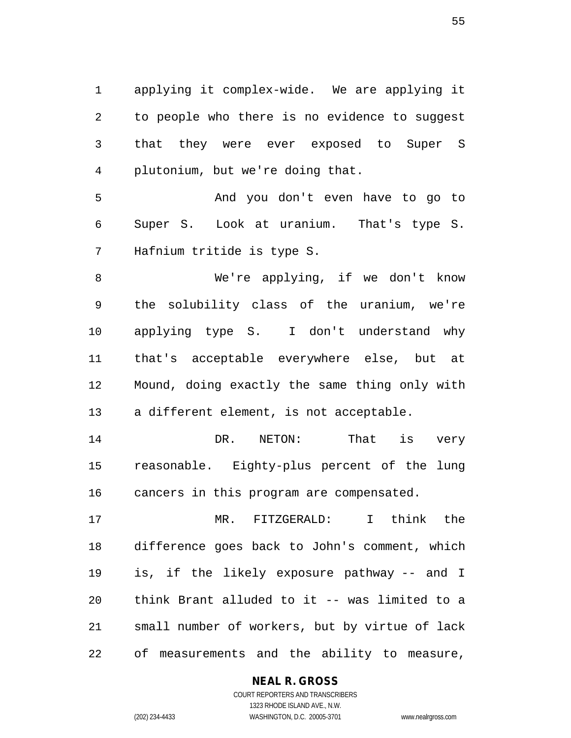applying it complex-wide. We are applying it to people who there is no evidence to suggest that they were ever exposed to Super S plutonium, but we're doing that.

And you don't even have to go to Super S. Look at uranium. That's type S. Hafnium tritide is type S.

We're applying, if we don't know the solubility class of the uranium, we're applying type S. I don't understand why that's acceptable everywhere else, but at Mound, doing exactly the same thing only with a different element, is not acceptable.

DR. NETON: That is very reasonable. Eighty-plus percent of the lung cancers in this program are compensated.

MR. FITZGERALD: I think the difference goes back to John's comment, which is, if the likely exposure pathway -- and I think Brant alluded to it -- was limited to a small number of workers, but by virtue of lack of measurements and the ability to measure,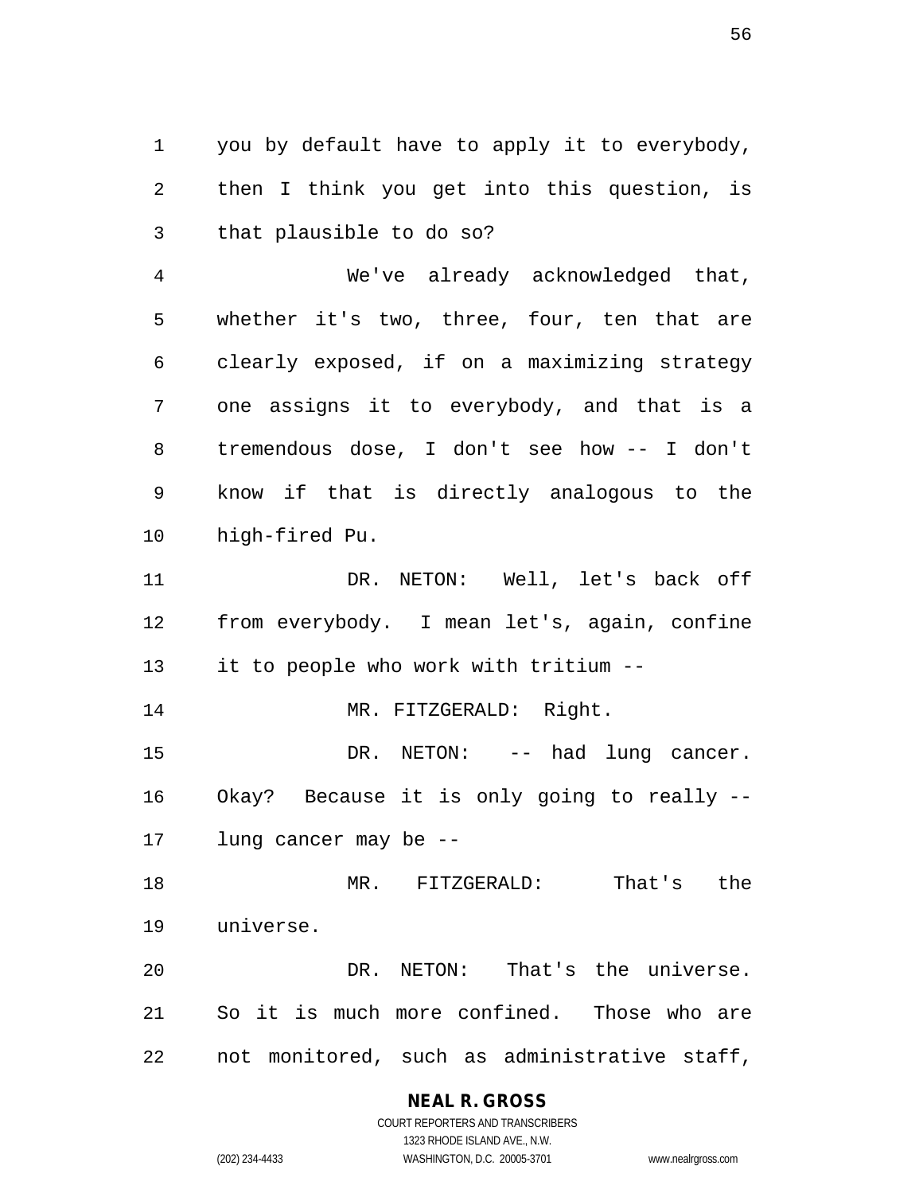you by default have to apply it to everybody, then I think you get into this question, is that plausible to do so?

We've already acknowledged that, whether it's two, three, four, ten that are clearly exposed, if on a maximizing strategy one assigns it to everybody, and that is a tremendous dose, I don't see how -- I don't know if that is directly analogous to the high-fired Pu.

DR. NETON: Well, let's back off from everybody. I mean let's, again, confine it to people who work with tritium --

MR. FITZGERALD: Right.

DR. NETON: -- had lung cancer. Okay? Because it is only going to really -- lung cancer may be --

MR. FITZGERALD: That's the universe.

DR. NETON: That's the universe. So it is much more confined. Those who are not monitored, such as administrative staff,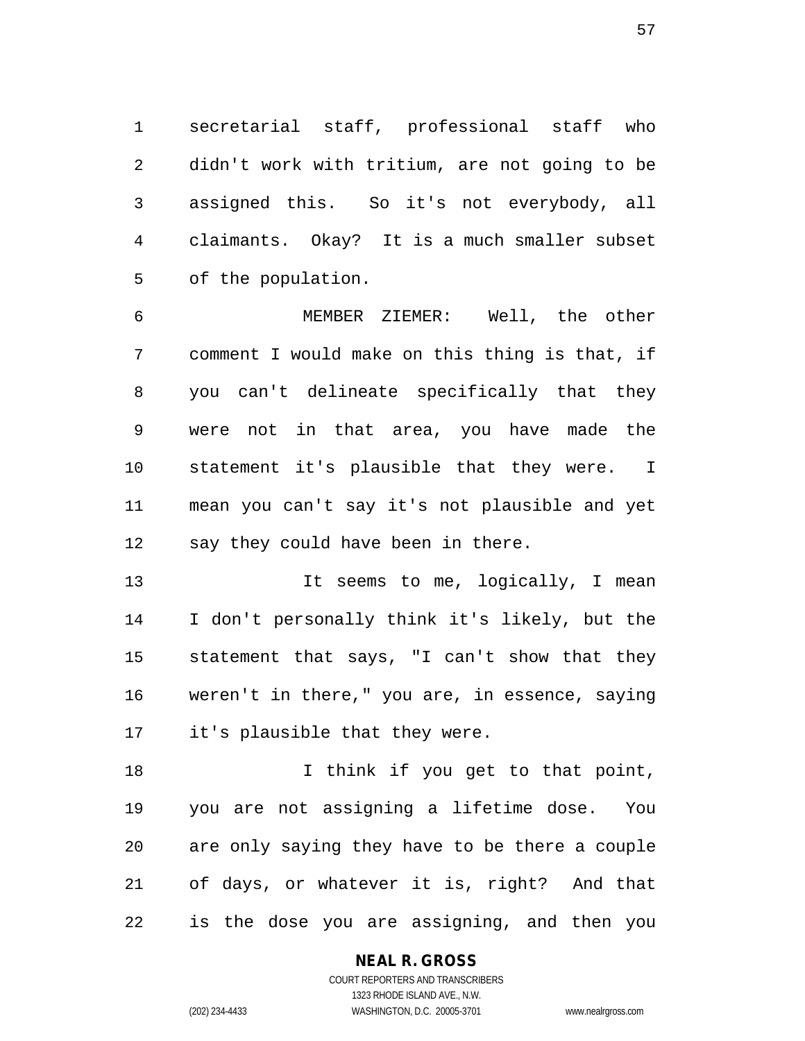secretarial staff, professional staff who didn't work with tritium, are not going to be assigned this. So it's not everybody, all claimants. Okay? It is a much smaller subset of the population.

MEMBER ZIEMER: Well, the other comment I would make on this thing is that, if you can't delineate specifically that they were not in that area, you have made the statement it's plausible that they were. I mean you can't say it's not plausible and yet say they could have been in there.

It seems to me, logically, I mean I don't personally think it's likely, but the statement that says, "I can't show that they weren't in there," you are, in essence, saying it's plausible that they were.

I think if you get to that point, you are not assigning a lifetime dose. You are only saying they have to be there a couple of days, or whatever it is, right? And that is the dose you are assigning, and then you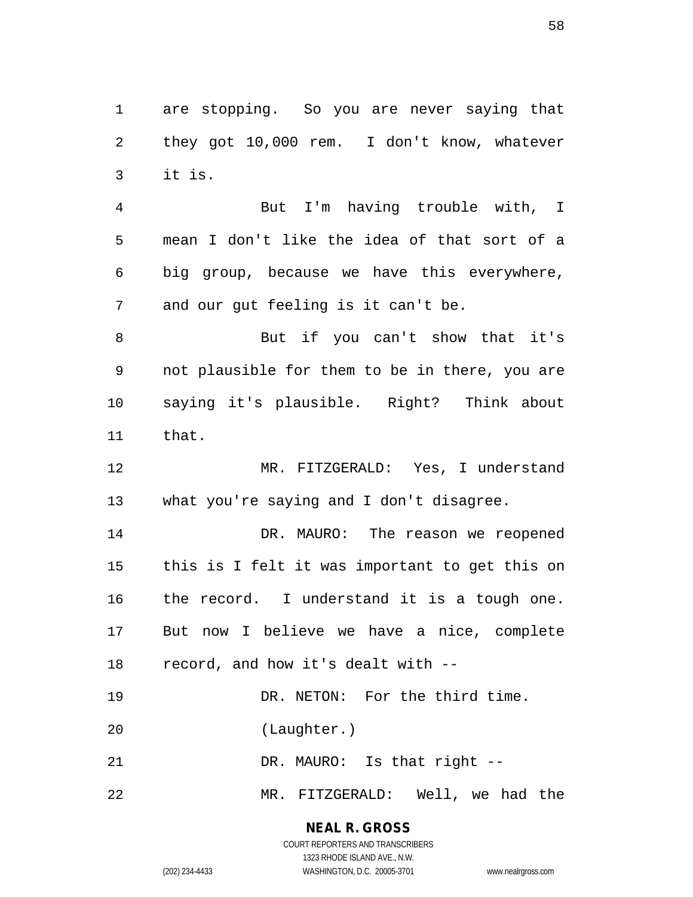are stopping. So you are never saying that they got 10,000 rem. I don't know, whatever it is.

But I'm having trouble with, I mean I don't like the idea of that sort of a big group, because we have this everywhere, and our gut feeling is it can't be.

But if you can't show that it's not plausible for them to be in there, you are saying it's plausible. Right? Think about that.

MR. FITZGERALD: Yes, I understand what you're saying and I don't disagree.

DR. MAURO: The reason we reopened this is I felt it was important to get this on the record. I understand it is a tough one. But now I believe we have a nice, complete record, and how it's dealt with --

DR. NETON: For the third time.

(Laughter.)

DR. MAURO: Is that right --

MR. FITZGERALD: Well, we had the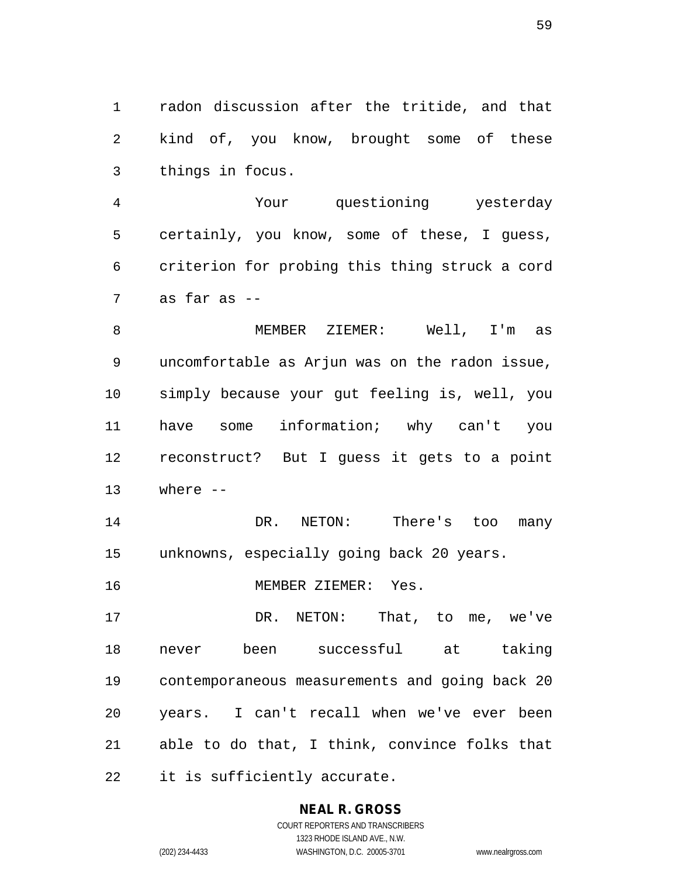radon discussion after the tritide, and that kind of, you know, brought some of these things in focus.

Your questioning yesterday certainly, you know, some of these, I guess, criterion for probing this thing struck a cord as far as --

MEMBER ZIEMER: Well, I'm as uncomfortable as Arjun was on the radon issue, simply because your gut feeling is, well, you have some information; why can't you reconstruct? But I guess it gets to a point where --

DR. NETON: There's too many unknowns, especially going back 20 years.

MEMBER ZIEMER: Yes.

DR. NETON: That, to me, we've never been successful at taking contemporaneous measurements and going back 20 years. I can't recall when we've ever been able to do that, I think, convince folks that it is sufficiently accurate.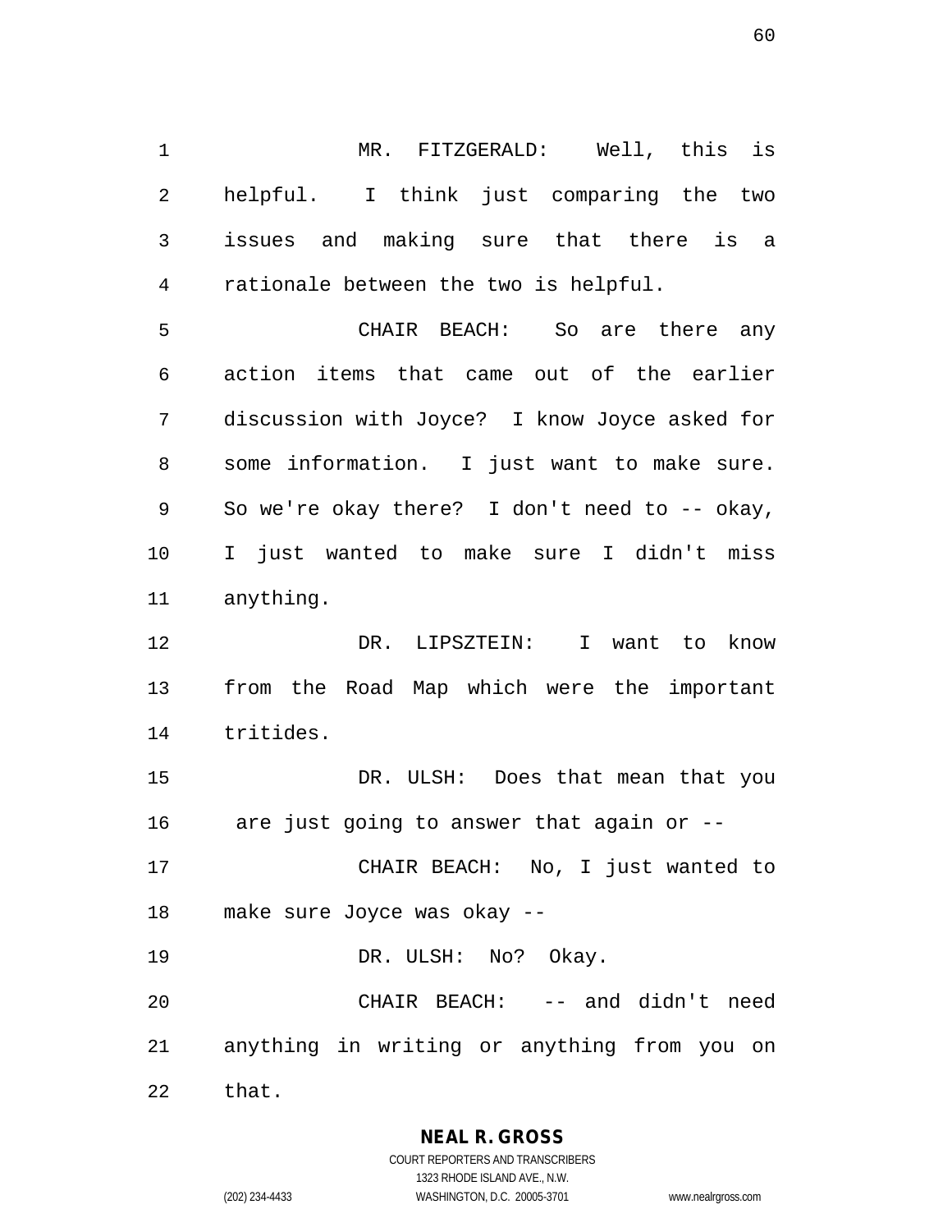MR. FITZGERALD: Well, this is helpful. I think just comparing the two issues and making sure that there is a rationale between the two is helpful.

CHAIR BEACH: So are there any action items that came out of the earlier discussion with Joyce? I know Joyce asked for some information. I just want to make sure. So we're okay there? I don't need to -- okay, I just wanted to make sure I didn't miss anything.

DR. LIPSZTEIN: I want to know from the Road Map which were the important tritides.

DR. ULSH: Does that mean that you are just going to answer that again or --

CHAIR BEACH: No, I just wanted to make sure Joyce was okay --

DR. ULSH: No? Okay.

CHAIR BEACH: -- and didn't need anything in writing or anything from you on that.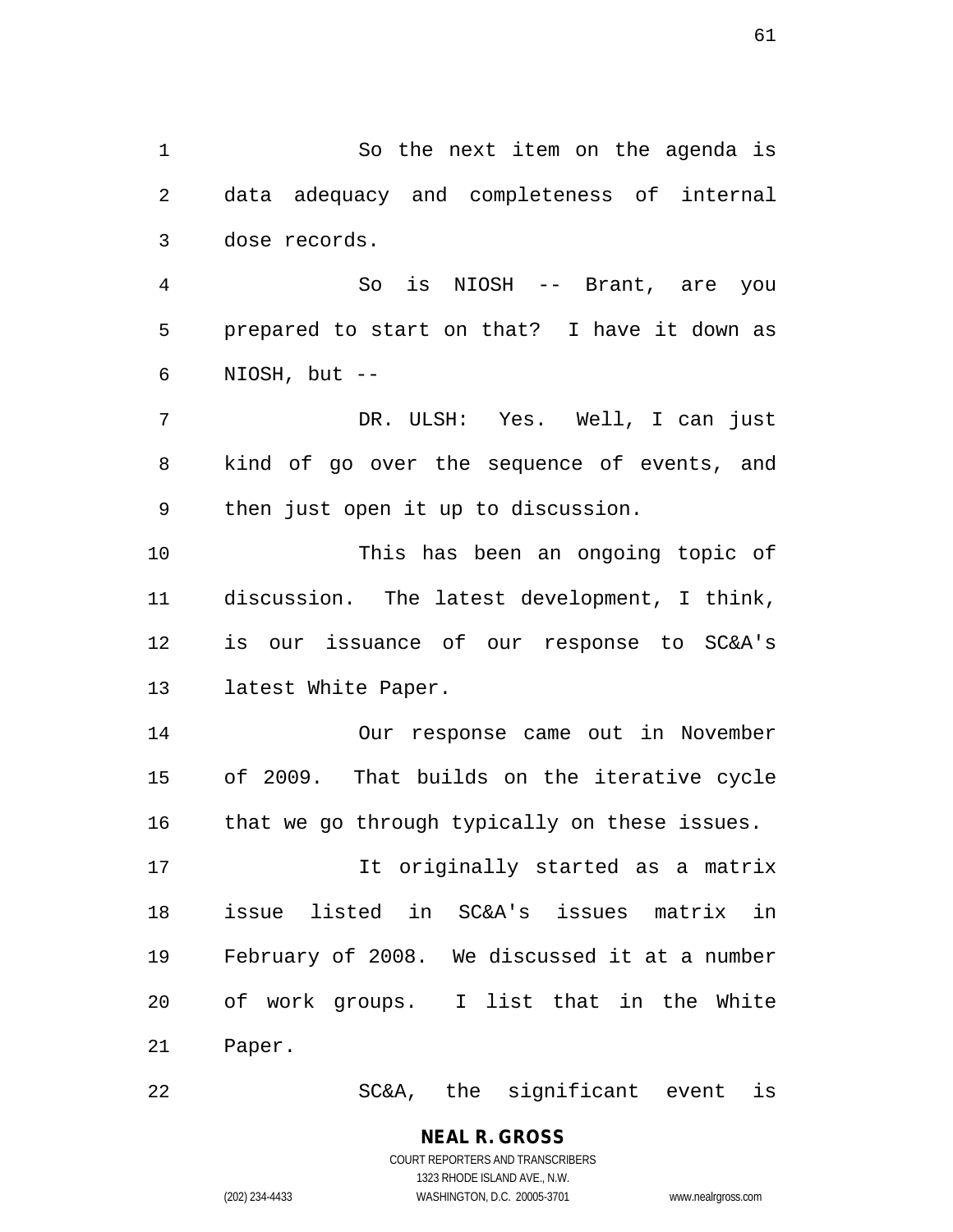So the next item on the agenda is data adequacy and completeness of internal dose records.

So is NIOSH -- Brant, are you prepared to start on that? I have it down as NIOSH, but --

DR. ULSH: Yes. Well, I can just kind of go over the sequence of events, and then just open it up to discussion.

This has been an ongoing topic of discussion. The latest development, I think, is our issuance of our response to SC&A's latest White Paper.

Our response came out in November of 2009. That builds on the iterative cycle that we go through typically on these issues.

It originally started as a matrix issue listed in SC&A's issues matrix in February of 2008. We discussed it at a number of work groups. I list that in the White Paper.

SC&A, the significant event is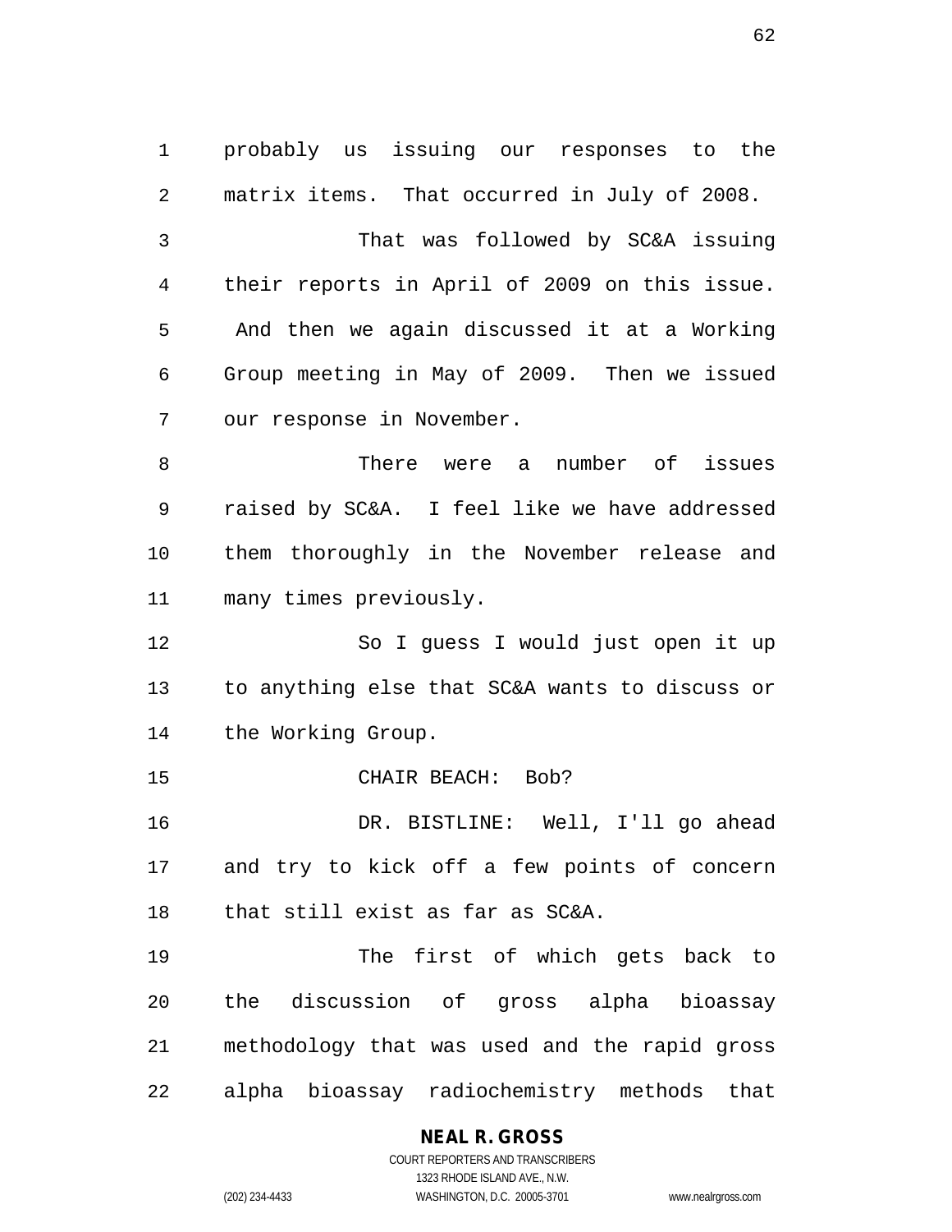probably us issuing our responses to the matrix items. That occurred in July of 2008.

That was followed by SC&A issuing their reports in April of 2009 on this issue. And then we again discussed it at a Working Group meeting in May of 2009. Then we issued our response in November.

There were a number of issues raised by SC&A. I feel like we have addressed them thoroughly in the November release and many times previously.

So I guess I would just open it up to anything else that SC&A wants to discuss or the Working Group.

CHAIR BEACH: Bob?

DR. BISTLINE: Well, I'll go ahead and try to kick off a few points of concern that still exist as far as SC&A.

The first of which gets back to the discussion of gross alpha bioassay methodology that was used and the rapid gross alpha bioassay radiochemistry methods that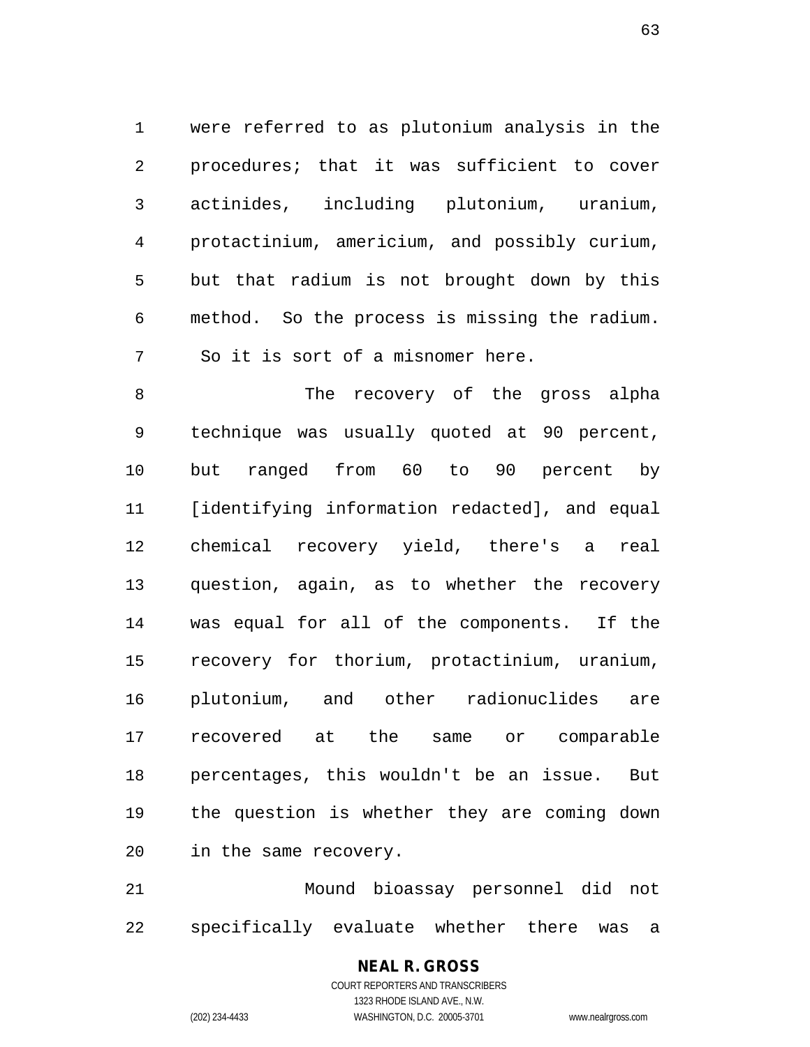were referred to as plutonium analysis in the procedures; that it was sufficient to cover actinides, including plutonium, uranium, protactinium, americium, and possibly curium, but that radium is not brought down by this method. So the process is missing the radium. So it is sort of a misnomer here.

The recovery of the gross alpha technique was usually quoted at 90 percent, but ranged from 60 to 90 percent by [identifying information redacted], and equal chemical recovery yield, there's a real question, again, as to whether the recovery was equal for all of the components. If the recovery for thorium, protactinium, uranium, plutonium, and other radionuclides are recovered at the same or comparable percentages, this wouldn't be an issue. But the question is whether they are coming down in the same recovery.

Mound bioassay personnel did not specifically evaluate whether there was a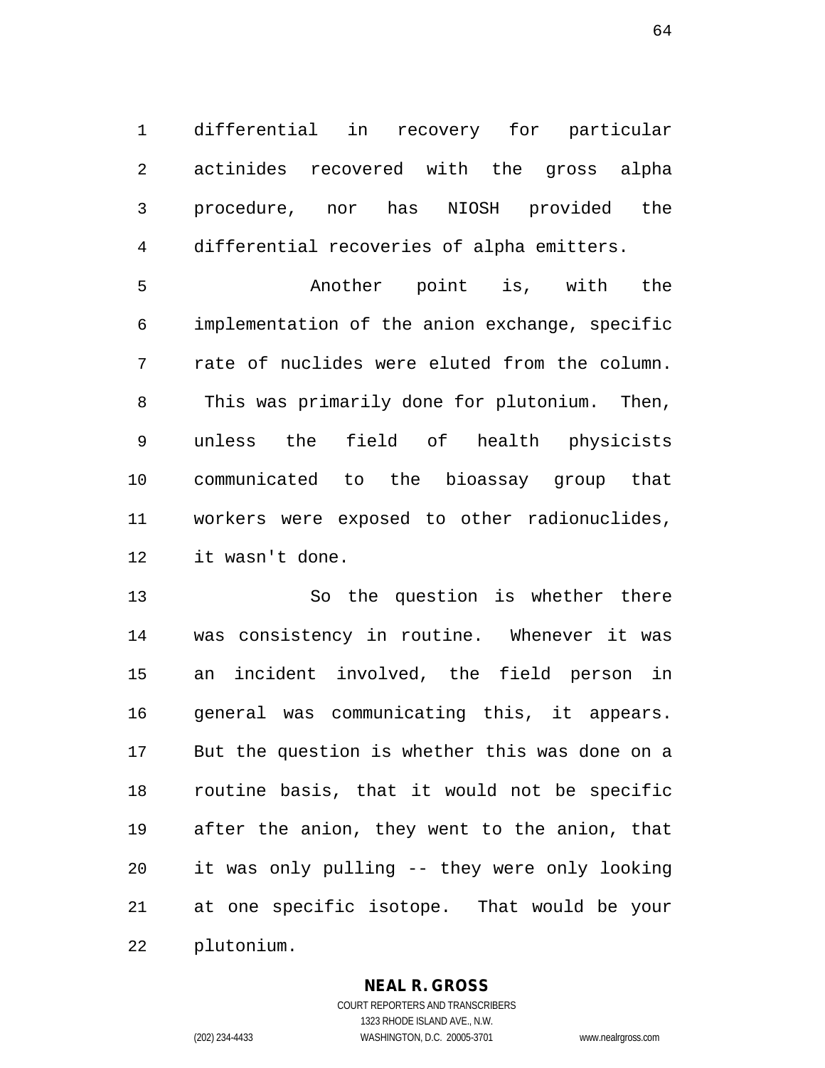differential in recovery for particular actinides recovered with the gross alpha procedure, nor has NIOSH provided the differential recoveries of alpha emitters.

Another point is, with the implementation of the anion exchange, specific rate of nuclides were eluted from the column. This was primarily done for plutonium. Then, unless the field of health physicists communicated to the bioassay group that workers were exposed to other radionuclides, it wasn't done.

So the question is whether there was consistency in routine. Whenever it was an incident involved, the field person in general was communicating this, it appears. But the question is whether this was done on a routine basis, that it would not be specific after the anion, they went to the anion, that it was only pulling -- they were only looking at one specific isotope. That would be your plutonium.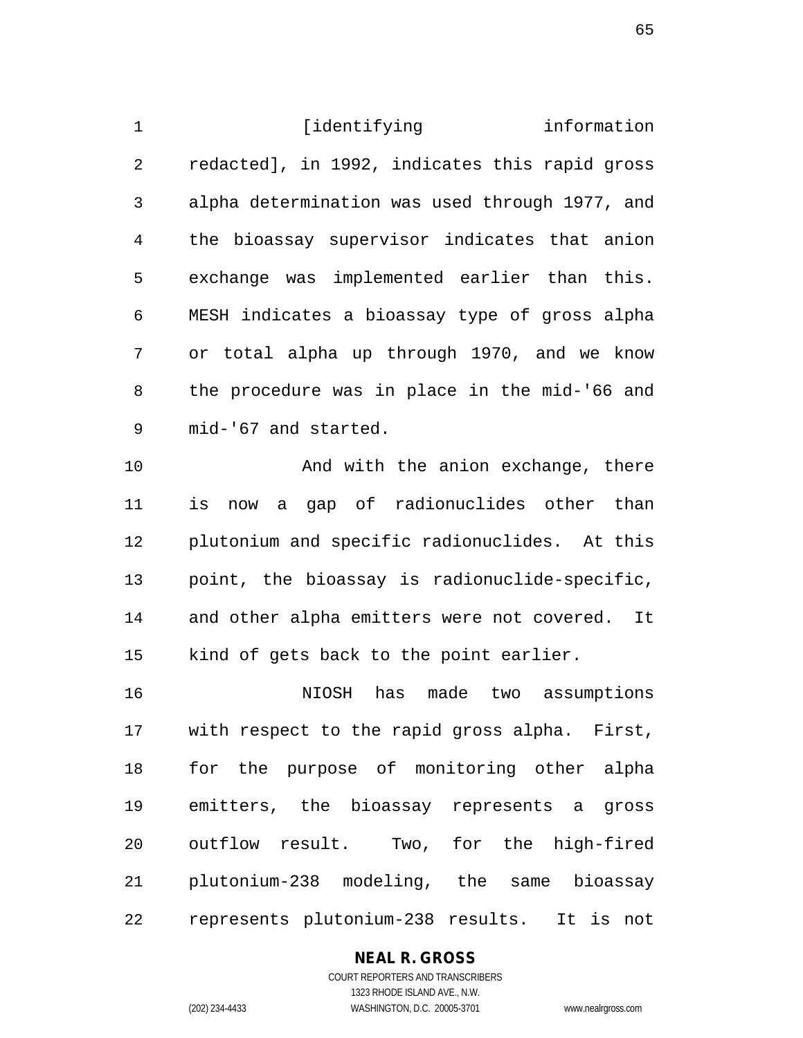[identifying information redacted], in 1992, indicates this rapid gross alpha determination was used through 1977, and the bioassay supervisor indicates that anion exchange was implemented earlier than this. MESH indicates a bioassay type of gross alpha or total alpha up through 1970, and we know the procedure was in place in the mid-'66 and mid-'67 and started.

And with the anion exchange, there is now a gap of radionuclides other than plutonium and specific radionuclides. At this point, the bioassay is radionuclide-specific, and other alpha emitters were not covered. It kind of gets back to the point earlier.

NIOSH has made two assumptions with respect to the rapid gross alpha. First, for the purpose of monitoring other alpha emitters, the bioassay represents a gross outflow result. Two, for the high-fired plutonium-238 modeling, the same bioassay represents plutonium-238 results. It is not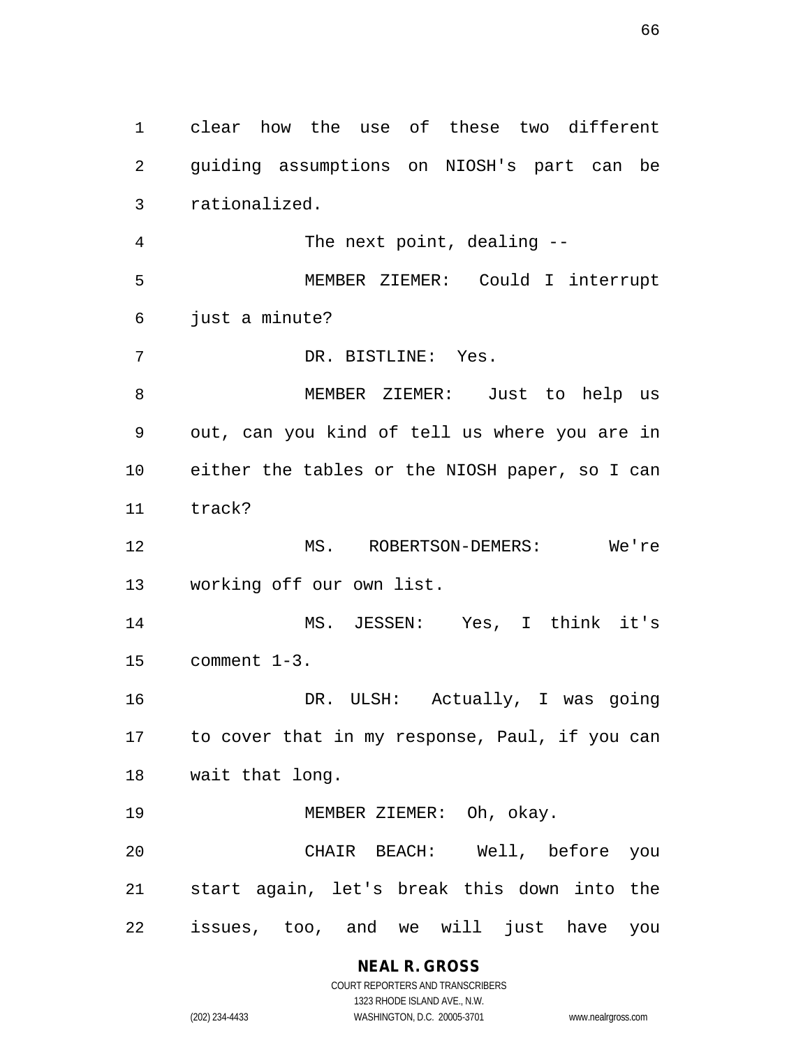clear how the use of these two different guiding assumptions on NIOSH's part can be rationalized.

The next point, dealing --

MEMBER ZIEMER: Could I interrupt just a minute?

DR. BISTLINE: Yes.

MEMBER ZIEMER: Just to help us out, can you kind of tell us where you are in either the tables or the NIOSH paper, so I can track?

MS. ROBERTSON-DEMERS: We're working off our own list.

MS. JESSEN: Yes, I think it's comment 1-3.

DR. ULSH: Actually, I was going to cover that in my response, Paul, if you can wait that long.

MEMBER ZIEMER: Oh, okay.

CHAIR BEACH: Well, before you start again, let's break this down into the issues, too, and we will just have you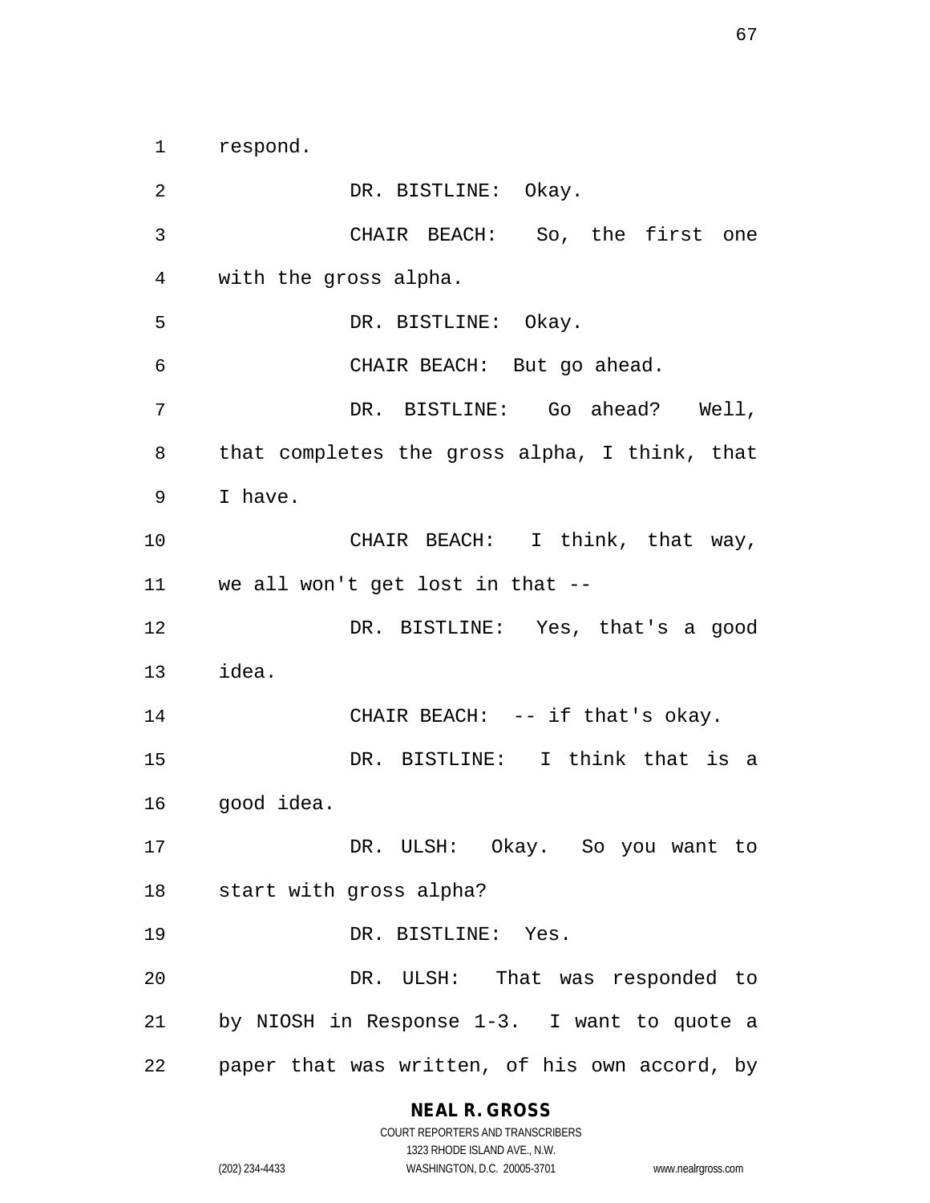respond.

DR. BISTLINE: Okay.

CHAIR BEACH: So, the first one with the gross alpha.

DR. BISTLINE: Okay.

CHAIR BEACH: But go ahead.

DR. BISTLINE: Go ahead? Well, that completes the gross alpha, I think, that I have.

CHAIR BEACH: I think, that way, we all won't get lost in that --

DR. BISTLINE: Yes, that's a good idea.

CHAIR BEACH: -- if that's okay.

DR. BISTLINE: I think that is a good idea.

DR. ULSH: Okay. So you want to start with gross alpha?

DR. BISTLINE: Yes.

DR. ULSH: That was responded to by NIOSH in Response 1-3. I want to quote a paper that was written, of his own accord, by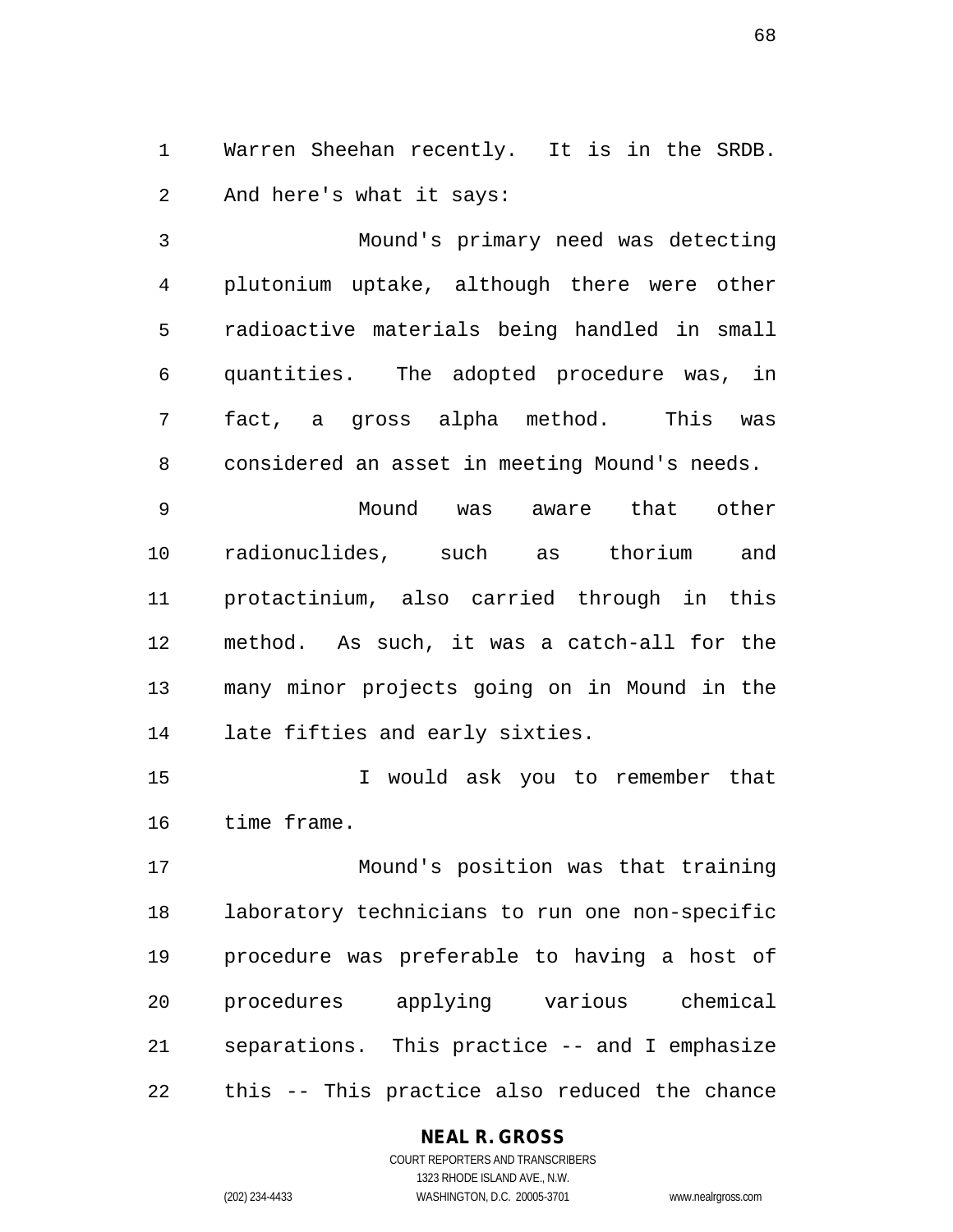Warren Sheehan recently. It is in the SRDB. And here's what it says:

Mound's primary need was detecting plutonium uptake, although there were other radioactive materials being handled in small quantities. The adopted procedure was, in fact, a gross alpha method. This was considered an asset in meeting Mound's needs.

Mound was aware that other radionuclides, such as thorium and protactinium, also carried through in this method. As such, it was a catch-all for the many minor projects going on in Mound in the late fifties and early sixties.

I would ask you to remember that time frame.

Mound's position was that training laboratory technicians to run one non-specific procedure was preferable to having a host of procedures applying various chemical separations. This practice -- and I emphasize this -- This practice also reduced the chance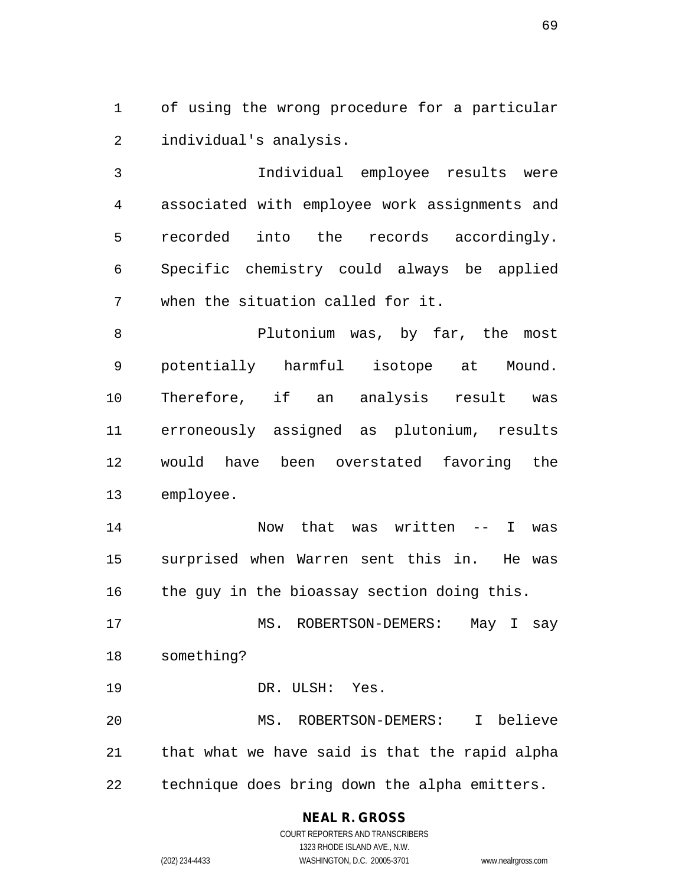of using the wrong procedure for a particular individual's analysis.

Individual employee results were associated with employee work assignments and recorded into the records accordingly. Specific chemistry could always be applied when the situation called for it.

Plutonium was, by far, the most potentially harmful isotope at Mound. Therefore, if an analysis result was erroneously assigned as plutonium, results would have been overstated favoring the employee.

Now that was written -- I was surprised when Warren sent this in. He was the guy in the bioassay section doing this.

MS. ROBERTSON-DEMERS: May I say something?

DR. ULSH: Yes.

MS. ROBERTSON-DEMERS: I believe that what we have said is that the rapid alpha technique does bring down the alpha emitters.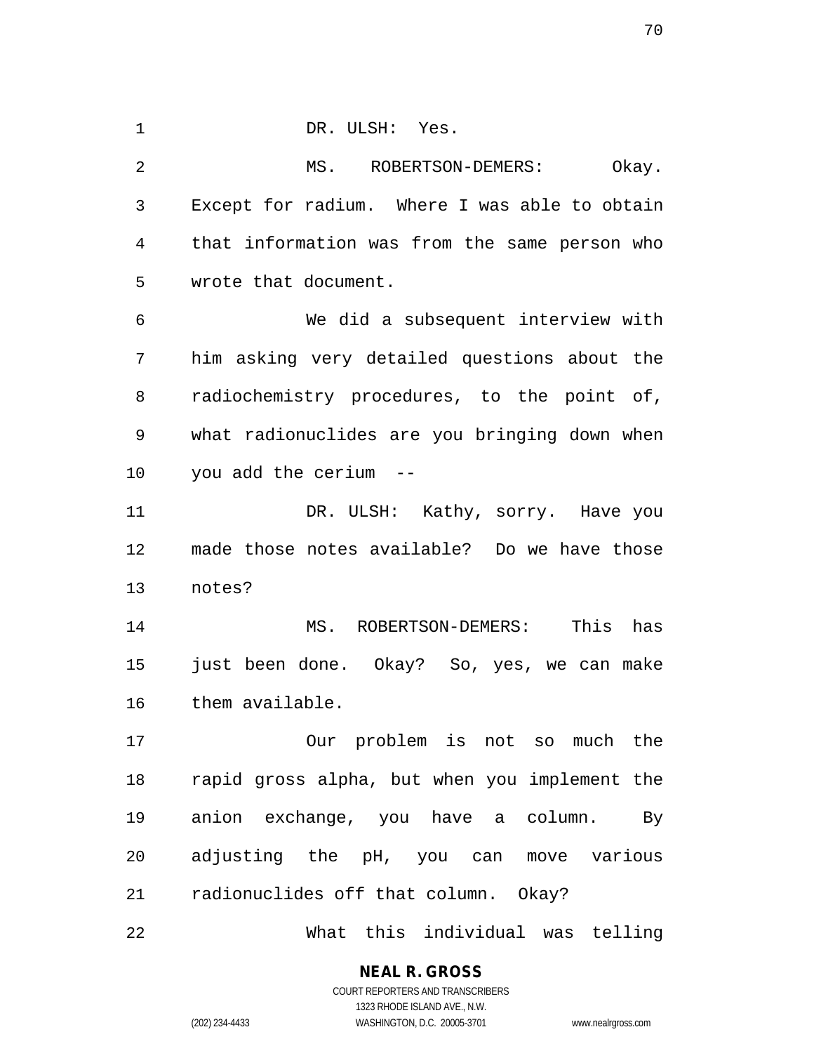DR. ULSH: Yes.

MS. ROBERTSON-DEMERS: Okay. Except for radium. Where I was able to obtain that information was from the same person who wrote that document.

We did a subsequent interview with him asking very detailed questions about the radiochemistry procedures, to the point of, what radionuclides are you bringing down when you add the cerium --

DR. ULSH: Kathy, sorry. Have you made those notes available? Do we have those notes?

MS. ROBERTSON-DEMERS: This has just been done. Okay? So, yes, we can make them available.

Our problem is not so much the rapid gross alpha, but when you implement the anion exchange, you have a column. By adjusting the pH, you can move various radionuclides off that column. Okay?

What this individual was telling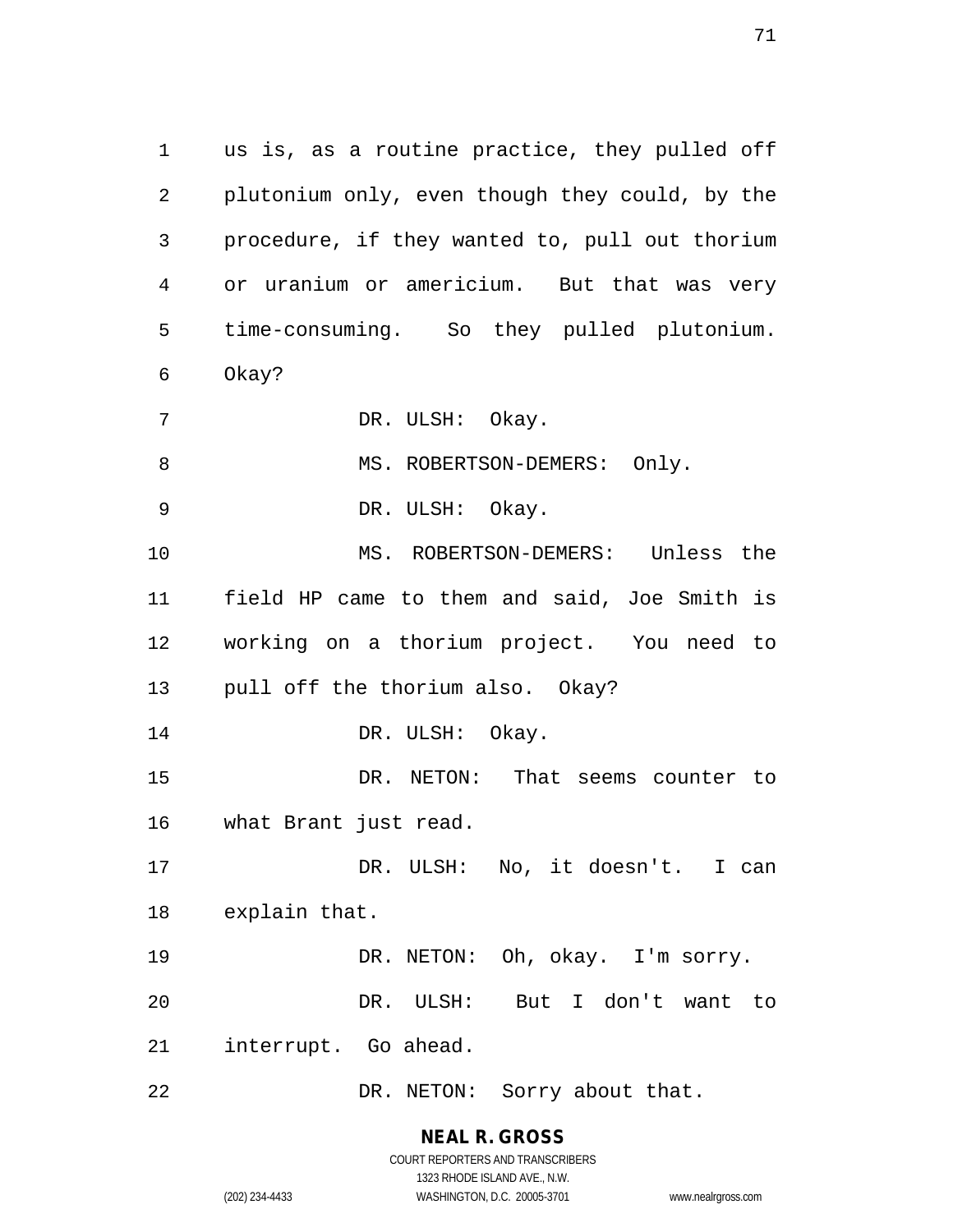us is, as a routine practice, they pulled off plutonium only, even though they could, by the procedure, if they wanted to, pull out thorium or uranium or americium. But that was very time-consuming. So they pulled plutonium. Okay?

DR. ULSH: Okay.

MS. ROBERTSON-DEMERS: Only.

DR. ULSH: Okay.

MS. ROBERTSON-DEMERS: Unless the field HP came to them and said, Joe Smith is working on a thorium project. You need to pull off the thorium also. Okay?

DR. ULSH: Okay.

DR. NETON: That seems counter to what Brant just read.

DR. ULSH: No, it doesn't. I can explain that.

DR. NETON: Oh, okay. I'm sorry.

DR. ULSH: But I don't want to interrupt. Go ahead.

DR. NETON: Sorry about that.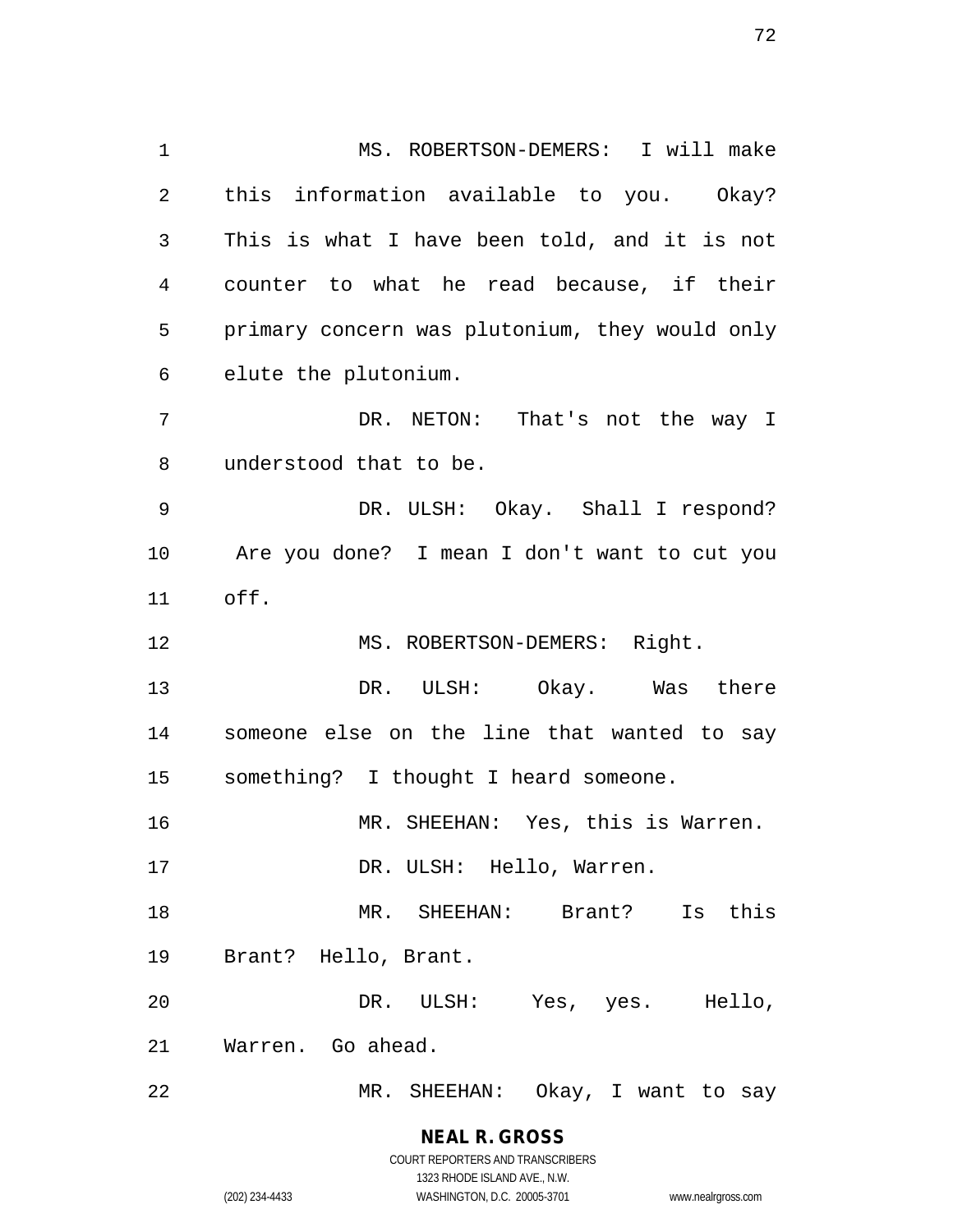MS. ROBERTSON-DEMERS: I will make this information available to you. Okay? This is what I have been told, and it is not counter to what he read because, if their primary concern was plutonium, they would only elute the plutonium.

DR. NETON: That's not the way I understood that to be.

DR. ULSH: Okay. Shall I respond? Are you done? I mean I don't want to cut you off.

MS. ROBERTSON-DEMERS: Right.

DR. ULSH: Okay. Was there someone else on the line that wanted to say something? I thought I heard someone.

MR. SHEEHAN: Yes, this is Warren.

DR. ULSH: Hello, Warren.

MR. SHEEHAN: Brant? Is this Brant? Hello, Brant.

DR. ULSH: Yes, yes. Hello, Warren. Go ahead.

MR. SHEEHAN: Okay, I want to say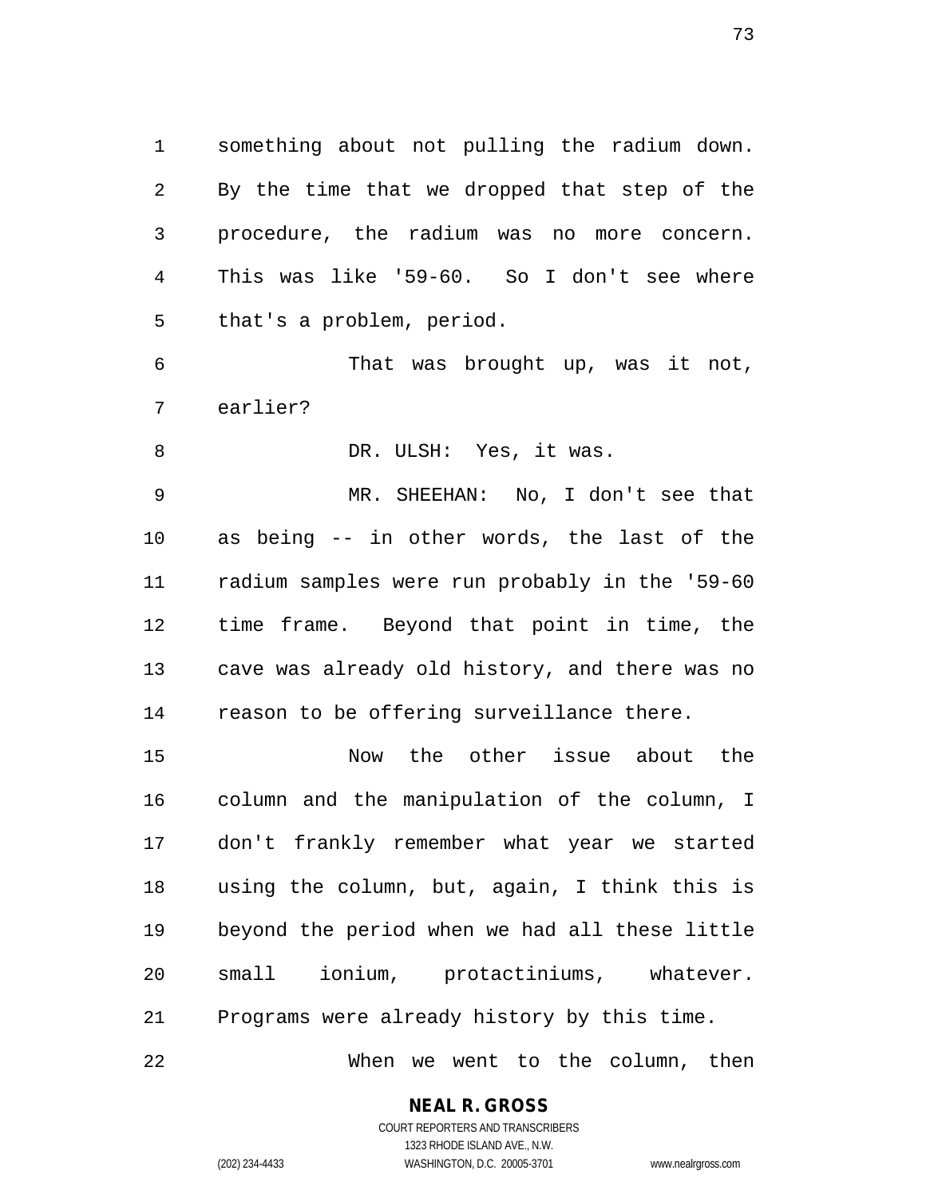something about not pulling the radium down. By the time that we dropped that step of the procedure, the radium was no more concern. This was like '59-60. So I don't see where that's a problem, period.

That was brought up, was it not, earlier?

DR. ULSH: Yes, it was.

MR. SHEEHAN: No, I don't see that as being -- in other words, the last of the radium samples were run probably in the '59-60 time frame. Beyond that point in time, the cave was already old history, and there was no reason to be offering surveillance there.

Now the other issue about the column and the manipulation of the column, I don't frankly remember what year we started using the column, but, again, I think this is beyond the period when we had all these little small ionium, protactiniums, whatever. Programs were already history by this time.

When we went to the column, then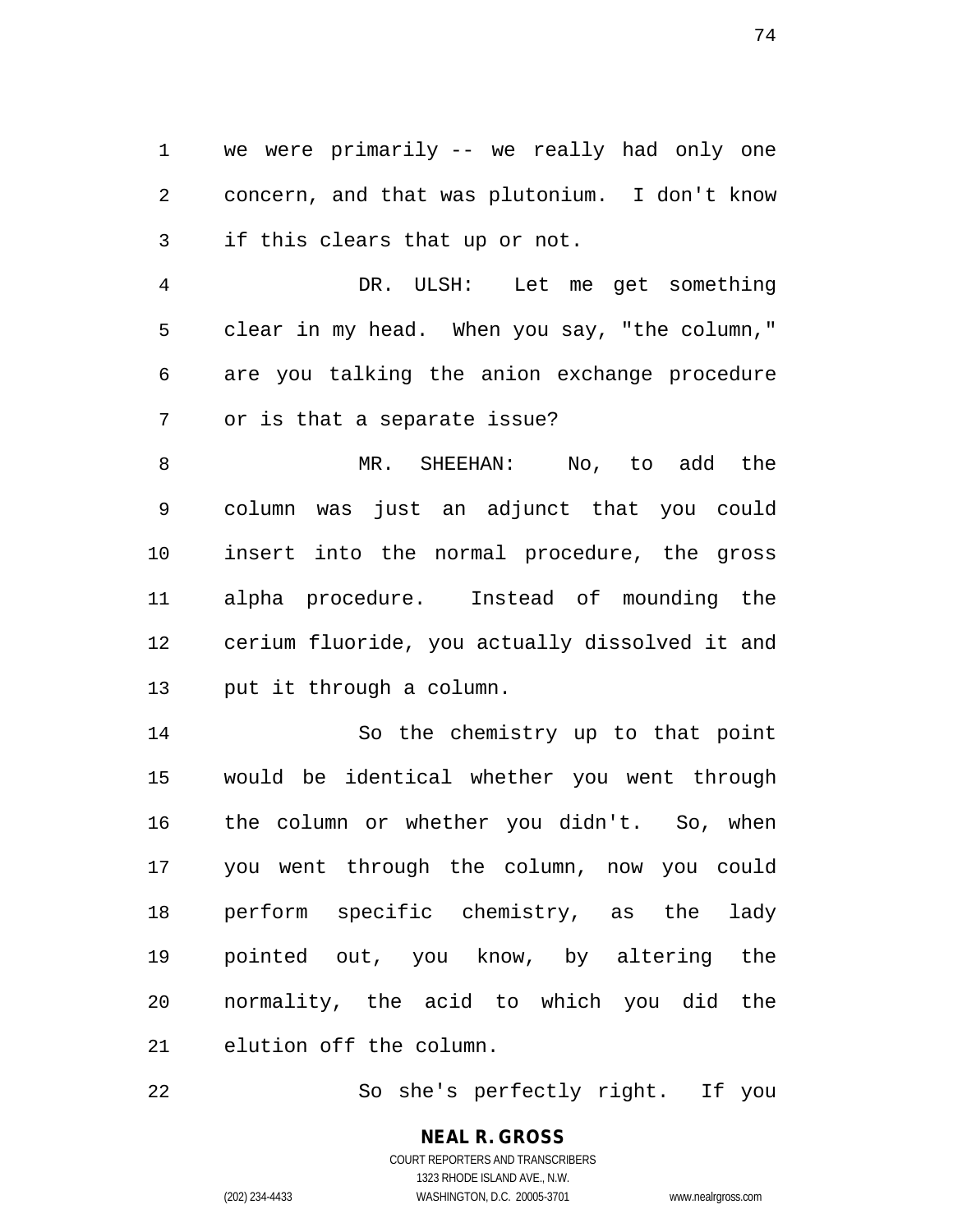we were primarily -- we really had only one concern, and that was plutonium. I don't know if this clears that up or not.

DR. ULSH: Let me get something clear in my head. When you say, "the column," are you talking the anion exchange procedure or is that a separate issue?

MR. SHEEHAN: No, to add the column was just an adjunct that you could insert into the normal procedure, the gross alpha procedure. Instead of mounding the cerium fluoride, you actually dissolved it and put it through a column.

So the chemistry up to that point would be identical whether you went through the column or whether you didn't. So, when you went through the column, now you could perform specific chemistry, as the lady pointed out, you know, by altering the normality, the acid to which you did the elution off the column.

So she's perfectly right. If you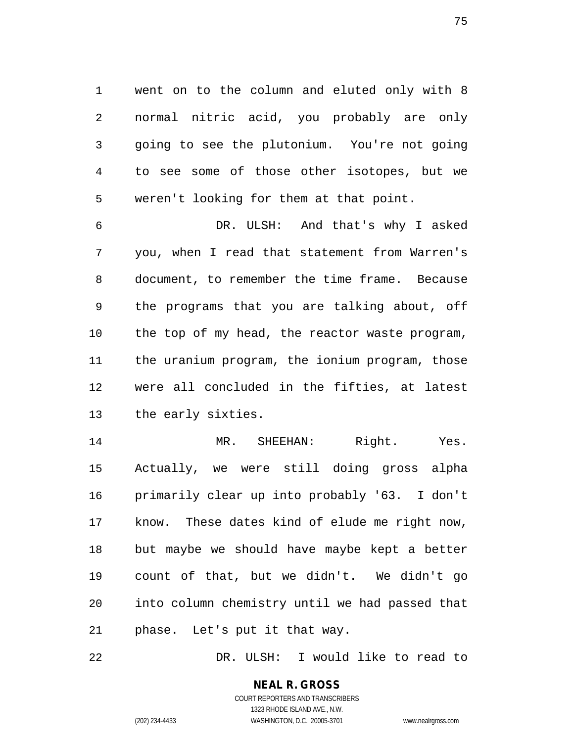went on to the column and eluted only with 8 normal nitric acid, you probably are only going to see the plutonium. You're not going to see some of those other isotopes, but we weren't looking for them at that point.

DR. ULSH: And that's why I asked you, when I read that statement from Warren's document, to remember the time frame. Because the programs that you are talking about, off the top of my head, the reactor waste program, the uranium program, the ionium program, those were all concluded in the fifties, at latest the early sixties.

MR. SHEEHAN: Right. Yes. Actually, we were still doing gross alpha primarily clear up into probably '63. I don't know. These dates kind of elude me right now, but maybe we should have maybe kept a better count of that, but we didn't. We didn't go into column chemistry until we had passed that phase. Let's put it that way.

DR. ULSH: I would like to read to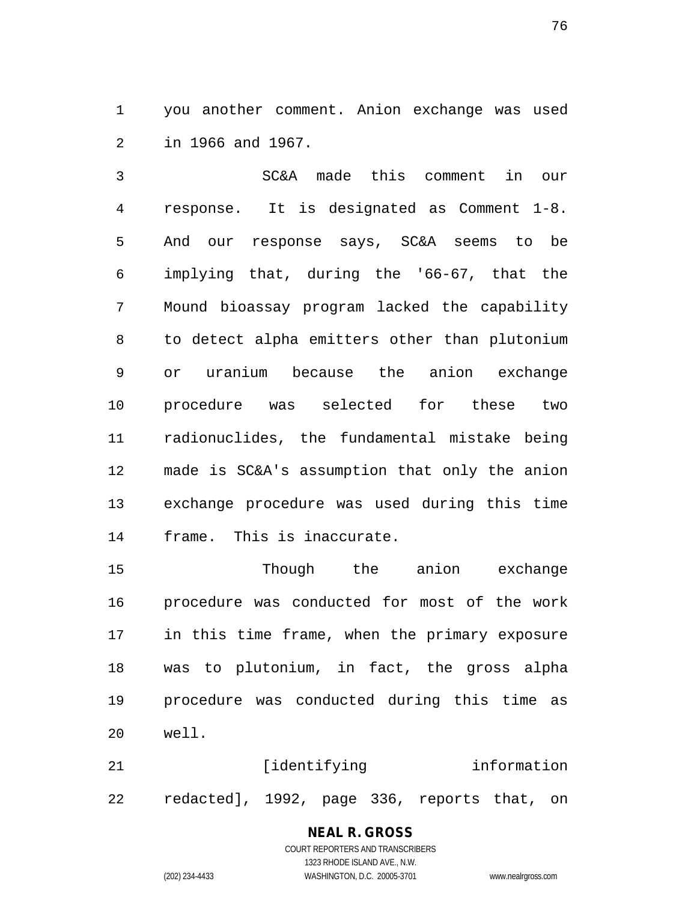you another comment. Anion exchange was used in 1966 and 1967.

SC&A made this comment in our response. It is designated as Comment 1-8. And our response says, SC&A seems to be implying that, during the '66-67, that the Mound bioassay program lacked the capability to detect alpha emitters other than plutonium or uranium because the anion exchange procedure was selected for these two radionuclides, the fundamental mistake being made is SC&A's assumption that only the anion exchange procedure was used during this time frame. This is inaccurate.

Though the anion exchange procedure was conducted for most of the work in this time frame, when the primary exposure was to plutonium, in fact, the gross alpha procedure was conducted during this time as well.

[identifying information redacted], 1992, page 336, reports that, on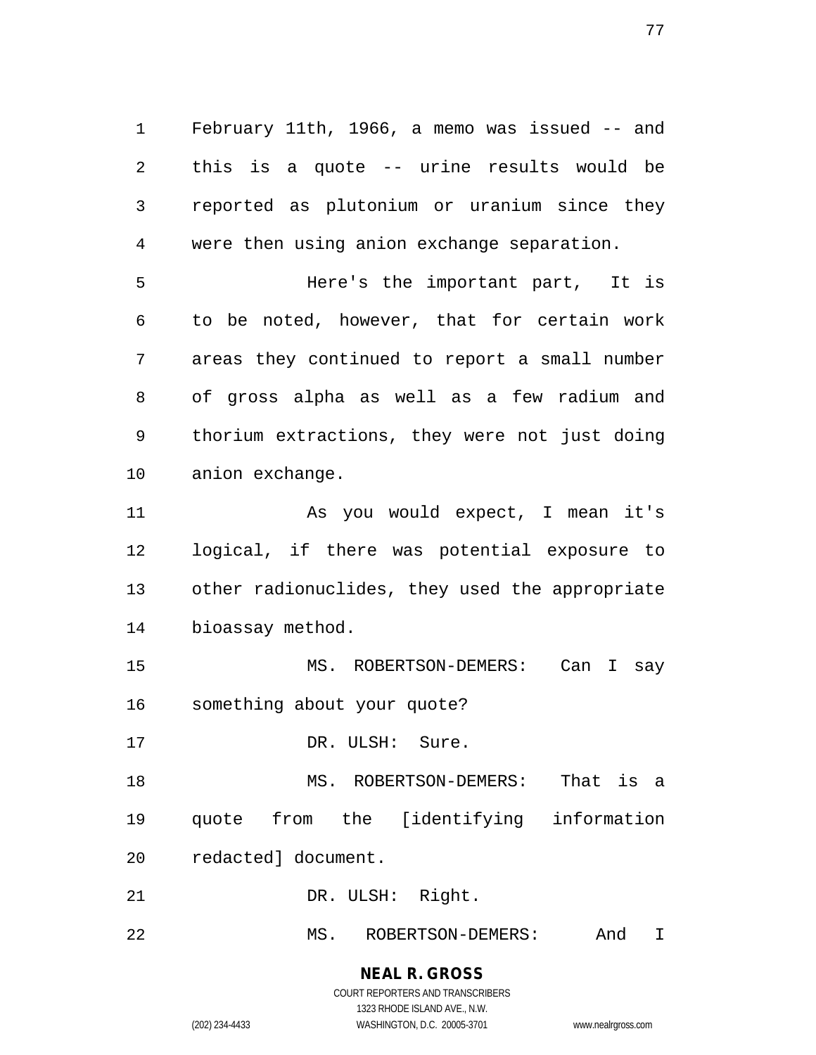February 11th, 1966, a memo was issued -- and this is a quote -- urine results would be reported as plutonium or uranium since they were then using anion exchange separation.

Here's the important part, It is to be noted, however, that for certain work areas they continued to report a small number of gross alpha as well as a few radium and thorium extractions, they were not just doing anion exchange.

As you would expect, I mean it's logical, if there was potential exposure to other radionuclides, they used the appropriate bioassay method.

MS. ROBERTSON-DEMERS: Can I say something about your quote?

DR. ULSH: Sure.

MS. ROBERTSON-DEMERS: That is a quote from the [identifying information redacted] document.

DR. ULSH: Right.

MS. ROBERTSON-DEMERS: And I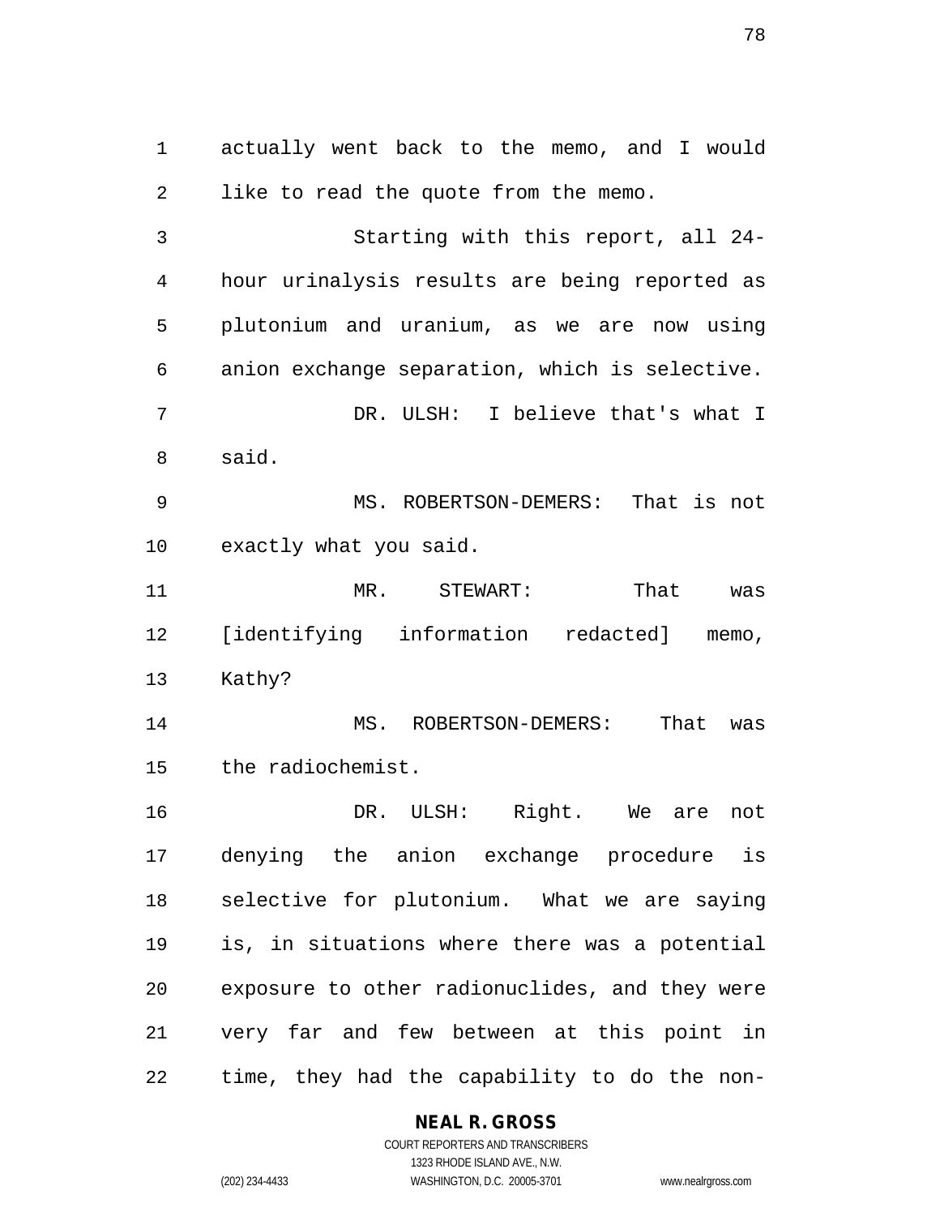actually went back to the memo, and I would like to read the quote from the memo.

Starting with this report, all 24-hour urinalysis results are being reported as plutonium and uranium, as we are now using anion exchange separation, which is selective.

DR. ULSH: I believe that's what I said.

MS. ROBERTSON-DEMERS: That is not exactly what you said.

MR. STEWART: That was [identifying information redacted] memo, Kathy?

MS. ROBERTSON-DEMERS: That was the radiochemist.

DR. ULSH: Right. We are not denying the anion exchange procedure is selective for plutonium. What we are saying is, in situations where there was a potential exposure to other radionuclides, and they were very far and few between at this point in time, they had the capability to do the non-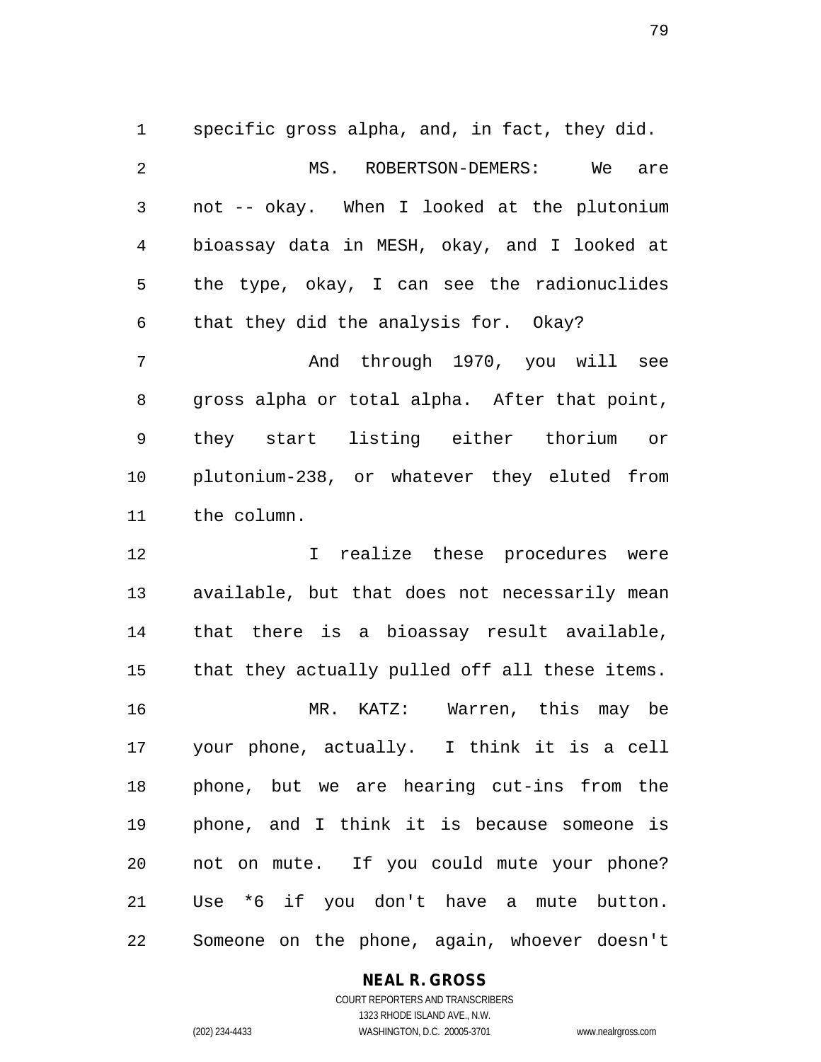specific gross alpha, and, in fact, they did.

MS. ROBERTSON-DEMERS: We are not -- okay. When I looked at the plutonium bioassay data in MESH, okay, and I looked at the type, okay, I can see the radionuclides that they did the analysis for. Okay?

And through 1970, you will see gross alpha or total alpha. After that point, they start listing either thorium or plutonium-238, or whatever they eluted from the column.

I realize these procedures were available, but that does not necessarily mean that there is a bioassay result available, that they actually pulled off all these items.

MR. KATZ: Warren, this may be your phone, actually. I think it is a cell phone, but we are hearing cut-ins from the phone, and I think it is because someone is not on mute. If you could mute your phone? Use *6 if you don't have a mute button. Someone on the phone, again, whoever doesn't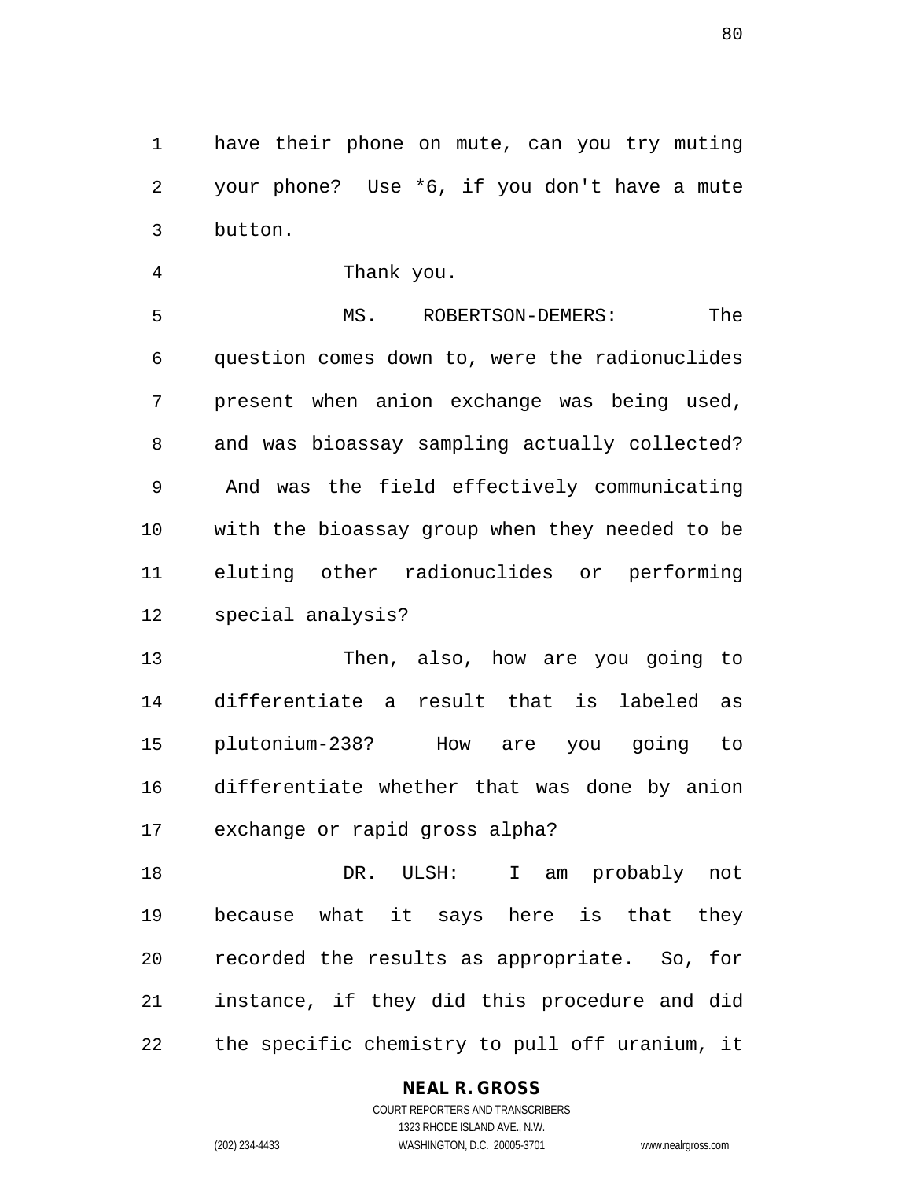have their phone on mute, can you try muting your phone? Use *6, if you don't have a mute button.

Thank you.

MS. ROBERTSON-DEMERS: The question comes down to, were the radionuclides present when anion exchange was being used, and was bioassay sampling actually collected? And was the field effectively communicating with the bioassay group when they needed to be eluting other radionuclides or performing special analysis?

Then, also, how are you going to differentiate a result that is labeled as plutonium-238? How are you going to differentiate whether that was done by anion exchange or rapid gross alpha?

DR. ULSH: I am probably not because what it says here is that they recorded the results as appropriate. So, for instance, if they did this procedure and did the specific chemistry to pull off uranium, it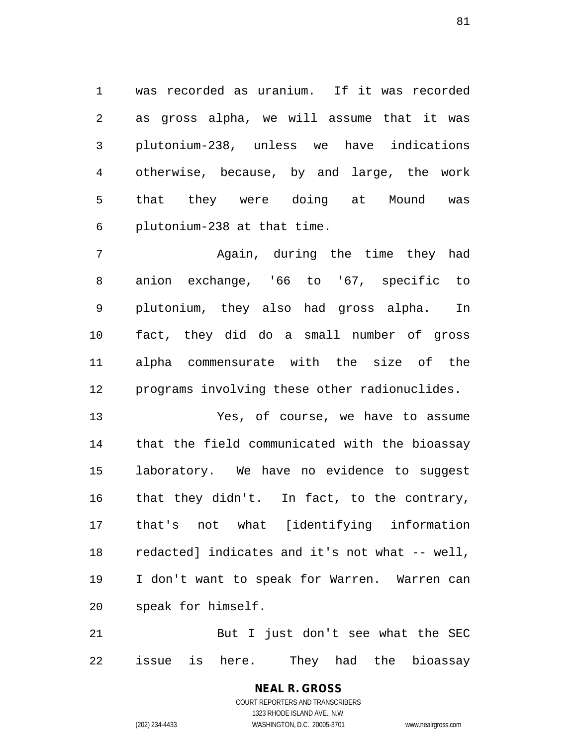was recorded as uranium. If it was recorded as gross alpha, we will assume that it was plutonium-238, unless we have indications otherwise, because, by and large, the work that they were doing at Mound was plutonium-238 at that time.

Again, during the time they had anion exchange, '66 to '67, specific to plutonium, they also had gross alpha. In fact, they did do a small number of gross alpha commensurate with the size of the programs involving these other radionuclides.

Yes, of course, we have to assume that the field communicated with the bioassay laboratory. We have no evidence to suggest that they didn't. In fact, to the contrary, that's not what [identifying information redacted] indicates and it's not what -- well, I don't want to speak for Warren. Warren can speak for himself.

But I just don't see what the SEC issue is here. They had the bioassay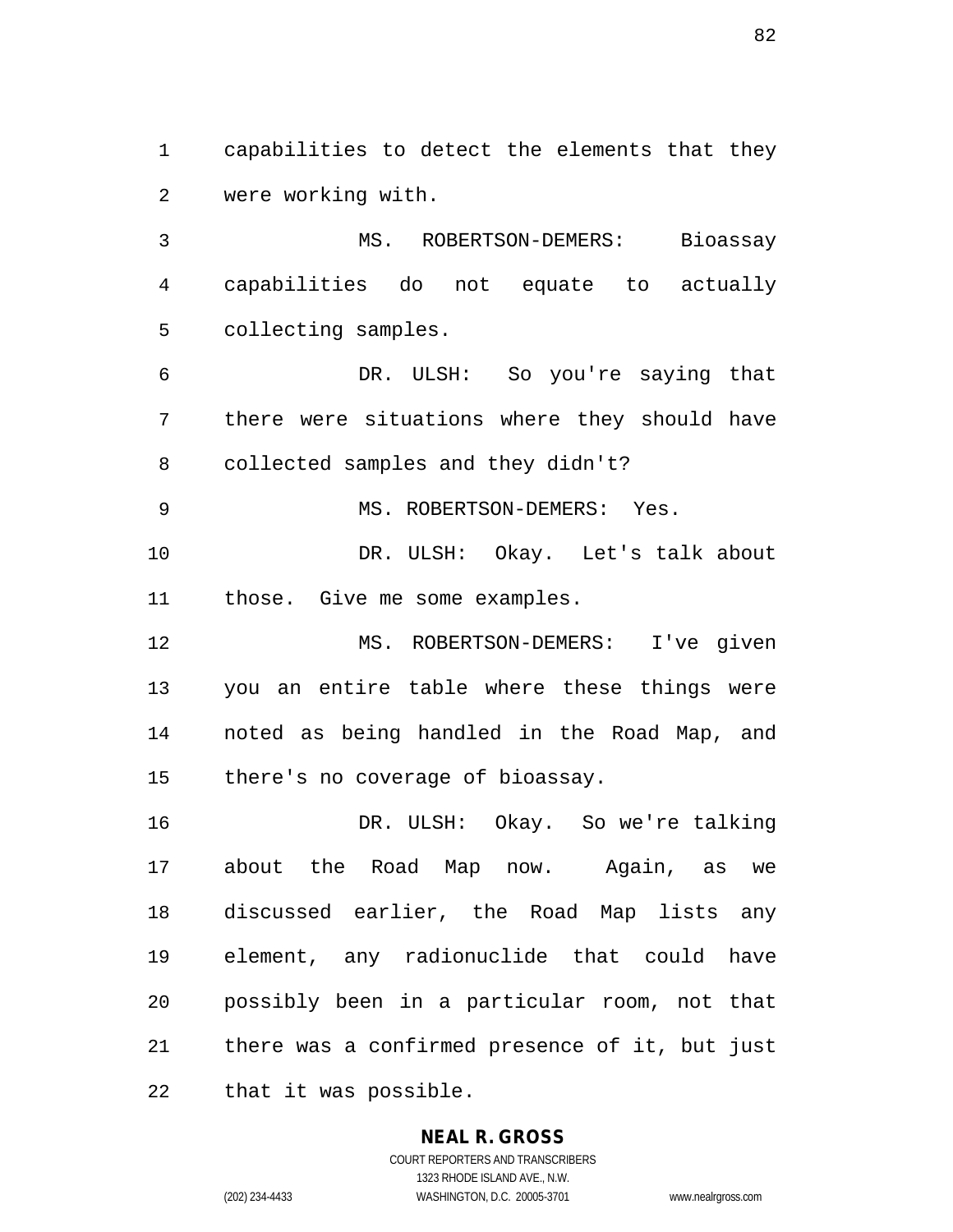capabilities to detect the elements that they were working with.

MS. ROBERTSON-DEMERS: Bioassay capabilities do not equate to actually collecting samples.

DR. ULSH: So you're saying that there were situations where they should have collected samples and they didn't?

MS. ROBERTSON-DEMERS: Yes.

DR. ULSH: Okay. Let's talk about those. Give me some examples.

MS. ROBERTSON-DEMERS: I've given you an entire table where these things were noted as being handled in the Road Map, and there's no coverage of bioassay.

DR. ULSH: Okay. So we're talking about the Road Map now. Again, as we discussed earlier, the Road Map lists any element, any radionuclide that could have possibly been in a particular room, not that there was a confirmed presence of it, but just that it was possible.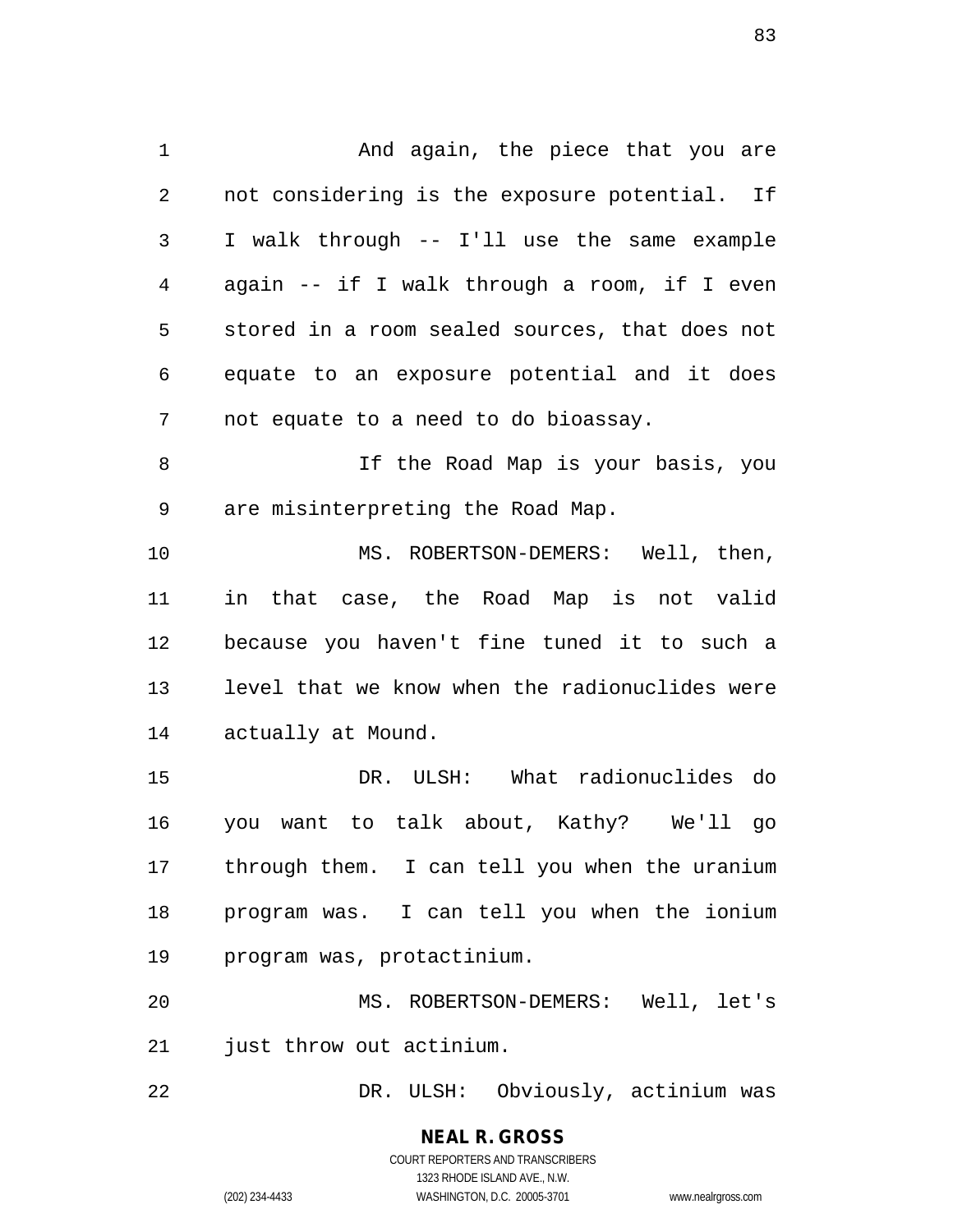And again, the piece that you are not considering is the exposure potential. If I walk through -- I'll use the same example again -- if I walk through a room, if I even stored in a room sealed sources, that does not equate to an exposure potential and it does not equate to a need to do bioassay.

If the Road Map is your basis, you are misinterpreting the Road Map.

MS. ROBERTSON-DEMERS: Well, then, in that case, the Road Map is not valid because you haven't fine tuned it to such a level that we know when the radionuclides were actually at Mound.

DR. ULSH: What radionuclides do you want to talk about, Kathy? We'll go through them. I can tell you when the uranium program was. I can tell you when the ionium program was, protactinium.

MS. ROBERTSON-DEMERS: Well, let's just throw out actinium.

DR. ULSH: Obviously, actinium was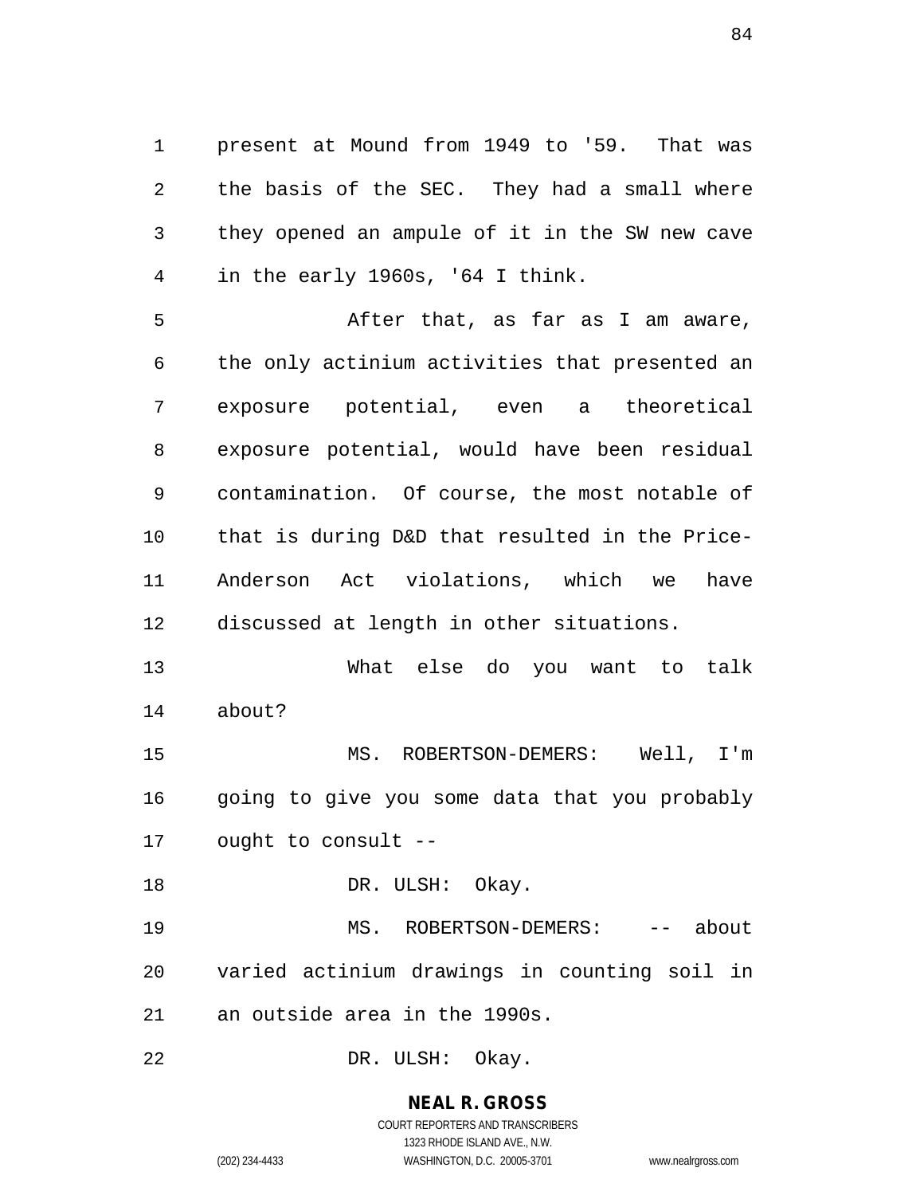present at Mound from 1949 to '59. That was the basis of the SEC. They had a small where they opened an ampule of it in the SW new cave in the early 1960s, '64 I think.

After that, as far as I am aware, the only actinium activities that presented an exposure potential, even a theoretical exposure potential, would have been residual contamination. Of course, the most notable of that is during D&D that resulted in the Price-Anderson Act violations, which we have discussed at length in other situations.

What else do you want to talk about?

MS. ROBERTSON-DEMERS: Well, I'm going to give you some data that you probably ought to consult --

DR. ULSH: Okay.

MS. ROBERTSON-DEMERS: -- about varied actinium drawings in counting soil in an outside area in the 1990s.

DR. ULSH: Okay.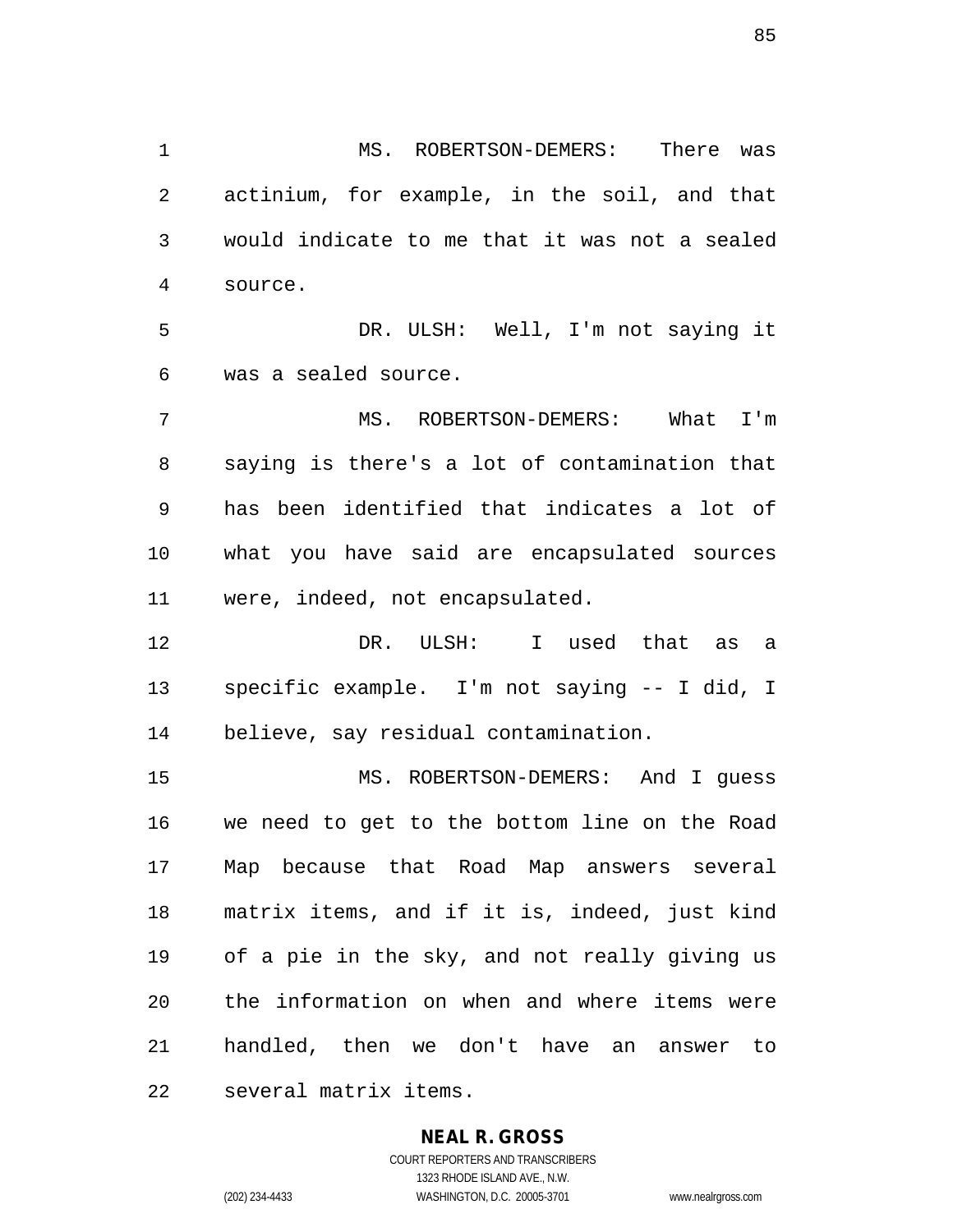MS. ROBERTSON-DEMERS: There was actinium, for example, in the soil, and that would indicate to me that it was not a sealed source.

DR. ULSH: Well, I'm not saying it was a sealed source.

MS. ROBERTSON-DEMERS: What I'm saying is there's a lot of contamination that has been identified that indicates a lot of what you have said are encapsulated sources were, indeed, not encapsulated.

DR. ULSH: I used that as a specific example. I'm not saying -- I did, I believe, say residual contamination.

MS. ROBERTSON-DEMERS: And I guess we need to get to the bottom line on the Road Map because that Road Map answers several matrix items, and if it is, indeed, just kind of a pie in the sky, and not really giving us the information on when and where items were handled, then we don't have an answer to several matrix items.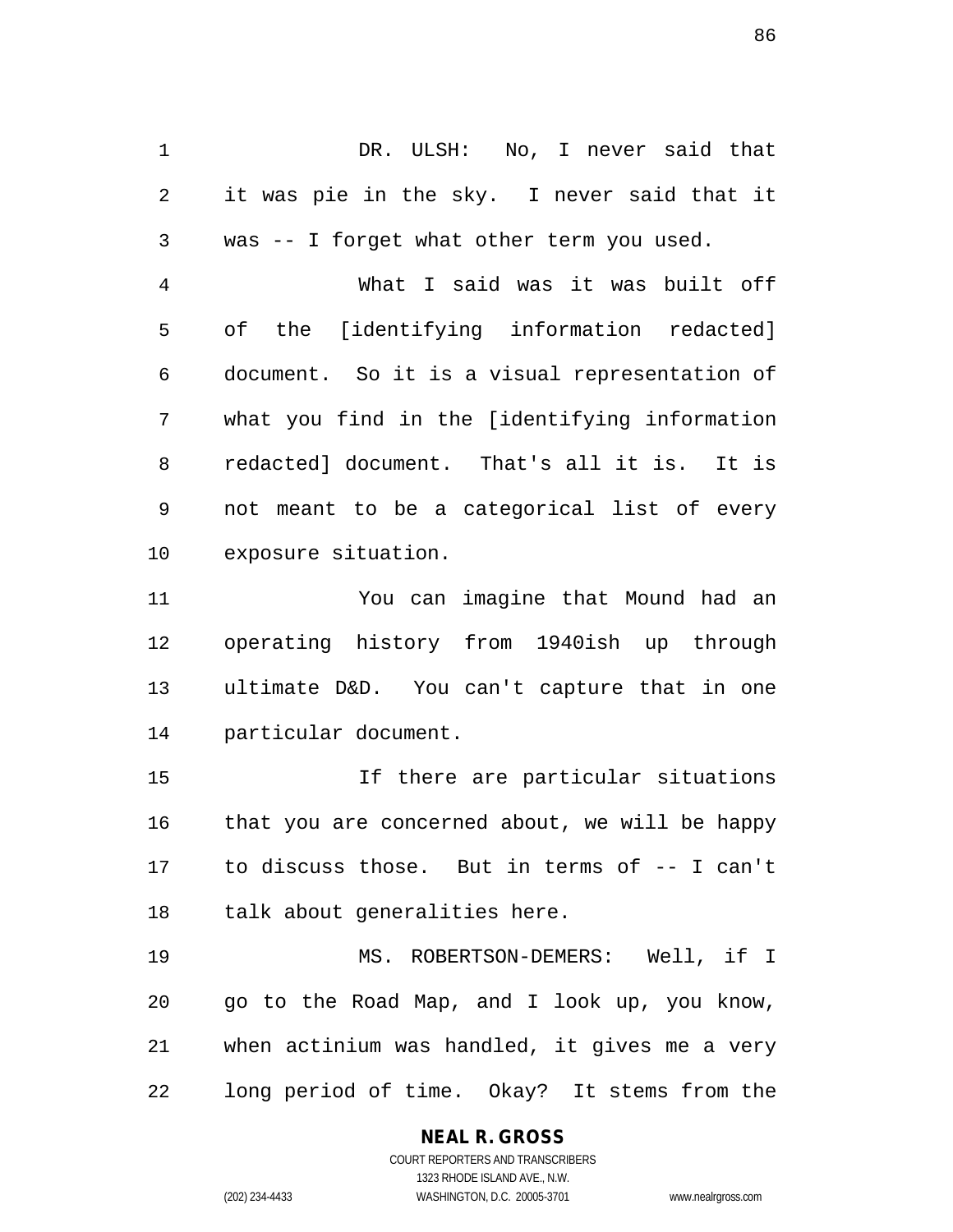DR. ULSH: No, I never said that it was pie in the sky. I never said that it was -- I forget what other term you used.

What I said was it was built off of the [identifying information redacted] document. So it is a visual representation of what you find in the [identifying information redacted] document. That's all it is. It is not meant to be a categorical list of every exposure situation.

You can imagine that Mound had an operating history from 1940ish up through ultimate D&D. You can't capture that in one particular document.

If there are particular situations that you are concerned about, we will be happy to discuss those. But in terms of -- I can't talk about generalities here.

MS. ROBERTSON-DEMERS: Well, if I go to the Road Map, and I look up, you know, when actinium was handled, it gives me a very long period of time. Okay? It stems from the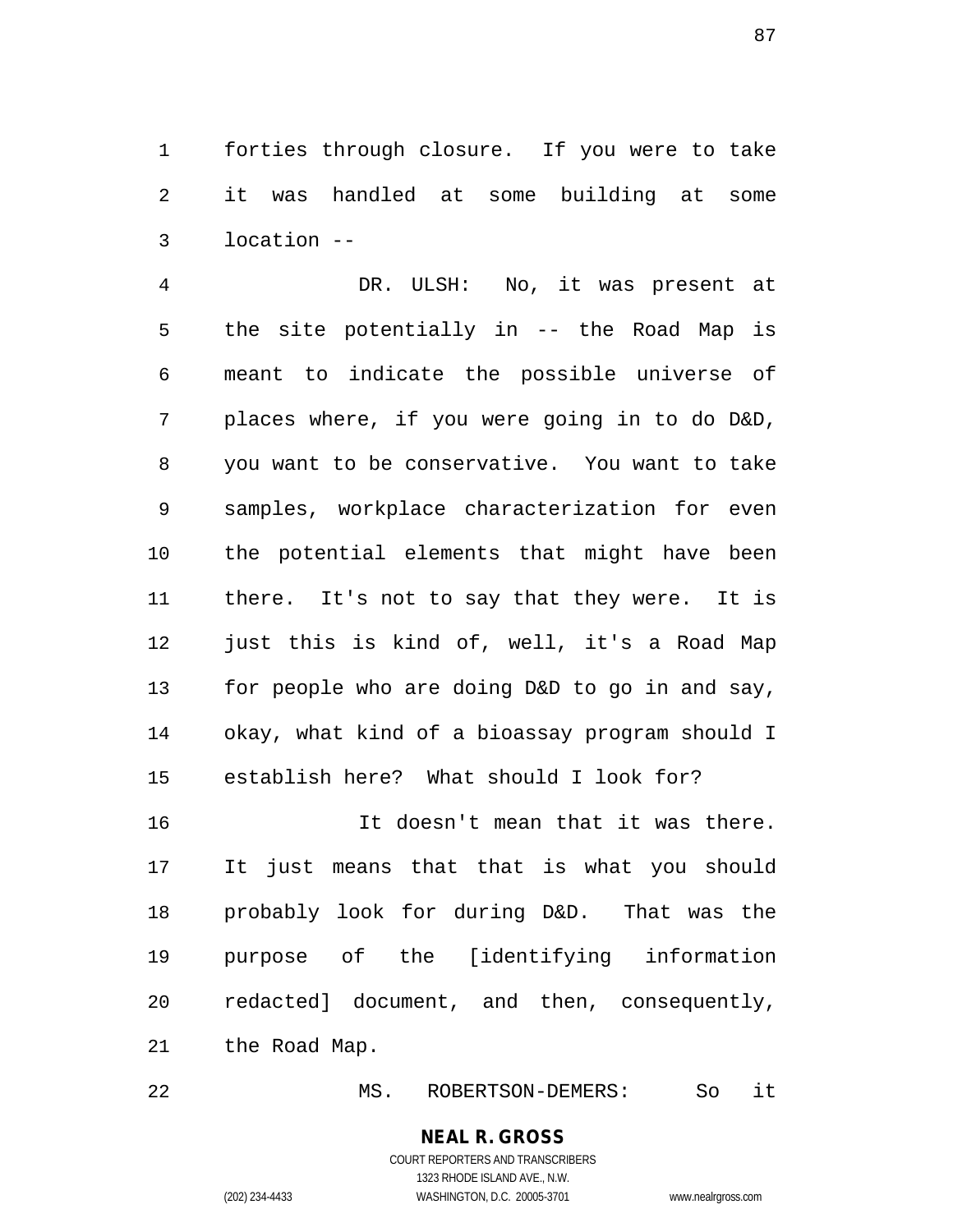forties through closure. If you were to take it was handled at some building at some location --

DR. ULSH: No, it was present at the site potentially in -- the Road Map is meant to indicate the possible universe of places where, if you were going in to do D&D, you want to be conservative. You want to take samples, workplace characterization for even the potential elements that might have been there. It's not to say that they were. It is just this is kind of, well, it's a Road Map for people who are doing D&D to go in and say, okay, what kind of a bioassay program should I establish here? What should I look for?

It doesn't mean that it was there. It just means that that is what you should probably look for during D&D. That was the purpose of the [identifying information redacted] document, and then, consequently, the Road Map.

MS. ROBERTSON-DEMERS: So it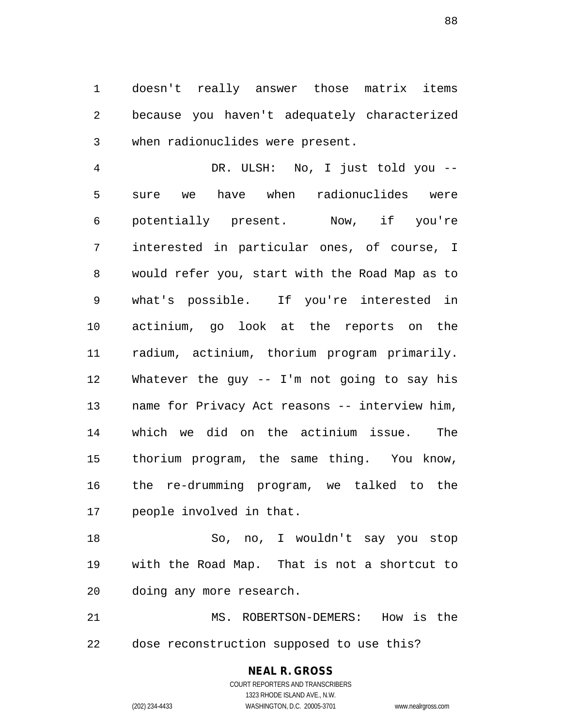doesn't really answer those matrix items because you haven't adequately characterized when radionuclides were present.

DR. ULSH: No, I just told you -- sure we have when radionuclides were potentially present. Now, if you're interested in particular ones, of course, I would refer you, start with the Road Map as to what's possible. If you're interested in actinium, go look at the reports on the radium, actinium, thorium program primarily. Whatever the guy -- I'm not going to say his name for Privacy Act reasons -- interview him, which we did on the actinium issue. The thorium program, the same thing. You know, the re-drumming program, we talked to the people involved in that.

So, no, I wouldn't say you stop with the Road Map. That is not a shortcut to doing any more research.

MS. ROBERTSON-DEMERS: How is the dose reconstruction supposed to use this?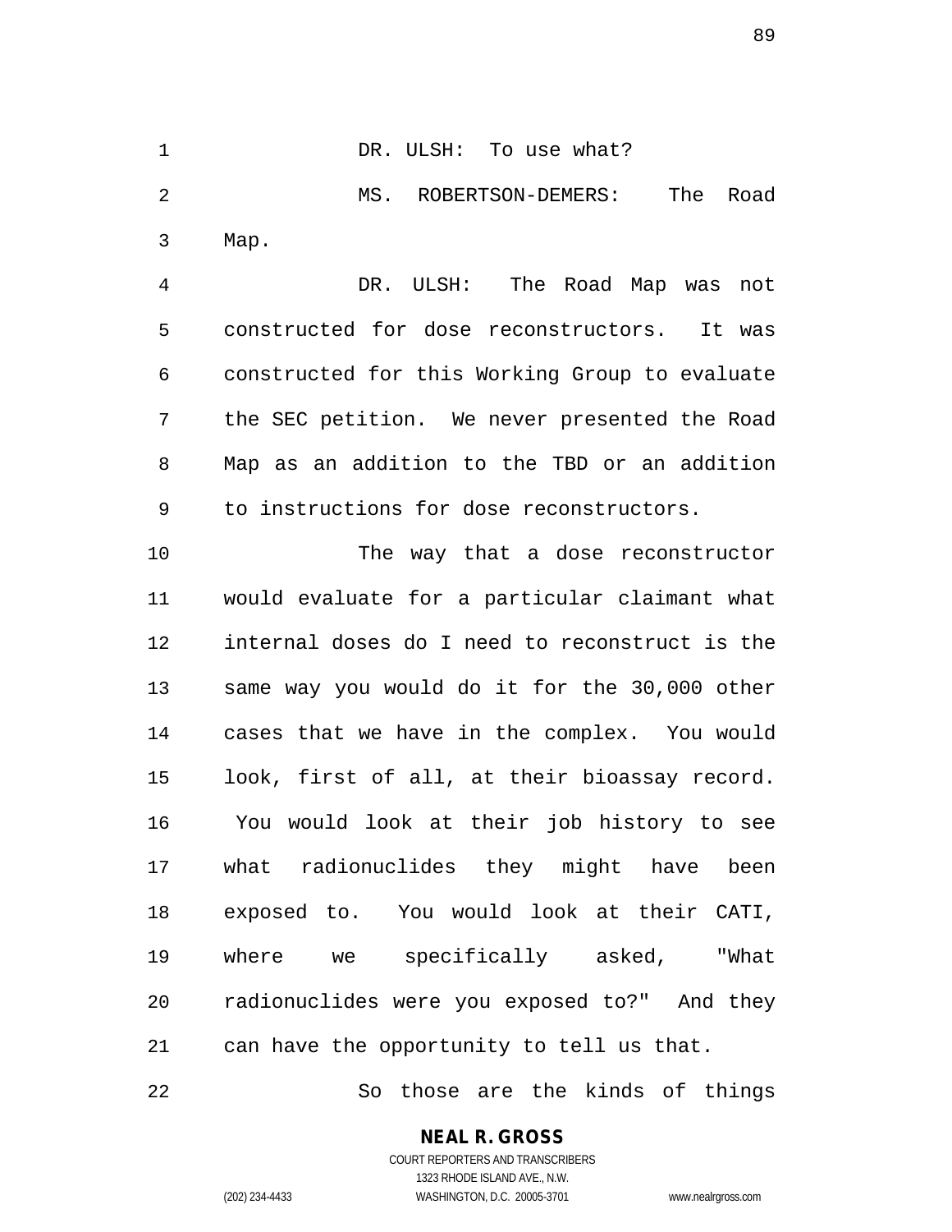DR. ULSH: To use what?

MS. ROBERTSON-DEMERS: The Road Map.

DR. ULSH: The Road Map was not constructed for dose reconstructors. It was constructed for this Working Group to evaluate the SEC petition. We never presented the Road Map as an addition to the TBD or an addition to instructions for dose reconstructors.

The way that a dose reconstructor would evaluate for a particular claimant what internal doses do I need to reconstruct is the same way you would do it for the 30,000 other cases that we have in the complex. You would look, first of all, at their bioassay record. You would look at their job history to see what radionuclides they might have been exposed to. You would look at their CATI, where we specifically asked, "What radionuclides were you exposed to?" And they can have the opportunity to tell us that.

So those are the kinds of things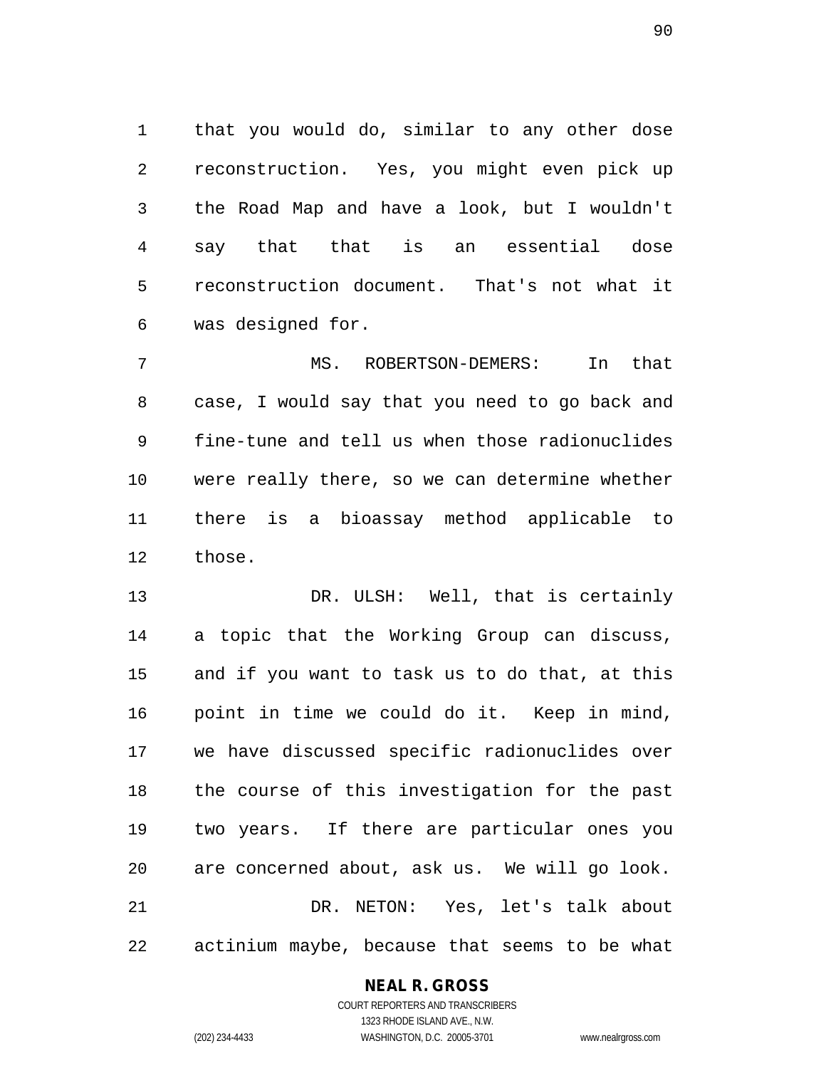that you would do, similar to any other dose reconstruction. Yes, you might even pick up the Road Map and have a look, but I wouldn't say that that is an essential dose reconstruction document. That's not what it was designed for.

MS. ROBERTSON-DEMERS: In that case, I would say that you need to go back and fine-tune and tell us when those radionuclides were really there, so we can determine whether there is a bioassay method applicable to those.

DR. ULSH: Well, that is certainly a topic that the Working Group can discuss, and if you want to task us to do that, at this point in time we could do it. Keep in mind, we have discussed specific radionuclides over the course of this investigation for the past two years. If there are particular ones you are concerned about, ask us. We will go look.

DR. NETON: Yes, let's talk about actinium maybe, because that seems to be what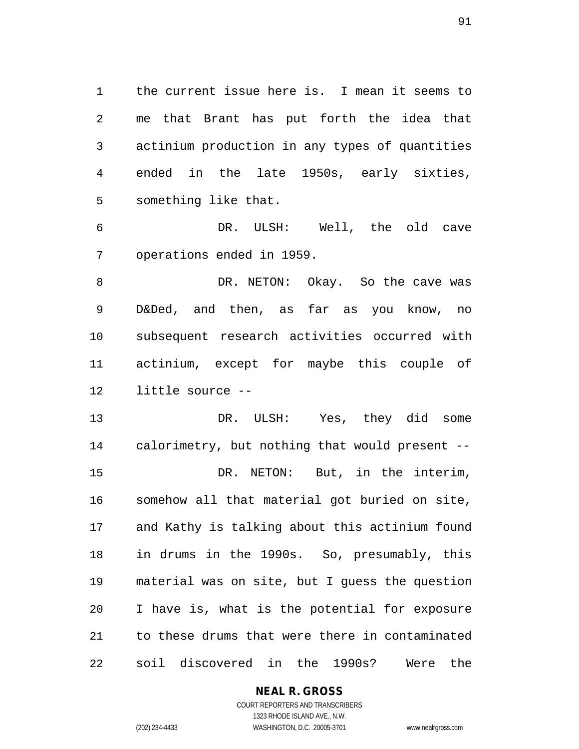the current issue here is. I mean it seems to me that Brant has put forth the idea that actinium production in any types of quantities ended in the late 1950s, early sixties, something like that.

DR. ULSH: Well, the old cave operations ended in 1959.

DR. NETON: Okay. So the cave was D&Ded, and then, as far as you know, no subsequent research activities occurred with actinium, except for maybe this couple of little source --

DR. ULSH: Yes, they did some calorimetry, but nothing that would present --

DR. NETON: But, in the interim, somehow all that material got buried on site, and Kathy is talking about this actinium found in drums in the 1990s. So, presumably, this material was on site, but I guess the question I have is, what is the potential for exposure to these drums that were there in contaminated soil discovered in the 1990s? Were the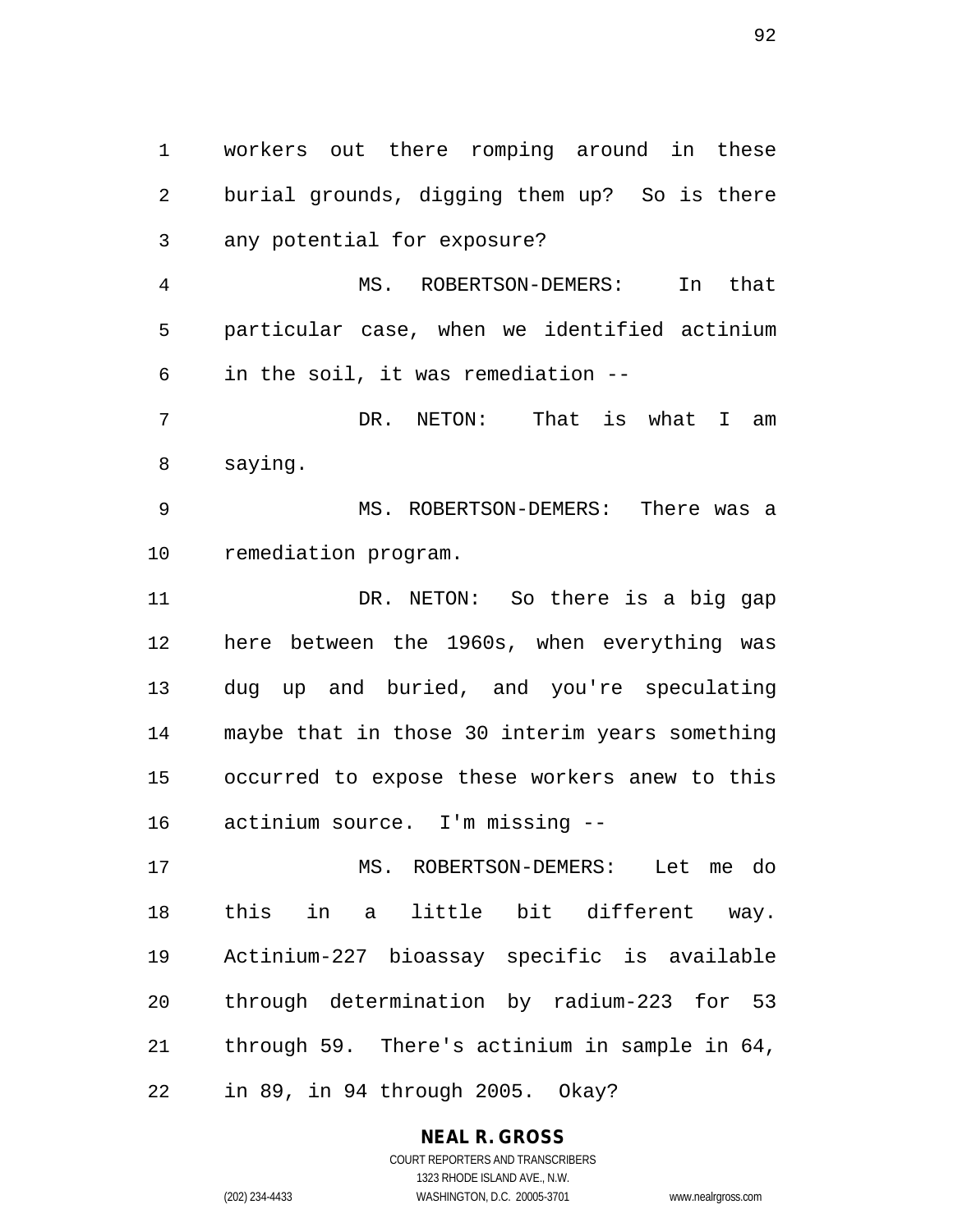workers out there romping around in these burial grounds, digging them up? So is there any potential for exposure?

MS. ROBERTSON-DEMERS: In that particular case, when we identified actinium in the soil, it was remediation --

DR. NETON: That is what I am saying.

MS. ROBERTSON-DEMERS: There was a remediation program.

DR. NETON: So there is a big gap here between the 1960s, when everything was dug up and buried, and you're speculating maybe that in those 30 interim years something occurred to expose these workers anew to this actinium source. I'm missing --

MS. ROBERTSON-DEMERS: Let me do this in a little bit different way. Actinium-227 bioassay specific is available through determination by radium-223 for 53 through 59. There's actinium in sample in 64, in 89, in 94 through 2005. Okay?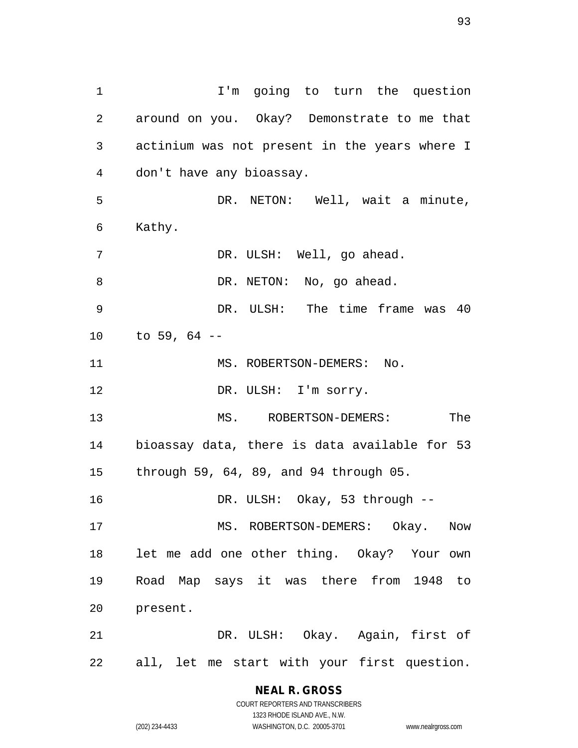I'm going to turn the question around on you. Okay? Demonstrate to me that actinium was not present in the years where I don't have any bioassay.

DR. NETON: Well, wait a minute, Kathy.

DR. ULSH: Well, go ahead.

DR. NETON: No, go ahead.

DR. ULSH: The time frame was 40 to 59, 64 --

MS. ROBERTSON-DEMERS: No.

DR. ULSH: I'm sorry.

MS. ROBERTSON-DEMERS: The bioassay data, there is data available for 53 through 59, 64, 89, and 94 through 05.

DR. ULSH: Okay, 53 through --

MS. ROBERTSON-DEMERS: Okay. Now let me add one other thing. Okay? Your own Road Map says it was there from 1948 to present.

DR. ULSH: Okay. Again, first of all, let me start with your first question.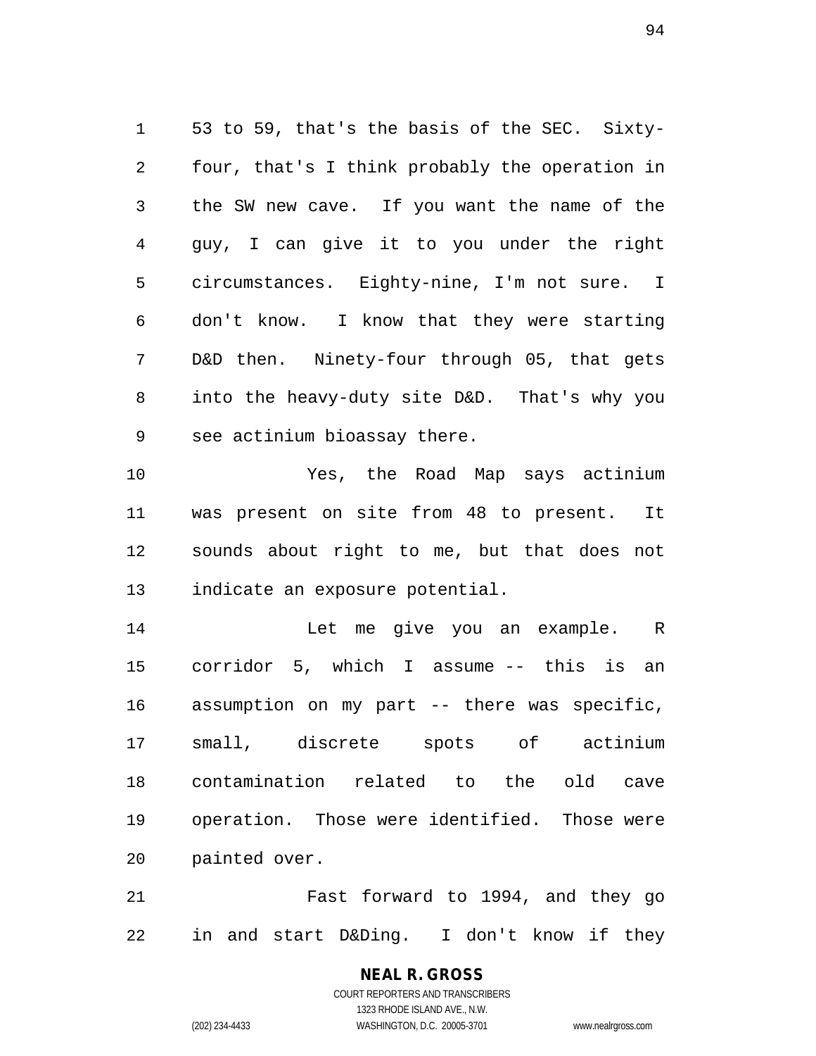53 to 59, that's the basis of the SEC. Sixty-four, that's I think probably the operation in the SW new cave. If you want the name of the guy, I can give it to you under the right circumstances. Eighty-nine, I'm not sure. I don't know. I know that they were starting D&D then. Ninety-four through 05, that gets into the heavy-duty site D&D. That's why you see actinium bioassay there.

Yes, the Road Map says actinium was present on site from 48 to present. It sounds about right to me, but that does not indicate an exposure potential.

Let me give you an example. R corridor 5, which I assume -- this is an assumption on my part -- there was specific, small, discrete spots of actinium contamination related to the old cave operation. Those were identified. Those were painted over.

Fast forward to 1994, and they go in and start D&Ding. I don't know if they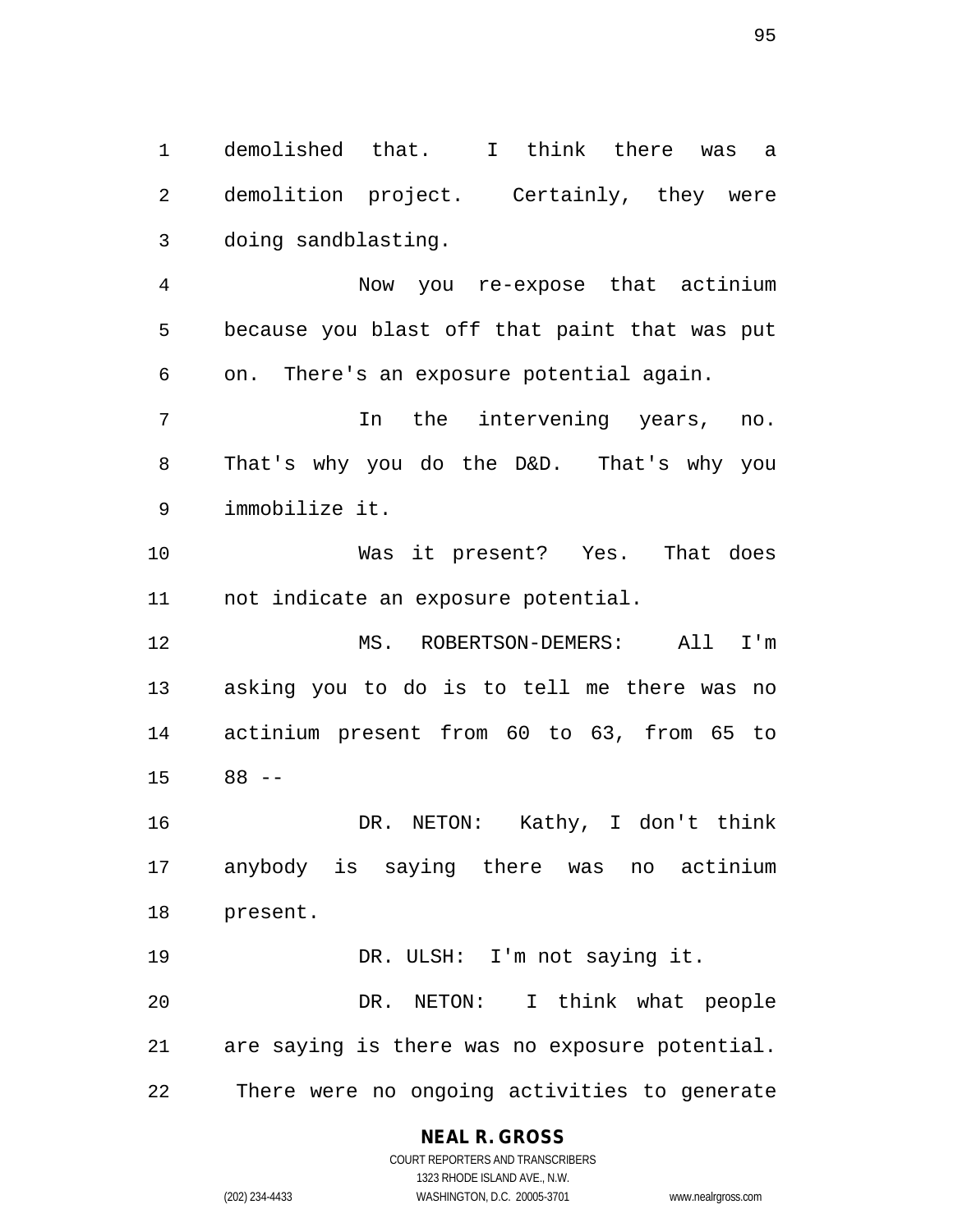demolished that. I think there was a demolition project. Certainly, they were doing sandblasting.

Now you re-expose that actinium because you blast off that paint that was put on. There's an exposure potential again.

In the intervening years, no. That's why you do the D&D. That's why you immobilize it.

Was it present? Yes. That does not indicate an exposure potential.

MS. ROBERTSON-DEMERS: All I'm asking you to do is to tell me there was no actinium present from 60 to 63, from 65 to 88 --

DR. NETON: Kathy, I don't think anybody is saying there was no actinium present.

DR. ULSH: I'm not saying it.

DR. NETON: I think what people are saying is there was no exposure potential. There were no ongoing activities to generate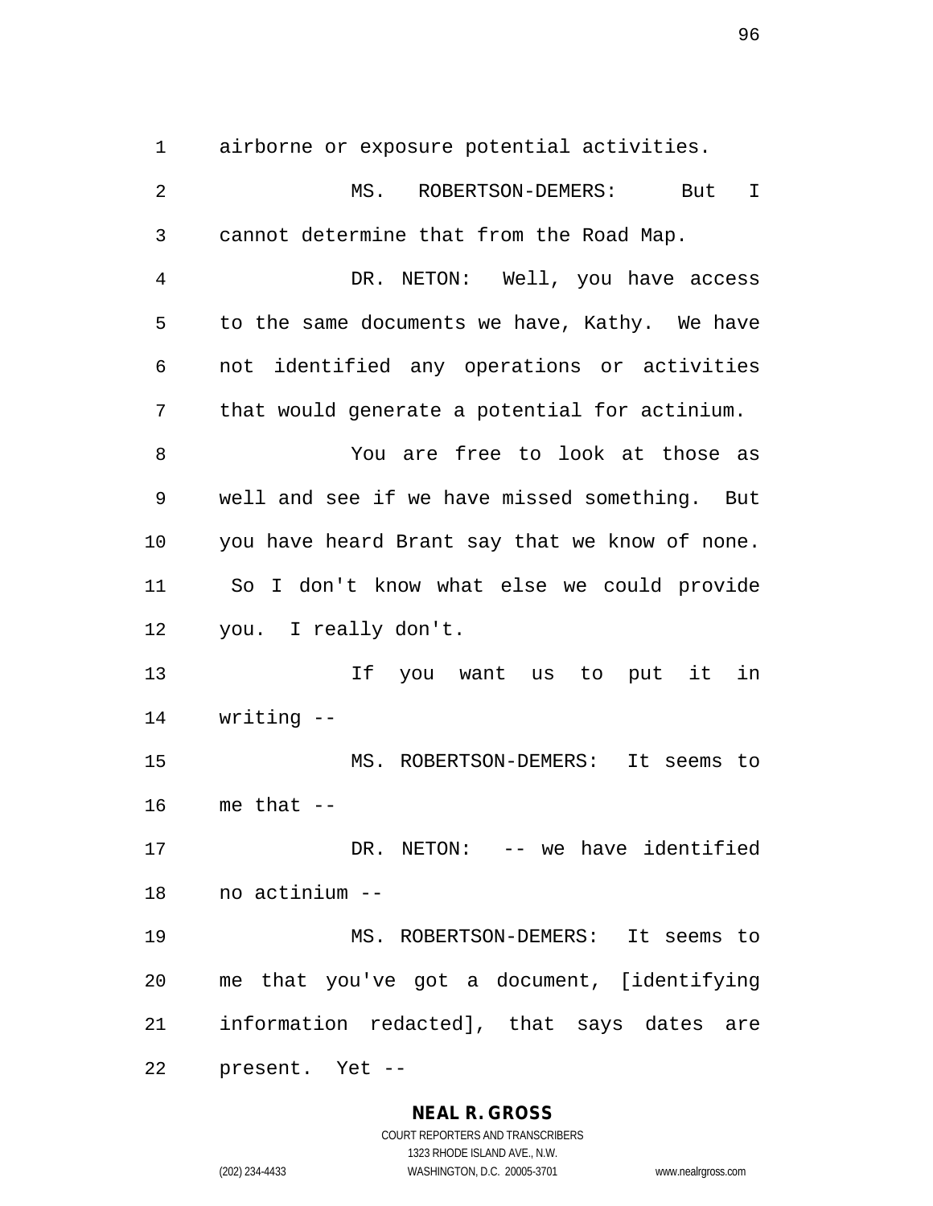airborne or exposure potential activities.

MS. ROBERTSON-DEMERS: But I cannot determine that from the Road Map.

DR. NETON: Well, you have access to the same documents we have, Kathy. We have not identified any operations or activities that would generate a potential for actinium.

You are free to look at those as well and see if we have missed something. But you have heard Brant say that we know of none. So I don't know what else we could provide you. I really don't.

If you want us to put it in writing --

MS. ROBERTSON-DEMERS: It seems to me that --

DR. NETON: -- we have identified no actinium --

MS. ROBERTSON-DEMERS: It seems to me that you've got a document, [identifying information redacted], that says dates are present. Yet --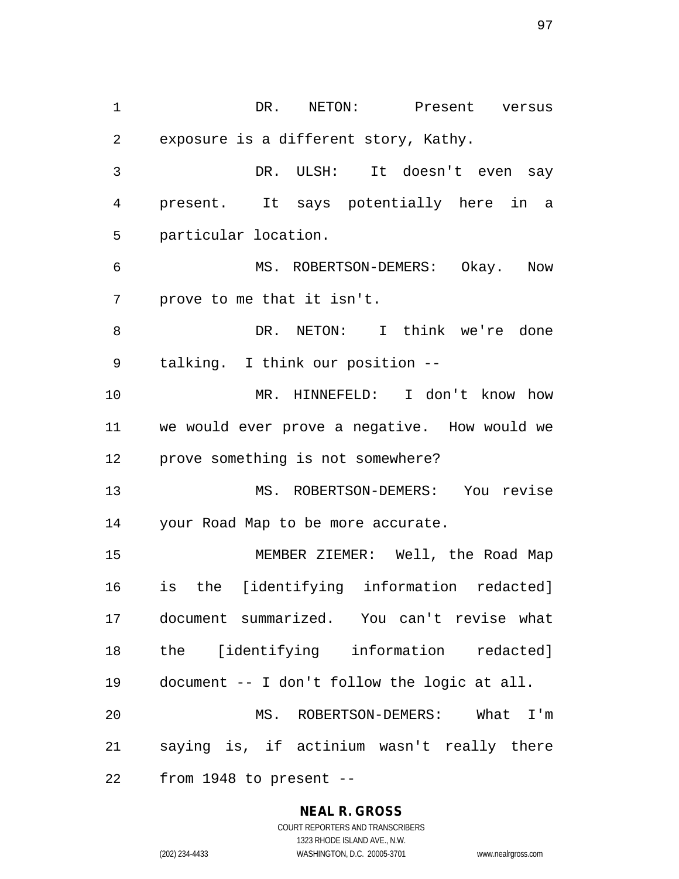DR. NETON: Present versus exposure is a different story, Kathy.

DR. ULSH: It doesn't even say present. It says potentially here in a particular location.

MS. ROBERTSON-DEMERS: Okay. Now prove to me that it isn't.

DR. NETON: I think we're done talking. I think our position --

MR. HINNEFELD: I don't know how we would ever prove a negative. How would we prove something is not somewhere?

MS. ROBERTSON-DEMERS: You revise your Road Map to be more accurate.

MEMBER ZIEMER: Well, the Road Map is the [identifying information redacted] document summarized. You can't revise what the [identifying information redacted] document -- I don't follow the logic at all.

MS. ROBERTSON-DEMERS: What I'm saying is, if actinium wasn't really there from 1948 to present --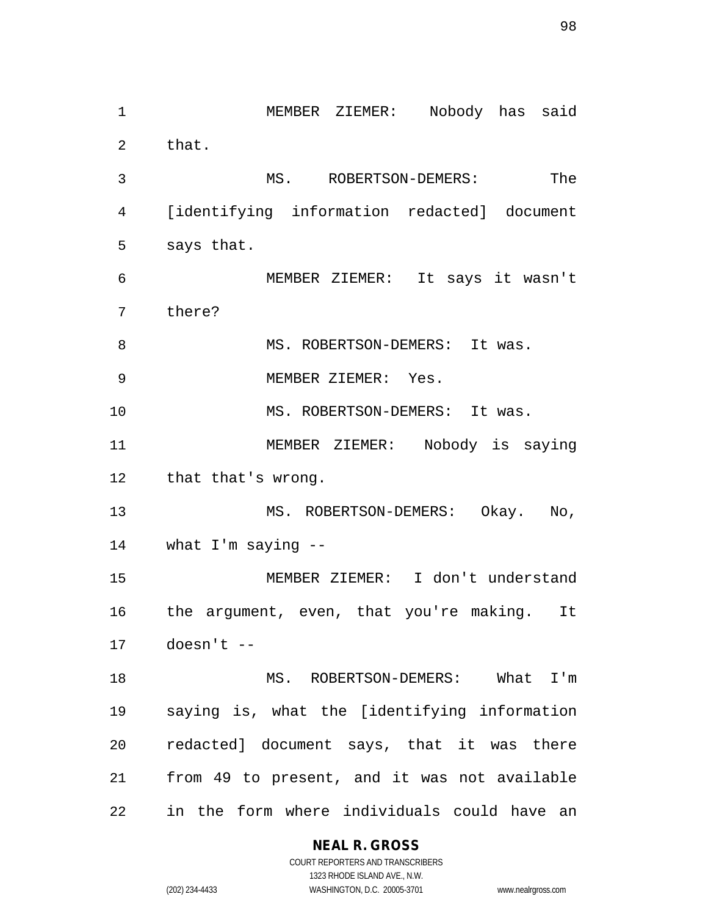MEMBER ZIEMER: Nobody has said that.

MS. ROBERTSON-DEMERS: The [identifying information redacted] document says that.

MEMBER ZIEMER: It says it wasn't there?

MS. ROBERTSON-DEMERS: It was.

MEMBER ZIEMER: Yes.

MS. ROBERTSON-DEMERS: It was.

MEMBER ZIEMER: Nobody is saying that that's wrong.

MS. ROBERTSON-DEMERS: Okay. No, what I'm saying --

MEMBER ZIEMER: I don't understand the argument, even, that you're making. It doesn't --

MS. ROBERTSON-DEMERS: What I'm saying is, what the [identifying information redacted] document says, that it was there from 49 to present, and it was not available in the form where individuals could have an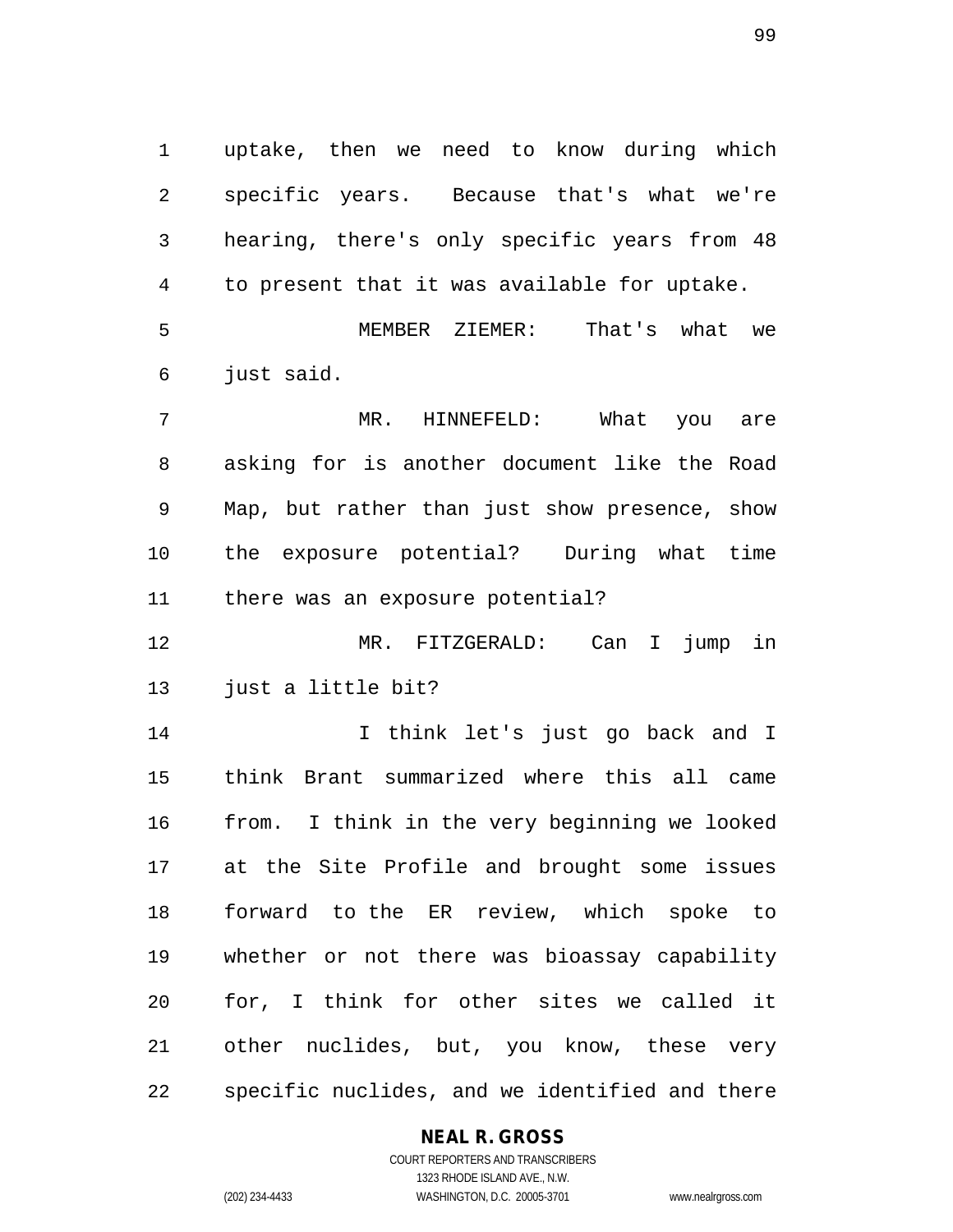uptake, then we need to know during which specific years. Because that's what we're hearing, there's only specific years from 48 to present that it was available for uptake.

MEMBER ZIEMER: That's what we just said.

MR. HINNEFELD: What you are asking for is another document like the Road Map, but rather than just show presence, show the exposure potential? During what time there was an exposure potential?

MR. FITZGERALD: Can I jump in just a little bit?

I think let's just go back and I think Brant summarized where this all came from. I think in the very beginning we looked at the Site Profile and brought some issues forward to the ER review, which spoke to whether or not there was bioassay capability for, I think for other sites we called it other nuclides, but, you know, these very specific nuclides, and we identified and there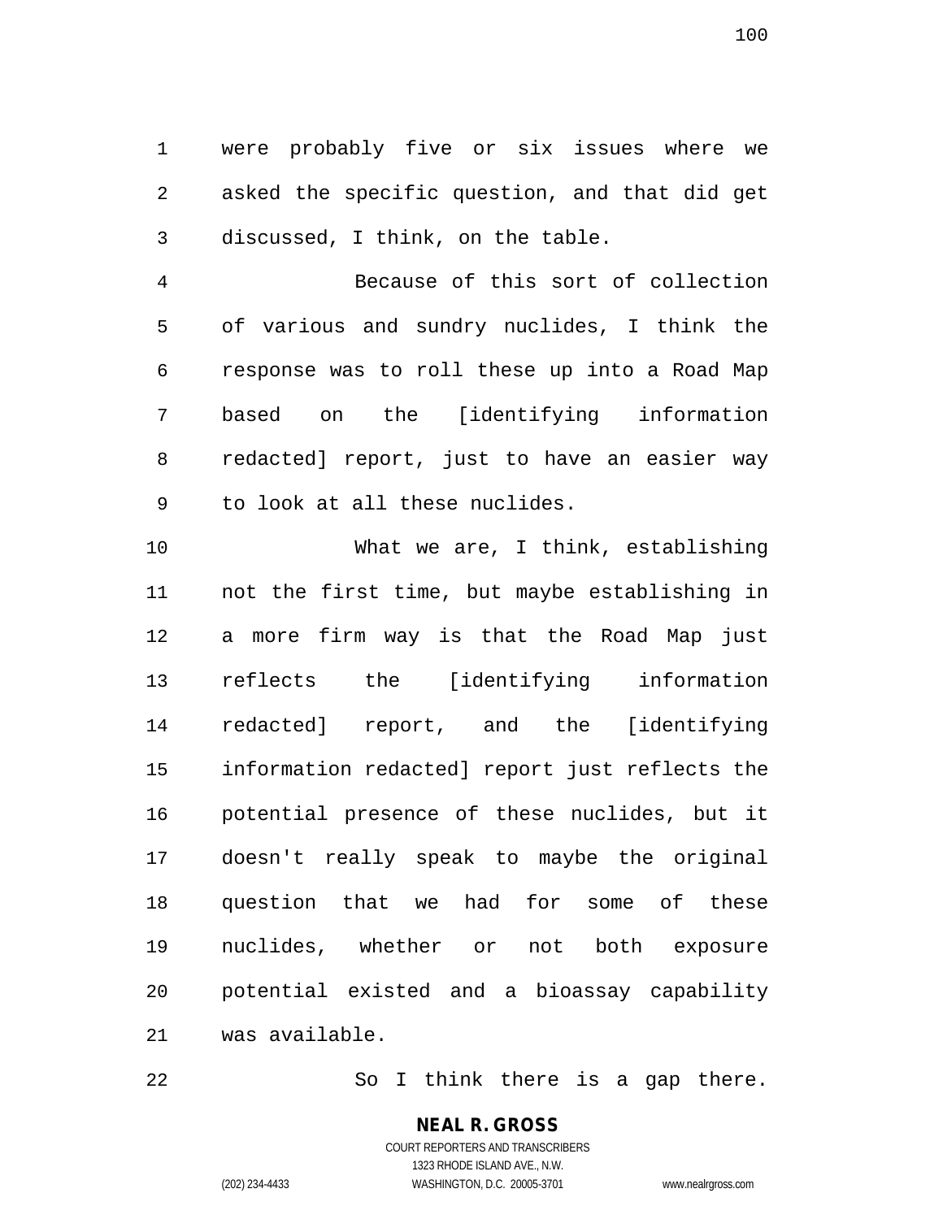were probably five or six issues where we asked the specific question, and that did get discussed, I think, on the table.

Because of this sort of collection of various and sundry nuclides, I think the response was to roll these up into a Road Map based on the [identifying information redacted] report, just to have an easier way to look at all these nuclides.

What we are, I think, establishing not the first time, but maybe establishing in a more firm way is that the Road Map just reflects the [identifying information redacted] report, and the [identifying information redacted] report just reflects the potential presence of these nuclides, but it doesn't really speak to maybe the original question that we had for some of these nuclides, whether or not both exposure potential existed and a bioassay capability was available.

So I think there is a gap there.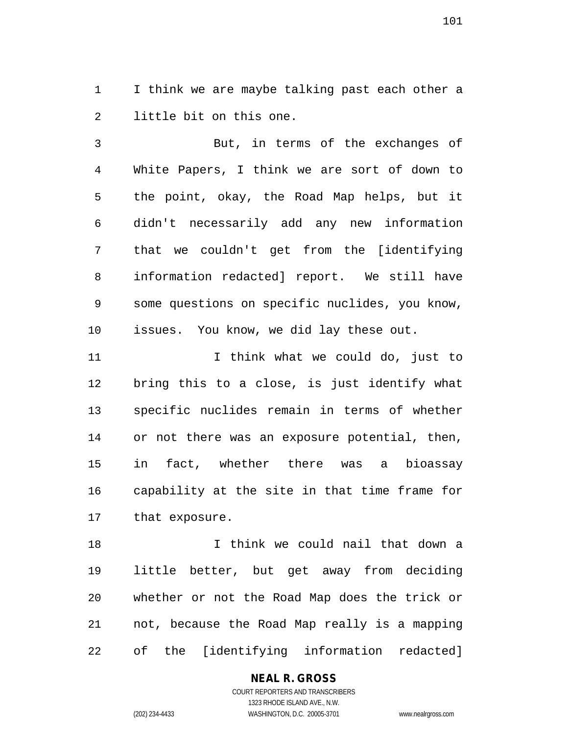I think we are maybe talking past each other a little bit on this one.

But, in terms of the exchanges of White Papers, I think we are sort of down to the point, okay, the Road Map helps, but it didn't necessarily add any new information that we couldn't get from the [identifying information redacted] report. We still have some questions on specific nuclides, you know, issues. You know, we did lay these out.

I think what we could do, just to bring this to a close, is just identify what specific nuclides remain in terms of whether or not there was an exposure potential, then, in fact, whether there was a bioassay capability at the site in that time frame for that exposure.

I think we could nail that down a little better, but get away from deciding whether or not the Road Map does the trick or not, because the Road Map really is a mapping of the [identifying information redacted]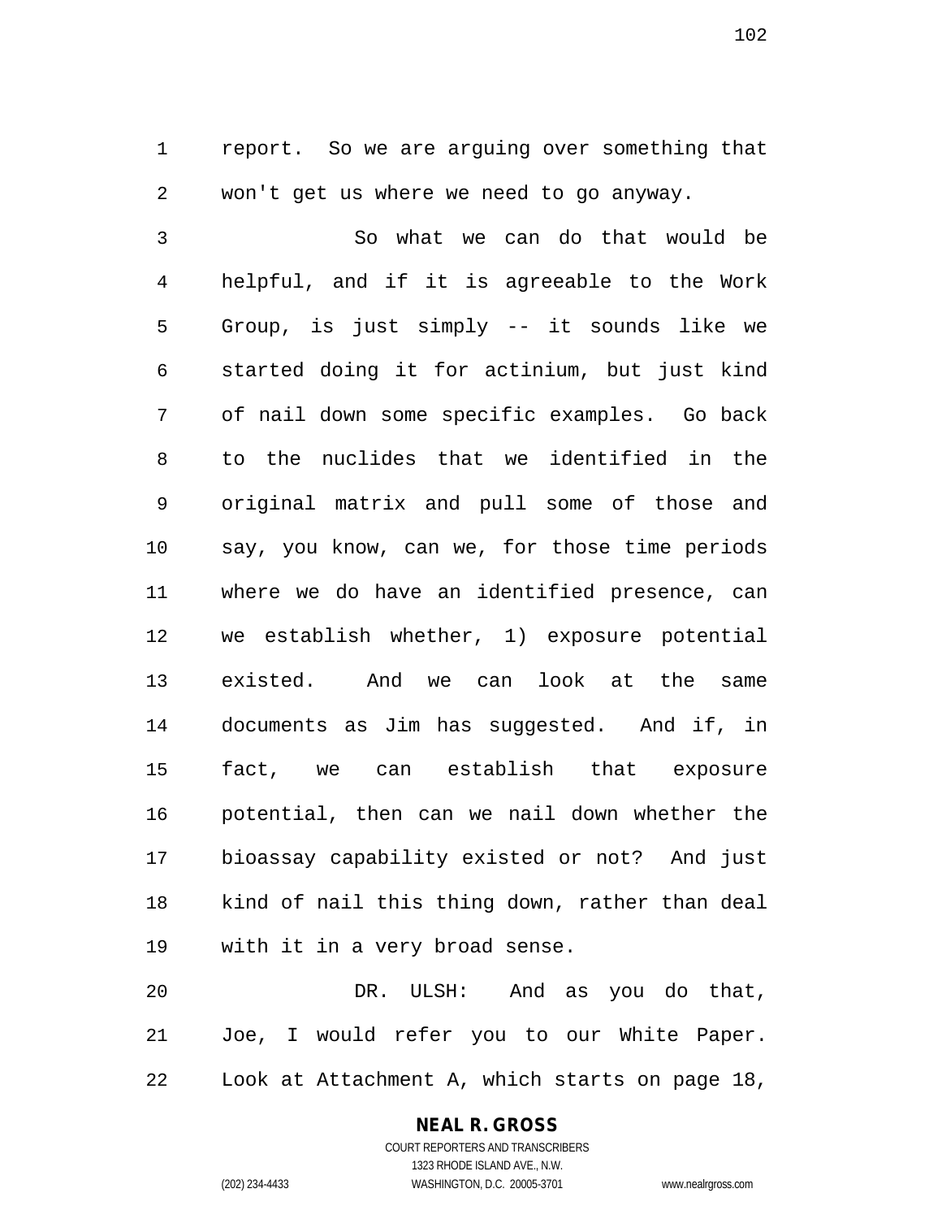report. So we are arguing over something that won't get us where we need to go anyway.

So what we can do that would be helpful, and if it is agreeable to the Work Group, is just simply -- it sounds like we started doing it for actinium, but just kind of nail down some specific examples. Go back to the nuclides that we identified in the original matrix and pull some of those and say, you know, can we, for those time periods where we do have an identified presence, can we establish whether, 1) exposure potential existed. And we can look at the same documents as Jim has suggested. And if, in fact, we can establish that exposure potential, then can we nail down whether the bioassay capability existed or not? And just kind of nail this thing down, rather than deal with it in a very broad sense.

DR. ULSH: And as you do that, Joe, I would refer you to our White Paper. Look at Attachment A, which starts on page 18,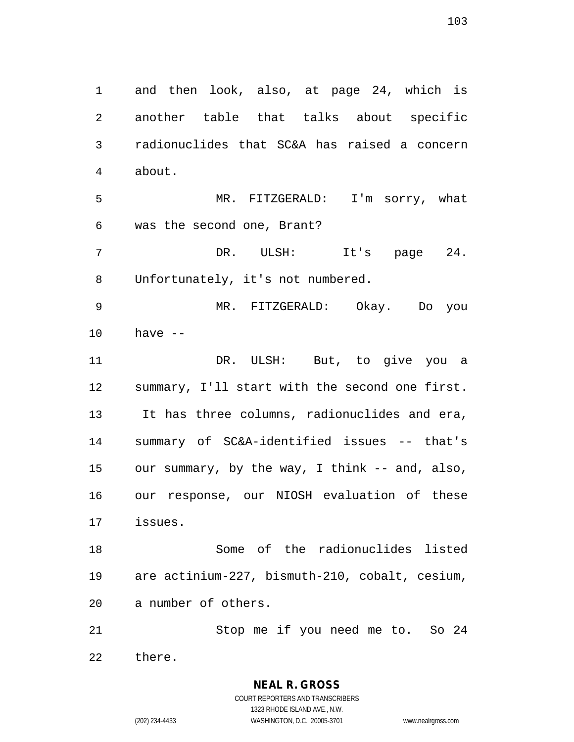and then look, also, at page 24, which is another table that talks about specific radionuclides that SC&A has raised a concern about.

MR. FITZGERALD: I'm sorry, what was the second one, Brant?

DR. ULSH: It's page 24. Unfortunately, it's not numbered.

MR. FITZGERALD: Okay. Do you have --

DR. ULSH: But, to give you a summary, I'll start with the second one first. It has three columns, radionuclides and era, summary of SC&A-identified issues -- that's our summary, by the way, I think -- and, also, our response, our NIOSH evaluation of these issues.

Some of the radionuclides listed are actinium-227, bismuth-210, cobalt, cesium, a number of others.

Stop me if you need me to. So 24 there.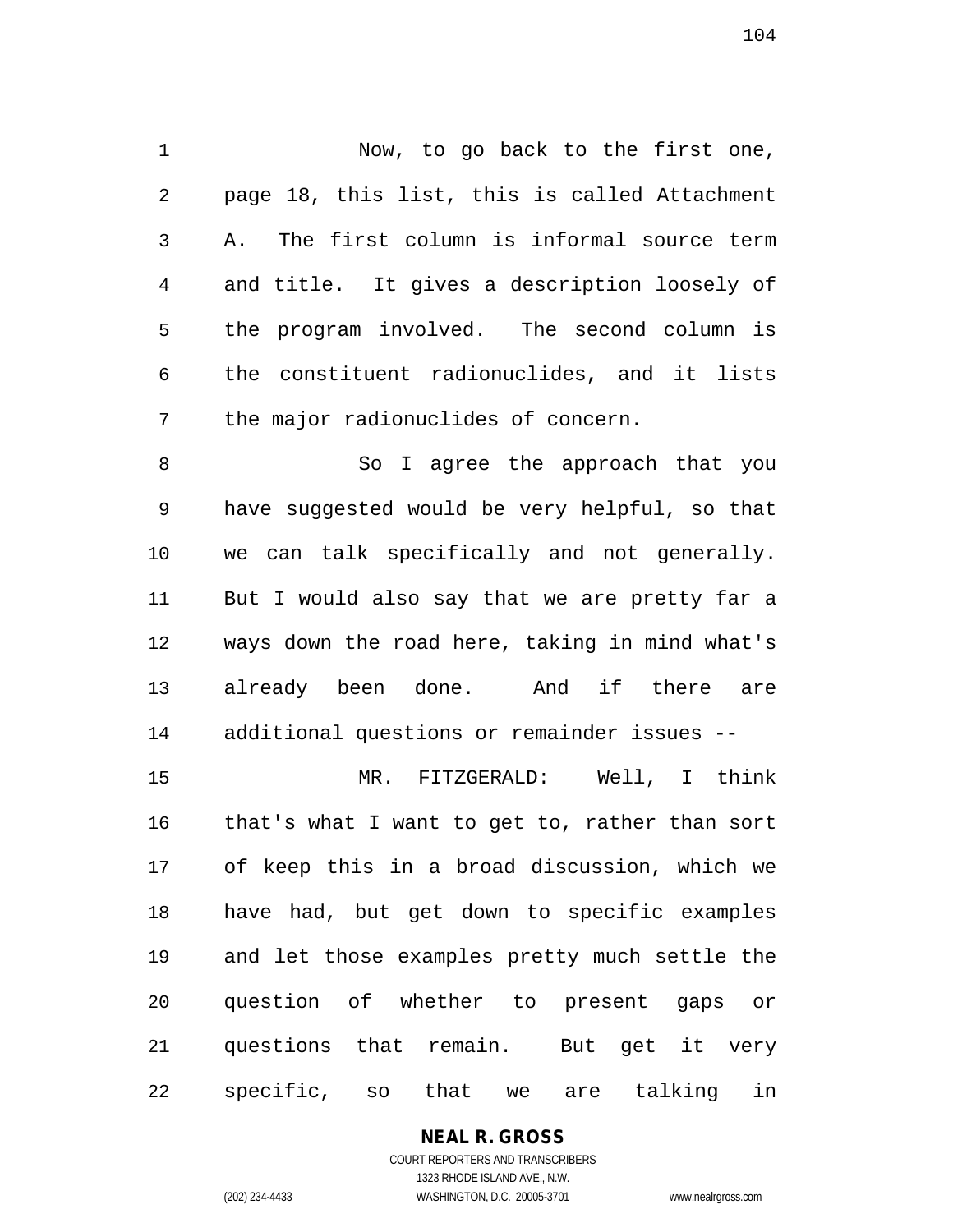Now, to go back to the first one, page 18, this list, this is called Attachment A. The first column is informal source term and title. It gives a description loosely of the program involved. The second column is the constituent radionuclides, and it lists the major radionuclides of concern.

So I agree the approach that you have suggested would be very helpful, so that we can talk specifically and not generally. But I would also say that we are pretty far a ways down the road here, taking in mind what's already been done. And if there are additional questions or remainder issues --

MR. FITZGERALD: Well, I think that's what I want to get to, rather than sort of keep this in a broad discussion, which we have had, but get down to specific examples and let those examples pretty much settle the question of whether to present gaps or questions that remain. But get it very specific, so that we are talking in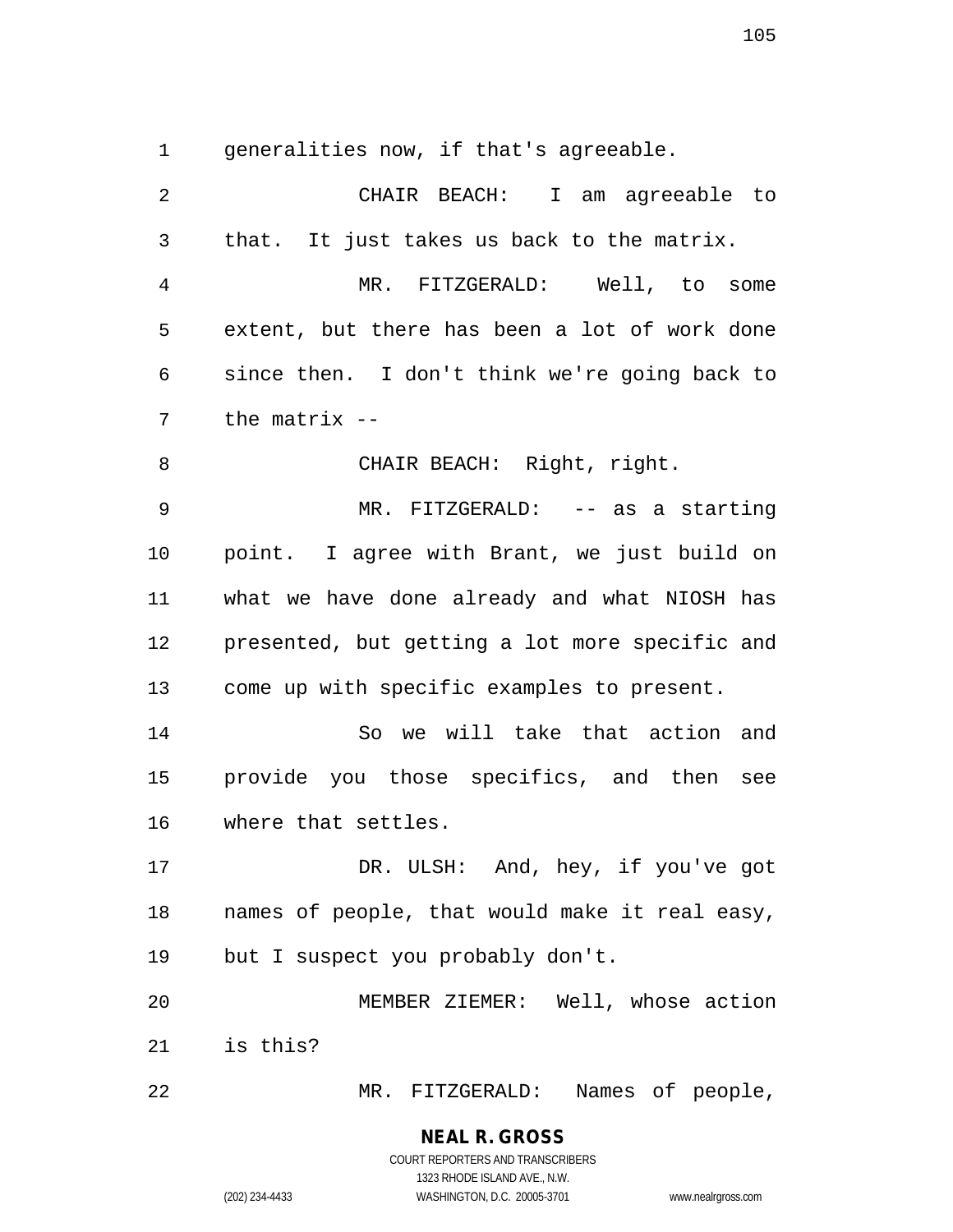generalities now, if that's agreeable.

CHAIR BEACH: I am agreeable to that. It just takes us back to the matrix.

MR. FITZGERALD: Well, to some extent, but there has been a lot of work done since then. I don't think we're going back to the matrix --

CHAIR BEACH: Right, right.

MR. FITZGERALD: -- as a starting point. I agree with Brant, we just build on what we have done already and what NIOSH has presented, but getting a lot more specific and come up with specific examples to present.

So we will take that action and provide you those specifics, and then see where that settles.

DR. ULSH: And, hey, if you've got names of people, that would make it real easy, but I suspect you probably don't.

MEMBER ZIEMER: Well, whose action is this?

MR. FITZGERALD: Names of people,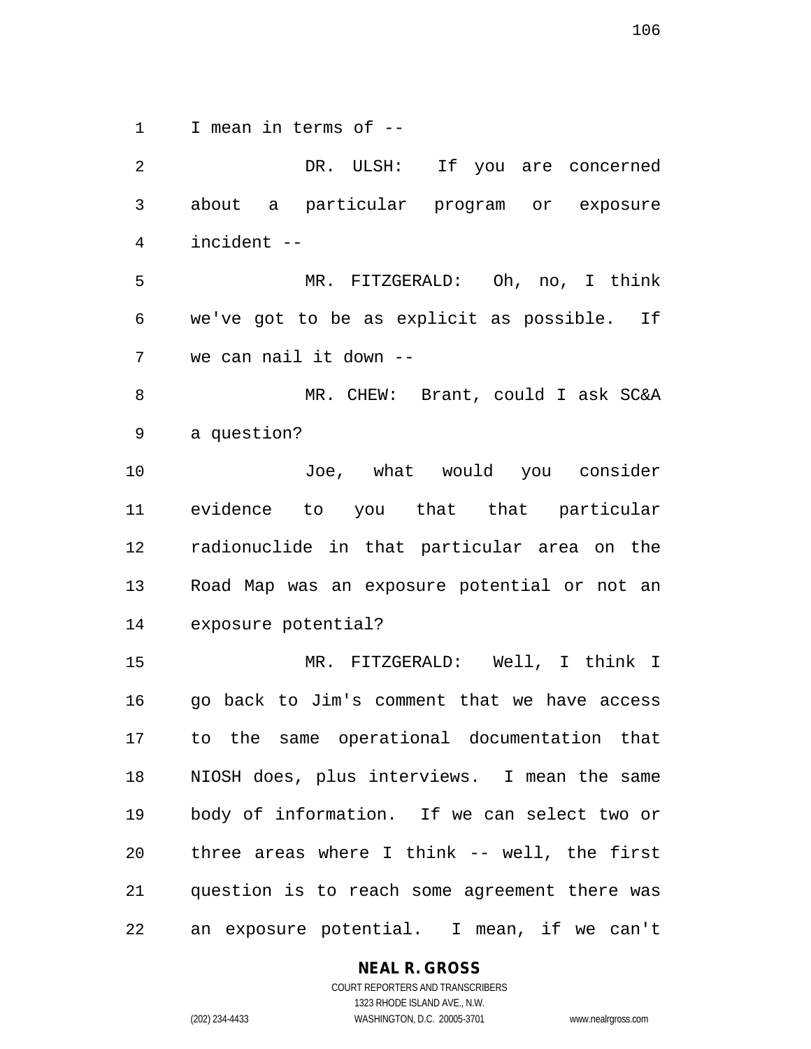I mean in terms of --

DR. ULSH: If you are concerned about a particular program or exposure incident --

MR. FITZGERALD: Oh, no, I think we've got to be as explicit as possible. If we can nail it down --

MR. CHEW: Brant, could I ask SC&A a question?

Joe, what would you consider evidence to you that that particular radionuclide in that particular area on the Road Map was an exposure potential or not an exposure potential?

MR. FITZGERALD: Well, I think I go back to Jim's comment that we have access to the same operational documentation that NIOSH does, plus interviews. I mean the same body of information. If we can select two or three areas where I think -- well, the first question is to reach some agreement there was an exposure potential. I mean, if we can't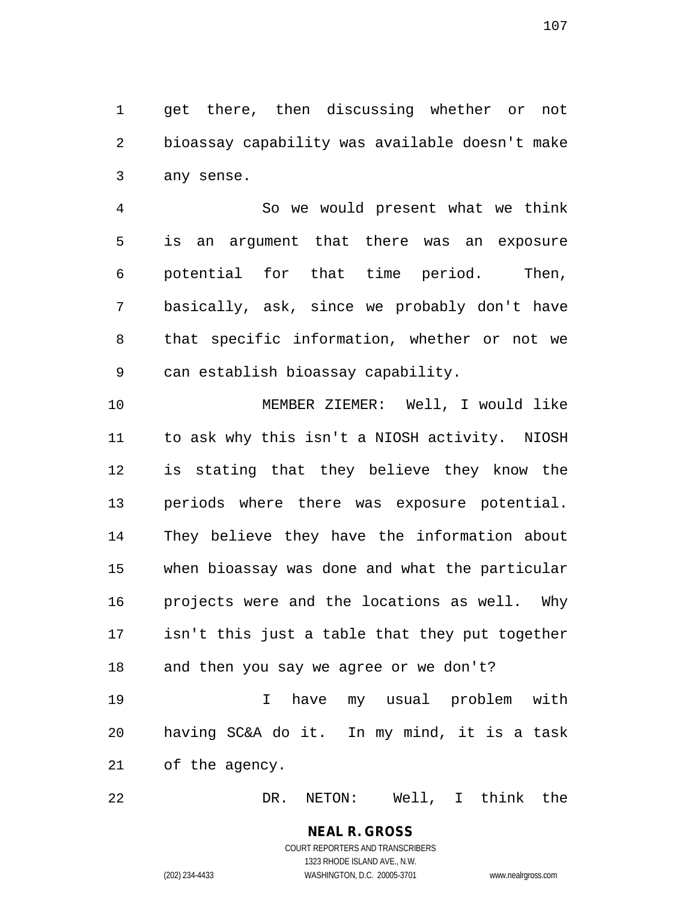get there, then discussing whether or not bioassay capability was available doesn't make any sense.

So we would present what we think is an argument that there was an exposure potential for that time period. Then, basically, ask, since we probably don't have that specific information, whether or not we can establish bioassay capability.

MEMBER ZIEMER: Well, I would like to ask why this isn't a NIOSH activity. NIOSH is stating that they believe they know the periods where there was exposure potential. They believe they have the information about when bioassay was done and what the particular projects were and the locations as well. Why isn't this just a table that they put together and then you say we agree or we don't?

I have my usual problem with having SC&A do it. In my mind, it is a task of the agency.

DR. NETON: Well, I think the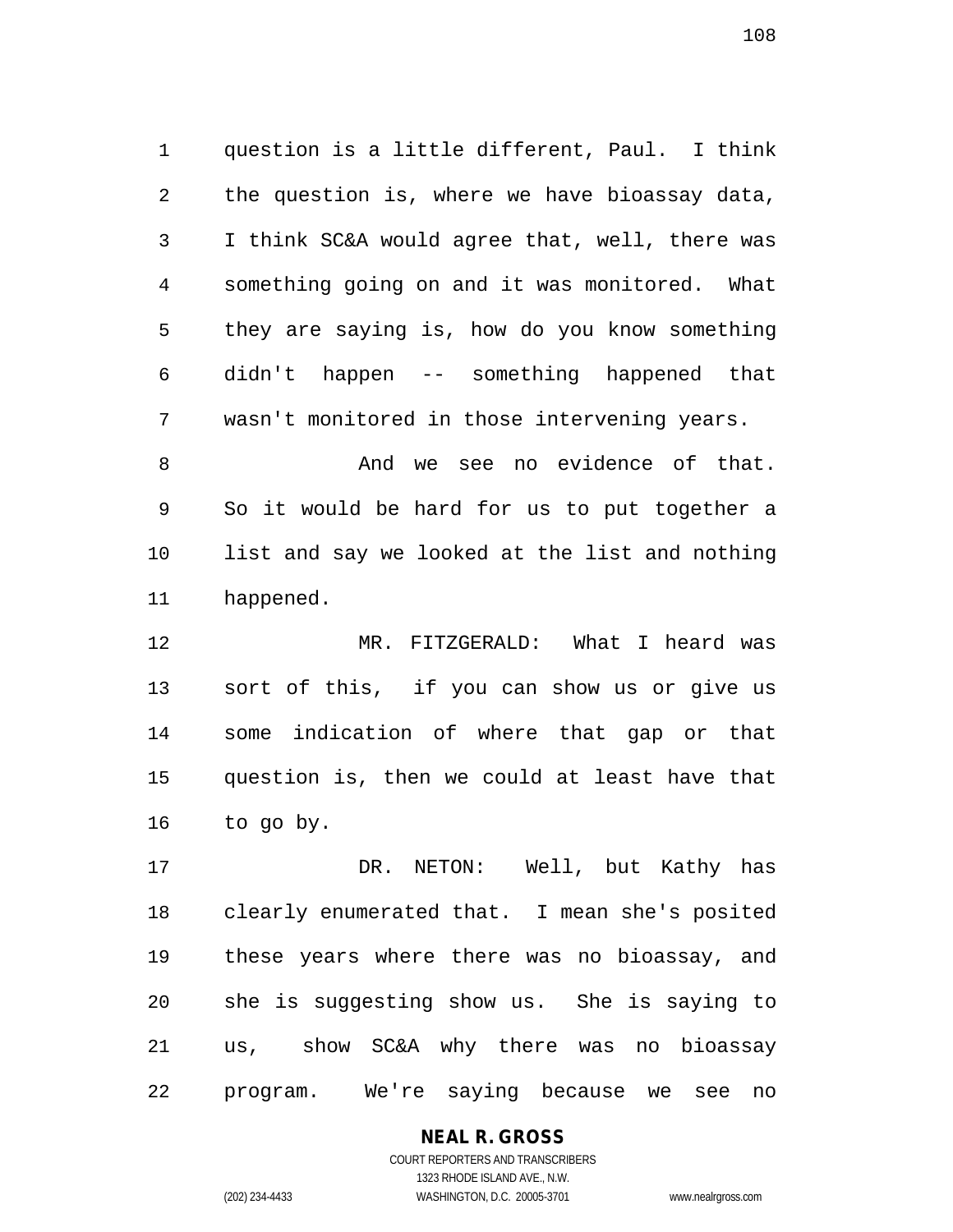question is a little different, Paul. I think the question is, where we have bioassay data, I think SC&A would agree that, well, there was something going on and it was monitored. What they are saying is, how do you know something didn't happen -- something happened that wasn't monitored in those intervening years.

And we see no evidence of that. So it would be hard for us to put together a list and say we looked at the list and nothing happened.

MR. FITZGERALD: What I heard was sort of this, if you can show us or give us some indication of where that gap or that question is, then we could at least have that to go by.

DR. NETON: Well, but Kathy has clearly enumerated that. I mean she's posited these years where there was no bioassay, and she is suggesting show us. She is saying to us, show SC&A why there was no bioassay program. We're saying because we see no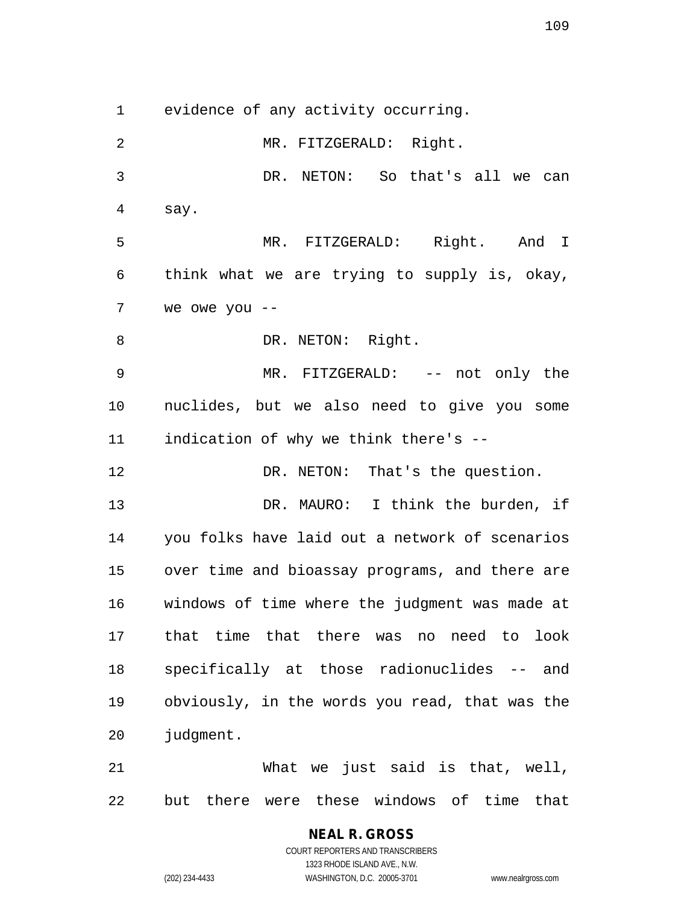evidence of any activity occurring.

MR. FITZGERALD: Right.

DR. NETON: So that's all we can say.

MR. FITZGERALD: Right. And I think what we are trying to supply is, okay, we owe you --

DR. NETON: Right.

MR. FITZGERALD: -- not only the nuclides, but we also need to give you some indication of why we think there's --

DR. NETON: That's the question.

DR. MAURO: I think the burden, if you folks have laid out a network of scenarios over time and bioassay programs, and there are windows of time where the judgment was made at that time that there was no need to look specifically at those radionuclides -- and obviously, in the words you read, that was the judgment.

What we just said is that, well, but there were these windows of time that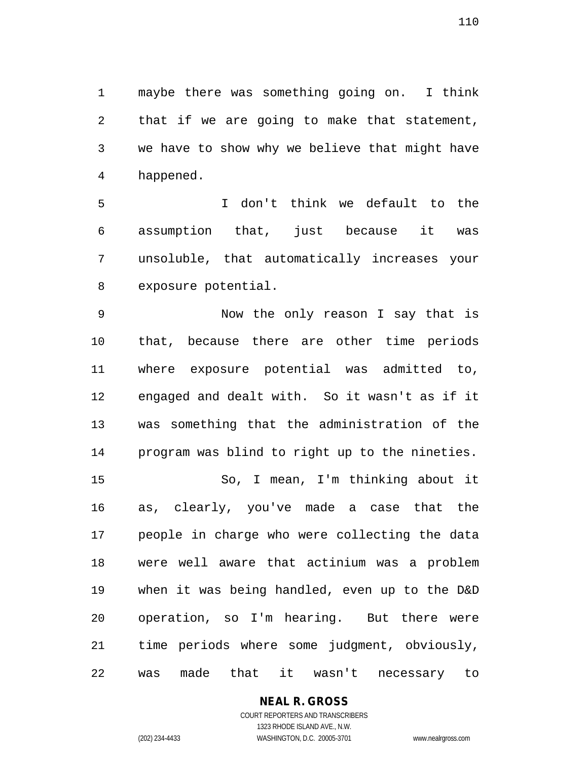maybe there was something going on. I think that if we are going to make that statement, we have to show why we believe that might have happened.

I don't think we default to the assumption that, just because it was unsoluble, that automatically increases your exposure potential.

Now the only reason I say that is that, because there are other time periods where exposure potential was admitted to, engaged and dealt with. So it wasn't as if it was something that the administration of the program was blind to right up to the nineties.

So, I mean, I'm thinking about it as, clearly, you've made a case that the people in charge who were collecting the data were well aware that actinium was a problem when it was being handled, even up to the D&D operation, so I'm hearing. But there were time periods where some judgment, obviously, was made that it wasn't necessary to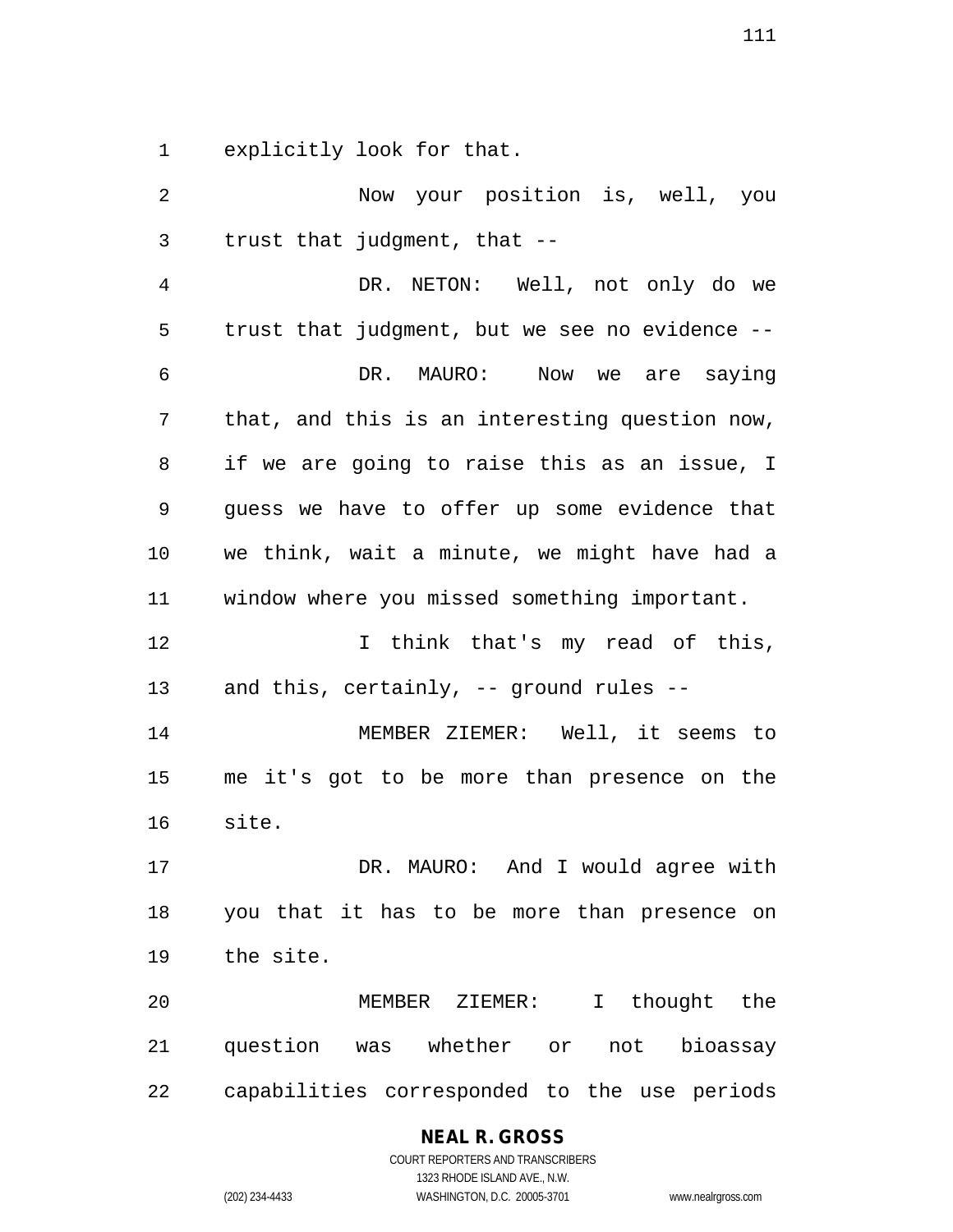explicitly look for that.

Now your position is, well, you trust that judgment, that --

DR. NETON: Well, not only do we trust that judgment, but we see no evidence --

DR. MAURO: Now we are saying that, and this is an interesting question now, if we are going to raise this as an issue, I guess we have to offer up some evidence that we think, wait a minute, we might have had a window where you missed something important.

I think that's my read of this, and this, certainly, -- ground rules --

MEMBER ZIEMER: Well, it seems to me it's got to be more than presence on the site.

DR. MAURO: And I would agree with you that it has to be more than presence on the site.

MEMBER ZIEMER: I thought the question was whether or not bioassay capabilities corresponded to the use periods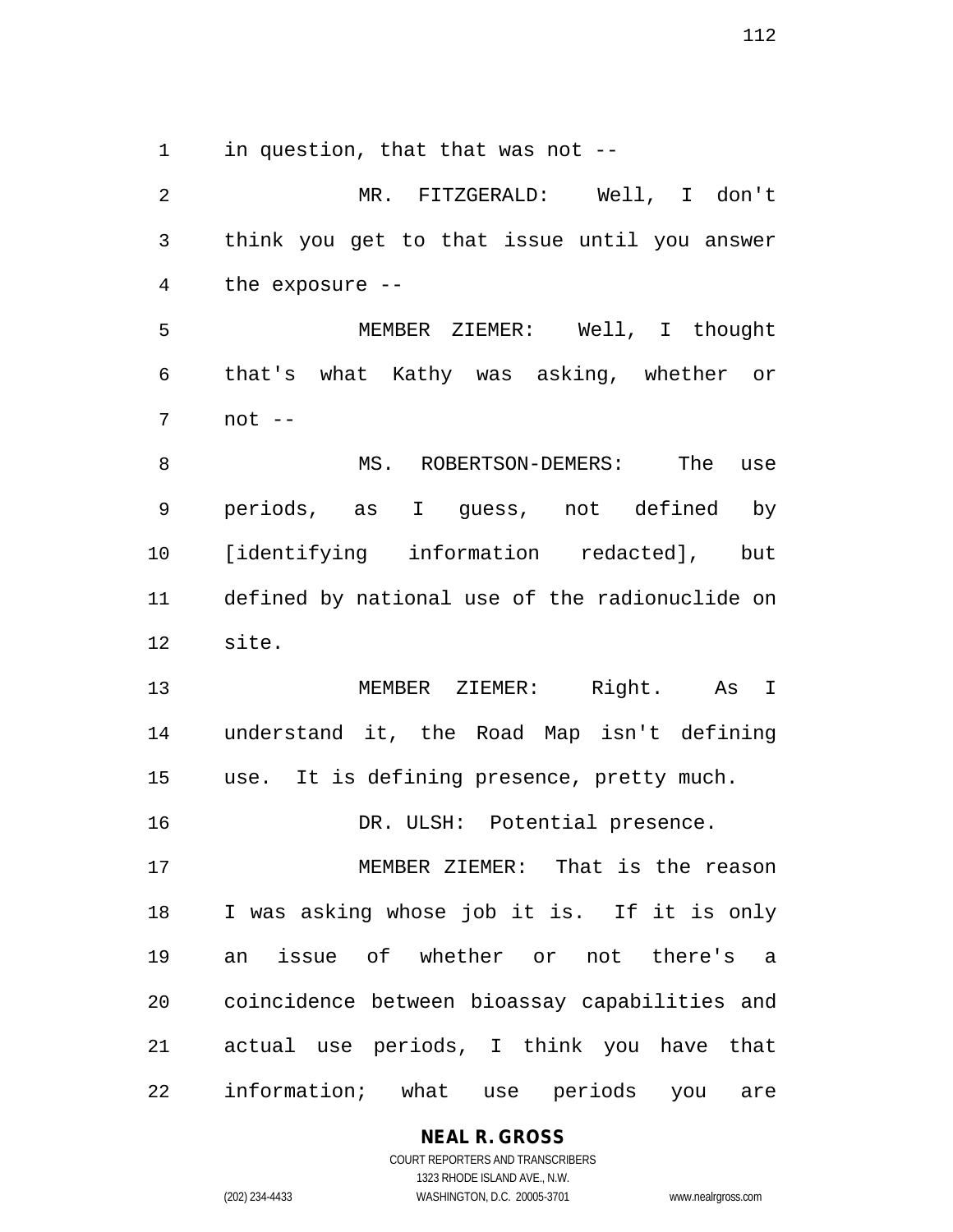in question, that that was not --

MR. FITZGERALD: Well, I don't think you get to that issue until you answer the exposure --

MEMBER ZIEMER: Well, I thought that's what Kathy was asking, whether or not --

MS. ROBERTSON-DEMERS: The use periods, as I guess, not defined by [identifying information redacted], but defined by national use of the radionuclide on site.

MEMBER ZIEMER: Right. As I understand it, the Road Map isn't defining use. It is defining presence, pretty much.

DR. ULSH: Potential presence.

MEMBER ZIEMER: That is the reason I was asking whose job it is. If it is only an issue of whether or not there's a coincidence between bioassay capabilities and actual use periods, I think you have that information; what use periods you are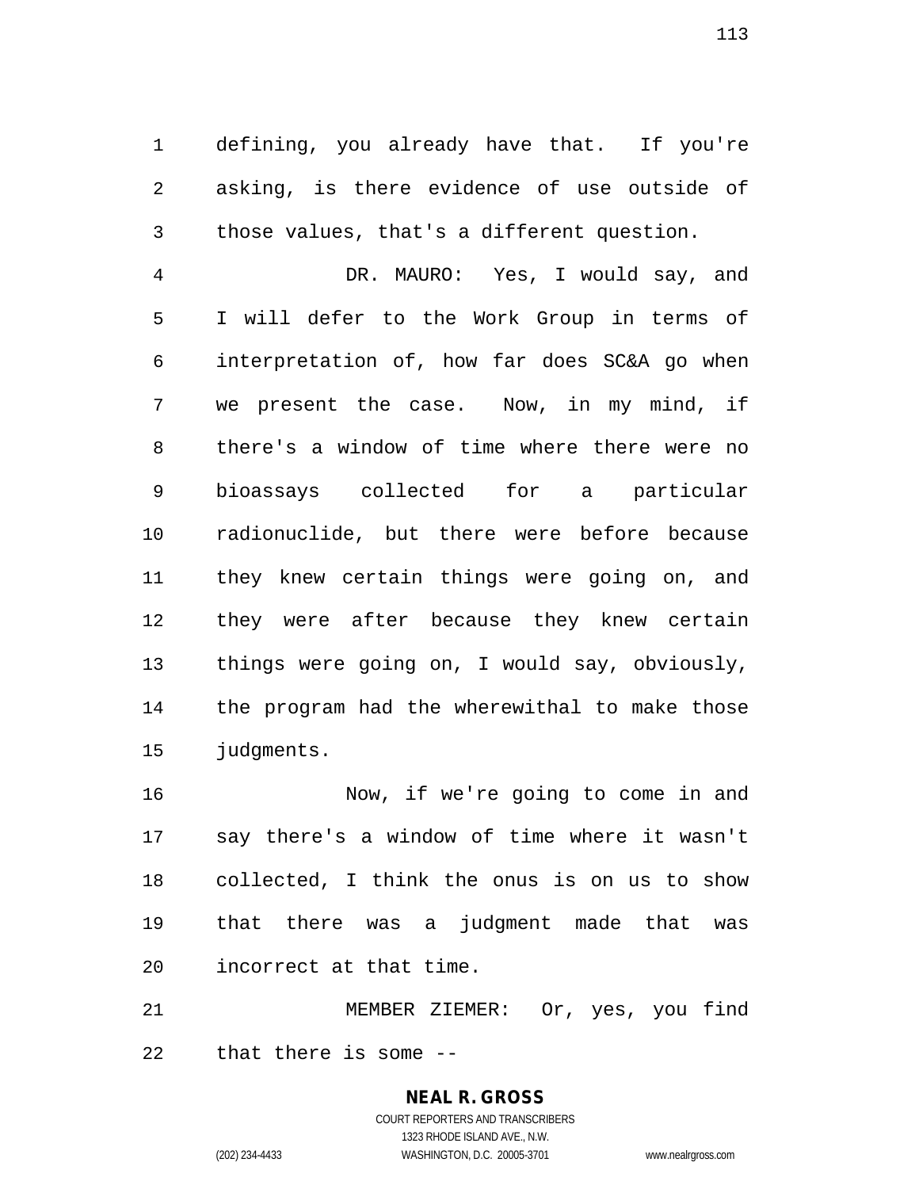defining, you already have that. If you're asking, is there evidence of use outside of those values, that's a different question.

DR. MAURO: Yes, I would say, and I will defer to the Work Group in terms of interpretation of, how far does SC&A go when we present the case. Now, in my mind, if there's a window of time where there were no bioassays collected for a particular radionuclide, but there were before because they knew certain things were going on, and they were after because they knew certain things were going on, I would say, obviously, the program had the wherewithal to make those judgments.

Now, if we're going to come in and say there's a window of time where it wasn't collected, I think the onus is on us to show that there was a judgment made that was incorrect at that time.

MEMBER ZIEMER: Or, yes, you find that there is some --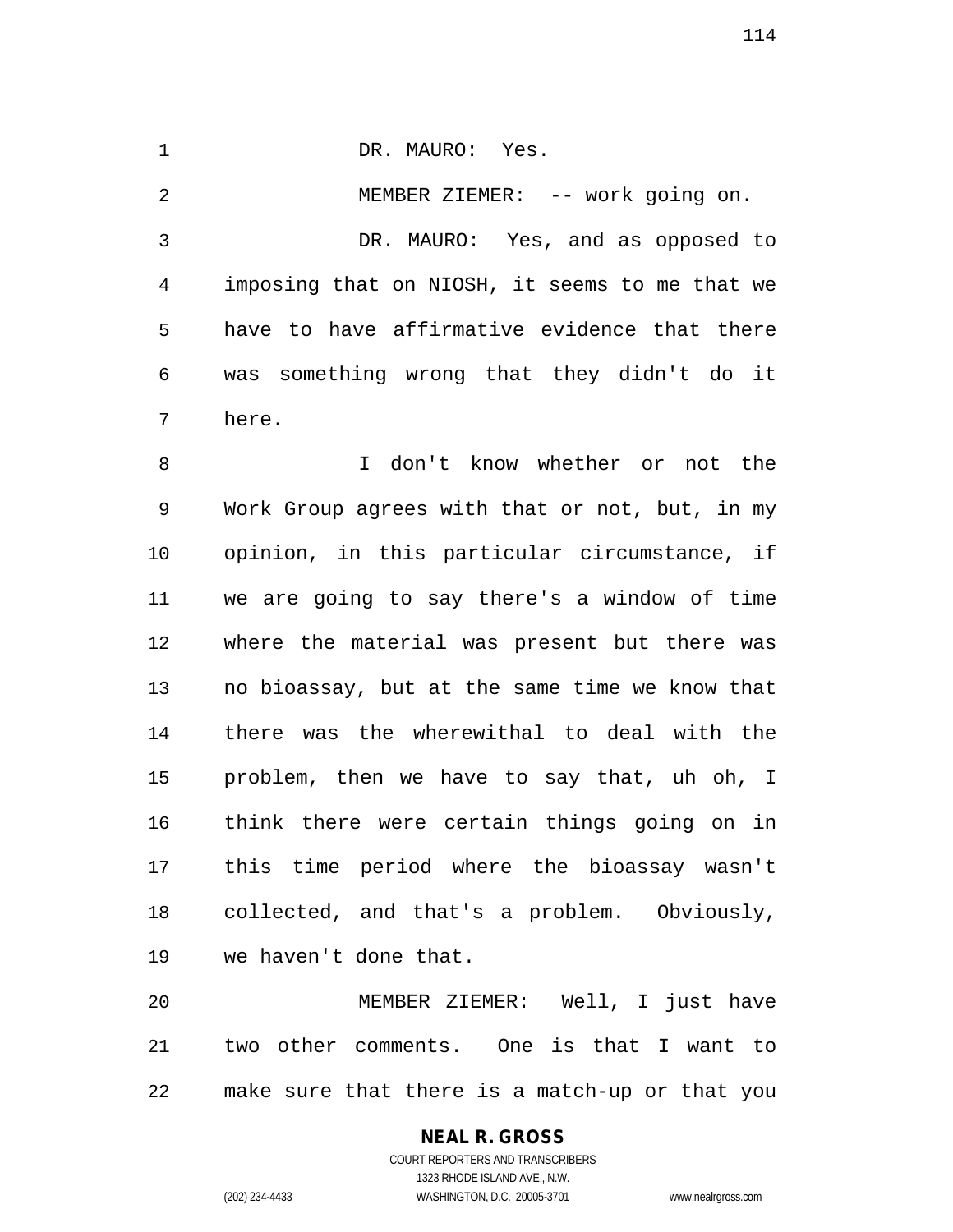DR. MAURO: Yes.

MEMBER ZIEMER: -- work going on.

DR. MAURO: Yes, and as opposed to imposing that on NIOSH, it seems to me that we have to have affirmative evidence that there was something wrong that they didn't do it here.

I don't know whether or not the Work Group agrees with that or not, but, in my opinion, in this particular circumstance, if we are going to say there's a window of time where the material was present but there was no bioassay, but at the same time we know that there was the wherewithal to deal with the problem, then we have to say that, uh oh, I think there were certain things going on in this time period where the bioassay wasn't collected, and that's a problem. Obviously, we haven't done that.

MEMBER ZIEMER: Well, I just have two other comments. One is that I want to make sure that there is a match-up or that you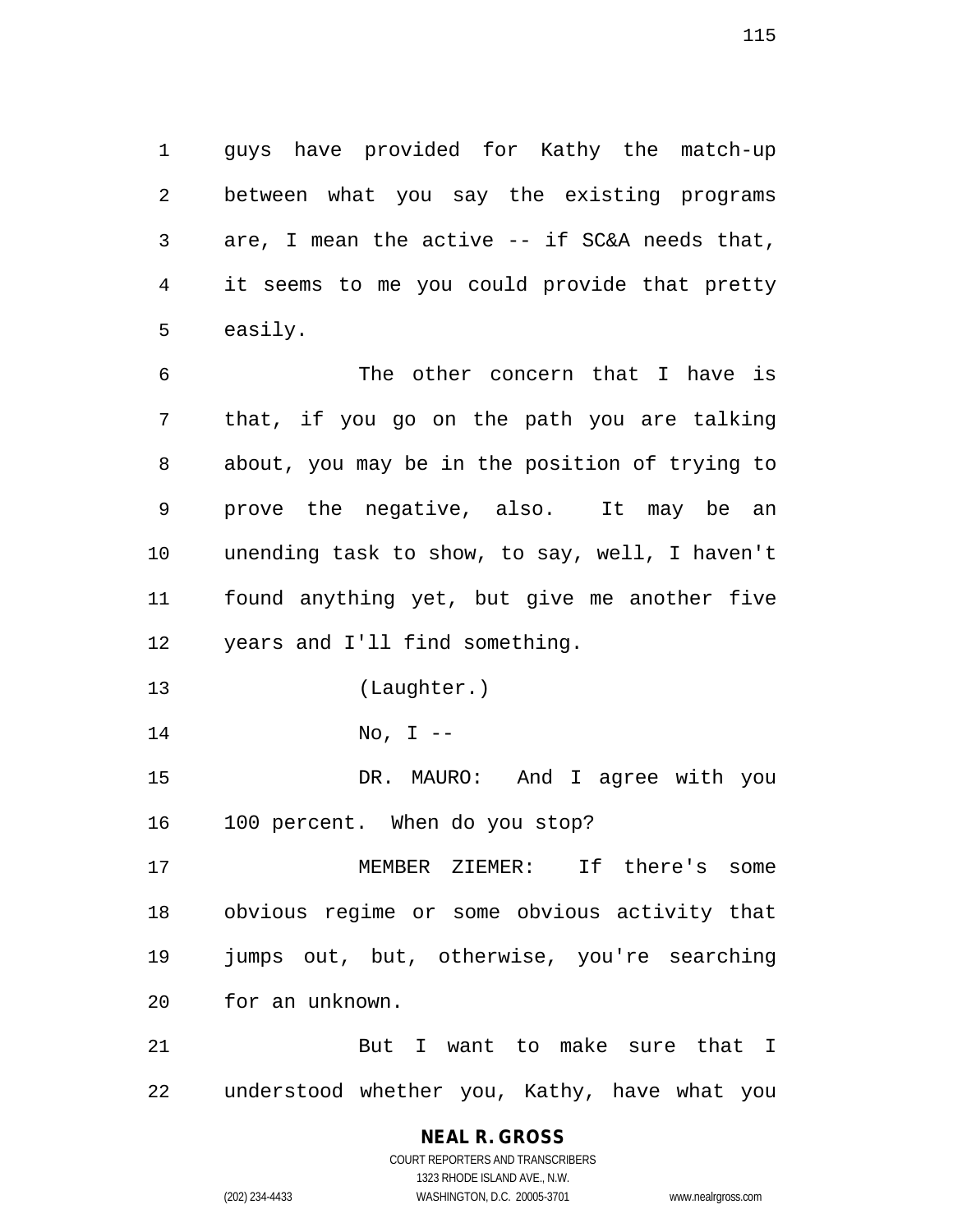guys have provided for Kathy the match-up between what you say the existing programs are, I mean the active -- if SC&A needs that, it seems to me you could provide that pretty easily.

The other concern that I have is that, if you go on the path you are talking about, you may be in the position of trying to prove the negative, also. It may be an unending task to show, to say, well, I haven't found anything yet, but give me another five years and I'll find something.

(Laughter.)

No, I --

DR. MAURO: And I agree with you 100 percent. When do you stop?

MEMBER ZIEMER: If there's some obvious regime or some obvious activity that jumps out, but, otherwise, you're searching for an unknown.

But I want to make sure that I understood whether you, Kathy, have what you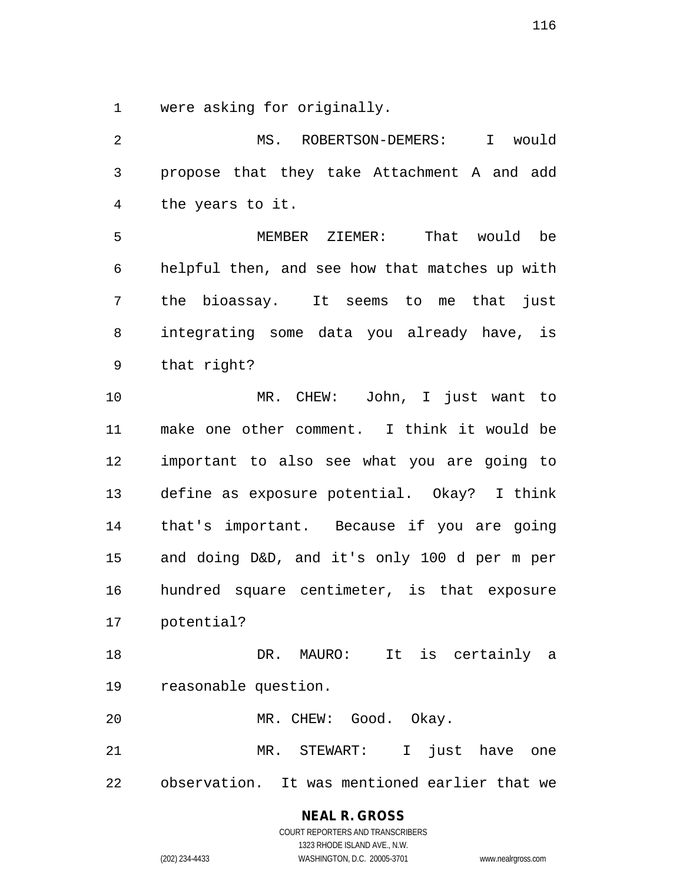were asking for originally.

MS. ROBERTSON-DEMERS: I would propose that they take Attachment A and add the years to it.

MEMBER ZIEMER: That would be helpful then, and see how that matches up with the bioassay. It seems to me that just integrating some data you already have, is that right?

MR. CHEW: John, I just want to make one other comment. I think it would be important to also see what you are going to define as exposure potential. Okay? I think that's important. Because if you are going and doing D&D, and it's only 100 d per m per hundred square centimeter, is that exposure potential?

DR. MAURO: It is certainly a reasonable question.

MR. CHEW: Good. Okay.

MR. STEWART: I just have one observation. It was mentioned earlier that we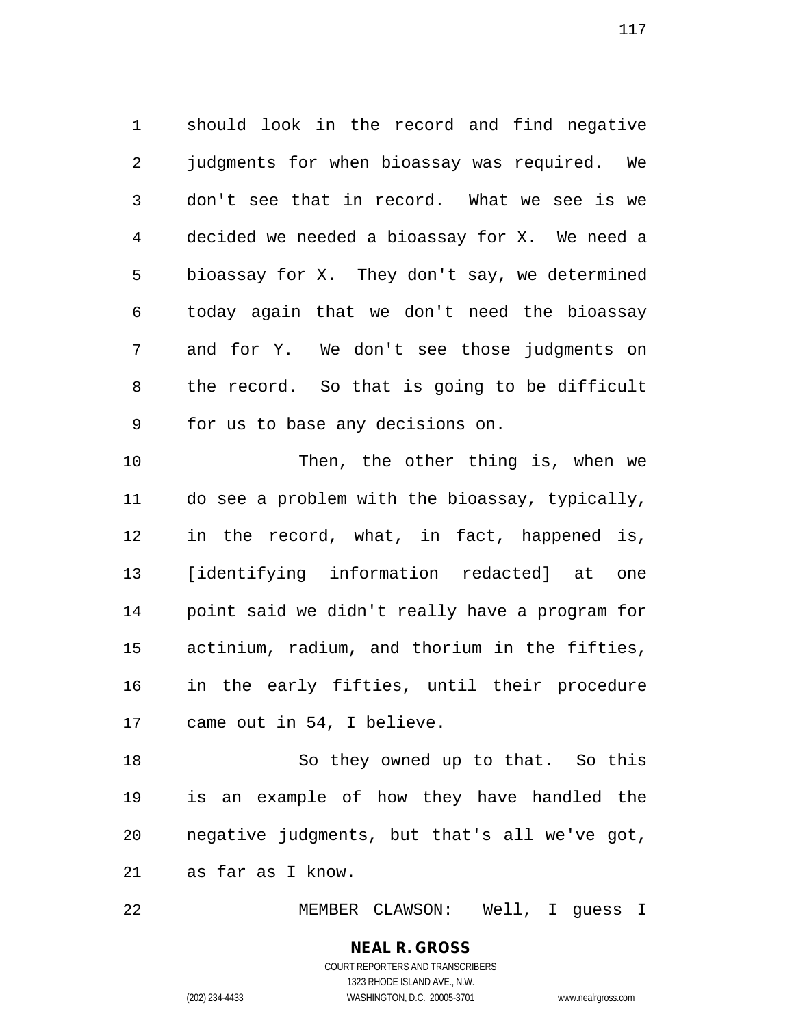should look in the record and find negative judgments for when bioassay was required. We don't see that in record. What we see is we decided we needed a bioassay for X. We need a bioassay for X. They don't say, we determined today again that we don't need the bioassay and for Y. We don't see those judgments on the record. So that is going to be difficult for us to base any decisions on.

Then, the other thing is, when we do see a problem with the bioassay, typically, in the record, what, in fact, happened is, [identifying information redacted] at one point said we didn't really have a program for actinium, radium, and thorium in the fifties, in the early fifties, until their procedure came out in 54, I believe.

So they owned up to that. So this is an example of how they have handled the negative judgments, but that's all we've got, as far as I know.

MEMBER CLAWSON: Well, I guess I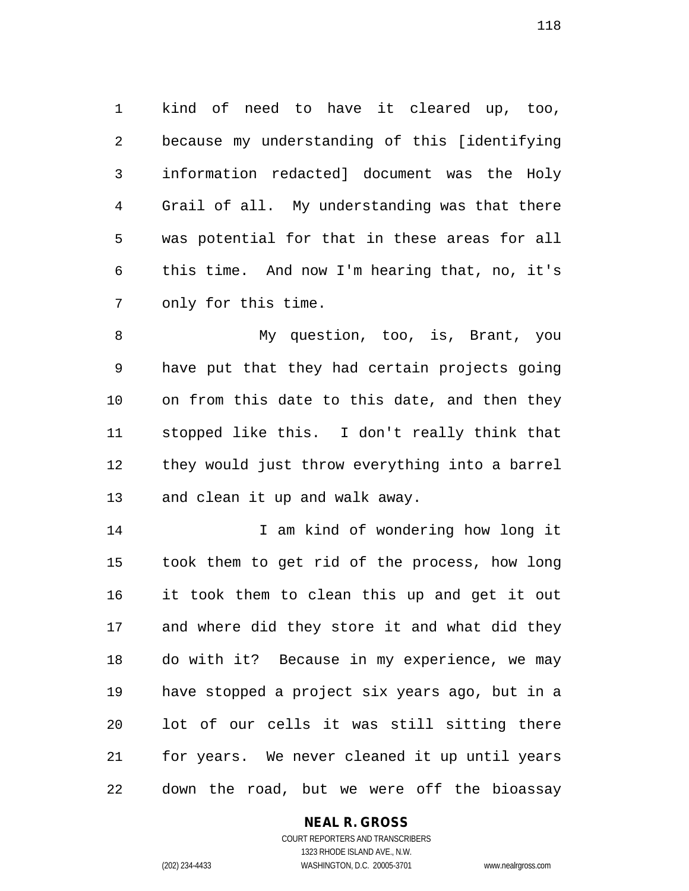kind of need to have it cleared up, too, because my understanding of this [identifying information redacted] document was the Holy Grail of all. My understanding was that there was potential for that in these areas for all this time. And now I'm hearing that, no, it's only for this time.

My question, too, is, Brant, you have put that they had certain projects going on from this date to this date, and then they stopped like this. I don't really think that they would just throw everything into a barrel and clean it up and walk away.

I am kind of wondering how long it took them to get rid of the process, how long it took them to clean this up and get it out and where did they store it and what did they do with it? Because in my experience, we may have stopped a project six years ago, but in a lot of our cells it was still sitting there for years. We never cleaned it up until years down the road, but we were off the bioassay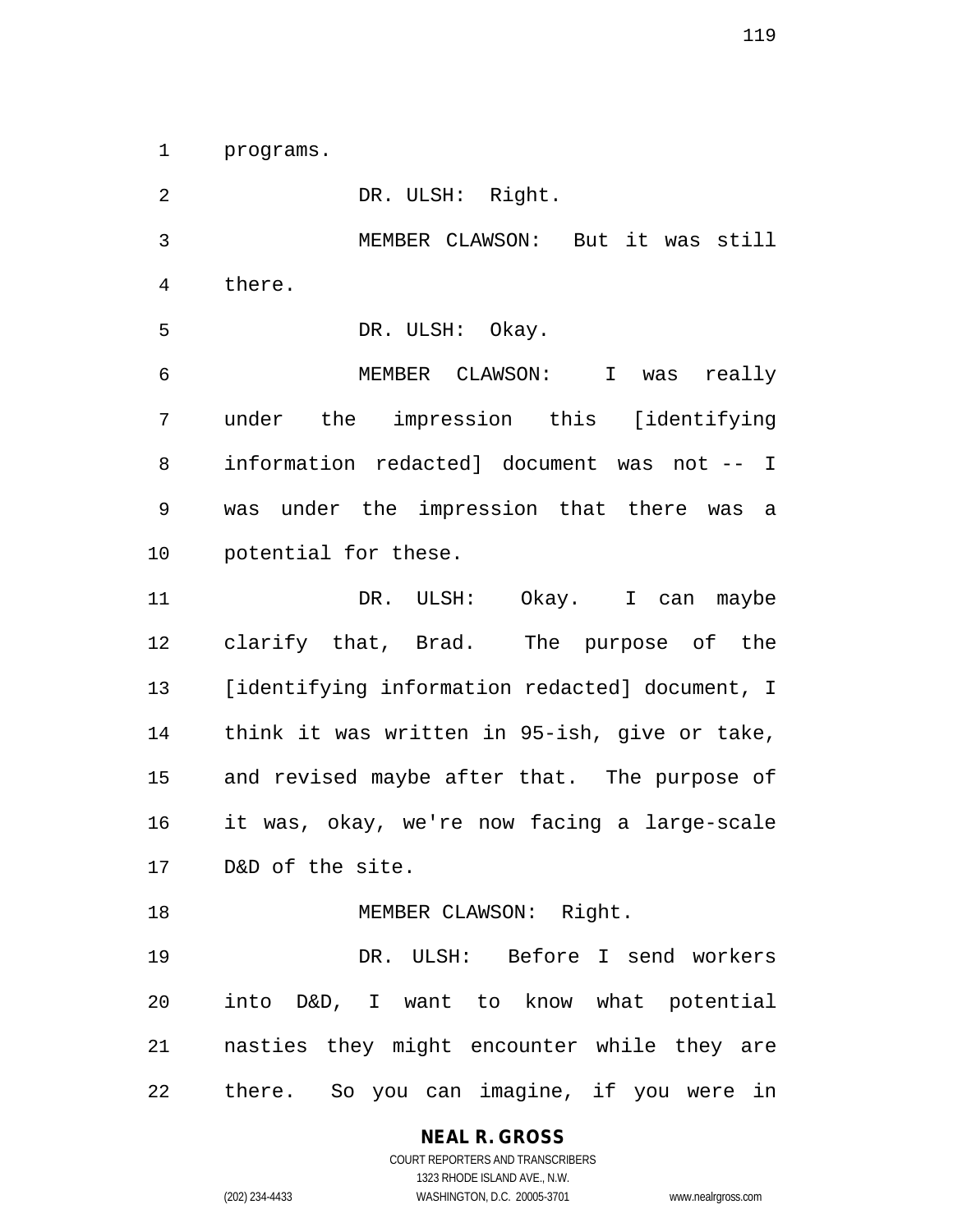programs.

DR. ULSH: Right.

MEMBER CLAWSON: But it was still there.

DR. ULSH: Okay.

MEMBER CLAWSON: I was really under the impression this [identifying information redacted] document was not -- I was under the impression that there was a potential for these.

DR. ULSH: Okay. I can maybe clarify that, Brad. The purpose of the [identifying information redacted] document, I think it was written in 95-ish, give or take, and revised maybe after that. The purpose of it was, okay, we're now facing a large-scale D&D of the site.

MEMBER CLAWSON: Right.

DR. ULSH: Before I send workers into D&D, I want to know what potential nasties they might encounter while they are there. So you can imagine, if you were in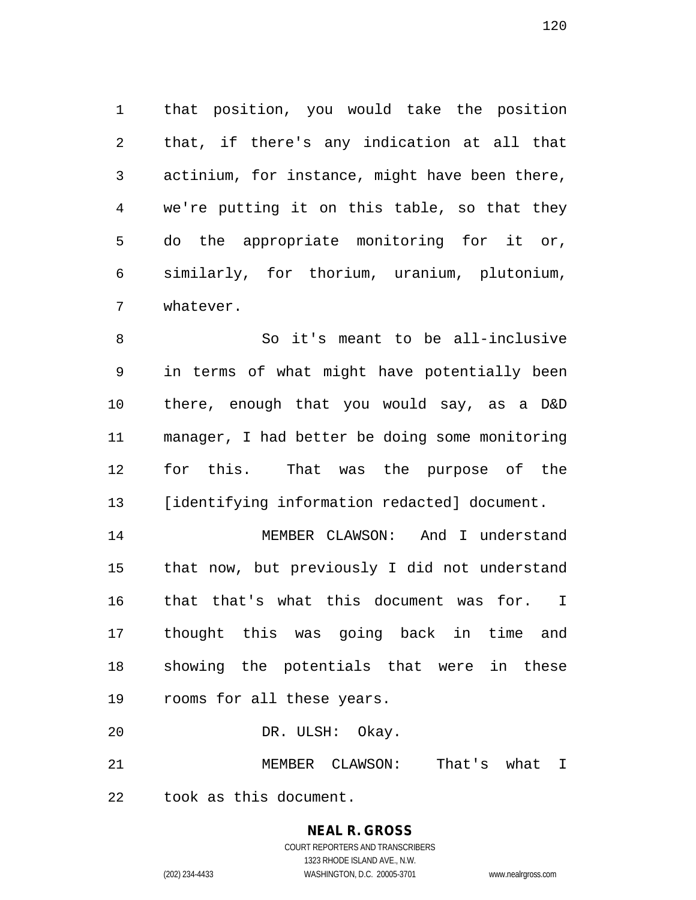that position, you would take the position that, if there's any indication at all that actinium, for instance, might have been there, we're putting it on this table, so that they do the appropriate monitoring for it or, similarly, for thorium, uranium, plutonium, whatever.

So it's meant to be all-inclusive in terms of what might have potentially been there, enough that you would say, as a D&D manager, I had better be doing some monitoring for this. That was the purpose of the [identifying information redacted] document.

MEMBER CLAWSON: And I understand that now, but previously I did not understand that that's what this document was for. I thought this was going back in time and showing the potentials that were in these rooms for all these years.

DR. ULSH: Okay.

MEMBER CLAWSON: That's what I took as this document.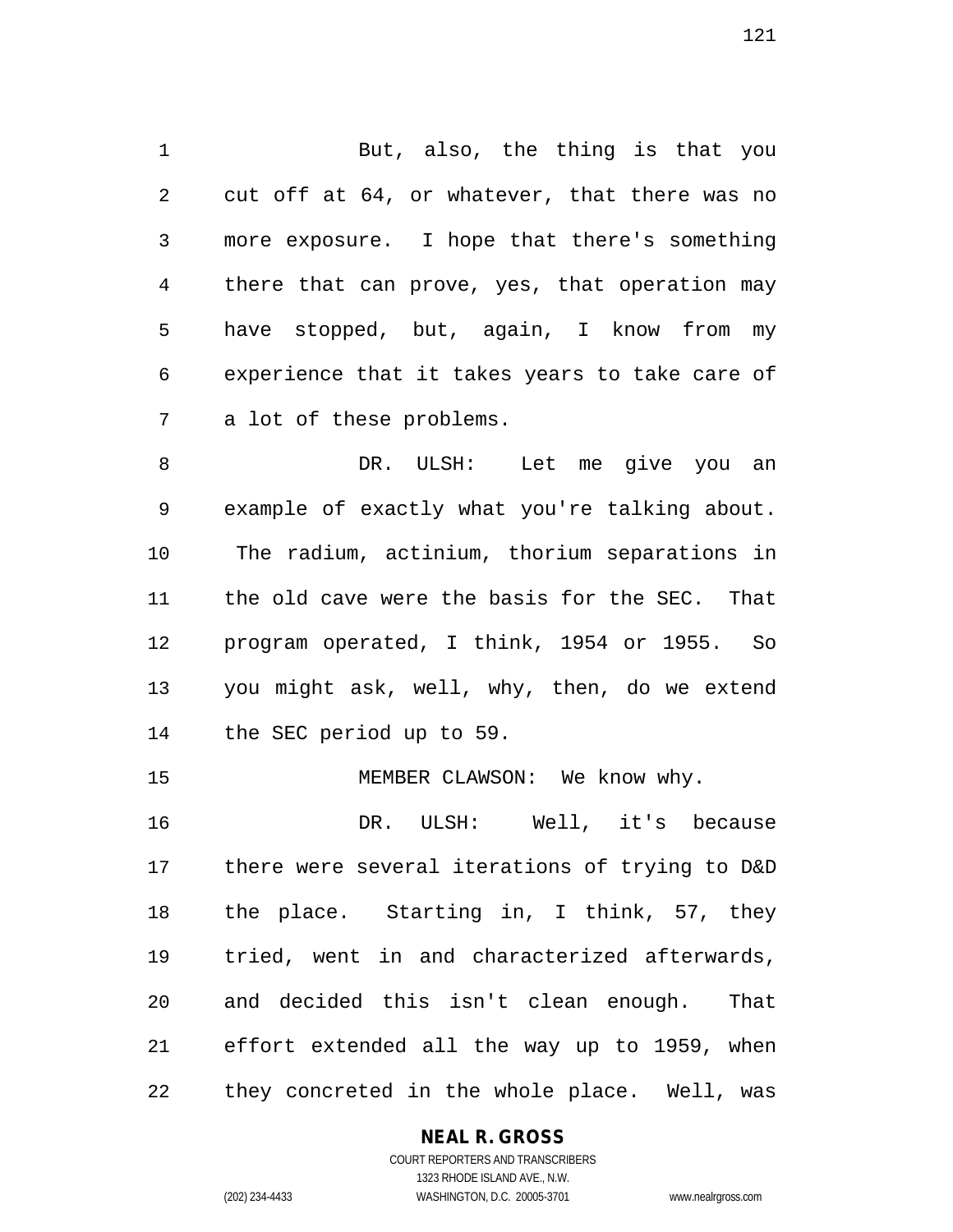But, also, the thing is that you cut off at 64, or whatever, that there was no more exposure. I hope that there's something there that can prove, yes, that operation may have stopped, but, again, I know from my experience that it takes years to take care of a lot of these problems.

DR. ULSH: Let me give you an example of exactly what you're talking about. The radium, actinium, thorium separations in the old cave were the basis for the SEC. That program operated, I think, 1954 or 1955. So you might ask, well, why, then, do we extend the SEC period up to 59.

MEMBER CLAWSON: We know why.

DR. ULSH: Well, it's because there were several iterations of trying to D&D the place. Starting in, I think, 57, they tried, went in and characterized afterwards, and decided this isn't clean enough. That effort extended all the way up to 1959, when they concreted in the whole place. Well, was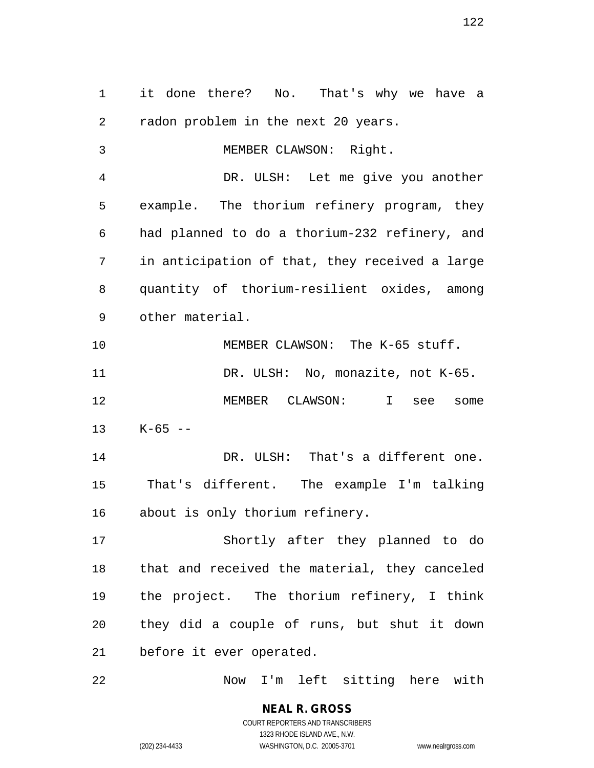it done there? No. That's why we have a radon problem in the next 20 years.

MEMBER CLAWSON: Right.

DR. ULSH: Let me give you another example. The thorium refinery program, they had planned to do a thorium-232 refinery, and in anticipation of that, they received a large quantity of thorium-resilient oxides, among other material.

MEMBER CLAWSON: The K-65 stuff.

DR. ULSH: No, monazite, not K-65.

MEMBER CLAWSON: I see some K-65 --

DR. ULSH: That's a different one. That's different. The example I'm talking about is only thorium refinery.

Shortly after they planned to do that and received the material, they canceled the project. The thorium refinery, I think they did a couple of runs, but shut it down before it ever operated.

Now I'm left sitting here with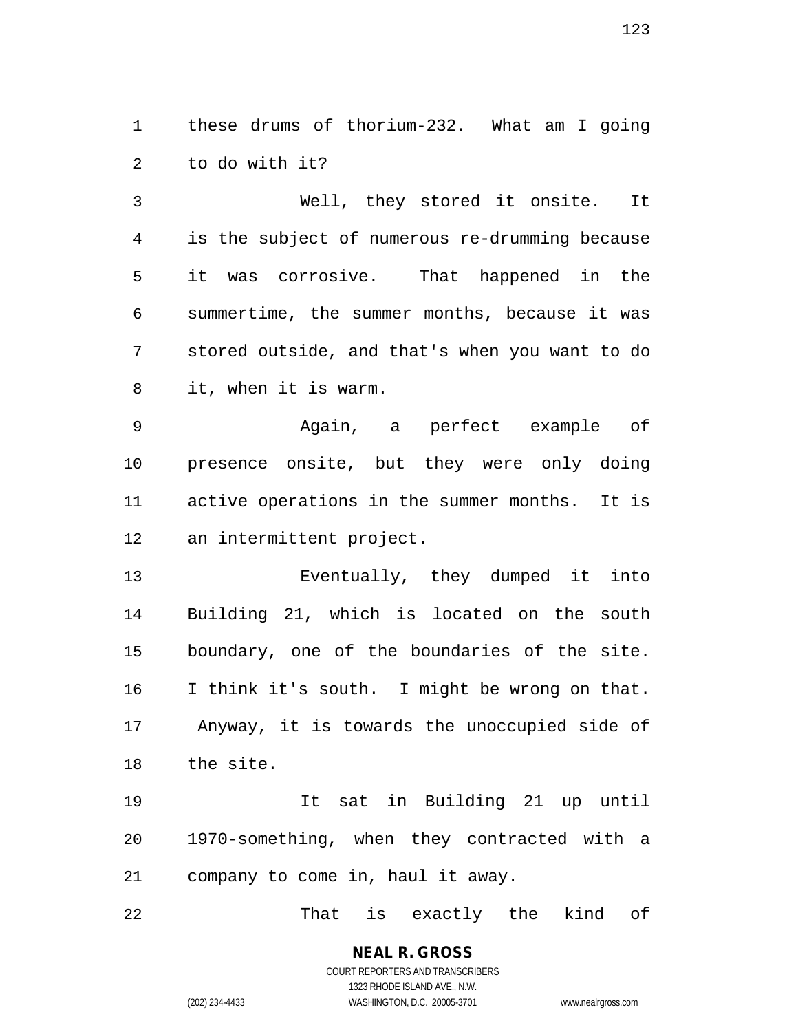these drums of thorium-232. What am I going to do with it?

Well, they stored it onsite. It is the subject of numerous re-drumming because it was corrosive. That happened in the summertime, the summer months, because it was stored outside, and that's when you want to do it, when it is warm.

Again, a perfect example of presence onsite, but they were only doing active operations in the summer months. It is an intermittent project.

Eventually, they dumped it into Building 21, which is located on the south boundary, one of the boundaries of the site. I think it's south. I might be wrong on that. Anyway, it is towards the unoccupied side of the site.

It sat in Building 21 up until 1970-something, when they contracted with a company to come in, haul it away.

That is exactly the kind of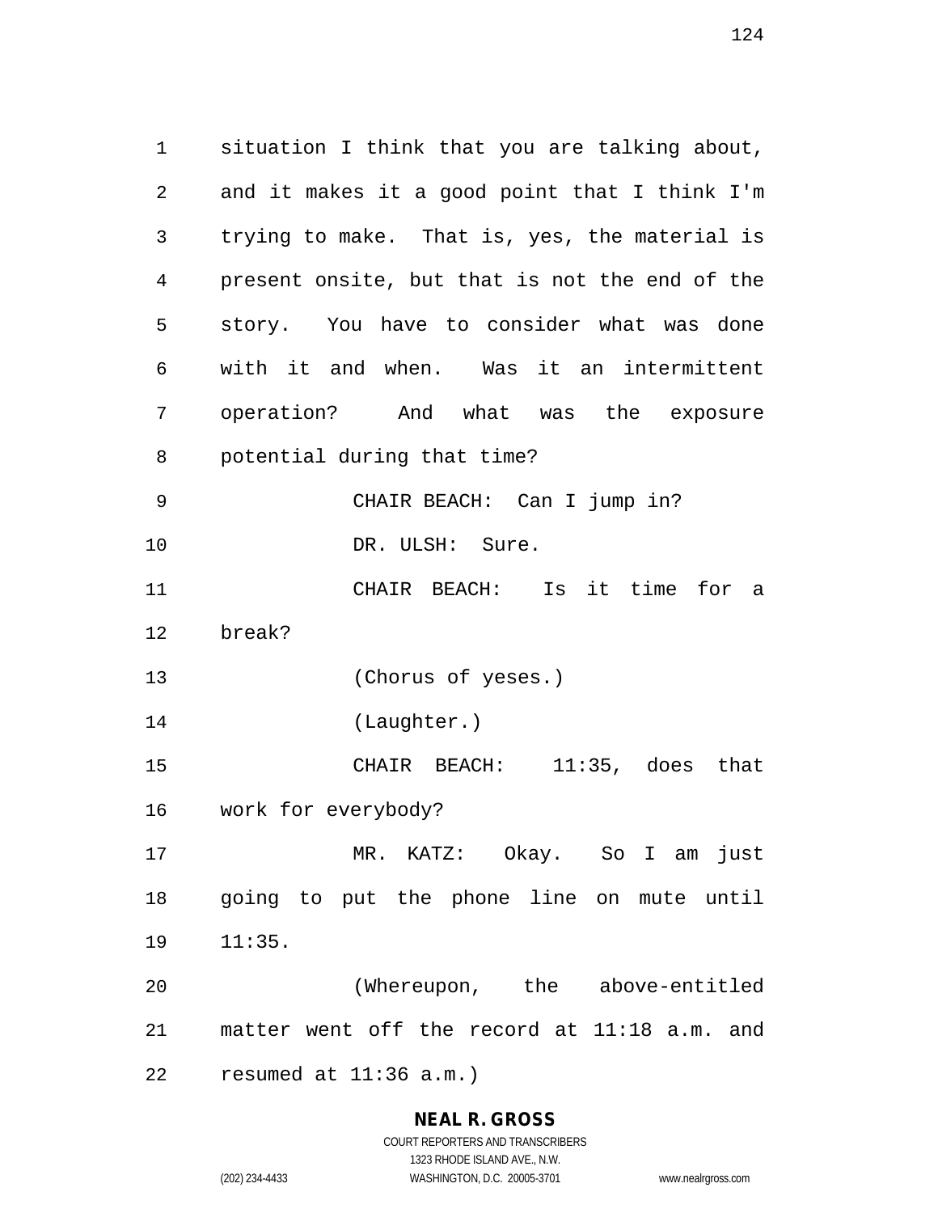situation I think that you are talking about, and it makes it a good point that I think I'm trying to make. That is, yes, the material is present onsite, but that is not the end of the story. You have to consider what was done with it and when. Was it an intermittent operation? And what was the exposure potential during that time?

CHAIR BEACH: Can I jump in?

DR. ULSH: Sure.

CHAIR BEACH: Is it time for a break?

(Chorus of yeses.)

(Laughter.)

CHAIR BEACH: 11:35, does that work for everybody?

MR. KATZ: Okay. So I am just going to put the phone line on mute until 11:35.

(Whereupon, the above-entitled matter went off the record at 11:18 a.m. and resumed at 11:36 a.m.)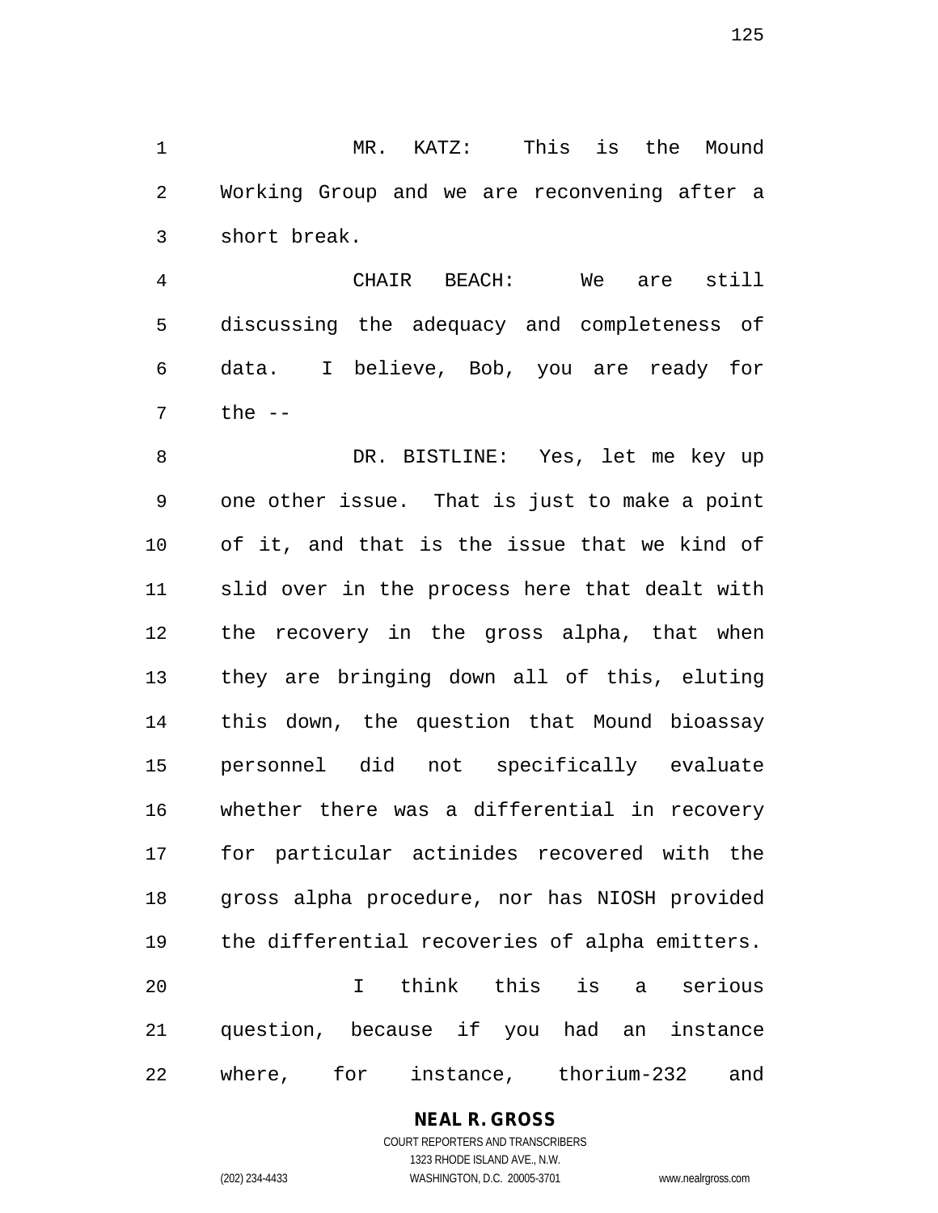MR. KATZ: This is the Mound Working Group and we are reconvening after a short break.

CHAIR BEACH: We are still discussing the adequacy and completeness of data. I believe, Bob, you are ready for the --

DR. BISTLINE: Yes, let me key up one other issue. That is just to make a point of it, and that is the issue that we kind of slid over in the process here that dealt with the recovery in the gross alpha, that when they are bringing down all of this, eluting this down, the question that Mound bioassay personnel did not specifically evaluate whether there was a differential in recovery for particular actinides recovered with the gross alpha procedure, nor has NIOSH provided the differential recoveries of alpha emitters.

I think this is a serious question, because if you had an instance where, for instance, thorium-232 and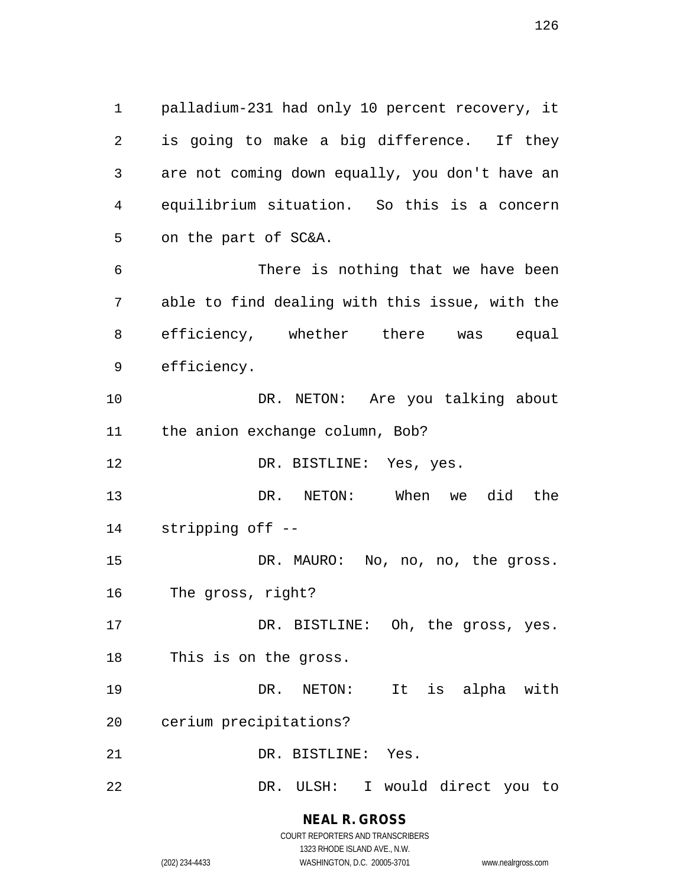palladium-231 had only 10 percent recovery, it is going to make a big difference. If they are not coming down equally, you don't have an equilibrium situation. So this is a concern on the part of SC&A.

There is nothing that we have been able to find dealing with this issue, with the efficiency, whether there was equal efficiency.

DR. NETON: Are you talking about the anion exchange column, Bob?

DR. BISTLINE: Yes, yes.

DR. NETON: When we did the stripping off --

DR. MAURO: No, no, no, the gross. The gross, right?

DR. BISTLINE: Oh, the gross, yes. This is on the gross.

DR. NETON: It is alpha with cerium precipitations?

DR. BISTLINE: Yes.

DR. ULSH: I would direct you to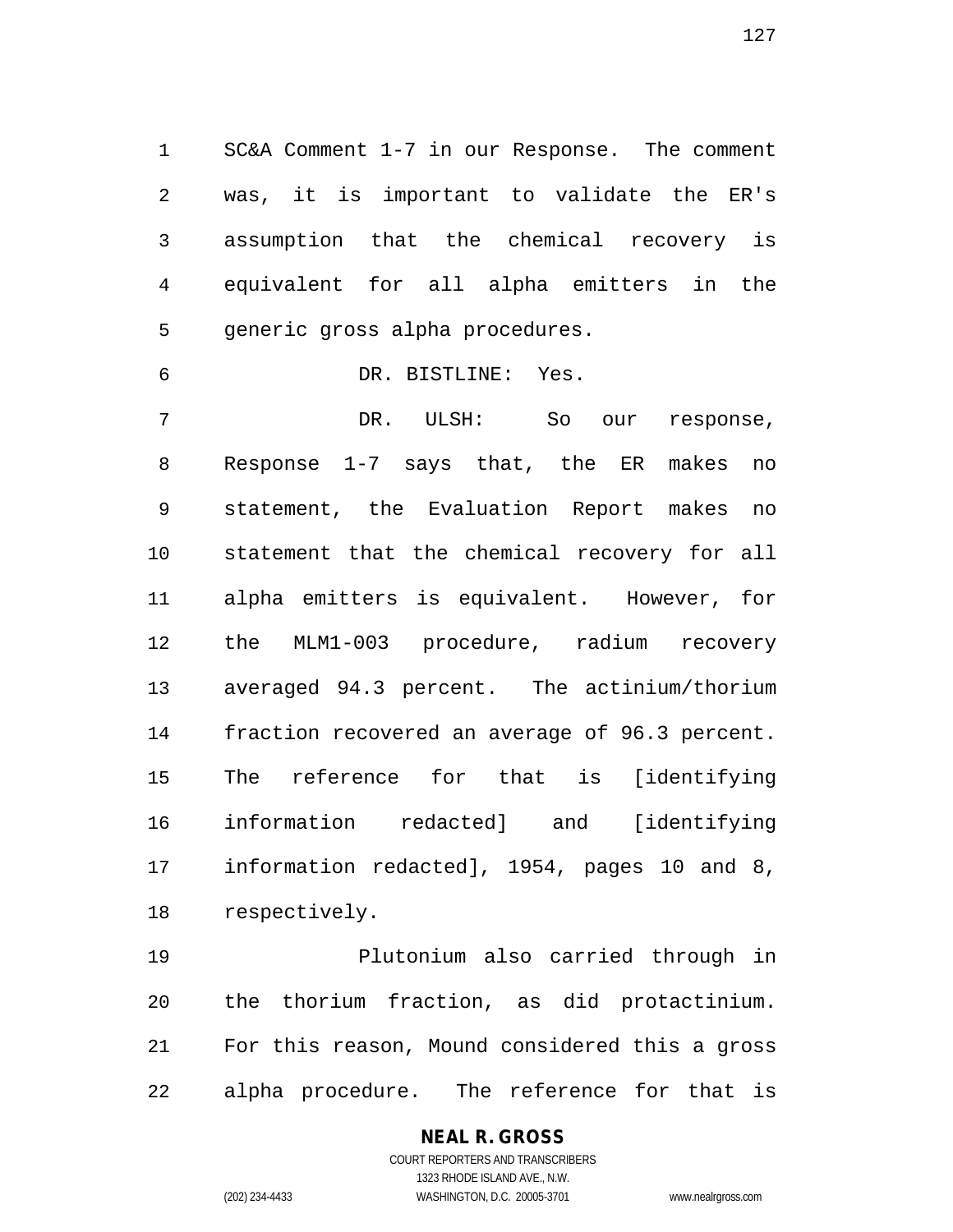SC&A Comment 1-7 in our Response. The comment was, it is important to validate the ER's assumption that the chemical recovery is equivalent for all alpha emitters in the generic gross alpha procedures.

DR. BISTLINE: Yes.

DR. ULSH: So our response, Response 1-7 says that, the ER makes no statement, the Evaluation Report makes no statement that the chemical recovery for all alpha emitters is equivalent. However, for the MLM1-003 procedure, radium recovery averaged 94.3 percent. The actinium/thorium fraction recovered an average of 96.3 percent. The reference for that is [identifying information redacted] and [identifying information redacted], 1954, pages 10 and 8, respectively.

Plutonium also carried through in the thorium fraction, as did protactinium. For this reason, Mound considered this a gross alpha procedure. The reference for that is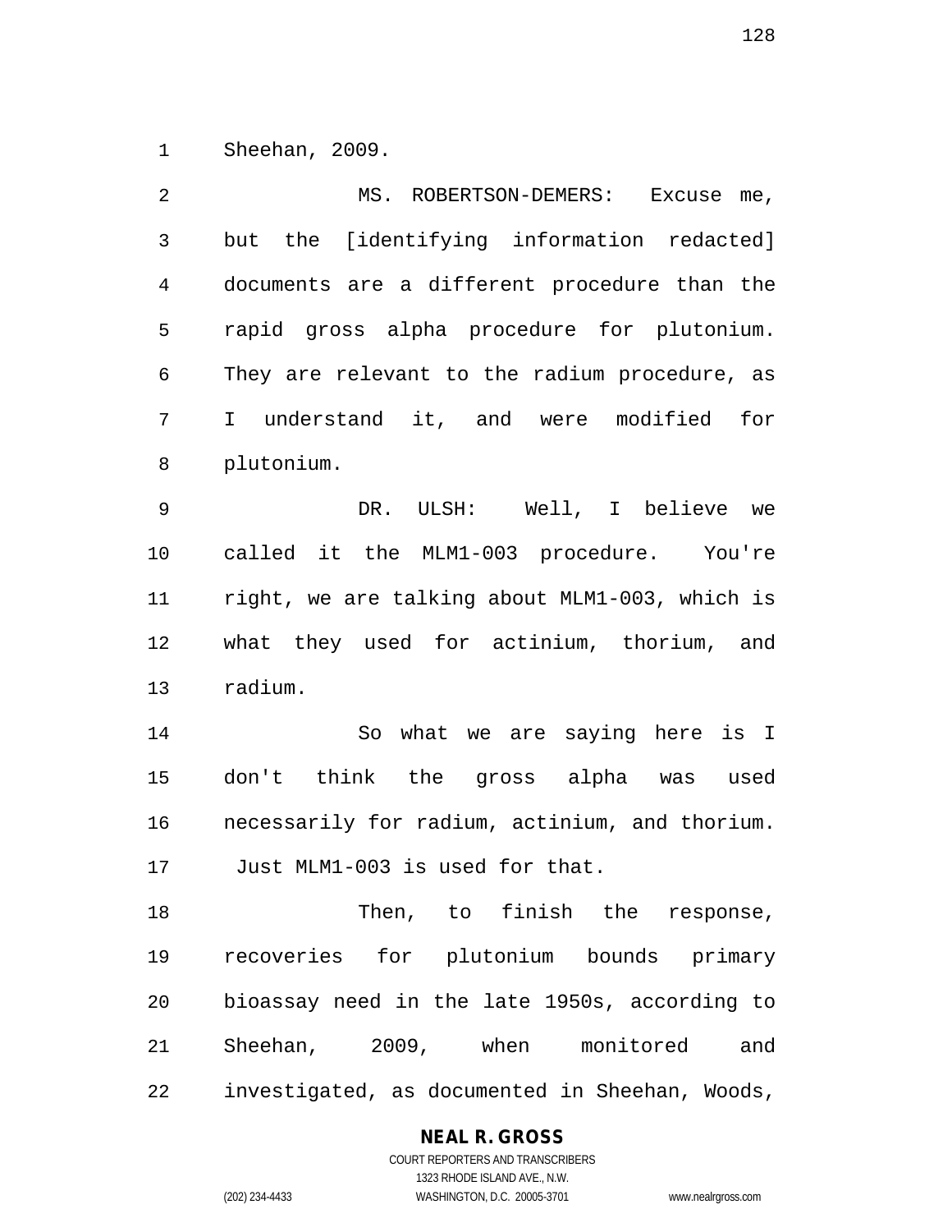Sheehan, 2009.

MS. ROBERTSON-DEMERS: Excuse me, but the [identifying information redacted] documents are a different procedure than the rapid gross alpha procedure for plutonium. They are relevant to the radium procedure, as I understand it, and were modified for plutonium.

DR. ULSH: Well, I believe we called it the MLM1-003 procedure. You're right, we are talking about MLM1-003, which is what they used for actinium, thorium, and radium.

So what we are saying here is I don't think the gross alpha was used necessarily for radium, actinium, and thorium. Just MLM1-003 is used for that.

Then, to finish the response, recoveries for plutonium bounds primary bioassay need in the late 1950s, according to Sheehan, 2009, when monitored and investigated, as documented in Sheehan, Woods,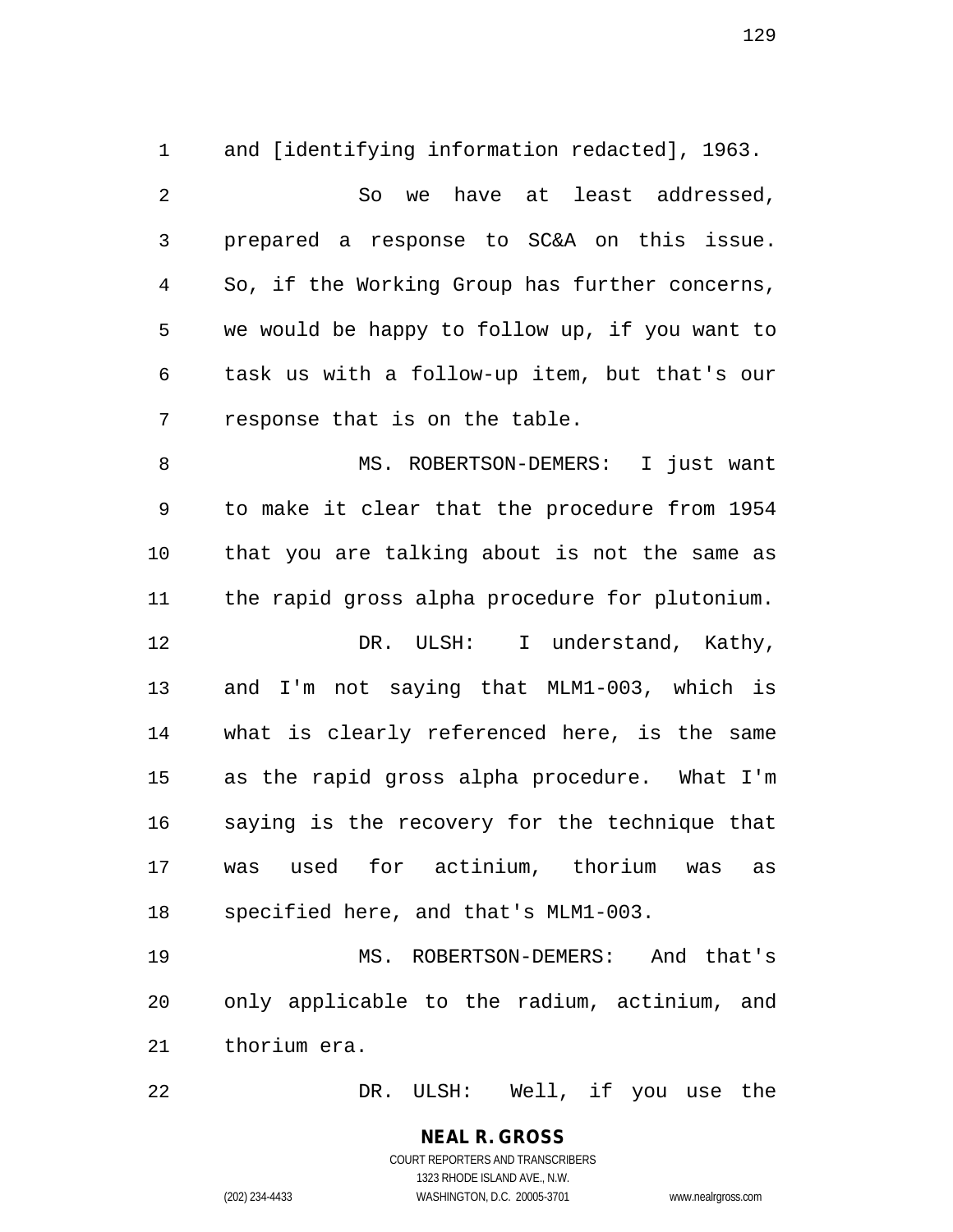and [identifying information redacted], 1963.

So we have at least addressed, prepared a response to SC&A on this issue. So, if the Working Group has further concerns, we would be happy to follow up, if you want to task us with a follow-up item, but that's our response that is on the table.

MS. ROBERTSON-DEMERS: I just want to make it clear that the procedure from 1954 that you are talking about is not the same as the rapid gross alpha procedure for plutonium.

DR. ULSH: I understand, Kathy, and I'm not saying that MLM1-003, which is what is clearly referenced here, is the same as the rapid gross alpha procedure. What I'm saying is the recovery for the technique that was used for actinium, thorium was as specified here, and that's MLM1-003.

MS. ROBERTSON-DEMERS: And that's only applicable to the radium, actinium, and thorium era.

DR. ULSH: Well, if you use the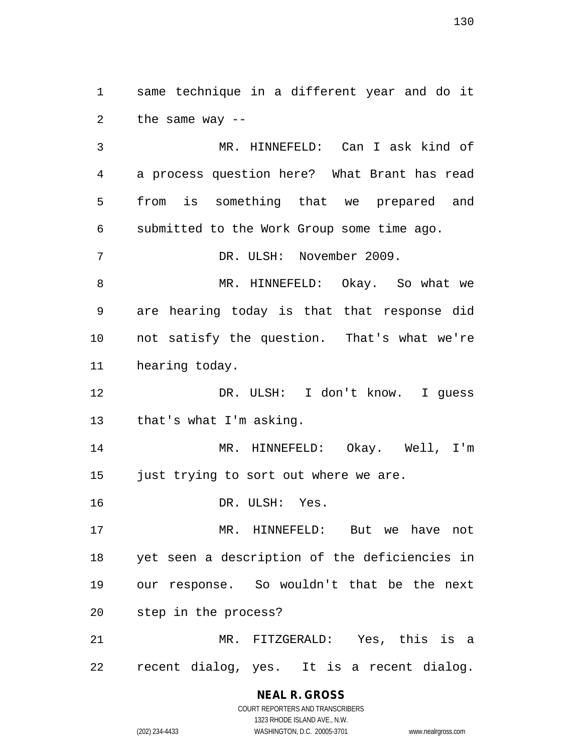same technique in a different year and do it the same way --

MR. HINNEFELD: Can I ask kind of a process question here? What Brant has read from is something that we prepared and submitted to the Work Group some time ago.

DR. ULSH: November 2009.

MR. HINNEFELD: Okay. So what we are hearing today is that that response did not satisfy the question. That's what we're hearing today.

DR. ULSH: I don't know. I guess that's what I'm asking.

MR. HINNEFELD: Okay. Well, I'm just trying to sort out where we are.

DR. ULSH: Yes.

MR. HINNEFELD: But we have not yet seen a description of the deficiencies in our response. So wouldn't that be the next step in the process?

MR. FITZGERALD: Yes, this is a recent dialog, yes. It is a recent dialog.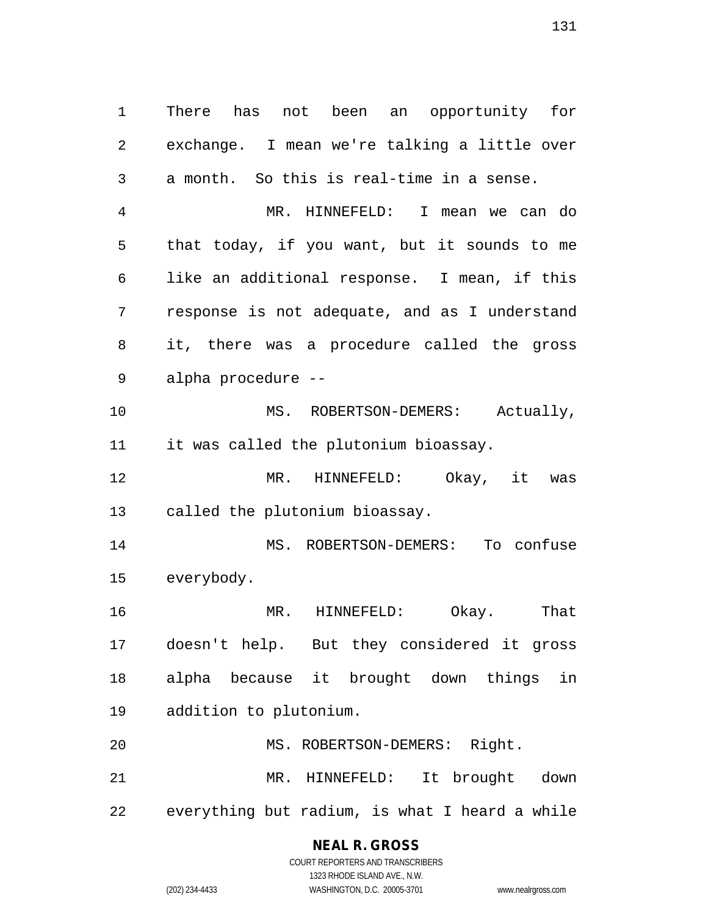There has not been an opportunity for exchange. I mean we're talking a little over a month. So this is real-time in a sense.

MR. HINNEFELD: I mean we can do that today, if you want, but it sounds to me like an additional response. I mean, if this response is not adequate, and as I understand it, there was a procedure called the gross alpha procedure --

MS. ROBERTSON-DEMERS: Actually, it was called the plutonium bioassay.

MR. HINNEFELD: Okay, it was called the plutonium bioassay.

MS. ROBERTSON-DEMERS: To confuse everybody.

MR. HINNEFELD: Okay. That doesn't help. But they considered it gross alpha because it brought down things in addition to plutonium.

MS. ROBERTSON-DEMERS: Right.

MR. HINNEFELD: It brought down everything but radium, is what I heard a while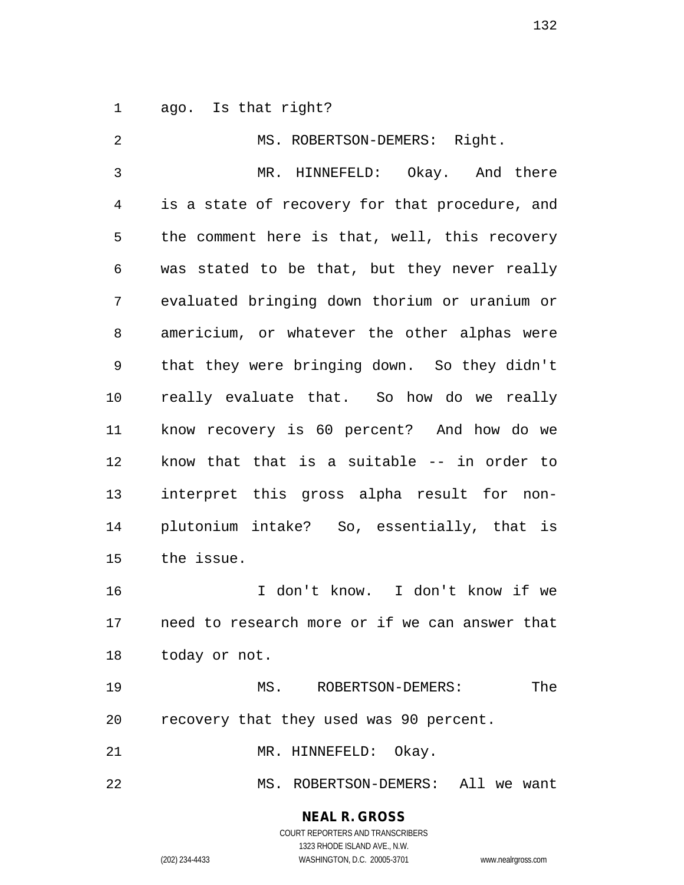ago. Is that right?

MS. ROBERTSON-DEMERS: Right.

MR. HINNEFELD: Okay. And there is a state of recovery for that procedure, and the comment here is that, well, this recovery was stated to be that, but they never really evaluated bringing down thorium or uranium or americium, or whatever the other alphas were that they were bringing down. So they didn't really evaluate that. So how do we really know recovery is 60 percent? And how do we know that that is a suitable -- in order to interpret this gross alpha result for non-plutonium intake? So, essentially, that is the issue.

I don't know. I don't know if we need to research more or if we can answer that today or not.

MS. ROBERTSON-DEMERS: The recovery that they used was 90 percent.

MR. HINNEFELD: Okay.

MS. ROBERTSON-DEMERS: All we want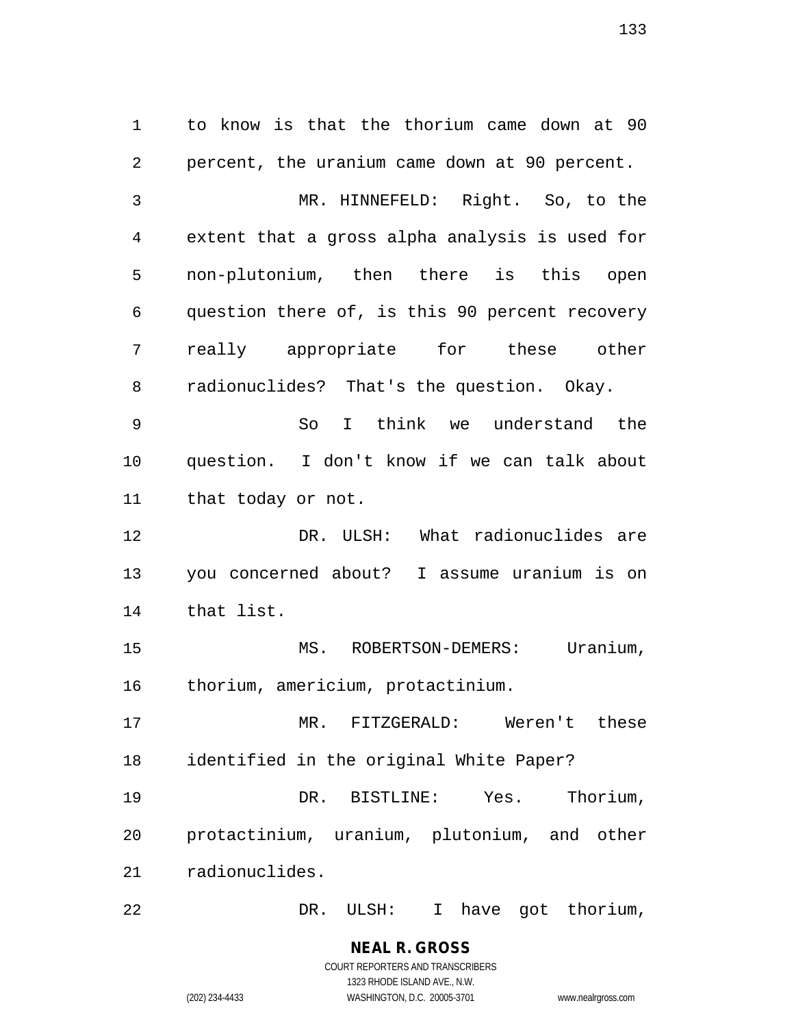to know is that the thorium came down at 90 percent, the uranium came down at 90 percent.

MR. HINNEFELD: Right. So, to the extent that a gross alpha analysis is used for non-plutonium, then there is this open question there of, is this 90 percent recovery really appropriate for these other radionuclides? That's the question. Okay.

So I think we understand the question. I don't know if we can talk about that today or not.

DR. ULSH: What radionuclides are you concerned about? I assume uranium is on that list.

MS. ROBERTSON-DEMERS: Uranium, thorium, americium, protactinium.

MR. FITZGERALD: Weren't these identified in the original White Paper?

DR. BISTLINE: Yes. Thorium, protactinium, uranium, plutonium, and other radionuclides.

DR. ULSH: I have got thorium,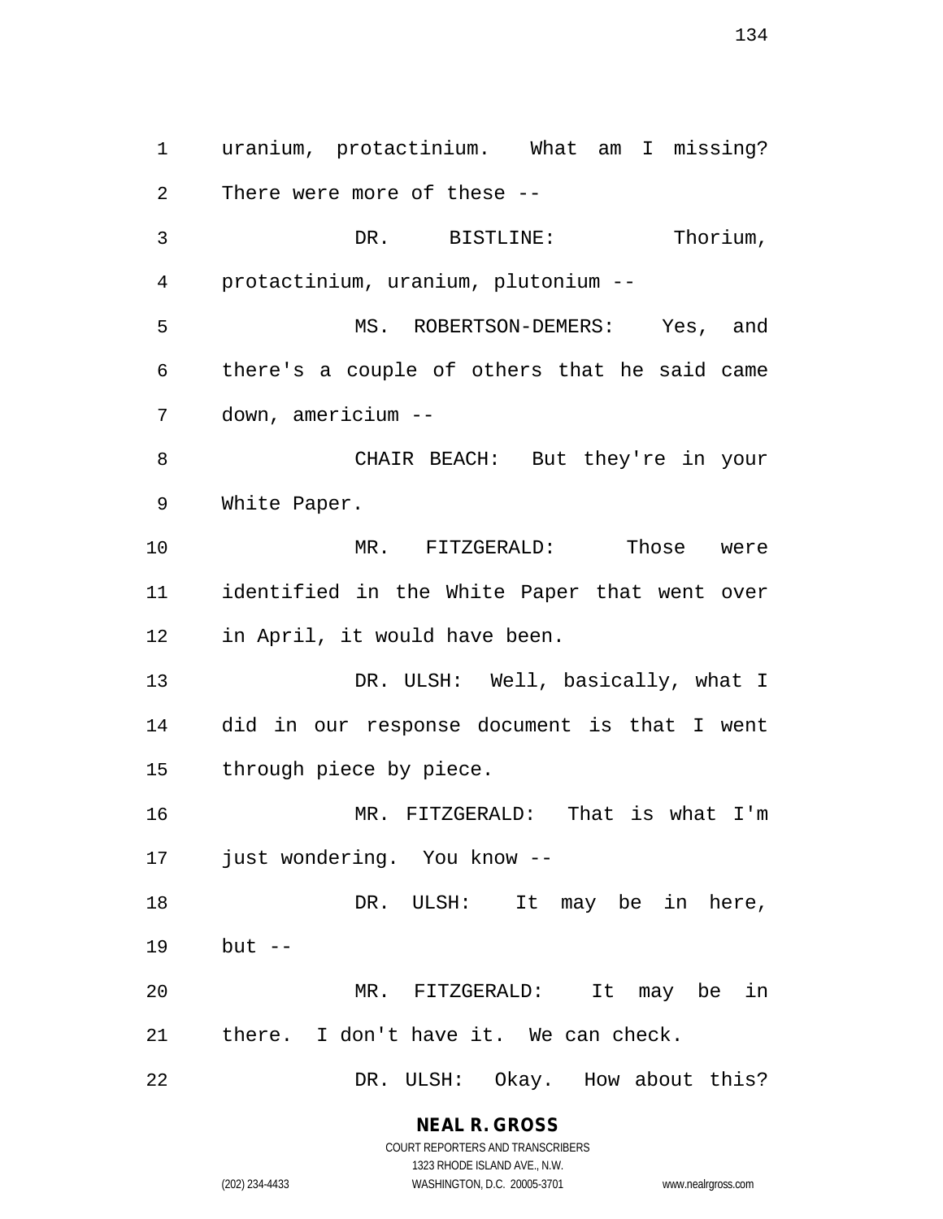uranium, protactinium. What am I missing? There were more of these --

DR. BISTLINE: Thorium, protactinium, uranium, plutonium --

MS. ROBERTSON-DEMERS: Yes, and there's a couple of others that he said came down, americium --

CHAIR BEACH: But they're in your White Paper.

MR. FITZGERALD: Those were identified in the White Paper that went over in April, it would have been.

DR. ULSH: Well, basically, what I did in our response document is that I went through piece by piece.

MR. FITZGERALD: That is what I'm just wondering. You know --

DR. ULSH: It may be in here, but --

MR. FITZGERALD: It may be in there. I don't have it. We can check.

DR. ULSH: Okay. How about this?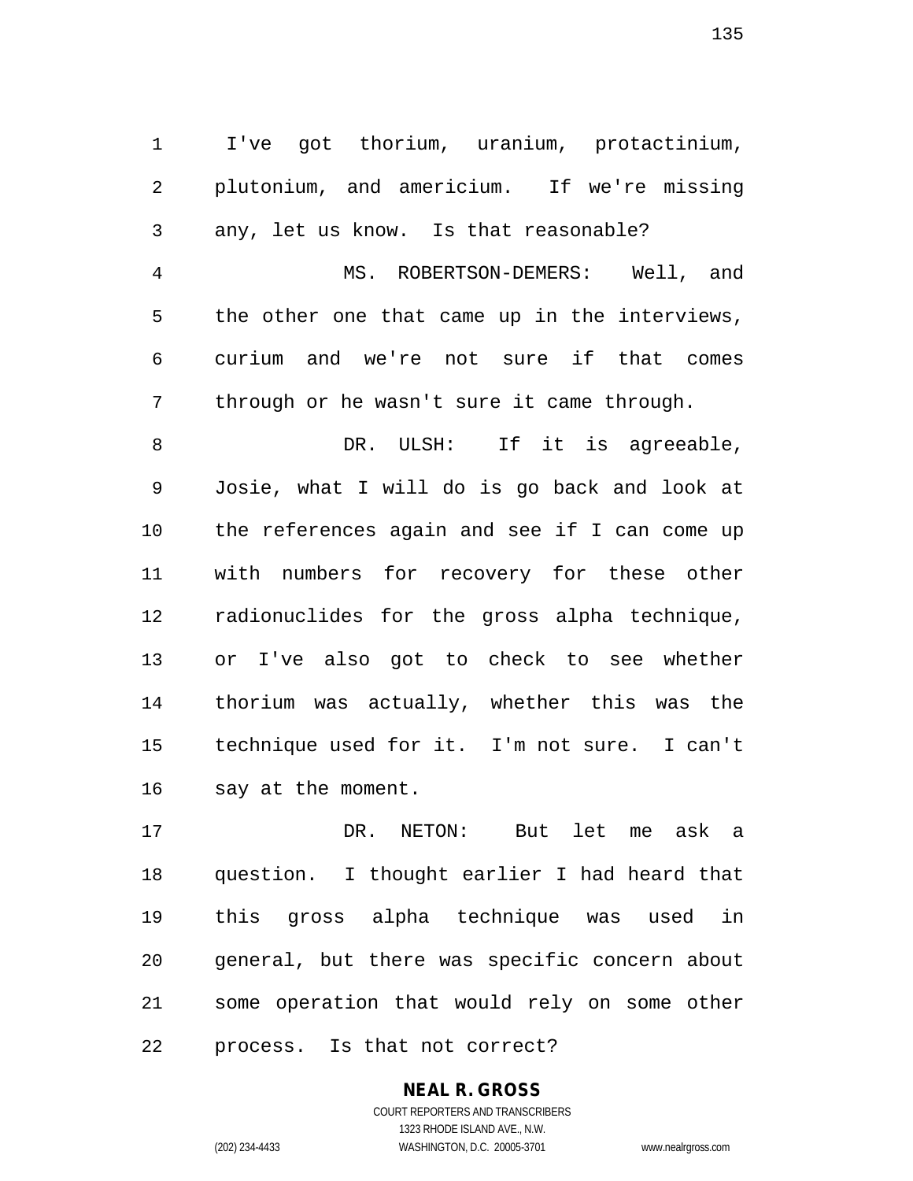I've got thorium, uranium, protactinium, plutonium, and americium. If we're missing any, let us know. Is that reasonable?

MS. ROBERTSON-DEMERS: Well, and the other one that came up in the interviews, curium and we're not sure if that comes through or he wasn't sure it came through.

DR. ULSH: If it is agreeable, Josie, what I will do is go back and look at the references again and see if I can come up with numbers for recovery for these other radionuclides for the gross alpha technique, or I've also got to check to see whether thorium was actually, whether this was the technique used for it. I'm not sure. I can't say at the moment.

DR. NETON: But let me ask a question. I thought earlier I had heard that this gross alpha technique was used in general, but there was specific concern about some operation that would rely on some other process. Is that not correct?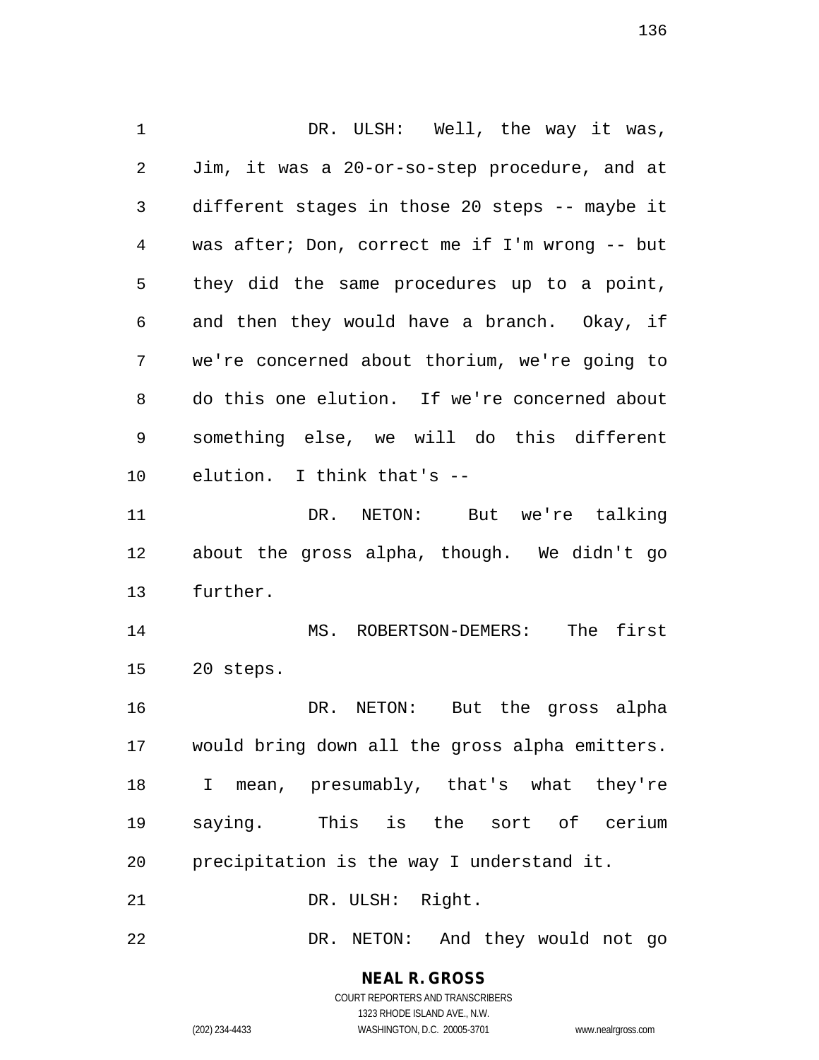DR. ULSH: Well, the way it was, Jim, it was a 20-or-so-step procedure, and at different stages in those 20 steps -- maybe it was after; Don, correct me if I'm wrong -- but they did the same procedures up to a point, and then they would have a branch. Okay, if we're concerned about thorium, we're going to do this one elution. If we're concerned about something else, we will do this different elution. I think that's --

DR. NETON: But we're talking about the gross alpha, though. We didn't go further.

MS. ROBERTSON-DEMERS: The first 20 steps.

DR. NETON: But the gross alpha would bring down all the gross alpha emitters. I mean, presumably, that's what they're saying. This is the sort of cerium precipitation is the way I understand it.

DR. ULSH: Right.

DR. NETON: And they would not go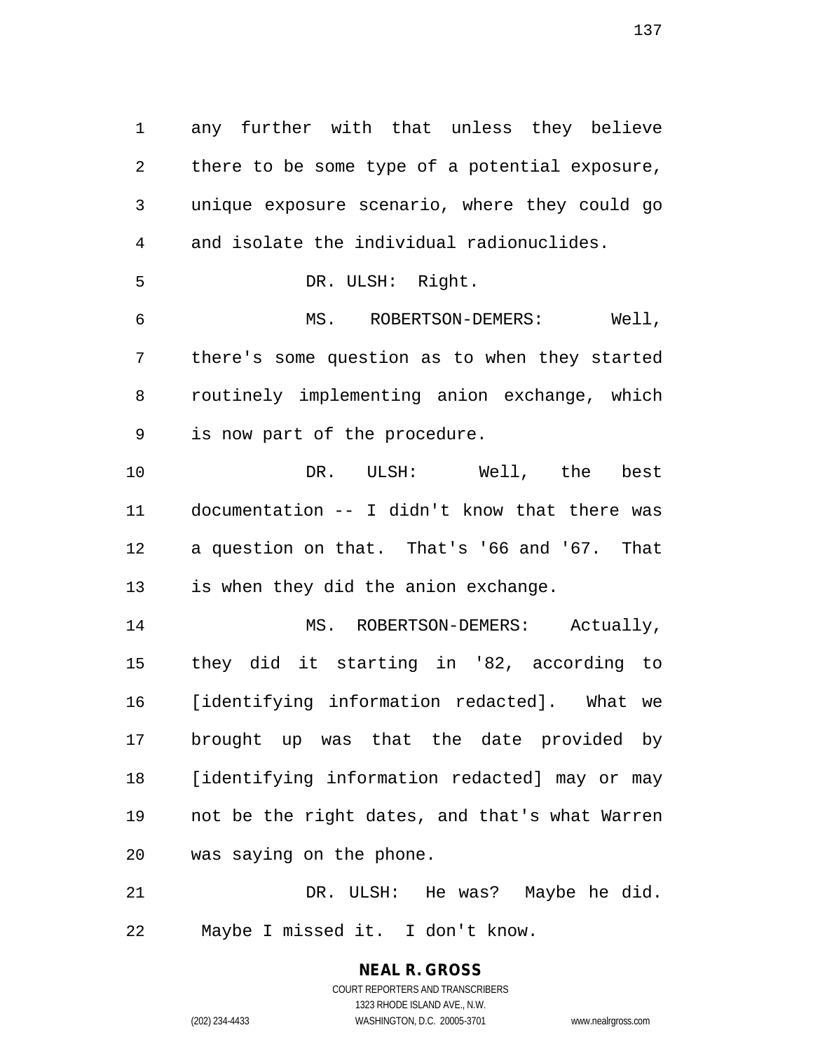any further with that unless they believe there to be some type of a potential exposure, unique exposure scenario, where they could go and isolate the individual radionuclides.

DR. ULSH: Right.

MS. ROBERTSON-DEMERS: Well, there's some question as to when they started routinely implementing anion exchange, which is now part of the procedure.

DR. ULSH: Well, the best documentation -- I didn't know that there was a question on that. That's '66 and '67. That is when they did the anion exchange.

MS. ROBERTSON-DEMERS: Actually, they did it starting in '82, according to [identifying information redacted]. What we brought up was that the date provided by [identifying information redacted] may or may not be the right dates, and that's what Warren was saying on the phone.

DR. ULSH: He was? Maybe he did. Maybe I missed it. I don't know.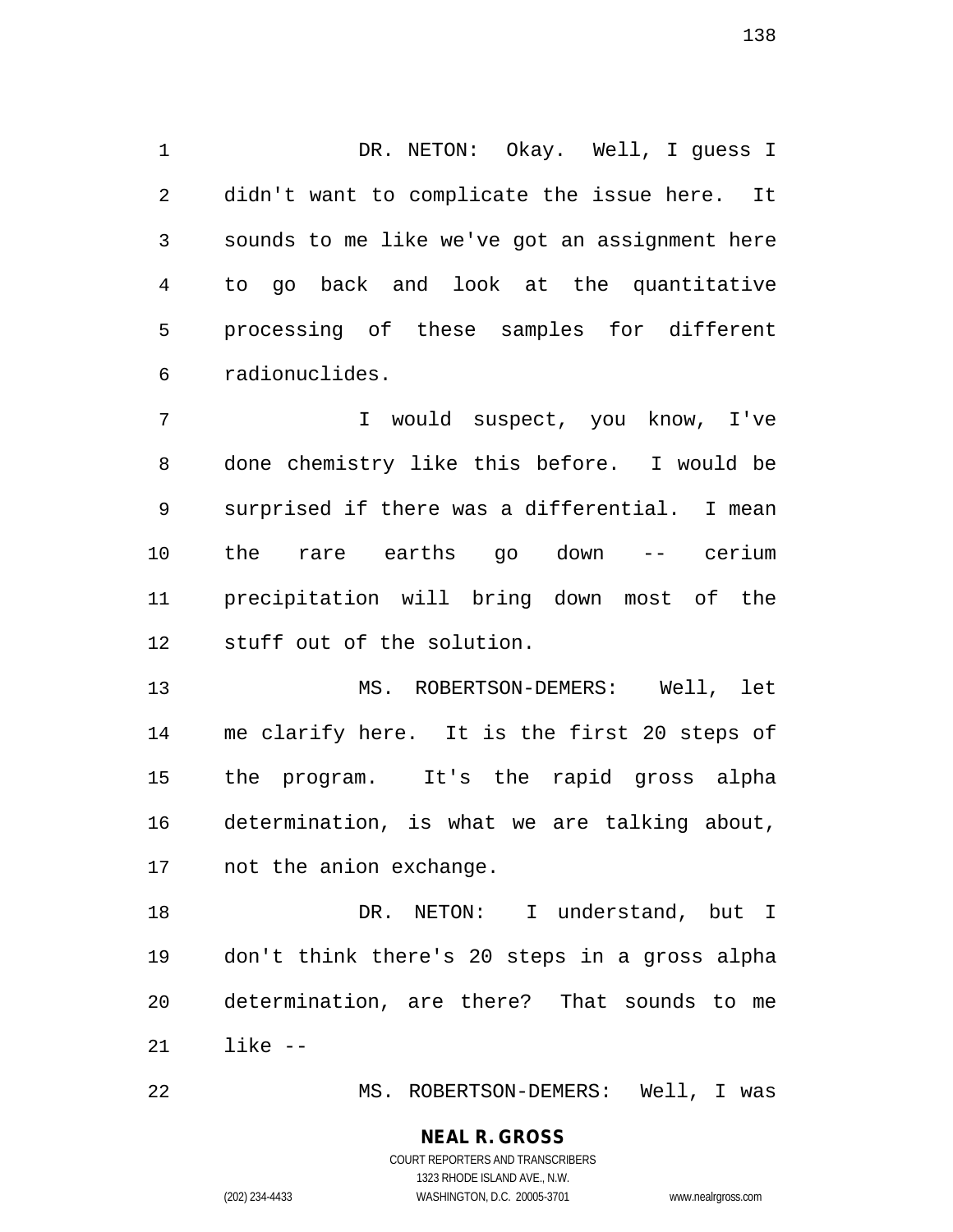DR. NETON: Okay. Well, I guess I didn't want to complicate the issue here. It sounds to me like we've got an assignment here to go back and look at the quantitative processing of these samples for different radionuclides.

I would suspect, you know, I've done chemistry like this before. I would be surprised if there was a differential. I mean the rare earths go down -- cerium precipitation will bring down most of the stuff out of the solution.

MS. ROBERTSON-DEMERS: Well, let me clarify here. It is the first 20 steps of the program. It's the rapid gross alpha determination, is what we are talking about, not the anion exchange.

DR. NETON: I understand, but I don't think there's 20 steps in a gross alpha determination, are there? That sounds to me like --

MS. ROBERTSON-DEMERS: Well, I was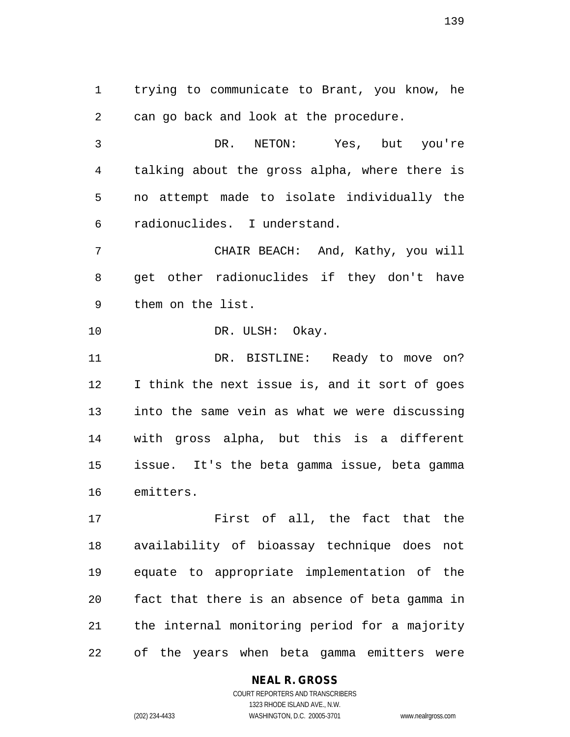trying to communicate to Brant, you know, he can go back and look at the procedure.

DR. NETON: Yes, but you're talking about the gross alpha, where there is no attempt made to isolate individually the radionuclides. I understand.

CHAIR BEACH: And, Kathy, you will get other radionuclides if they don't have them on the list.

DR. ULSH: Okay.

DR. BISTLINE: Ready to move on? I think the next issue is, and it sort of goes into the same vein as what we were discussing with gross alpha, but this is a different issue. It's the beta gamma issue, beta gamma emitters.

First of all, the fact that the availability of bioassay technique does not equate to appropriate implementation of the fact that there is an absence of beta gamma in the internal monitoring period for a majority of the years when beta gamma emitters were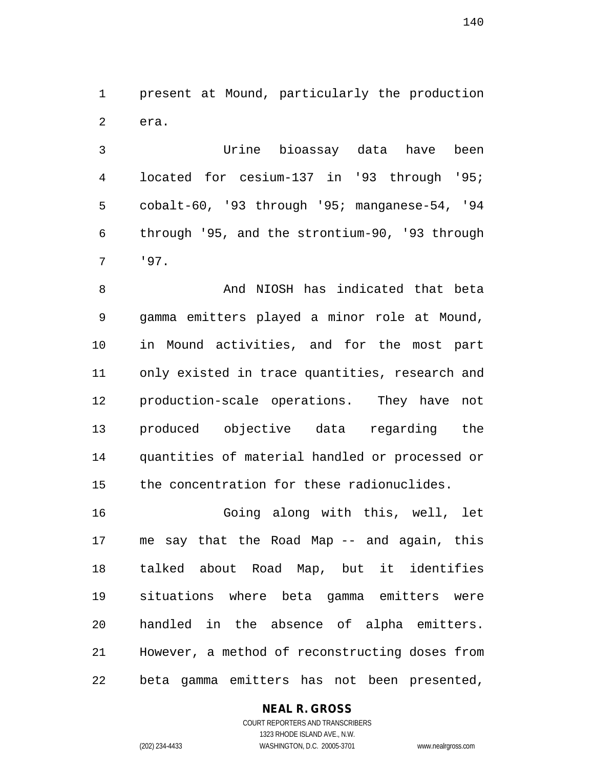present at Mound, particularly the production era.

Urine bioassay data have been located for cesium-137 in '93 through '95; cobalt-60, '93 through '95; manganese-54, '94 through '95, and the strontium-90, '93 through '97.

And NIOSH has indicated that beta gamma emitters played a minor role at Mound, in Mound activities, and for the most part only existed in trace quantities, research and production-scale operations. They have not produced objective data regarding the quantities of material handled or processed or the concentration for these radionuclides.

Going along with this, well, let me say that the Road Map -- and again, this talked about Road Map, but it identifies situations where beta gamma emitters were handled in the absence of alpha emitters. However, a method of reconstructing doses from beta gamma emitters has not been presented,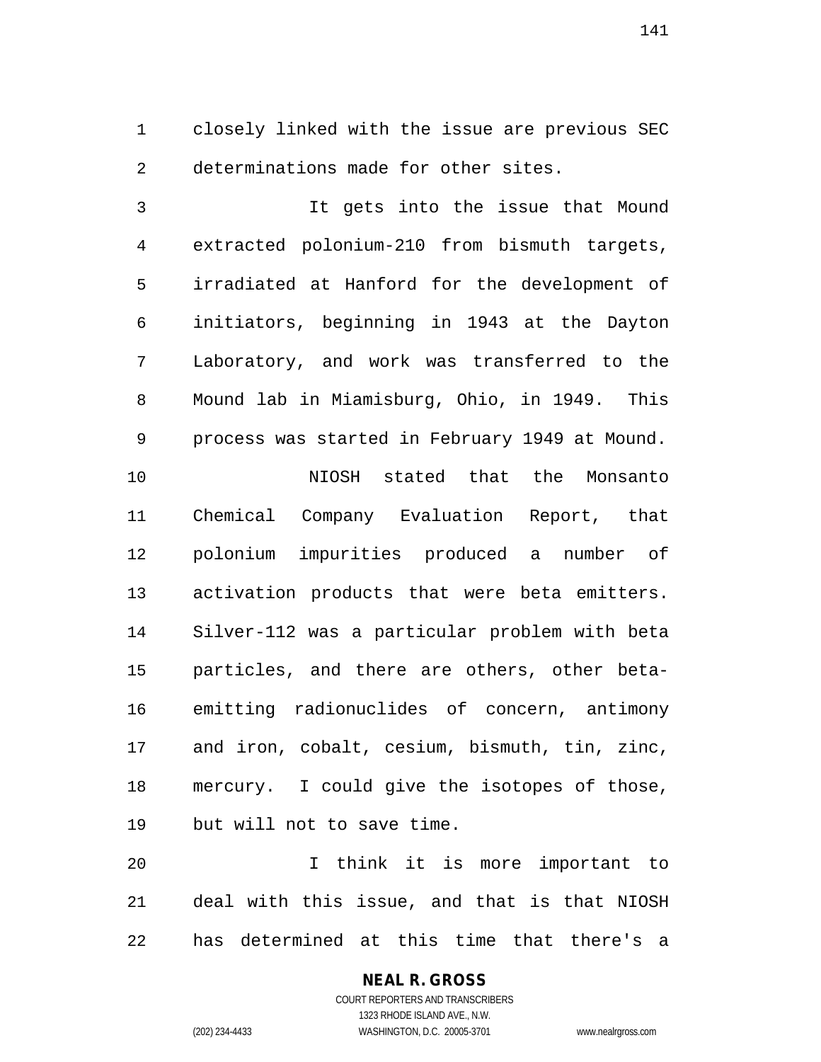closely linked with the issue are previous SEC determinations made for other sites.

It gets into the issue that Mound extracted polonium-210 from bismuth targets, irradiated at Hanford for the development of initiators, beginning in 1943 at the Dayton Laboratory, and work was transferred to the Mound lab in Miamisburg, Ohio, in 1949. This process was started in February 1949 at Mound.

NIOSH stated that the Monsanto Chemical Company Evaluation Report, that polonium impurities produced a number of activation products that were beta emitters. Silver-112 was a particular problem with beta particles, and there are others, other beta-emitting radionuclides of concern, antimony and iron, cobalt, cesium, bismuth, tin, zinc, mercury. I could give the isotopes of those, but will not to save time.

I think it is more important to deal with this issue, and that is that NIOSH has determined at this time that there's a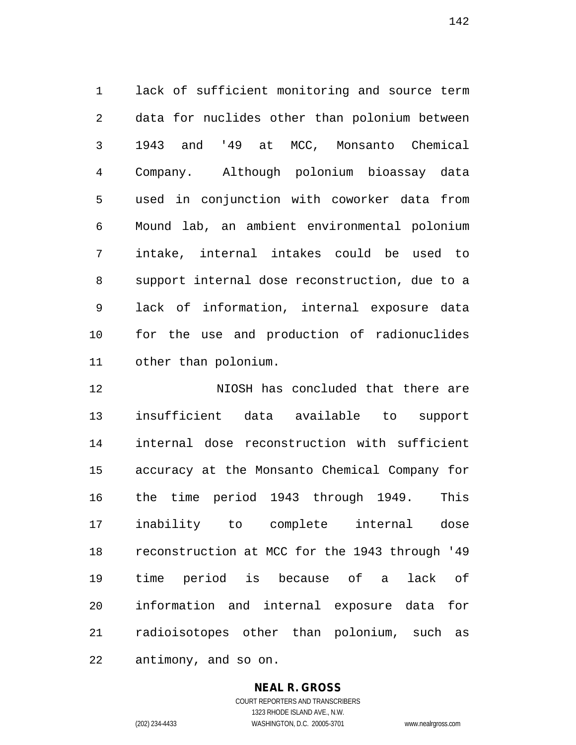lack of sufficient monitoring and source term data for nuclides other than polonium between 1943 and '49 at MCC, Monsanto Chemical Company. Although polonium bioassay data used in conjunction with coworker data from Mound lab, an ambient environmental polonium intake, internal intakes could be used to support internal dose reconstruction, due to a lack of information, internal exposure data for the use and production of radionuclides other than polonium.

NIOSH has concluded that there are insufficient data available to support internal dose reconstruction with sufficient accuracy at the Monsanto Chemical Company for the time period 1943 through 1949. This inability to complete internal dose reconstruction at MCC for the 1943 through '49 time period is because of a lack of information and internal exposure data for radioisotopes other than polonium, such as antimony, and so on.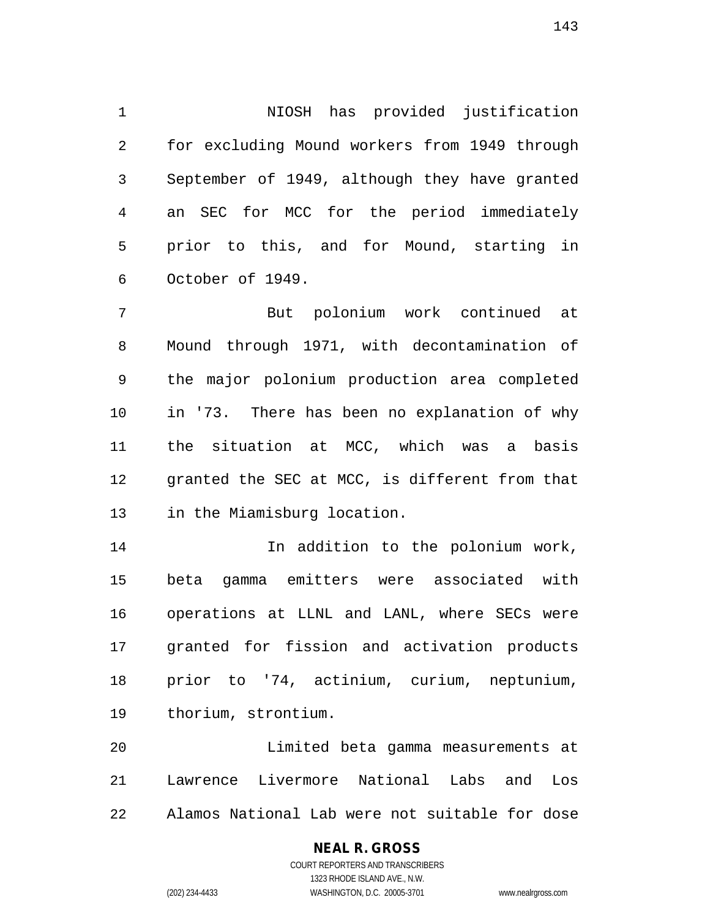NIOSH has provided justification for excluding Mound workers from 1949 through September of 1949, although they have granted an SEC for MCC for the period immediately prior to this, and for Mound, starting in October of 1949.

But polonium work continued at Mound through 1971, with decontamination of the major polonium production area completed in '73. There has been no explanation of why the situation at MCC, which was a basis granted the SEC at MCC, is different from that in the Miamisburg location.

In addition to the polonium work, beta gamma emitters were associated with operations at LLNL and LANL, where SECs were granted for fission and activation products prior to '74, actinium, curium, neptunium, thorium, strontium.

Limited beta gamma measurements at Lawrence Livermore National Labs and Los Alamos National Lab were not suitable for dose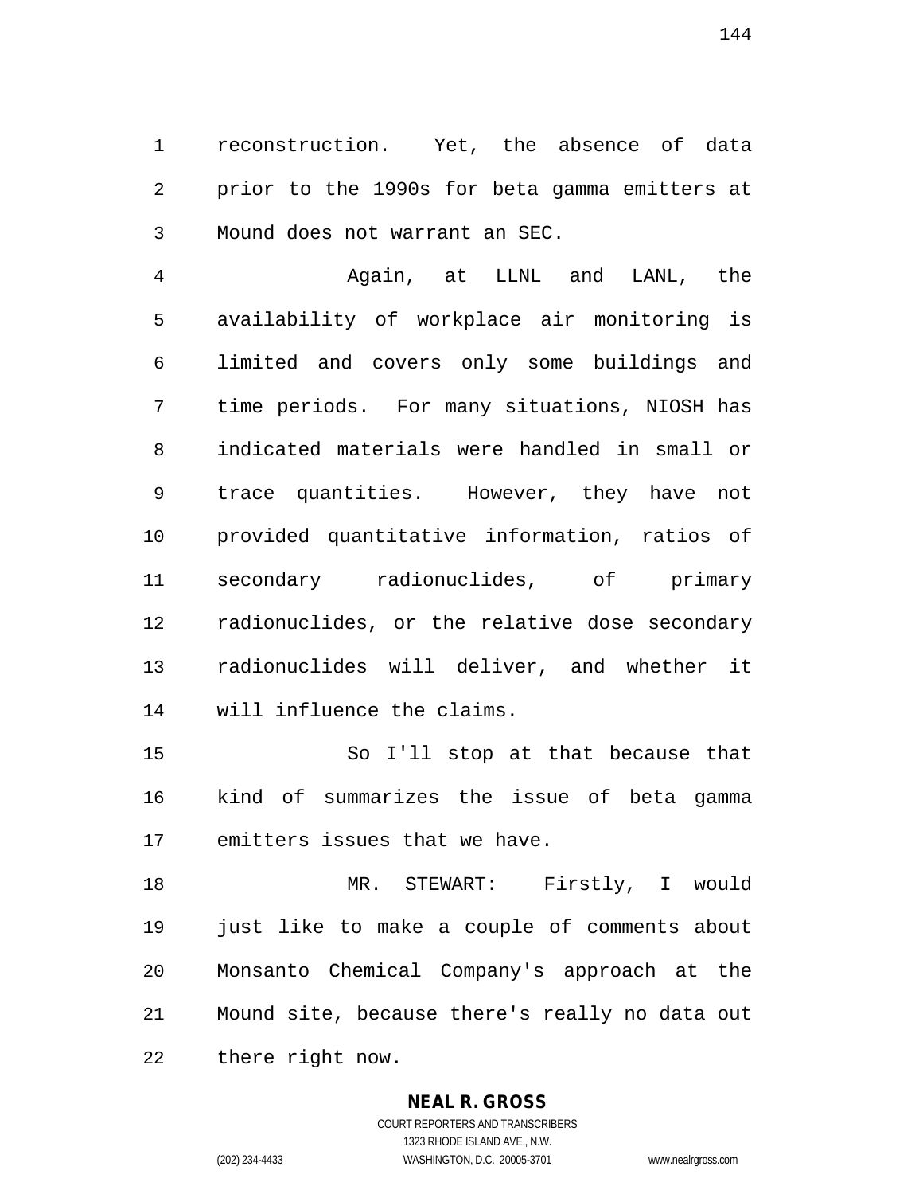reconstruction. Yet, the absence of data prior to the 1990s for beta gamma emitters at Mound does not warrant an SEC.

Again, at LLNL and LANL, the availability of workplace air monitoring is limited and covers only some buildings and time periods. For many situations, NIOSH has indicated materials were handled in small or trace quantities. However, they have not provided quantitative information, ratios of secondary radionuclides, of primary radionuclides, or the relative dose secondary radionuclides will deliver, and whether it will influence the claims.

So I'll stop at that because that kind of summarizes the issue of beta gamma emitters issues that we have.

MR. STEWART: Firstly, I would just like to make a couple of comments about Monsanto Chemical Company's approach at the Mound site, because there's really no data out there right now.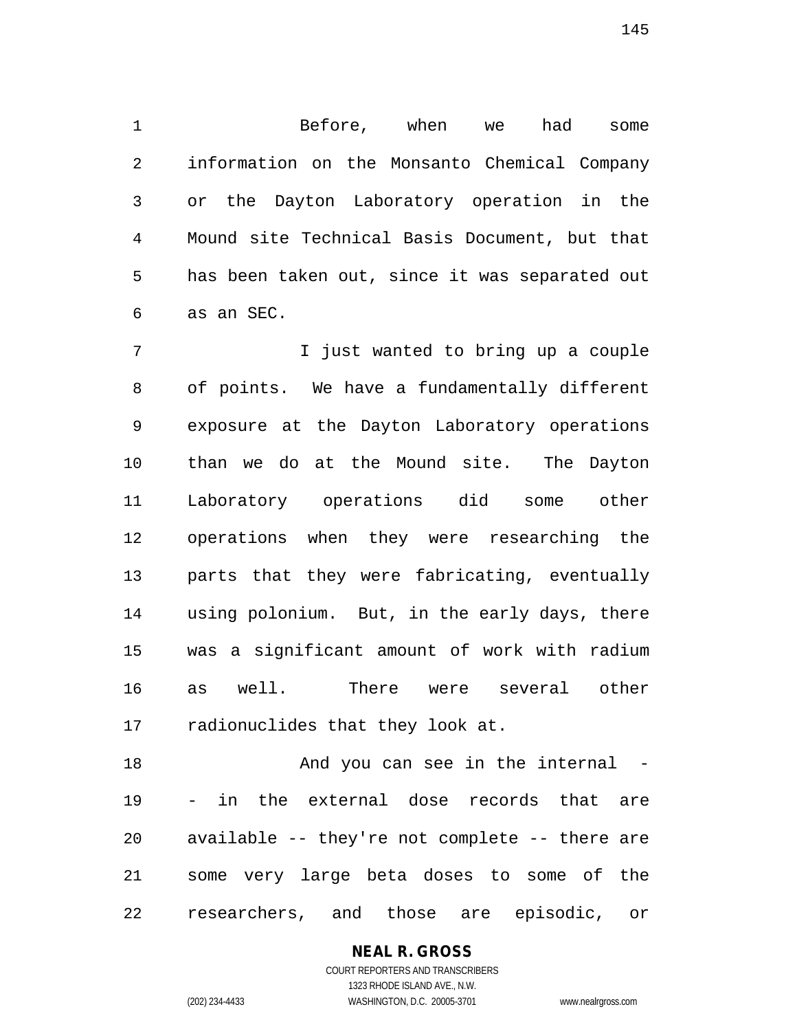Before, when we had some information on the Monsanto Chemical Company or the Dayton Laboratory operation in the Mound site Technical Basis Document, but that has been taken out, since it was separated out as an SEC.

I just wanted to bring up a couple of points. We have a fundamentally different exposure at the Dayton Laboratory operations than we do at the Mound site. The Dayton Laboratory operations did some other operations when they were researching the parts that they were fabricating, eventually using polonium. But, in the early days, there was a significant amount of work with radium as well. There were several other radionuclides that they look at.

And you can see in the internal -- in the external dose records that are available -- they're not complete -- there are some very large beta doses to some of the researchers, and those are episodic, or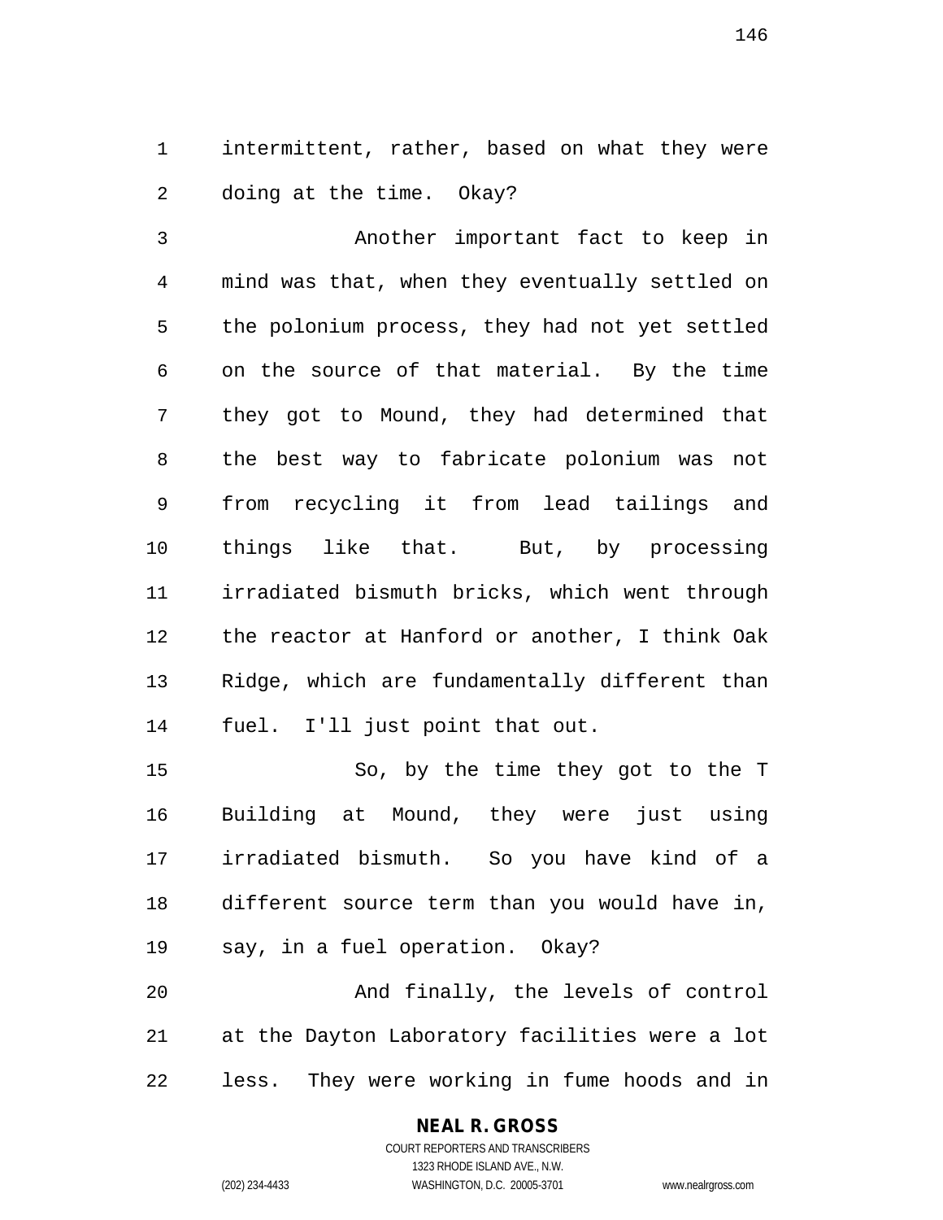intermittent, rather, based on what they were doing at the time. Okay?

Another important fact to keep in mind was that, when they eventually settled on the polonium process, they had not yet settled on the source of that material. By the time they got to Mound, they had determined that the best way to fabricate polonium was not from recycling it from lead tailings and things like that. But, by processing irradiated bismuth bricks, which went through the reactor at Hanford or another, I think Oak Ridge, which are fundamentally different than fuel. I'll just point that out.

So, by the time they got to the T Building at Mound, they were just using irradiated bismuth. So you have kind of a different source term than you would have in, say, in a fuel operation. Okay?

And finally, the levels of control at the Dayton Laboratory facilities were a lot less. They were working in fume hoods and in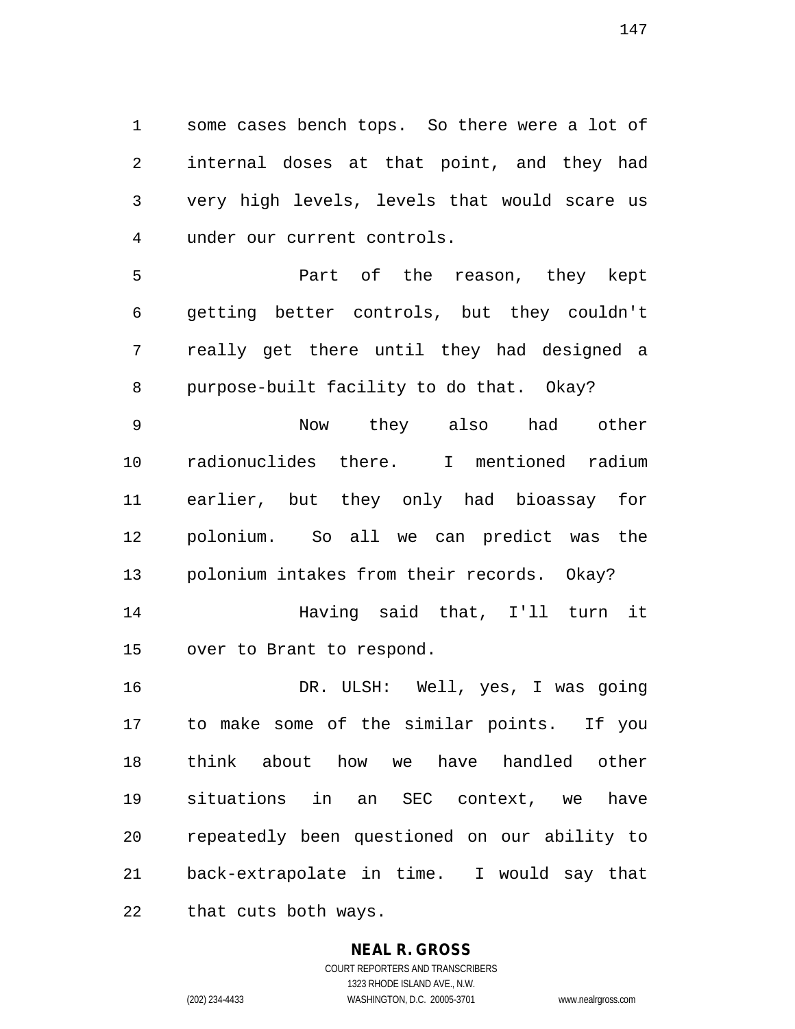some cases bench tops. So there were a lot of internal doses at that point, and they had very high levels, levels that would scare us under our current controls.

Part of the reason, they kept getting better controls, but they couldn't really get there until they had designed a purpose-built facility to do that. Okay?

Now they also had other radionuclides there. I mentioned radium earlier, but they only had bioassay for polonium. So all we can predict was the polonium intakes from their records. Okay?

Having said that, I'll turn it over to Brant to respond.

DR. ULSH: Well, yes, I was going to make some of the similar points. If you think about how we have handled other situations in an SEC context, we have repeatedly been questioned on our ability to back-extrapolate in time. I would say that that cuts both ways.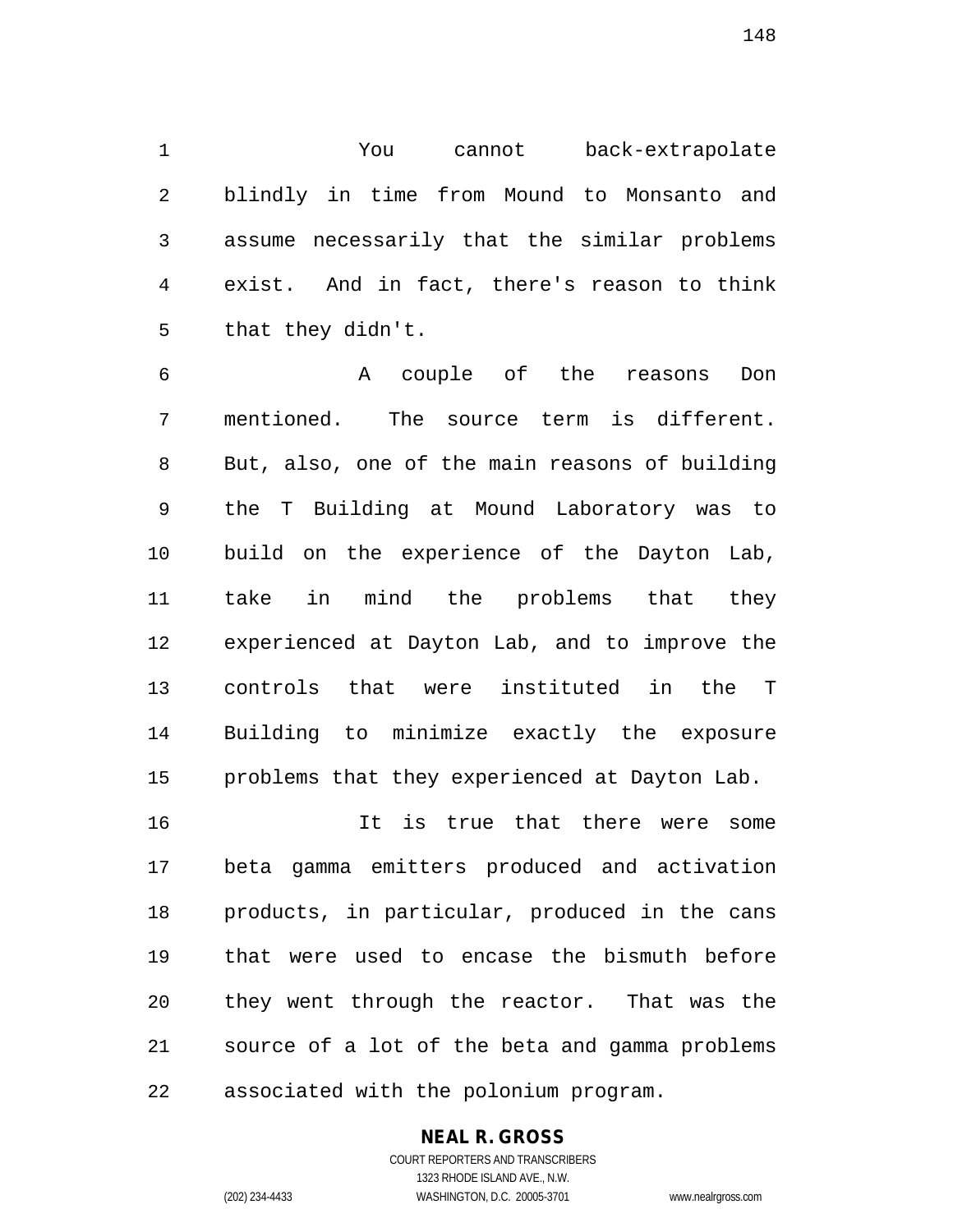You cannot back-extrapolate blindly in time from Mound to Monsanto and assume necessarily that the similar problems exist. And in fact, there's reason to think that they didn't.

A couple of the reasons Don mentioned. The source term is different. But, also, one of the main reasons of building the T Building at Mound Laboratory was to build on the experience of the Dayton Lab, take in mind the problems that they experienced at Dayton Lab, and to improve the controls that were instituted in the T Building to minimize exactly the exposure problems that they experienced at Dayton Lab.

It is true that there were some beta gamma emitters produced and activation products, in particular, produced in the cans that were used to encase the bismuth before they went through the reactor. That was the source of a lot of the beta and gamma problems associated with the polonium program.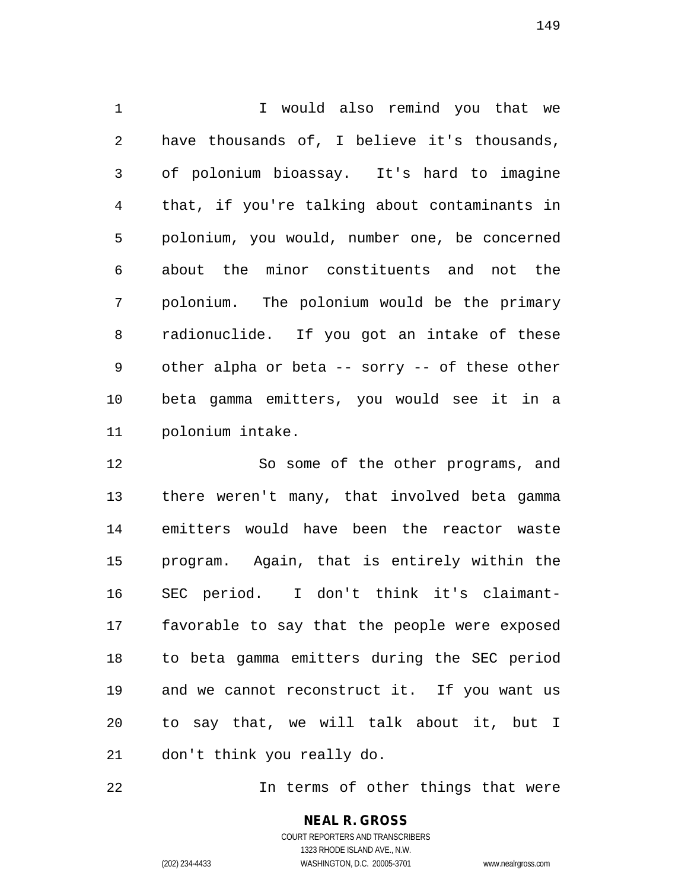I would also remind you that we have thousands of, I believe it's thousands, of polonium bioassay. It's hard to imagine that, if you're talking about contaminants in polonium, you would, number one, be concerned about the minor constituents and not the polonium. The polonium would be the primary radionuclide. If you got an intake of these other alpha or beta -- sorry -- of these other beta gamma emitters, you would see it in a polonium intake.

So some of the other programs, and there weren't many, that involved beta gamma emitters would have been the reactor waste program. Again, that is entirely within the SEC period. I don't think it's claimant-favorable to say that the people were exposed to beta gamma emitters during the SEC period and we cannot reconstruct it. If you want us to say that, we will talk about it, but I don't think you really do.

In terms of other things that were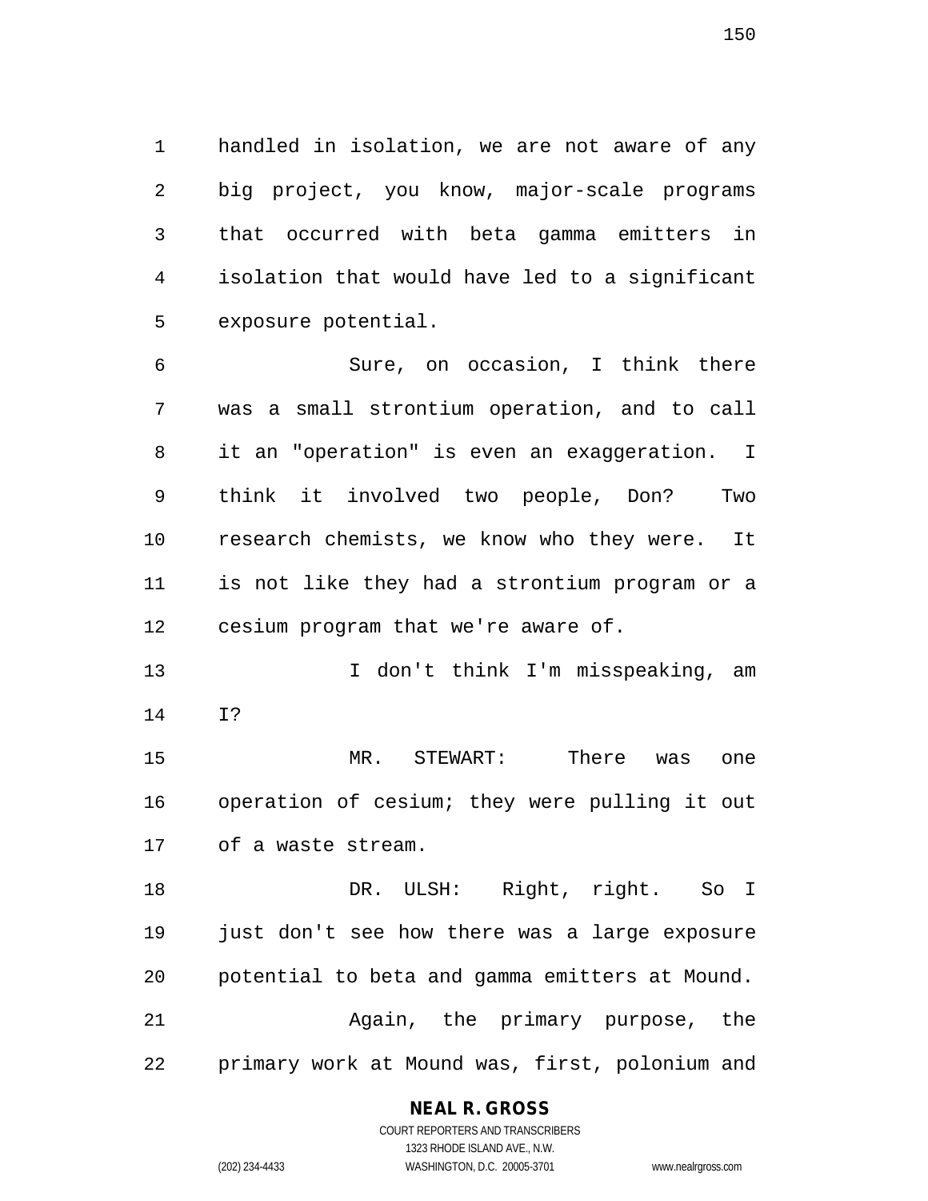handled in isolation, we are not aware of any big project, you know, major-scale programs that occurred with beta gamma emitters in isolation that would have led to a significant exposure potential.

Sure, on occasion, I think there was a small strontium operation, and to call it an "operation" is even an exaggeration. I think it involved two people, Don? Two research chemists, we know who they were. It is not like they had a strontium program or a cesium program that we're aware of.

I don't think I'm misspeaking, am I?

MR. STEWART: There was one operation of cesium; they were pulling it out of a waste stream.

DR. ULSH: Right, right. So I just don't see how there was a large exposure potential to beta and gamma emitters at Mound.

Again, the primary purpose, the primary work at Mound was, first, polonium and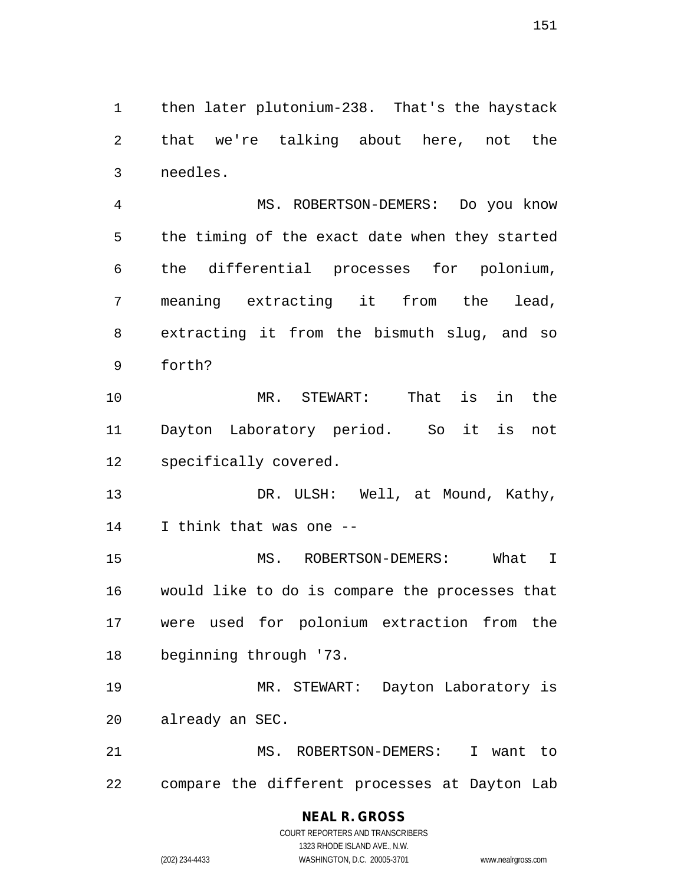then later plutonium-238. That's the haystack that we're talking about here, not the needles.

MS. ROBERTSON-DEMERS: Do you know the timing of the exact date when they started the differential processes for polonium, meaning extracting it from the lead, extracting it from the bismuth slug, and so forth?

MR. STEWART: That is in the Dayton Laboratory period. So it is not specifically covered.

DR. ULSH: Well, at Mound, Kathy, I think that was one --

MS. ROBERTSON-DEMERS: What I would like to do is compare the processes that were used for polonium extraction from the beginning through '73.

MR. STEWART: Dayton Laboratory is already an SEC.

MS. ROBERTSON-DEMERS: I want to compare the different processes at Dayton Lab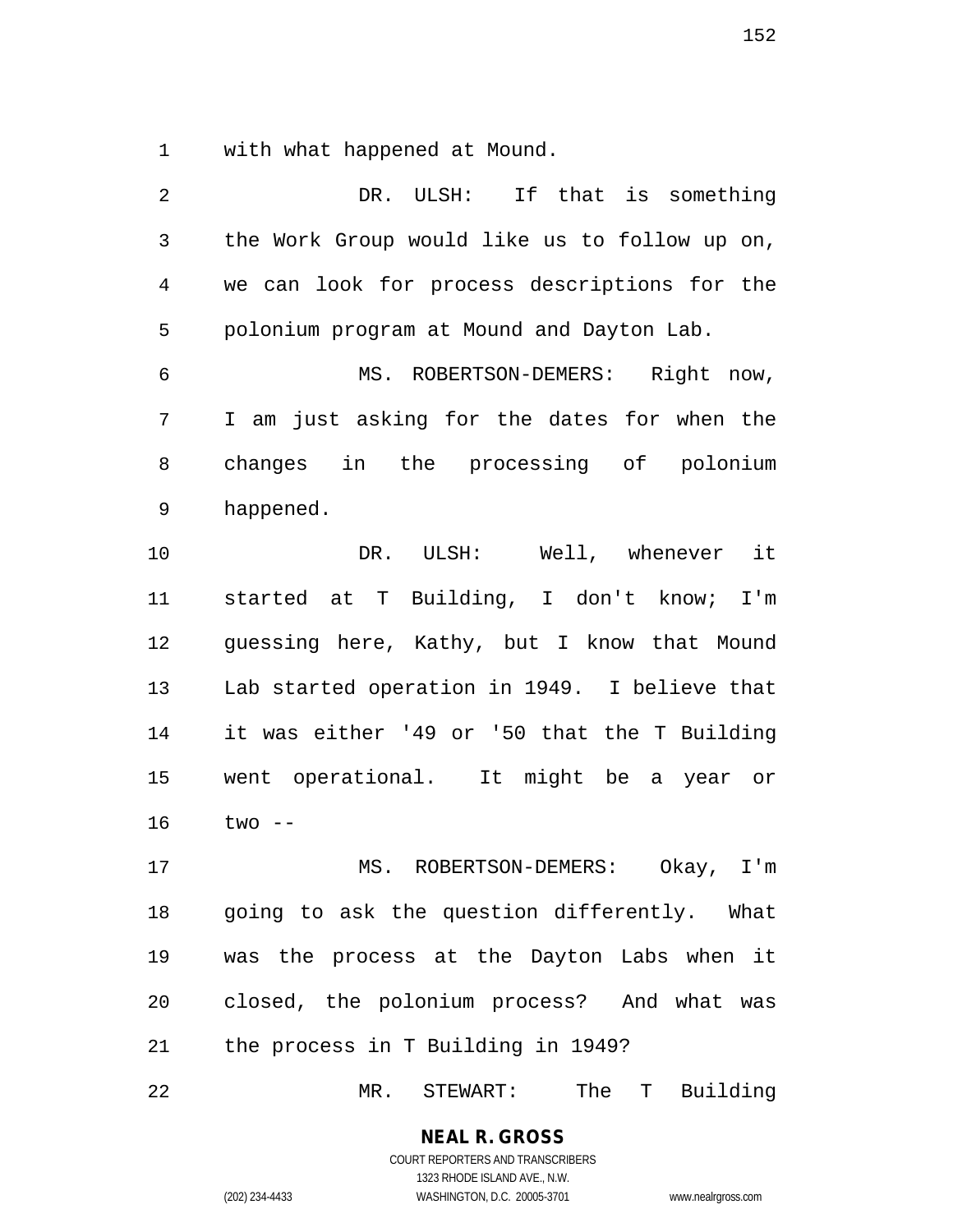with what happened at Mound.

DR. ULSH: If that is something the Work Group would like us to follow up on, we can look for process descriptions for the polonium program at Mound and Dayton Lab.

MS. ROBERTSON-DEMERS: Right now, I am just asking for the dates for when the changes in the processing of polonium happened.

DR. ULSH: Well, whenever it started at T Building, I don't know; I'm guessing here, Kathy, but I know that Mound Lab started operation in 1949. I believe that it was either '49 or '50 that the T Building went operational. It might be a year or two --

MS. ROBERTSON-DEMERS: Okay, I'm going to ask the question differently. What was the process at the Dayton Labs when it closed, the polonium process? And what was the process in T Building in 1949?

MR. STEWART: The T Building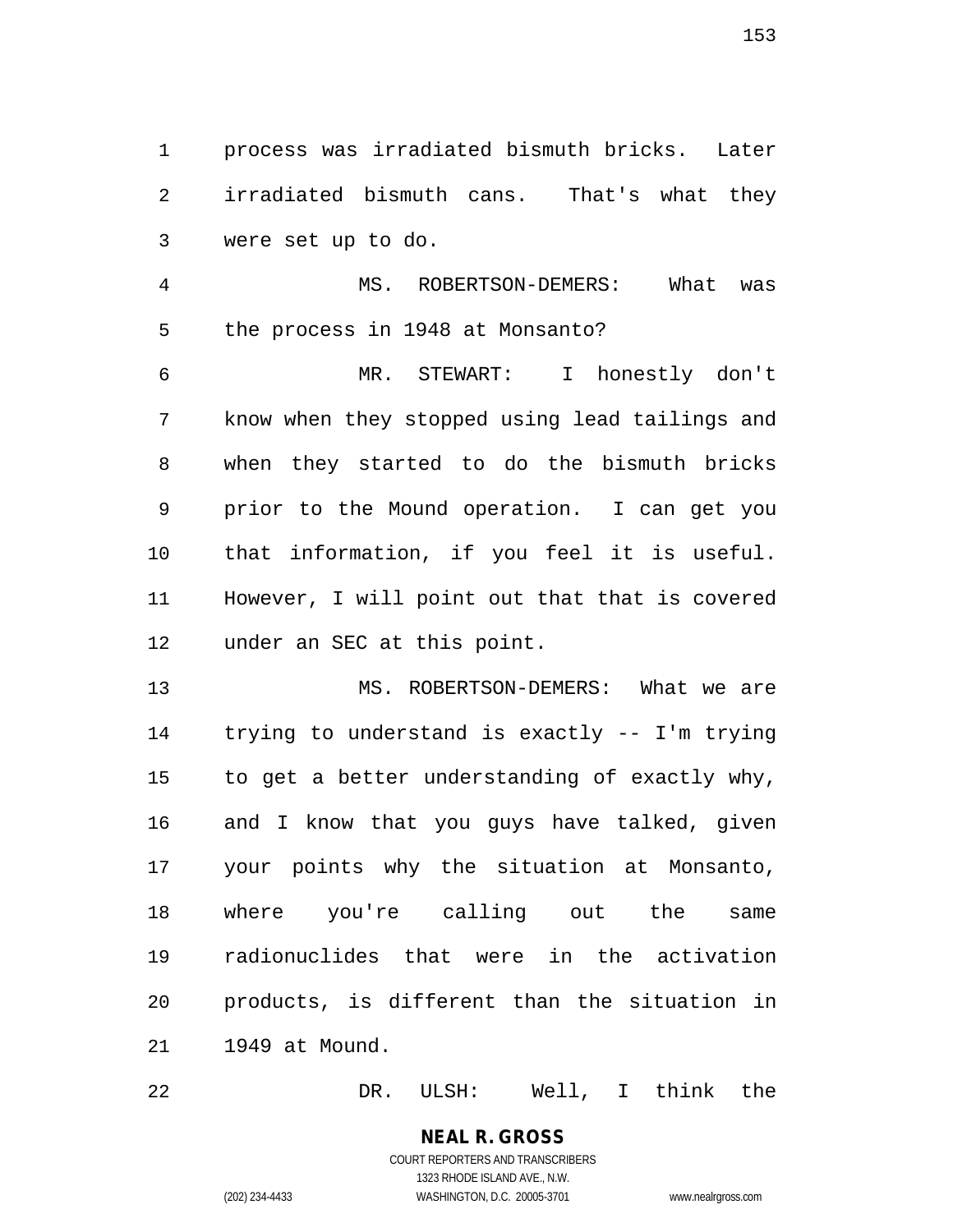process was irradiated bismuth bricks. Later irradiated bismuth cans. That's what they were set up to do.

MS. ROBERTSON-DEMERS: What was the process in 1948 at Monsanto?

MR. STEWART: I honestly don't know when they stopped using lead tailings and when they started to do the bismuth bricks prior to the Mound operation. I can get you that information, if you feel it is useful. However, I will point out that that is covered under an SEC at this point.

MS. ROBERTSON-DEMERS: What we are trying to understand is exactly -- I'm trying to get a better understanding of exactly why, and I know that you guys have talked, given your points why the situation at Monsanto, where you're calling out the same radionuclides that were in the activation products, is different than the situation in 1949 at Mound.

DR. ULSH: Well, I think the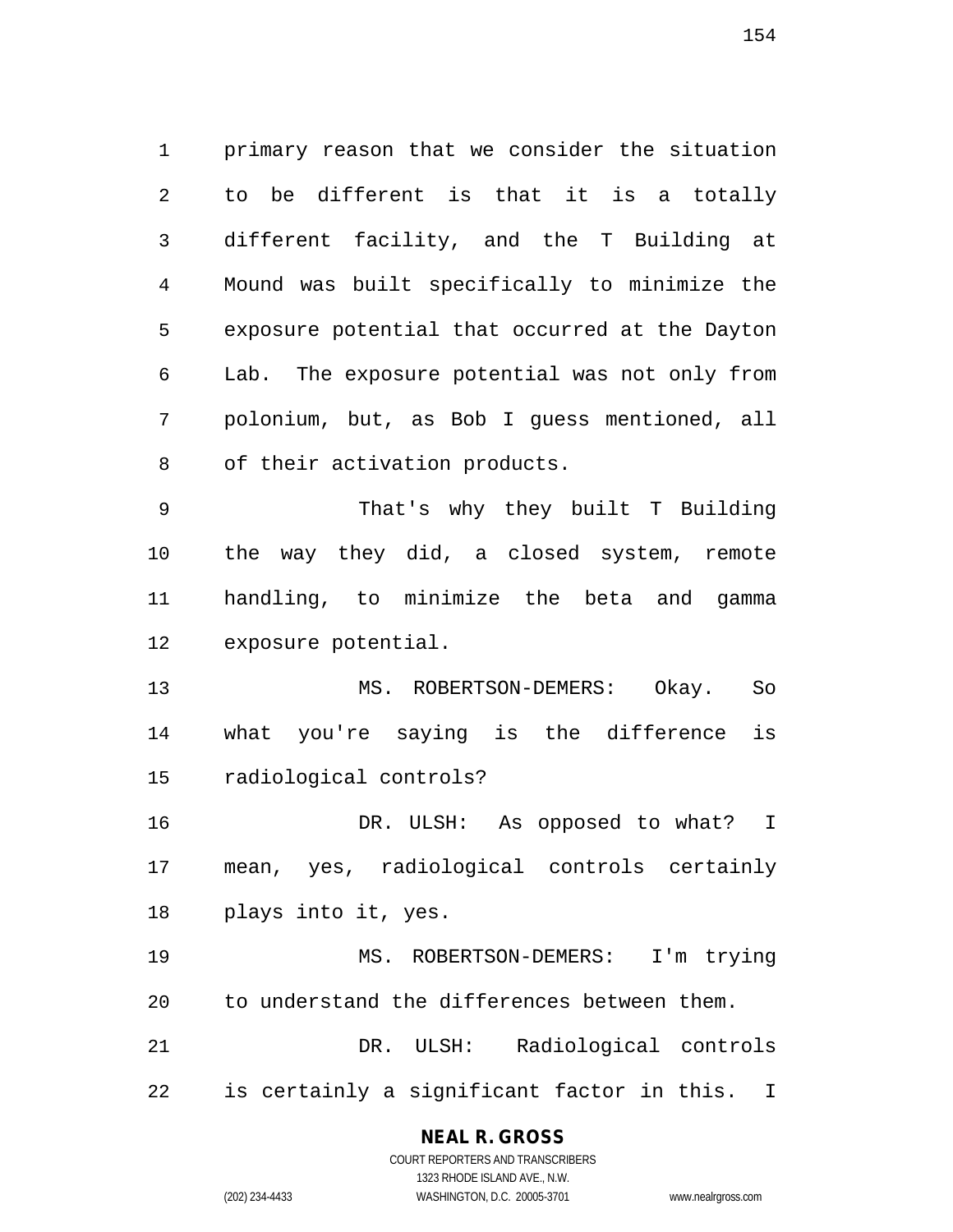primary reason that we consider the situation to be different is that it is a totally different facility, and the T Building at Mound was built specifically to minimize the exposure potential that occurred at the Dayton Lab. The exposure potential was not only from polonium, but, as Bob I guess mentioned, all of their activation products.

That's why they built T Building the way they did, a closed system, remote handling, to minimize the beta and gamma exposure potential.

MS. ROBERTSON-DEMERS: Okay. So what you're saying is the difference is radiological controls?

DR. ULSH: As opposed to what? I mean, yes, radiological controls certainly plays into it, yes.

MS. ROBERTSON-DEMERS: I'm trying to understand the differences between them.

DR. ULSH: Radiological controls is certainly a significant factor in this. I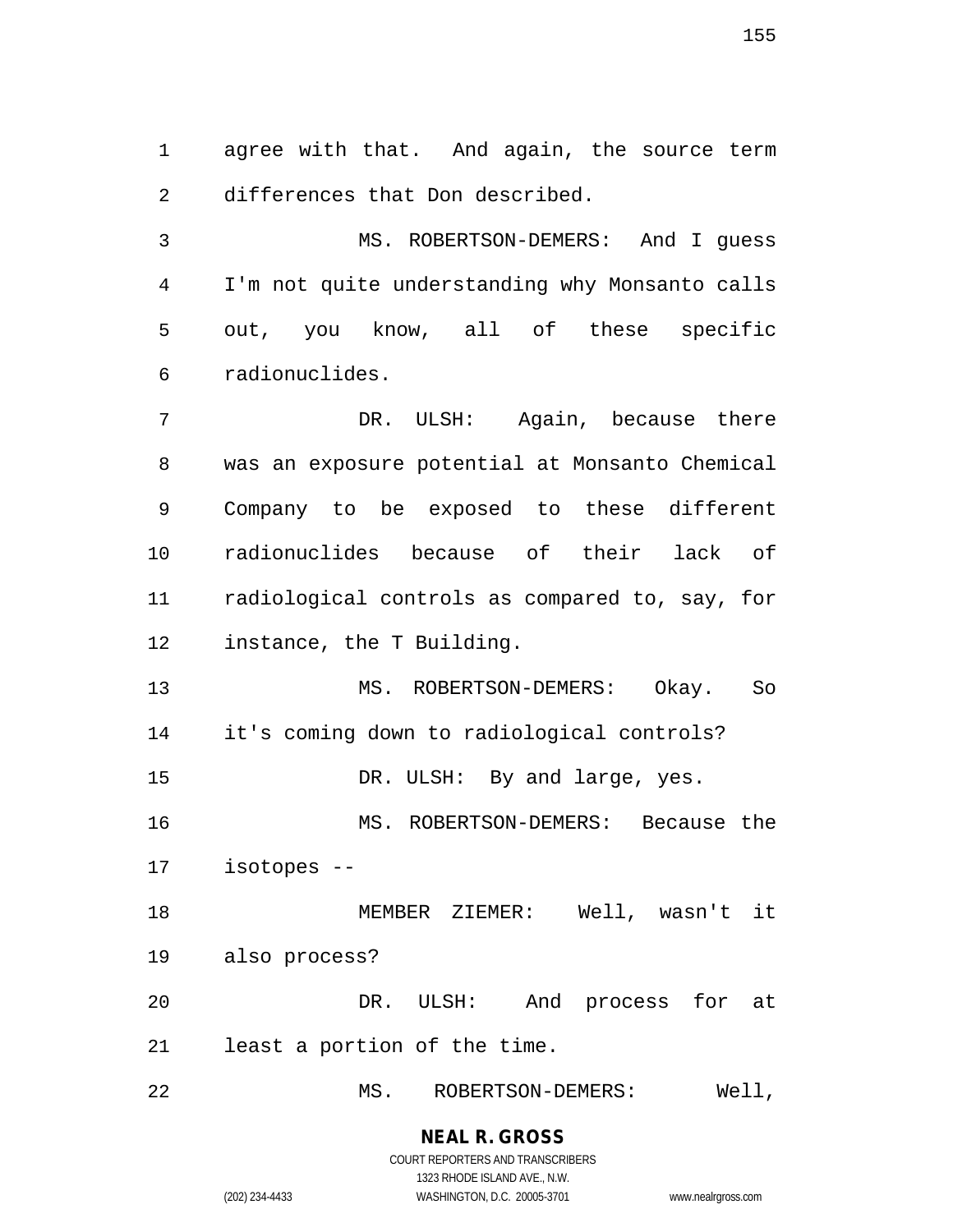agree with that. And again, the source term differences that Don described.

MS. ROBERTSON-DEMERS: And I guess I'm not quite understanding why Monsanto calls out, you know, all of these specific radionuclides.

DR. ULSH: Again, because there was an exposure potential at Monsanto Chemical Company to be exposed to these different radionuclides because of their lack of radiological controls as compared to, say, for instance, the T Building.

MS. ROBERTSON-DEMERS: Okay. So it's coming down to radiological controls?

DR. ULSH: By and large, yes.

MS. ROBERTSON-DEMERS: Because the isotopes --

MEMBER ZIEMER: Well, wasn't it also process?

DR. ULSH: And process for at least a portion of the time.

MS. ROBERTSON-DEMERS: Well,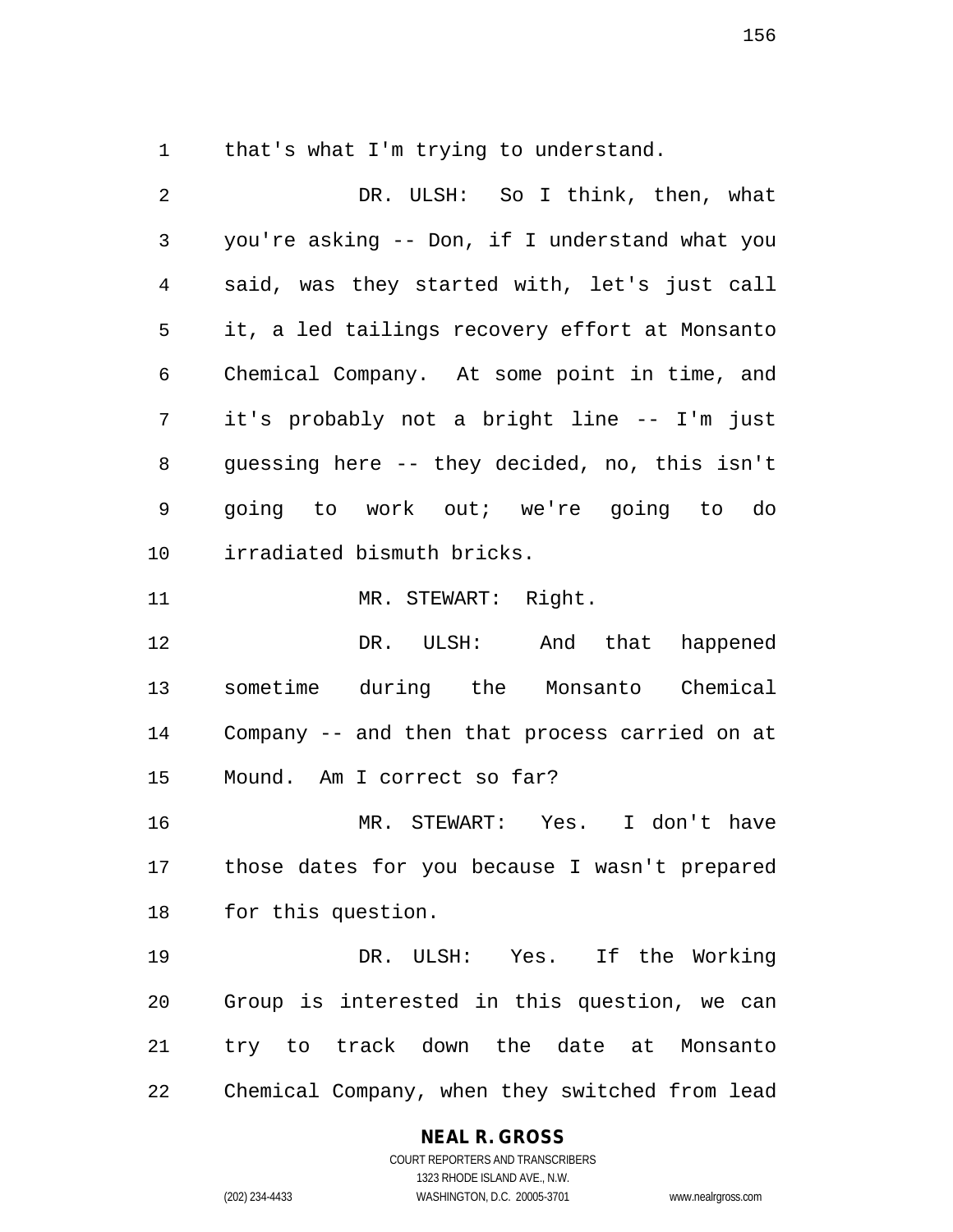that's what I'm trying to understand.

DR. ULSH: So I think, then, what you're asking -- Don, if I understand what you said, was they started with, let's just call it, a led tailings recovery effort at Monsanto Chemical Company. At some point in time, and it's probably not a bright line -- I'm just guessing here -- they decided, no, this isn't going to work out; we're going to do irradiated bismuth bricks.

MR. STEWART: Right.

DR. ULSH: And that happened sometime during the Monsanto Chemical Company -- and then that process carried on at Mound. Am I correct so far?

MR. STEWART: Yes. I don't have those dates for you because I wasn't prepared for this question.

DR. ULSH: Yes. If the Working Group is interested in this question, we can try to track down the date at Monsanto Chemical Company, when they switched from lead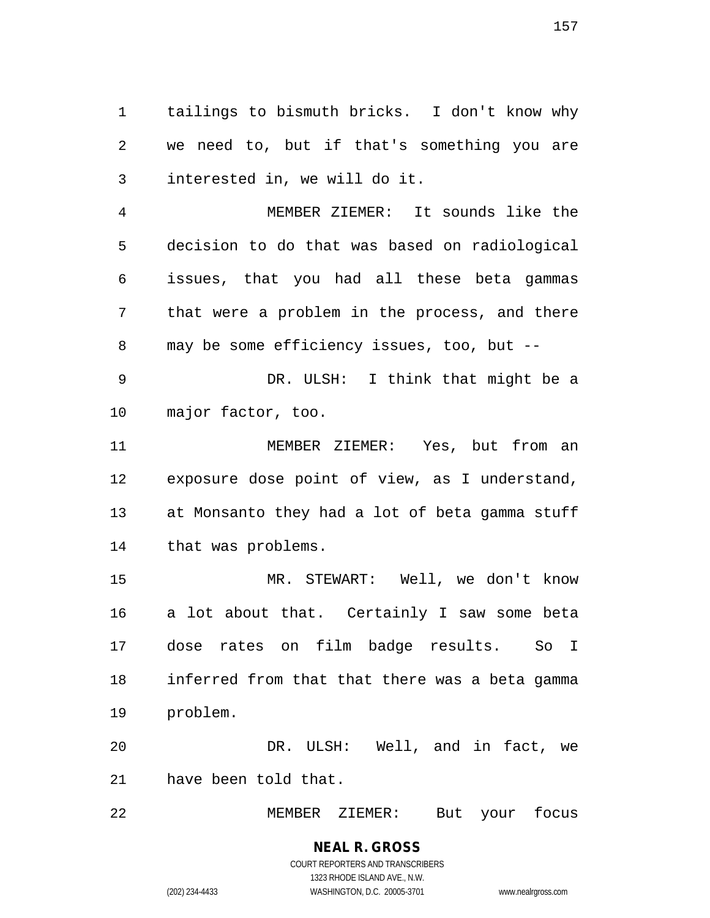tailings to bismuth bricks. I don't know why we need to, but if that's something you are interested in, we will do it.

MEMBER ZIEMER: It sounds like the decision to do that was based on radiological issues, that you had all these beta gammas that were a problem in the process, and there may be some efficiency issues, too, but --

DR. ULSH: I think that might be a major factor, too.

MEMBER ZIEMER: Yes, but from an exposure dose point of view, as I understand, at Monsanto they had a lot of beta gamma stuff that was problems.

MR. STEWART: Well, we don't know a lot about that. Certainly I saw some beta dose rates on film badge results. So I inferred from that that there was a beta gamma problem.

DR. ULSH: Well, and in fact, we have been told that.

MEMBER ZIEMER: But your focus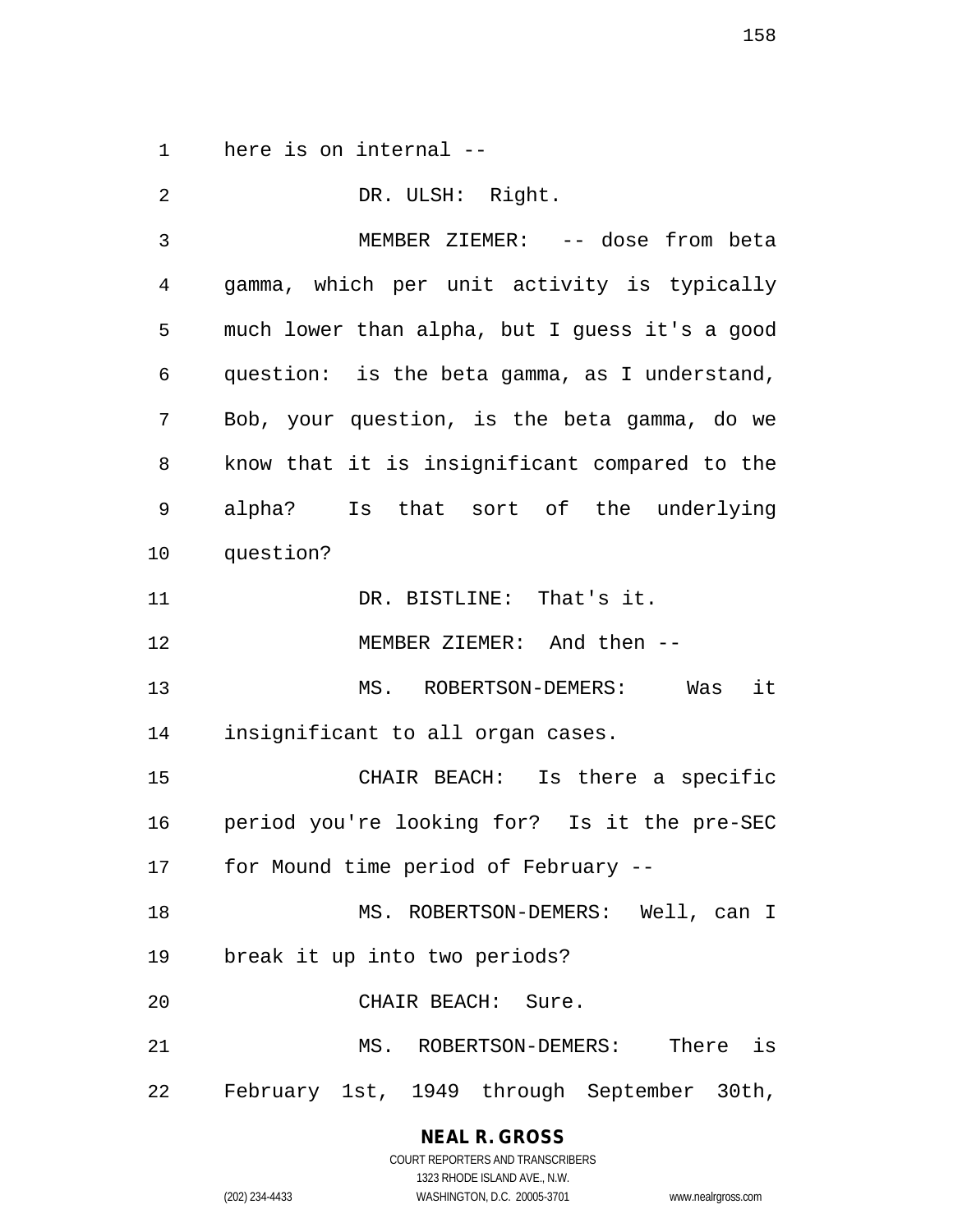here is on internal --

DR. ULSH: Right.

MEMBER ZIEMER: -- dose from beta gamma, which per unit activity is typically much lower than alpha, but I guess it's a good question: is the beta gamma, as I understand, Bob, your question, is the beta gamma, do we know that it is insignificant compared to the alpha? Is that sort of the underlying question?

DR. BISTLINE: That's it.

MEMBER ZIEMER: And then --

MS. ROBERTSON-DEMERS: Was it insignificant to all organ cases.

CHAIR BEACH: Is there a specific period you're looking for? Is it the pre-SEC for Mound time period of February --

MS. ROBERTSON-DEMERS: Well, can I break it up into two periods?

CHAIR BEACH: Sure.

MS. ROBERTSON-DEMERS: There is February 1st, 1949 through September 30th,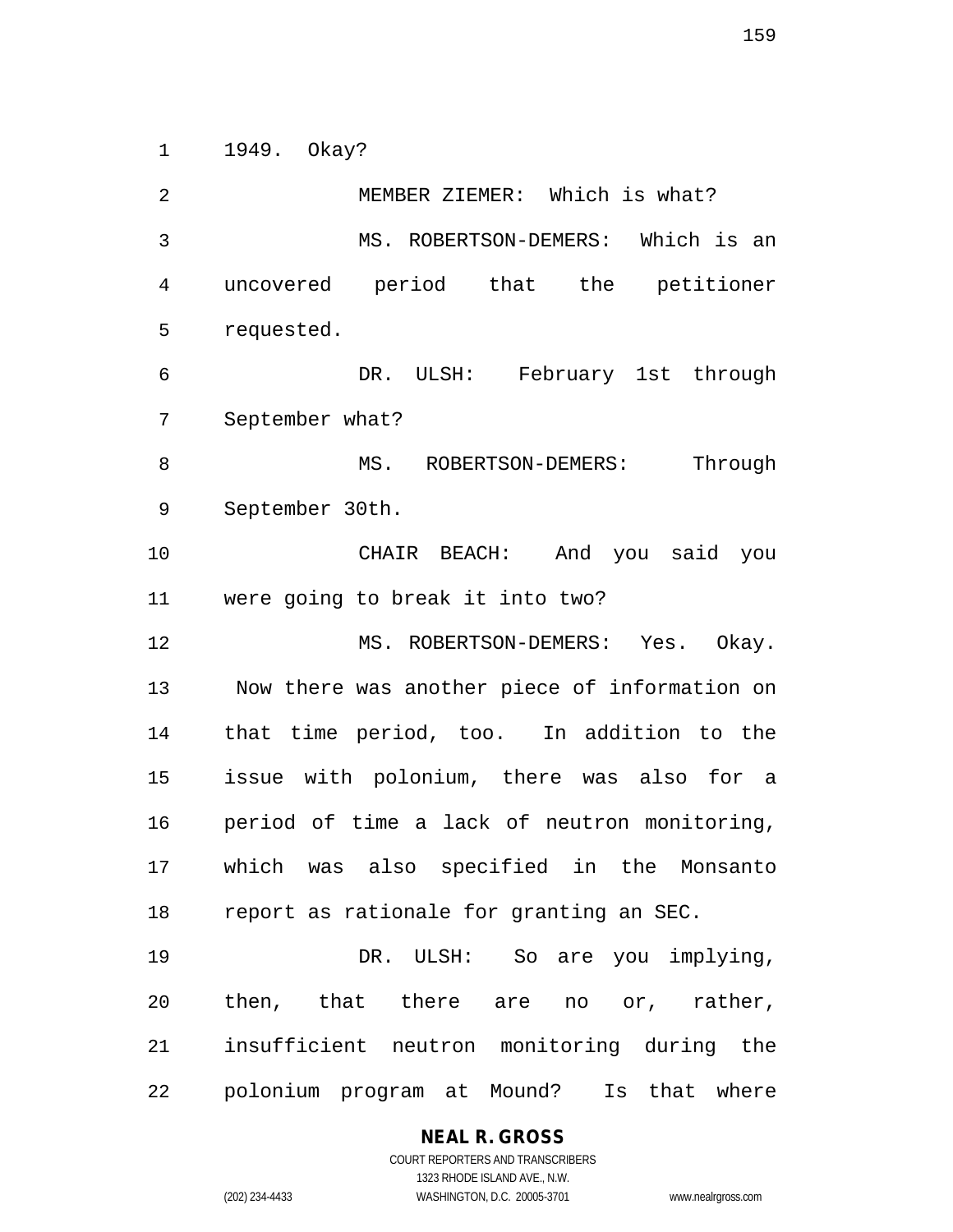1949. Okay?

MEMBER ZIEMER: Which is what?

MS. ROBERTSON-DEMERS: Which is an uncovered period that the petitioner requested.

DR. ULSH: February 1st through September what?

MS. ROBERTSON-DEMERS: Through September 30th.

CHAIR BEACH: And you said you were going to break it into two?

MS. ROBERTSON-DEMERS: Yes. Okay. Now there was another piece of information on that time period, too. In addition to the issue with polonium, there was also for a period of time a lack of neutron monitoring, which was also specified in the Monsanto report as rationale for granting an SEC.

DR. ULSH: So are you implying, then, that there are no or, rather, insufficient neutron monitoring during the polonium program at Mound? Is that where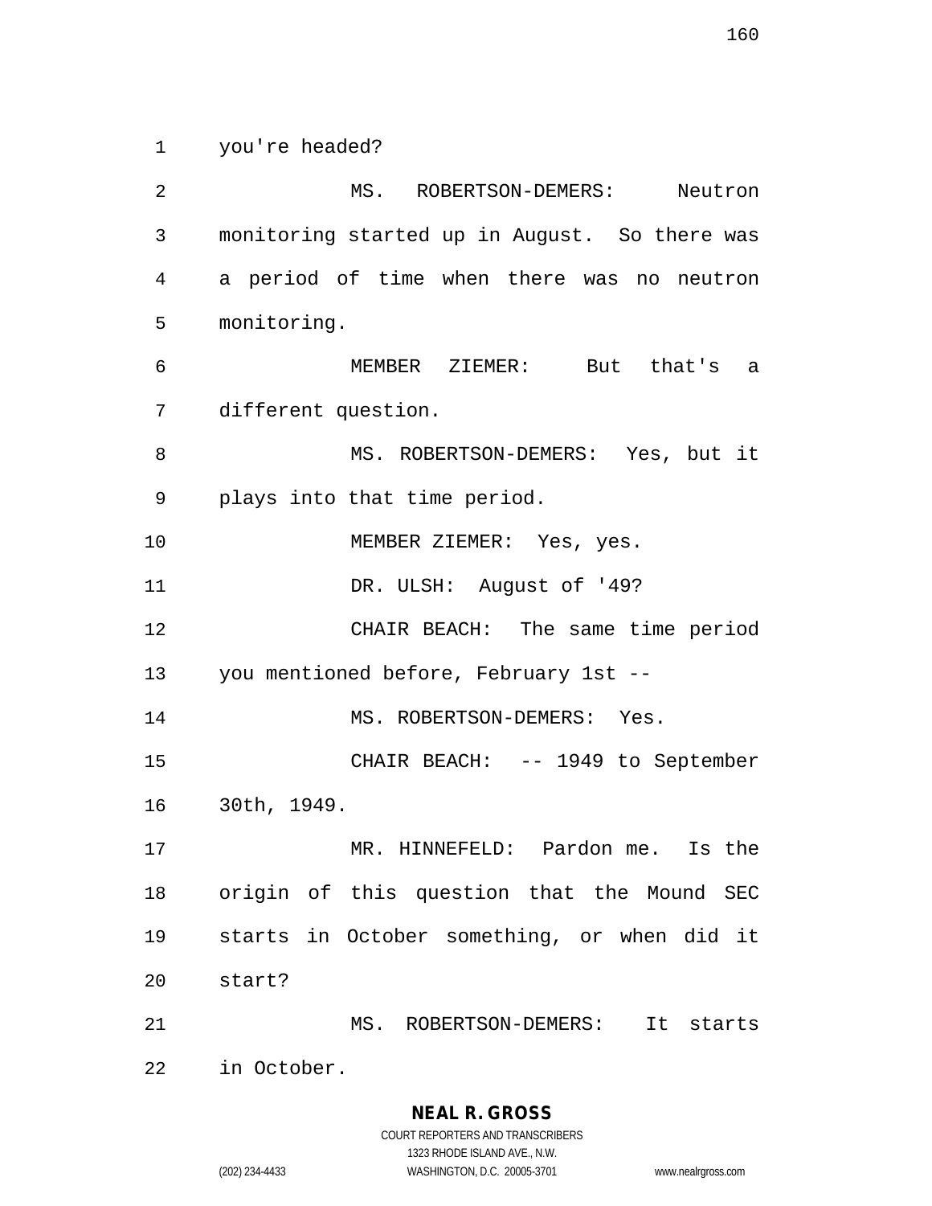you're headed?

MS. ROBERTSON-DEMERS: Neutron monitoring started up in August. So there was a period of time when there was no neutron monitoring.

MEMBER ZIEMER: But that's a different question.

MS. ROBERTSON-DEMERS: Yes, but it plays into that time period.

MEMBER ZIEMER: Yes, yes.

DR. ULSH: August of '49?

CHAIR BEACH: The same time period you mentioned before, February 1st --

MS. ROBERTSON-DEMERS: Yes.

CHAIR BEACH: -- 1949 to September 30th, 1949.

MR. HINNEFELD: Pardon me. Is the origin of this question that the Mound SEC starts in October something, or when did it start?

MS. ROBERTSON-DEMERS: It starts in October.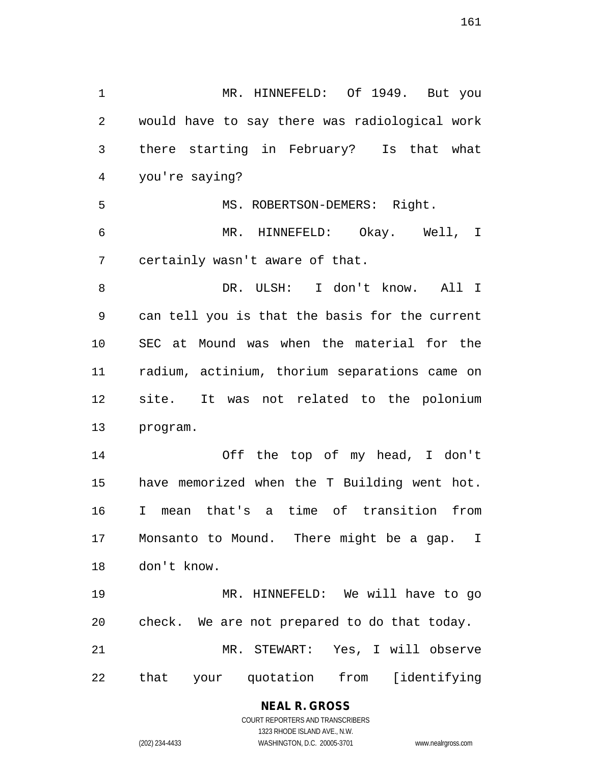MR. HINNEFELD: Of 1949. But you would have to say there was radiological work there starting in February? Is that what you're saying?

MS. ROBERTSON-DEMERS: Right.

MR. HINNEFELD: Okay. Well, I certainly wasn't aware of that.

DR. ULSH: I don't know. All I can tell you is that the basis for the current SEC at Mound was when the material for the radium, actinium, thorium separations came on site. It was not related to the polonium program.

Off the top of my head, I don't have memorized when the T Building went hot. I mean that's a time of transition from Monsanto to Mound. There might be a gap. I don't know.

MR. HINNEFELD: We will have to go check. We are not prepared to do that today.

MR. STEWART: Yes, I will observe that your quotation from [identifying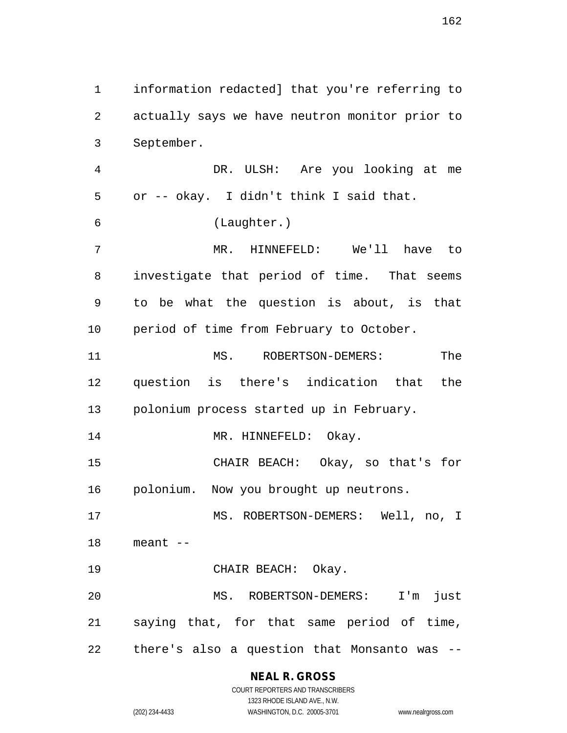information redacted] that you're referring to actually says we have neutron monitor prior to September.

DR. ULSH: Are you looking at me or -- okay. I didn't think I said that.

(Laughter.)

MR. HINNEFELD: We'll have to investigate that period of time. That seems to be what the question is about, is that period of time from February to October.

MS. ROBERTSON-DEMERS: The question is there's indication that the polonium process started up in February.

MR. HINNEFELD: Okay.

CHAIR BEACH: Okay, so that's for polonium. Now you brought up neutrons.

MS. ROBERTSON-DEMERS: Well, no, I meant --

CHAIR BEACH: Okay.

MS. ROBERTSON-DEMERS: I'm just saying that, for that same period of time, there's also a question that Monsanto was --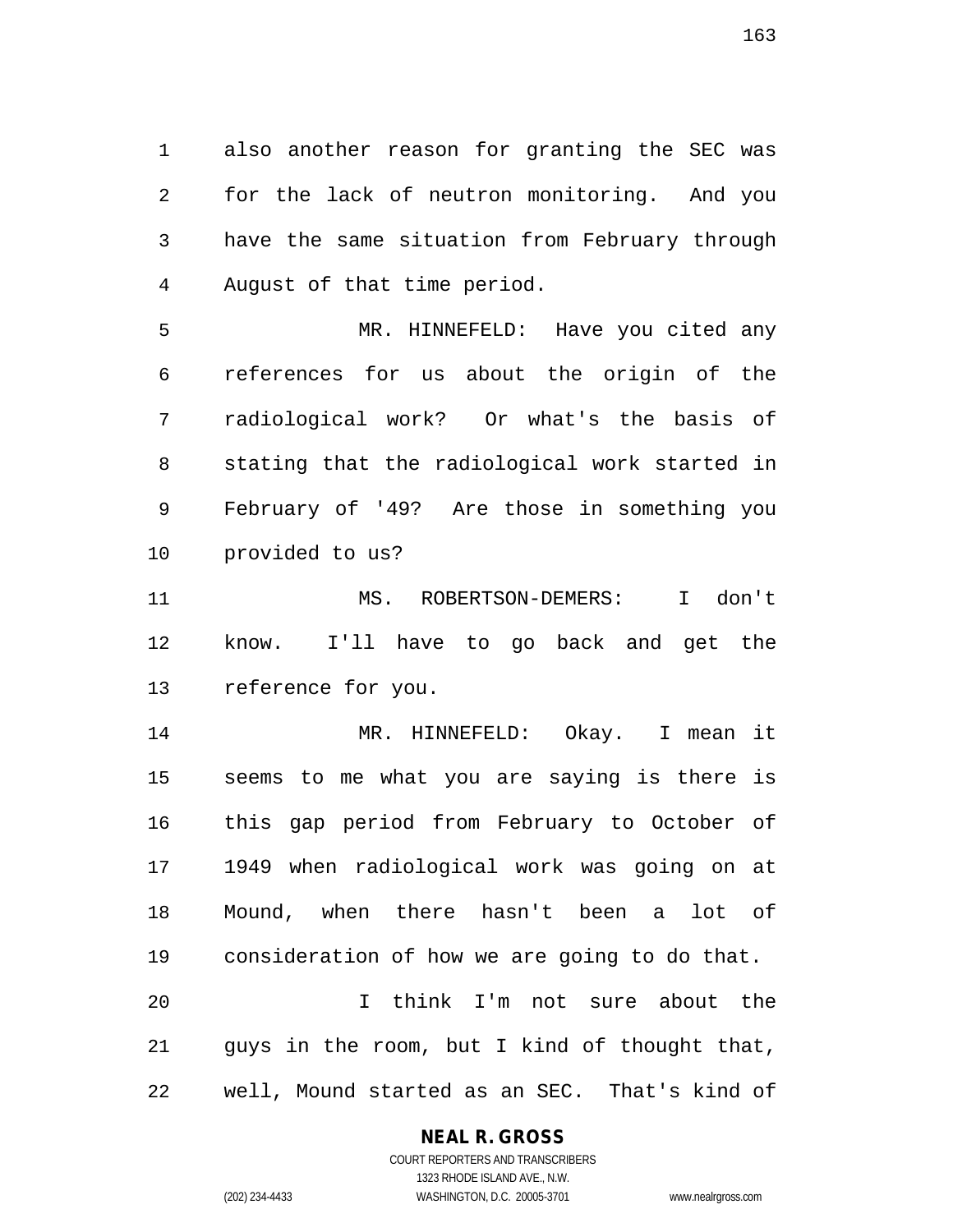also another reason for granting the SEC was for the lack of neutron monitoring. And you have the same situation from February through August of that time period.

MR. HINNEFELD: Have you cited any references for us about the origin of the radiological work? Or what's the basis of stating that the radiological work started in February of '49? Are those in something you provided to us?

MS. ROBERTSON-DEMERS: I don't know. I'll have to go back and get the reference for you.

MR. HINNEFELD: Okay. I mean it seems to me what you are saying is there is this gap period from February to October of 1949 when radiological work was going on at Mound, when there hasn't been a lot of consideration of how we are going to do that.

I think I'm not sure about the guys in the room, but I kind of thought that, well, Mound started as an SEC. That's kind of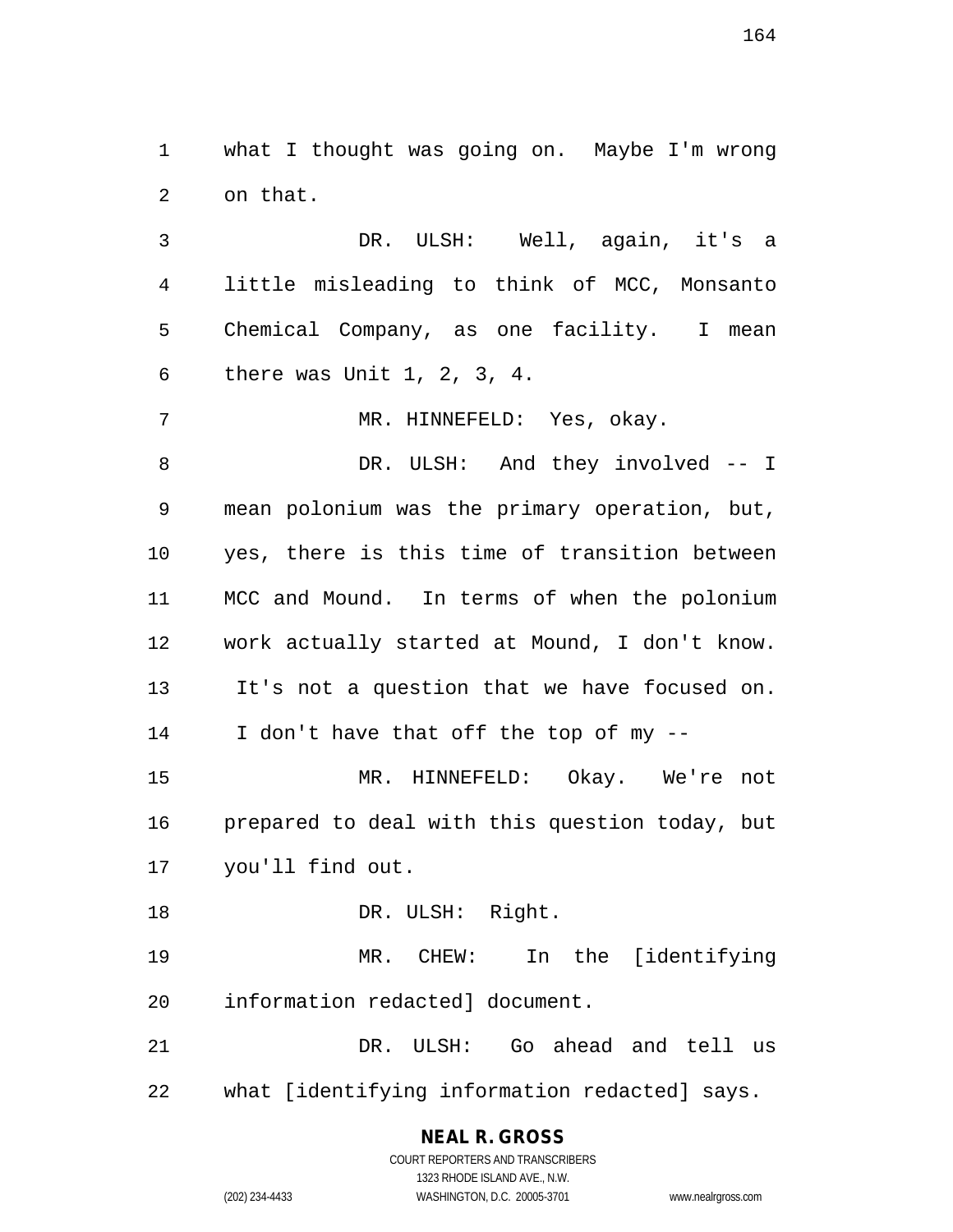what I thought was going on. Maybe I'm wrong on that.

DR. ULSH: Well, again, it's a little misleading to think of MCC, Monsanto Chemical Company, as one facility. I mean there was Unit 1, 2, 3, 4.

MR. HINNEFELD: Yes, okay.

DR. ULSH: And they involved -- I mean polonium was the primary operation, but, yes, there is this time of transition between MCC and Mound. In terms of when the polonium work actually started at Mound, I don't know. It's not a question that we have focused on. I don't have that off the top of my --

MR. HINNEFELD: Okay. We're not prepared to deal with this question today, but you'll find out.

DR. ULSH: Right.

MR. CHEW: In the [identifying information redacted] document.

DR. ULSH: Go ahead and tell us what [identifying information redacted] says.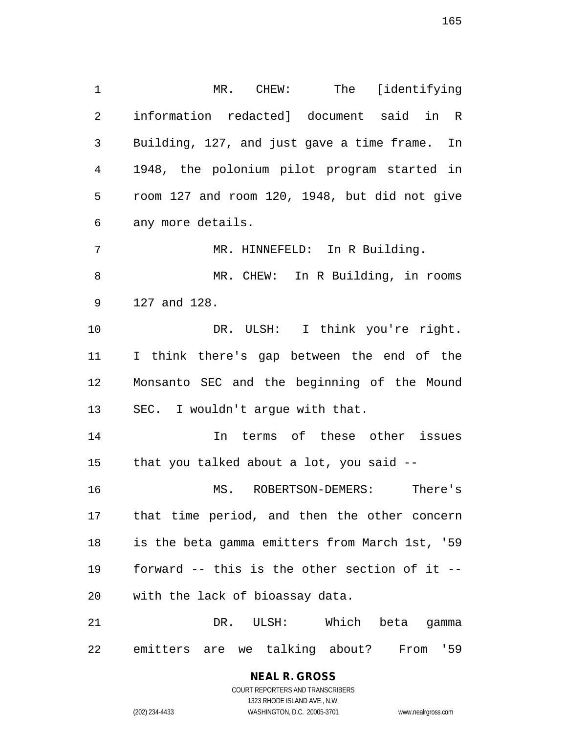MR. CHEW: The [identifying information redacted] document said in R Building, 127, and just gave a time frame. In 1948, the polonium pilot program started in room 127 and room 120, 1948, but did not give any more details.

MR. HINNEFELD: In R Building.

MR. CHEW: In R Building, in rooms 127 and 128.

DR. ULSH: I think you're right. I think there's gap between the end of the Monsanto SEC and the beginning of the Mound SEC. I wouldn't argue with that.

In terms of these other issues that you talked about a lot, you said --

MS. ROBERTSON-DEMERS: There's that time period, and then the other concern is the beta gamma emitters from March 1st, '59 forward -- this is the other section of it -- with the lack of bioassay data.

DR. ULSH: Which beta gamma emitters are we talking about? From '59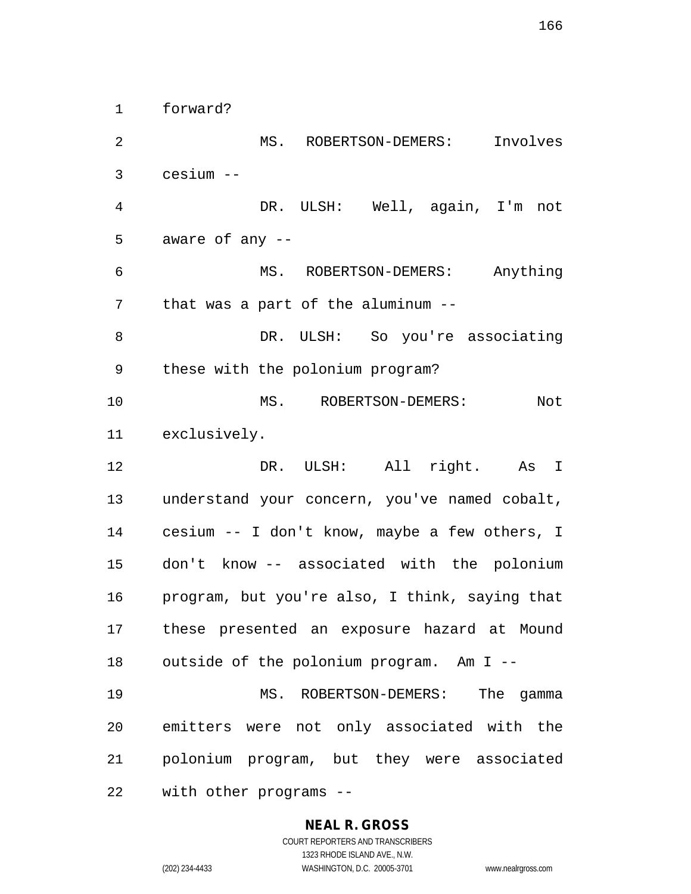forward?

MS. ROBERTSON-DEMERS: Involves cesium --

DR. ULSH: Well, again, I'm not aware of any --

MS. ROBERTSON-DEMERS: Anything that was a part of the aluminum --

DR. ULSH: So you're associating these with the polonium program?

MS. ROBERTSON-DEMERS: Not exclusively.

DR. ULSH: All right. As I understand your concern, you've named cobalt, cesium -- I don't know, maybe a few others, I don't know -- associated with the polonium program, but you're also, I think, saying that these presented an exposure hazard at Mound outside of the polonium program. Am I --

MS. ROBERTSON-DEMERS: The gamma emitters were not only associated with the polonium program, but they were associated with other programs --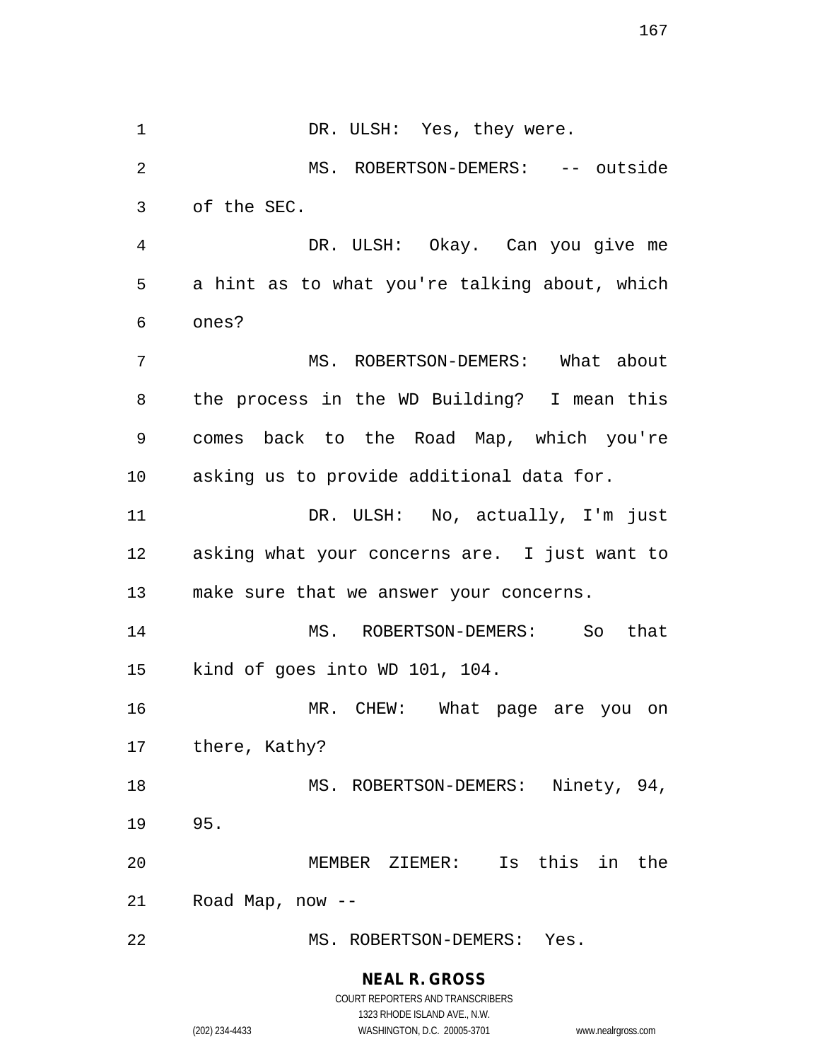DR. ULSH: Yes, they were.

MS. ROBERTSON-DEMERS: -- outside of the SEC.

DR. ULSH: Okay. Can you give me a hint as to what you're talking about, which ones?

MS. ROBERTSON-DEMERS: What about the process in the WD Building? I mean this comes back to the Road Map, which you're asking us to provide additional data for.

DR. ULSH: No, actually, I'm just asking what your concerns are. I just want to make sure that we answer your concerns.

MS. ROBERTSON-DEMERS: So that kind of goes into WD 101, 104.

MR. CHEW: What page are you on there, Kathy?

MS. ROBERTSON-DEMERS: Ninety, 94, 95.

MEMBER ZIEMER: Is this in the Road Map, now --

MS. ROBERTSON-DEMERS: Yes.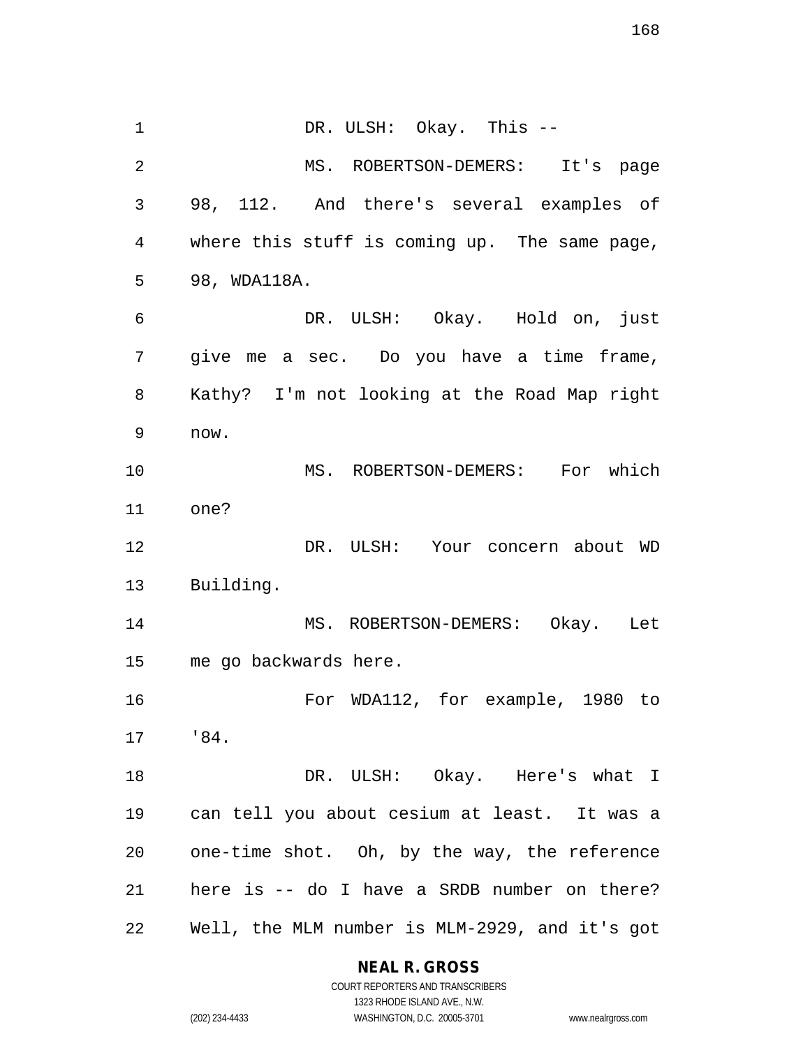DR. ULSH: Okay. This --

MS. ROBERTSON-DEMERS: It's page 98, 112. And there's several examples of where this stuff is coming up. The same page, 98, WDA118A.

DR. ULSH: Okay. Hold on, just give me a sec. Do you have a time frame, Kathy? I'm not looking at the Road Map right now.

MS. ROBERTSON-DEMERS: For which one?

DR. ULSH: Your concern about WD Building.

MS. ROBERTSON-DEMERS: Okay. Let me go backwards here.

For WDA112, for example, 1980 to '84.

DR. ULSH: Okay. Here's what I can tell you about cesium at least. It was a one-time shot. Oh, by the way, the reference here is -- do I have a SRDB number on there? Well, the MLM number is MLM-2929, and it's got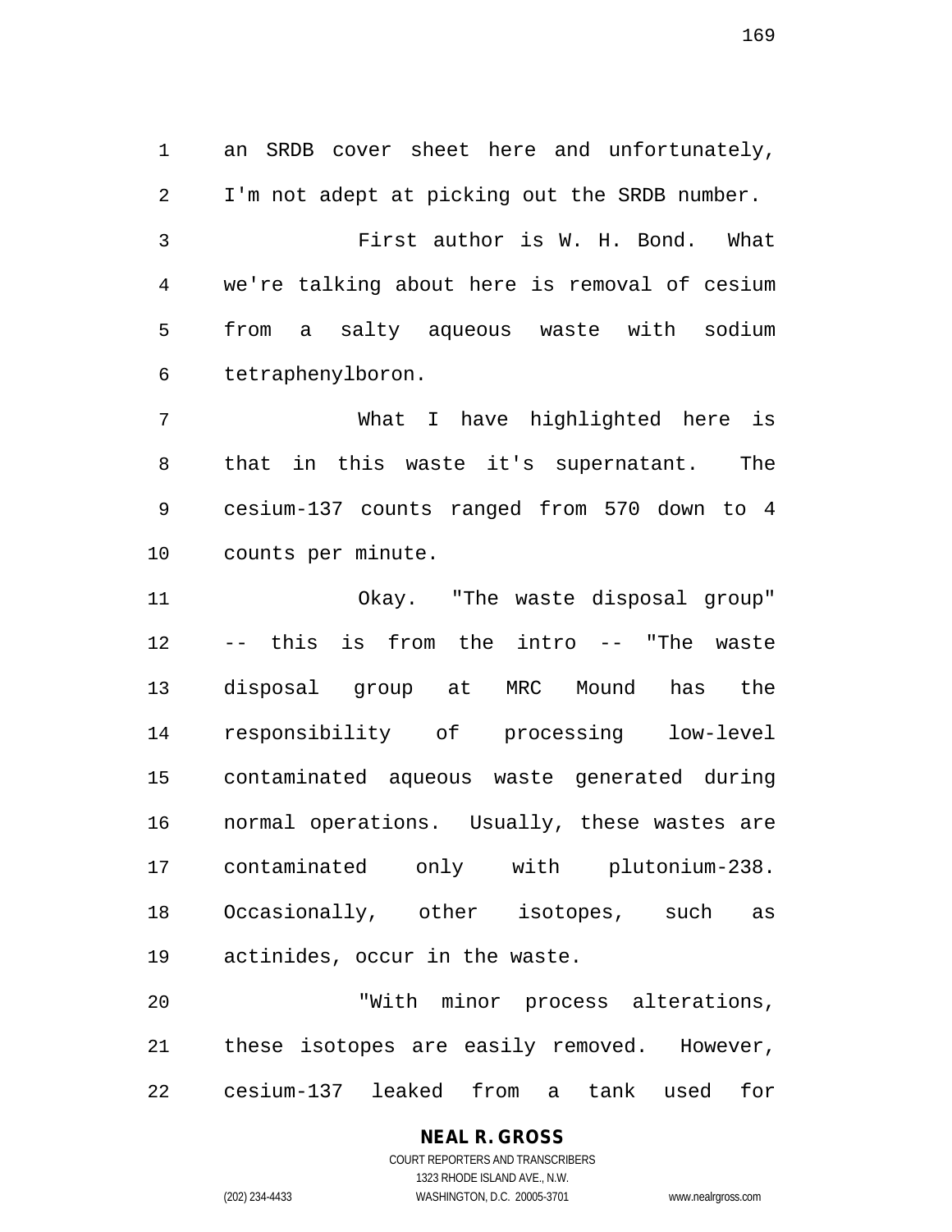an SRDB cover sheet here and unfortunately, I'm not adept at picking out the SRDB number.

First author is W. H. Bond. What we're talking about here is removal of cesium from a salty aqueous waste with sodium tetraphenylboron.

What I have highlighted here is that in this waste it's supernatant. The cesium-137 counts ranged from 570 down to 4 counts per minute.

Okay. "The waste disposal group" -- this is from the intro -- "The waste disposal group at MRC Mound has the responsibility of processing low-level contaminated aqueous waste generated during normal operations. Usually, these wastes are contaminated only with plutonium-238. Occasionally, other isotopes, such as actinides, occur in the waste.

"With minor process alterations, these isotopes are easily removed. However, cesium-137 leaked from a tank used for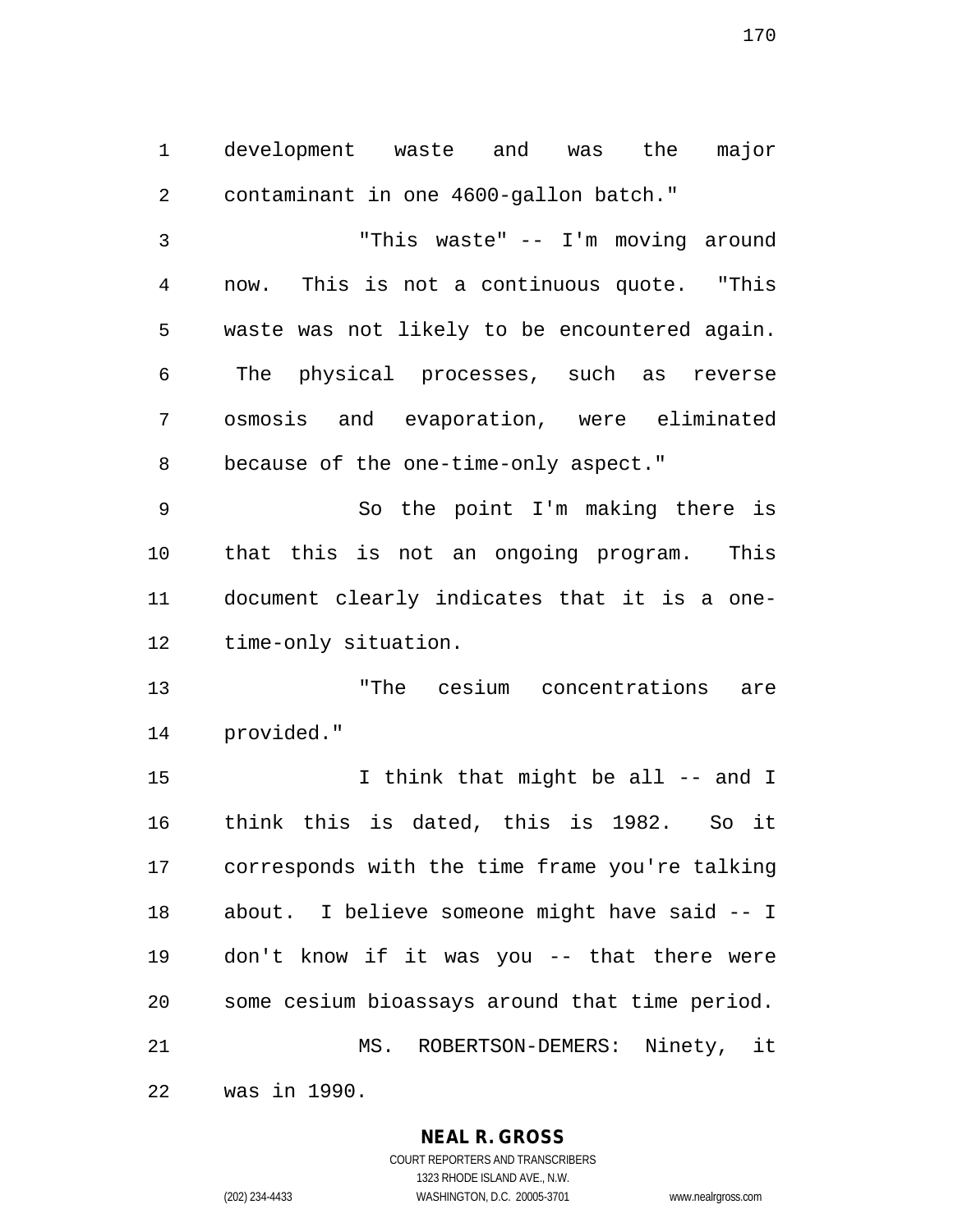development waste and was the major contaminant in one 4600-gallon batch."

"This waste" -- I'm moving around now. This is not a continuous quote. "This waste was not likely to be encountered again. The physical processes, such as reverse osmosis and evaporation, were eliminated because of the one-time-only aspect."

So the point I'm making there is that this is not an ongoing program. This document clearly indicates that it is a one-time-only situation.

"The cesium concentrations are provided."

I think that might be all -- and I think this is dated, this is 1982. So it corresponds with the time frame you're talking about. I believe someone might have said -- I don't know if it was you -- that there were some cesium bioassays around that time period.

MS. ROBERTSON-DEMERS: Ninety, it was in 1990.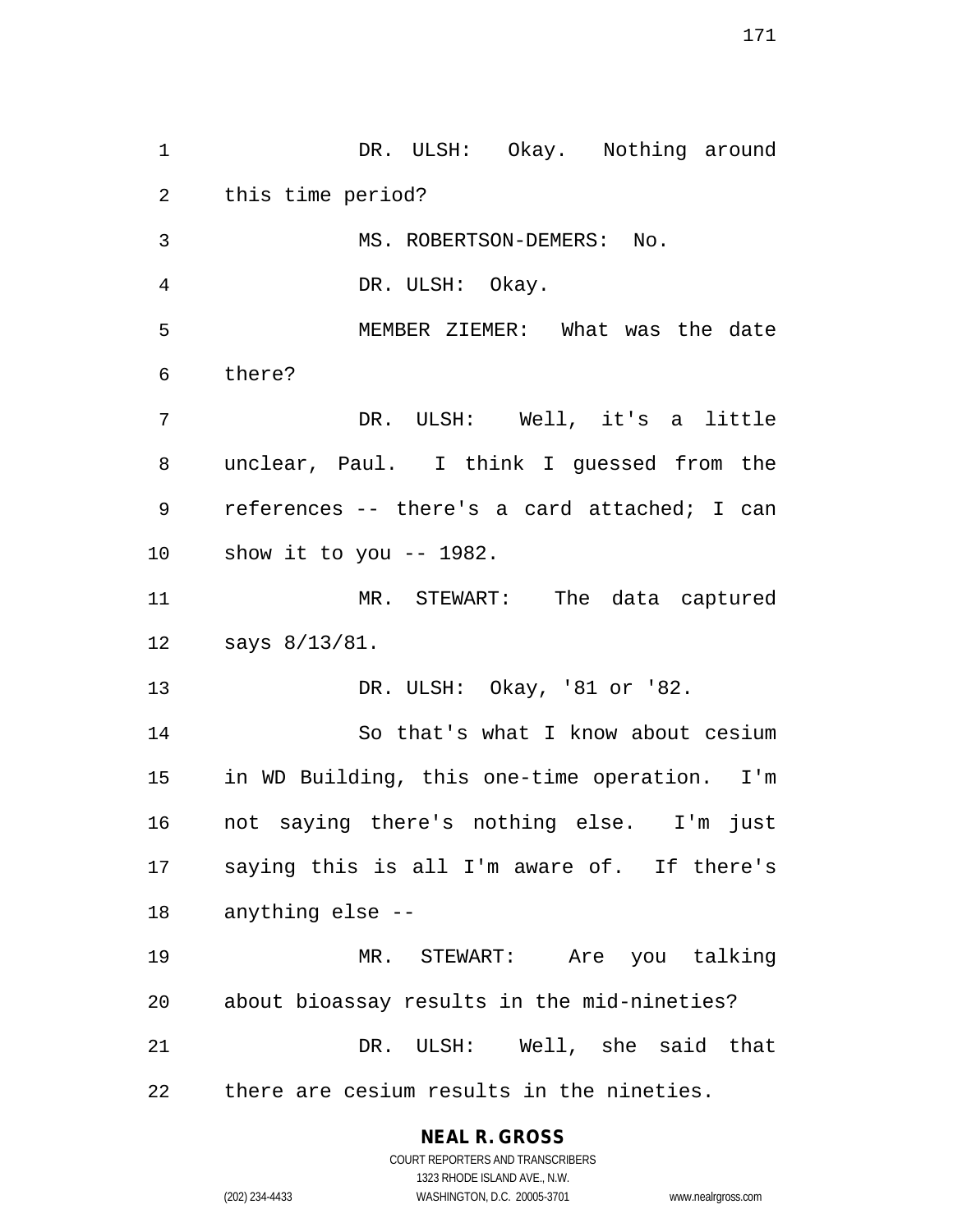DR. ULSH: Okay. Nothing around this time period?

MS. ROBERTSON-DEMERS: No.

DR. ULSH: Okay.

MEMBER ZIEMER: What was the date there?

DR. ULSH: Well, it's a little unclear, Paul. I think I guessed from the references -- there's a card attached; I can show it to you -- 1982.

MR. STEWART: The data captured says 8/13/81.

DR. ULSH: Okay, '81 or '82.

So that's what I know about cesium in WD Building, this one-time operation. I'm not saying there's nothing else. I'm just saying this is all I'm aware of. If there's anything else --

MR. STEWART: Are you talking about bioassay results in the mid-nineties?

DR. ULSH: Well, she said that there are cesium results in the nineties.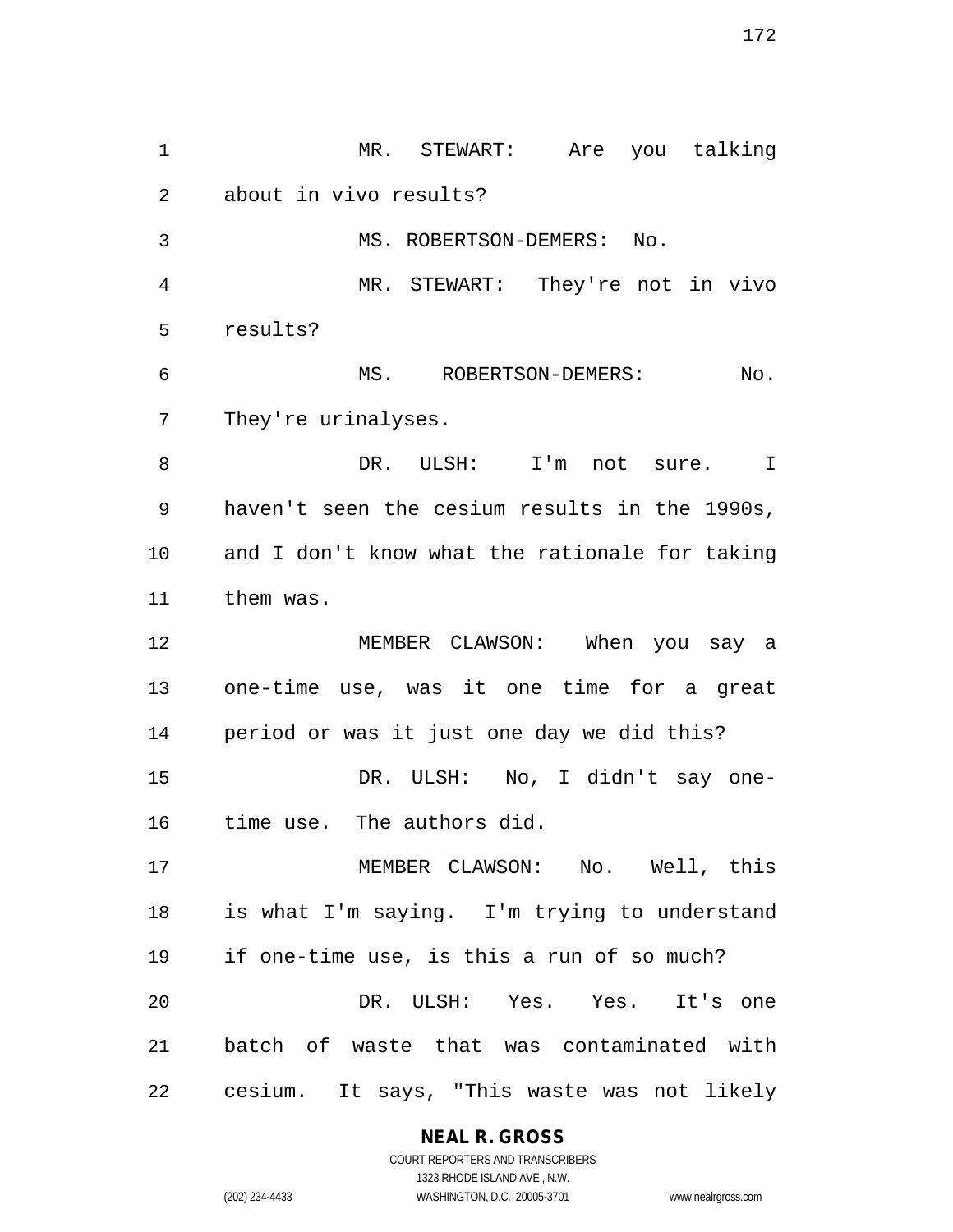MR. STEWART: Are you talking about in vivo results?

MS. ROBERTSON-DEMERS: No.

MR. STEWART: They're not in vivo results?

MS. ROBERTSON-DEMERS: No. They're urinalyses.

DR. ULSH: I'm not sure. I haven't seen the cesium results in the 1990s, and I don't know what the rationale for taking them was.

MEMBER CLAWSON: When you say a one-time use, was it one time for a great period or was it just one day we did this?

DR. ULSH: No, I didn't say one-time use. The authors did.

MEMBER CLAWSON: No. Well, this is what I'm saying. I'm trying to understand if one-time use, is this a run of so much?

DR. ULSH: Yes. Yes. It's one batch of waste that was contaminated with cesium. It says, "This waste was not likely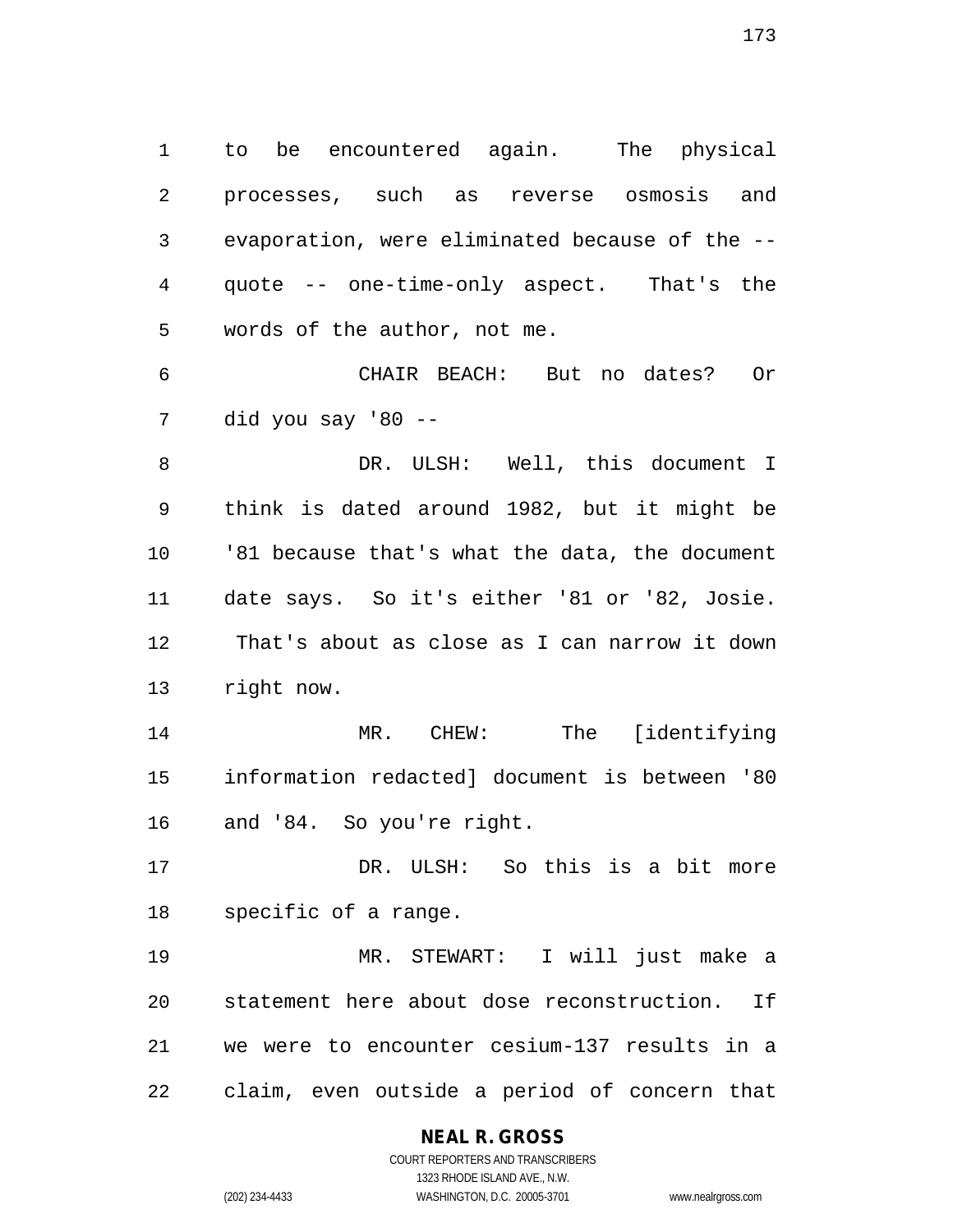to be encountered again. The physical processes, such as reverse osmosis and evaporation, were eliminated because of the -- quote -- one-time-only aspect. That's the words of the author, not me.

CHAIR BEACH: But no dates? Or did you say '80 --

DR. ULSH: Well, this document I think is dated around 1982, but it might be '81 because that's what the data, the document date says. So it's either '81 or '82, Josie. That's about as close as I can narrow it down right now.

MR. CHEW: The [identifying information redacted] document is between '80 and '84. So you're right.

DR. ULSH: So this is a bit more specific of a range.

MR. STEWART: I will just make a statement here about dose reconstruction. If we were to encounter cesium-137 results in a claim, even outside a period of concern that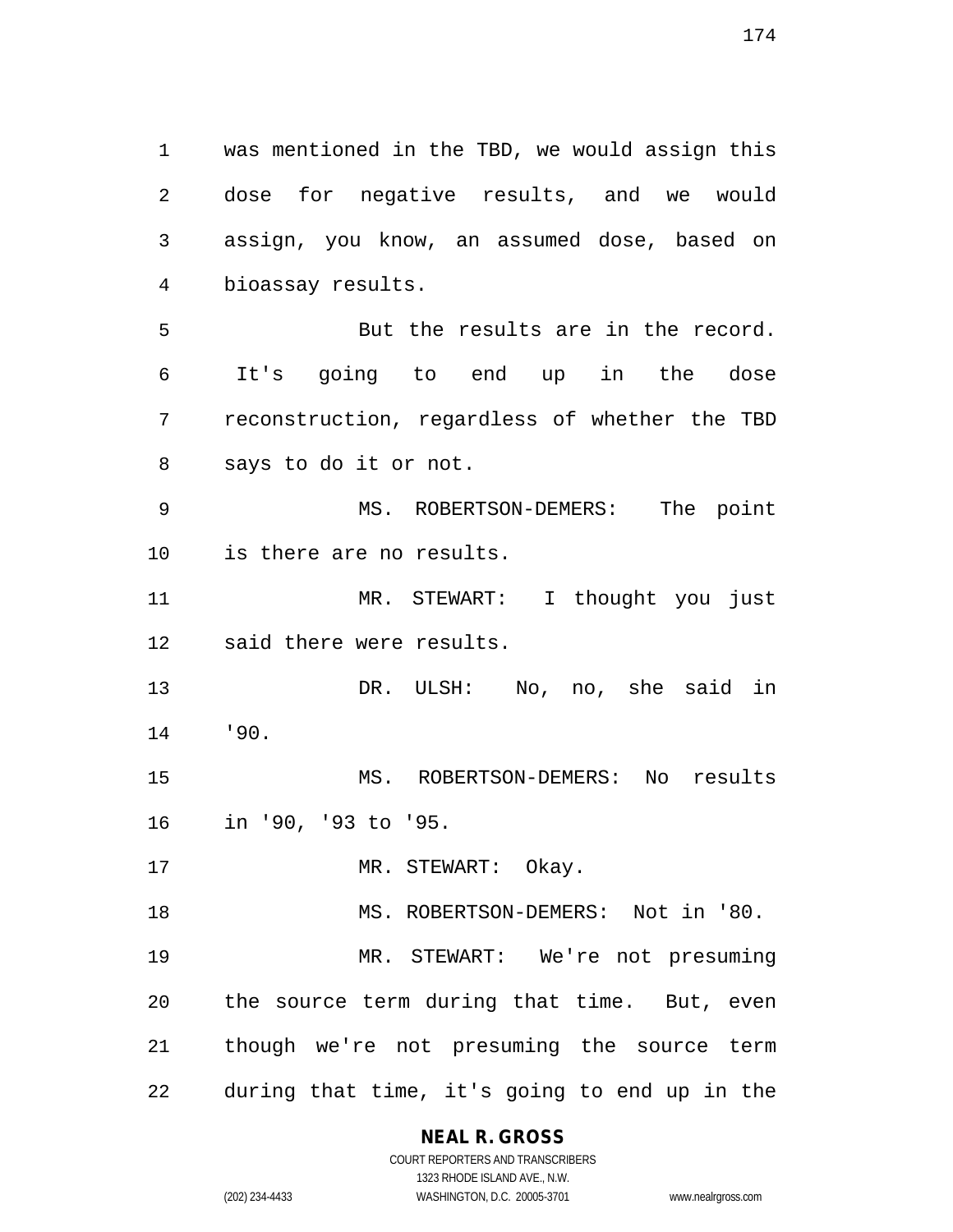was mentioned in the TBD, we would assign this dose for negative results, and we would assign, you know, an assumed dose, based on bioassay results.

But the results are in the record. It's going to end up in the dose reconstruction, regardless of whether the TBD says to do it or not.

MS. ROBERTSON-DEMERS: The point is there are no results.

MR. STEWART: I thought you just said there were results.

DR. ULSH: No, no, she said in '90.

MS. ROBERTSON-DEMERS: No results in '90, '93 to '95.

MR. STEWART: Okay.

MS. ROBERTSON-DEMERS: Not in '80.

MR. STEWART: We're not presuming the source term during that time. But, even though we're not presuming the source term during that time, it's going to end up in the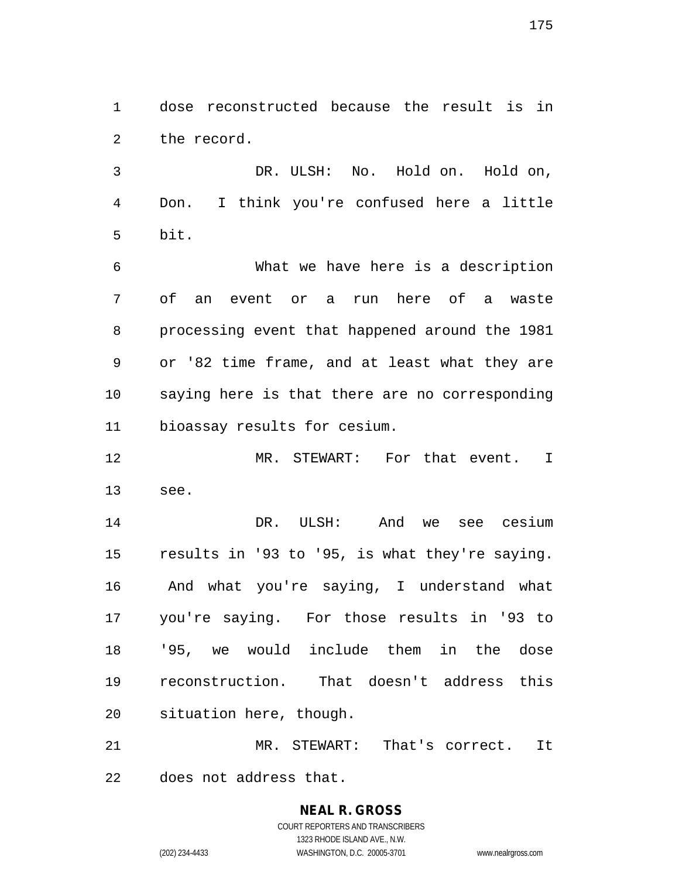dose reconstructed because the result is in the record.

DR. ULSH: No. Hold on. Hold on, Don. I think you're confused here a little bit.

What we have here is a description of an event or a run here of a waste processing event that happened around the 1981 or '82 time frame, and at least what they are saying here is that there are no corresponding bioassay results for cesium.

MR. STEWART: For that event. I see.

DR. ULSH: And we see cesium results in '93 to '95, is what they're saying. And what you're saying, I understand what you're saying. For those results in '93 to '95, we would include them in the dose reconstruction. That doesn't address this situation here, though.

MR. STEWART: That's correct. It does not address that.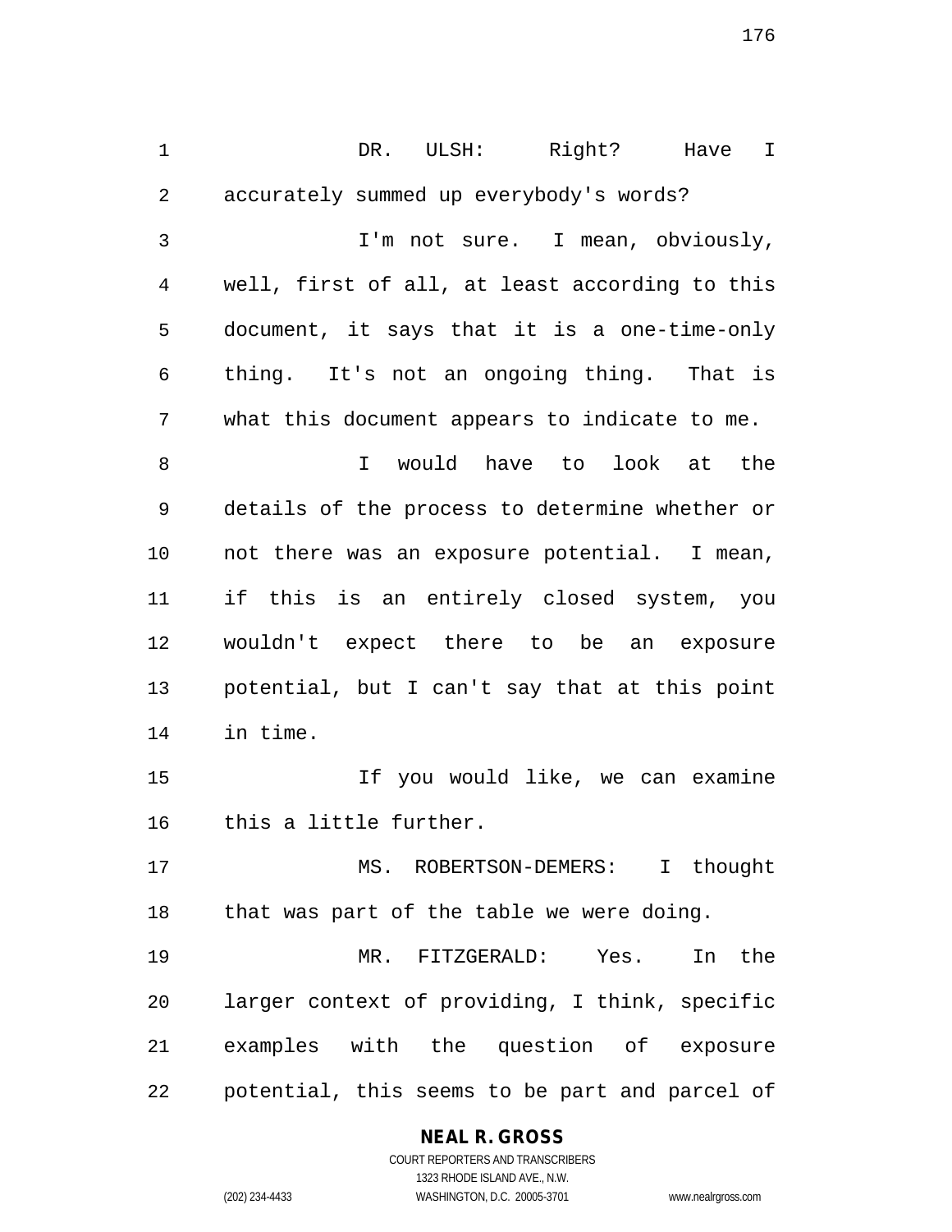DR. ULSH: Right? Have I accurately summed up everybody's words?

I'm not sure. I mean, obviously, well, first of all, at least according to this document, it says that it is a one-time-only thing. It's not an ongoing thing. That is what this document appears to indicate to me.

I would have to look at the details of the process to determine whether or not there was an exposure potential. I mean, if this is an entirely closed system, you wouldn't expect there to be an exposure potential, but I can't say that at this point in time.

If you would like, we can examine this a little further.

MS. ROBERTSON-DEMERS: I thought that was part of the table we were doing.

MR. FITZGERALD: Yes. In the larger context of providing, I think, specific examples with the question of exposure potential, this seems to be part and parcel of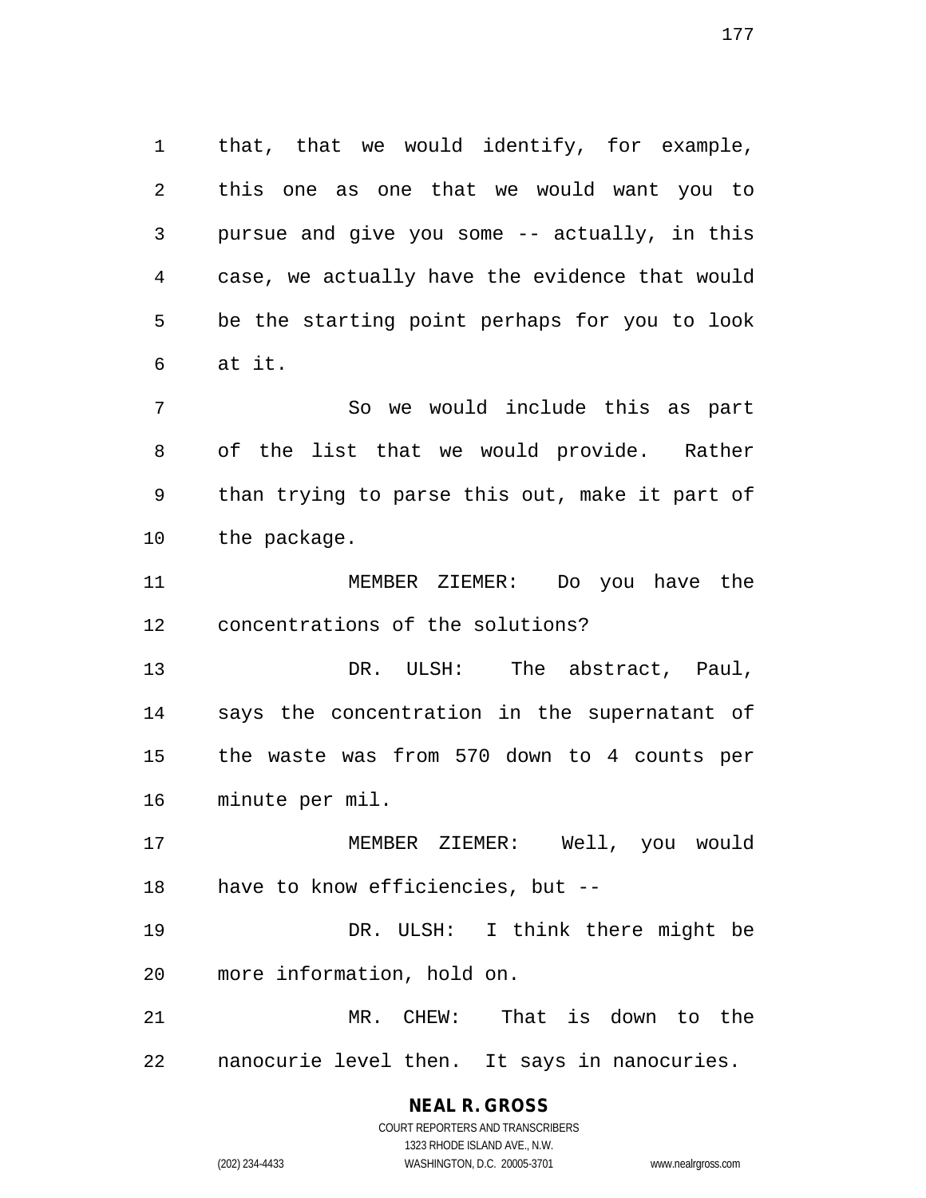that, that we would identify, for example, this one as one that we would want you to pursue and give you some -- actually, in this case, we actually have the evidence that would be the starting point perhaps for you to look at it.

So we would include this as part of the list that we would provide. Rather than trying to parse this out, make it part of the package.

MEMBER ZIEMER: Do you have the concentrations of the solutions?

DR. ULSH: The abstract, Paul, says the concentration in the supernatant of the waste was from 570 down to 4 counts per minute per mil.

MEMBER ZIEMER: Well, you would have to know efficiencies, but --

DR. ULSH: I think there might be more information, hold on.

MR. CHEW: That is down to the nanocurie level then. It says in nanocuries.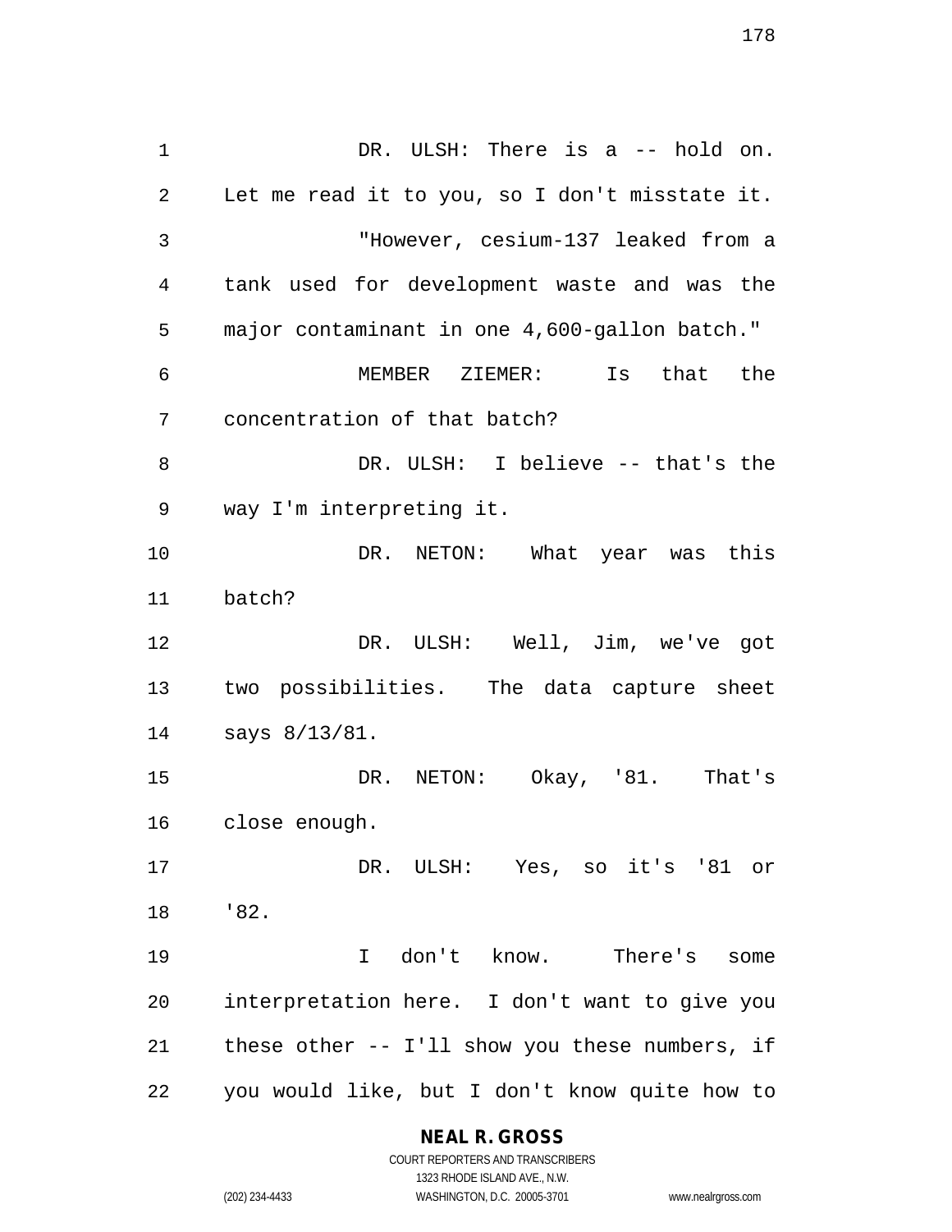DR. ULSH: There is a -- hold on. Let me read it to you, so I don't misstate it.

"However, cesium-137 leaked from a tank used for development waste and was the major contaminant in one 4,600-gallon batch."

MEMBER ZIEMER: Is that the concentration of that batch?

DR. ULSH: I believe -- that's the way I'm interpreting it.

DR. NETON: What year was this batch?

DR. ULSH: Well, Jim, we've got two possibilities. The data capture sheet says 8/13/81.

DR. NETON: Okay, '81. That's close enough.

DR. ULSH: Yes, so it's '81 or '82.

I don't know. There's some interpretation here. I don't want to give you these other -- I'll show you these numbers, if you would like, but I don't know quite how to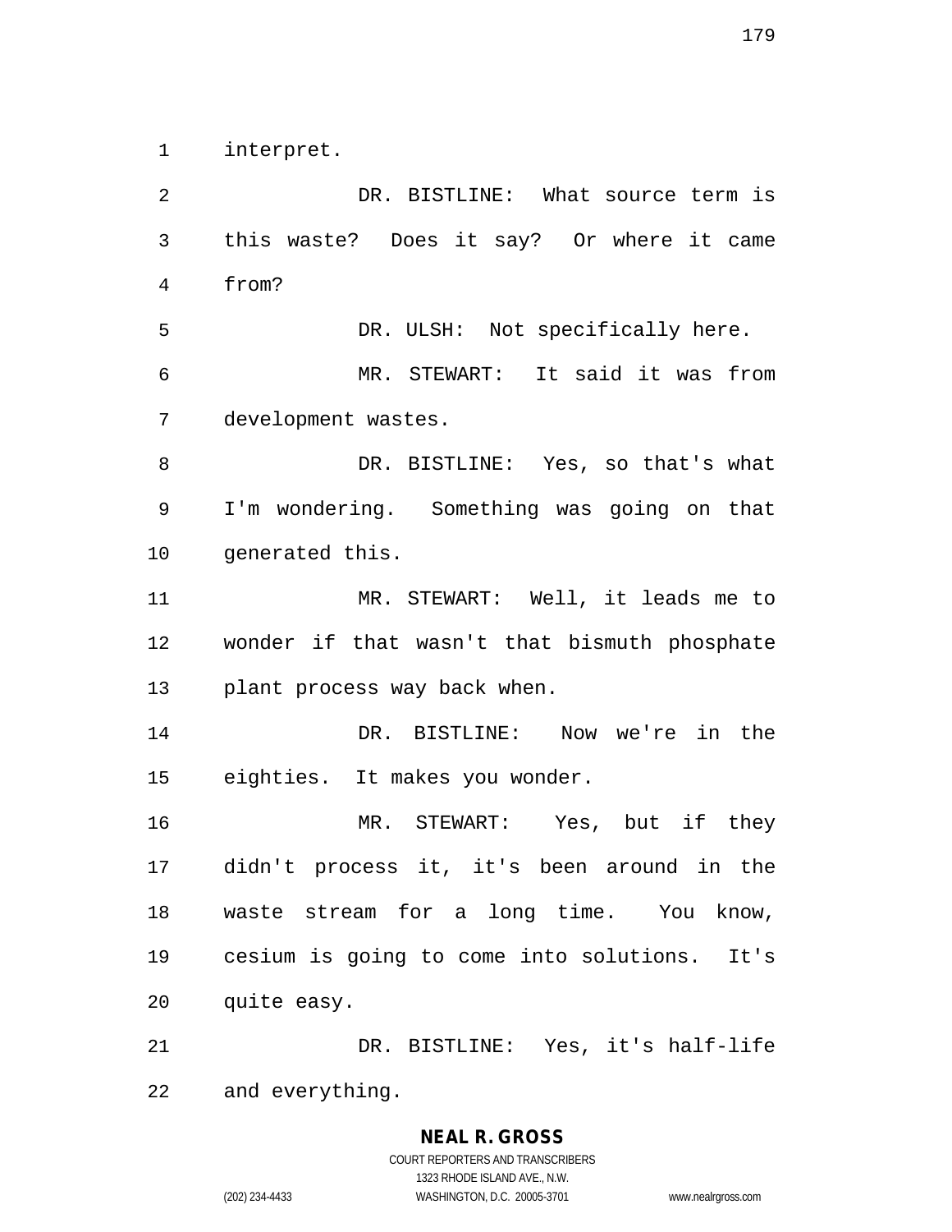interpret.

DR. BISTLINE: What source term is this waste? Does it say? Or where it came from?

DR. ULSH: Not specifically here.

MR. STEWART: It said it was from development wastes.

DR. BISTLINE: Yes, so that's what I'm wondering. Something was going on that generated this.

MR. STEWART: Well, it leads me to wonder if that wasn't that bismuth phosphate plant process way back when.

DR. BISTLINE: Now we're in the eighties. It makes you wonder.

MR. STEWART: Yes, but if they didn't process it, it's been around in the waste stream for a long time. You know, cesium is going to come into solutions. It's quite easy.

DR. BISTLINE: Yes, it's half-life and everything.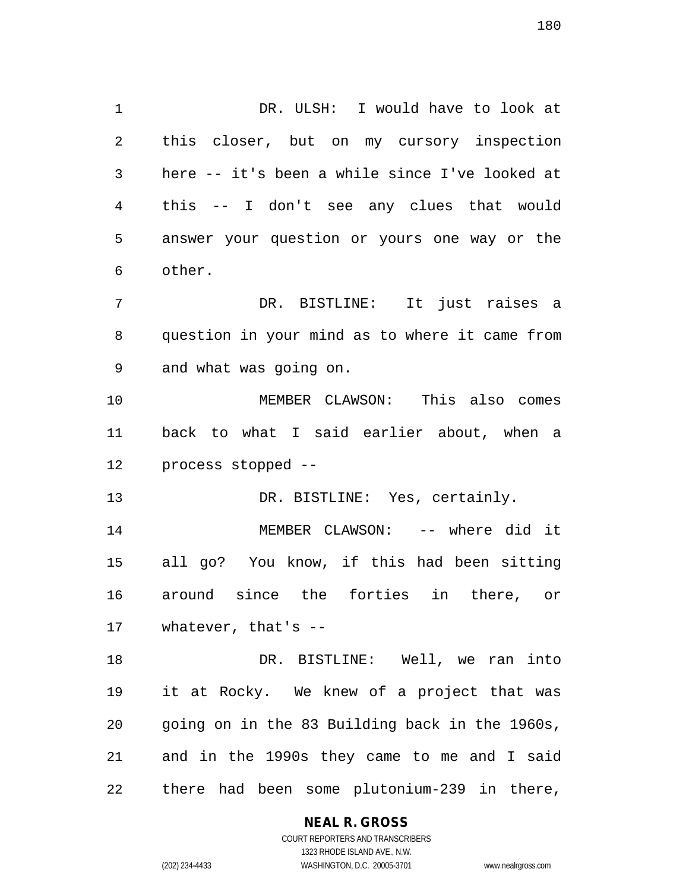DR. ULSH: I would have to look at this closer, but on my cursory inspection here -- it's been a while since I've looked at this -- I don't see any clues that would answer your question or yours one way or the other.

DR. BISTLINE: It just raises a question in your mind as to where it came from and what was going on.

MEMBER CLAWSON: This also comes back to what I said earlier about, when a process stopped --

DR. BISTLINE: Yes, certainly.

MEMBER CLAWSON: -- where did it all go? You know, if this had been sitting around since the forties in there, or whatever, that's --

DR. BISTLINE: Well, we ran into it at Rocky. We knew of a project that was going on in the 83 Building back in the 1960s, and in the 1990s they came to me and I said there had been some plutonium-239 in there,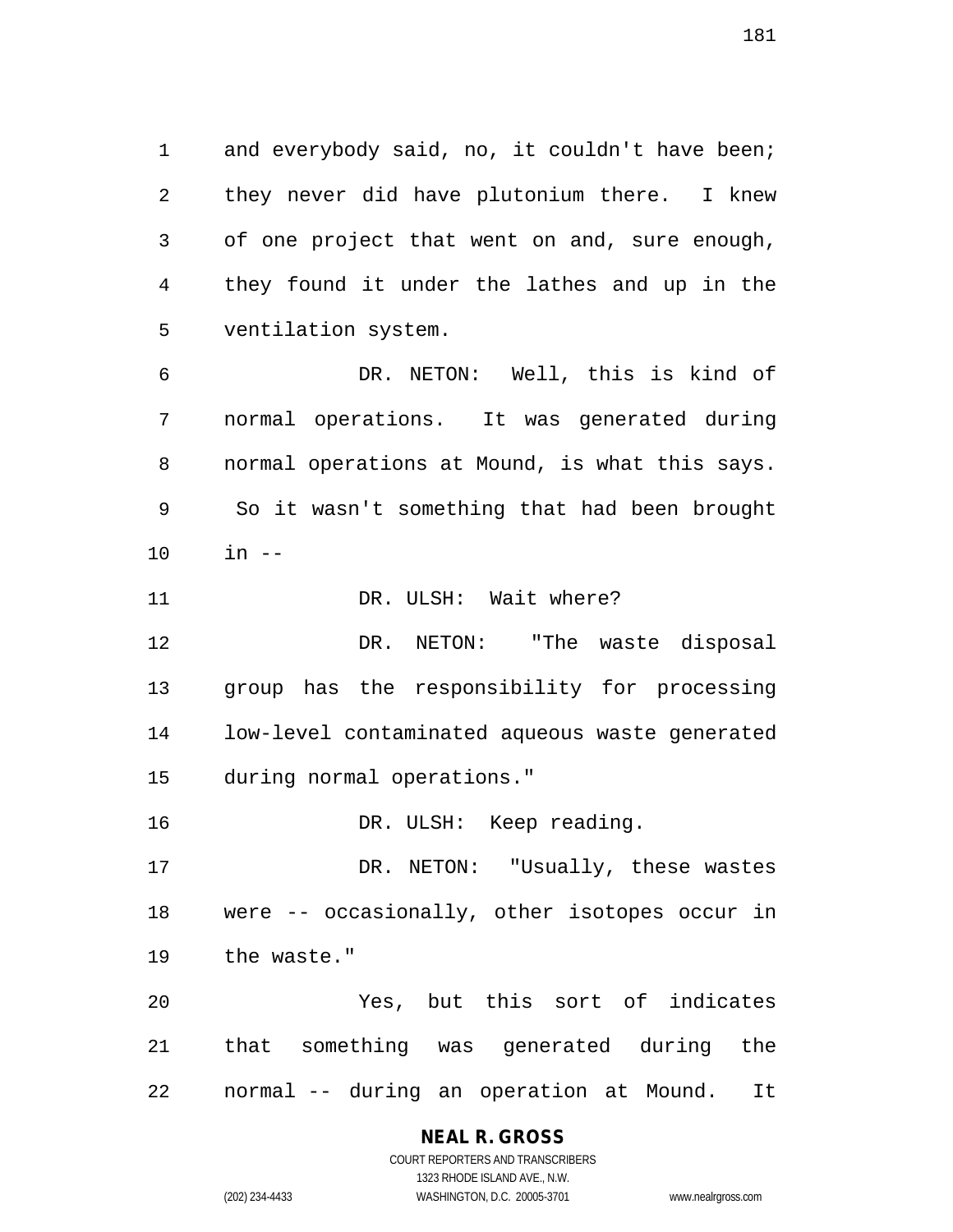and everybody said, no, it couldn't have been; they never did have plutonium there. I knew of one project that went on and, sure enough, they found it under the lathes and up in the ventilation system.

DR. NETON: Well, this is kind of normal operations. It was generated during normal operations at Mound, is what this says. So it wasn't something that had been brought in --

DR. ULSH: Wait where?

DR. NETON: "The waste disposal group has the responsibility for processing low-level contaminated aqueous waste generated during normal operations."

DR. ULSH: Keep reading.

DR. NETON: "Usually, these wastes were -- occasionally, other isotopes occur in the waste."

Yes, but this sort of indicates that something was generated during the normal -- during an operation at Mound. It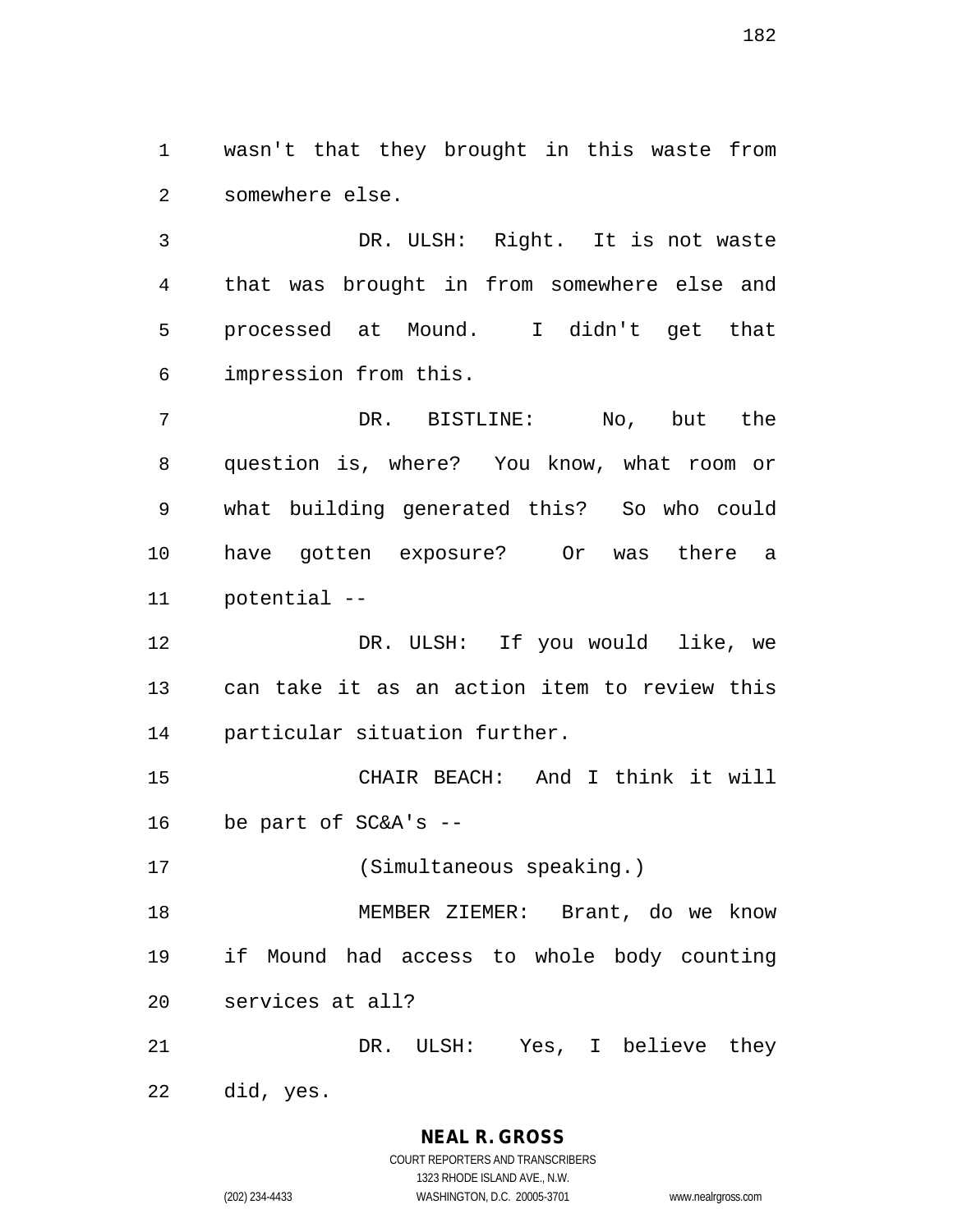wasn't that they brought in this waste from somewhere else.

DR. ULSH: Right. It is not waste that was brought in from somewhere else and processed at Mound. I didn't get that impression from this.

DR. BISTLINE: No, but the question is, where? You know, what room or what building generated this? So who could have gotten exposure? Or was there a potential --

DR. ULSH: If you would like, we can take it as an action item to review this particular situation further.

CHAIR BEACH: And I think it will be part of SC&A's --

(Simultaneous speaking.)

MEMBER ZIEMER: Brant, do we know if Mound had access to whole body counting services at all?

DR. ULSH: Yes, I believe they did, yes.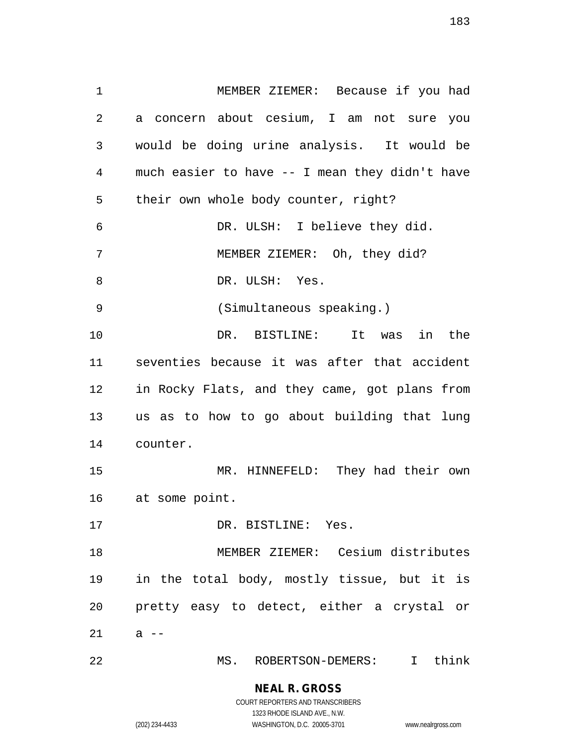MEMBER ZIEMER: Because if you had a concern about cesium, I am not sure you would be doing urine analysis. It would be much easier to have -- I mean they didn't have their own whole body counter, right?

DR. ULSH: I believe they did.

MEMBER ZIEMER: Oh, they did?

DR. ULSH: Yes.

(Simultaneous speaking.)

DR. BISTLINE: It was in the seventies because it was after that accident in Rocky Flats, and they came, got plans from us as to how to go about building that lung counter.

MR. HINNEFELD: They had their own at some point.

DR. BISTLINE: Yes.

MEMBER ZIEMER: Cesium distributes in the total body, mostly tissue, but it is pretty easy to detect, either a crystal or a --

MS. ROBERTSON-DEMERS: I think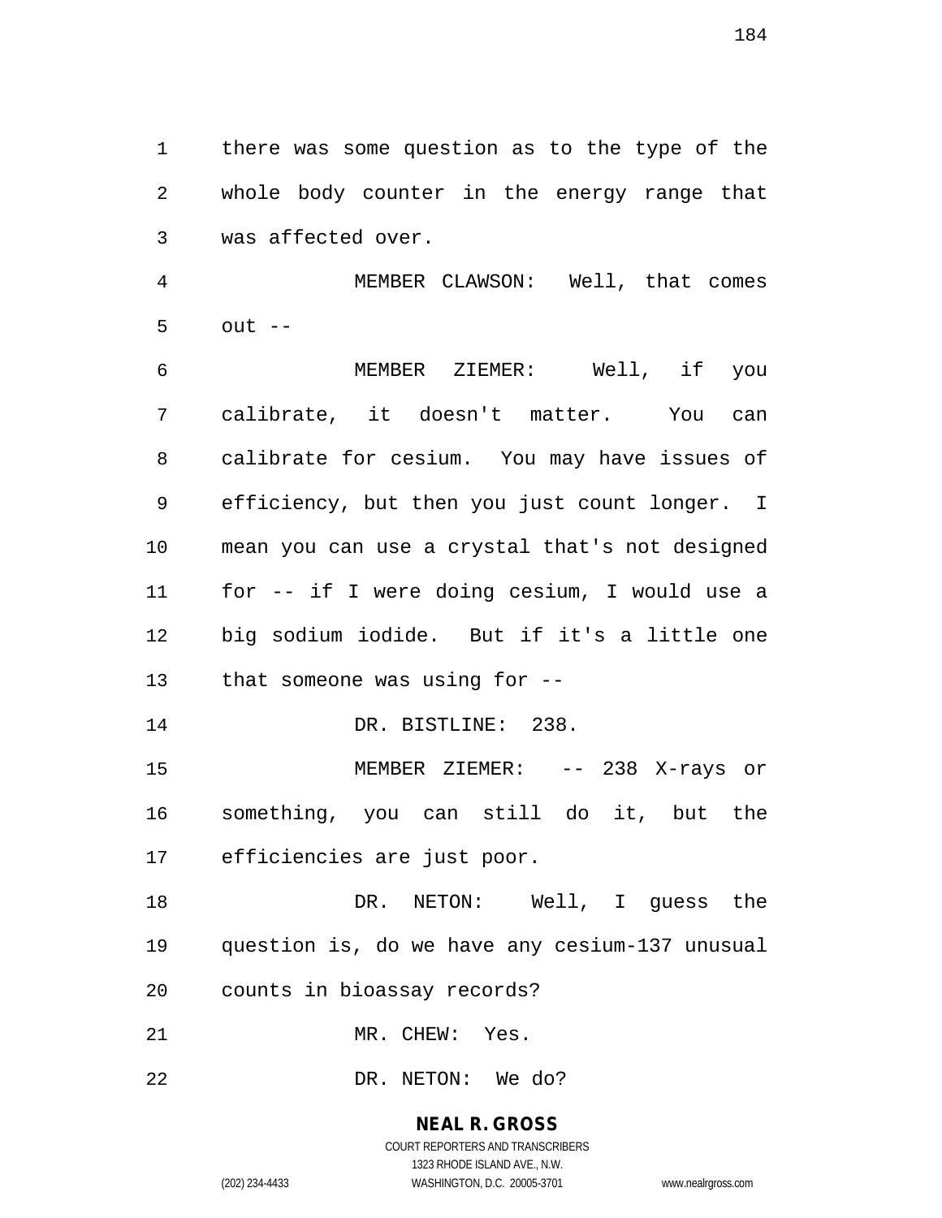there was some question as to the type of the whole body counter in the energy range that was affected over.

MEMBER CLAWSON: Well, that comes out --

MEMBER ZIEMER: Well, if you calibrate, it doesn't matter. You can calibrate for cesium. You may have issues of efficiency, but then you just count longer. I mean you can use a crystal that's not designed for -- if I were doing cesium, I would use a big sodium iodide. But if it's a little one that someone was using for --

DR. BISTLINE: 238.

MEMBER ZIEMER: -- 238 X-rays or something, you can still do it, but the efficiencies are just poor.

DR. NETON: Well, I guess the question is, do we have any cesium-137 unusual counts in bioassay records?

MR. CHEW: Yes.

DR. NETON: We do?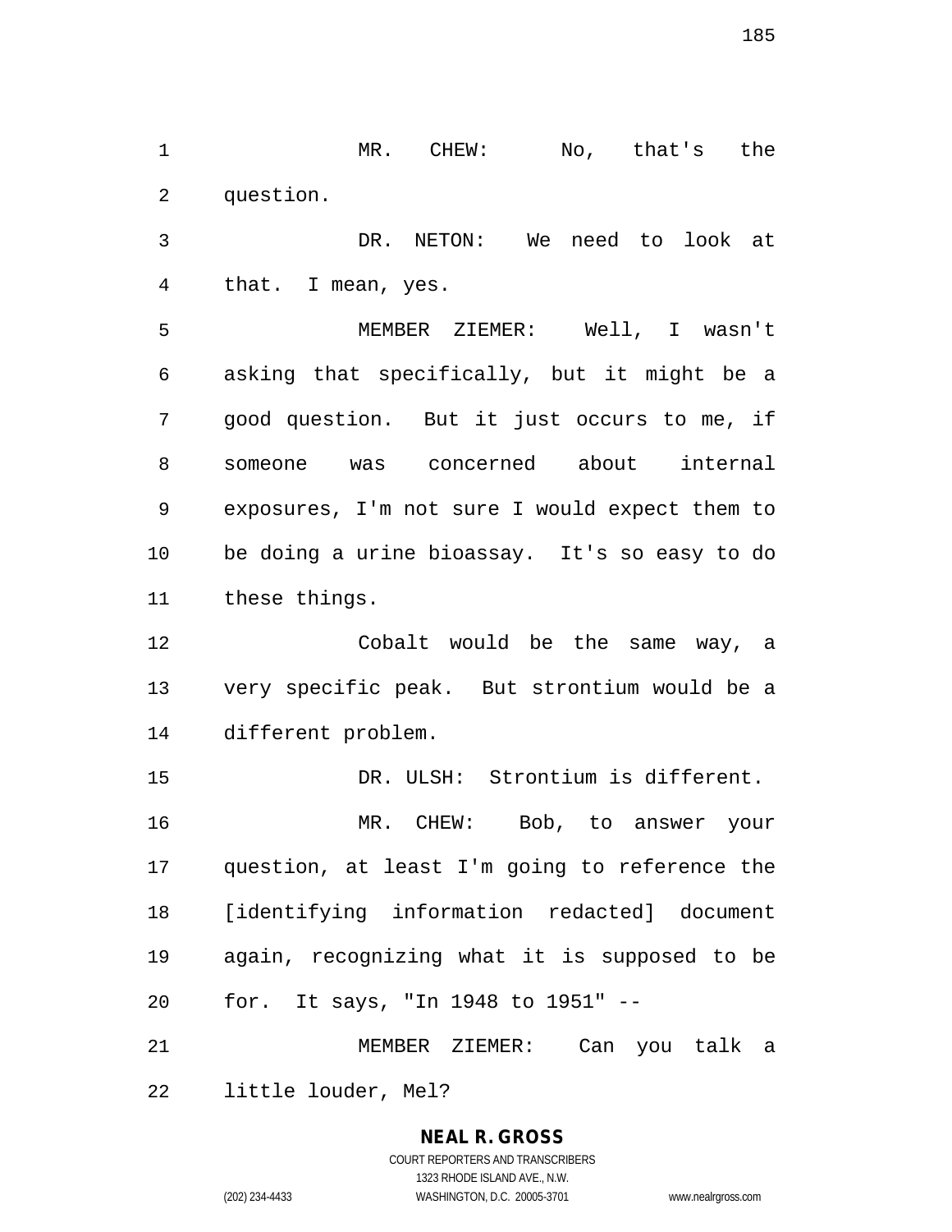MR. CHEW: No, that's the question.

DR. NETON: We need to look at that. I mean, yes.

MEMBER ZIEMER: Well, I wasn't asking that specifically, but it might be a good question. But it just occurs to me, if someone was concerned about internal exposures, I'm not sure I would expect them to be doing a urine bioassay. It's so easy to do these things.

Cobalt would be the same way, a very specific peak. But strontium would be a different problem.

DR. ULSH: Strontium is different.

MR. CHEW: Bob, to answer your question, at least I'm going to reference the [identifying information redacted] document again, recognizing what it is supposed to be for. It says, "In 1948 to 1951" --

MEMBER ZIEMER: Can you talk a little louder, Mel?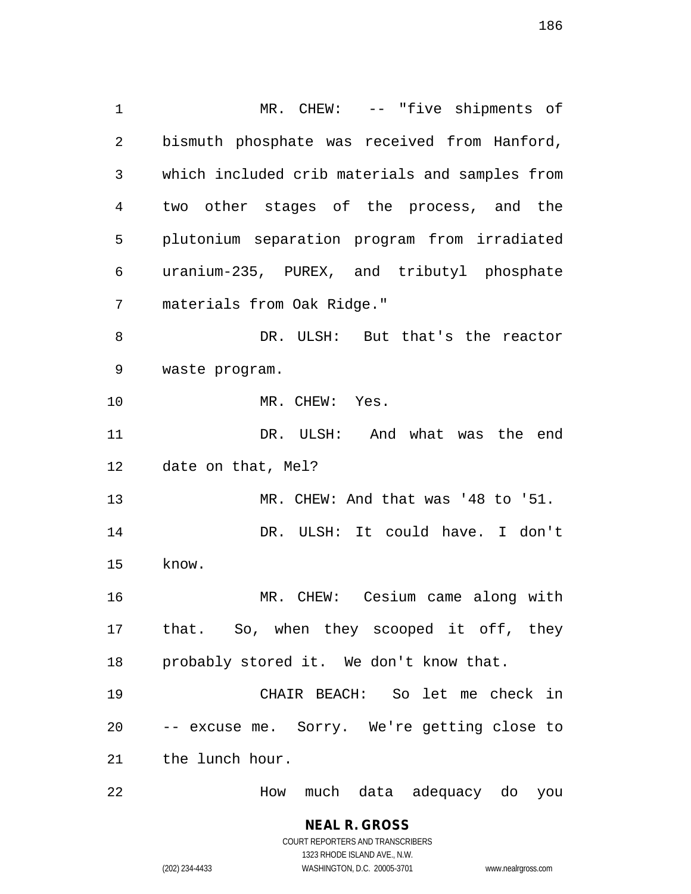MR. CHEW: -- "five shipments of bismuth phosphate was received from Hanford, which included crib materials and samples from two other stages of the process, and the plutonium separation program from irradiated uranium-235, PUREX, and tributyl phosphate materials from Oak Ridge."

DR. ULSH: But that's the reactor waste program.

MR. CHEW: Yes.

DR. ULSH: And what was the end date on that, Mel?

MR. CHEW: And that was '48 to '51.

DR. ULSH: It could have. I don't know.

MR. CHEW: Cesium came along with that. So, when they scooped it off, they probably stored it. We don't know that.

CHAIR BEACH: So let me check in -- excuse me. Sorry. We're getting close to the lunch hour.

How much data adequacy do you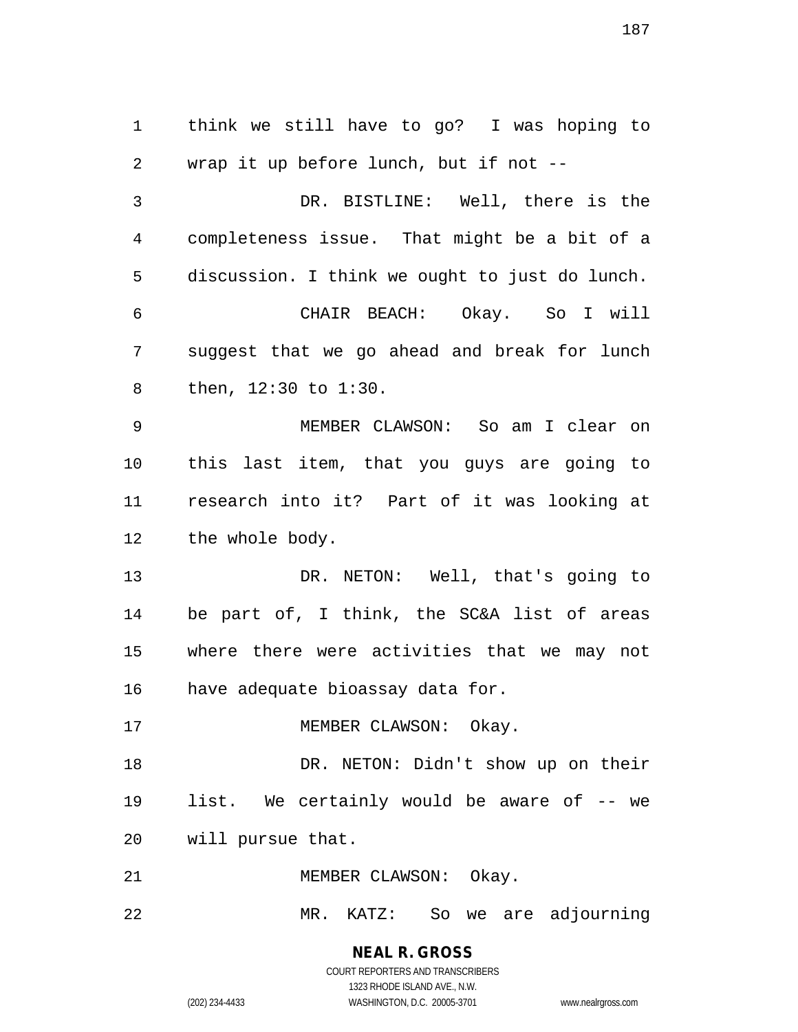think we still have to go? I was hoping to wrap it up before lunch, but if not --

DR. BISTLINE: Well, there is the completeness issue. That might be a bit of a discussion. I think we ought to just do lunch.

CHAIR BEACH: Okay. So I will suggest that we go ahead and break for lunch then, 12:30 to 1:30.

MEMBER CLAWSON: So am I clear on this last item, that you guys are going to research into it? Part of it was looking at the whole body.

DR. NETON: Well, that's going to be part of, I think, the SC&A list of areas where there were activities that we may not have adequate bioassay data for.

MEMBER CLAWSON: Okay.

DR. NETON: Didn't show up on their list. We certainly would be aware of -- we will pursue that.

MEMBER CLAWSON: Okay.

MR. KATZ: So we are adjourning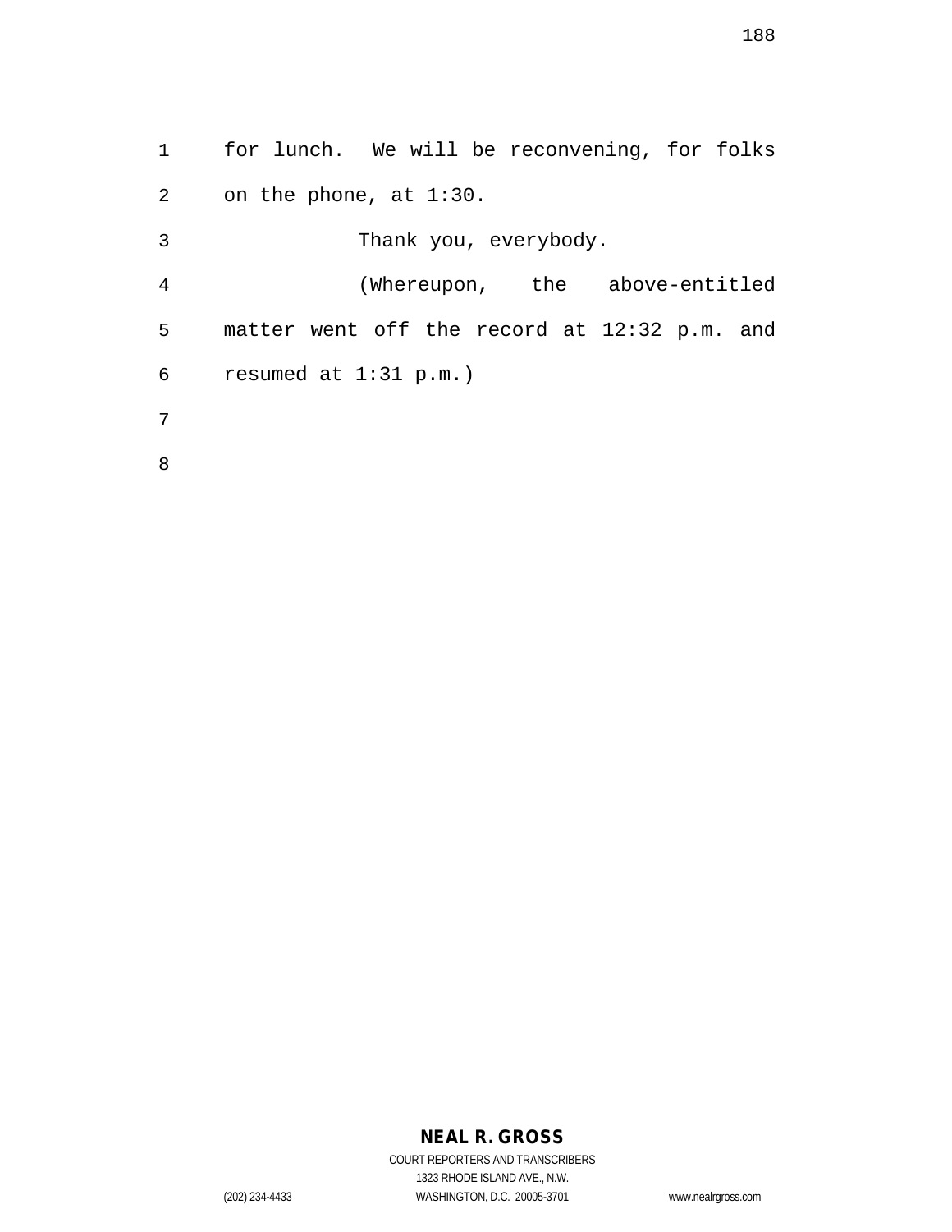for lunch. We will be reconvening, for folks on the phone, at 1:30.

Thank you, everybody.

(Whereupon, the above-entitled matter went off the record at 12:32 p.m. and resumed at 1:31 p.m.)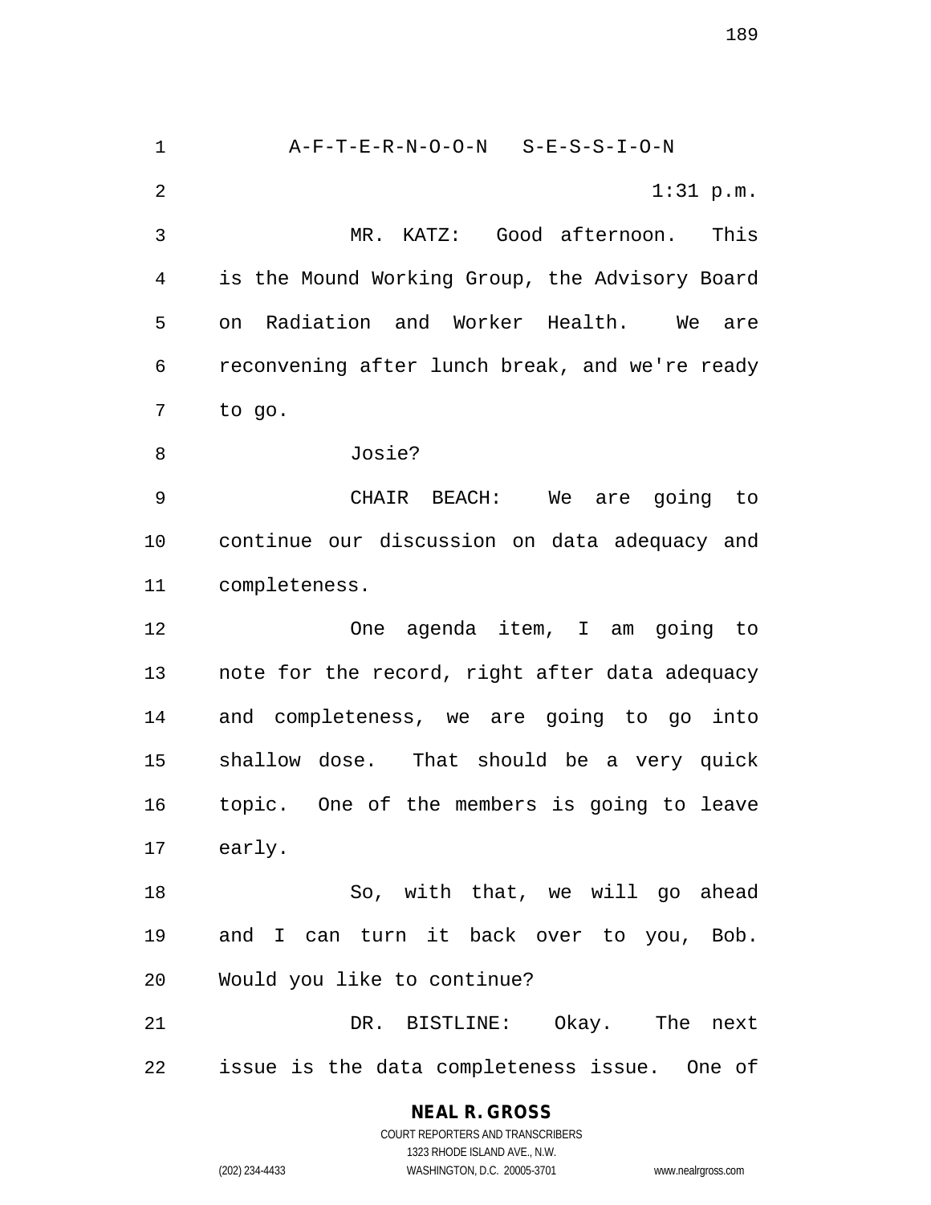A-F-T-E-R-N-O-O-N S-E-S-S-I-O-N

1:31 p.m.

MR. KATZ: Good afternoon. This is the Mound Working Group, the Advisory Board on Radiation and Worker Health. We are reconvening after lunch break, and we're ready to go.

Josie?

CHAIR BEACH: We are going to continue our discussion on data adequacy and completeness.

One agenda item, I am going to note for the record, right after data adequacy and completeness, we are going to go into shallow dose. That should be a very quick topic. One of the members is going to leave early.

So, with that, we will go ahead and I can turn it back over to you, Bob. Would you like to continue?

DR. BISTLINE: Okay. The next issue is the data completeness issue. One of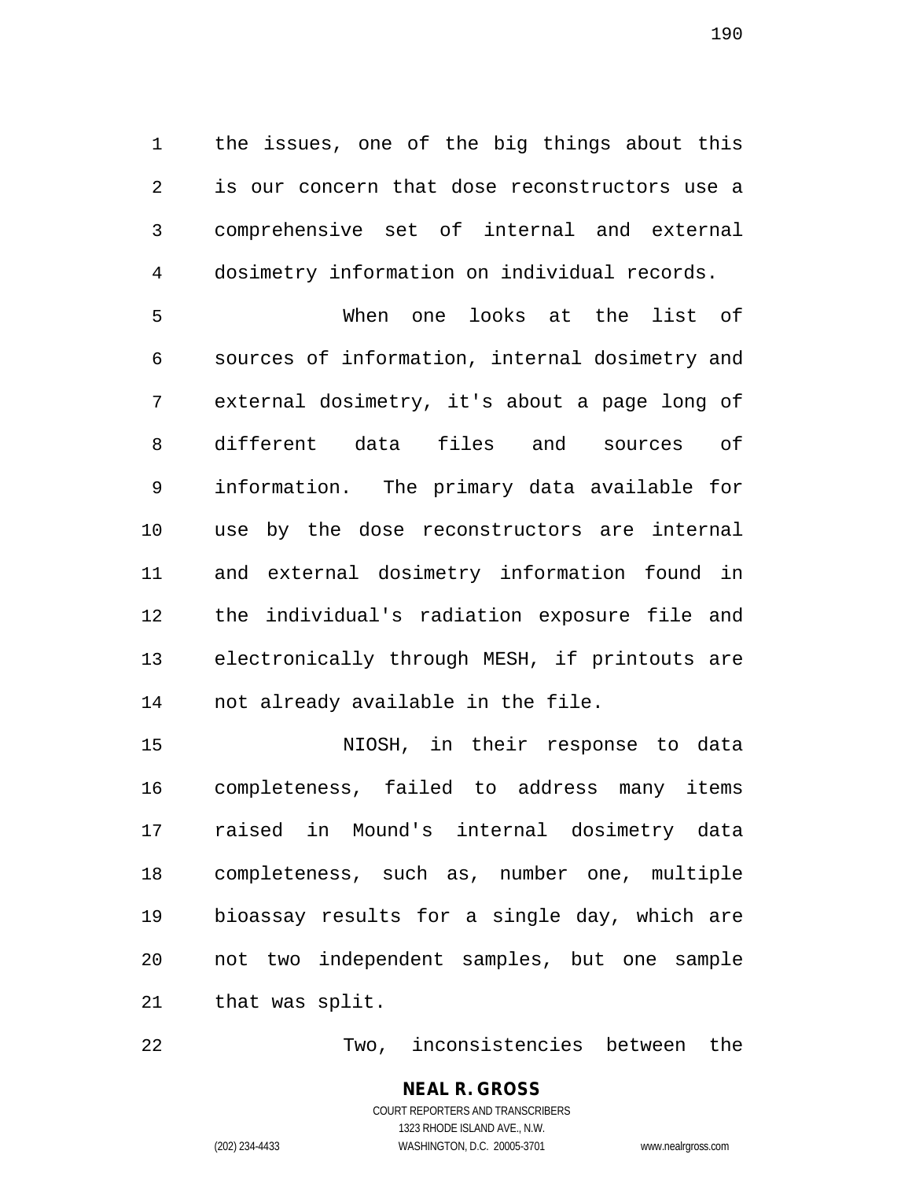the issues, one of the big things about this is our concern that dose reconstructors use a comprehensive set of internal and external dosimetry information on individual records.

When one looks at the list of sources of information, internal dosimetry and external dosimetry, it's about a page long of different data files and sources of information. The primary data available for use by the dose reconstructors are internal and external dosimetry information found in the individual's radiation exposure file and electronically through MESH, if printouts are not already available in the file.

NIOSH, in their response to data completeness, failed to address many items raised in Mound's internal dosimetry data completeness, such as, number one, multiple bioassay results for a single day, which are not two independent samples, but one sample that was split.

Two, inconsistencies between the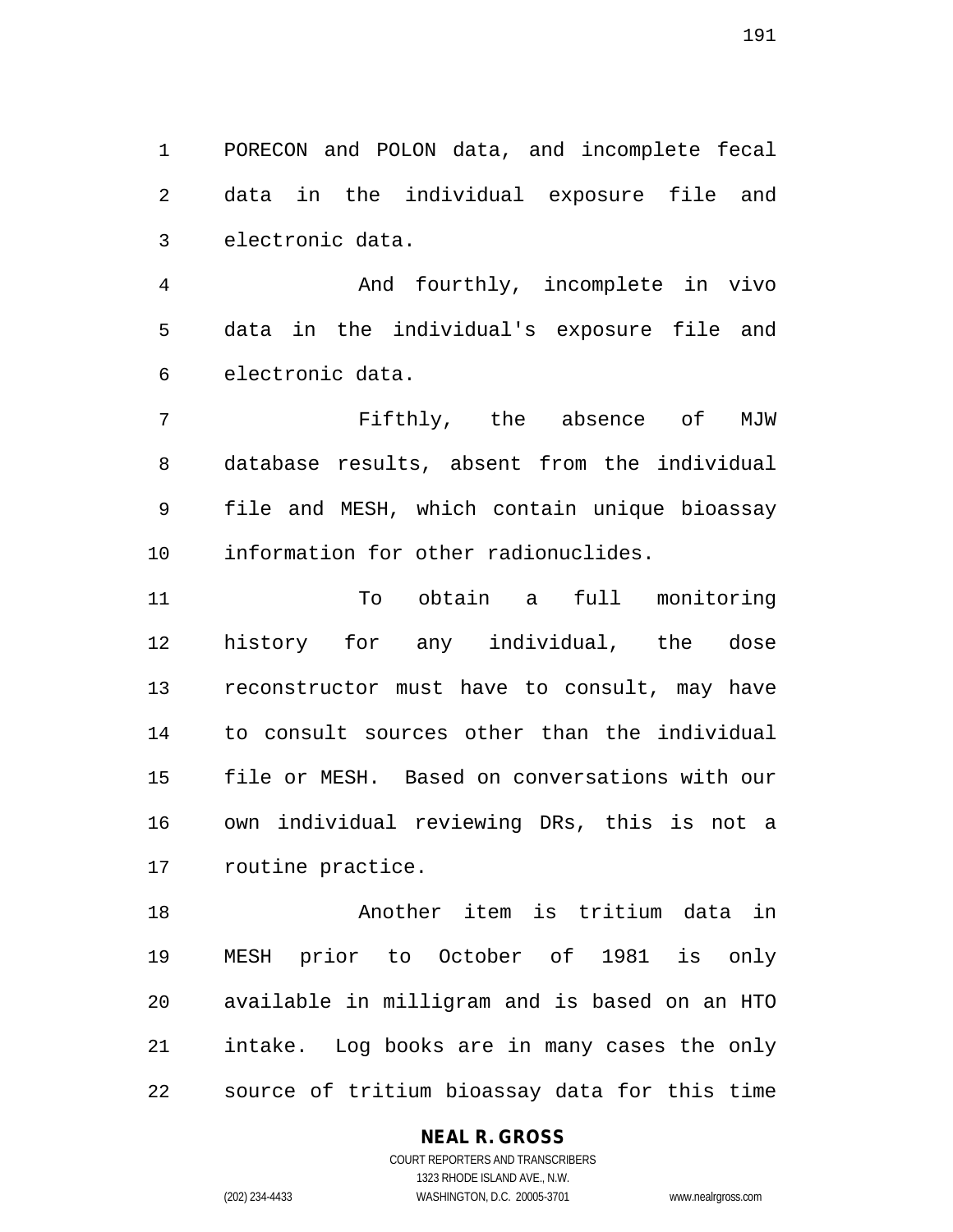PORECON and POLON data, and incomplete fecal data in the individual exposure file and electronic data.

And fourthly, incomplete in vivo data in the individual's exposure file and electronic data.

Fifthly, the absence of MJW database results, absent from the individual file and MESH, which contain unique bioassay information for other radionuclides.

To obtain a full monitoring history for any individual, the dose reconstructor must have to consult, may have to consult sources other than the individual file or MESH. Based on conversations with our own individual reviewing DRs, this is not a routine practice.

Another item is tritium data in MESH prior to October of 1981 is only available in milligram and is based on an HTO intake. Log books are in many cases the only source of tritium bioassay data for this time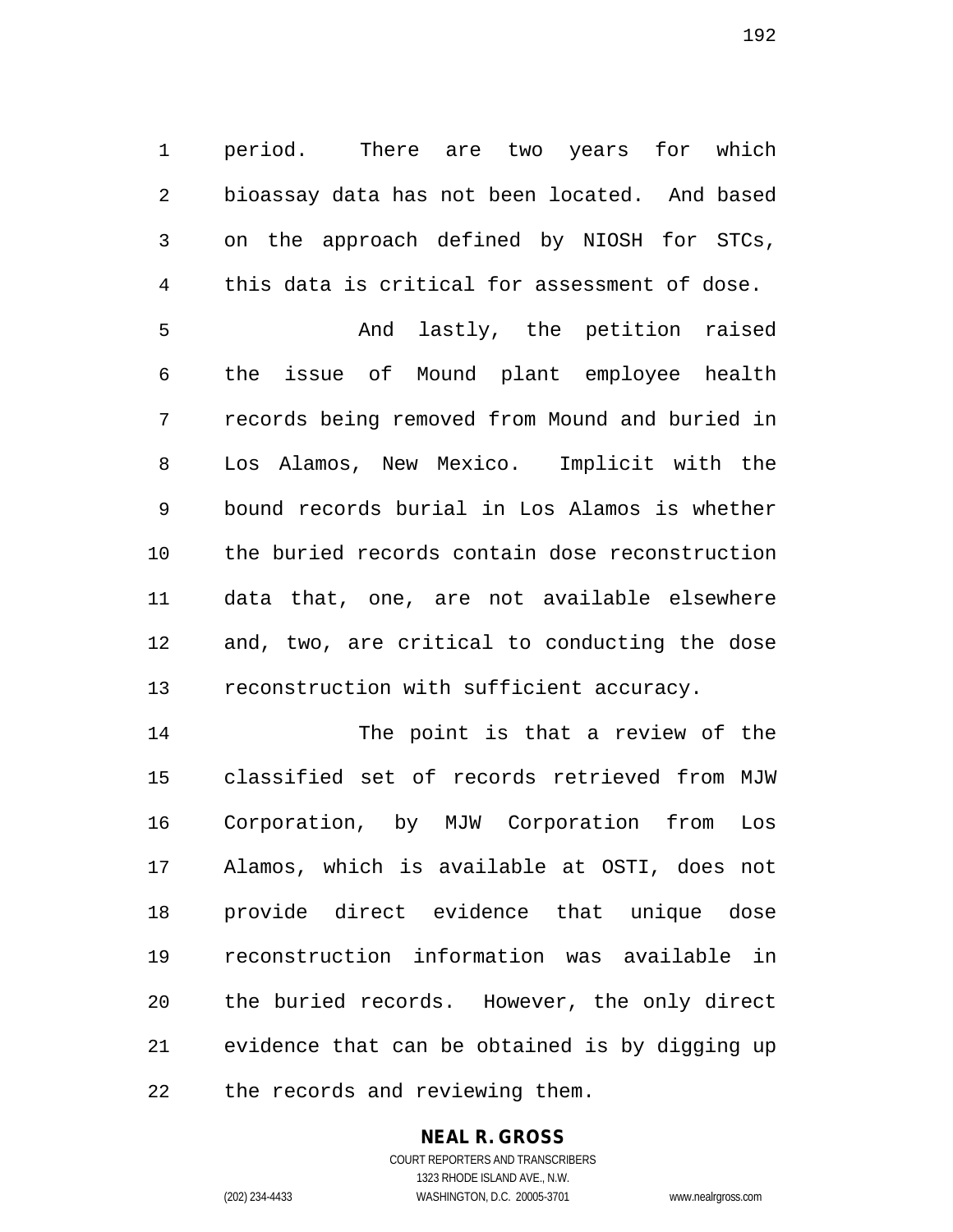period. There are two years for which bioassay data has not been located. And based on the approach defined by NIOSH for STCs, this data is critical for assessment of dose.

And lastly, the petition raised the issue of Mound plant employee health records being removed from Mound and buried in Los Alamos, New Mexico. Implicit with the bound records burial in Los Alamos is whether the buried records contain dose reconstruction data that, one, are not available elsewhere and, two, are critical to conducting the dose reconstruction with sufficient accuracy.

The point is that a review of the classified set of records retrieved from MJW Corporation, by MJW Corporation from Los Alamos, which is available at OSTI, does not provide direct evidence that unique dose reconstruction information was available in the buried records. However, the only direct evidence that can be obtained is by digging up the records and reviewing them.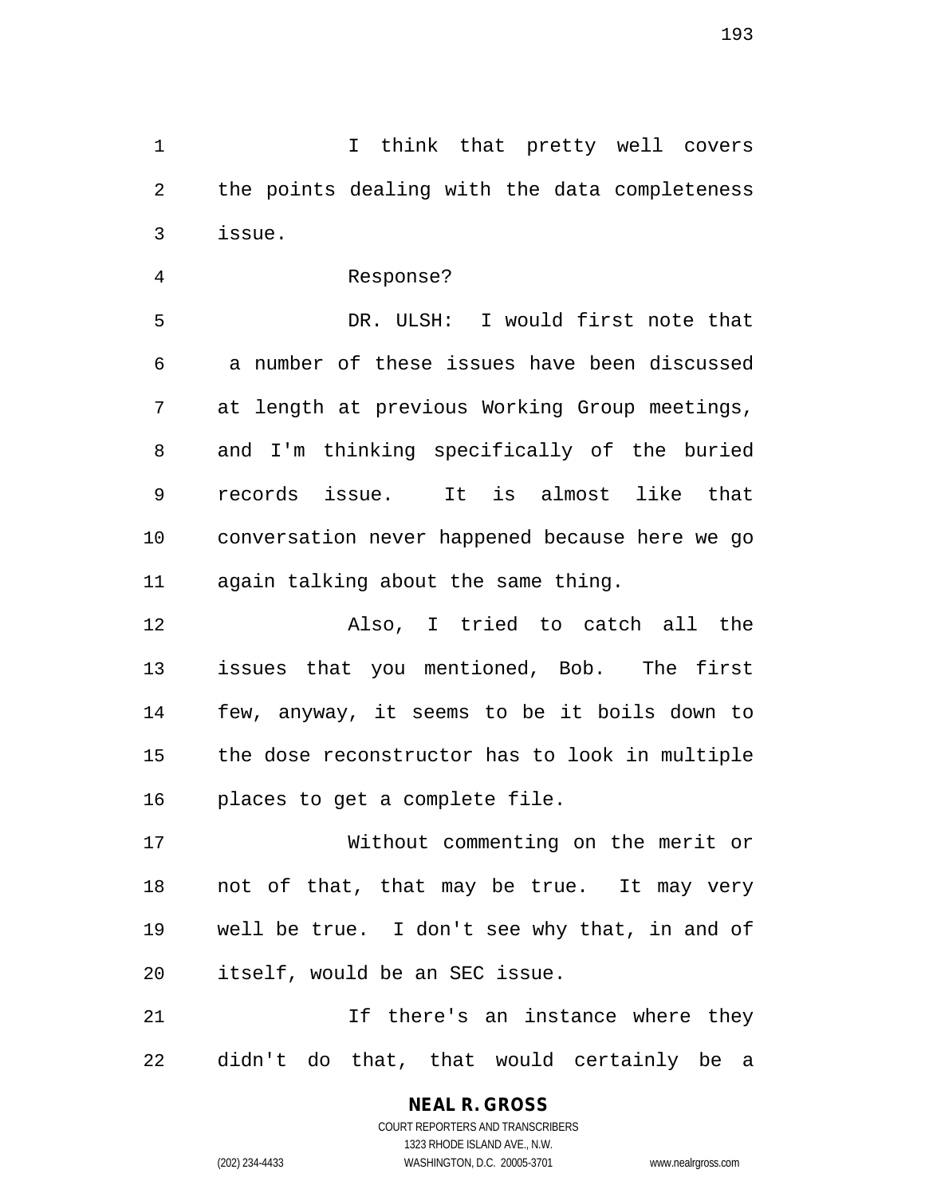I think that pretty well covers the points dealing with the data completeness issue.

Response?

DR. ULSH: I would first note that a number of these issues have been discussed at length at previous Working Group meetings, and I'm thinking specifically of the buried records issue. It is almost like that conversation never happened because here we go again talking about the same thing.

Also, I tried to catch all the issues that you mentioned, Bob. The first few, anyway, it seems to be it boils down to the dose reconstructor has to look in multiple places to get a complete file.

Without commenting on the merit or not of that, that may be true. It may very well be true. I don't see why that, in and of itself, would be an SEC issue.

If there's an instance where they didn't do that, that would certainly be a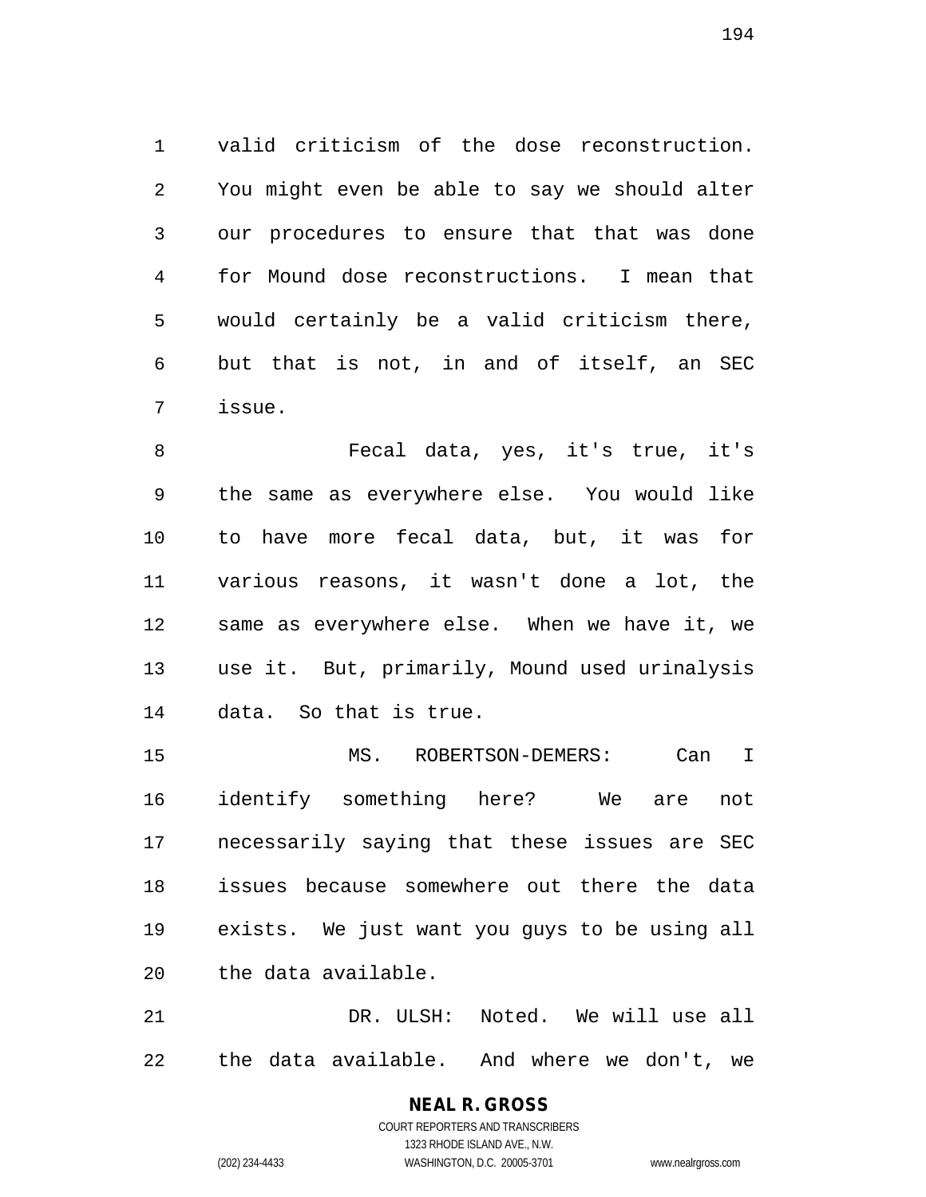valid criticism of the dose reconstruction. You might even be able to say we should alter our procedures to ensure that that was done for Mound dose reconstructions. I mean that would certainly be a valid criticism there, but that is not, in and of itself, an SEC issue.

Fecal data, yes, it's true, it's the same as everywhere else. You would like to have more fecal data, but, it was for various reasons, it wasn't done a lot, the same as everywhere else. When we have it, we use it. But, primarily, Mound used urinalysis data. So that is true.

MS. ROBERTSON-DEMERS: Can I identify something here? We are not necessarily saying that these issues are SEC issues because somewhere out there the data exists. We just want you guys to be using all the data available.

DR. ULSH: Noted. We will use all the data available. And where we don't, we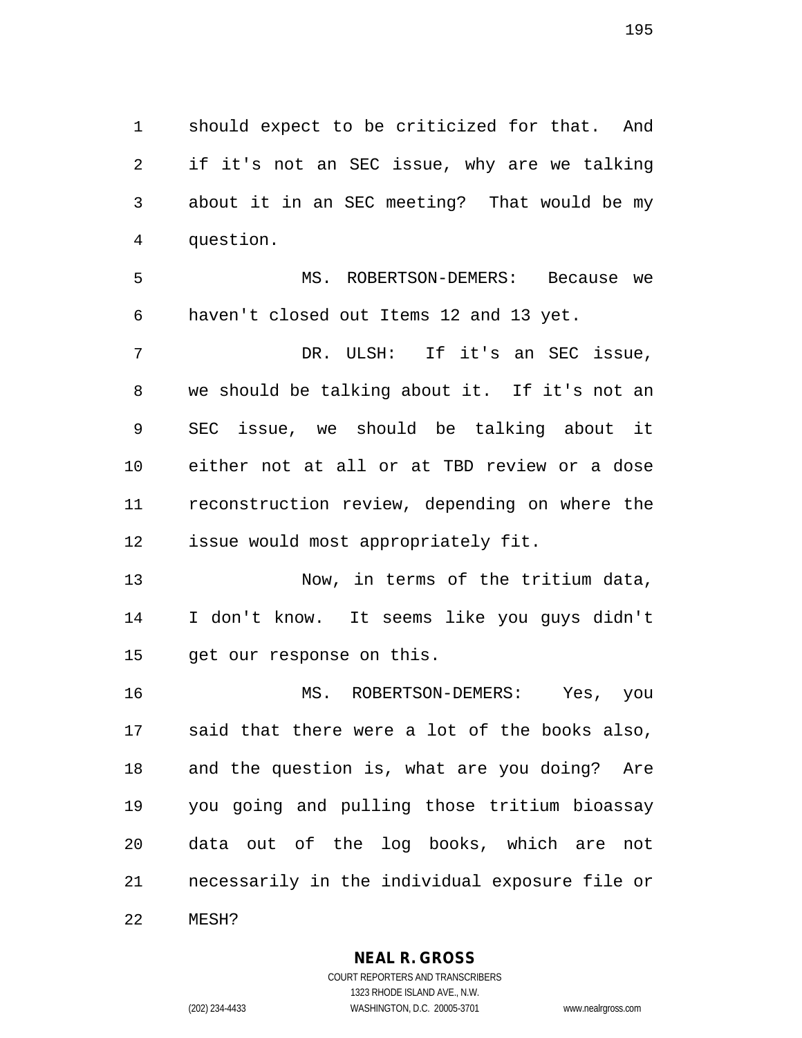should expect to be criticized for that. And if it's not an SEC issue, why are we talking about it in an SEC meeting? That would be my question.

MS. ROBERTSON-DEMERS: Because we haven't closed out Items 12 and 13 yet.

DR. ULSH: If it's an SEC issue, we should be talking about it. If it's not an SEC issue, we should be talking about it either not at all or at TBD review or a dose reconstruction review, depending on where the issue would most appropriately fit.

Now, in terms of the tritium data, I don't know. It seems like you guys didn't get our response on this.

MS. ROBERTSON-DEMERS: Yes, you said that there were a lot of the books also, and the question is, what are you doing? Are you going and pulling those tritium bioassay data out of the log books, which are not necessarily in the individual exposure file or MESH?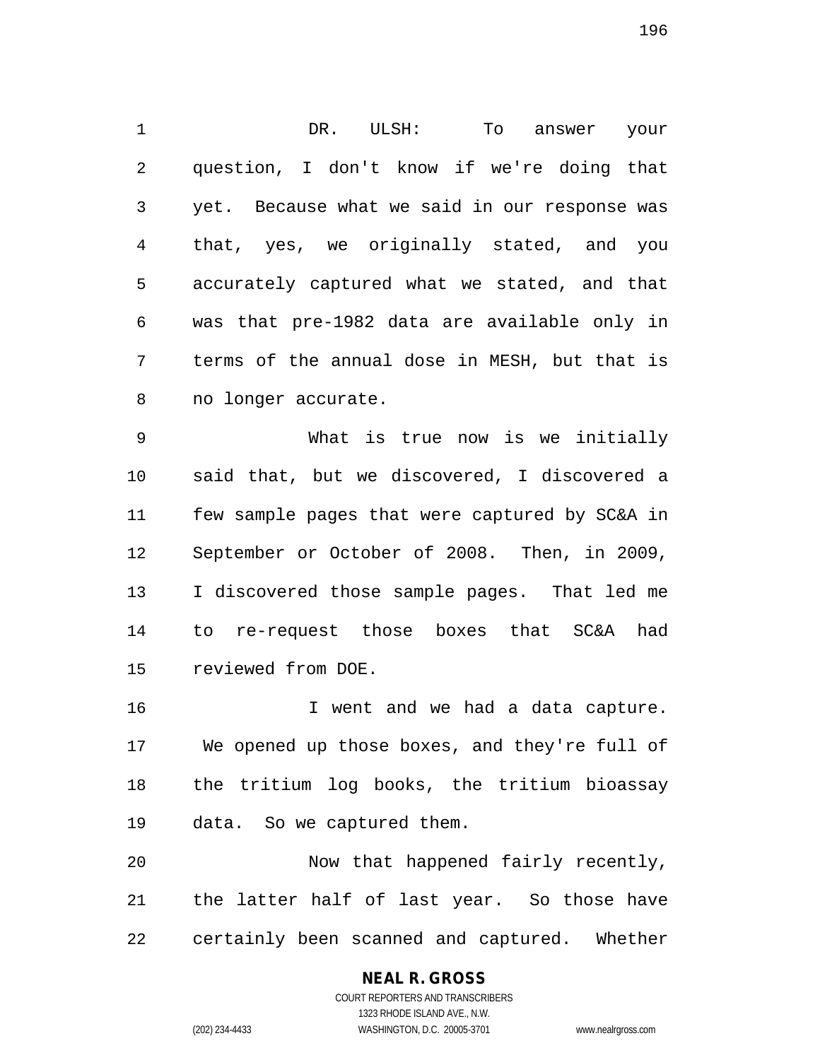DR. ULSH: To answer your question, I don't know if we're doing that yet. Because what we said in our response was that, yes, we originally stated, and you accurately captured what we stated, and that was that pre-1982 data are available only in terms of the annual dose in MESH, but that is no longer accurate.

What is true now is we initially said that, but we discovered, I discovered a few sample pages that were captured by SC&A in September or October of 2008. Then, in 2009, I discovered those sample pages. That led me to re-request those boxes that SC&A had reviewed from DOE.

I went and we had a data capture. We opened up those boxes, and they're full of the tritium log books, the tritium bioassay data. So we captured them.

Now that happened fairly recently, the latter half of last year. So those have certainly been scanned and captured. Whether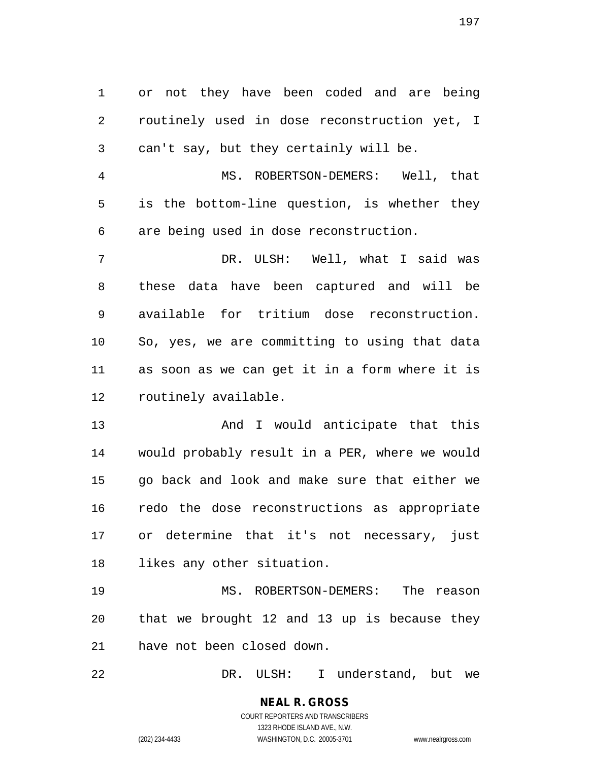or not they have been coded and are being routinely used in dose reconstruction yet, I can't say, but they certainly will be.

MS. ROBERTSON-DEMERS: Well, that is the bottom-line question, is whether they are being used in dose reconstruction.

DR. ULSH: Well, what I said was these data have been captured and will be available for tritium dose reconstruction. So, yes, we are committing to using that data as soon as we can get it in a form where it is routinely available.

And I would anticipate that this would probably result in a PER, where we would go back and look and make sure that either we redo the dose reconstructions as appropriate or determine that it's not necessary, just likes any other situation.

MS. ROBERTSON-DEMERS: The reason that we brought 12 and 13 up is because they have not been closed down.

DR. ULSH: I understand, but we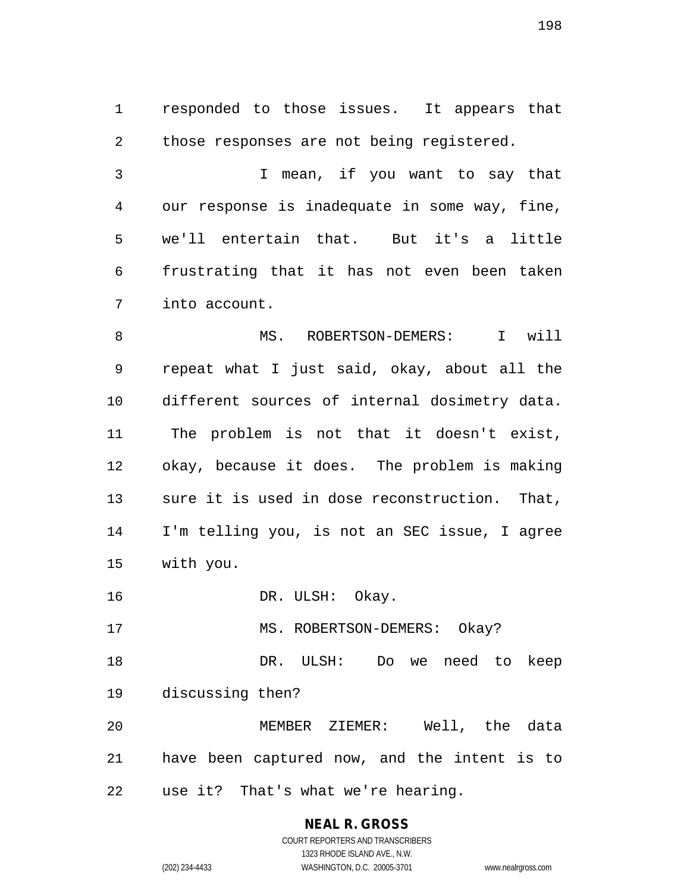responded to those issues. It appears that those responses are not being registered.

I mean, if you want to say that our response is inadequate in some way, fine, we'll entertain that. But it's a little frustrating that it has not even been taken into account.

MS. ROBERTSON-DEMERS: I will repeat what I just said, okay, about all the different sources of internal dosimetry data. The problem is not that it doesn't exist, okay, because it does. The problem is making sure it is used in dose reconstruction. That, I'm telling you, is not an SEC issue, I agree with you.

DR. ULSH: Okay.

MS. ROBERTSON-DEMERS: Okay?

DR. ULSH: Do we need to keep discussing then?

MEMBER ZIEMER: Well, the data have been captured now, and the intent is to use it? That's what we're hearing.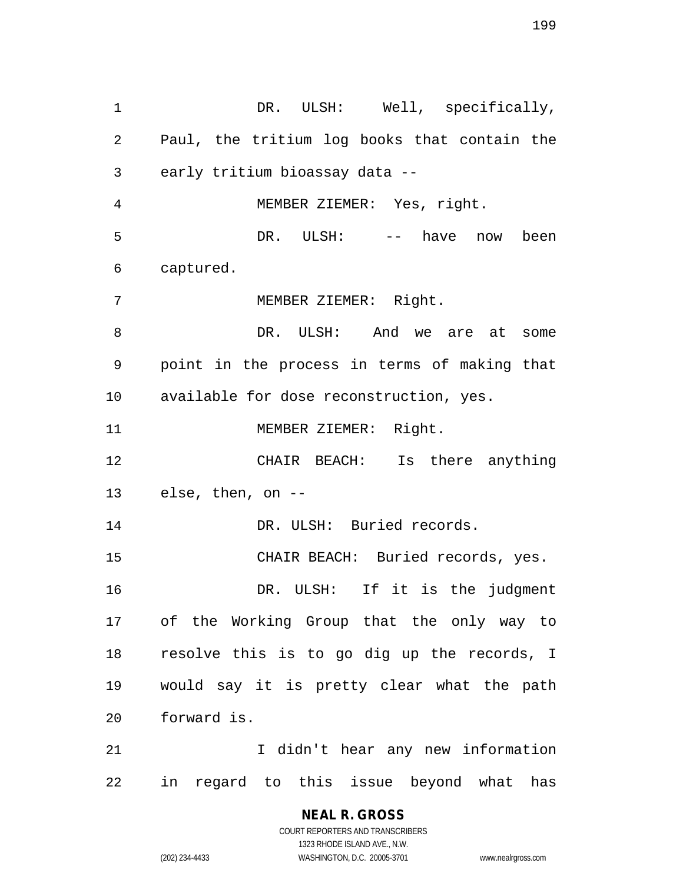DR. ULSH: Well, specifically, Paul, the tritium log books that contain the early tritium bioassay data --

MEMBER ZIEMER: Yes, right.

DR. ULSH: -- have now been captured.

MEMBER ZIEMER: Right.

DR. ULSH: And we are at some point in the process in terms of making that available for dose reconstruction, yes.

MEMBER ZIEMER: Right.

CHAIR BEACH: Is there anything else, then, on --

DR. ULSH: Buried records.

CHAIR BEACH: Buried records, yes.

DR. ULSH: If it is the judgment of the Working Group that the only way to resolve this is to go dig up the records, I would say it is pretty clear what the path forward is.

I didn't hear any new information in regard to this issue beyond what has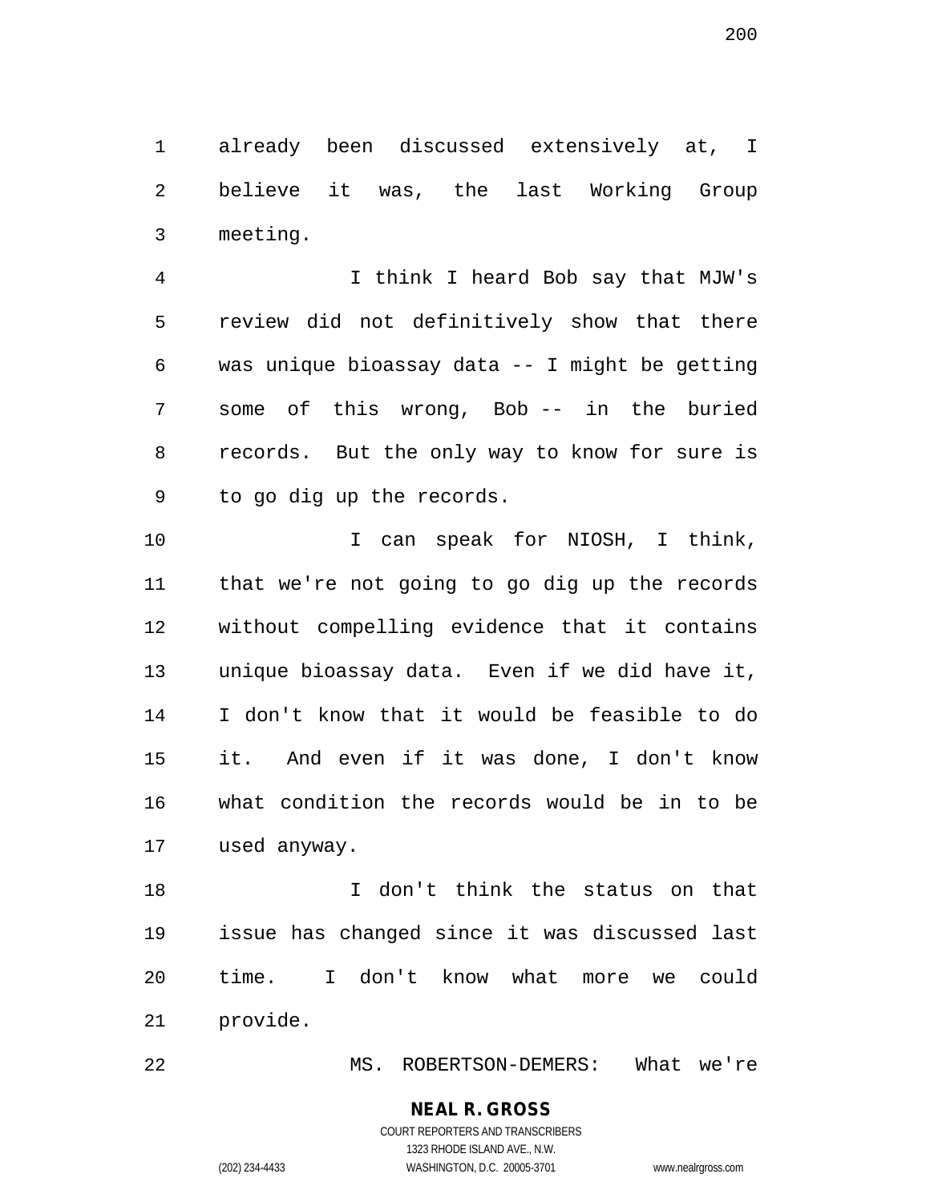already been discussed extensively at, I believe it was, the last Working Group meeting.

I think I heard Bob say that MJW's review did not definitively show that there was unique bioassay data -- I might be getting some of this wrong, Bob -- in the buried records. But the only way to know for sure is to go dig up the records.

I can speak for NIOSH, I think, that we're not going to go dig up the records without compelling evidence that it contains unique bioassay data. Even if we did have it, I don't know that it would be feasible to do it. And even if it was done, I don't know what condition the records would be in to be used anyway.

I don't think the status on that issue has changed since it was discussed last time. I don't know what more we could provide.

MS. ROBERTSON-DEMERS: What we're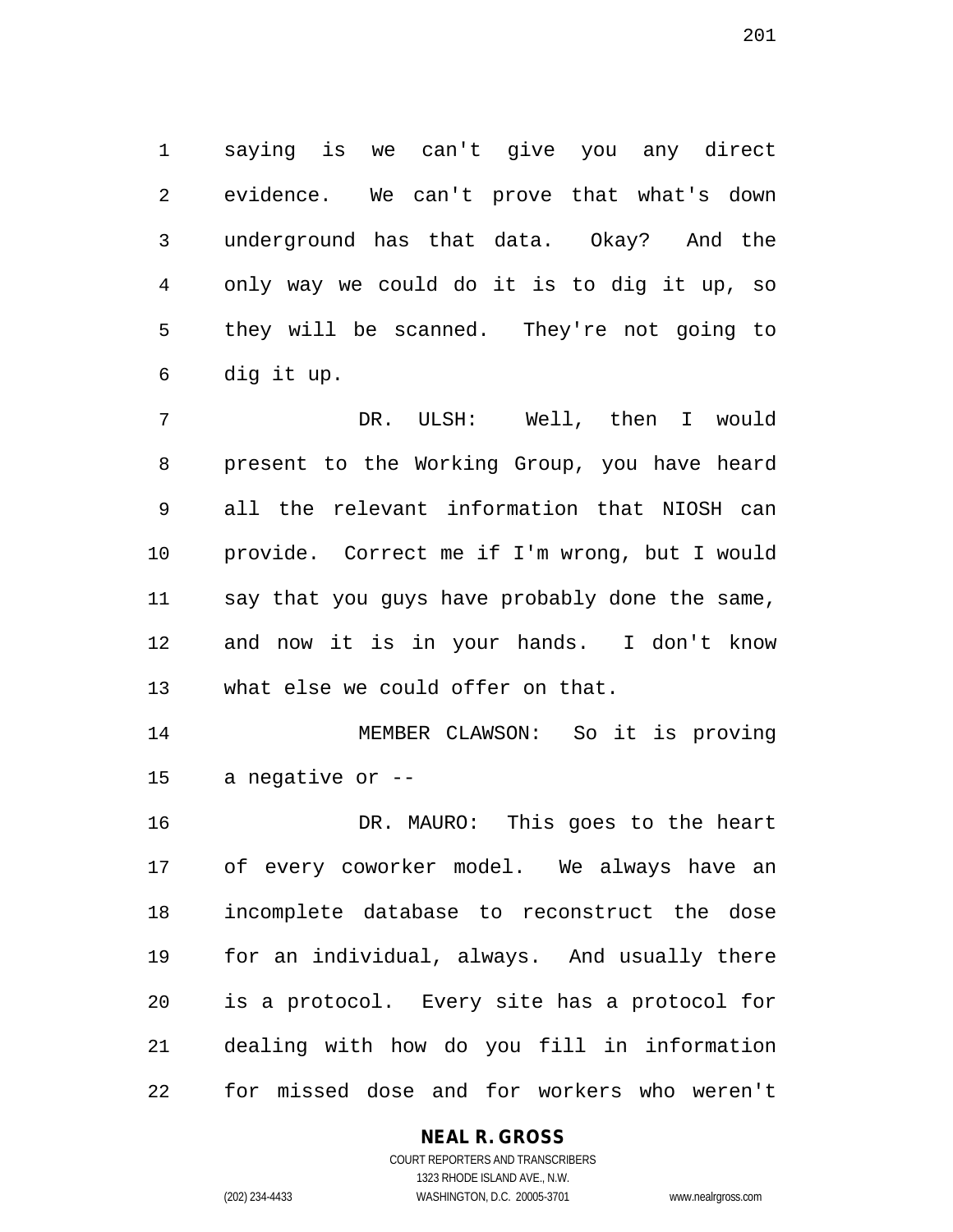saying is we can't give you any direct evidence. We can't prove that what's down underground has that data. Okay? And the only way we could do it is to dig it up, so they will be scanned. They're not going to dig it up.

DR. ULSH: Well, then I would present to the Working Group, you have heard all the relevant information that NIOSH can provide. Correct me if I'm wrong, but I would say that you guys have probably done the same, and now it is in your hands. I don't know what else we could offer on that.

MEMBER CLAWSON: So it is proving a negative or --

DR. MAURO: This goes to the heart of every coworker model. We always have an incomplete database to reconstruct the dose for an individual, always. And usually there is a protocol. Every site has a protocol for dealing with how do you fill in information for missed dose and for workers who weren't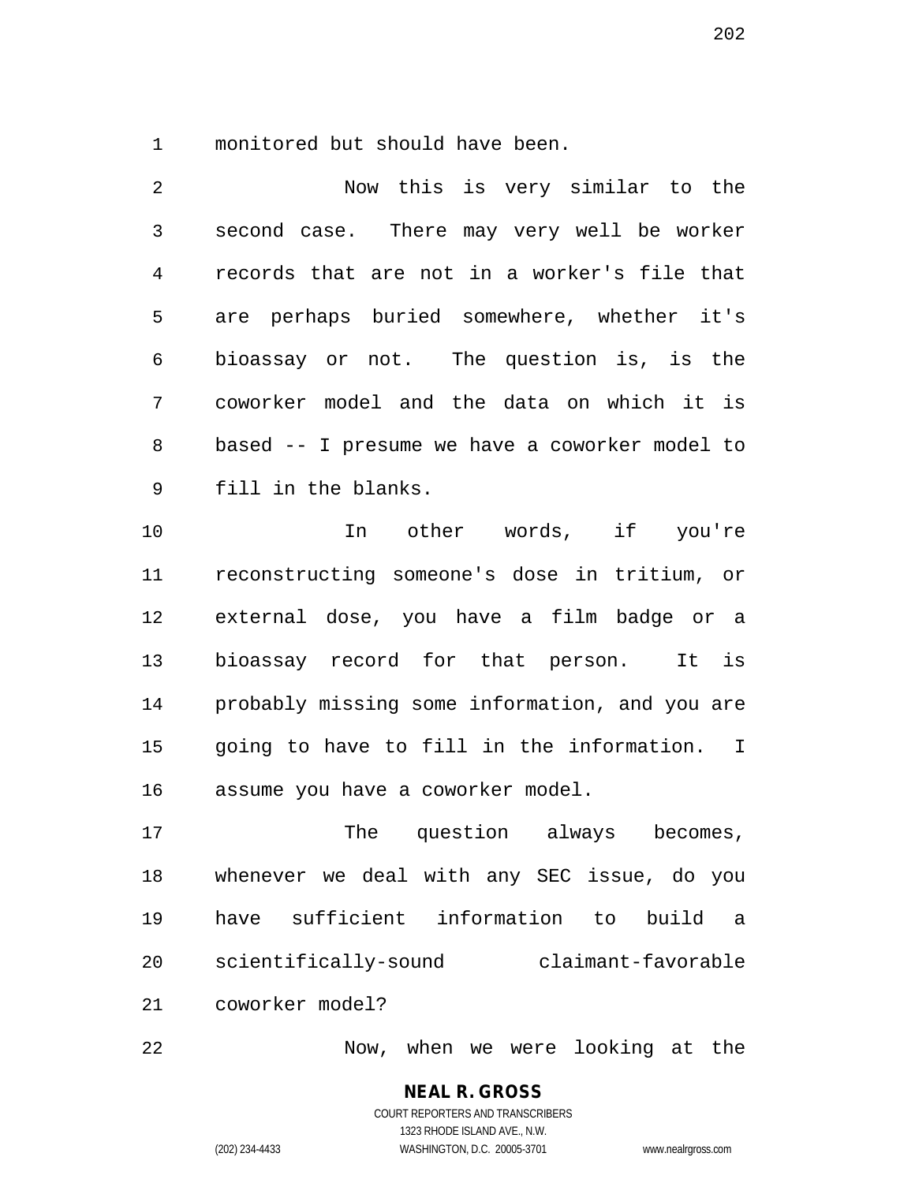monitored but should have been.

Now this is very similar to the second case. There may very well be worker records that are not in a worker's file that are perhaps buried somewhere, whether it's bioassay or not. The question is, is the coworker model and the data on which it is based -- I presume we have a coworker model to fill in the blanks.

In other words, if you're reconstructing someone's dose in tritium, or external dose, you have a film badge or a bioassay record for that person. It is probably missing some information, and you are going to have to fill in the information. I assume you have a coworker model.

The question always becomes, whenever we deal with any SEC issue, do you have sufficient information to build a scientifically-sound claimant-favorable coworker model?

Now, when we were looking at the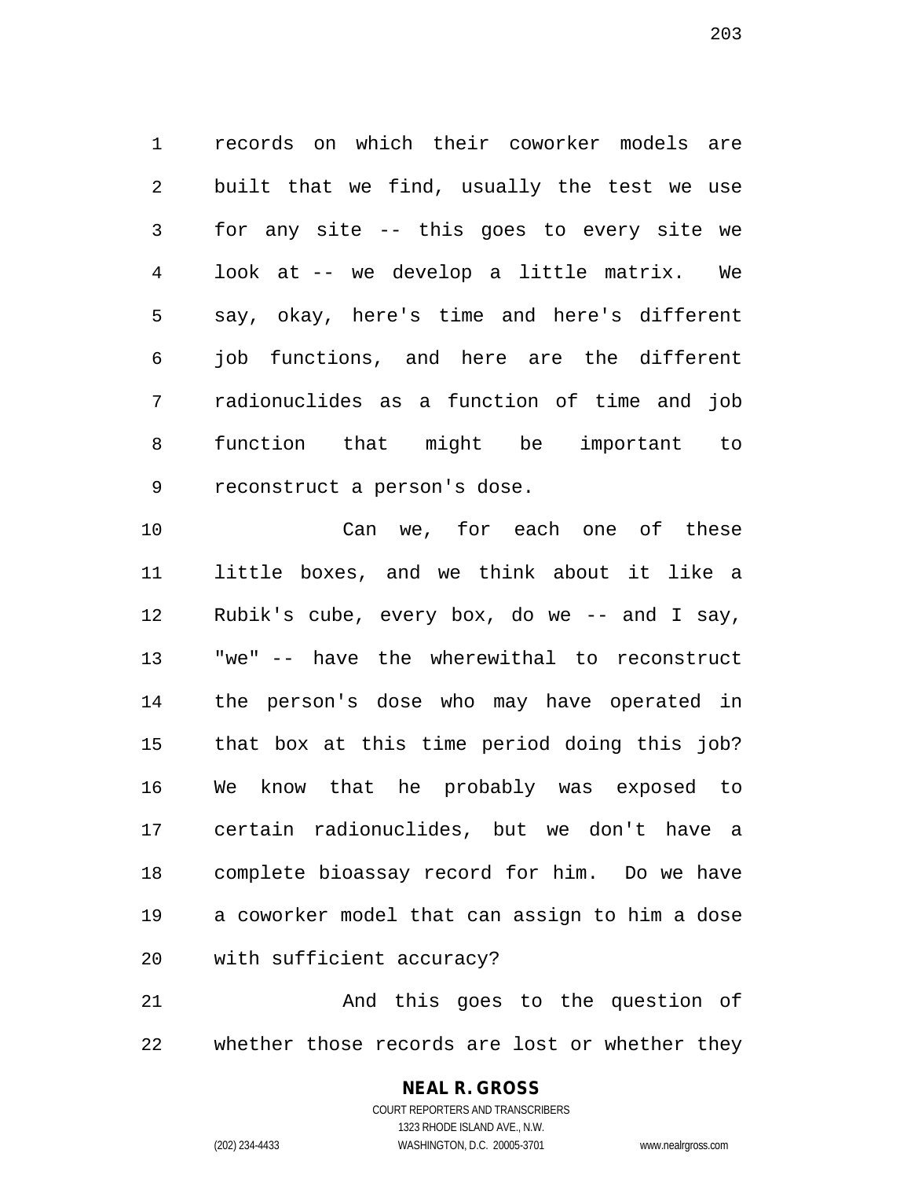records on which their coworker models are built that we find, usually the test we use for any site -- this goes to every site we look at -- we develop a little matrix. We say, okay, here's time and here's different job functions, and here are the different radionuclides as a function of time and job function that might be important to reconstruct a person's dose.

Can we, for each one of these little boxes, and we think about it like a Rubik's cube, every box, do we -- and I say, "we" -- have the wherewithal to reconstruct the person's dose who may have operated in that box at this time period doing this job? We know that he probably was exposed to certain radionuclides, but we don't have a complete bioassay record for him. Do we have a coworker model that can assign to him a dose with sufficient accuracy?

And this goes to the question of whether those records are lost or whether they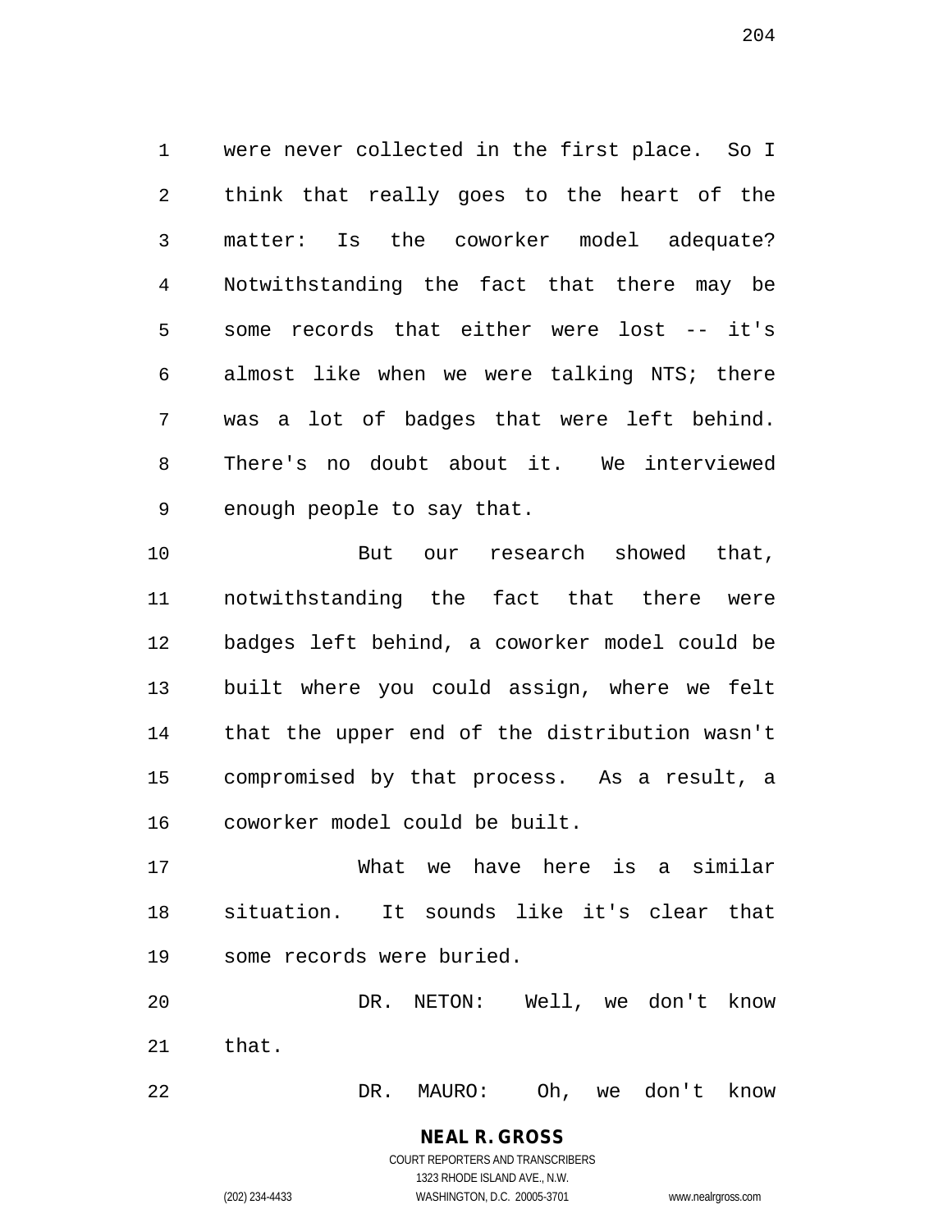were never collected in the first place. So I think that really goes to the heart of the matter: Is the coworker model adequate? Notwithstanding the fact that there may be some records that either were lost -- it's almost like when we were talking NTS; there was a lot of badges that were left behind. There's no doubt about it. We interviewed enough people to say that.

But our research showed that, notwithstanding the fact that there were badges left behind, a coworker model could be built where you could assign, where we felt that the upper end of the distribution wasn't compromised by that process. As a result, a coworker model could be built.

What we have here is a similar situation. It sounds like it's clear that some records were buried.

DR. NETON: Well, we don't know that.

DR. MAURO: Oh, we don't know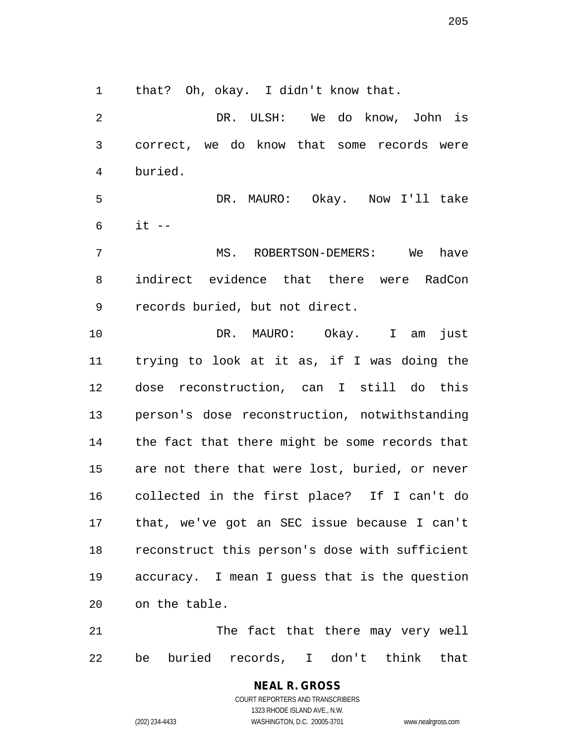that? Oh, okay. I didn't know that.

DR. ULSH: We do know, John is correct, we do know that some records were buried.

DR. MAURO: Okay. Now I'll take it --

MS. ROBERTSON-DEMERS: We have indirect evidence that there were RadCon records buried, but not direct.

DR. MAURO: Okay. I am just trying to look at it as, if I was doing the dose reconstruction, can I still do this person's dose reconstruction, notwithstanding the fact that there might be some records that are not there that were lost, buried, or never collected in the first place? If I can't do that, we've got an SEC issue because I can't reconstruct this person's dose with sufficient accuracy. I mean I guess that is the question on the table.

The fact that there may very well be buried records, I don't think that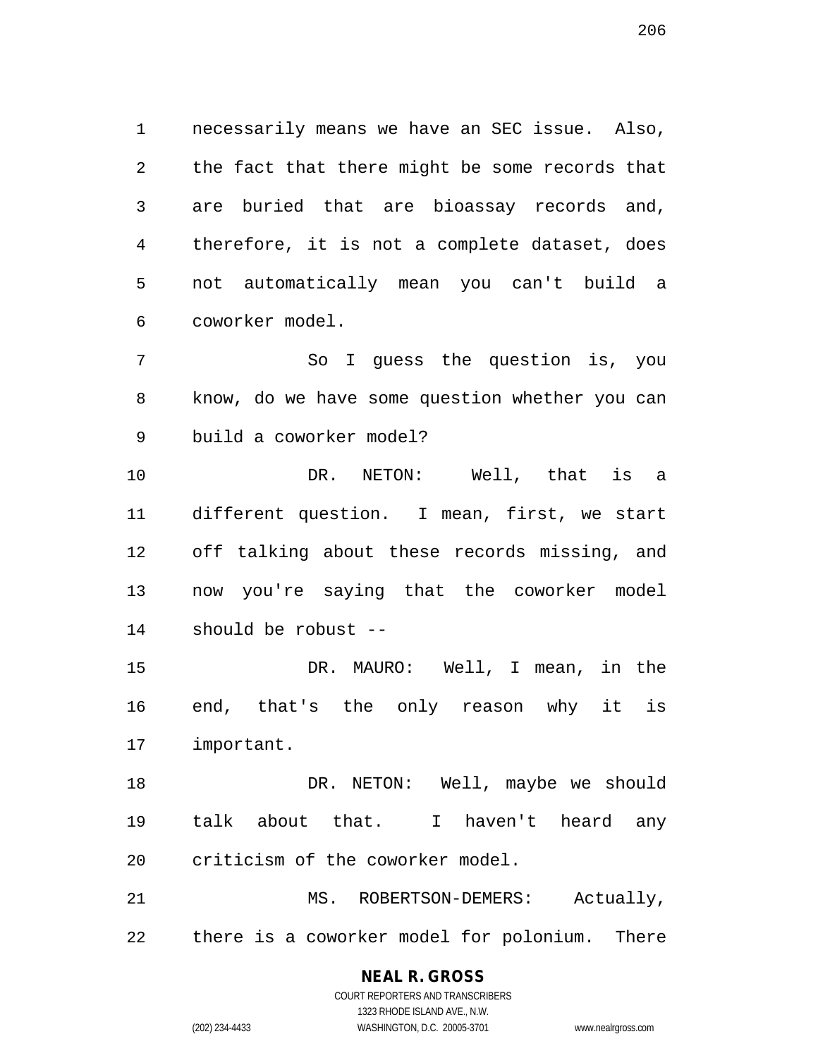necessarily means we have an SEC issue. Also, the fact that there might be some records that are buried that are bioassay records and, therefore, it is not a complete dataset, does not automatically mean you can't build a coworker model.

So I guess the question is, you know, do we have some question whether you can build a coworker model?

DR. NETON: Well, that is a different question. I mean, first, we start off talking about these records missing, and now you're saying that the coworker model should be robust --

DR. MAURO: Well, I mean, in the end, that's the only reason why it is important.

DR. NETON: Well, maybe we should talk about that. I haven't heard any criticism of the coworker model.

MS. ROBERTSON-DEMERS: Actually, there is a coworker model for polonium. There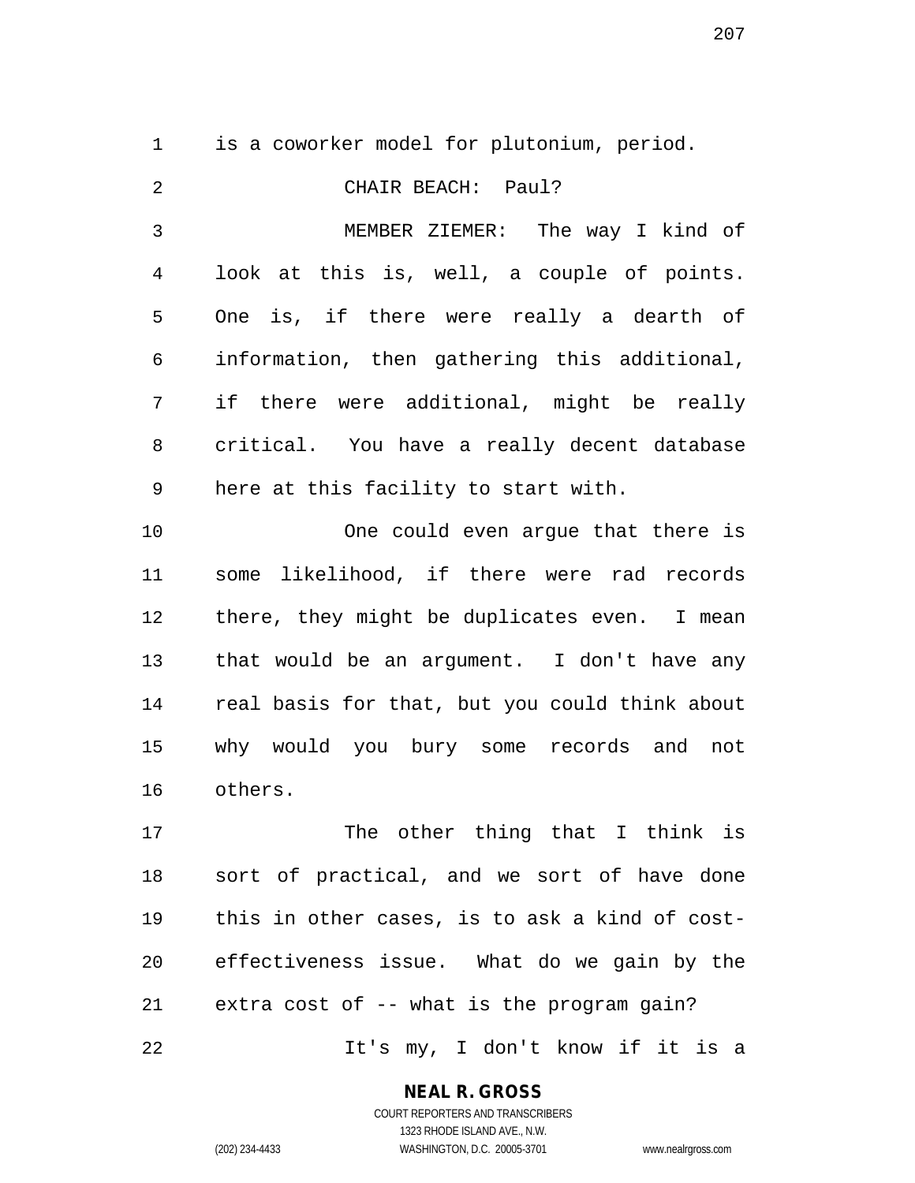is a coworker model for plutonium, period.

CHAIR BEACH: Paul?

MEMBER ZIEMER: The way I kind of look at this is, well, a couple of points. One is, if there were really a dearth of information, then gathering this additional, if there were additional, might be really critical. You have a really decent database here at this facility to start with.

One could even argue that there is some likelihood, if there were rad records there, they might be duplicates even. I mean that would be an argument. I don't have any real basis for that, but you could think about why would you bury some records and not others.

The other thing that I think is sort of practical, and we sort of have done this in other cases, is to ask a kind of cost-effectiveness issue. What do we gain by the extra cost of -- what is the program gain?

It's my, I don't know if it is a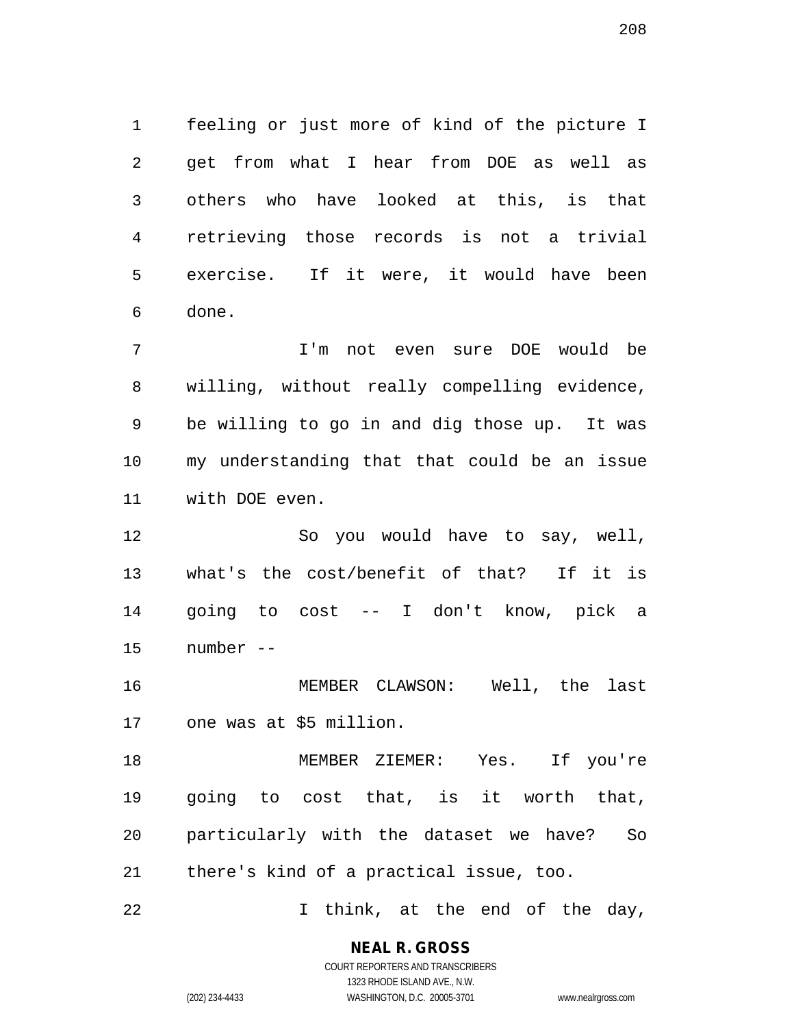feeling or just more of kind of the picture I get from what I hear from DOE as well as others who have looked at this, is that retrieving those records is not a trivial exercise. If it were, it would have been done.

I'm not even sure DOE would be willing, without really compelling evidence, be willing to go in and dig those up. It was my understanding that that could be an issue with DOE even.

So you would have to say, well, what's the cost/benefit of that? If it is going to cost -- I don't know, pick a number --

MEMBER CLAWSON: Well, the last one was at $5 million.

MEMBER ZIEMER: Yes. If you're going to cost that, is it worth that, particularly with the dataset we have? So there's kind of a practical issue, too.

I think, at the end of the day,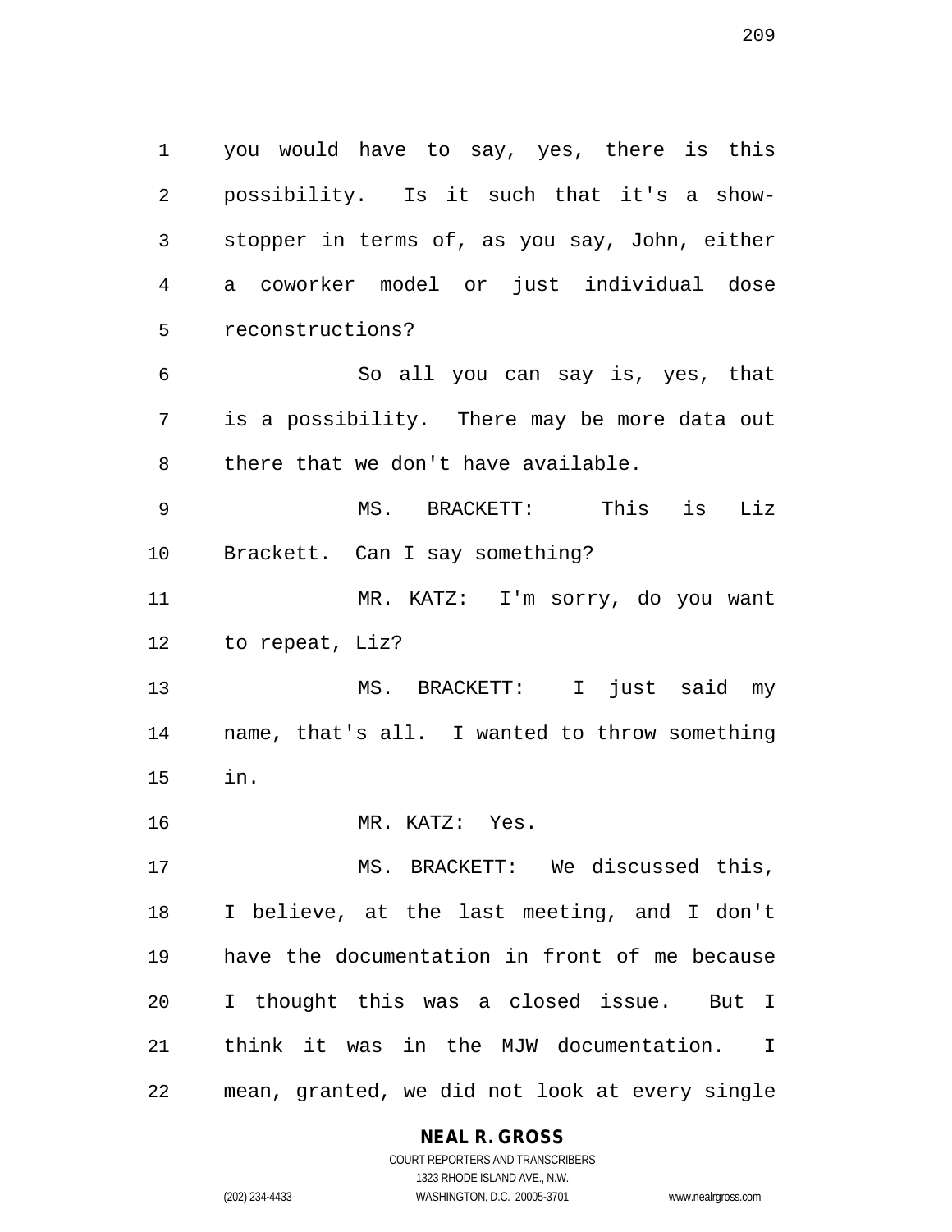you would have to say, yes, there is this possibility. Is it such that it's a show-stopper in terms of, as you say, John, either a coworker model or just individual dose reconstructions?

So all you can say is, yes, that is a possibility. There may be more data out there that we don't have available.

MS. BRACKETT: This is Liz Brackett. Can I say something?

MR. KATZ: I'm sorry, do you want to repeat, Liz?

MS. BRACKETT: I just said my name, that's all. I wanted to throw something in.

MR. KATZ: Yes.

MS. BRACKETT: We discussed this, I believe, at the last meeting, and I don't have the documentation in front of me because I thought this was a closed issue. But I think it was in the MJW documentation. I mean, granted, we did not look at every single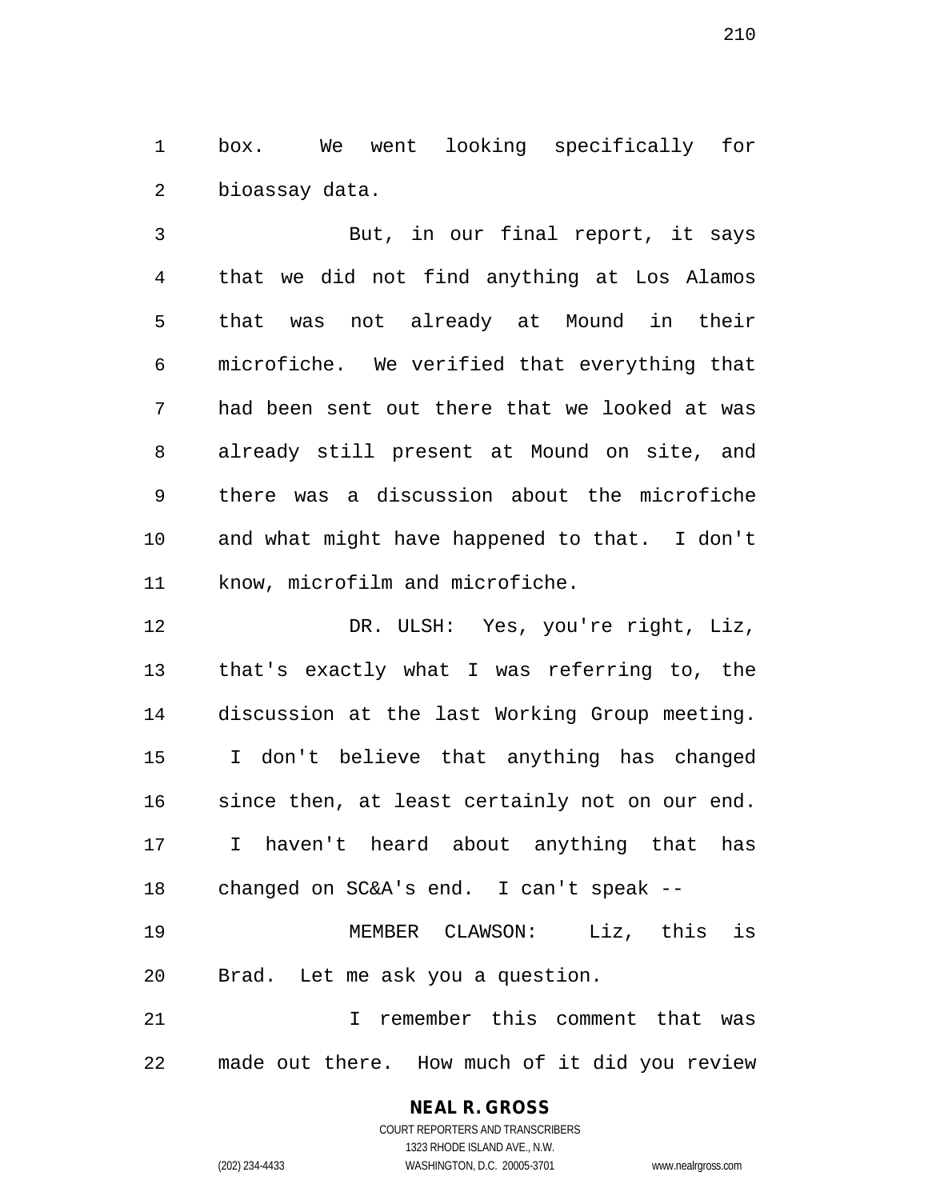box. We went looking specifically for bioassay data.

But, in our final report, it says that we did not find anything at Los Alamos that was not already at Mound in their microfiche. We verified that everything that had been sent out there that we looked at was already still present at Mound on site, and there was a discussion about the microfiche and what might have happened to that. I don't know, microfilm and microfiche.

DR. ULSH: Yes, you're right, Liz, that's exactly what I was referring to, the discussion at the last Working Group meeting. I don't believe that anything has changed since then, at least certainly not on our end. I haven't heard about anything that has changed on SC&A's end. I can't speak --

MEMBER CLAWSON: Liz, this is Brad. Let me ask you a question.

I remember this comment that was made out there. How much of it did you review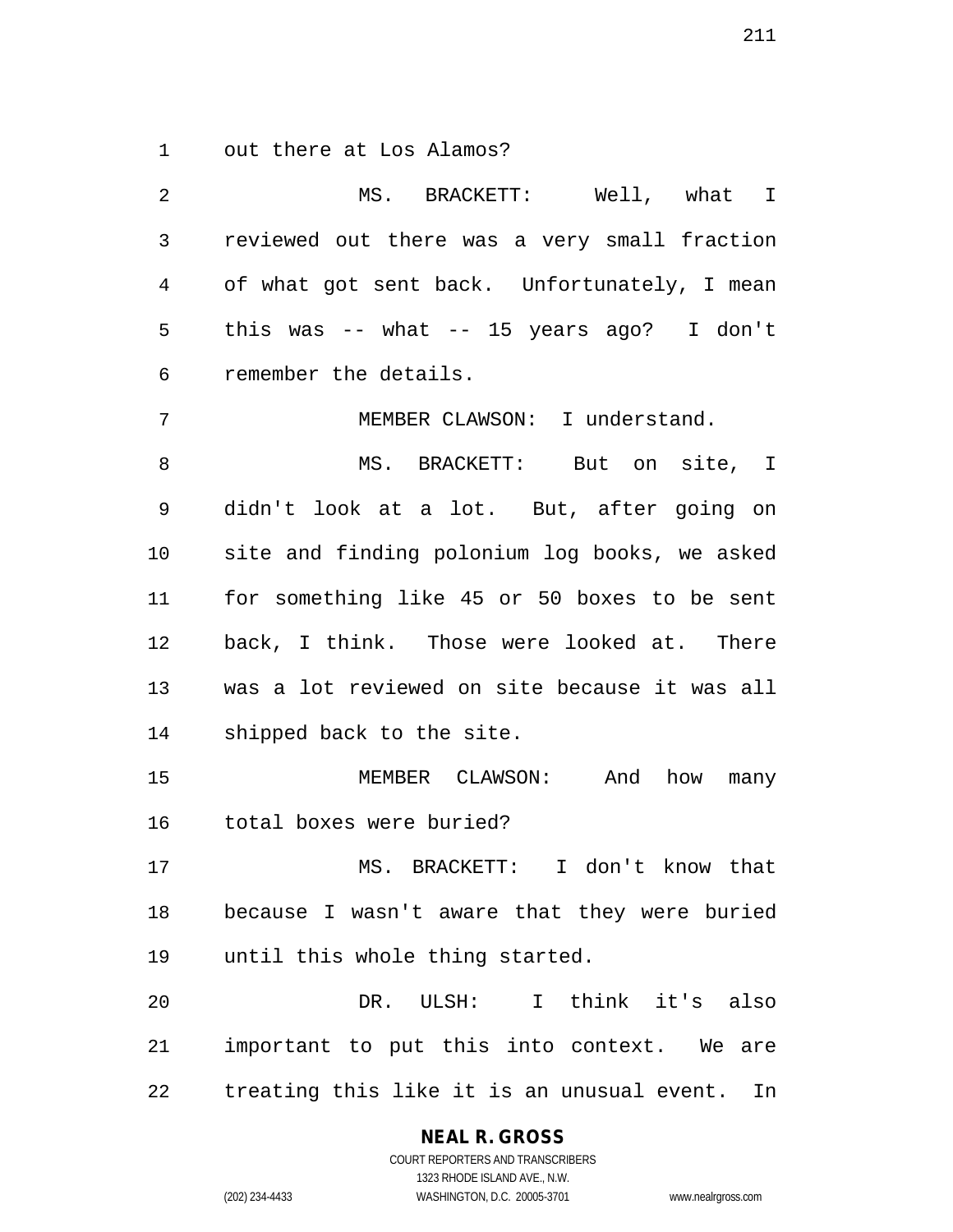out there at Los Alamos?

MS. BRACKETT: Well, what I reviewed out there was a very small fraction of what got sent back. Unfortunately, I mean this was -- what -- 15 years ago? I don't remember the details.

MEMBER CLAWSON: I understand.

MS. BRACKETT: But on site, I didn't look at a lot. But, after going on site and finding polonium log books, we asked for something like 45 or 50 boxes to be sent back, I think. Those were looked at. There was a lot reviewed on site because it was all shipped back to the site.

MEMBER CLAWSON: And how many total boxes were buried?

MS. BRACKETT: I don't know that because I wasn't aware that they were buried until this whole thing started.

DR. ULSH: I think it's also important to put this into context. We are treating this like it is an unusual event. In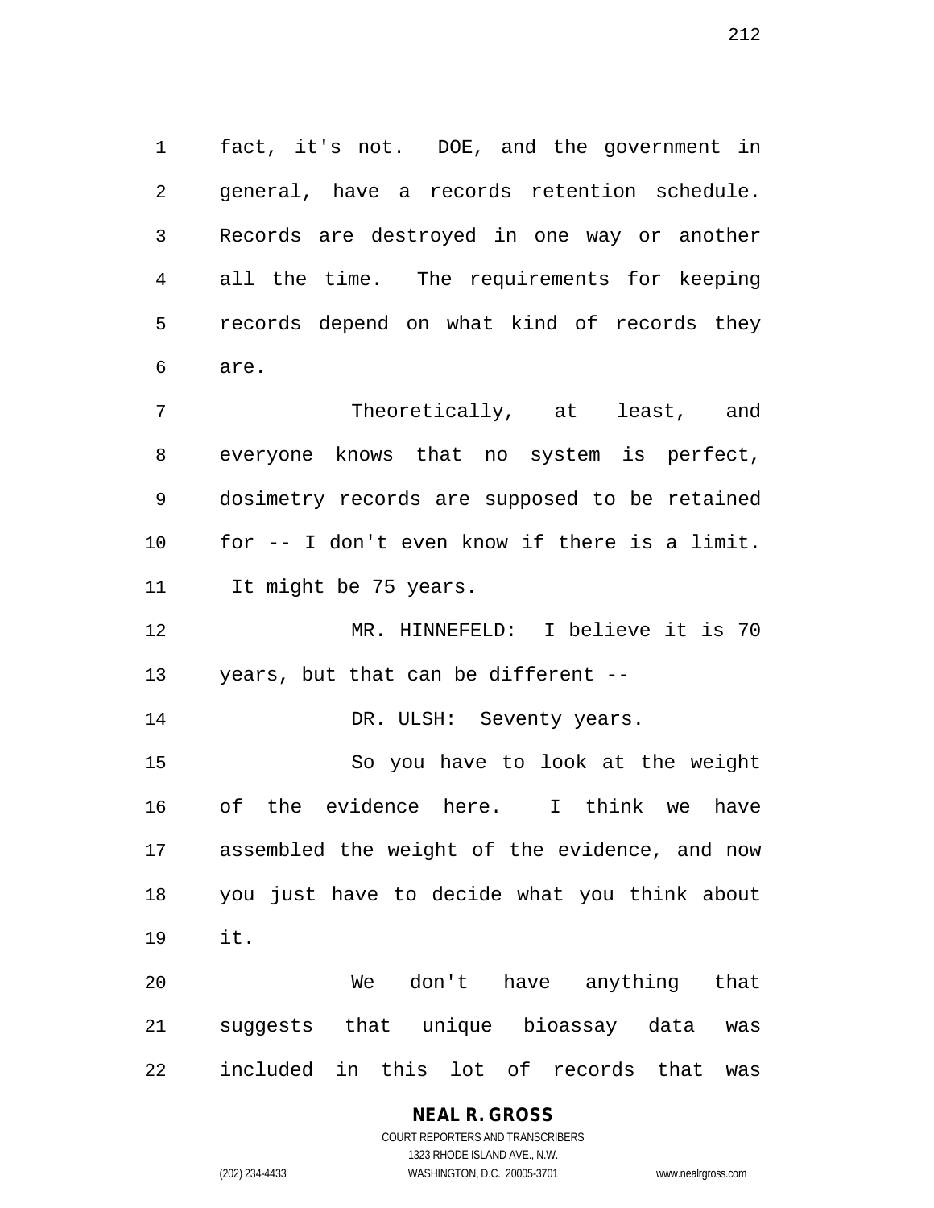fact, it's not. DOE, and the government in general, have a records retention schedule. Records are destroyed in one way or another all the time. The requirements for keeping records depend on what kind of records they are.

Theoretically, at least, and everyone knows that no system is perfect, dosimetry records are supposed to be retained for -- I don't even know if there is a limit. It might be 75 years.

MR. HINNEFELD: I believe it is 70 years, but that can be different --

DR. ULSH: Seventy years.

So you have to look at the weight of the evidence here. I think we have assembled the weight of the evidence, and now you just have to decide what you think about it.

We don't have anything that suggests that unique bioassay data was included in this lot of records that was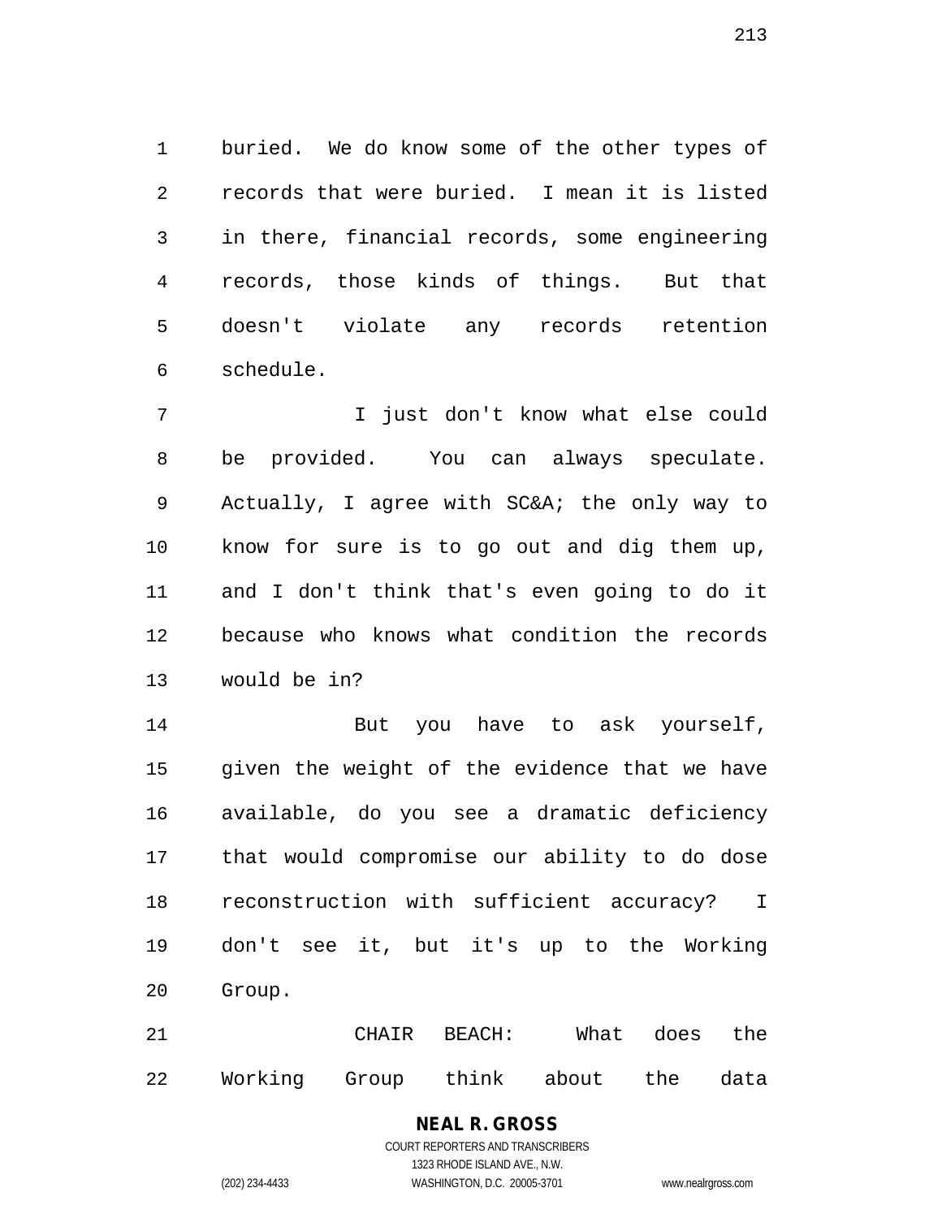buried. We do know some of the other types of records that were buried. I mean it is listed in there, financial records, some engineering records, those kinds of things. But that doesn't violate any records retention schedule.

I just don't know what else could be provided. You can always speculate. Actually, I agree with SC&A; the only way to know for sure is to go out and dig them up, and I don't think that's even going to do it because who knows what condition the records would be in?

But you have to ask yourself, given the weight of the evidence that we have available, do you see a dramatic deficiency that would compromise our ability to do dose reconstruction with sufficient accuracy? I don't see it, but it's up to the Working Group.

CHAIR BEACH: What does the Working Group think about the data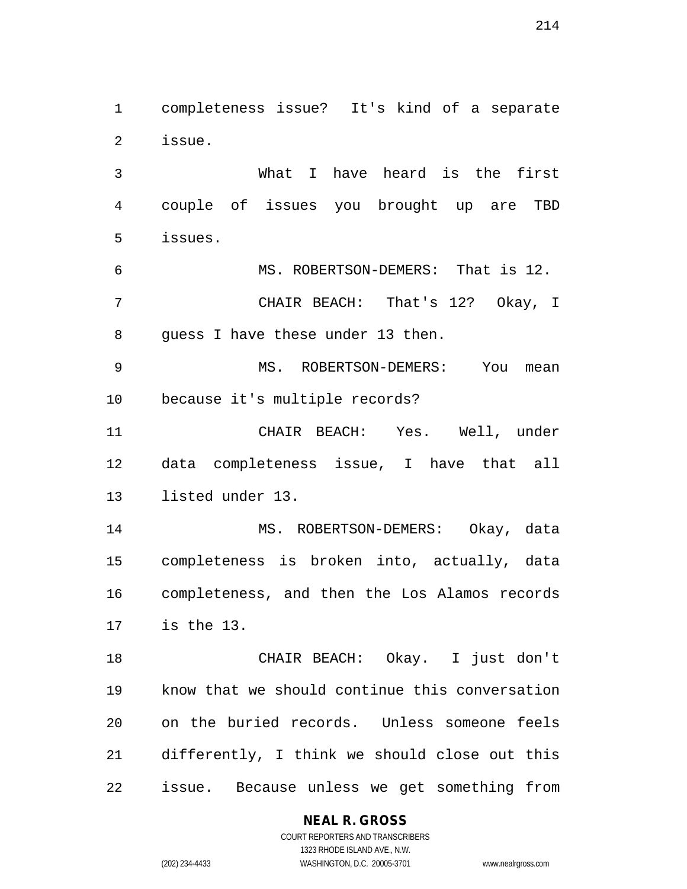completeness issue? It's kind of a separate issue.

What I have heard is the first couple of issues you brought up are TBD issues.

MS. ROBERTSON-DEMERS: That is 12.

CHAIR BEACH: That's 12? Okay, I guess I have these under 13 then.

MS. ROBERTSON-DEMERS: You mean because it's multiple records?

CHAIR BEACH: Yes. Well, under data completeness issue, I have that all listed under 13.

MS. ROBERTSON-DEMERS: Okay, data completeness is broken into, actually, data completeness, and then the Los Alamos records is the 13.

CHAIR BEACH: Okay. I just don't know that we should continue this conversation on the buried records. Unless someone feels differently, I think we should close out this issue. Because unless we get something from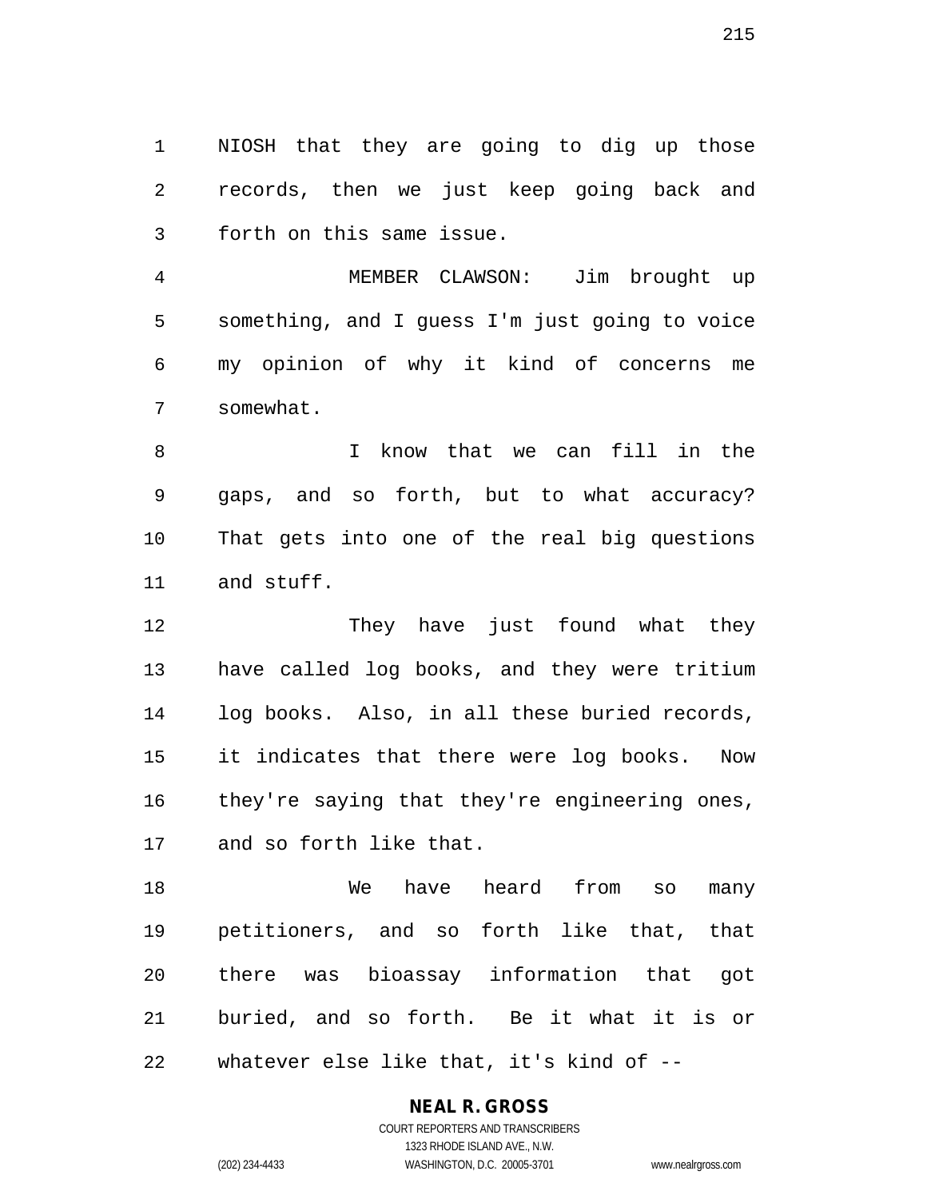NIOSH that they are going to dig up those records, then we just keep going back and forth on this same issue.

MEMBER CLAWSON: Jim brought up something, and I guess I'm just going to voice my opinion of why it kind of concerns me somewhat.

I know that we can fill in the gaps, and so forth, but to what accuracy? That gets into one of the real big questions and stuff.

They have just found what they have called log books, and they were tritium log books. Also, in all these buried records, it indicates that there were log books. Now they're saying that they're engineering ones, and so forth like that.

We have heard from so many petitioners, and so forth like that, that there was bioassay information that got buried, and so forth. Be it what it is or whatever else like that, it's kind of --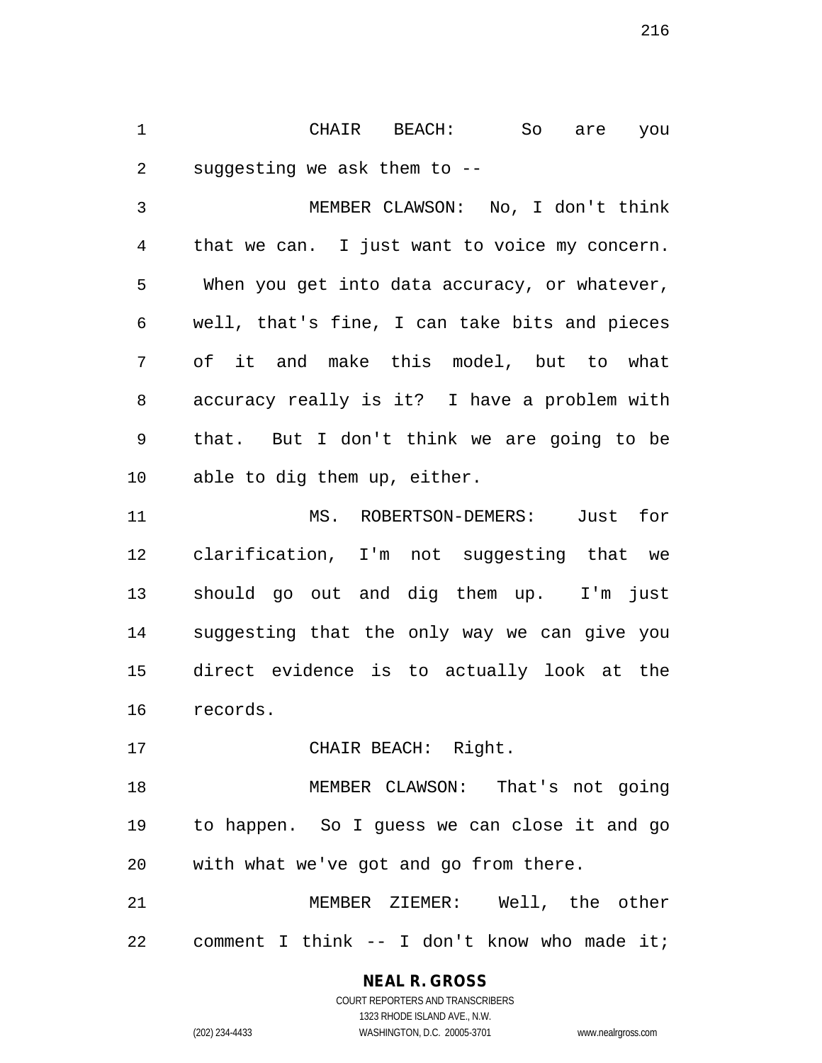CHAIR BEACH: So are you suggesting we ask them to --

MEMBER CLAWSON: No, I don't think that we can. I just want to voice my concern. When you get into data accuracy, or whatever, well, that's fine, I can take bits and pieces of it and make this model, but to what accuracy really is it? I have a problem with that. But I don't think we are going to be able to dig them up, either.

MS. ROBERTSON-DEMERS: Just for clarification, I'm not suggesting that we should go out and dig them up. I'm just suggesting that the only way we can give you direct evidence is to actually look at the records.

CHAIR BEACH: Right.

MEMBER CLAWSON: That's not going to happen. So I guess we can close it and go with what we've got and go from there.

MEMBER ZIEMER: Well, the other comment I think -- I don't know who made it;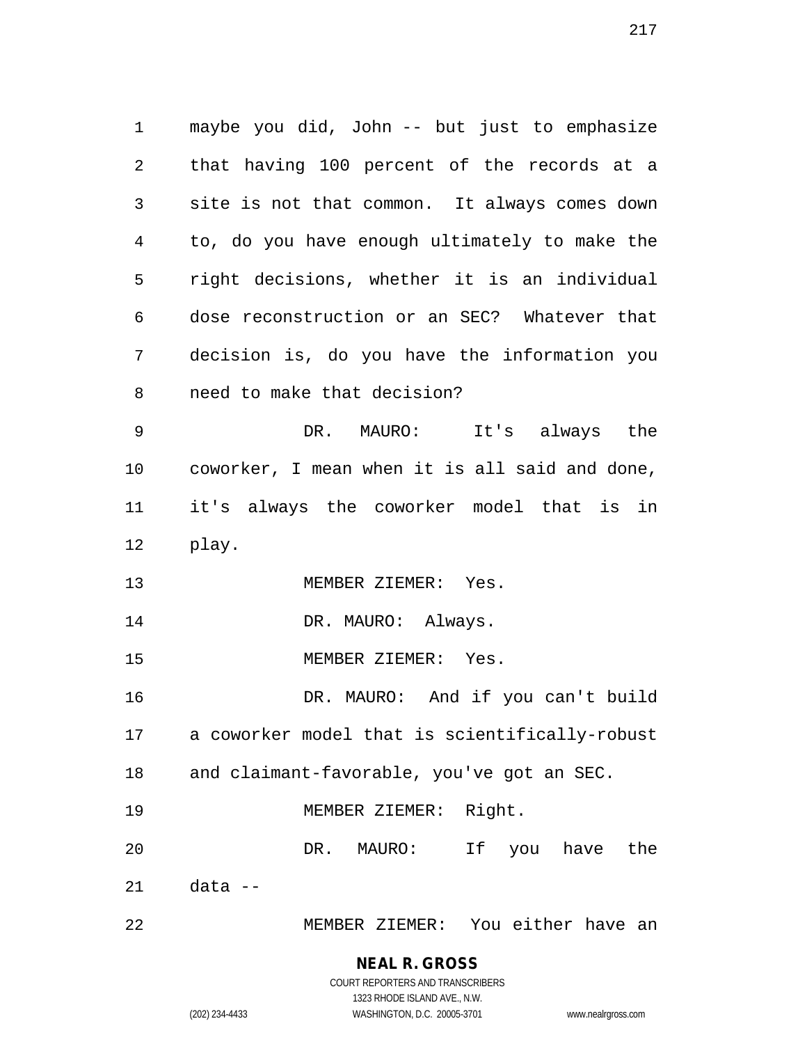maybe you did, John -- but just to emphasize that having 100 percent of the records at a site is not that common. It always comes down to, do you have enough ultimately to make the right decisions, whether it is an individual dose reconstruction or an SEC? Whatever that decision is, do you have the information you need to make that decision?

DR. MAURO: It's always the coworker, I mean when it is all said and done, it's always the coworker model that is in play.

MEMBER ZIEMER: Yes.

DR. MAURO: Always.

MEMBER ZIEMER: Yes.

DR. MAURO: And if you can't build a coworker model that is scientifically-robust and claimant-favorable, you've got an SEC.

MEMBER ZIEMER: Right.

DR. MAURO: If you have the data --

MEMBER ZIEMER: You either have an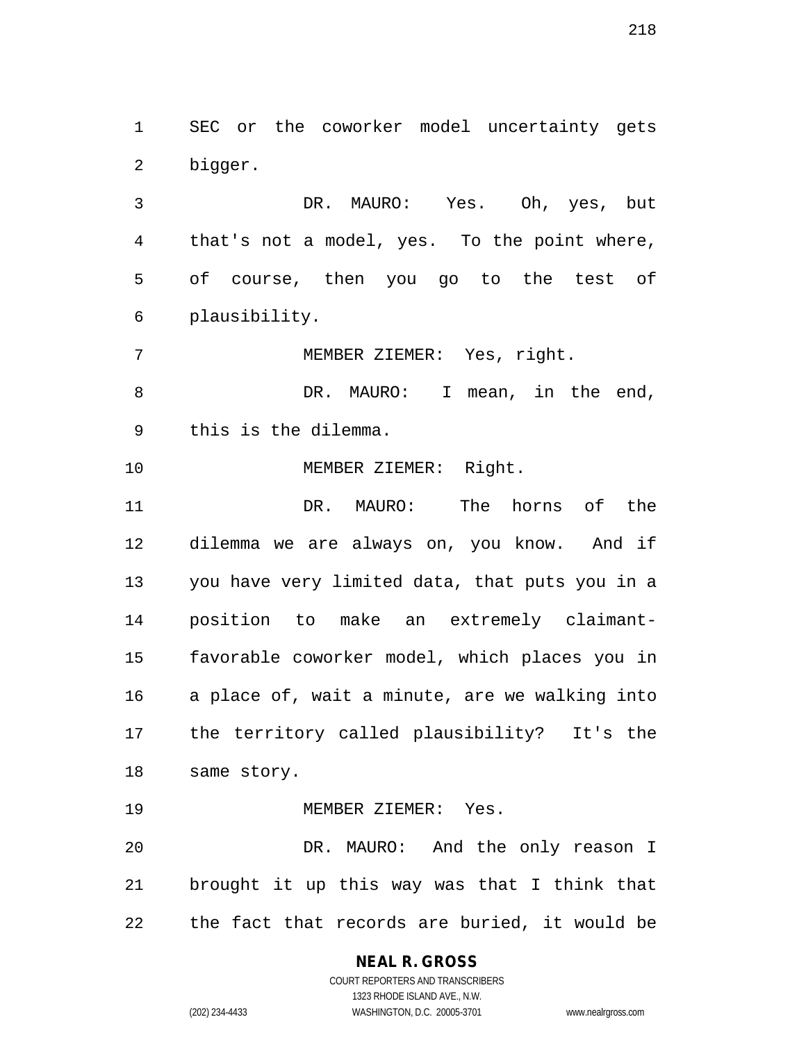SEC or the coworker model uncertainty gets bigger.

DR. MAURO: Yes. Oh, yes, but that's not a model, yes. To the point where, of course, then you go to the test of plausibility.

MEMBER ZIEMER: Yes, right.

DR. MAURO: I mean, in the end, this is the dilemma.

MEMBER ZIEMER: Right.

DR. MAURO: The horns of the dilemma we are always on, you know. And if you have very limited data, that puts you in a position to make an extremely claimant-favorable coworker model, which places you in a place of, wait a minute, are we walking into the territory called plausibility? It's the same story.

MEMBER ZIEMER: Yes.

DR. MAURO: And the only reason I brought it up this way was that I think that the fact that records are buried, it would be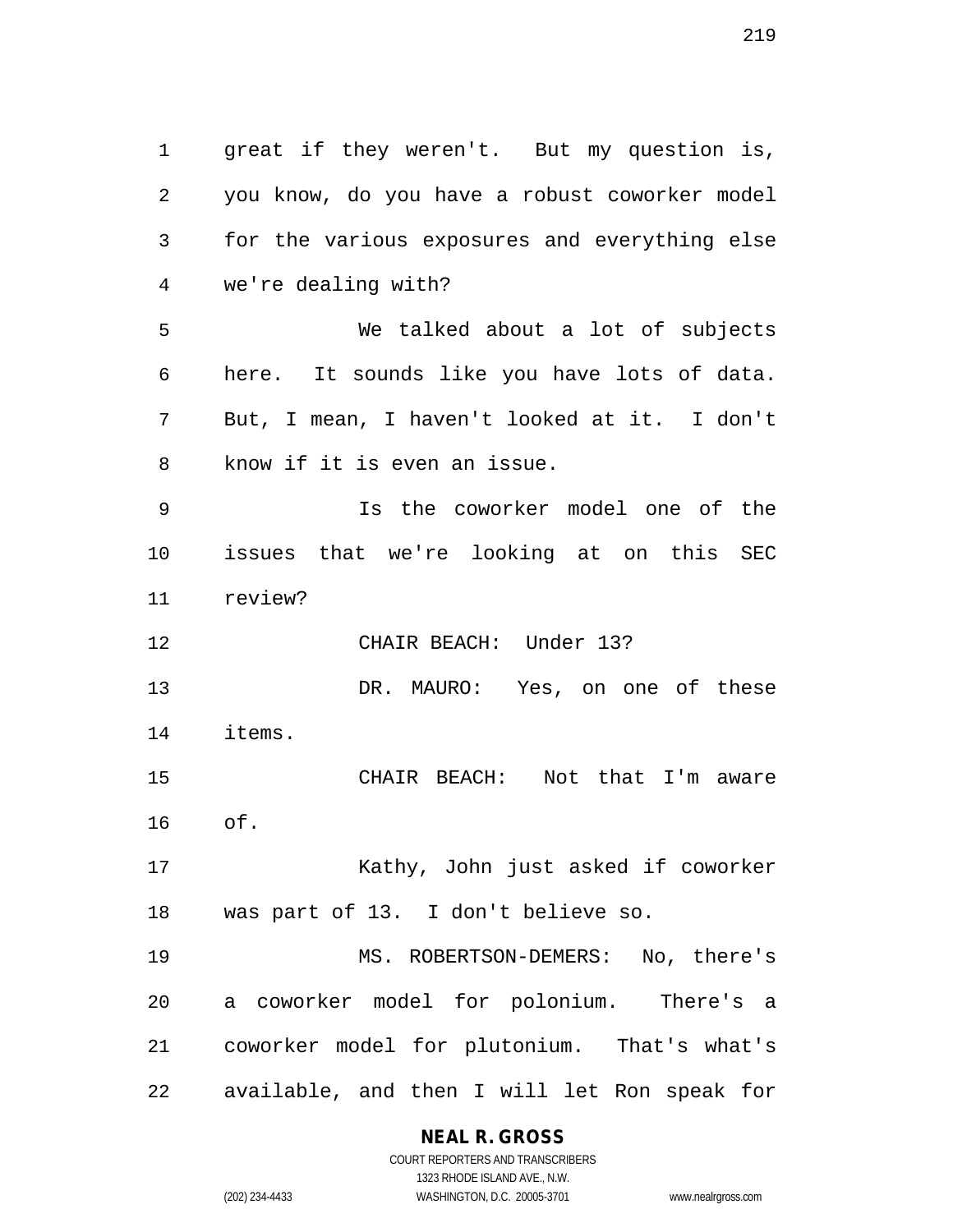great if they weren't. But my question is, you know, do you have a robust coworker model for the various exposures and everything else we're dealing with?

We talked about a lot of subjects here. It sounds like you have lots of data. But, I mean, I haven't looked at it. I don't know if it is even an issue.

Is the coworker model one of the issues that we're looking at on this SEC review?

CHAIR BEACH: Under 13?

DR. MAURO: Yes, on one of these items.

CHAIR BEACH: Not that I'm aware of.

Kathy, John just asked if coworker was part of 13. I don't believe so.

MS. ROBERTSON-DEMERS: No, there's a coworker model for polonium. There's a coworker model for plutonium. That's what's available, and then I will let Ron speak for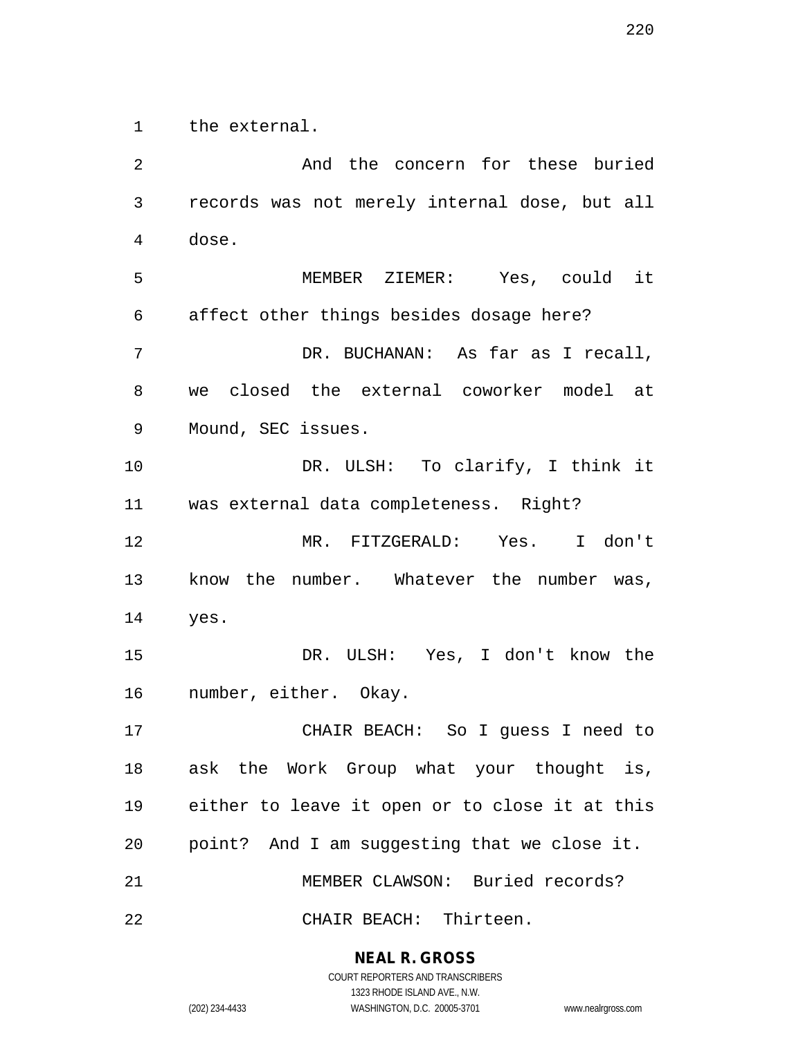the external.

And the concern for these buried records was not merely internal dose, but all dose.

MEMBER ZIEMER: Yes, could it affect other things besides dosage here?

DR. BUCHANAN: As far as I recall, we closed the external coworker model at Mound, SEC issues.

DR. ULSH: To clarify, I think it was external data completeness. Right?

MR. FITZGERALD: Yes. I don't know the number. Whatever the number was, yes.

DR. ULSH: Yes, I don't know the number, either. Okay.

CHAIR BEACH: So I guess I need to ask the Work Group what your thought is, either to leave it open or to close it at this point? And I am suggesting that we close it.

MEMBER CLAWSON: Buried records?

CHAIR BEACH: Thirteen.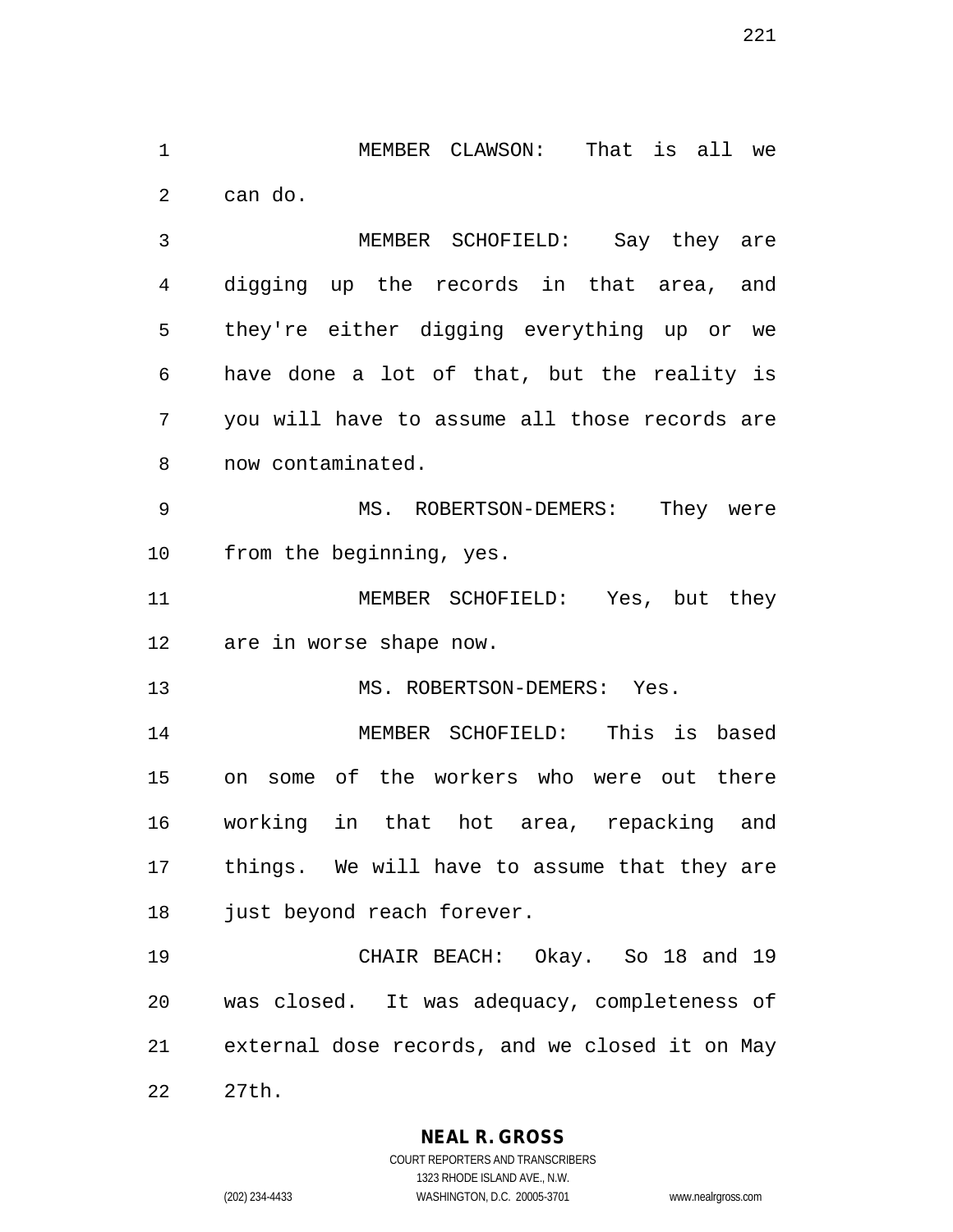MEMBER CLAWSON: That is all we can do.

MEMBER SCHOFIELD: Say they are digging up the records in that area, and they're either digging everything up or we have done a lot of that, but the reality is you will have to assume all those records are now contaminated.

MS. ROBERTSON-DEMERS: They were from the beginning, yes.

MEMBER SCHOFIELD: Yes, but they are in worse shape now.

MS. ROBERTSON-DEMERS: Yes.

MEMBER SCHOFIELD: This is based on some of the workers who were out there working in that hot area, repacking and things. We will have to assume that they are just beyond reach forever.

CHAIR BEACH: Okay. So 18 and 19 was closed. It was adequacy, completeness of external dose records, and we closed it on May 27th.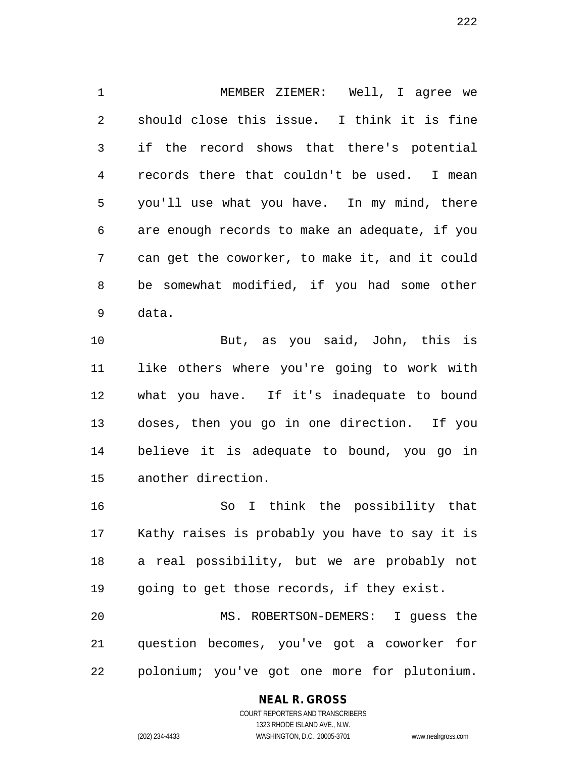MEMBER ZIEMER: Well, I agree we should close this issue. I think it is fine if the record shows that there's potential records there that couldn't be used. I mean you'll use what you have. In my mind, there are enough records to make an adequate, if you can get the coworker, to make it, and it could be somewhat modified, if you had some other data.

But, as you said, John, this is like others where you're going to work with what you have. If it's inadequate to bound doses, then you go in one direction. If you believe it is adequate to bound, you go in another direction.

So I think the possibility that Kathy raises is probably you have to say it is a real possibility, but we are probably not going to get those records, if they exist.

MS. ROBERTSON-DEMERS: I guess the question becomes, you've got a coworker for polonium; you've got one more for plutonium.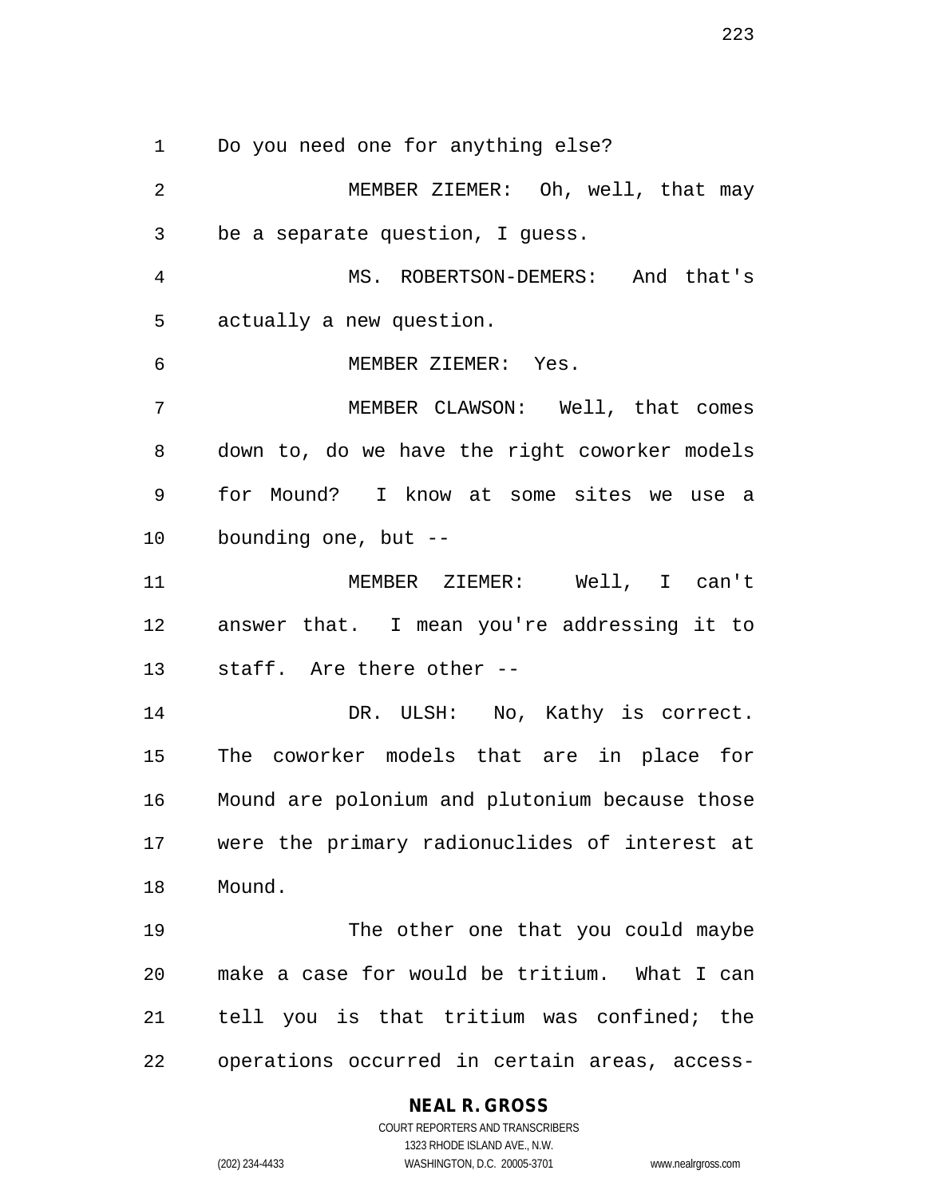Do you need one for anything else?

MEMBER ZIEMER: Oh, well, that may be a separate question, I guess.

MS. ROBERTSON-DEMERS: And that's actually a new question.

MEMBER ZIEMER: Yes.

MEMBER CLAWSON: Well, that comes down to, do we have the right coworker models for Mound? I know at some sites we use a bounding one, but --

MEMBER ZIEMER: Well, I can't answer that. I mean you're addressing it to staff. Are there other --

DR. ULSH: No, Kathy is correct. The coworker models that are in place for Mound are polonium and plutonium because those were the primary radionuclides of interest at Mound.

The other one that you could maybe make a case for would be tritium. What I can tell you is that tritium was confined; the operations occurred in certain areas, access-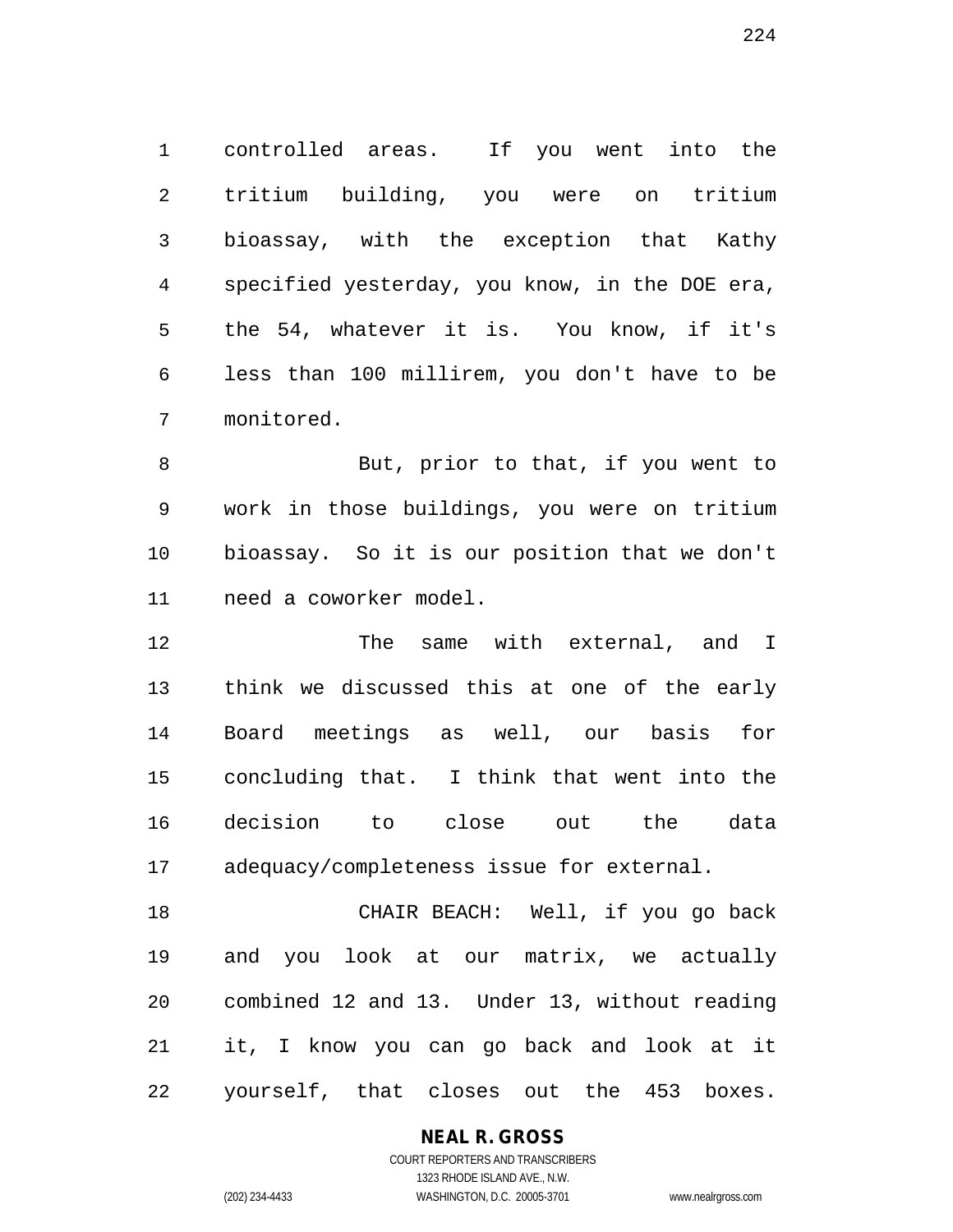controlled areas. If you went into the tritium building, you were on tritium bioassay, with the exception that Kathy specified yesterday, you know, in the DOE era, the 54, whatever it is. You know, if it's less than 100 millirem, you don't have to be monitored.

But, prior to that, if you went to work in those buildings, you were on tritium bioassay. So it is our position that we don't need a coworker model.

The same with external, and I think we discussed this at one of the early Board meetings as well, our basis for concluding that. I think that went into the decision to close out the data adequacy/completeness issue for external.

CHAIR BEACH: Well, if you go back and you look at our matrix, we actually combined 12 and 13. Under 13, without reading it, I know you can go back and look at it yourself, that closes out the 453 boxes.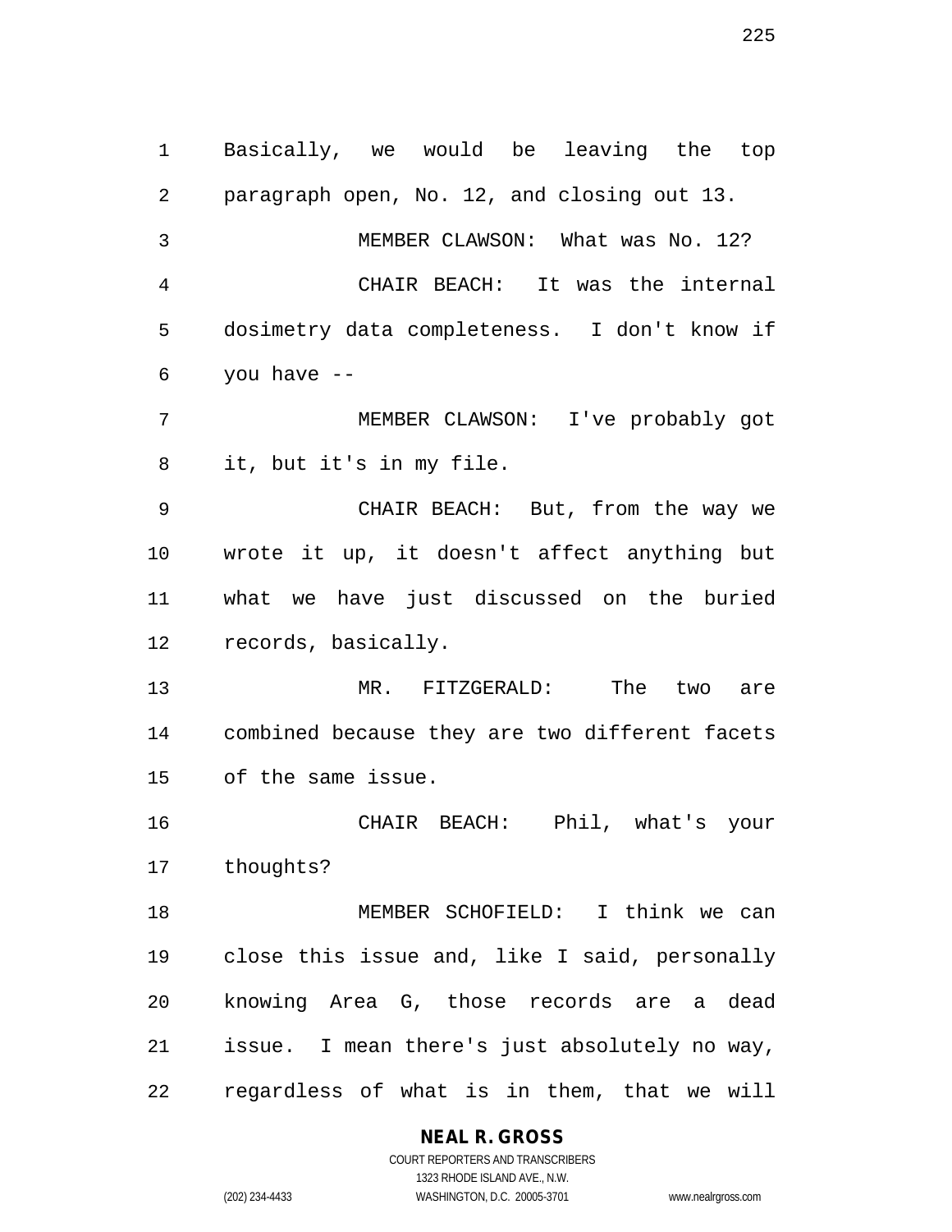Basically, we would be leaving the top paragraph open, No. 12, and closing out 13.

MEMBER CLAWSON: What was No. 12?

CHAIR BEACH: It was the internal dosimetry data completeness. I don't know if you have --

MEMBER CLAWSON: I've probably got it, but it's in my file.

CHAIR BEACH: But, from the way we wrote it up, it doesn't affect anything but what we have just discussed on the buried records, basically.

MR. FITZGERALD: The two are combined because they are two different facets of the same issue.

CHAIR BEACH: Phil, what's your thoughts?

MEMBER SCHOFIELD: I think we can close this issue and, like I said, personally knowing Area G, those records are a dead issue. I mean there's just absolutely no way, regardless of what is in them, that we will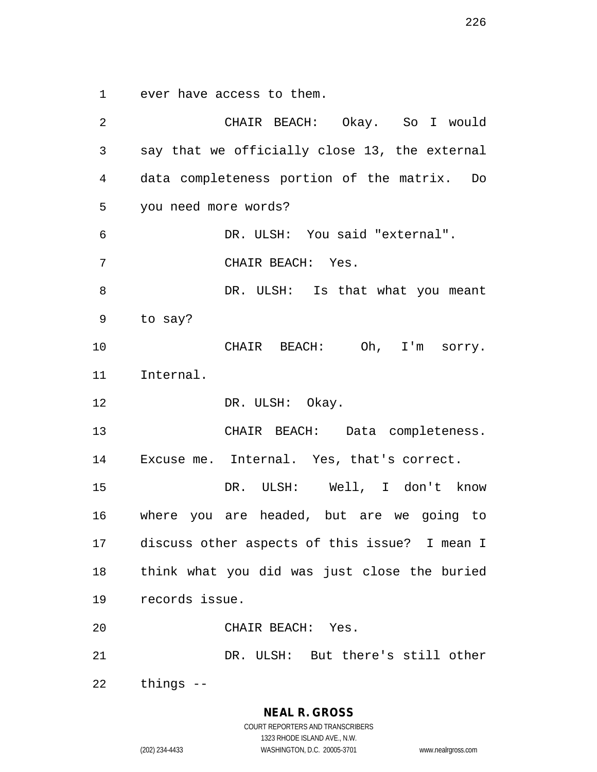ever have access to them.

CHAIR BEACH: Okay. So I would say that we officially close 13, the external data completeness portion of the matrix. Do you need more words?

DR. ULSH: You said "external".

CHAIR BEACH: Yes.

DR. ULSH: Is that what you meant to say?

CHAIR BEACH: Oh, I'm sorry. Internal.

DR. ULSH: Okay.

CHAIR BEACH: Data completeness. Excuse me. Internal. Yes, that's correct.

DR. ULSH: Well, I don't know where you are headed, but are we going to discuss other aspects of this issue? I mean I think what you did was just close the buried records issue.

CHAIR BEACH: Yes.

DR. ULSH: But there's still other things --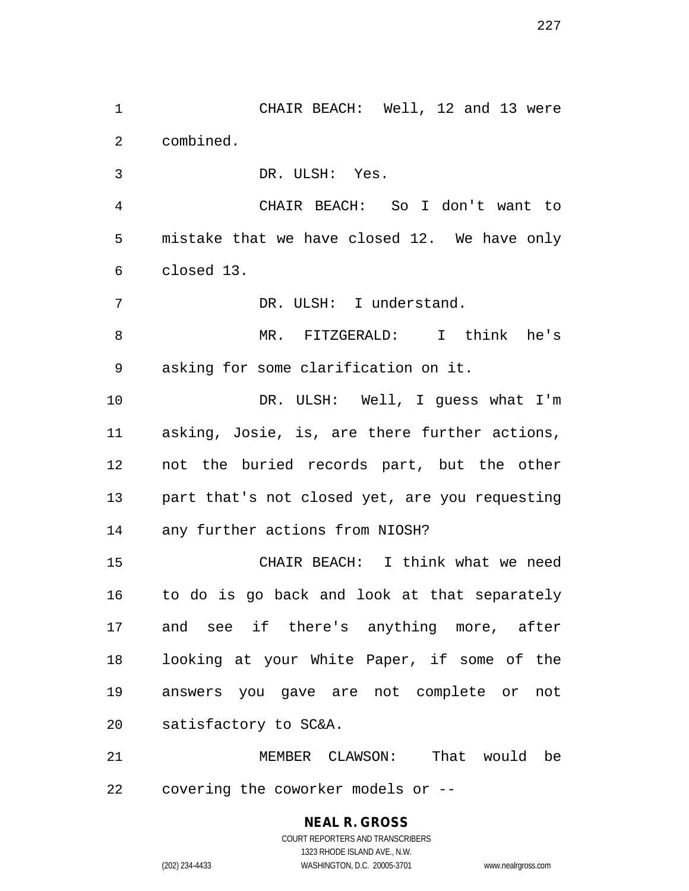CHAIR BEACH: Well, 12 and 13 were combined.

DR. ULSH: Yes.

CHAIR BEACH: So I don't want to mistake that we have closed 12. We have only closed 13.

DR. ULSH: I understand.

MR. FITZGERALD: I think he's asking for some clarification on it.

DR. ULSH: Well, I guess what I'm asking, Josie, is, are there further actions, not the buried records part, but the other part that's not closed yet, are you requesting any further actions from NIOSH?

CHAIR BEACH: I think what we need to do is go back and look at that separately and see if there's anything more, after looking at your White Paper, if some of the answers you gave are not complete or not satisfactory to SC&A.

MEMBER CLAWSON: That would be covering the coworker models or --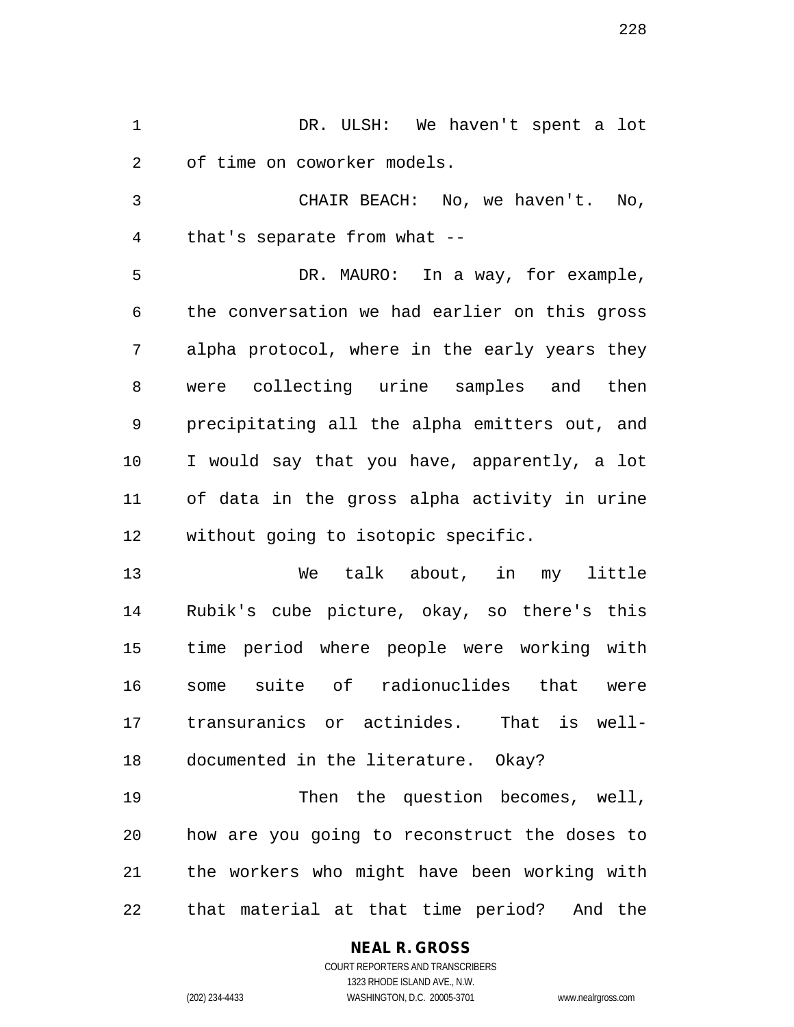DR. ULSH: We haven't spent a lot of time on coworker models.

CHAIR BEACH: No, we haven't. No, that's separate from what --

DR. MAURO: In a way, for example, the conversation we had earlier on this gross alpha protocol, where in the early years they were collecting urine samples and then precipitating all the alpha emitters out, and I would say that you have, apparently, a lot of data in the gross alpha activity in urine without going to isotopic specific.

We talk about, in my little Rubik's cube picture, okay, so there's this time period where people were working with some suite of radionuclides that were transuranics or actinides. That is well-documented in the literature. Okay?

Then the question becomes, well, how are you going to reconstruct the doses to the workers who might have been working with that material at that time period? And the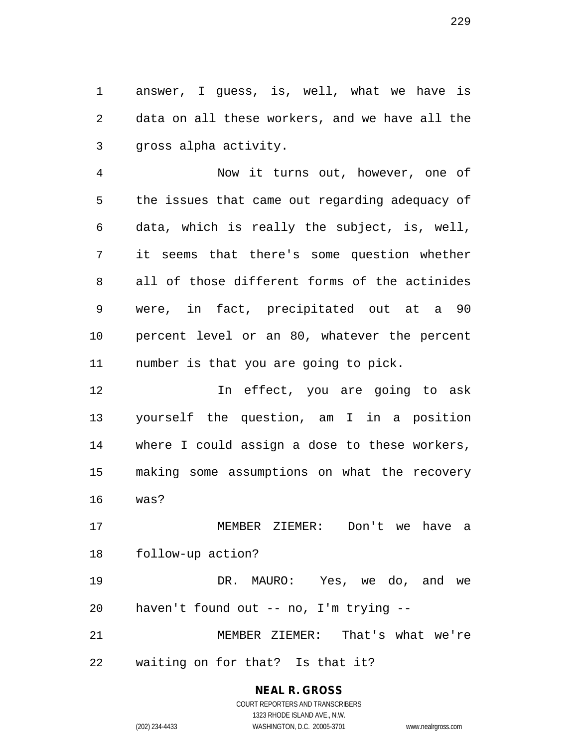answer, I guess, is, well, what we have is data on all these workers, and we have all the gross alpha activity.

Now it turns out, however, one of the issues that came out regarding adequacy of data, which is really the subject, is, well, it seems that there's some question whether all of those different forms of the actinides were, in fact, precipitated out at a 90 percent level or an 80, whatever the percent number is that you are going to pick.

In effect, you are going to ask yourself the question, am I in a position where I could assign a dose to these workers, making some assumptions on what the recovery was?

MEMBER ZIEMER: Don't we have a follow-up action?

DR. MAURO: Yes, we do, and we haven't found out -- no, I'm trying --

MEMBER ZIEMER: That's what we're waiting on for that? Is that it?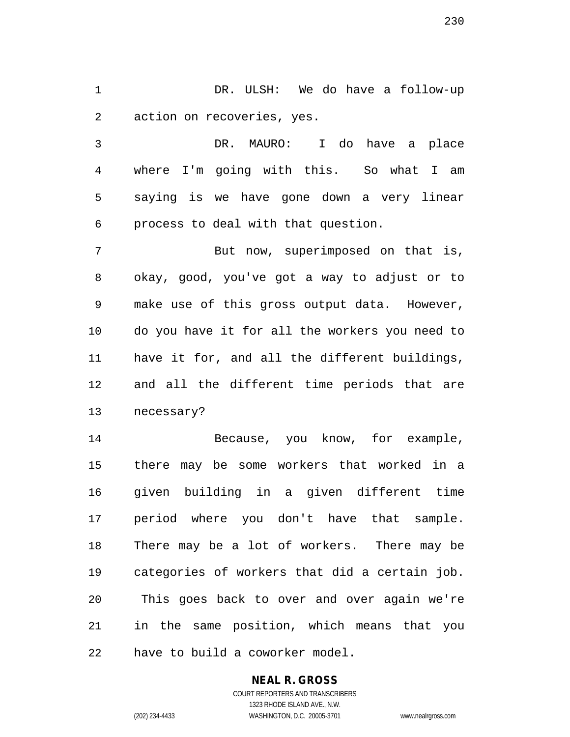DR. ULSH: We do have a follow-up action on recoveries, yes.

DR. MAURO: I do have a place where I'm going with this. So what I am saying is we have gone down a very linear process to deal with that question.

But now, superimposed on that is, okay, good, you've got a way to adjust or to make use of this gross output data. However, do you have it for all the workers you need to have it for, and all the different buildings, and all the different time periods that are necessary?

Because, you know, for example, there may be some workers that worked in a given building in a given different time period where you don't have that sample. There may be a lot of workers. There may be categories of workers that did a certain job. This goes back to over and over again we're in the same position, which means that you have to build a coworker model.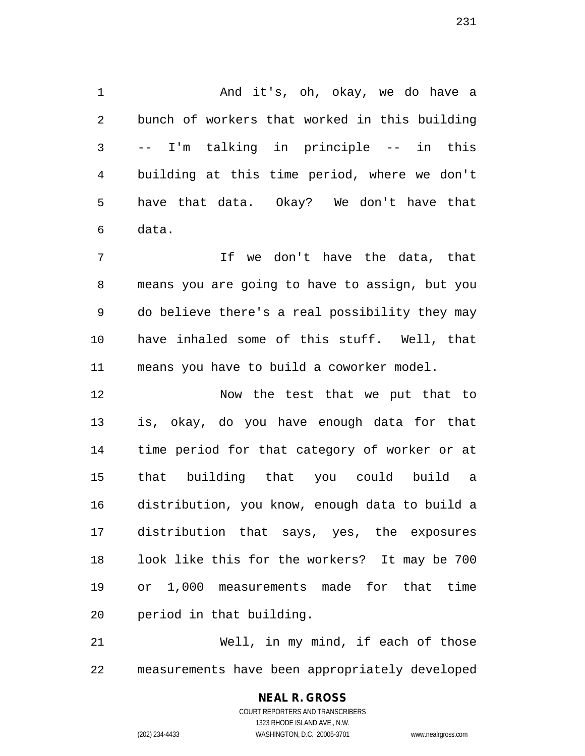And it's, oh, okay, we do have a bunch of workers that worked in this building -- I'm talking in principle -- in this building at this time period, where we don't have that data. Okay? We don't have that data.

If we don't have the data, that means you are going to have to assign, but you do believe there's a real possibility they may have inhaled some of this stuff. Well, that means you have to build a coworker model.

Now the test that we put that to is, okay, do you have enough data for that time period for that category of worker or at that building that you could build a distribution, you know, enough data to build a distribution that says, yes, the exposures look like this for the workers? It may be 700 or 1,000 measurements made for that time period in that building.

Well, in my mind, if each of those measurements have been appropriately developed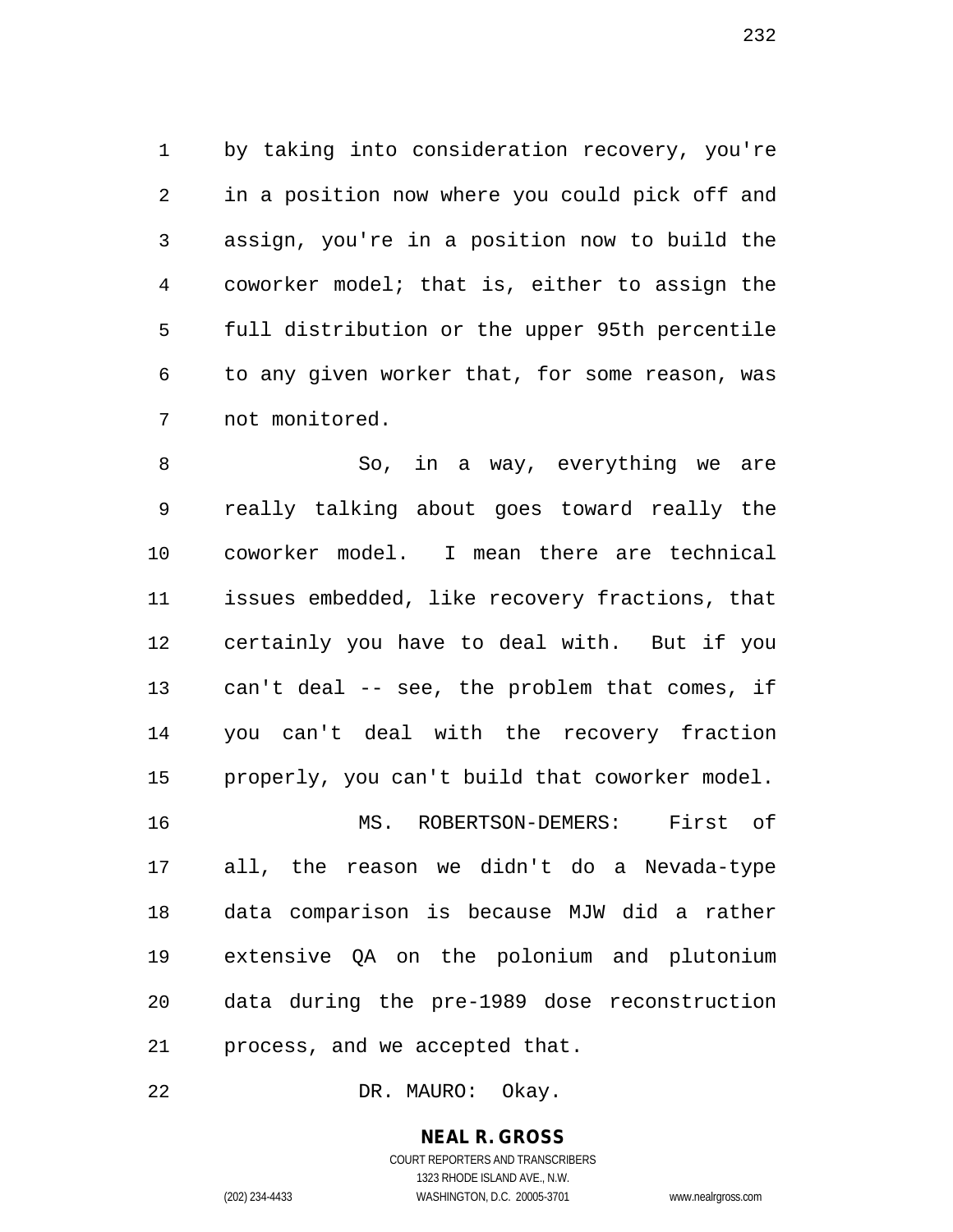by taking into consideration recovery, you're in a position now where you could pick off and assign, you're in a position now to build the coworker model; that is, either to assign the full distribution or the upper 95th percentile to any given worker that, for some reason, was not monitored.

So, in a way, everything we are really talking about goes toward really the coworker model. I mean there are technical issues embedded, like recovery fractions, that certainly you have to deal with. But if you can't deal -- see, the problem that comes, if you can't deal with the recovery fraction properly, you can't build that coworker model.

MS. ROBERTSON-DEMERS: First of all, the reason we didn't do a Nevada-type data comparison is because MJW did a rather extensive QA on the polonium and plutonium data during the pre-1989 dose reconstruction process, and we accepted that.

DR. MAURO: Okay.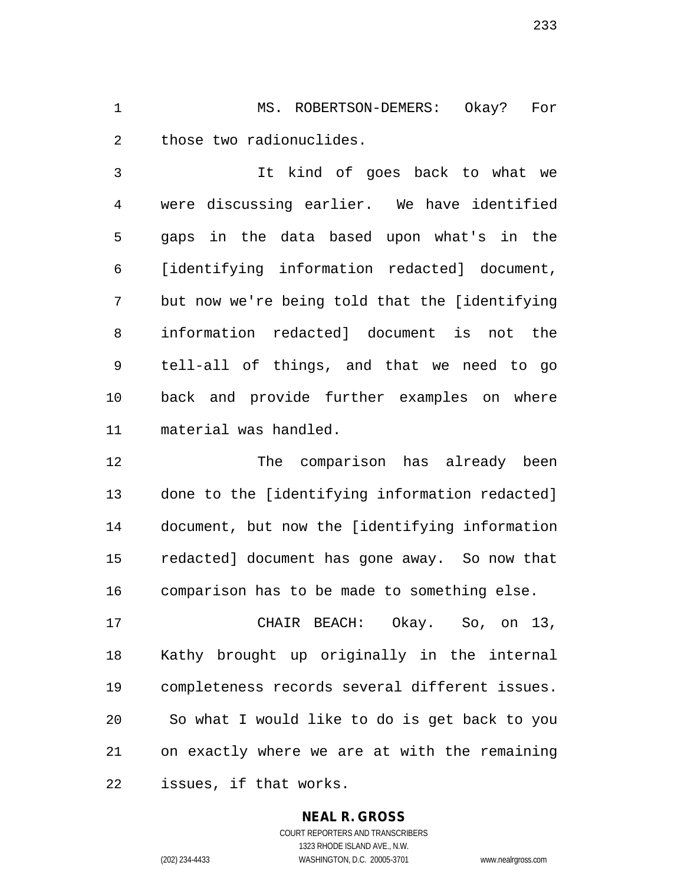MS. ROBERTSON-DEMERS: Okay? For those two radionuclides.

It kind of goes back to what we were discussing earlier. We have identified gaps in the data based upon what's in the [identifying information redacted] document, but now we're being told that the [identifying information redacted] document is not the tell-all of things, and that we need to go back and provide further examples on where material was handled.

The comparison has already been done to the [identifying information redacted] document, but now the [identifying information redacted] document has gone away. So now that comparison has to be made to something else.

CHAIR BEACH: Okay. So, on 13, Kathy brought up originally in the internal completeness records several different issues. So what I would like to do is get back to you on exactly where we are at with the remaining issues, if that works.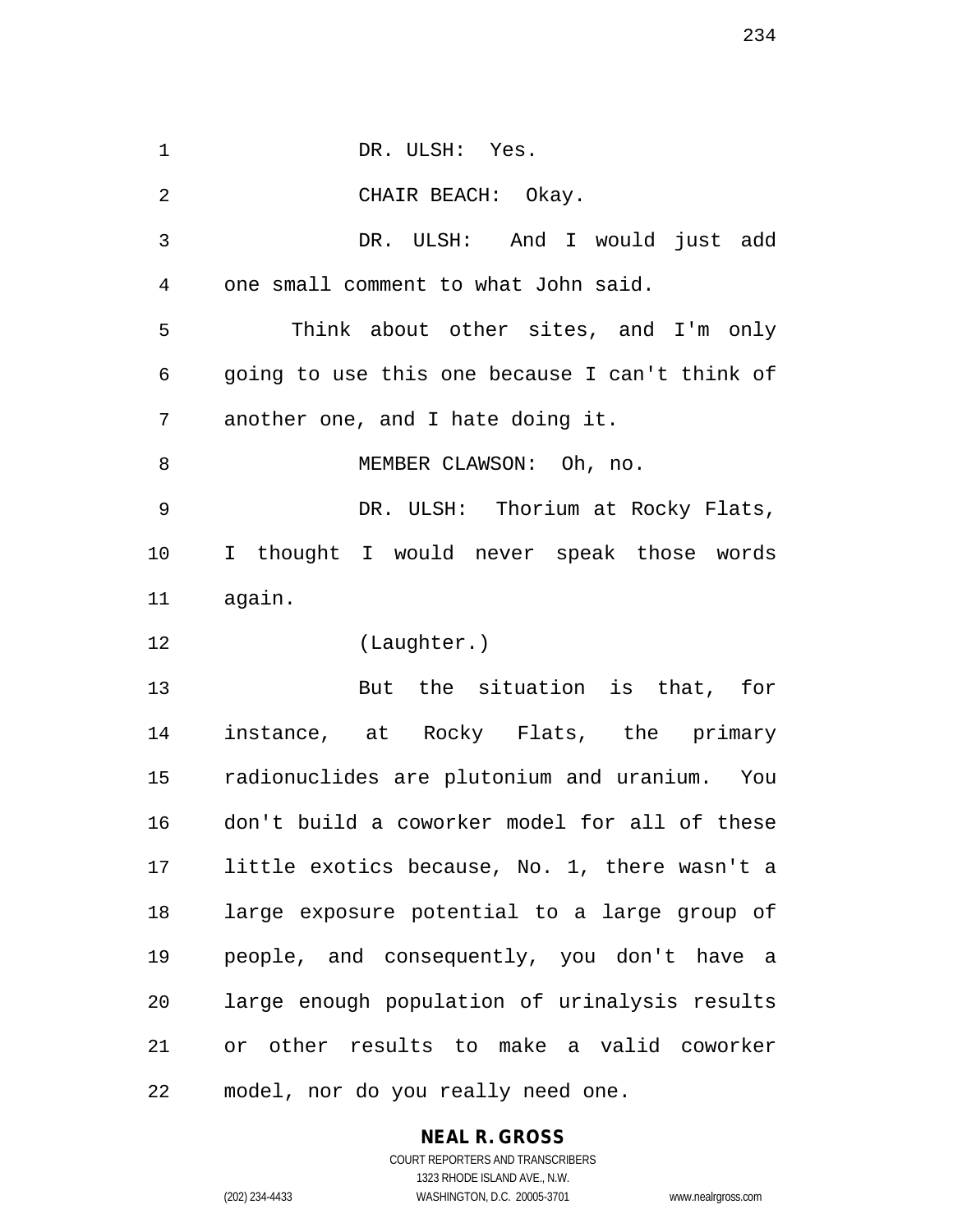DR. ULSH: Yes.

CHAIR BEACH: Okay.

DR. ULSH: And I would just add one small comment to what John said.

Think about other sites, and I'm only going to use this one because I can't think of another one, and I hate doing it.

MEMBER CLAWSON: Oh, no.

DR. ULSH: Thorium at Rocky Flats, I thought I would never speak those words again.

(Laughter.)

But the situation is that, for instance, at Rocky Flats, the primary radionuclides are plutonium and uranium. You don't build a coworker model for all of these little exotics because, No. 1, there wasn't a large exposure potential to a large group of people, and consequently, you don't have a large enough population of urinalysis results or other results to make a valid coworker model, nor do you really need one.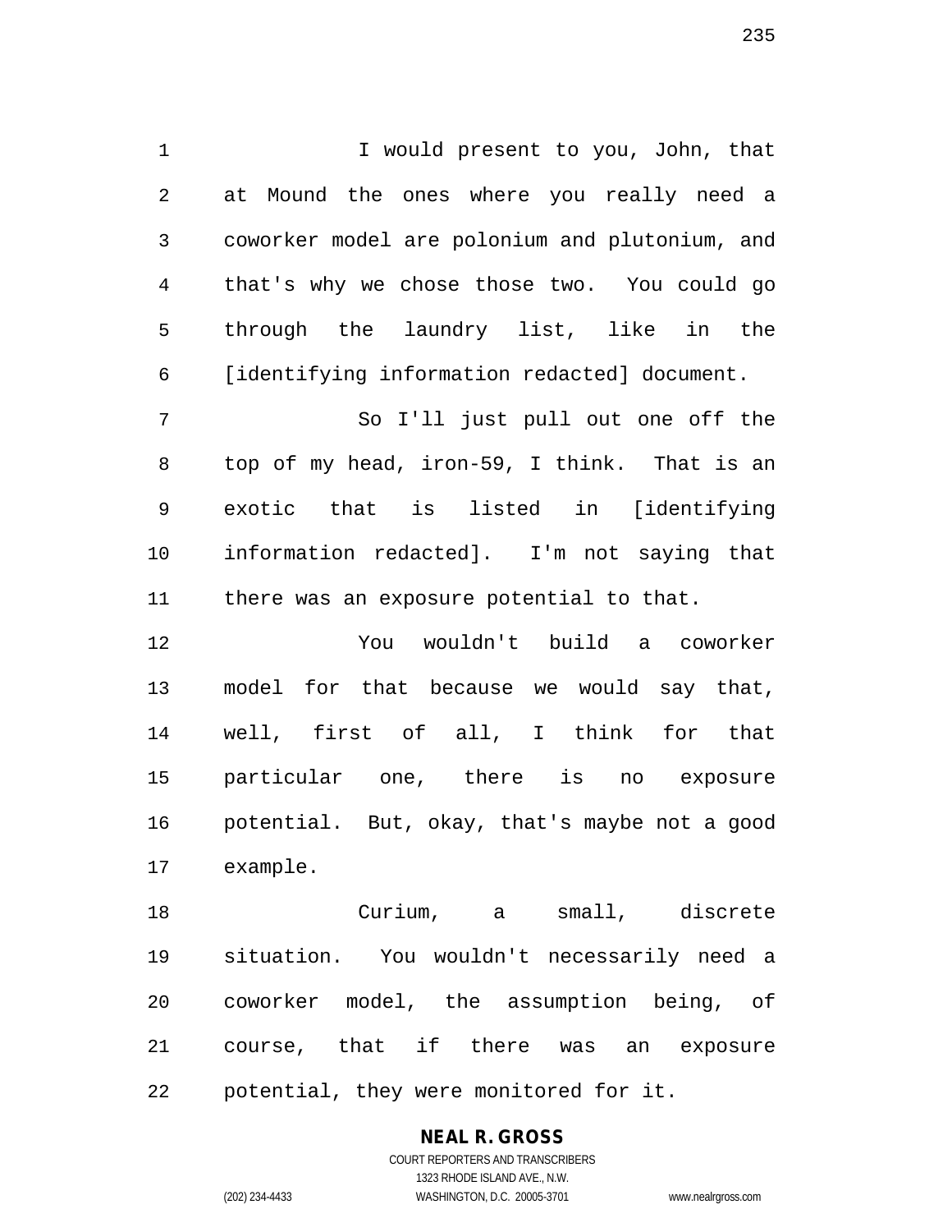I would present to you, John, that at Mound the ones where you really need a coworker model are polonium and plutonium, and that's why we chose those two. You could go through the laundry list, like in the [identifying information redacted] document.

So I'll just pull out one off the top of my head, iron-59, I think. That is an exotic that is listed in [identifying information redacted]. I'm not saying that there was an exposure potential to that.

You wouldn't build a coworker model for that because we would say that, well, first of all, I think for that particular one, there is no exposure potential. But, okay, that's maybe not a good example.

Curium, a small, discrete situation. You wouldn't necessarily need a coworker model, the assumption being, of course, that if there was an exposure potential, they were monitored for it.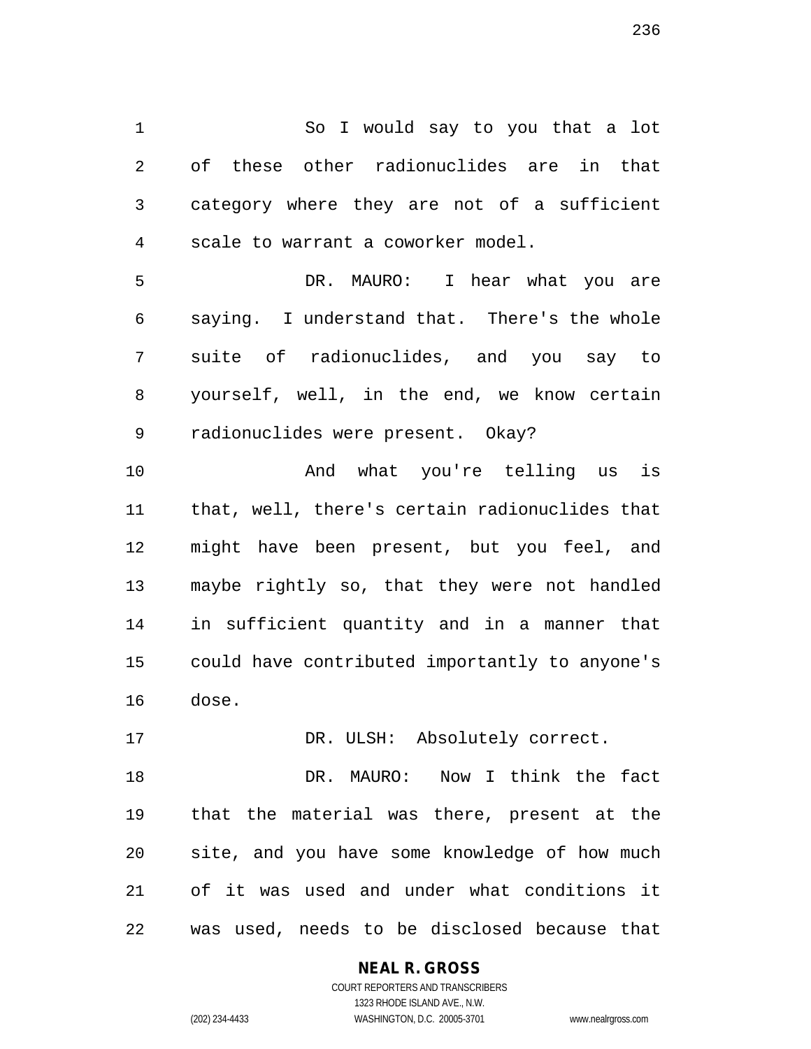So I would say to you that a lot of these other radionuclides are in that category where they are not of a sufficient scale to warrant a coworker model.

DR. MAURO: I hear what you are saying. I understand that. There's the whole suite of radionuclides, and you say to yourself, well, in the end, we know certain radionuclides were present. Okay?

And what you're telling us is that, well, there's certain radionuclides that might have been present, but you feel, and maybe rightly so, that they were not handled in sufficient quantity and in a manner that could have contributed importantly to anyone's dose.

DR. ULSH: Absolutely correct.

DR. MAURO: Now I think the fact that the material was there, present at the site, and you have some knowledge of how much of it was used and under what conditions it was used, needs to be disclosed because that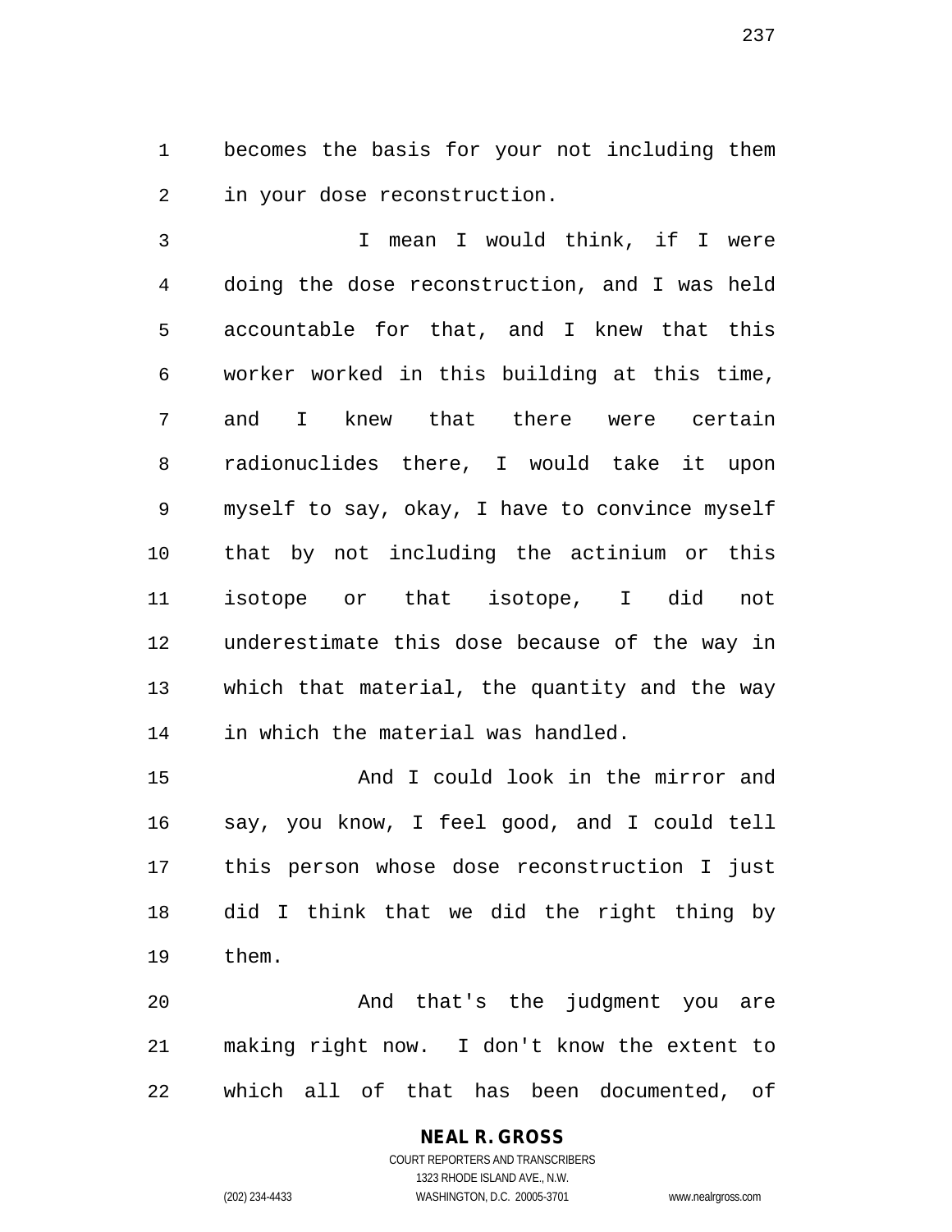becomes the basis for your not including them in your dose reconstruction.

I mean I would think, if I were doing the dose reconstruction, and I was held accountable for that, and I knew that this worker worked in this building at this time, and I knew that there were certain radionuclides there, I would take it upon myself to say, okay, I have to convince myself that by not including the actinium or this isotope or that isotope, I did not underestimate this dose because of the way in which that material, the quantity and the way in which the material was handled.

And I could look in the mirror and say, you know, I feel good, and I could tell this person whose dose reconstruction I just did I think that we did the right thing by them.

And that's the judgment you are making right now. I don't know the extent to which all of that has been documented, of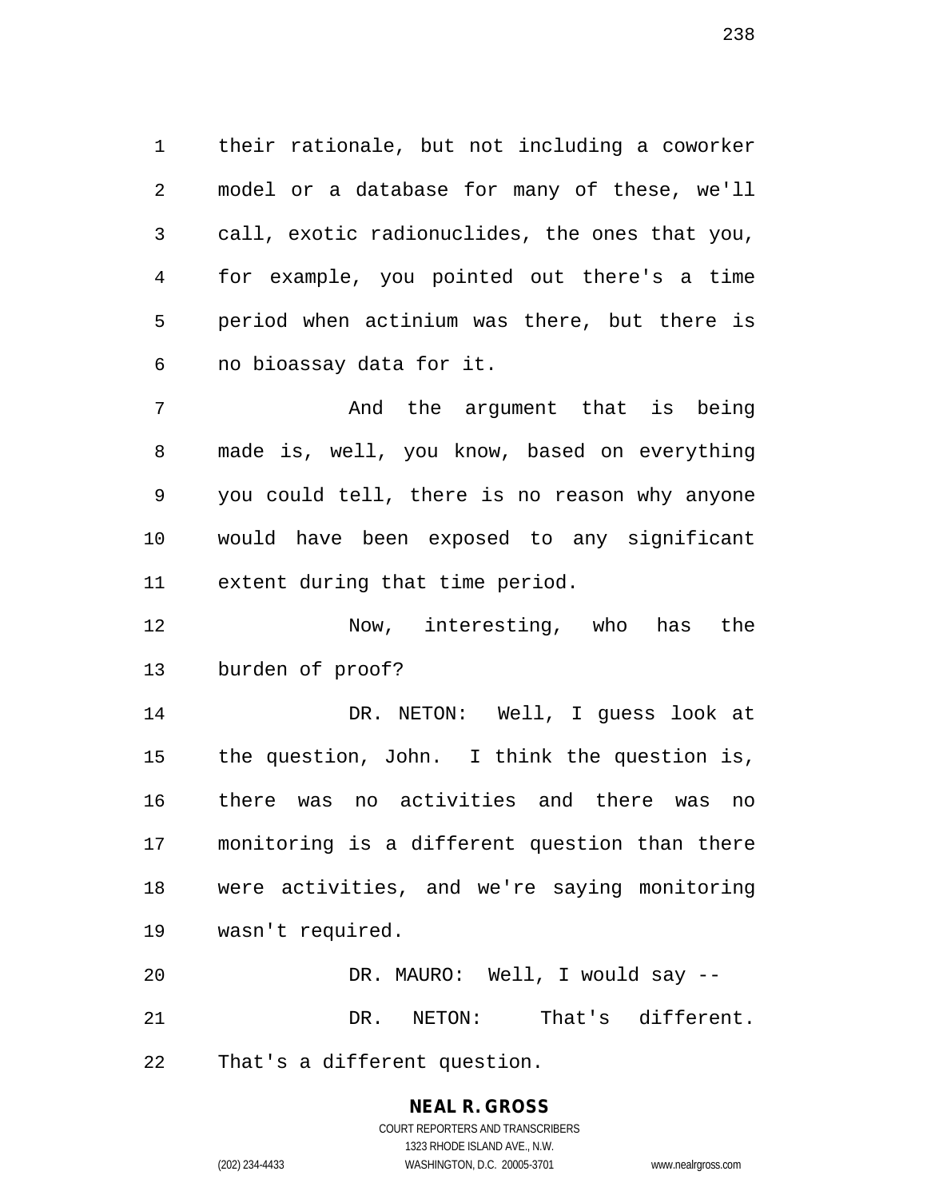their rationale, but not including a coworker model or a database for many of these, we'll call, exotic radionuclides, the ones that you, for example, you pointed out there's a time period when actinium was there, but there is no bioassay data for it.

And the argument that is being made is, well, you know, based on everything you could tell, there is no reason why anyone would have been exposed to any significant extent during that time period.

Now, interesting, who has the burden of proof?

DR. NETON: Well, I guess look at the question, John. I think the question is, there was no activities and there was no monitoring is a different question than there were activities, and we're saying monitoring wasn't required.

DR. MAURO: Well, I would say --

DR. NETON: That's different. That's a different question.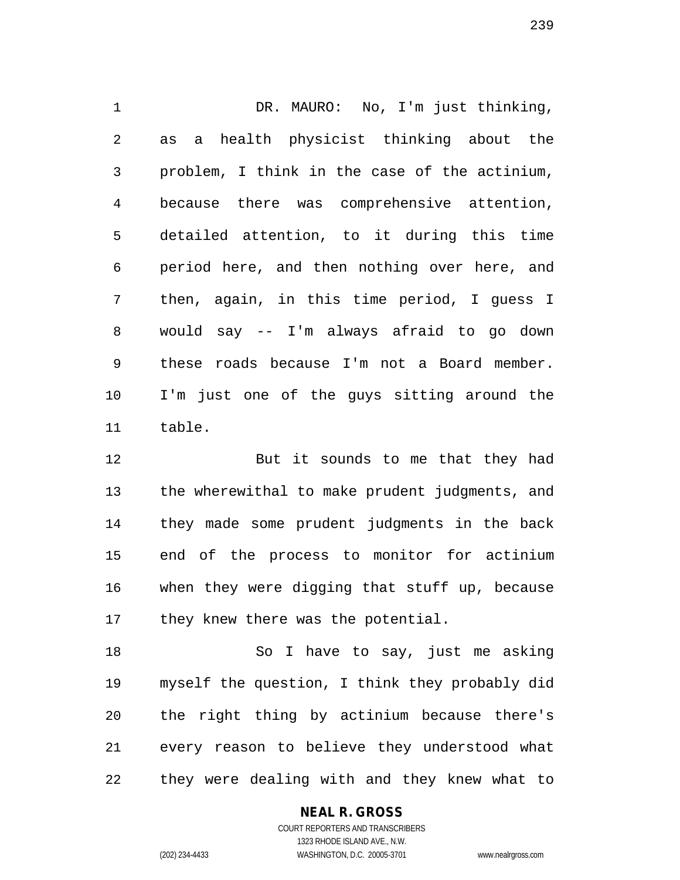DR. MAURO: No, I'm just thinking, as a health physicist thinking about the problem, I think in the case of the actinium, because there was comprehensive attention, detailed attention, to it during this time period here, and then nothing over here, and then, again, in this time period, I guess I would say -- I'm always afraid to go down these roads because I'm not a Board member. I'm just one of the guys sitting around the table.

But it sounds to me that they had the wherewithal to make prudent judgments, and they made some prudent judgments in the back end of the process to monitor for actinium when they were digging that stuff up, because they knew there was the potential.

So I have to say, just me asking myself the question, I think they probably did the right thing by actinium because there's every reason to believe they understood what they were dealing with and they knew what to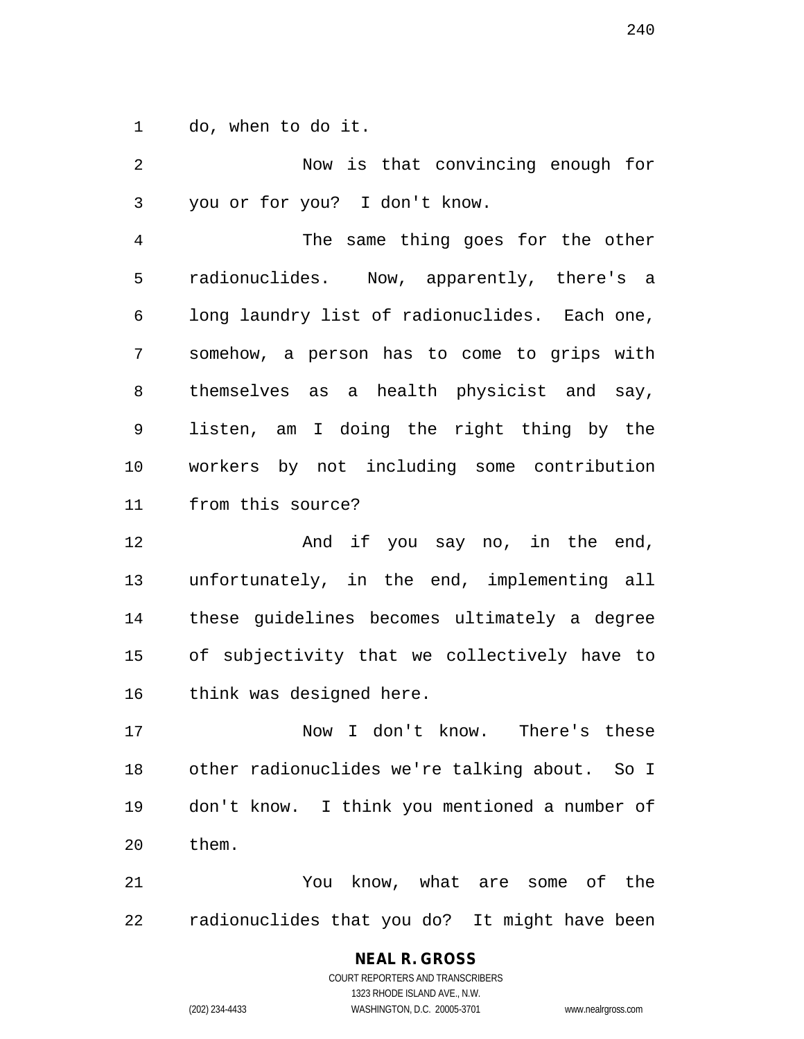do, when to do it.

Now is that convincing enough for you or for you? I don't know.

The same thing goes for the other radionuclides. Now, apparently, there's a long laundry list of radionuclides. Each one, somehow, a person has to come to grips with themselves as a health physicist and say, listen, am I doing the right thing by the workers by not including some contribution from this source?

And if you say no, in the end, unfortunately, in the end, implementing all these guidelines becomes ultimately a degree of subjectivity that we collectively have to think was designed here.

Now I don't know. There's these other radionuclides we're talking about. So I don't know. I think you mentioned a number of them.

You know, what are some of the radionuclides that you do? It might have been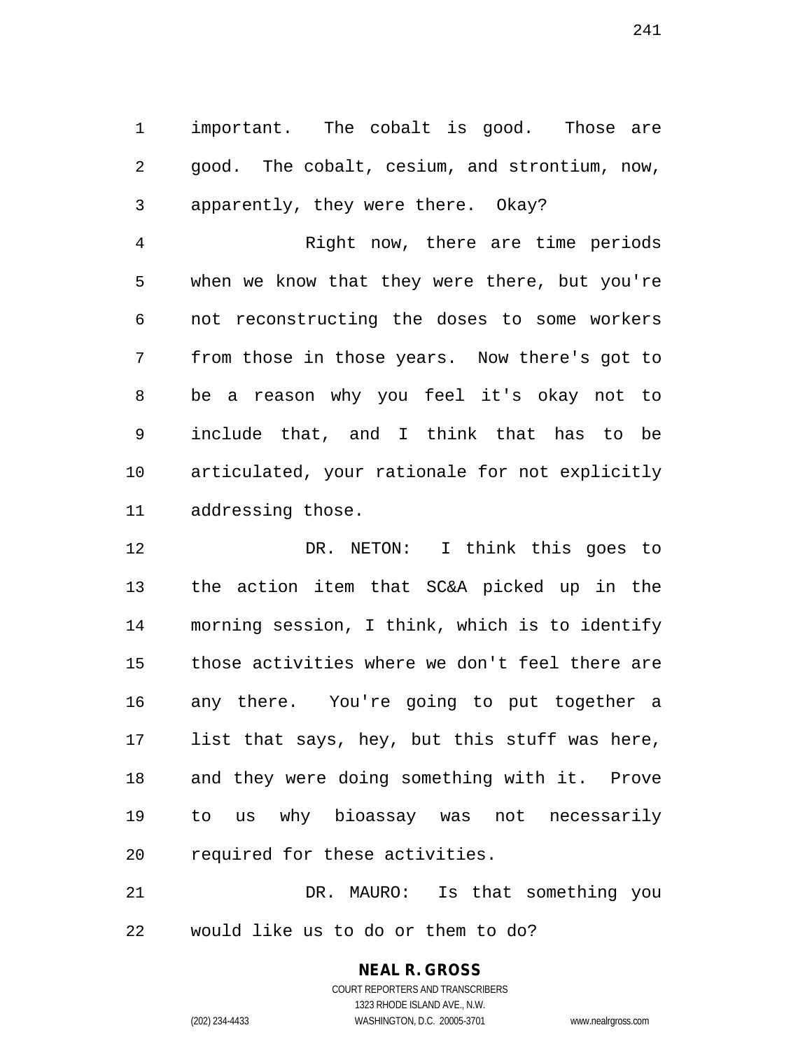important. The cobalt is good. Those are good. The cobalt, cesium, and strontium, now, apparently, they were there. Okay?

Right now, there are time periods when we know that they were there, but you're not reconstructing the doses to some workers from those in those years. Now there's got to be a reason why you feel it's okay not to include that, and I think that has to be articulated, your rationale for not explicitly addressing those.

DR. NETON: I think this goes to the action item that SC&A picked up in the morning session, I think, which is to identify those activities where we don't feel there are any there. You're going to put together a list that says, hey, but this stuff was here, and they were doing something with it. Prove to us why bioassay was not necessarily required for these activities.

DR. MAURO: Is that something you would like us to do or them to do?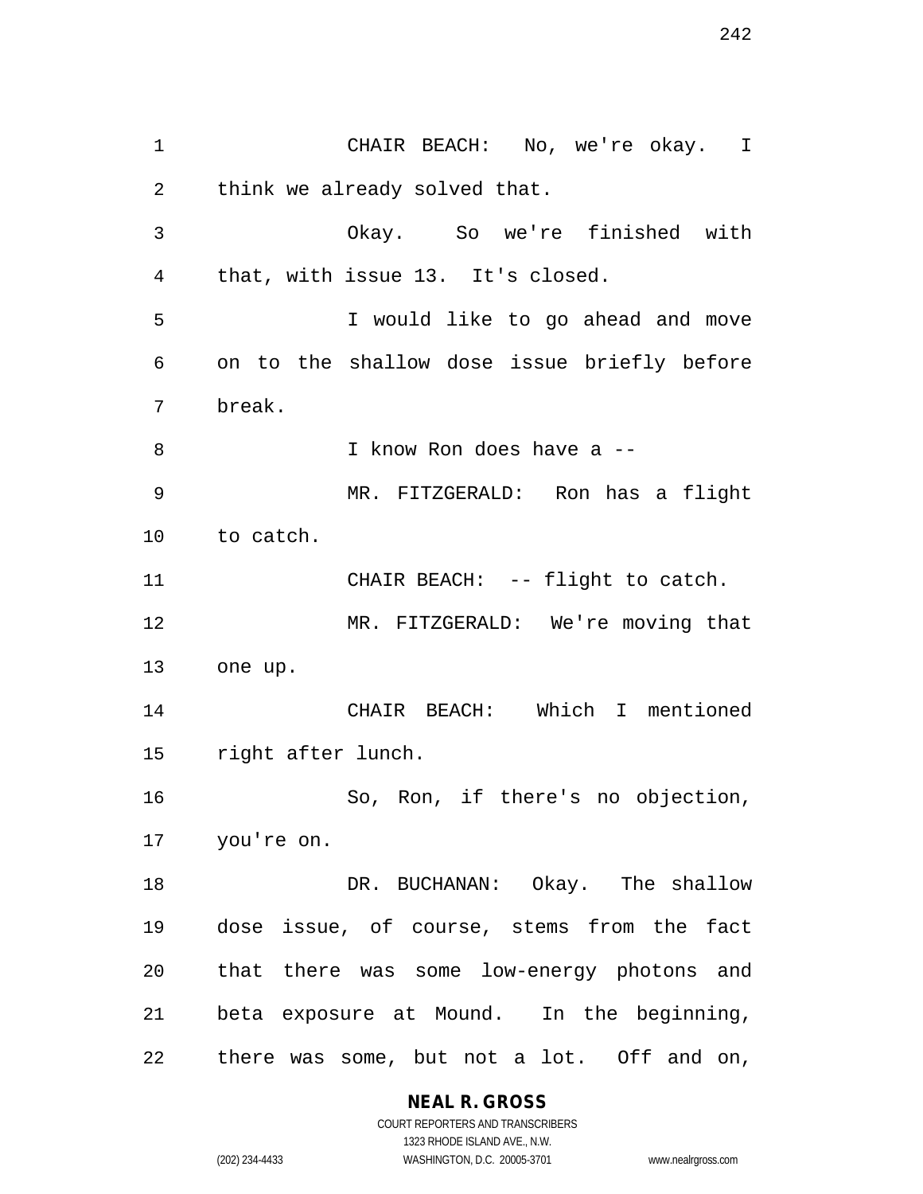CHAIR BEACH: No, we're okay. I think we already solved that.

Okay. So we're finished with that, with issue 13. It's closed.

I would like to go ahead and move on to the shallow dose issue briefly before break.

I know Ron does have a --

MR. FITZGERALD: Ron has a flight to catch.

CHAIR BEACH: -- flight to catch.

MR. FITZGERALD: We're moving that one up.

CHAIR BEACH: Which I mentioned right after lunch.

So, Ron, if there's no objection, you're on.

DR. BUCHANAN: Okay. The shallow dose issue, of course, stems from the fact that there was some low-energy photons and beta exposure at Mound. In the beginning, there was some, but not a lot. Off and on,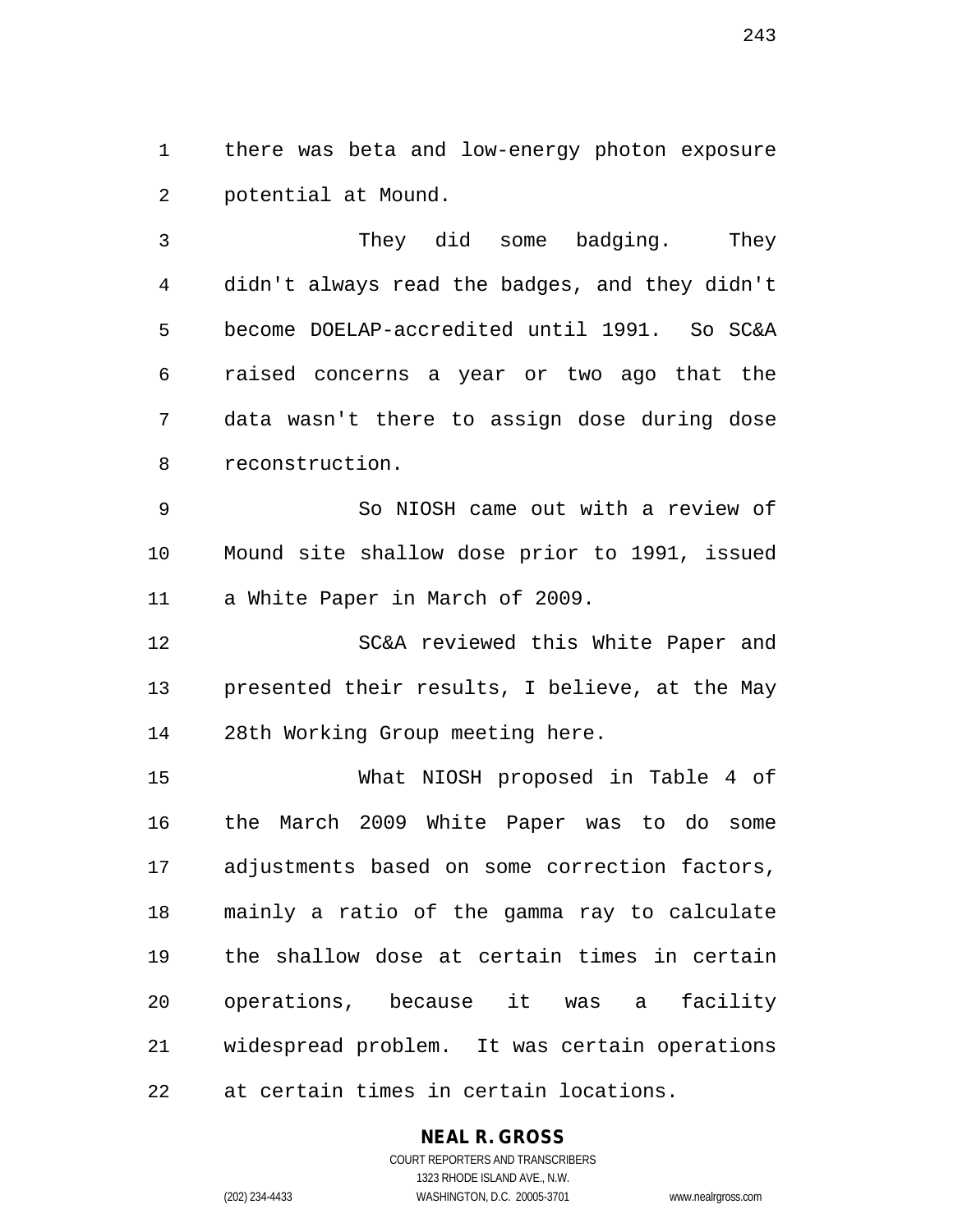there was beta and low-energy photon exposure potential at Mound.

They did some badging. They didn't always read the badges, and they didn't become DOELAP-accredited until 1991. So SC&A raised concerns a year or two ago that the data wasn't there to assign dose during dose reconstruction.

So NIOSH came out with a review of Mound site shallow dose prior to 1991, issued a White Paper in March of 2009.

SC&A reviewed this White Paper and presented their results, I believe, at the May 28th Working Group meeting here.

What NIOSH proposed in Table 4 of the March 2009 White Paper was to do some adjustments based on some correction factors, mainly a ratio of the gamma ray to calculate the shallow dose at certain times in certain operations, because it was a facility widespread problem. It was certain operations at certain times in certain locations.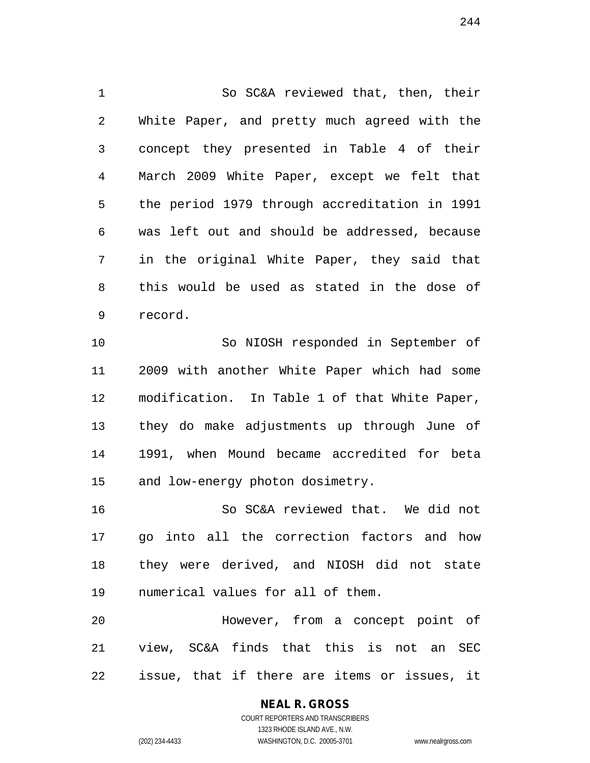So SC&A reviewed that, then, their White Paper, and pretty much agreed with the concept they presented in Table 4 of their March 2009 White Paper, except we felt that the period 1979 through accreditation in 1991 was left out and should be addressed, because in the original White Paper, they said that this would be used as stated in the dose of record.

So NIOSH responded in September of 2009 with another White Paper which had some modification. In Table 1 of that White Paper, they do make adjustments up through June of 1991, when Mound became accredited for beta and low-energy photon dosimetry.

So SC&A reviewed that. We did not go into all the correction factors and how they were derived, and NIOSH did not state numerical values for all of them.

However, from a concept point of view, SC&A finds that this is not an SEC issue, that if there are items or issues, it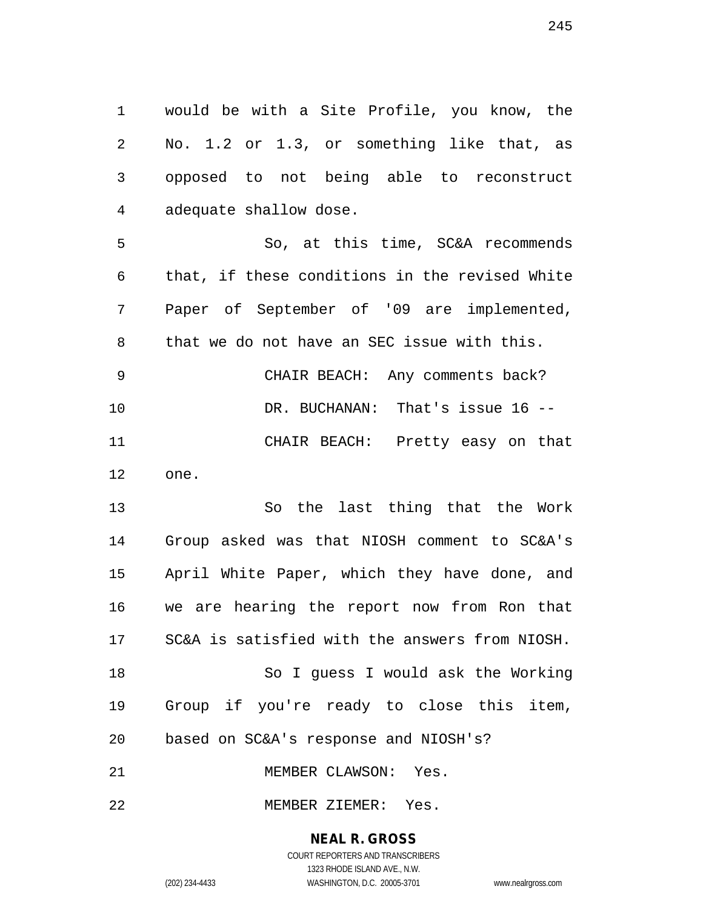would be with a Site Profile, you know, the No. 1.2 or 1.3, or something like that, as opposed to not being able to reconstruct adequate shallow dose.

So, at this time, SC&A recommends that, if these conditions in the revised White Paper of September of '09 are implemented, that we do not have an SEC issue with this.

CHAIR BEACH: Any comments back?

DR. BUCHANAN: That's issue 16 --

CHAIR BEACH: Pretty easy on that one.

So the last thing that the Work Group asked was that NIOSH comment to SC&A's April White Paper, which they have done, and we are hearing the report now from Ron that SC&A is satisfied with the answers from NIOSH.

So I guess I would ask the Working Group if you're ready to close this item, based on SC&A's response and NIOSH's?

MEMBER CLAWSON: Yes.

MEMBER ZIEMER: Yes.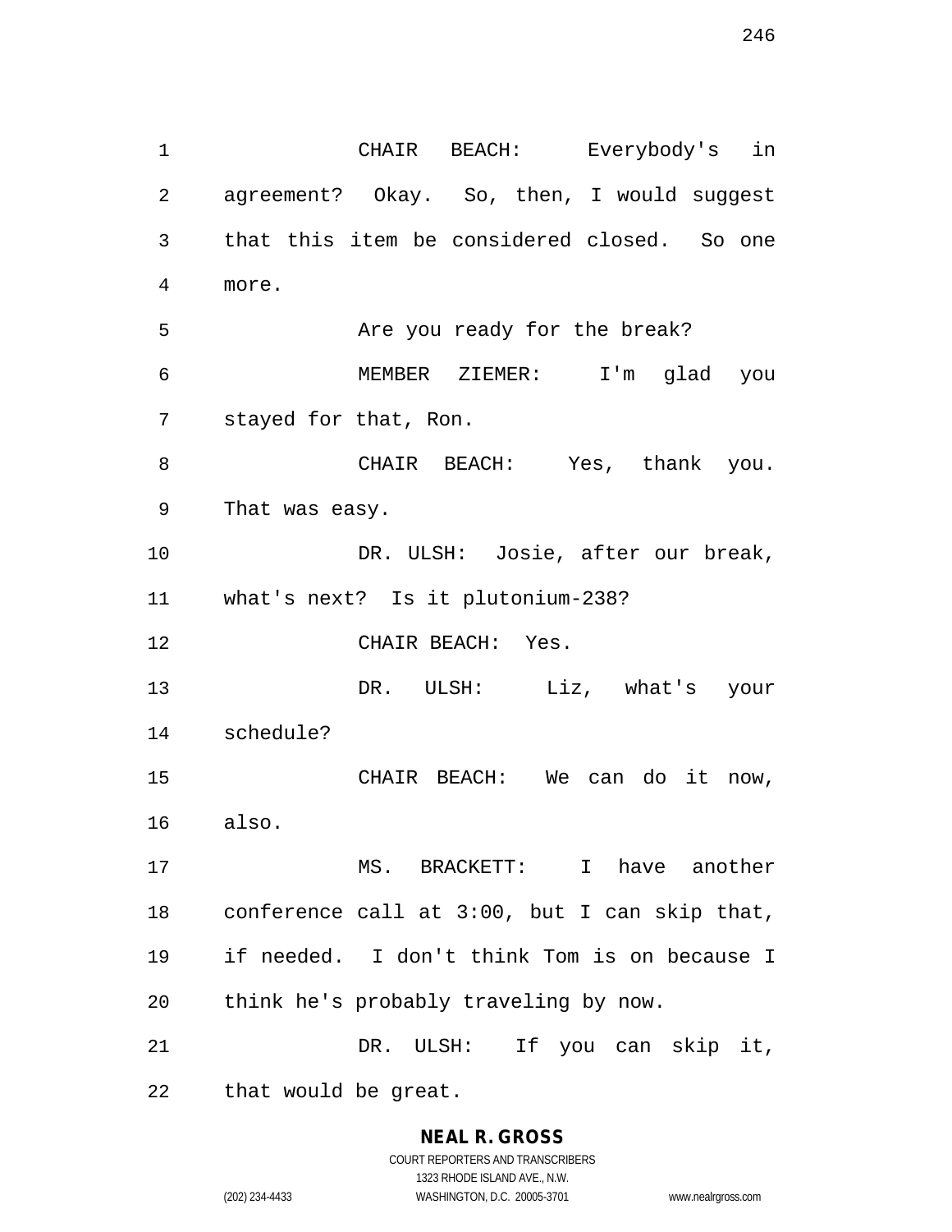CHAIR BEACH: Everybody's in agreement? Okay. So, then, I would suggest that this item be considered closed. So one more.

Are you ready for the break?

MEMBER ZIEMER: I'm glad you stayed for that, Ron.

CHAIR BEACH: Yes, thank you. That was easy.

DR. ULSH: Josie, after our break, what's next? Is it plutonium-238?

CHAIR BEACH: Yes.

DR. ULSH: Liz, what's your schedule?

CHAIR BEACH: We can do it now, also.

MS. BRACKETT: I have another conference call at 3:00, but I can skip that, if needed. I don't think Tom is on because I think he's probably traveling by now.

DR. ULSH: If you can skip it, that would be great.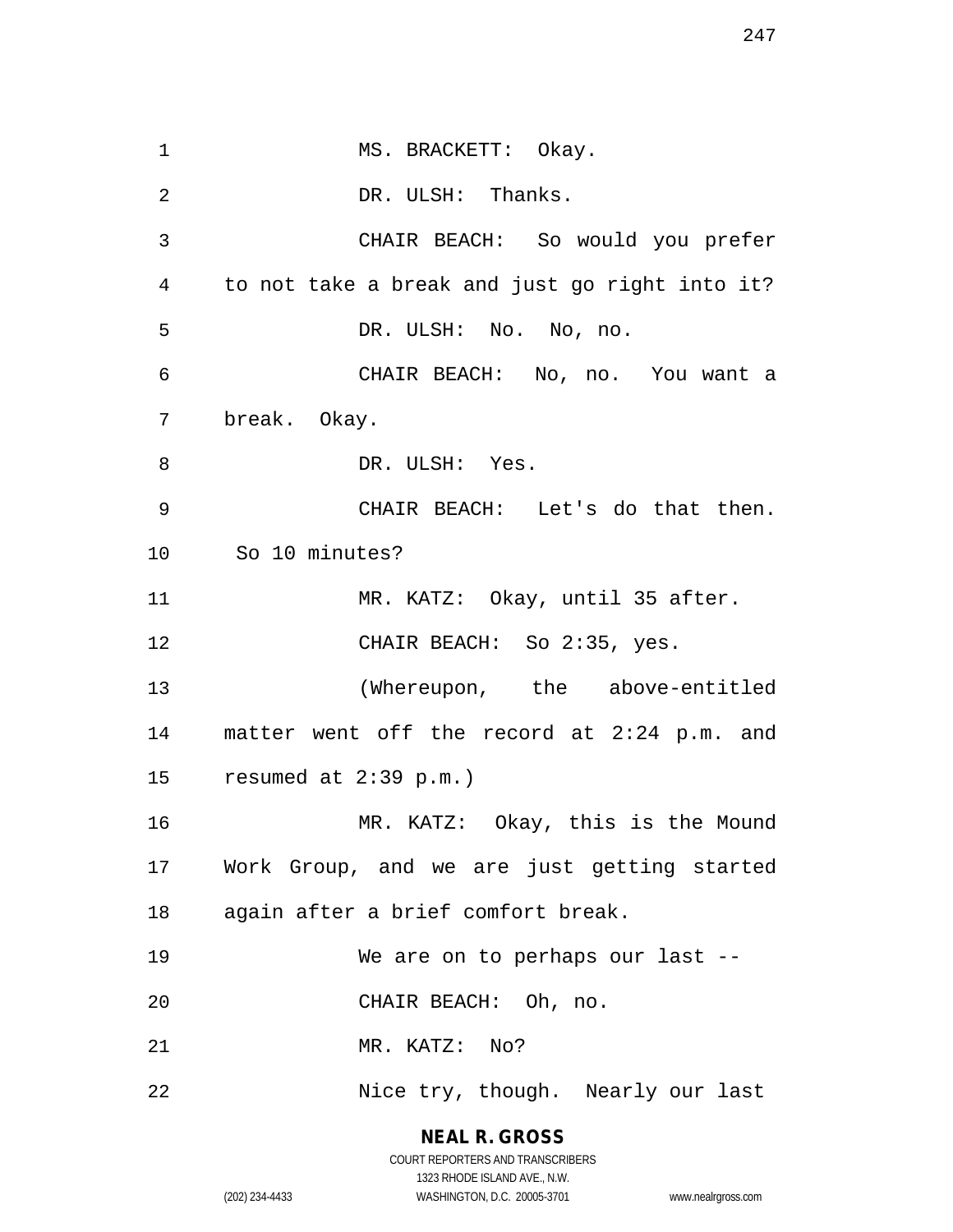MS. BRACKETT: Okay.

DR. ULSH: Thanks.

CHAIR BEACH: So would you prefer to not take a break and just go right into it?

DR. ULSH: No. No, no.

CHAIR BEACH: No, no. You want a break. Okay.

DR. ULSH: Yes.

CHAIR BEACH: Let's do that then. So 10 minutes?

MR. KATZ: Okay, until 35 after.

CHAIR BEACH: So 2:35, yes.

(Whereupon, the above-entitled matter went off the record at 2:24 p.m. and resumed at 2:39 p.m.)

MR. KATZ: Okay, this is the Mound Work Group, and we are just getting started again after a brief comfort break.

We are on to perhaps our last --

CHAIR BEACH: Oh, no.

MR. KATZ: No?

Nice try, though. Nearly our last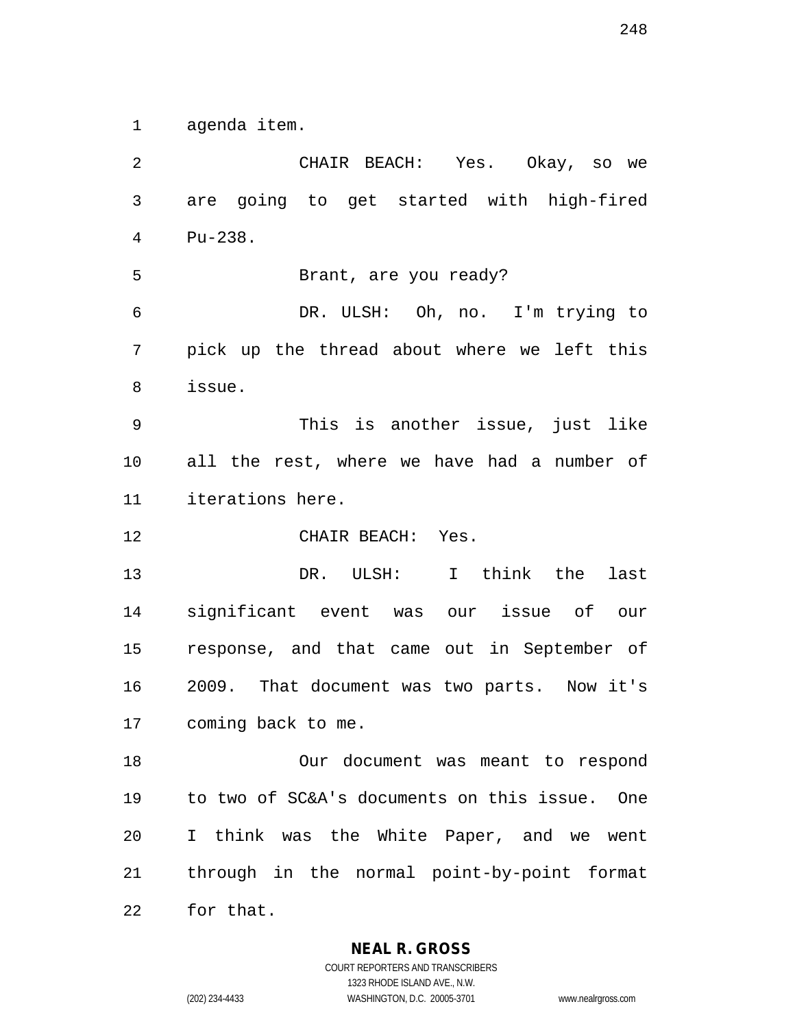agenda item.

CHAIR BEACH: Yes. Okay, so we are going to get started with high-fired Pu-238.

Brant, are you ready?

DR. ULSH: Oh, no. I'm trying to pick up the thread about where we left this issue.

This is another issue, just like all the rest, where we have had a number of iterations here.

CHAIR BEACH: Yes.

DR. ULSH: I think the last significant event was our issue of our response, and that came out in September of 2009. That document was two parts. Now it's coming back to me.

Our document was meant to respond to two of SC&A's documents on this issue. One I think was the White Paper, and we went through in the normal point-by-point format for that.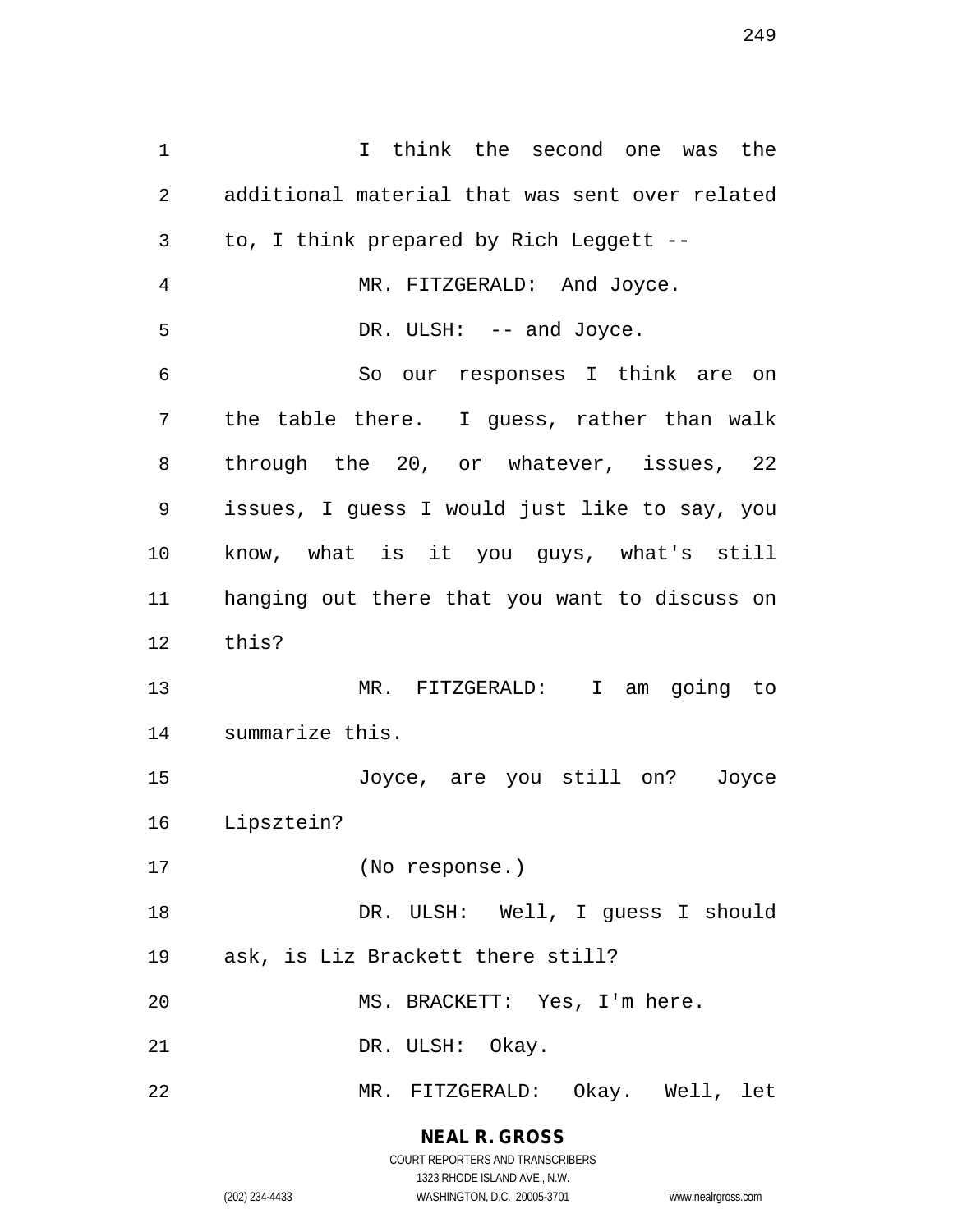I think the second one was the additional material that was sent over related to, I think prepared by Rich Leggett --

MR. FITZGERALD: And Joyce.

DR. ULSH: -- and Joyce.

So our responses I think are on the table there. I guess, rather than walk through the 20, or whatever, issues, 22 issues, I guess I would just like to say, you know, what is it you guys, what's still hanging out there that you want to discuss on this?

MR. FITZGERALD: I am going to summarize this.

Joyce, are you still on? Joyce Lipsztein?

(No response.)

DR. ULSH: Well, I guess I should ask, is Liz Brackett there still?

MS. BRACKETT: Yes, I'm here.

DR. ULSH: Okay.

MR. FITZGERALD: Okay. Well, let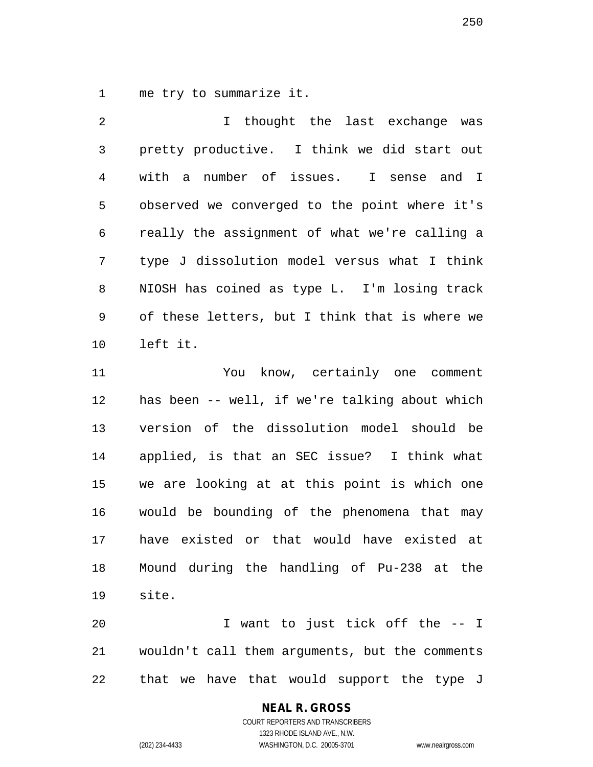me try to summarize it.

I thought the last exchange was pretty productive. I think we did start out with a number of issues. I sense and I observed we converged to the point where it's really the assignment of what we're calling a type J dissolution model versus what I think NIOSH has coined as type L. I'm losing track of these letters, but I think that is where we left it.

You know, certainly one comment has been -- well, if we're talking about which version of the dissolution model should be applied, is that an SEC issue? I think what we are looking at at this point is which one would be bounding of the phenomena that may have existed or that would have existed at Mound during the handling of Pu-238 at the site.

I want to just tick off the -- I wouldn't call them arguments, but the comments that we have that would support the type J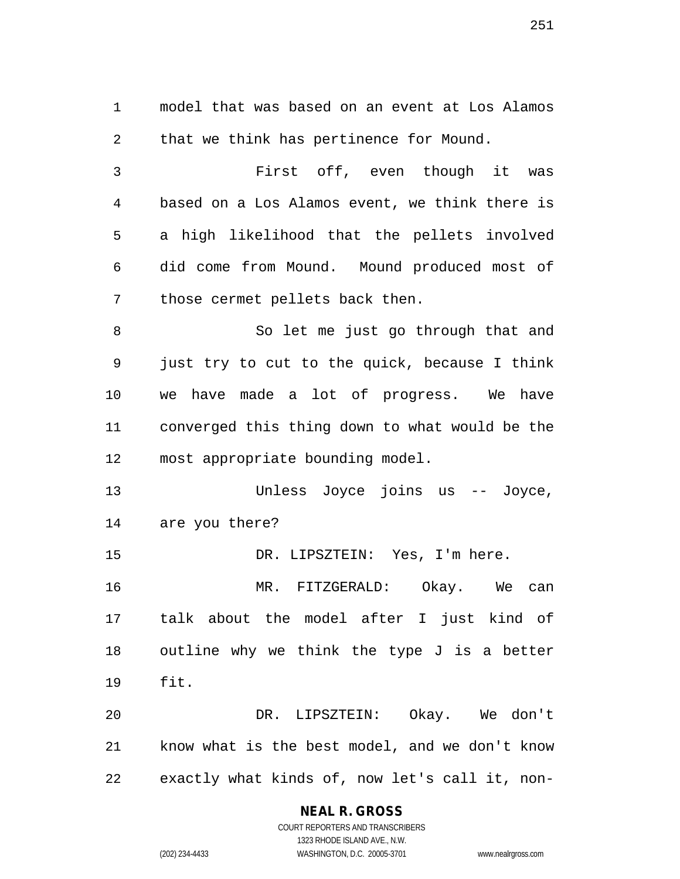model that was based on an event at Los Alamos that we think has pertinence for Mound.

First off, even though it was based on a Los Alamos event, we think there is a high likelihood that the pellets involved did come from Mound. Mound produced most of those cermet pellets back then.

So let me just go through that and just try to cut to the quick, because I think we have made a lot of progress. We have converged this thing down to what would be the most appropriate bounding model.

Unless Joyce joins us -- Joyce, are you there?

DR. LIPSZTEIN: Yes, I'm here.

MR. FITZGERALD: Okay. We can talk about the model after I just kind of outline why we think the type J is a better fit.

DR. LIPSZTEIN: Okay. We don't know what is the best model, and we don't know exactly what kinds of, now let's call it, non-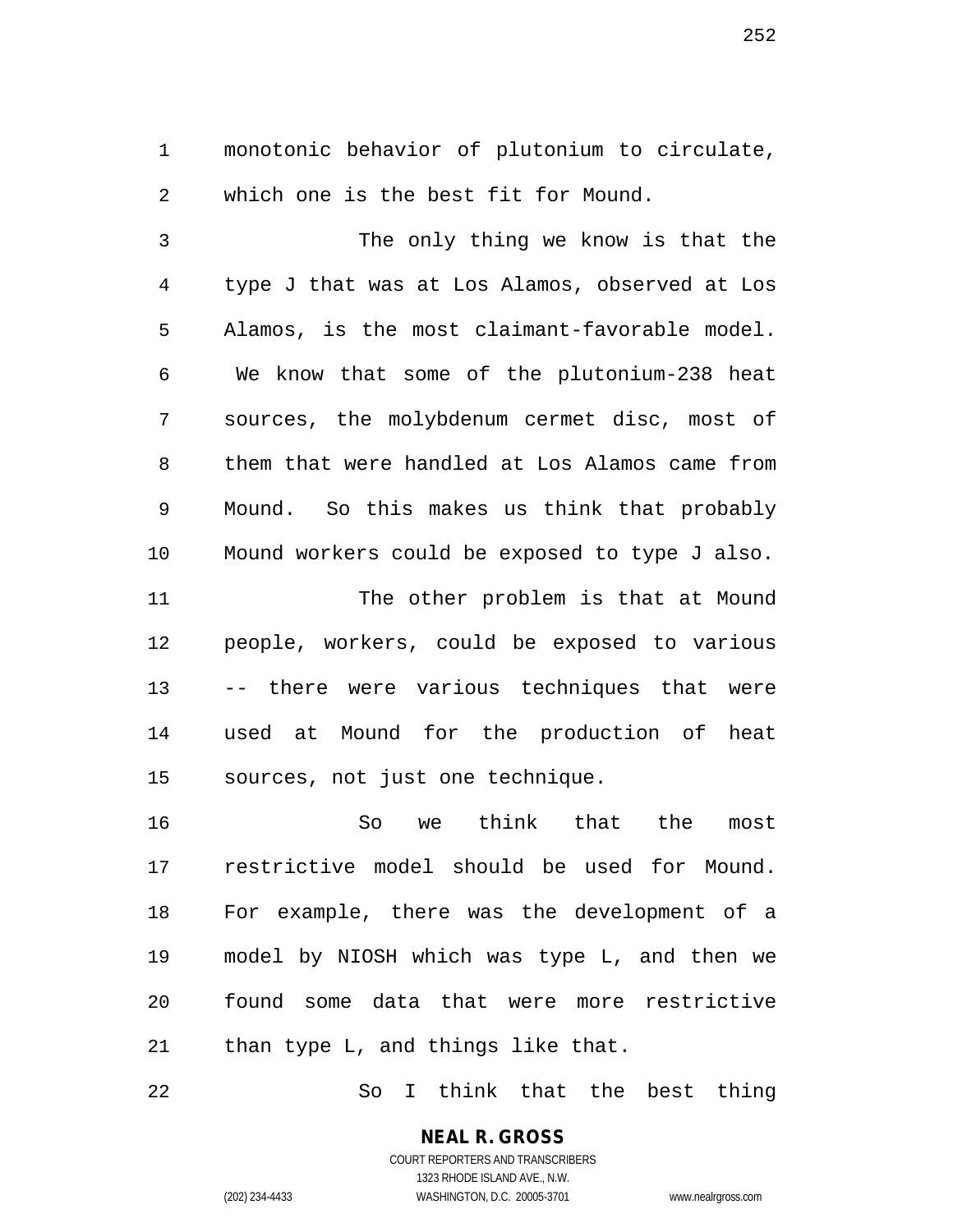monotonic behavior of plutonium to circulate, which one is the best fit for Mound.

The only thing we know is that the type J that was at Los Alamos, observed at Los Alamos, is the most claimant-favorable model. We know that some of the plutonium-238 heat sources, the molybdenum cermet disc, most of them that were handled at Los Alamos came from Mound. So this makes us think that probably Mound workers could be exposed to type J also.

The other problem is that at Mound people, workers, could be exposed to various -- there were various techniques that were used at Mound for the production of heat sources, not just one technique.

So we think that the most restrictive model should be used for Mound. For example, there was the development of a model by NIOSH which was type L, and then we found some data that were more restrictive than type L, and things like that.

So I think that the best thing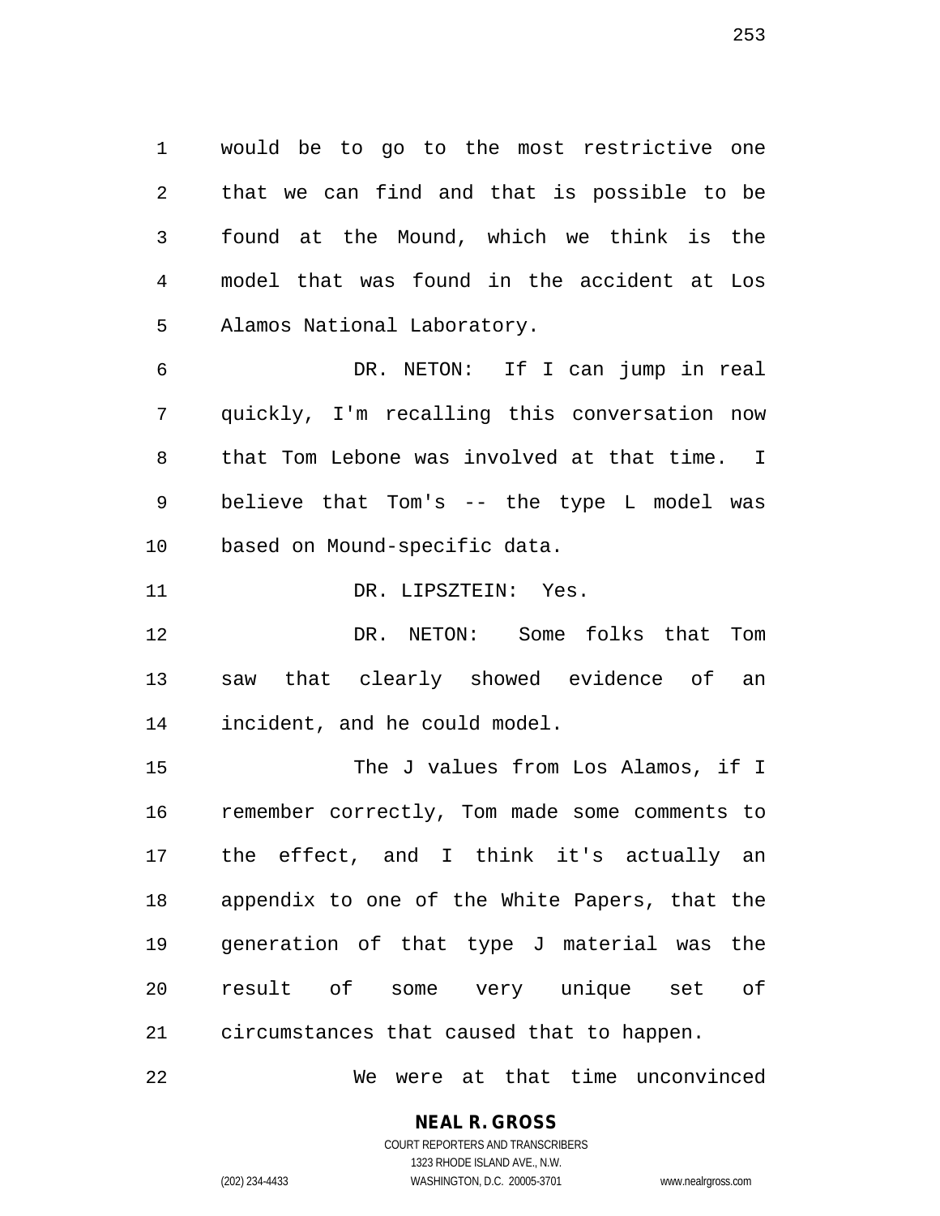would be to go to the most restrictive one that we can find and that is possible to be found at the Mound, which we think is the model that was found in the accident at Los Alamos National Laboratory.

DR. NETON: If I can jump in real quickly, I'm recalling this conversation now that Tom Lebone was involved at that time. I believe that Tom's -- the type L model was based on Mound-specific data.

DR. LIPSZTEIN: Yes.

DR. NETON: Some folks that Tom saw that clearly showed evidence of an incident, and he could model.

The J values from Los Alamos, if I remember correctly, Tom made some comments to the effect, and I think it's actually an appendix to one of the White Papers, that the generation of that type J material was the result of some very unique set of circumstances that caused that to happen.

We were at that time unconvinced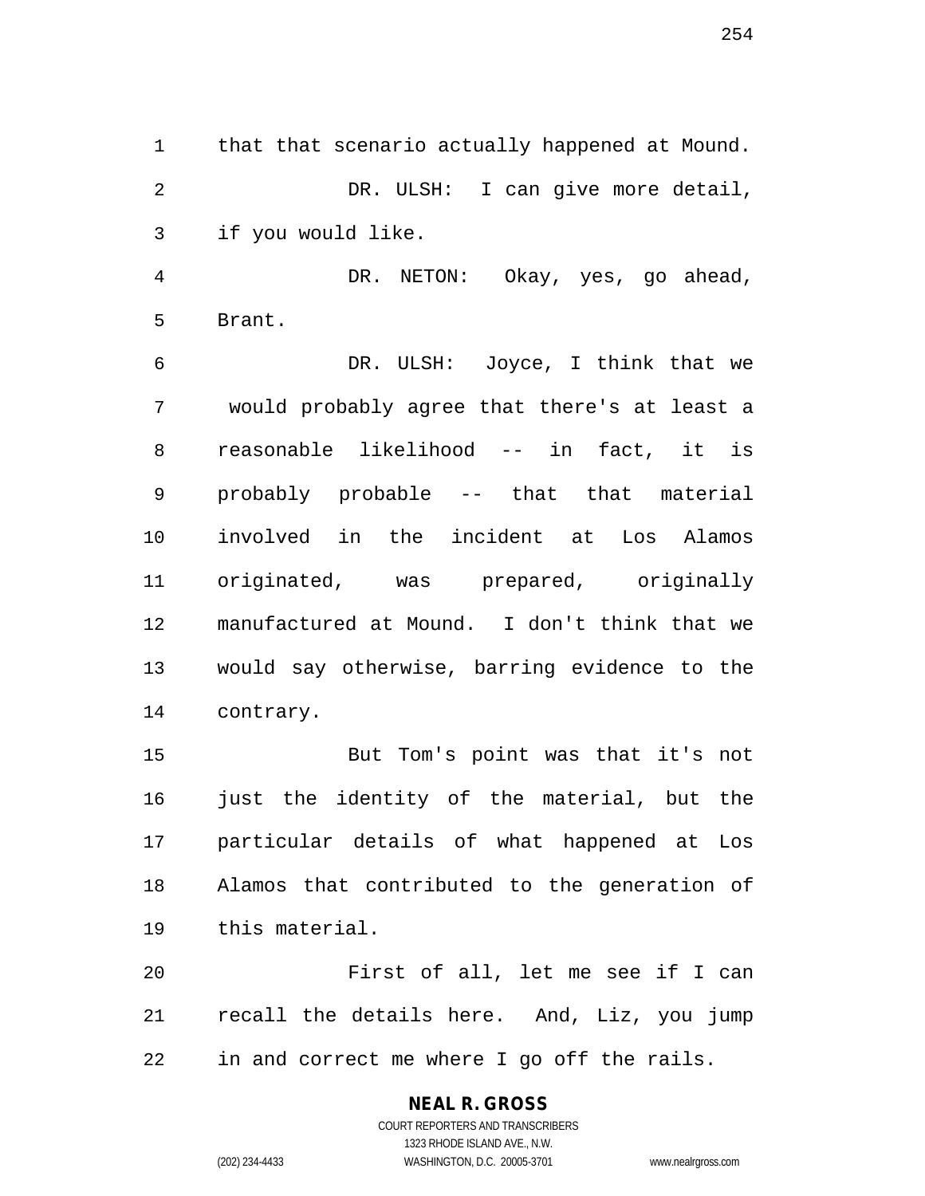that that scenario actually happened at Mound.

DR. ULSH: I can give more detail, if you would like.

DR. NETON: Okay, yes, go ahead, Brant.

DR. ULSH: Joyce, I think that we would probably agree that there's at least a reasonable likelihood -- in fact, it is probably probable -- that that material involved in the incident at Los Alamos originated, was prepared, originally manufactured at Mound. I don't think that we would say otherwise, barring evidence to the contrary.

But Tom's point was that it's not just the identity of the material, but the particular details of what happened at Los Alamos that contributed to the generation of this material.

First of all, let me see if I can recall the details here. And, Liz, you jump in and correct me where I go off the rails.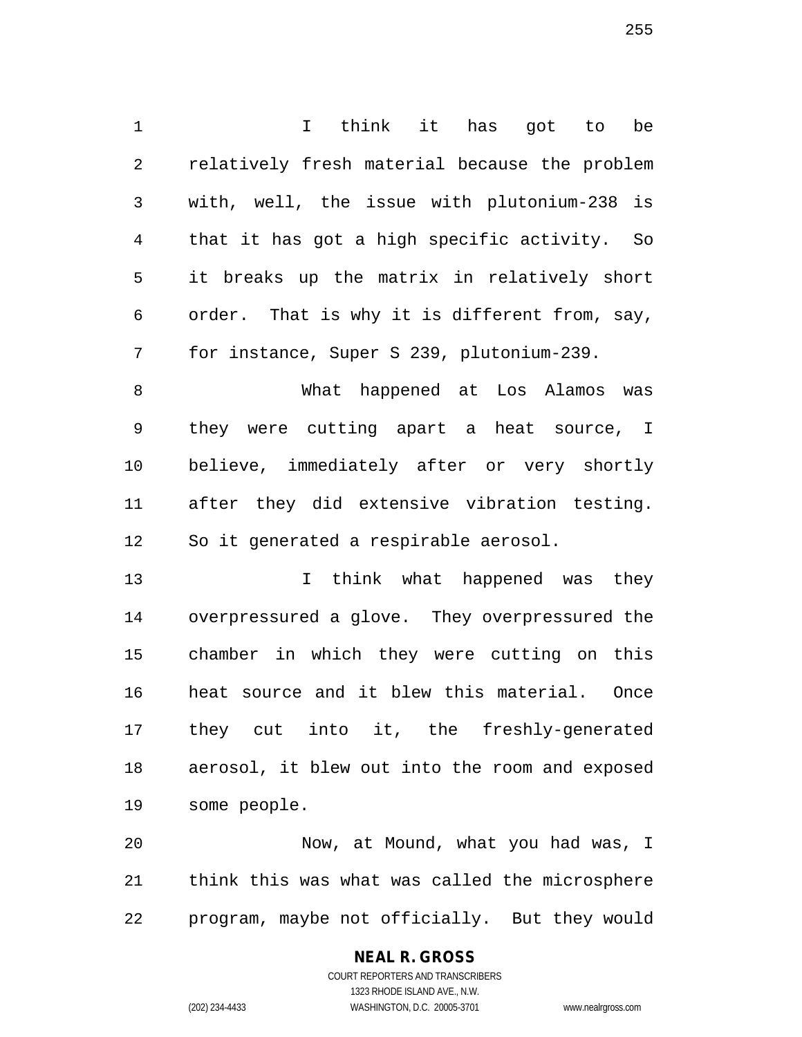I think it has got to be relatively fresh material because the problem with, well, the issue with plutonium-238 is that it has got a high specific activity. So it breaks up the matrix in relatively short order. That is why it is different from, say, for instance, Super S 239, plutonium-239.

What happened at Los Alamos was they were cutting apart a heat source, I believe, immediately after or very shortly after they did extensive vibration testing. So it generated a respirable aerosol.

I think what happened was they overpressured a glove. They overpressured the chamber in which they were cutting on this heat source and it blew this material. Once they cut into it, the freshly-generated aerosol, it blew out into the room and exposed some people.

Now, at Mound, what you had was, I think this was what was called the microsphere program, maybe not officially. But they would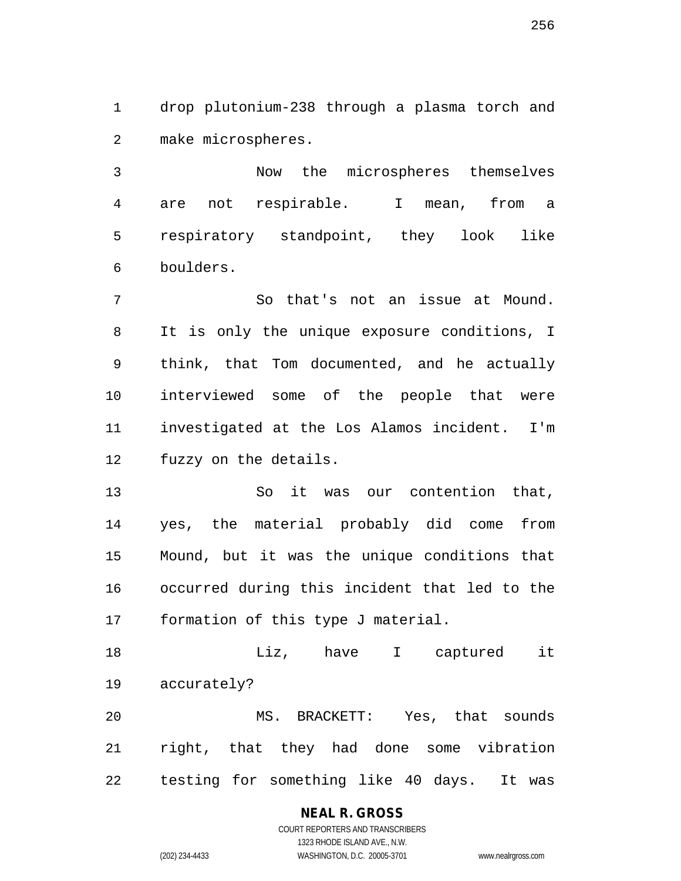drop plutonium-238 through a plasma torch and make microspheres.

Now the microspheres themselves are not respirable. I mean, from a respiratory standpoint, they look like boulders.

So that's not an issue at Mound. It is only the unique exposure conditions, I think, that Tom documented, and he actually interviewed some of the people that were investigated at the Los Alamos incident. I'm fuzzy on the details.

So it was our contention that, yes, the material probably did come from Mound, but it was the unique conditions that occurred during this incident that led to the formation of this type J material.

Liz, have I captured it accurately?

MS. BRACKETT: Yes, that sounds right, that they had done some vibration testing for something like 40 days. It was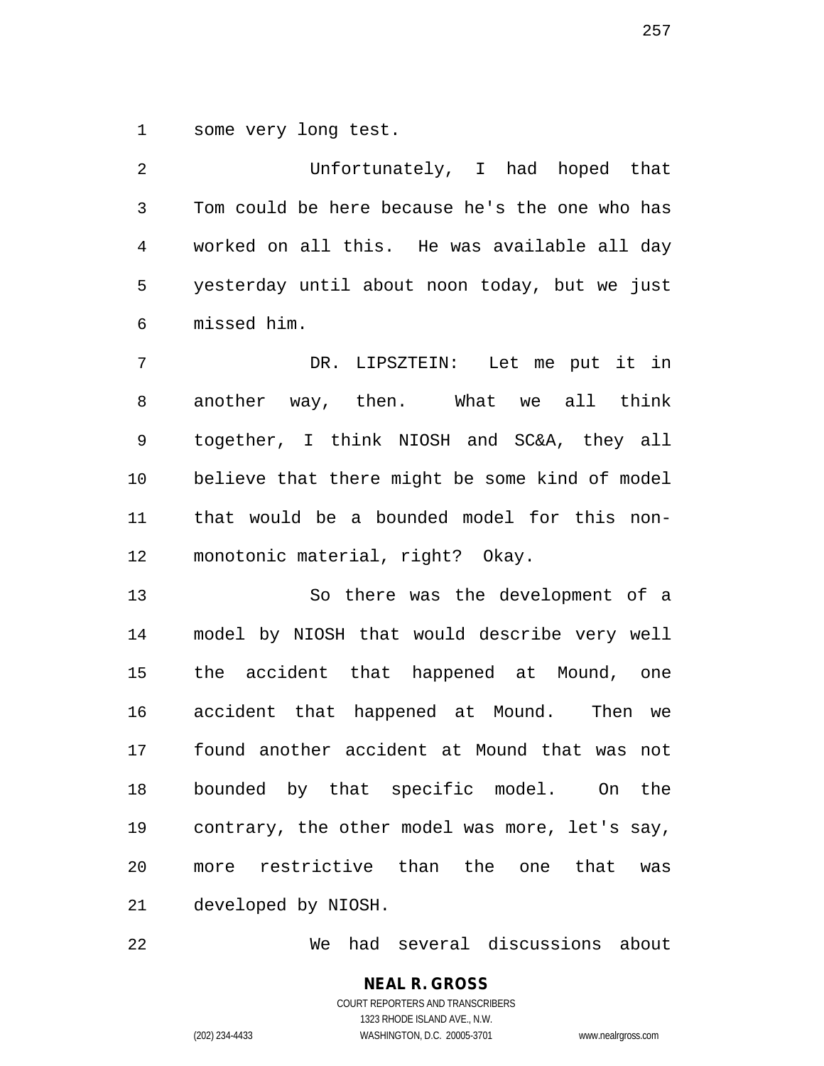some very long test.

Unfortunately, I had hoped that Tom could be here because he's the one who has worked on all this. He was available all day yesterday until about noon today, but we just missed him.

DR. LIPSZTEIN: Let me put it in another way, then. What we all think together, I think NIOSH and SC&A, they all believe that there might be some kind of model that would be a bounded model for this non-monotonic material, right? Okay.

So there was the development of a model by NIOSH that would describe very well the accident that happened at Mound, one accident that happened at Mound. Then we found another accident at Mound that was not bounded by that specific model. On the contrary, the other model was more, let's say, more restrictive than the one that was developed by NIOSH.

We had several discussions about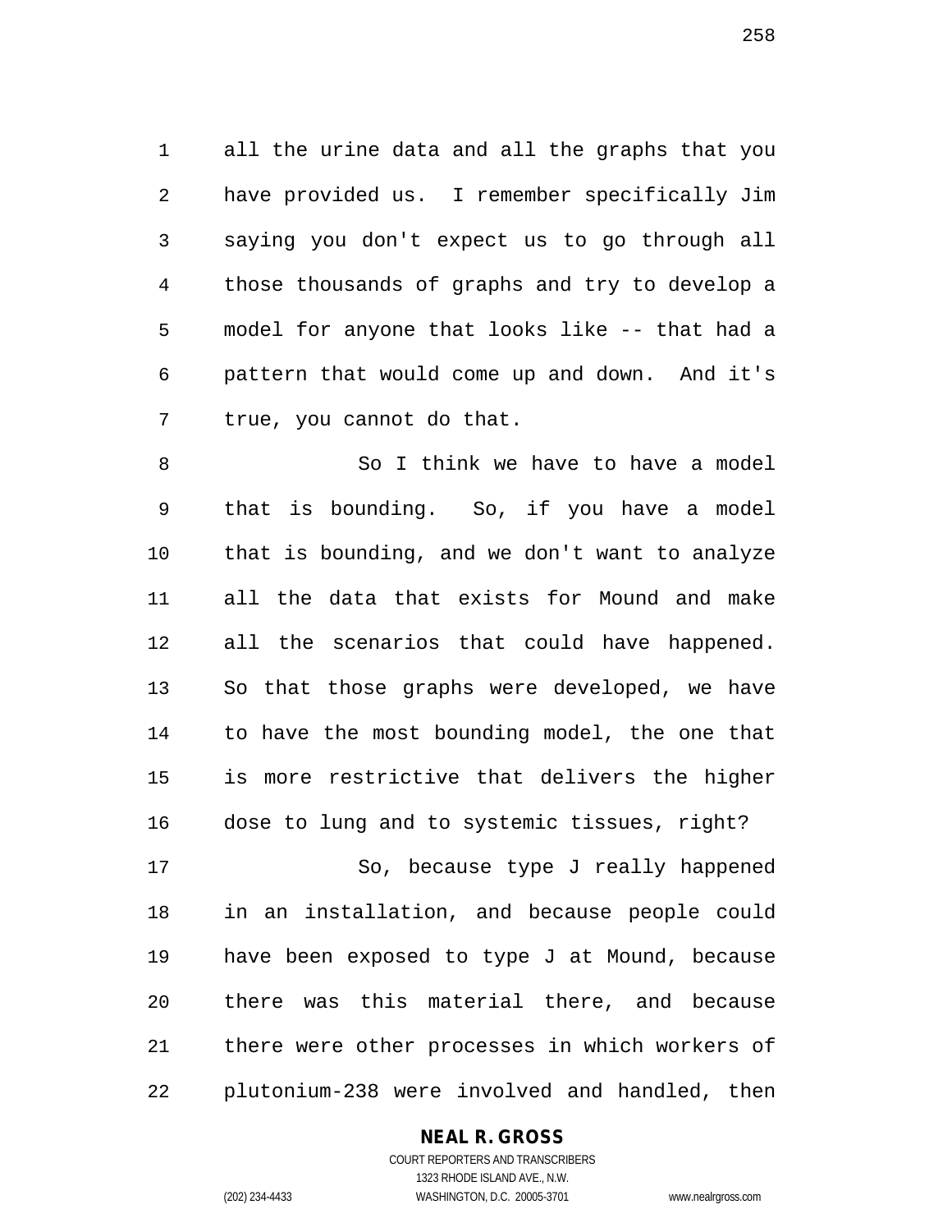all the urine data and all the graphs that you have provided us. I remember specifically Jim saying you don't expect us to go through all those thousands of graphs and try to develop a model for anyone that looks like -- that had a pattern that would come up and down. And it's true, you cannot do that.

So I think we have to have a model that is bounding. So, if you have a model that is bounding, and we don't want to analyze all the data that exists for Mound and make all the scenarios that could have happened. So that those graphs were developed, we have to have the most bounding model, the one that is more restrictive that delivers the higher dose to lung and to systemic tissues, right?

So, because type J really happened in an installation, and because people could have been exposed to type J at Mound, because there was this material there, and because there were other processes in which workers of plutonium-238 were involved and handled, then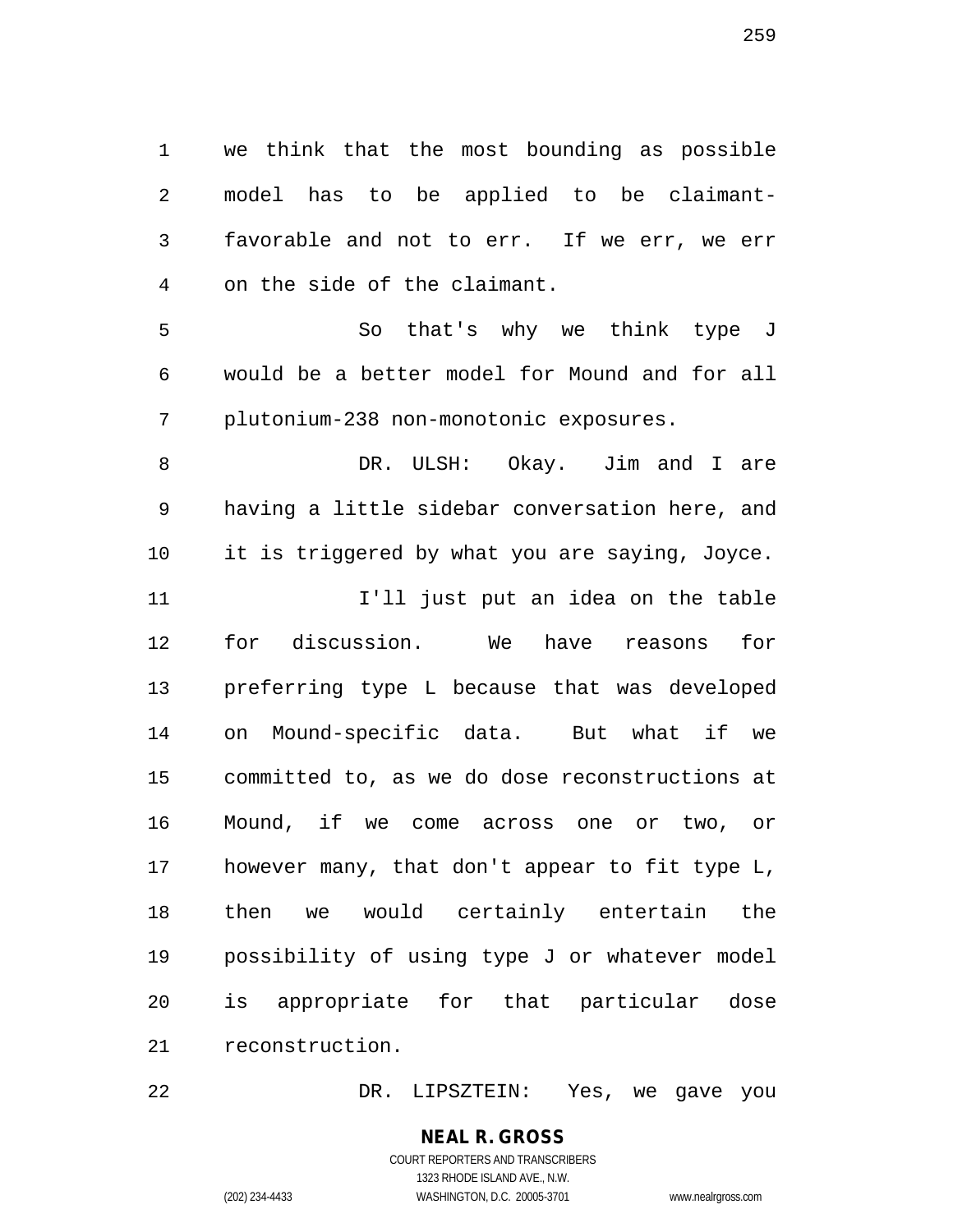we think that the most bounding as possible model has to be applied to be claimant-favorable and not to err. If we err, we err on the side of the claimant.

So that's why we think type J would be a better model for Mound and for all plutonium-238 non-monotonic exposures.

DR. ULSH: Okay. Jim and I are having a little sidebar conversation here, and it is triggered by what you are saying, Joyce.

I'll just put an idea on the table for discussion. We have reasons for preferring type L because that was developed on Mound-specific data. But what if we committed to, as we do dose reconstructions at Mound, if we come across one or two, or however many, that don't appear to fit type L, then we would certainly entertain the possibility of using type J or whatever model is appropriate for that particular dose reconstruction.

DR. LIPSZTEIN: Yes, we gave you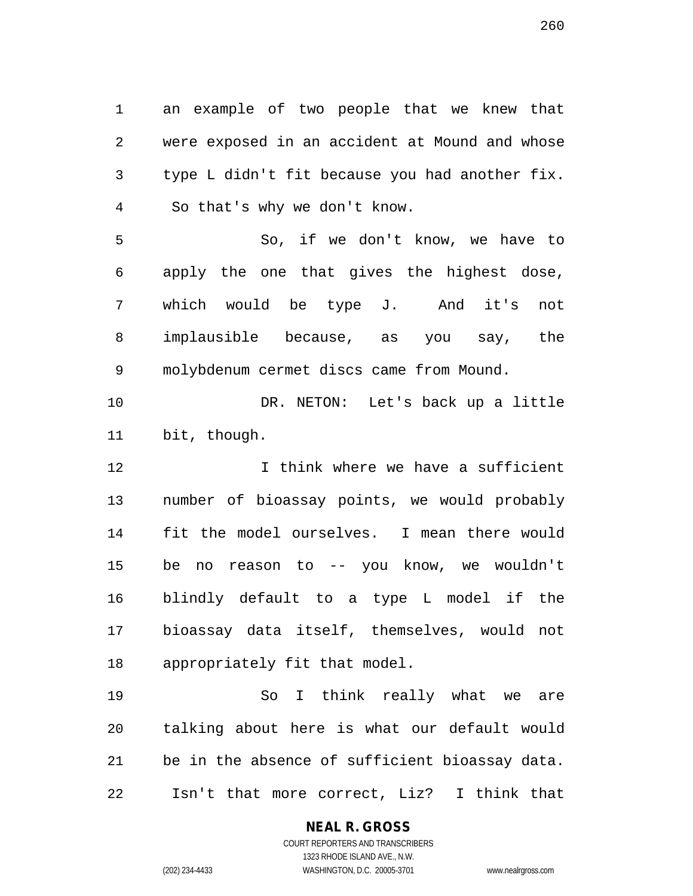an example of two people that we knew that were exposed in an accident at Mound and whose type L didn't fit because you had another fix. So that's why we don't know.

So, if we don't know, we have to apply the one that gives the highest dose, which would be type J. And it's not implausible because, as you say, the molybdenum cermet discs came from Mound.

DR. NETON: Let's back up a little bit, though.

I think where we have a sufficient number of bioassay points, we would probably fit the model ourselves. I mean there would be no reason to -- you know, we wouldn't blindly default to a type L model if the bioassay data itself, themselves, would not appropriately fit that model.

So I think really what we are talking about here is what our default would be in the absence of sufficient bioassay data. Isn't that more correct, Liz? I think that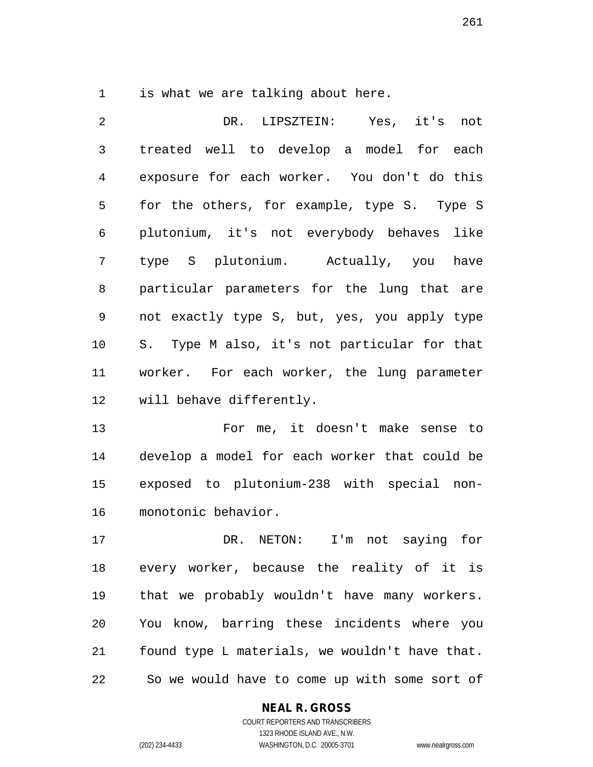is what we are talking about here.

DR. LIPSZTEIN: Yes, it's not treated well to develop a model for each exposure for each worker. You don't do this for the others, for example, type S. Type S plutonium, it's not everybody behaves like type S plutonium. Actually, you have particular parameters for the lung that are not exactly type S, but, yes, you apply type S. Type M also, it's not particular for that worker. For each worker, the lung parameter will behave differently.

For me, it doesn't make sense to develop a model for each worker that could be exposed to plutonium-238 with special non-monotonic behavior.

DR. NETON: I'm not saying for every worker, because the reality of it is that we probably wouldn't have many workers. You know, barring these incidents where you found type L materials, we wouldn't have that. So we would have to come up with some sort of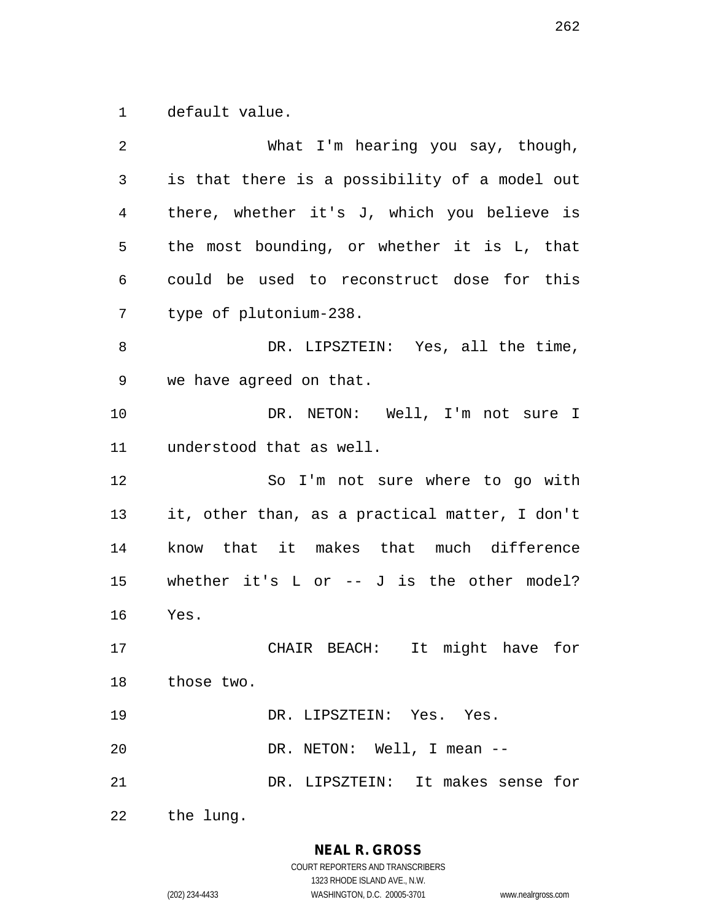default value.

What I'm hearing you say, though, is that there is a possibility of a model out there, whether it's J, which you believe is the most bounding, or whether it is L, that could be used to reconstruct dose for this type of plutonium-238.

DR. LIPSZTEIN: Yes, all the time, we have agreed on that.

DR. NETON: Well, I'm not sure I understood that as well.

So I'm not sure where to go with it, other than, as a practical matter, I don't know that it makes that much difference whether it's L or -- J is the other model? Yes.

CHAIR BEACH: It might have for those two.

DR. LIPSZTEIN: Yes. Yes.

DR. NETON: Well, I mean --

DR. LIPSZTEIN: It makes sense for the lung.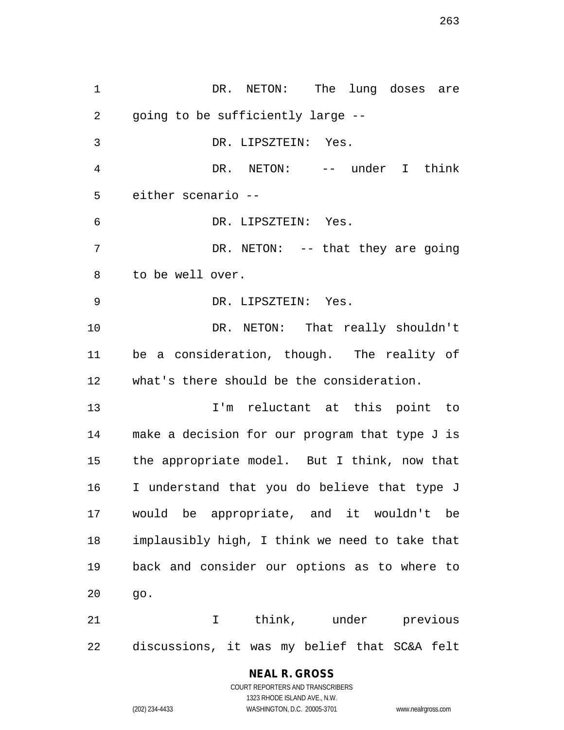DR. NETON: The lung doses are going to be sufficiently large --

DR. LIPSZTEIN: Yes.

DR. NETON: -- under I think either scenario --

DR. LIPSZTEIN: Yes.

DR. NETON: -- that they are going to be well over.

DR. LIPSZTEIN: Yes.

DR. NETON: That really shouldn't be a consideration, though. The reality of what's there should be the consideration.

I'm reluctant at this point to make a decision for our program that type J is the appropriate model. But I think, now that I understand that you do believe that type J would be appropriate, and it wouldn't be implausibly high, I think we need to take that back and consider our options as to where to go.

I think, under previous discussions, it was my belief that SC&A felt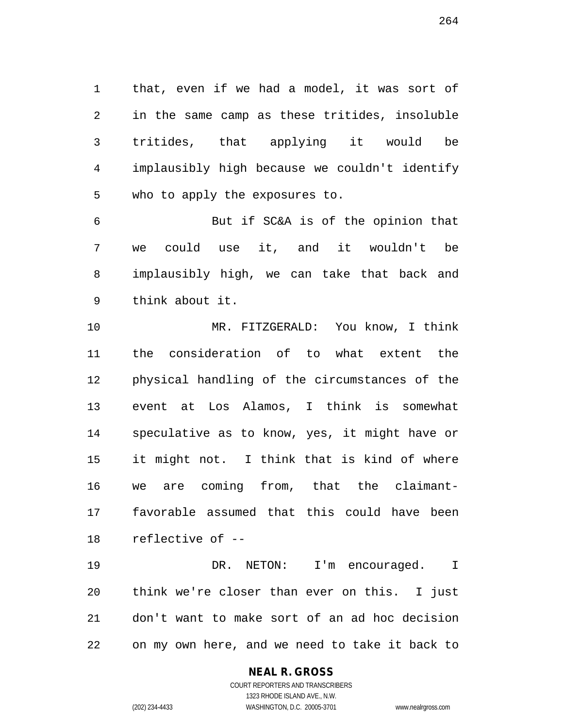that, even if we had a model, it was sort of in the same camp as these tritides, insoluble tritides, that applying it would be implausibly high because we couldn't identify who to apply the exposures to.

But if SC&A is of the opinion that we could use it, and it wouldn't be implausibly high, we can take that back and think about it.

MR. FITZGERALD: You know, I think the consideration of to what extent the physical handling of the circumstances of the event at Los Alamos, I think is somewhat speculative as to know, yes, it might have or it might not. I think that is kind of where we are coming from, that the claimant-favorable assumed that this could have been reflective of --

DR. NETON: I'm encouraged. I think we're closer than ever on this. I just don't want to make sort of an ad hoc decision on my own here, and we need to take it back to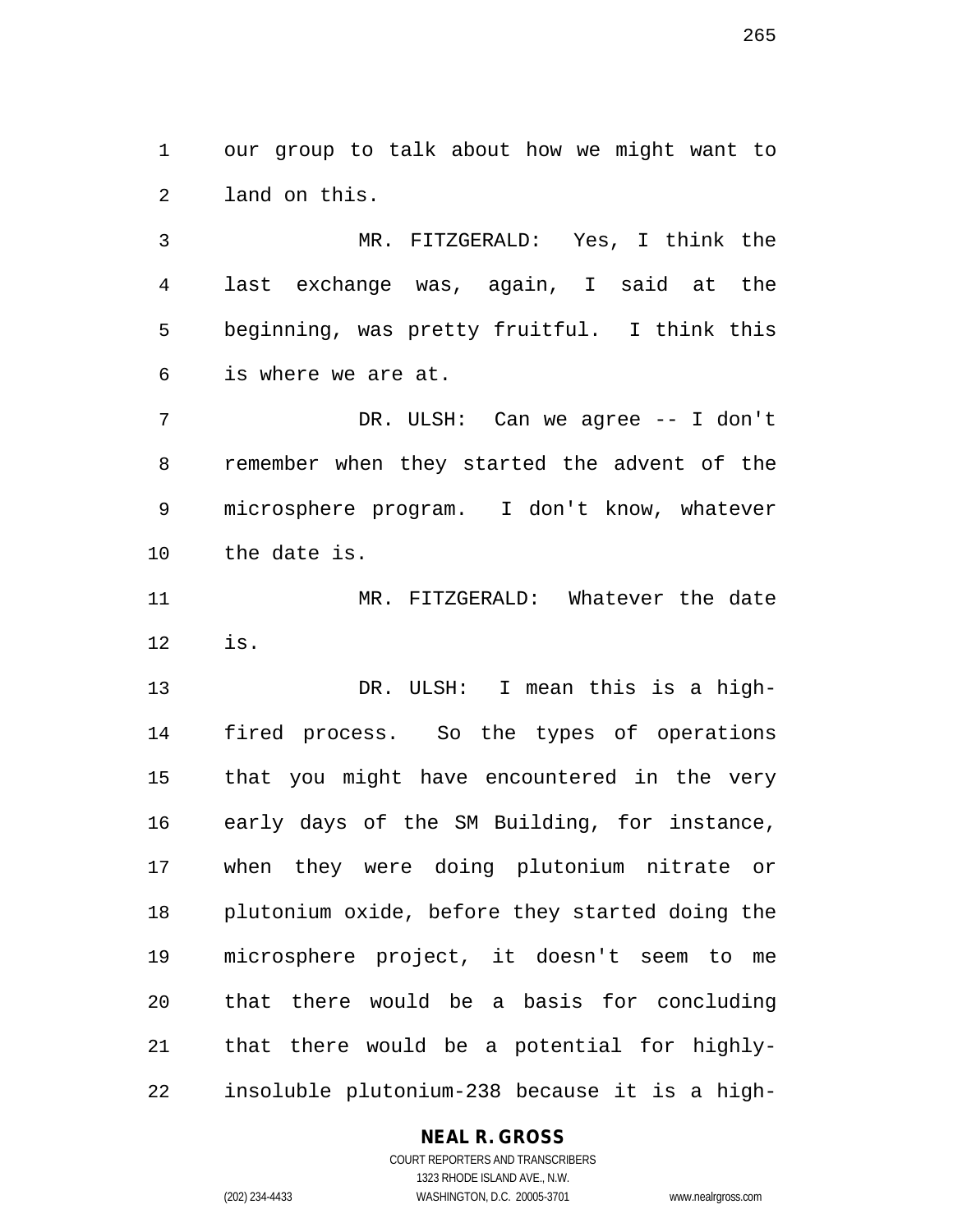our group to talk about how we might want to land on this.

MR. FITZGERALD: Yes, I think the last exchange was, again, I said at the beginning, was pretty fruitful. I think this is where we are at.

DR. ULSH: Can we agree -- I don't remember when they started the advent of the microsphere program. I don't know, whatever the date is.

MR. FITZGERALD: Whatever the date is.

DR. ULSH: I mean this is a high-fired process. So the types of operations that you might have encountered in the very early days of the SM Building, for instance, when they were doing plutonium nitrate or plutonium oxide, before they started doing the microsphere project, it doesn't seem to me that there would be a basis for concluding that there would be a potential for highly-insoluble plutonium-238 because it is a high-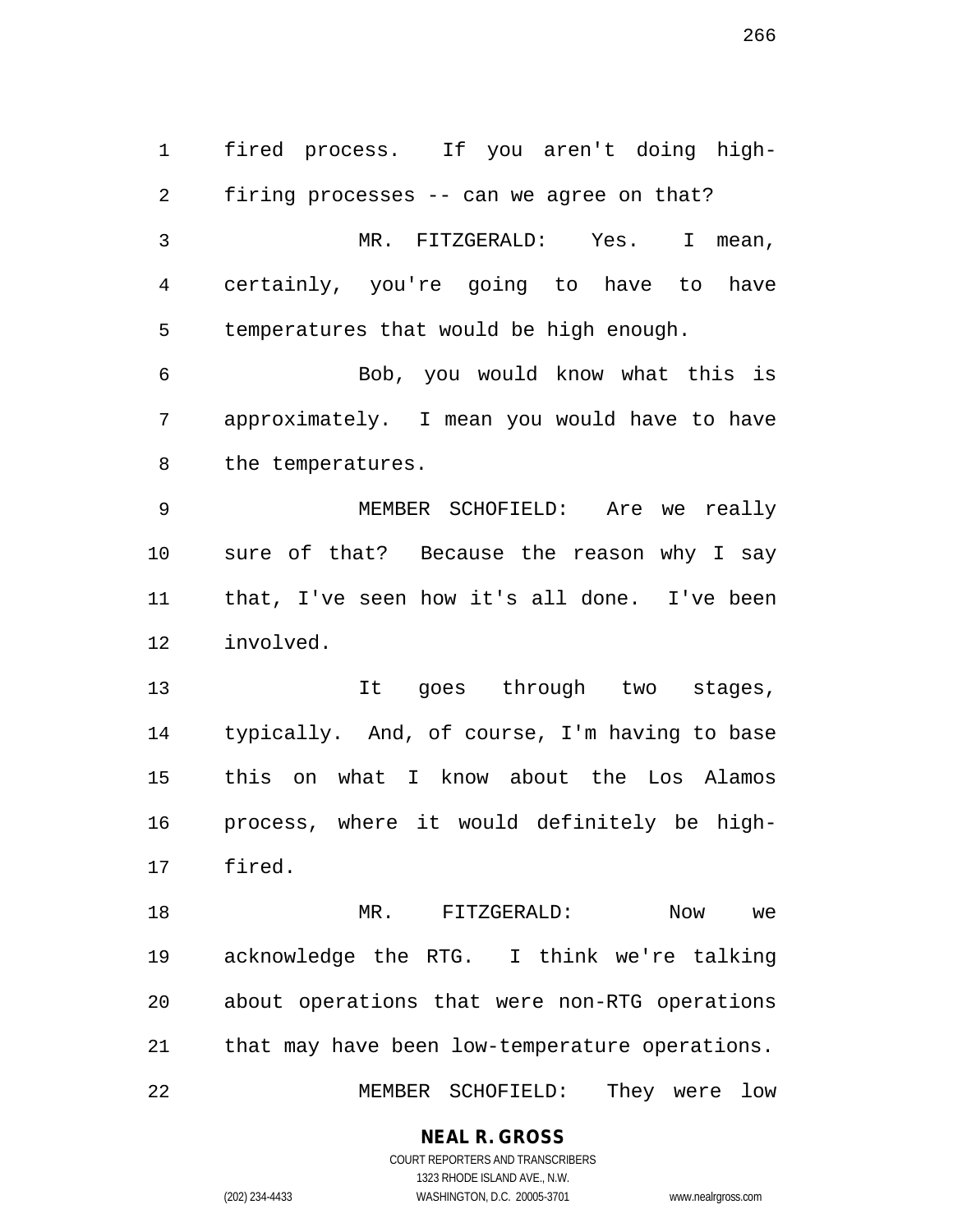fired process. If you aren't doing high-firing processes -- can we agree on that?

MR. FITZGERALD: Yes. I mean, certainly, you're going to have to have temperatures that would be high enough.

Bob, you would know what this is approximately. I mean you would have to have the temperatures.

MEMBER SCHOFIELD: Are we really sure of that? Because the reason why I say that, I've seen how it's all done. I've been involved.

It goes through two stages, typically. And, of course, I'm having to base this on what I know about the Los Alamos process, where it would definitely be high-fired.

MR. FITZGERALD: Now we acknowledge the RTG. I think we're talking about operations that were non-RTG operations that may have been low-temperature operations.

MEMBER SCHOFIELD: They were low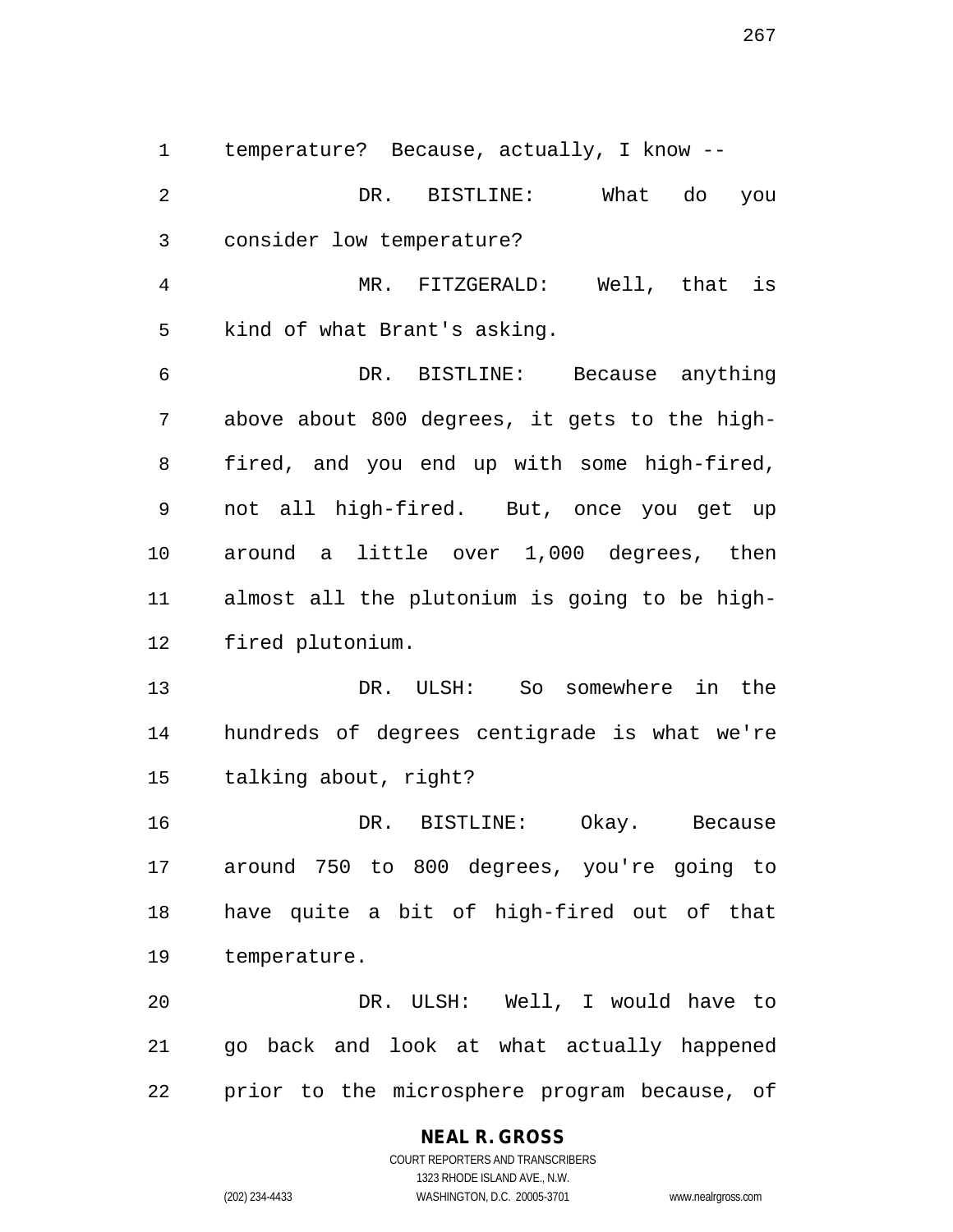temperature? Because, actually, I know --

DR. BISTLINE: What do you consider low temperature?

MR. FITZGERALD: Well, that is kind of what Brant's asking.

DR. BISTLINE: Because anything above about 800 degrees, it gets to the high-fired, and you end up with some high-fired, not all high-fired. But, once you get up around a little over 1,000 degrees, then almost all the plutonium is going to be high-fired plutonium.

DR. ULSH: So somewhere in the hundreds of degrees centigrade is what we're talking about, right?

DR. BISTLINE: Okay. Because around 750 to 800 degrees, you're going to have quite a bit of high-fired out of that temperature.

DR. ULSH: Well, I would have to go back and look at what actually happened prior to the microsphere program because, of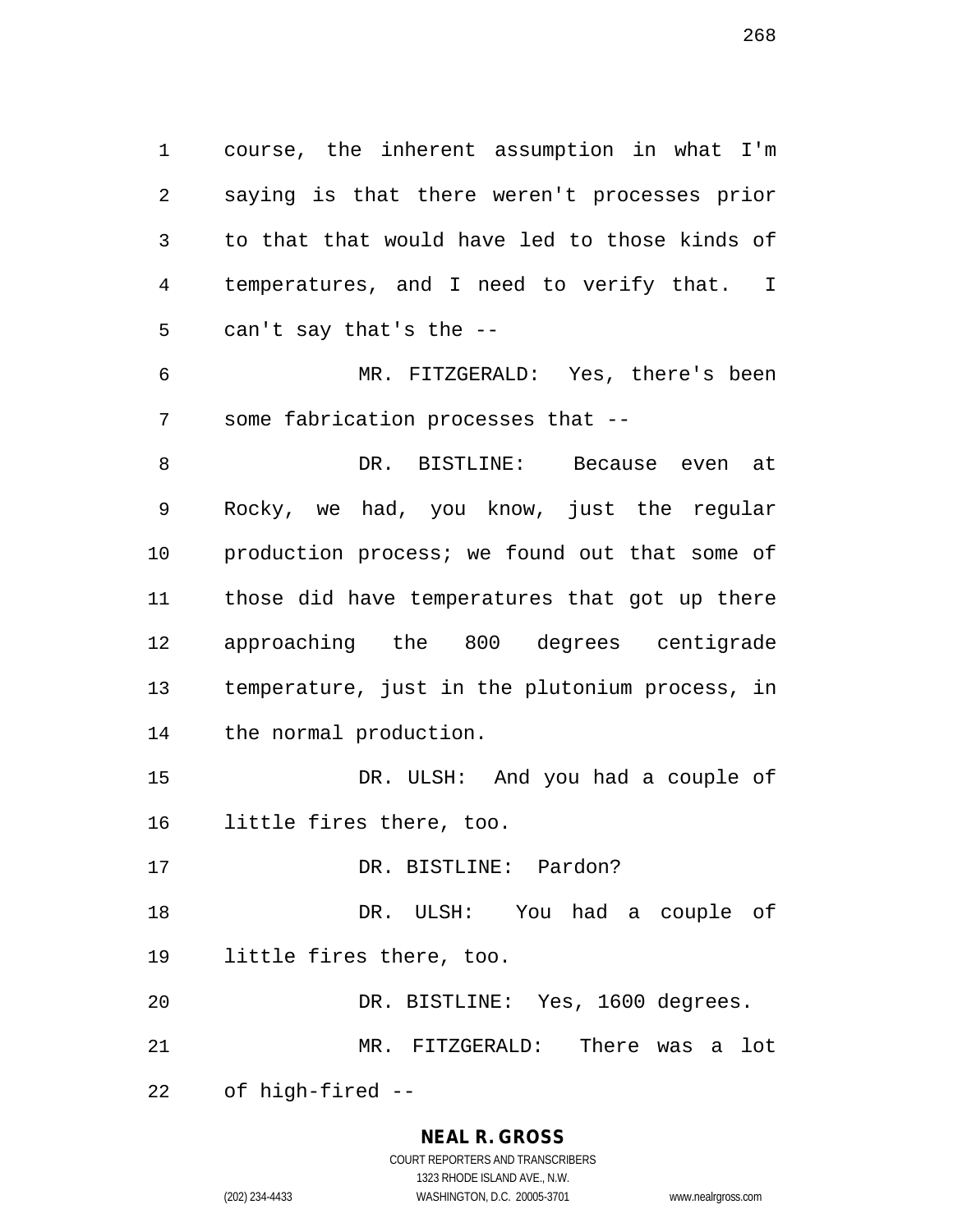course, the inherent assumption in what I'm saying is that there weren't processes prior to that that would have led to those kinds of temperatures, and I need to verify that. I can't say that's the --

MR. FITZGERALD: Yes, there's been some fabrication processes that --

DR. BISTLINE: Because even at Rocky, we had, you know, just the regular production process; we found out that some of those did have temperatures that got up there approaching the 800 degrees centigrade temperature, just in the plutonium process, in the normal production.

DR. ULSH: And you had a couple of little fires there, too.

DR. BISTLINE: Pardon?

DR. ULSH: You had a couple of little fires there, too.

DR. BISTLINE: Yes, 1600 degrees.

MR. FITZGERALD: There was a lot of high-fired --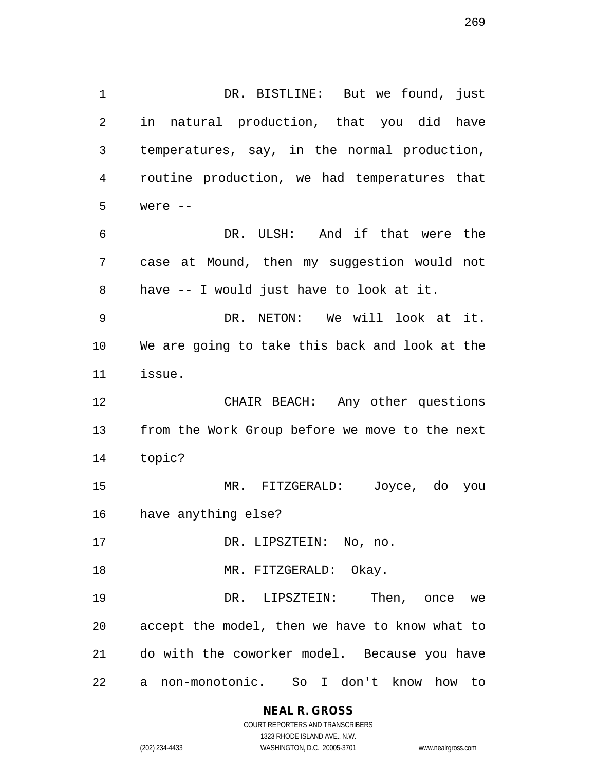DR. BISTLINE: But we found, just in natural production, that you did have temperatures, say, in the normal production, routine production, we had temperatures that were --

DR. ULSH: And if that were the case at Mound, then my suggestion would not have -- I would just have to look at it.

DR. NETON: We will look at it. We are going to take this back and look at the issue.

CHAIR BEACH: Any other questions from the Work Group before we move to the next topic?

MR. FITZGERALD: Joyce, do you have anything else?

DR. LIPSZTEIN: No, no.

MR. FITZGERALD: Okay.

DR. LIPSZTEIN: Then, once we accept the model, then we have to know what to do with the coworker model. Because you have a non-monotonic. So I don't know how to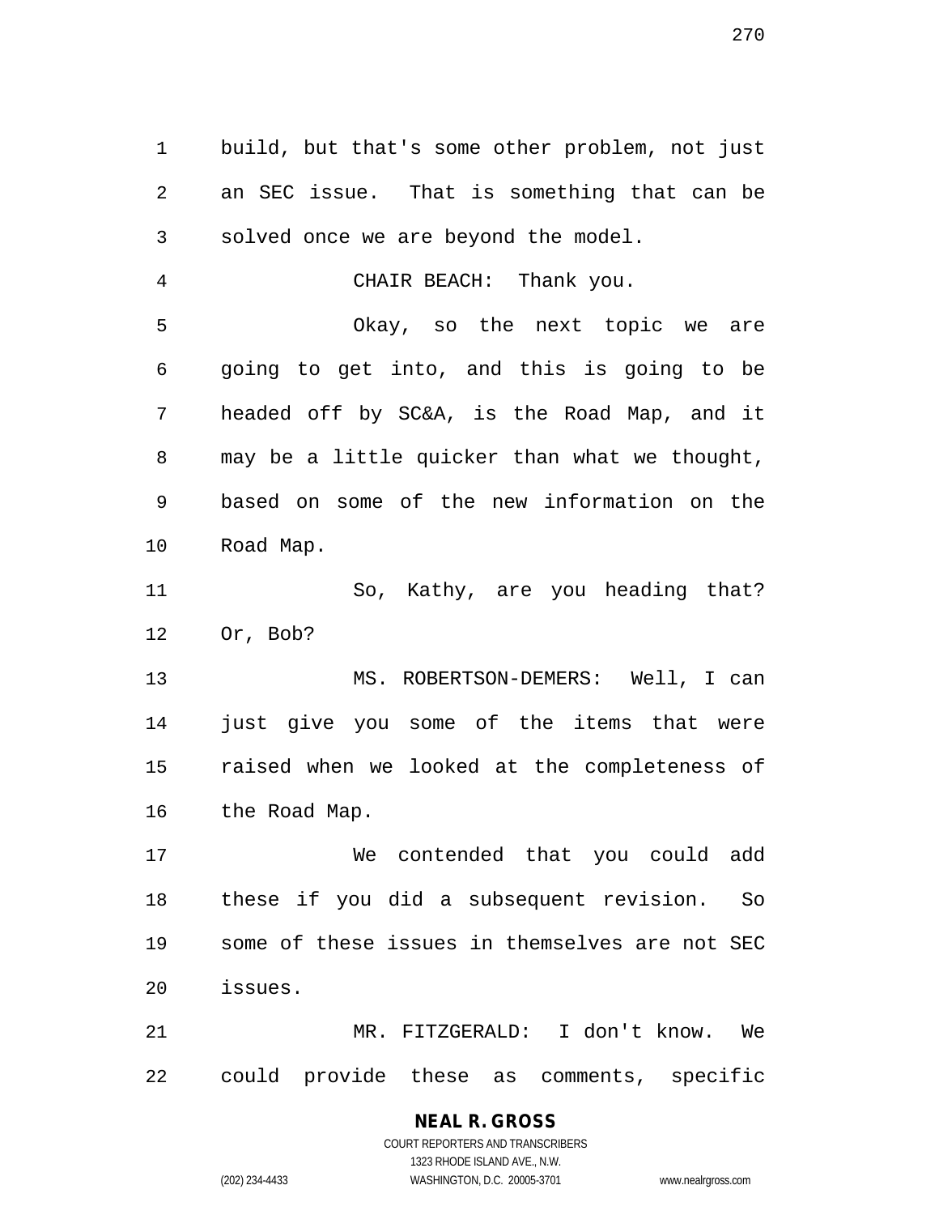build, but that's some other problem, not just an SEC issue. That is something that can be solved once we are beyond the model.

CHAIR BEACH: Thank you.

Okay, so the next topic we are going to get into, and this is going to be headed off by SC&A, is the Road Map, and it may be a little quicker than what we thought, based on some of the new information on the Road Map.

So, Kathy, are you heading that? Or, Bob?

MS. ROBERTSON-DEMERS: Well, I can just give you some of the items that were raised when we looked at the completeness of the Road Map.

We contended that you could add these if you did a subsequent revision. So some of these issues in themselves are not SEC issues.

MR. FITZGERALD: I don't know. We could provide these as comments, specific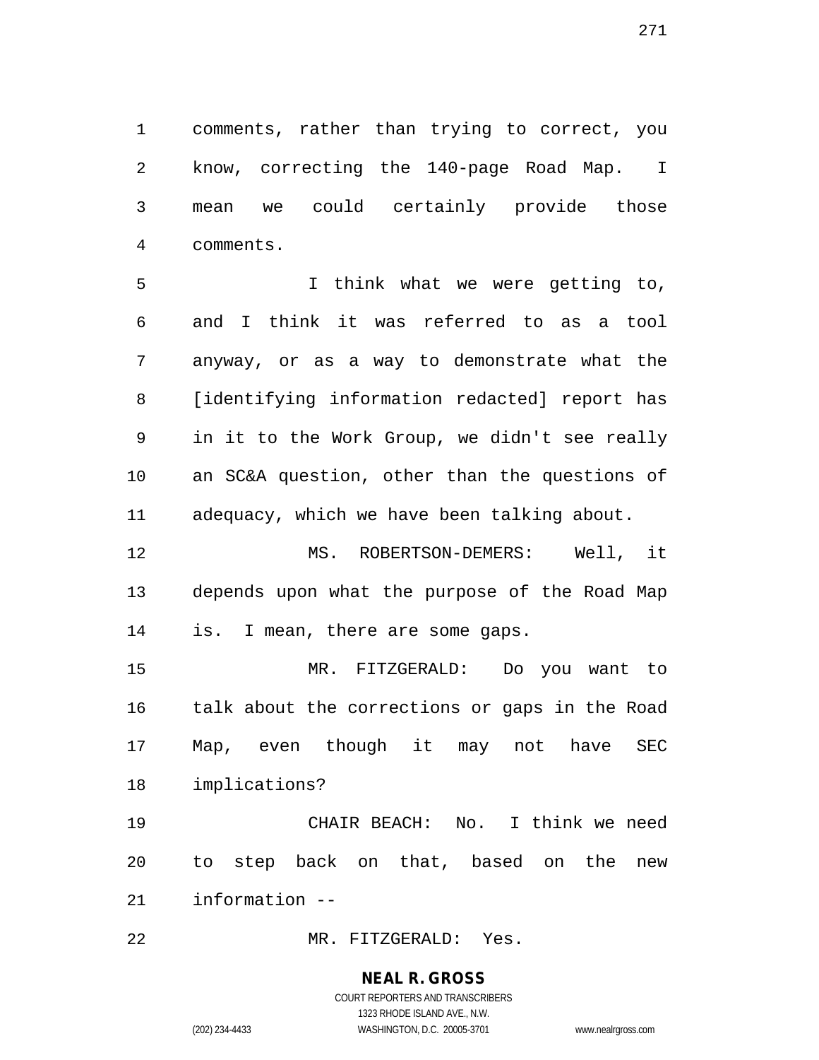comments, rather than trying to correct, you know, correcting the 140-page Road Map. I mean we could certainly provide those comments.

I think what we were getting to, and I think it was referred to as a tool anyway, or as a way to demonstrate what the [identifying information redacted] report has in it to the Work Group, we didn't see really an SC&A question, other than the questions of adequacy, which we have been talking about.

MS. ROBERTSON-DEMERS: Well, it depends upon what the purpose of the Road Map is. I mean, there are some gaps.

MR. FITZGERALD: Do you want to talk about the corrections or gaps in the Road Map, even though it may not have SEC implications?

CHAIR BEACH: No. I think we need to step back on that, based on the new information --

MR. FITZGERALD: Yes.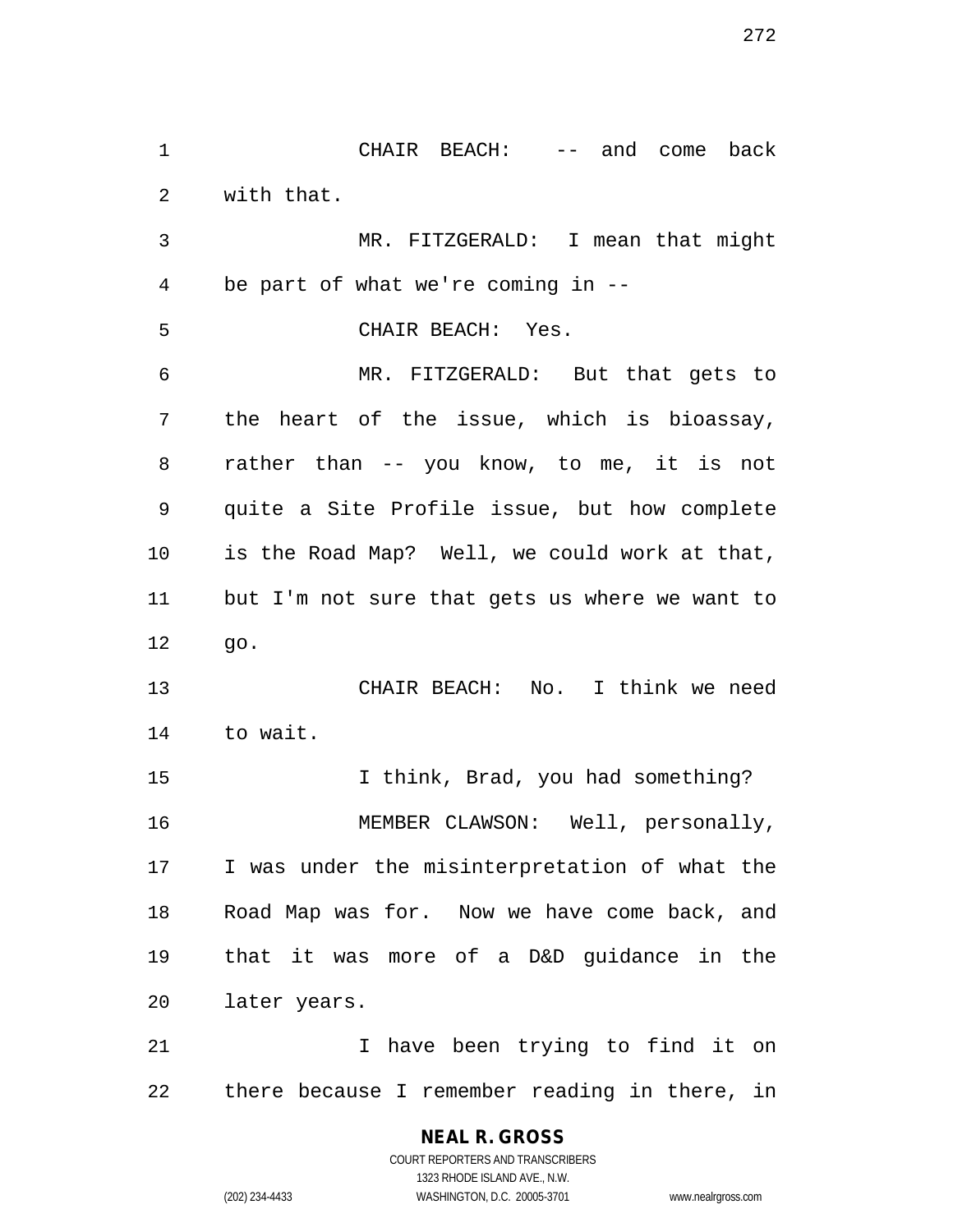CHAIR BEACH: -- and come back with that.

MR. FITZGERALD: I mean that might be part of what we're coming in --

CHAIR BEACH: Yes.

MR. FITZGERALD: But that gets to the heart of the issue, which is bioassay, rather than -- you know, to me, it is not quite a Site Profile issue, but how complete is the Road Map? Well, we could work at that, but I'm not sure that gets us where we want to go.

CHAIR BEACH: No. I think we need to wait.

I think, Brad, you had something?

MEMBER CLAWSON: Well, personally, I was under the misinterpretation of what the Road Map was for. Now we have come back, and that it was more of a D&D guidance in the later years.

I have been trying to find it on there because I remember reading in there, in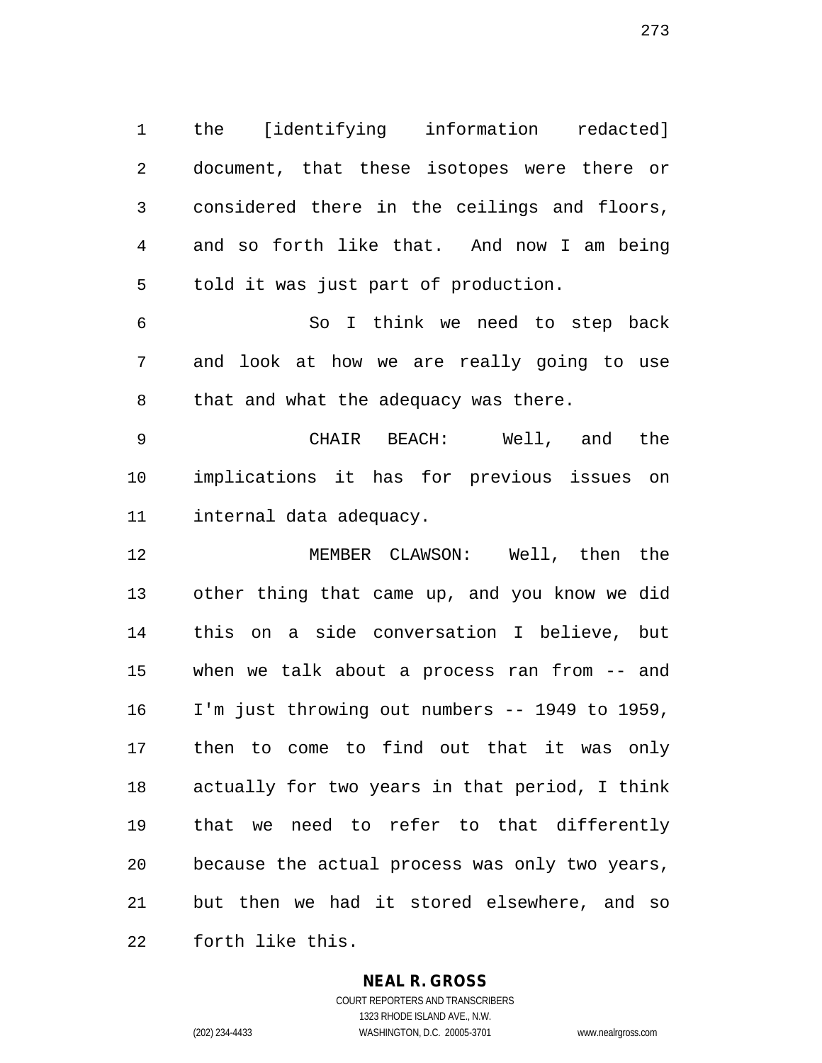the [identifying information redacted] document, that these isotopes were there or considered there in the ceilings and floors, and so forth like that. And now I am being told it was just part of production.

So I think we need to step back and look at how we are really going to use that and what the adequacy was there.

CHAIR BEACH: Well, and the implications it has for previous issues on internal data adequacy.

MEMBER CLAWSON: Well, then the other thing that came up, and you know we did this on a side conversation I believe, but when we talk about a process ran from -- and I'm just throwing out numbers -- 1949 to 1959, then to come to find out that it was only actually for two years in that period, I think that we need to refer to that differently because the actual process was only two years, but then we had it stored elsewhere, and so forth like this.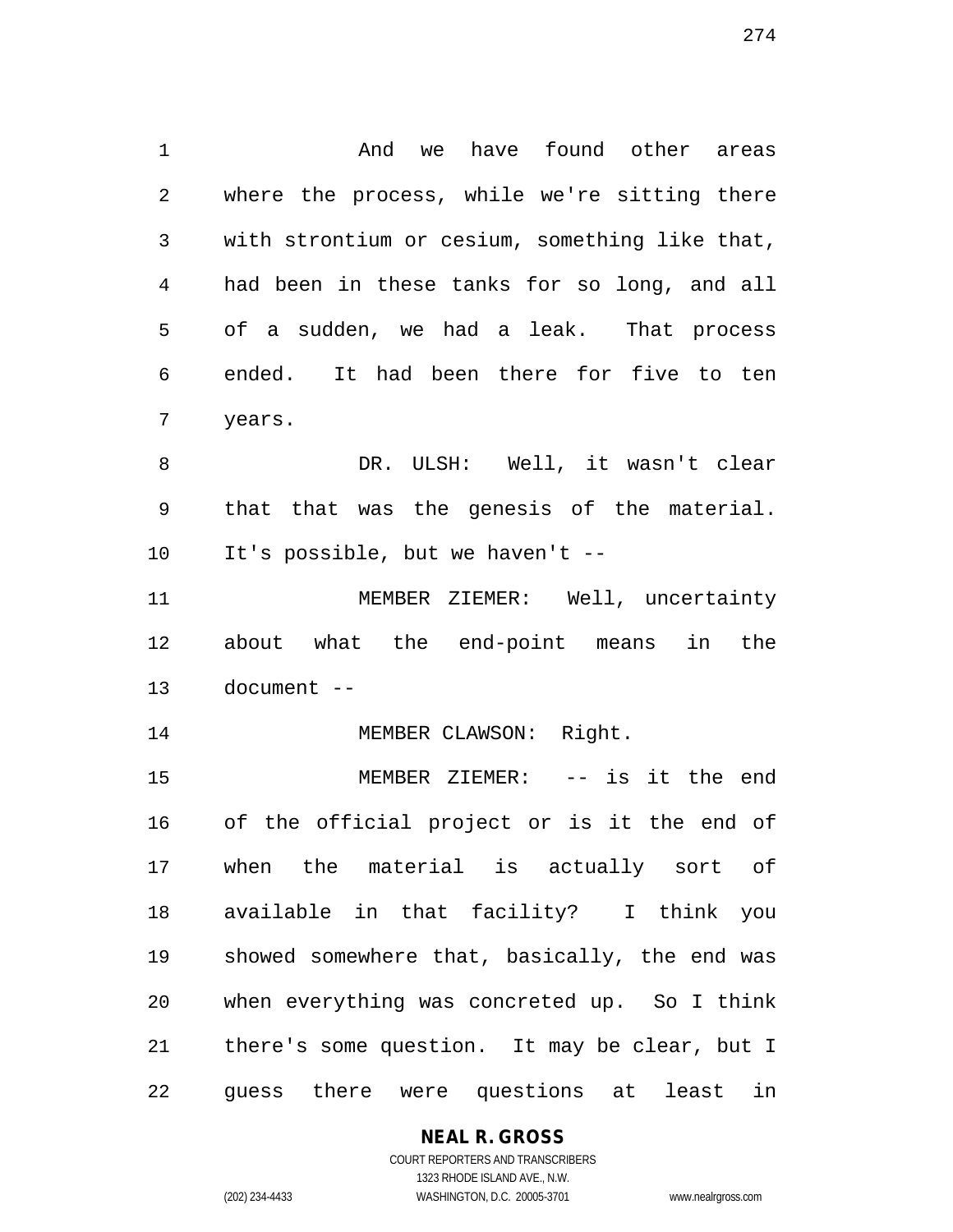And we have found other areas where the process, while we're sitting there with strontium or cesium, something like that, had been in these tanks for so long, and all of a sudden, we had a leak. That process ended. It had been there for five to ten years.

DR. ULSH: Well, it wasn't clear that that was the genesis of the material. It's possible, but we haven't --

MEMBER ZIEMER: Well, uncertainty about what the end-point means in the document --

MEMBER CLAWSON: Right.

MEMBER ZIEMER: -- is it the end of the official project or is it the end of when the material is actually sort of available in that facility? I think you showed somewhere that, basically, the end was when everything was concreted up. So I think there's some question. It may be clear, but I guess there were questions at least in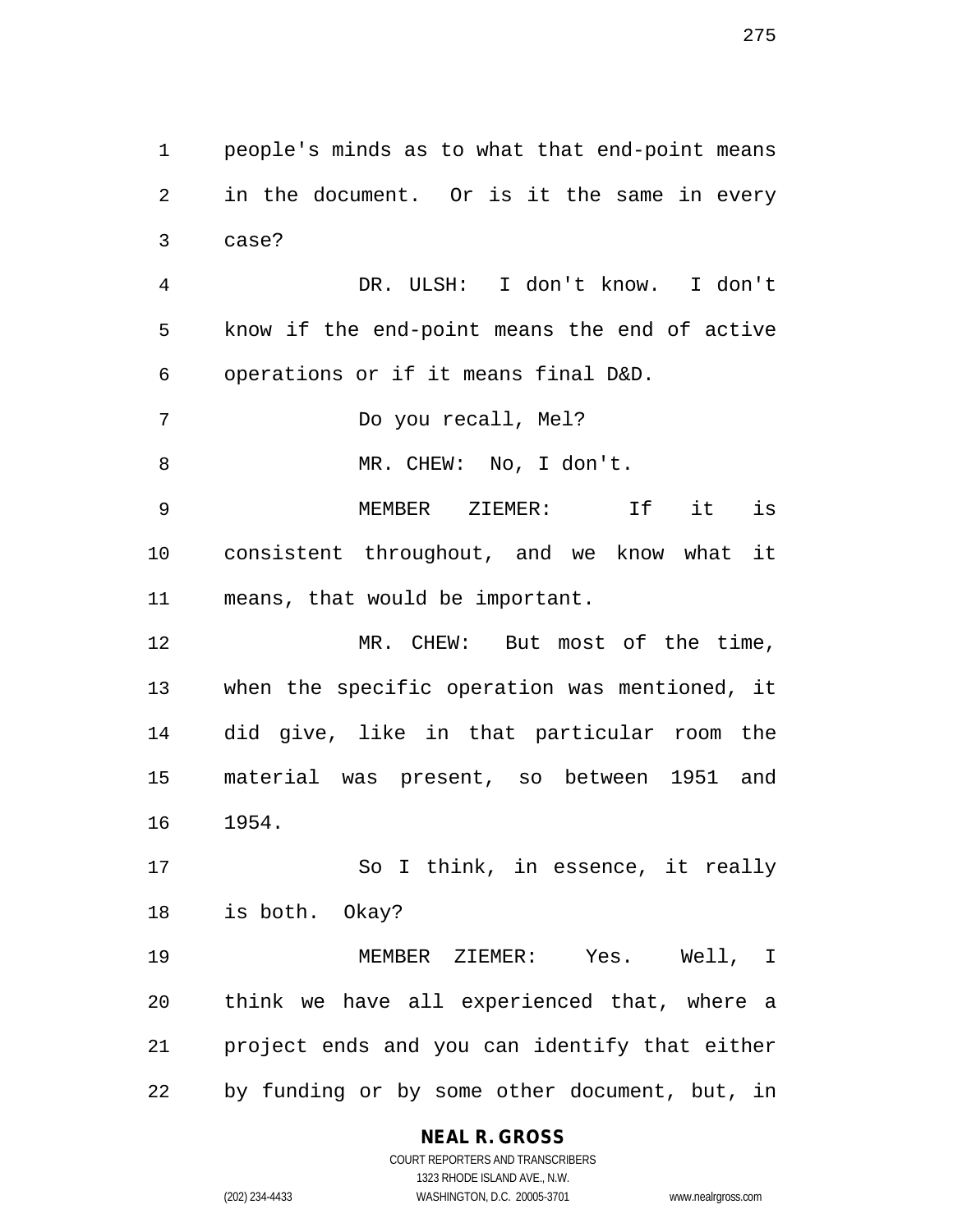people's minds as to what that end-point means in the document. Or is it the same in every case?

DR. ULSH: I don't know. I don't know if the end-point means the end of active operations or if it means final D&D.

Do you recall, Mel?

MR. CHEW: No, I don't.

MEMBER ZIEMER: If it is consistent throughout, and we know what it means, that would be important.

MR. CHEW: But most of the time, when the specific operation was mentioned, it did give, like in that particular room the material was present, so between 1951 and 1954.

So I think, in essence, it really is both. Okay?

MEMBER ZIEMER: Yes. Well, I think we have all experienced that, where a project ends and you can identify that either by funding or by some other document, but, in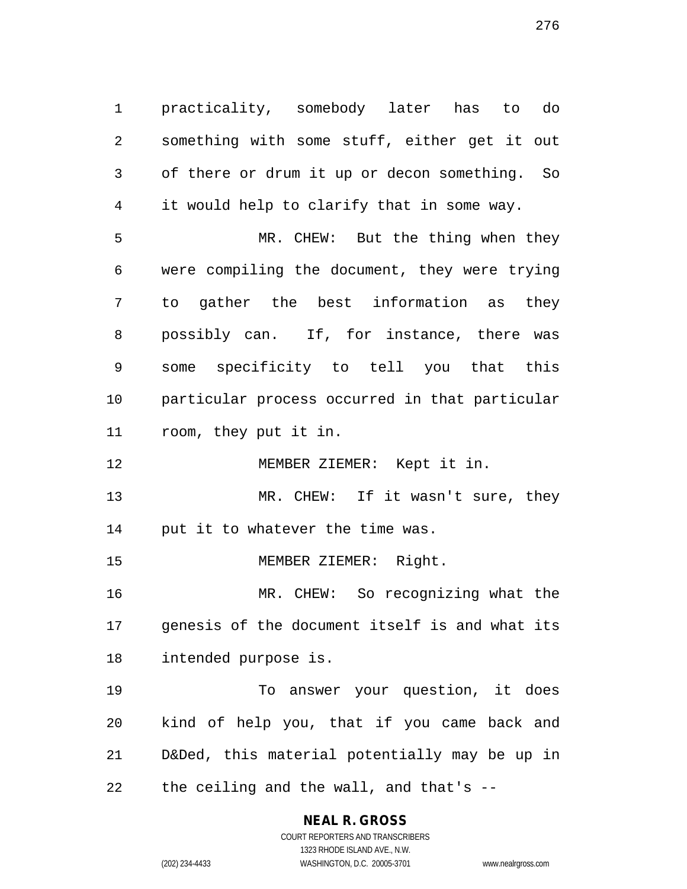practicality, somebody later has to do something with some stuff, either get it out of there or drum it up or decon something. So it would help to clarify that in some way.

MR. CHEW: But the thing when they were compiling the document, they were trying to gather the best information as they possibly can. If, for instance, there was some specificity to tell you that this particular process occurred in that particular room, they put it in.

MEMBER ZIEMER: Kept it in.

MR. CHEW: If it wasn't sure, they put it to whatever the time was.

MEMBER ZIEMER: Right.

MR. CHEW: So recognizing what the genesis of the document itself is and what its intended purpose is.

To answer your question, it does kind of help you, that if you came back and D&Ded, this material potentially may be up in the ceiling and the wall, and that's --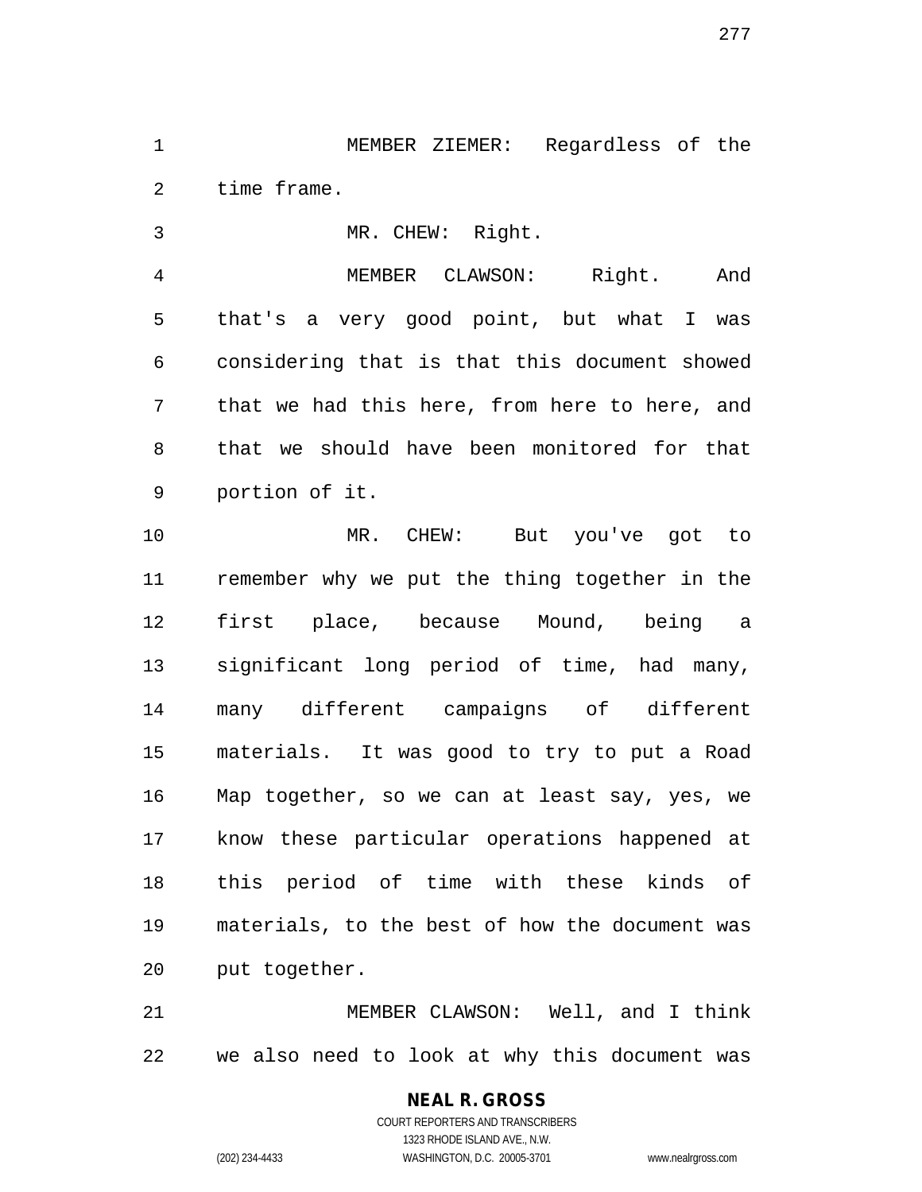MEMBER ZIEMER: Regardless of the time frame.

MR. CHEW: Right.

MEMBER CLAWSON: Right. And that's a very good point, but what I was considering that is that this document showed that we had this here, from here to here, and that we should have been monitored for that portion of it.

MR. CHEW: But you've got to remember why we put the thing together in the first place, because Mound, being a significant long period of time, had many, many different campaigns of different materials. It was good to try to put a Road Map together, so we can at least say, yes, we know these particular operations happened at this period of time with these kinds of materials, to the best of how the document was put together.

MEMBER CLAWSON: Well, and I think we also need to look at why this document was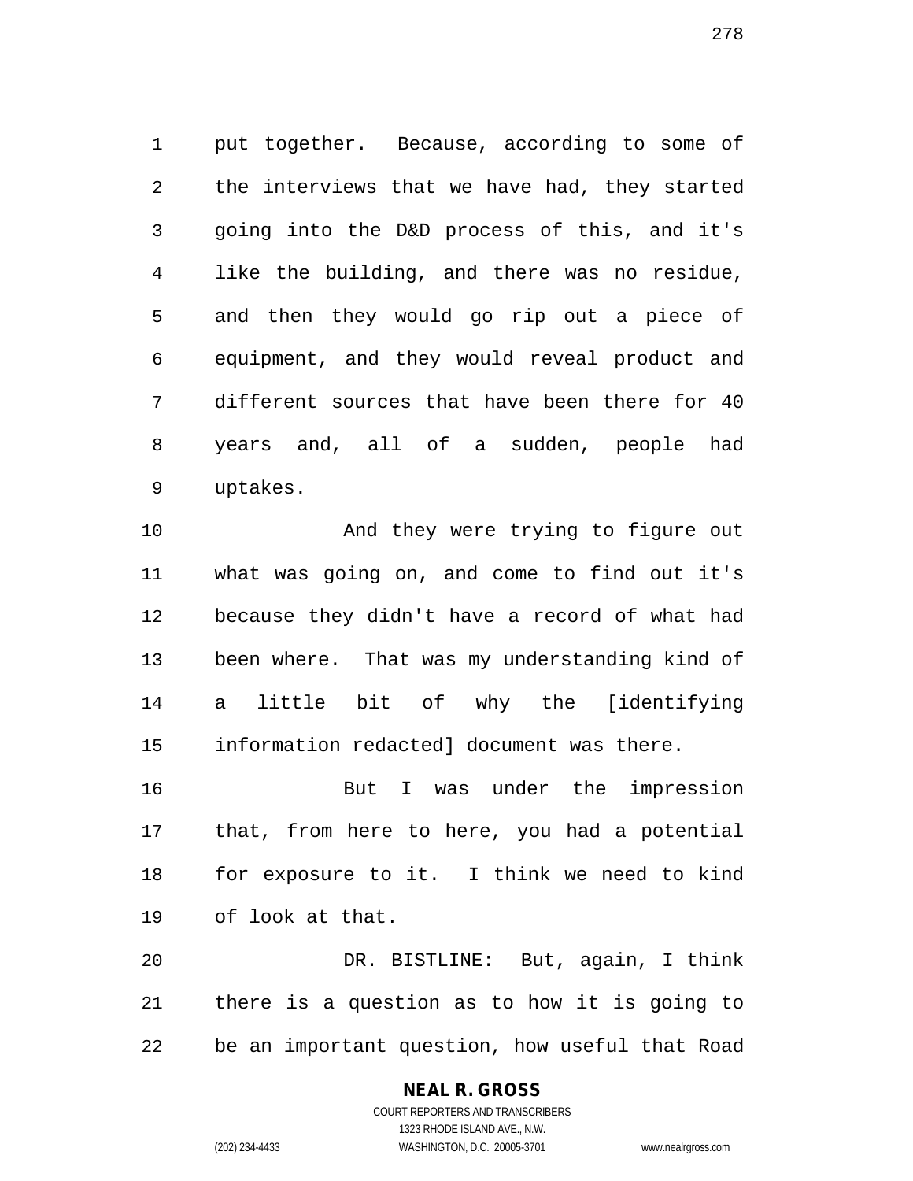put together. Because, according to some of the interviews that we have had, they started going into the D&D process of this, and it's like the building, and there was no residue, and then they would go rip out a piece of equipment, and they would reveal product and different sources that have been there for 40 years and, all of a sudden, people had uptakes.

And they were trying to figure out what was going on, and come to find out it's because they didn't have a record of what had been where. That was my understanding kind of a little bit of why the [identifying information redacted] document was there.

But I was under the impression that, from here to here, you had a potential for exposure to it. I think we need to kind of look at that.

DR. BISTLINE: But, again, I think there is a question as to how it is going to be an important question, how useful that Road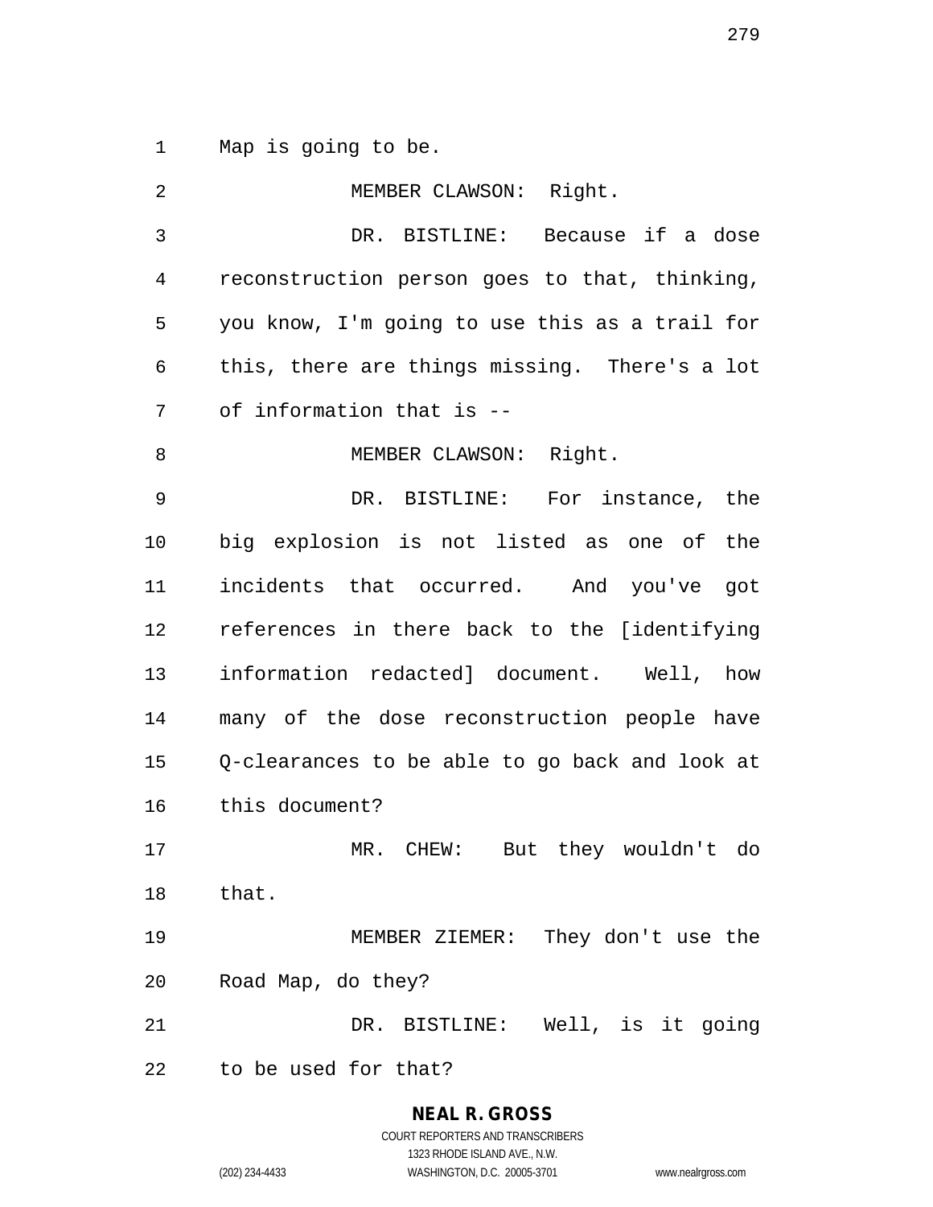Map is going to be.

MEMBER CLAWSON: Right.

DR. BISTLINE: Because if a dose reconstruction person goes to that, thinking, you know, I'm going to use this as a trail for this, there are things missing. There's a lot of information that is --

MEMBER CLAWSON: Right.

DR. BISTLINE: For instance, the big explosion is not listed as one of the incidents that occurred. And you've got references in there back to the [identifying information redacted] document. Well, how many of the dose reconstruction people have Q-clearances to be able to go back and look at this document?

MR. CHEW: But they wouldn't do that.

MEMBER ZIEMER: They don't use the Road Map, do they?

DR. BISTLINE: Well, is it going to be used for that?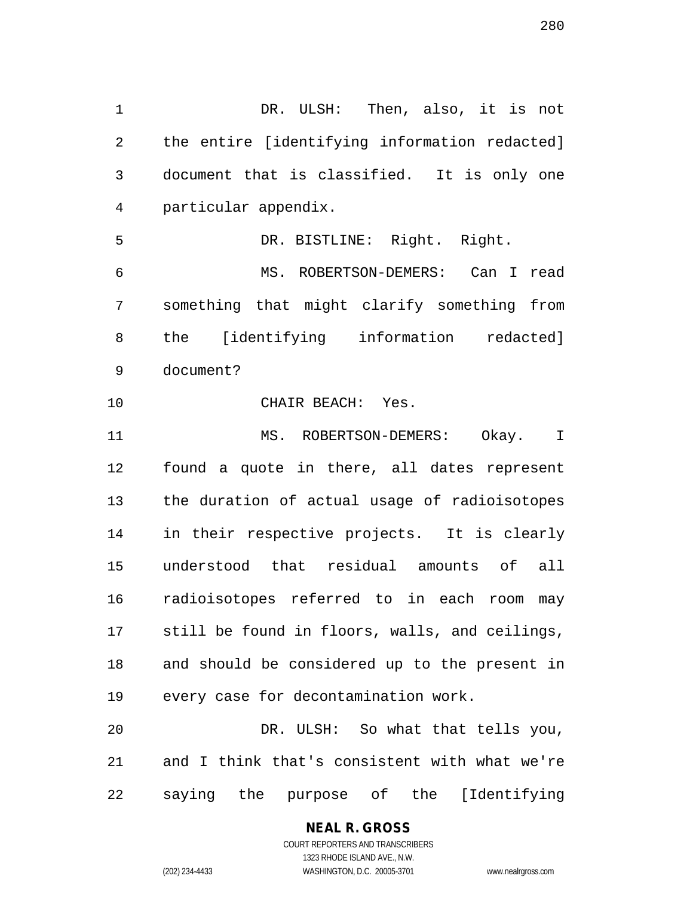DR. ULSH: Then, also, it is not the entire [identifying information redacted] document that is classified. It is only one particular appendix.

DR. BISTLINE: Right. Right.

MS. ROBERTSON-DEMERS: Can I read something that might clarify something from the [identifying information redacted] document?

CHAIR BEACH: Yes.

MS. ROBERTSON-DEMERS: Okay. I found a quote in there, all dates represent the duration of actual usage of radioisotopes in their respective projects. It is clearly understood that residual amounts of all radioisotopes referred to in each room may still be found in floors, walls, and ceilings, and should be considered up to the present in every case for decontamination work.

DR. ULSH: So what that tells you, and I think that's consistent with what we're saying the purpose of the [Identifying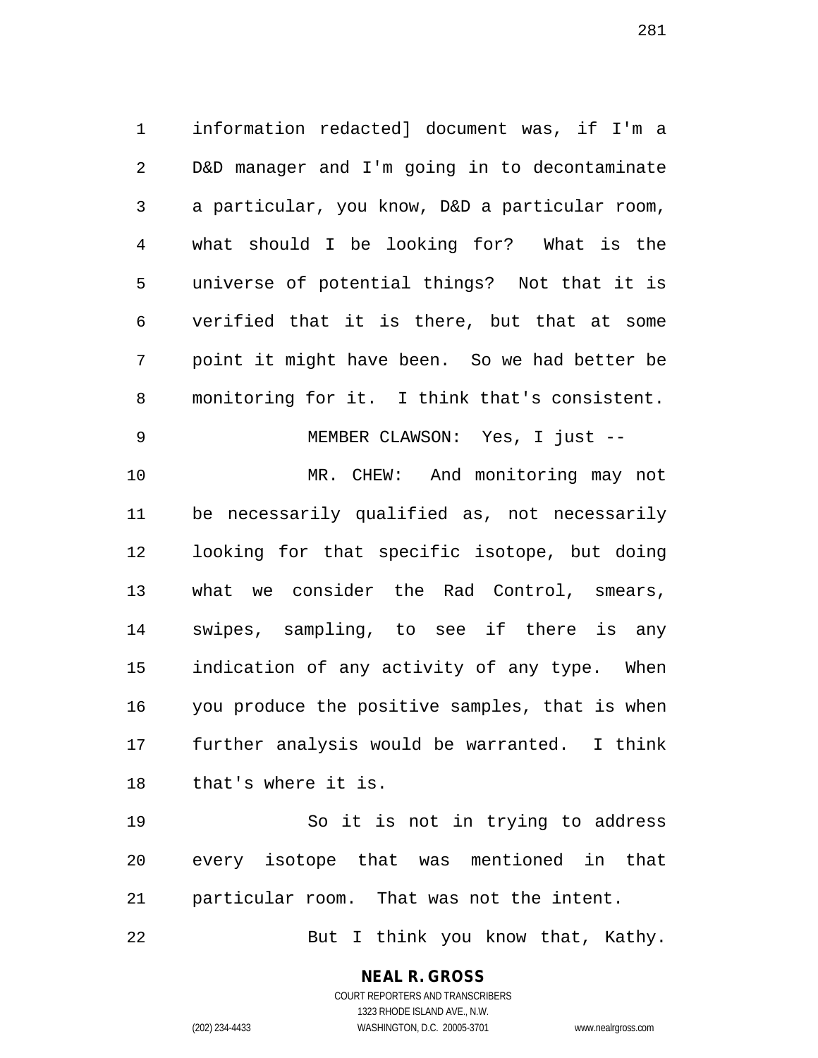information redacted] document was, if I'm a D&D manager and I'm going in to decontaminate a particular, you know, D&D a particular room, what should I be looking for? What is the universe of potential things? Not that it is verified that it is there, but that at some point it might have been. So we had better be monitoring for it. I think that's consistent.

MEMBER CLAWSON: Yes, I just --

MR. CHEW: And monitoring may not be necessarily qualified as, not necessarily looking for that specific isotope, but doing what we consider the Rad Control, smears, swipes, sampling, to see if there is any indication of any activity of any type. When you produce the positive samples, that is when further analysis would be warranted. I think that's where it is.

So it is not in trying to address every isotope that was mentioned in that particular room. That was not the intent.

But I think you know that, Kathy.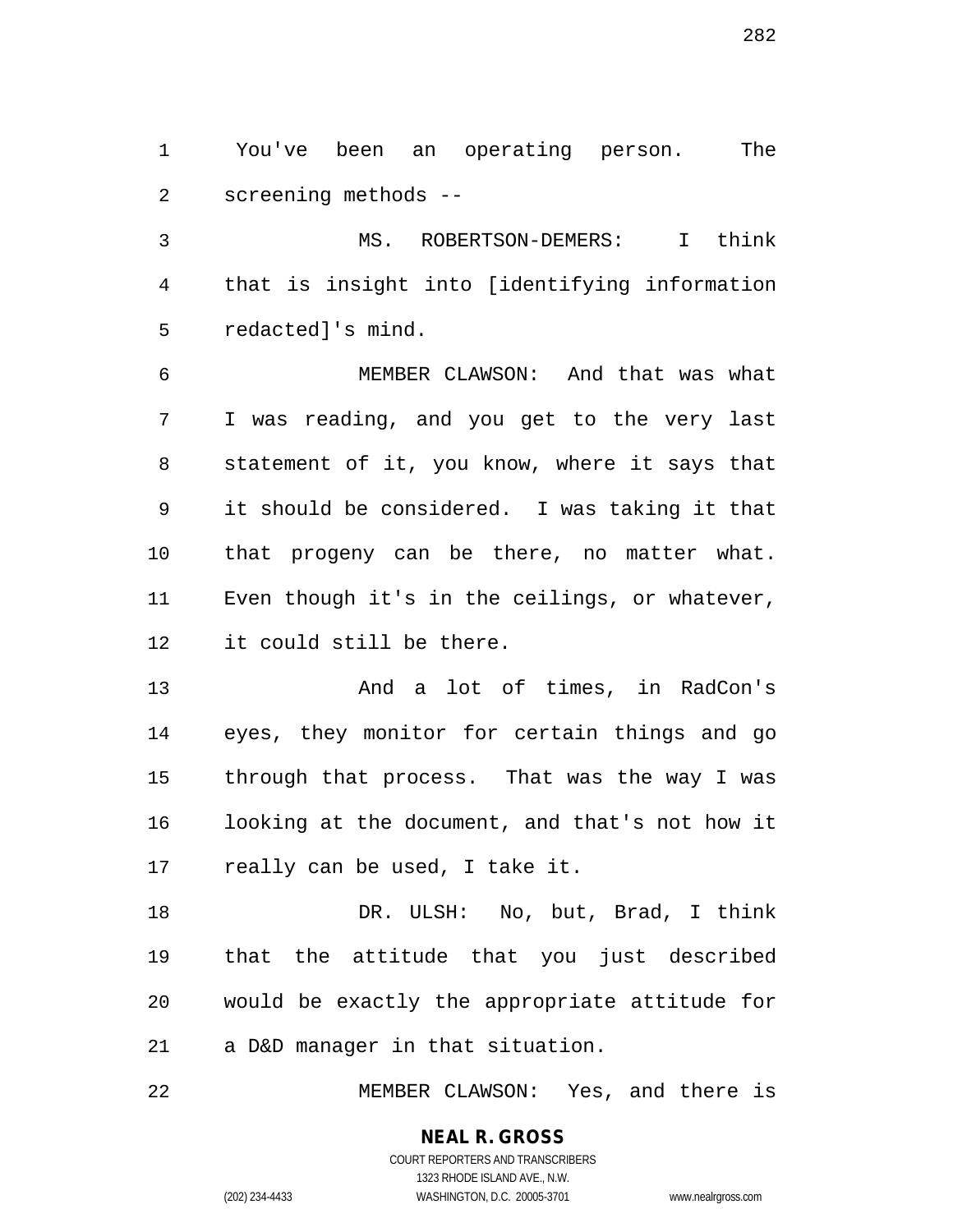You've been an operating person. The screening methods --

MS. ROBERTSON-DEMERS: I think that is insight into [identifying information redacted]'s mind.

MEMBER CLAWSON: And that was what I was reading, and you get to the very last statement of it, you know, where it says that it should be considered. I was taking it that that progeny can be there, no matter what. Even though it's in the ceilings, or whatever, it could still be there.

And a lot of times, in RadCon's eyes, they monitor for certain things and go through that process. That was the way I was looking at the document, and that's not how it really can be used, I take it.

DR. ULSH: No, but, Brad, I think that the attitude that you just described would be exactly the appropriate attitude for a D&D manager in that situation.

MEMBER CLAWSON: Yes, and there is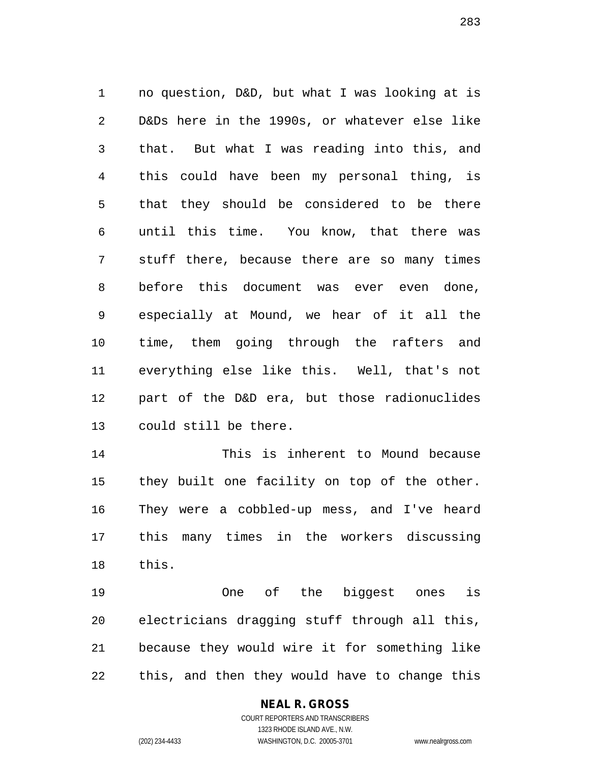no question, D&D, but what I was looking at is D&Ds here in the 1990s, or whatever else like that. But what I was reading into this, and this could have been my personal thing, is that they should be considered to be there until this time. You know, that there was stuff there, because there are so many times before this document was ever even done, especially at Mound, we hear of it all the time, them going through the rafters and everything else like this. Well, that's not part of the D&D era, but those radionuclides could still be there.

This is inherent to Mound because they built one facility on top of the other. They were a cobbled-up mess, and I've heard this many times in the workers discussing this.

One of the biggest ones is electricians dragging stuff through all this, because they would wire it for something like this, and then they would have to change this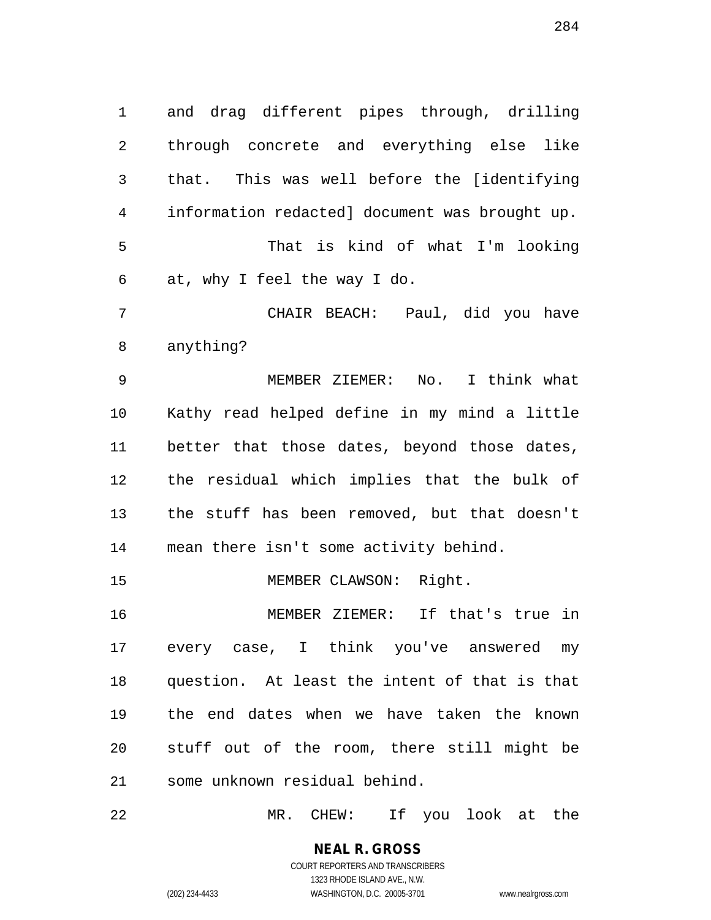and drag different pipes through, drilling through concrete and everything else like that. This was well before the [identifying information redacted] document was brought up.

That is kind of what I'm looking at, why I feel the way I do.

CHAIR BEACH: Paul, did you have anything?

MEMBER ZIEMER: No. I think what Kathy read helped define in my mind a little better that those dates, beyond those dates, the residual which implies that the bulk of the stuff has been removed, but that doesn't mean there isn't some activity behind.

MEMBER CLAWSON: Right.

MEMBER ZIEMER: If that's true in every case, I think you've answered my question. At least the intent of that is that the end dates when we have taken the known stuff out of the room, there still might be some unknown residual behind.

MR. CHEW: If you look at the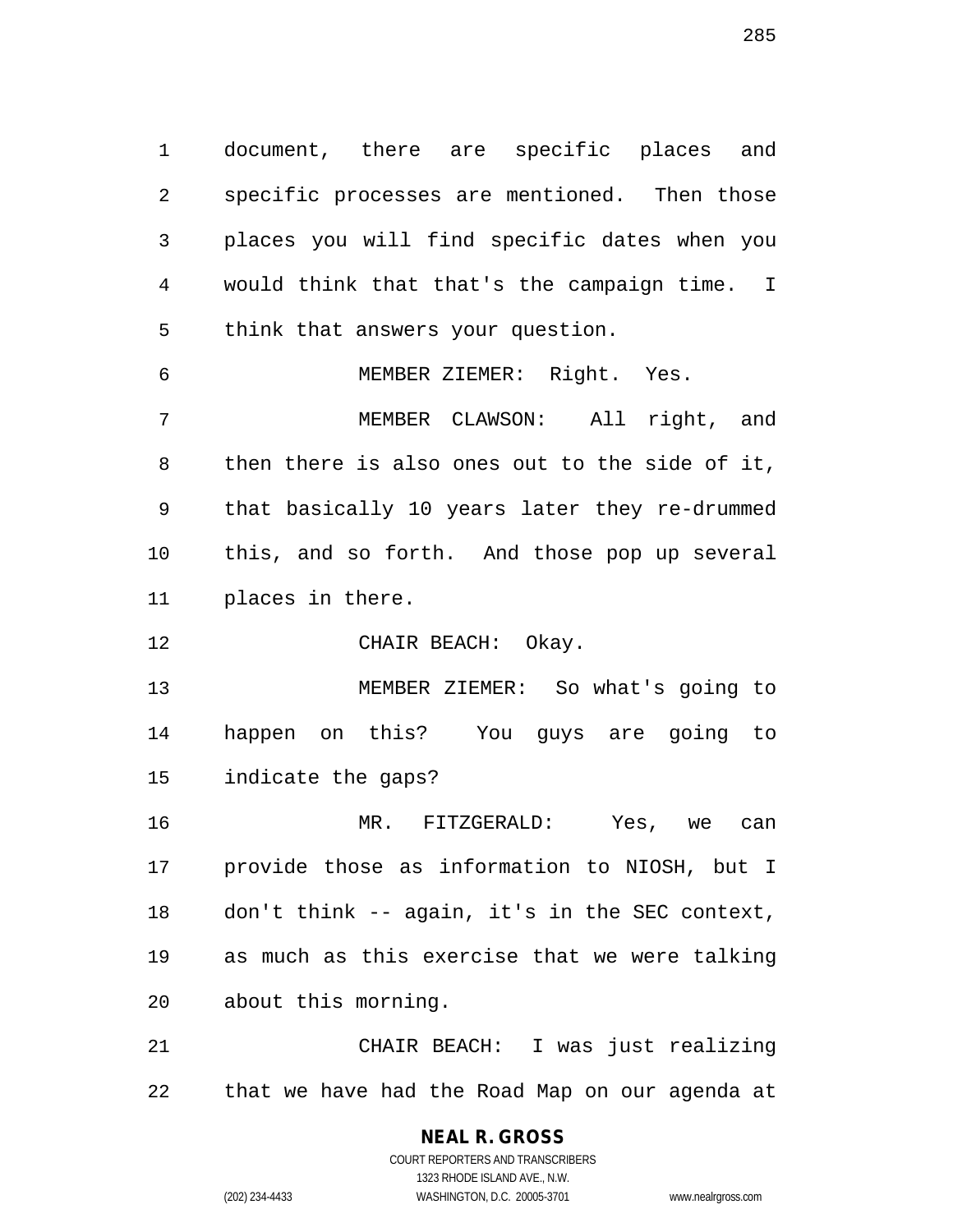document, there are specific places and specific processes are mentioned. Then those places you will find specific dates when you would think that that's the campaign time. I think that answers your question.

MEMBER ZIEMER: Right. Yes.

MEMBER CLAWSON: All right, and then there is also ones out to the side of it, that basically 10 years later they re-drummed this, and so forth. And those pop up several places in there.

CHAIR BEACH: Okay.

MEMBER ZIEMER: So what's going to happen on this? You guys are going to indicate the gaps?

MR. FITZGERALD: Yes, we can provide those as information to NIOSH, but I don't think -- again, it's in the SEC context, as much as this exercise that we were talking about this morning.

CHAIR BEACH: I was just realizing that we have had the Road Map on our agenda at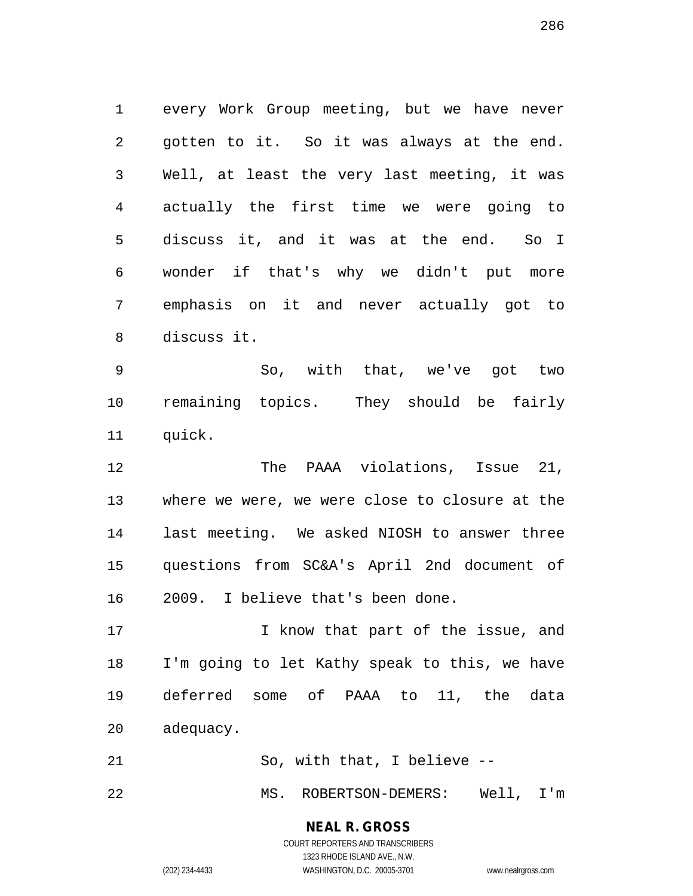every Work Group meeting, but we have never gotten to it. So it was always at the end. Well, at least the very last meeting, it was actually the first time we were going to discuss it, and it was at the end. So I wonder if that's why we didn't put more emphasis on it and never actually got to discuss it.

So, with that, we've got two remaining topics. They should be fairly quick.

The PAAA violations, Issue 21, where we were, we were close to closure at the last meeting. We asked NIOSH to answer three questions from SC&A's April 2nd document of 2009. I believe that's been done.

I know that part of the issue, and I'm going to let Kathy speak to this, we have deferred some of PAAA to 11, the data adequacy.

So, with that, I believe --

MS. ROBERTSON-DEMERS: Well, I'm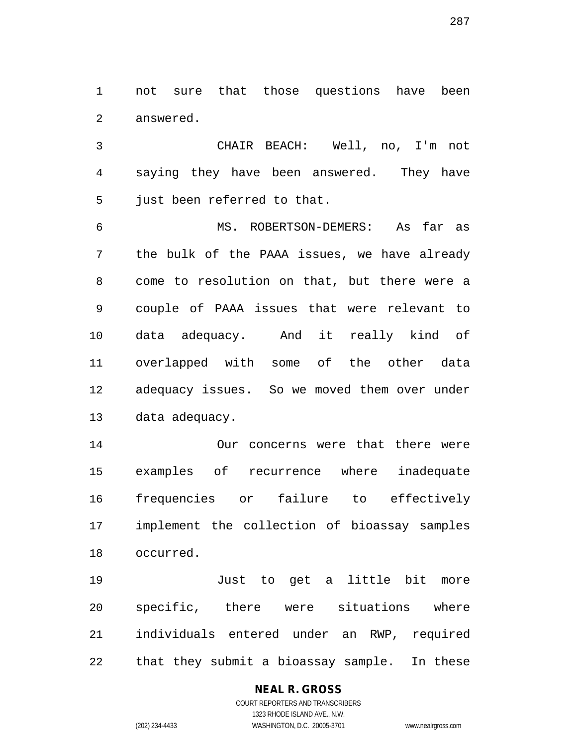not sure that those questions have been answered.

CHAIR BEACH: Well, no, I'm not saying they have been answered. They have just been referred to that.

MS. ROBERTSON-DEMERS: As far as the bulk of the PAAA issues, we have already come to resolution on that, but there were a couple of PAAA issues that were relevant to data adequacy. And it really kind of overlapped with some of the other data adequacy issues. So we moved them over under data adequacy.

Our concerns were that there were examples of recurrence where inadequate frequencies or failure to effectively implement the collection of bioassay samples occurred.

Just to get a little bit more specific, there were situations where individuals entered under an RWP, required that they submit a bioassay sample. In these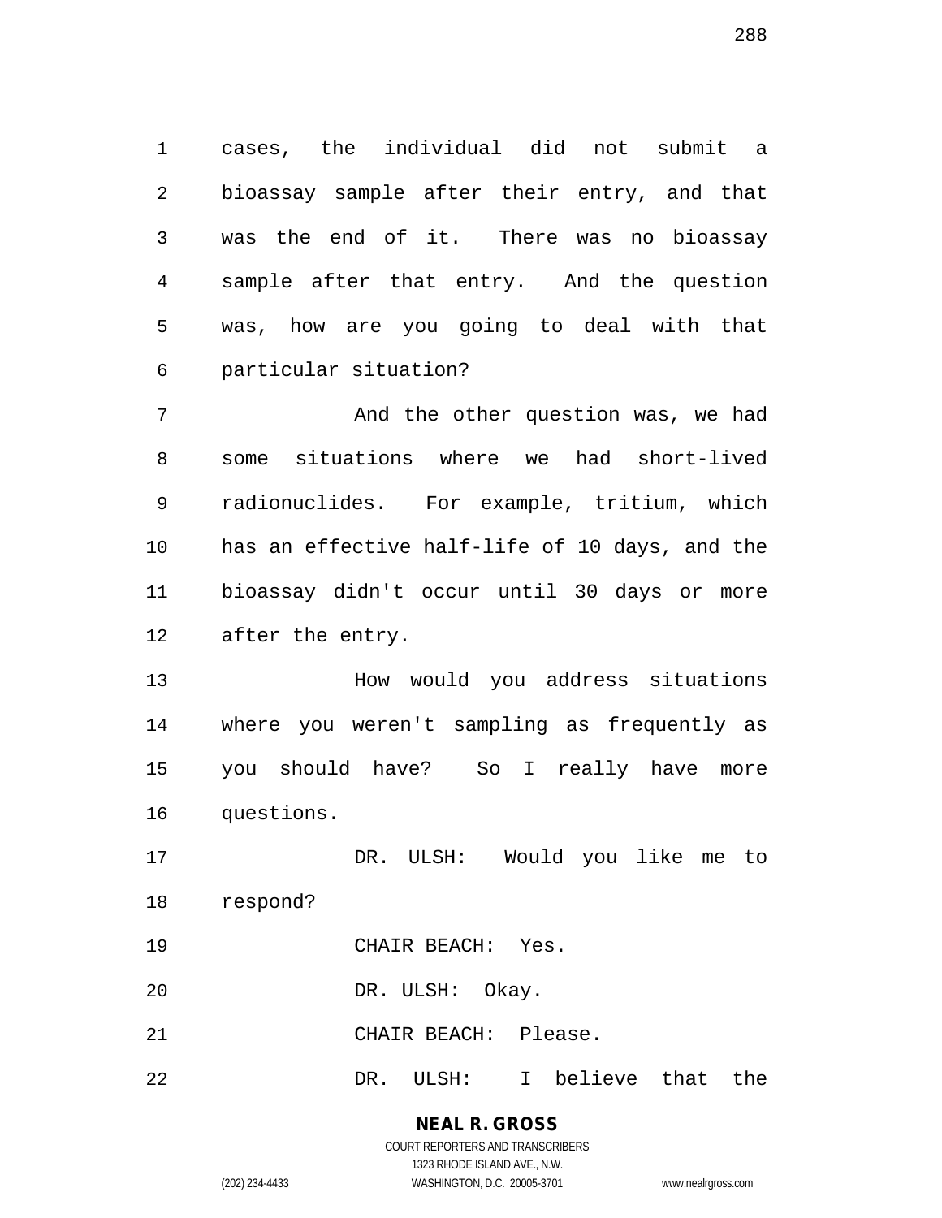cases, the individual did not submit a bioassay sample after their entry, and that was the end of it. There was no bioassay sample after that entry. And the question was, how are you going to deal with that particular situation?

And the other question was, we had some situations where we had short-lived radionuclides. For example, tritium, which has an effective half-life of 10 days, and the bioassay didn't occur until 30 days or more after the entry.

How would you address situations where you weren't sampling as frequently as you should have? So I really have more questions.

DR. ULSH: Would you like me to respond?

CHAIR BEACH: Yes.

DR. ULSH: Okay.

CHAIR BEACH: Please.

DR. ULSH: I believe that the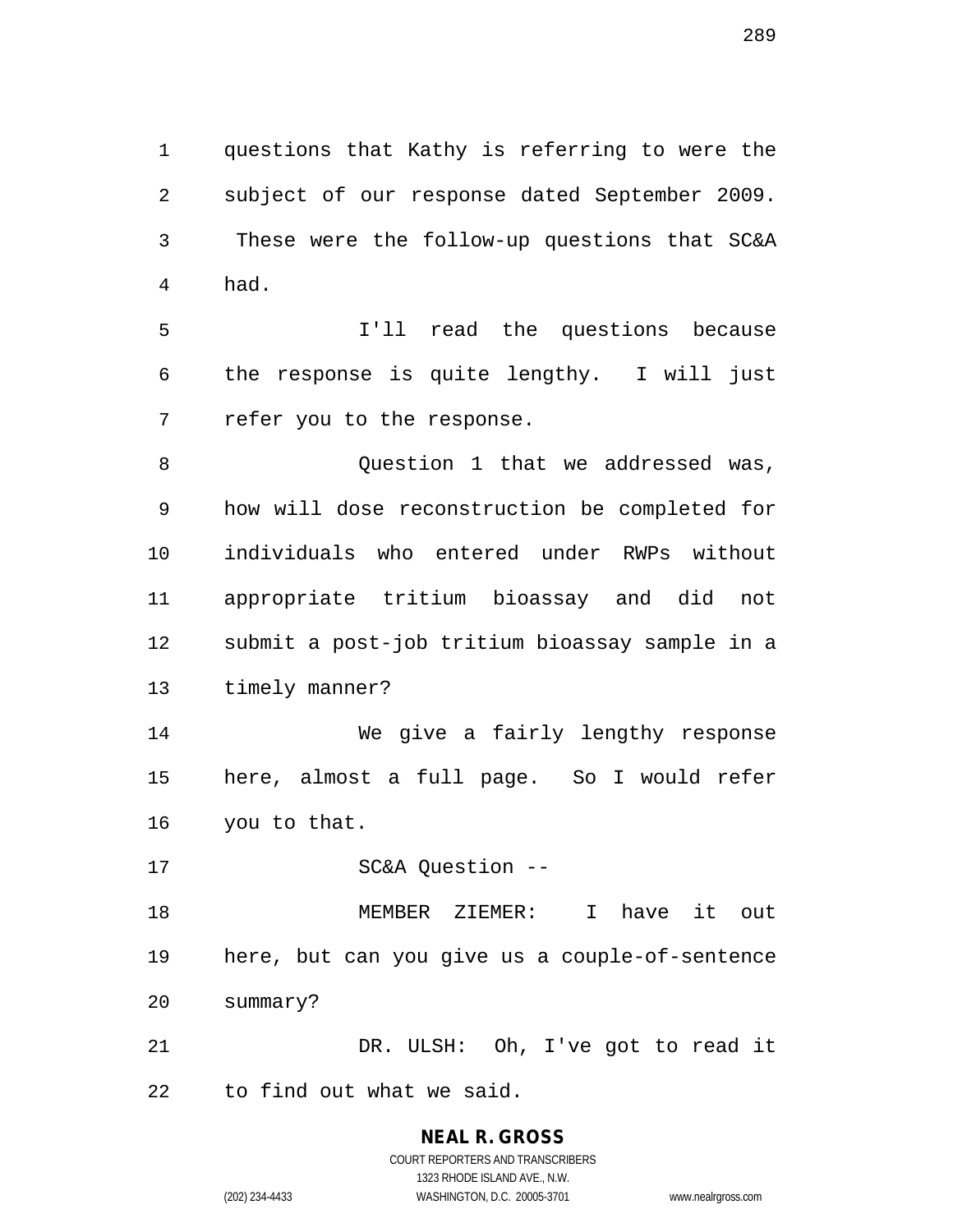questions that Kathy is referring to were the subject of our response dated September 2009. These were the follow-up questions that SC&A had.

I'll read the questions because the response is quite lengthy. I will just refer you to the response.

Question 1 that we addressed was, how will dose reconstruction be completed for individuals who entered under RWPs without appropriate tritium bioassay and did not submit a post-job tritium bioassay sample in a timely manner?

We give a fairly lengthy response here, almost a full page. So I would refer you to that.

SC&A Question --

MEMBER ZIEMER: I have it out here, but can you give us a couple-of-sentence summary?

DR. ULSH: Oh, I've got to read it to find out what we said.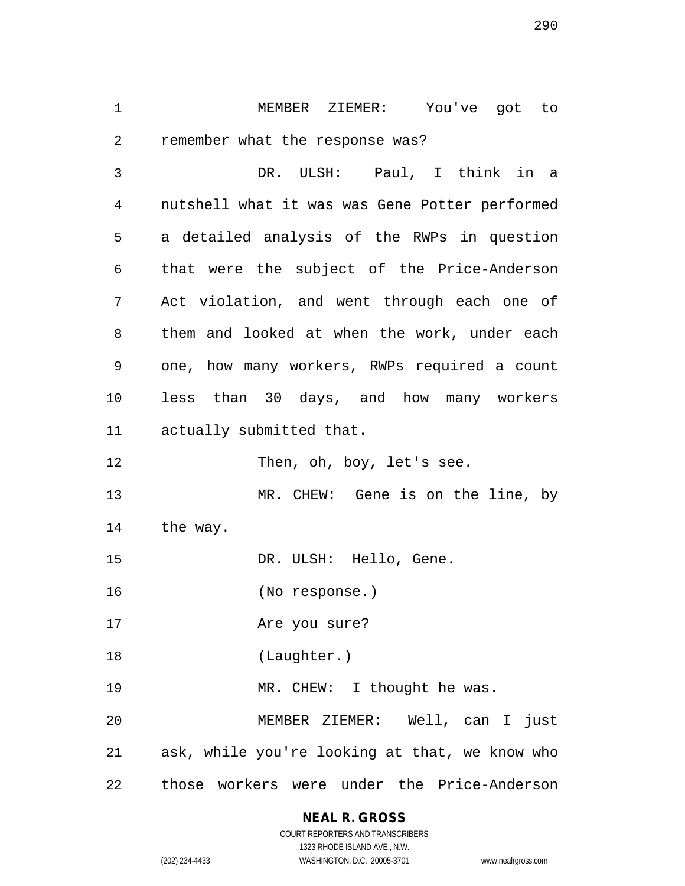MEMBER ZIEMER: You've got to remember what the response was?

DR. ULSH: Paul, I think in a nutshell what it was was Gene Potter performed a detailed analysis of the RWPs in question that were the subject of the Price-Anderson Act violation, and went through each one of them and looked at when the work, under each one, how many workers, RWPs required a count less than 30 days, and how many workers actually submitted that.

Then, oh, boy, let's see.

MR. CHEW: Gene is on the line, by the way.

DR. ULSH: Hello, Gene.

(No response.)

Are you sure?

(Laughter.)

MR. CHEW: I thought he was.

MEMBER ZIEMER: Well, can I just ask, while you're looking at that, we know who those workers were under the Price-Anderson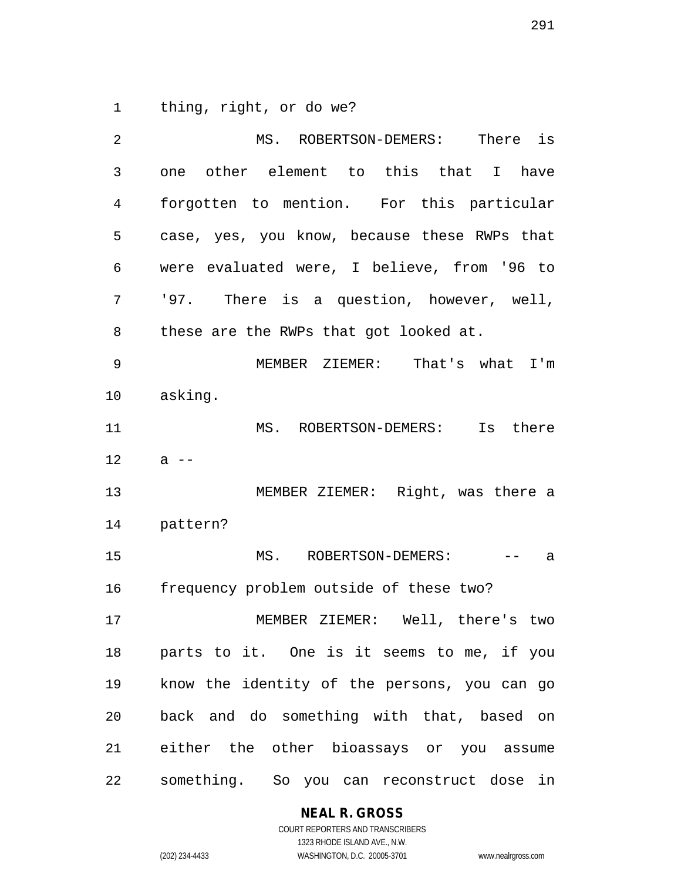thing, right, or do we?

MS. ROBERTSON-DEMERS: There is one other element to this that I have forgotten to mention. For this particular case, yes, you know, because these RWPs that were evaluated were, I believe, from '96 to '97. There is a question, however, well, these are the RWPs that got looked at.

MEMBER ZIEMER: That's what I'm asking.

MS. ROBERTSON-DEMERS: Is there a --

MEMBER ZIEMER: Right, was there a pattern?

MS. ROBERTSON-DEMERS: -- a frequency problem outside of these two?

MEMBER ZIEMER: Well, there's two parts to it. One is it seems to me, if you know the identity of the persons, you can go back and do something with that, based on either the other bioassays or you assume something. So you can reconstruct dose in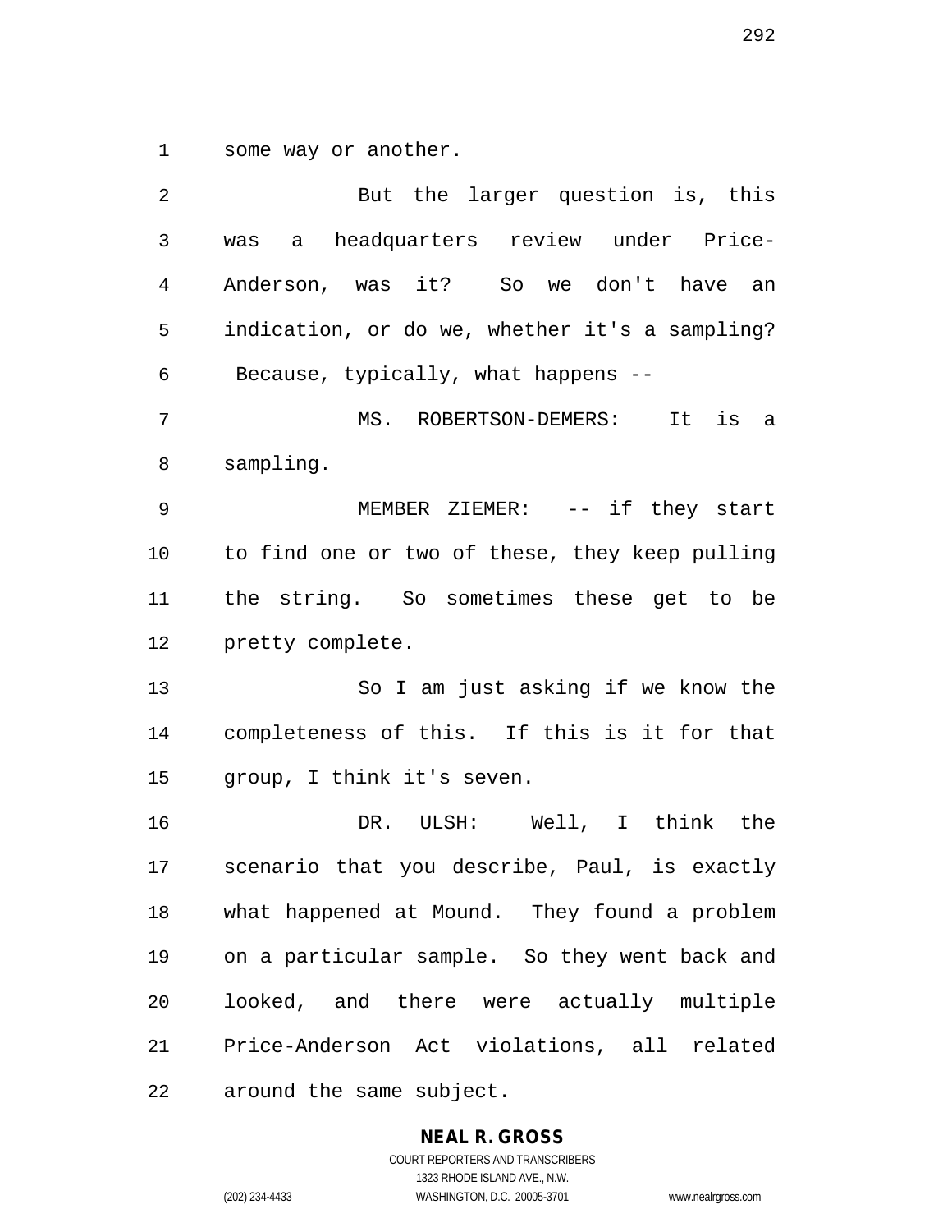some way or another.

But the larger question is, this was a headquarters review under Price-Anderson, was it? So we don't have an indication, or do we, whether it's a sampling? Because, typically, what happens --

MS. ROBERTSON-DEMERS: It is a sampling.

MEMBER ZIEMER: -- if they start to find one or two of these, they keep pulling the string. So sometimes these get to be pretty complete.

So I am just asking if we know the completeness of this. If this is it for that group, I think it's seven.

DR. ULSH: Well, I think the scenario that you describe, Paul, is exactly what happened at Mound. They found a problem on a particular sample. So they went back and looked, and there were actually multiple Price-Anderson Act violations, all related around the same subject.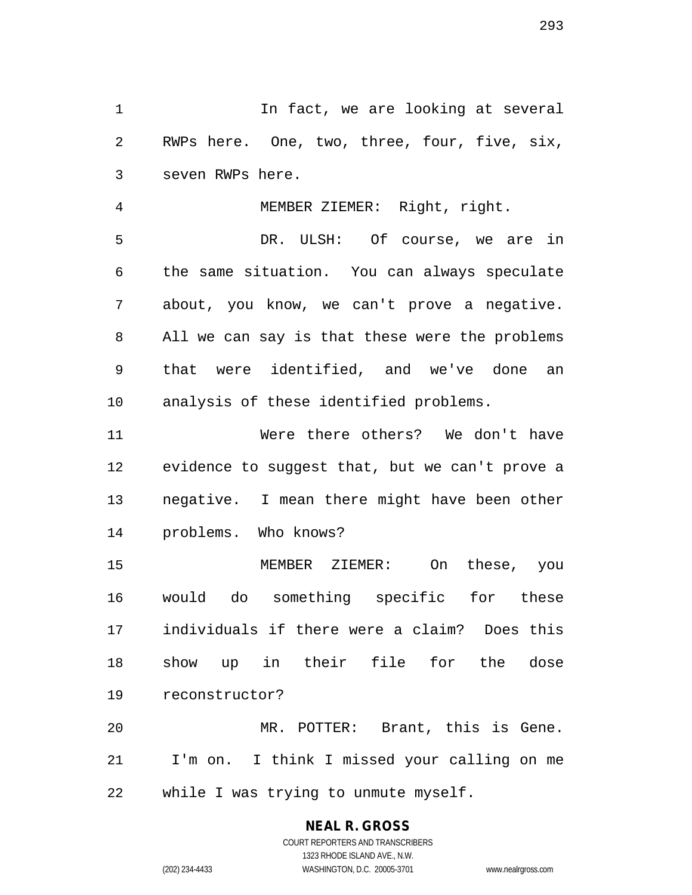In fact, we are looking at several RWPs here. One, two, three, four, five, six, seven RWPs here.

MEMBER ZIEMER: Right, right.

DR. ULSH: Of course, we are in the same situation. You can always speculate about, you know, we can't prove a negative. All we can say is that these were the problems that were identified, and we've done an analysis of these identified problems.

Were there others? We don't have evidence to suggest that, but we can't prove a negative. I mean there might have been other problems. Who knows?

MEMBER ZIEMER: On these, you would do something specific for these individuals if there were a claim? Does this show up in their file for the dose reconstructor?

MR. POTTER: Brant, this is Gene. I'm on. I think I missed your calling on me while I was trying to unmute myself.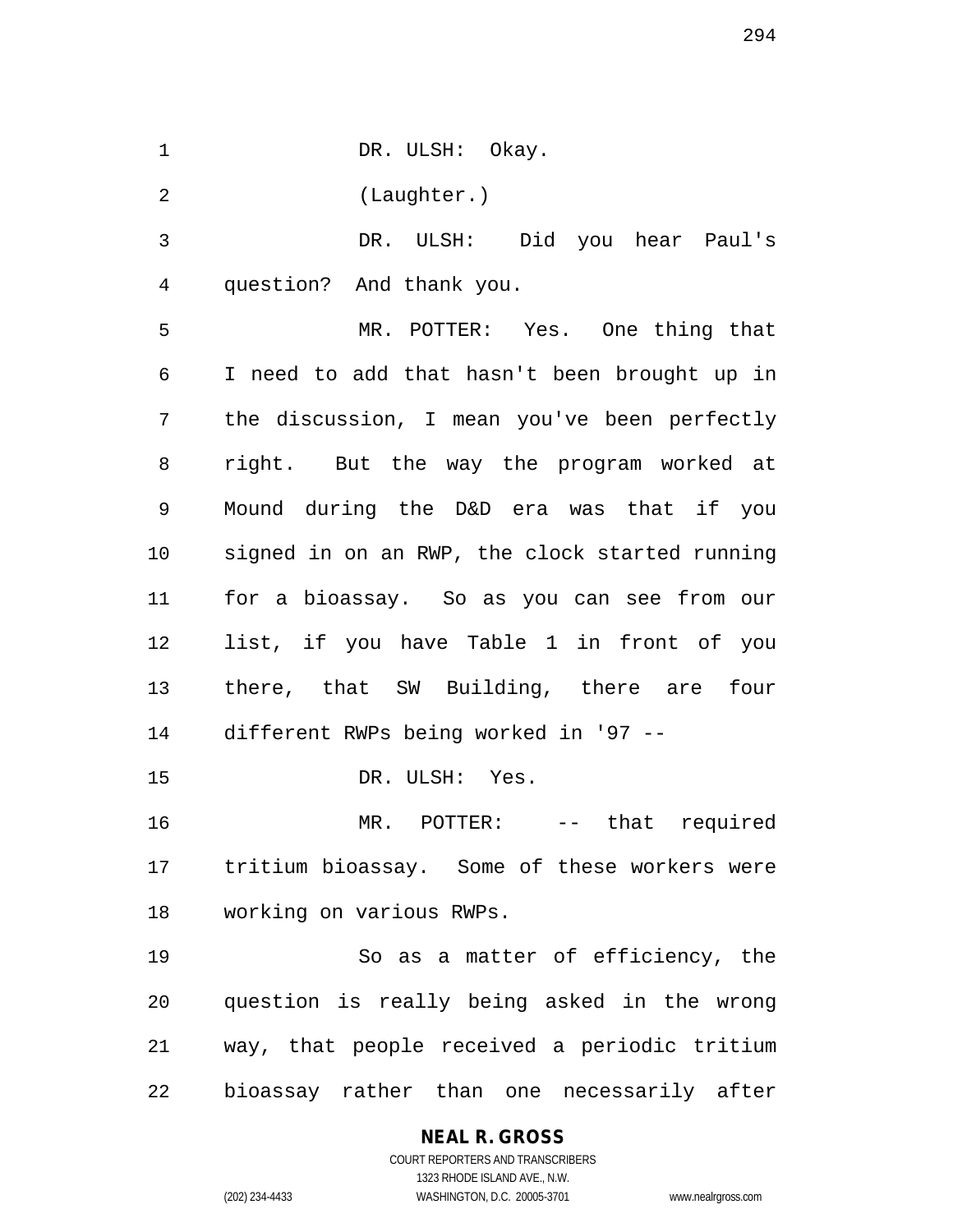DR. ULSH: Okay.

(Laughter.)

DR. ULSH: Did you hear Paul's question? And thank you.

MR. POTTER: Yes. One thing that I need to add that hasn't been brought up in the discussion, I mean you've been perfectly right. But the way the program worked at Mound during the D&D era was that if you signed in on an RWP, the clock started running for a bioassay. So as you can see from our list, if you have Table 1 in front of you there, that SW Building, there are four different RWPs being worked in '97 --

DR. ULSH: Yes.

MR. POTTER: -- that required tritium bioassay. Some of these workers were working on various RWPs.

So as a matter of efficiency, the question is really being asked in the wrong way, that people received a periodic tritium bioassay rather than one necessarily after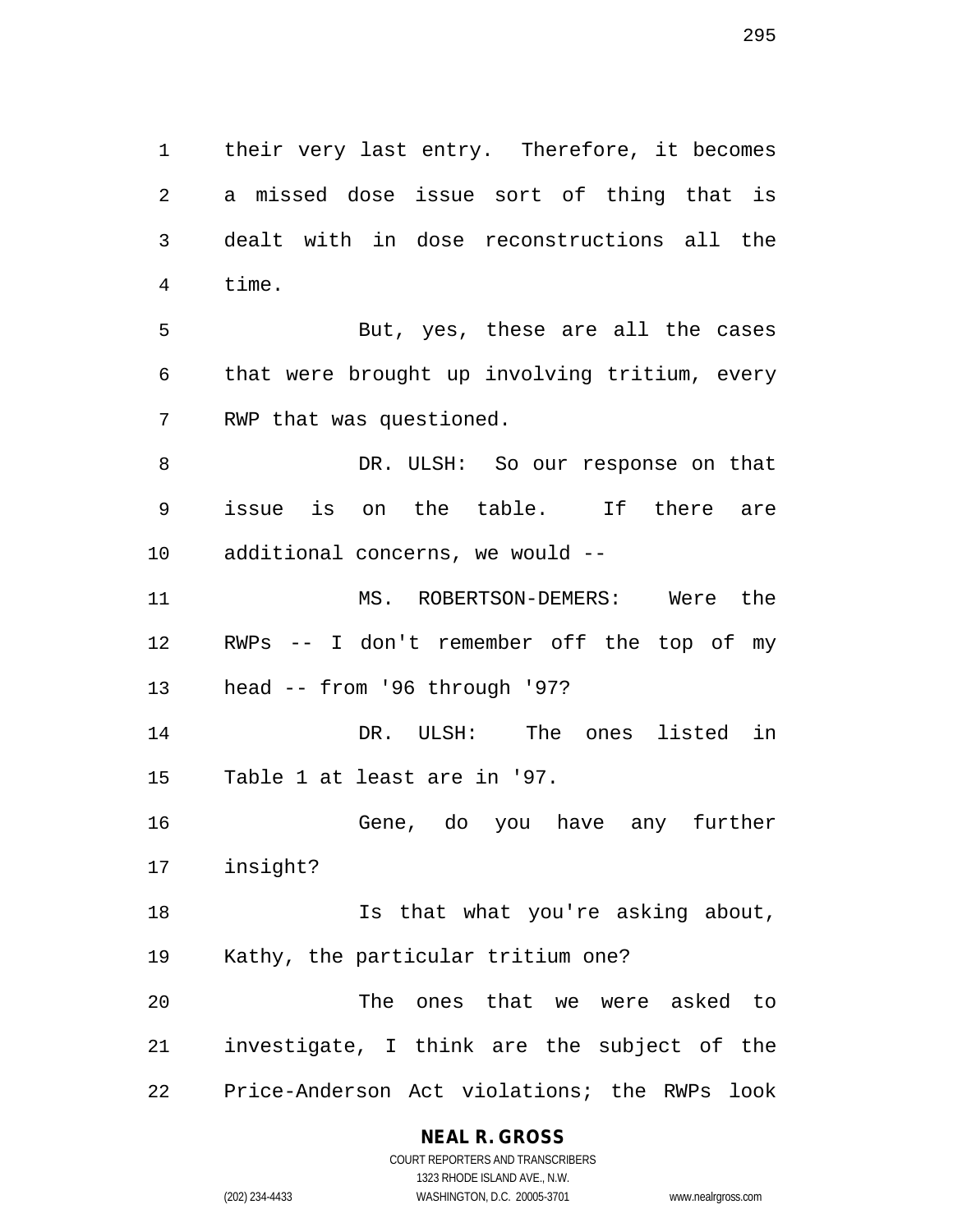their very last entry. Therefore, it becomes a missed dose issue sort of thing that is dealt with in dose reconstructions all the time.

But, yes, these are all the cases that were brought up involving tritium, every RWP that was questioned.

DR. ULSH: So our response on that issue is on the table. If there are additional concerns, we would --

MS. ROBERTSON-DEMERS: Were the RWPs -- I don't remember off the top of my head -- from '96 through '97?

DR. ULSH: The ones listed in Table 1 at least are in '97.

Gene, do you have any further insight?

Is that what you're asking about, Kathy, the particular tritium one?

The ones that we were asked to investigate, I think are the subject of the Price-Anderson Act violations; the RWPs look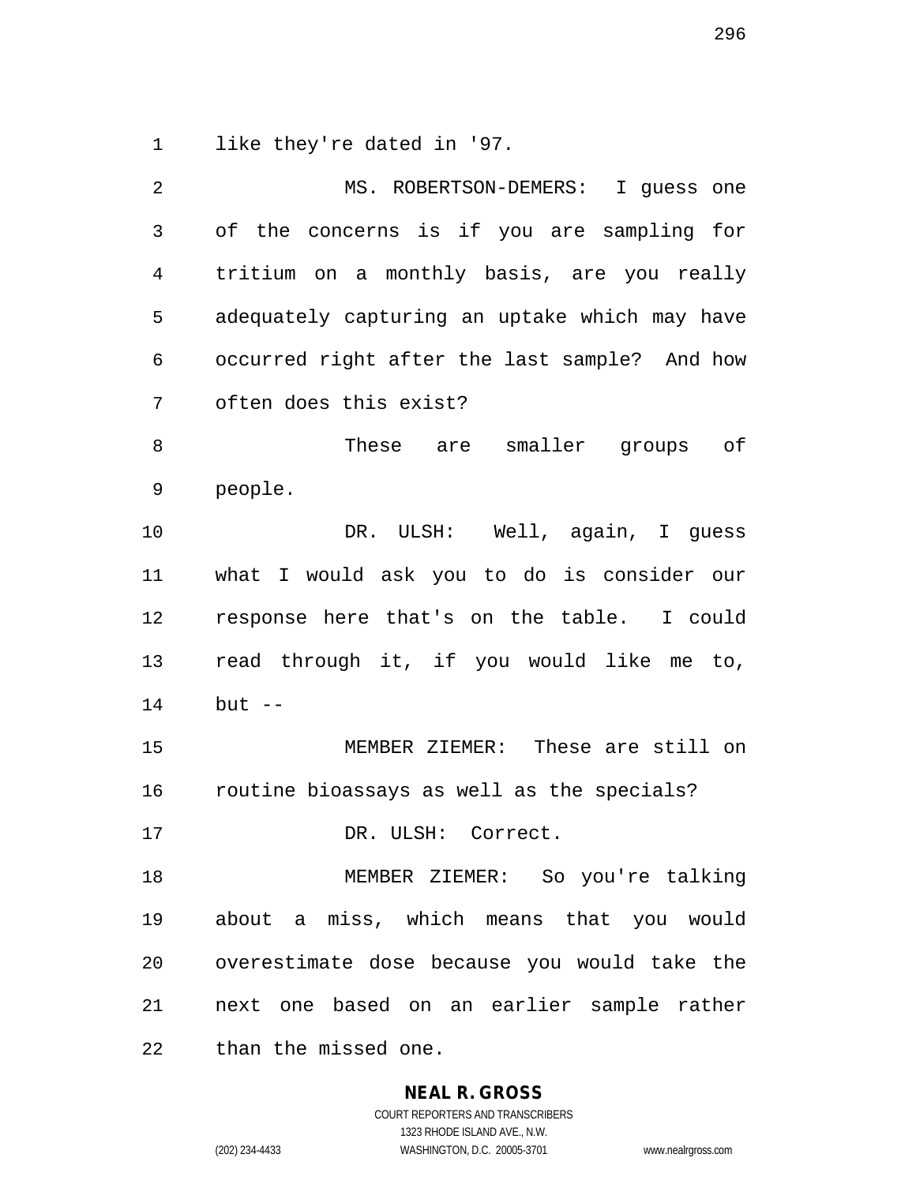like they're dated in '97.

MS. ROBERTSON-DEMERS: I guess one of the concerns is if you are sampling for tritium on a monthly basis, are you really adequately capturing an uptake which may have occurred right after the last sample? And how often does this exist?

These are smaller groups of people.

DR. ULSH: Well, again, I guess what I would ask you to do is consider our response here that's on the table. I could read through it, if you would like me to, but --

MEMBER ZIEMER: These are still on routine bioassays as well as the specials?

DR. ULSH: Correct.

MEMBER ZIEMER: So you're talking about a miss, which means that you would overestimate dose because you would take the next one based on an earlier sample rather than the missed one.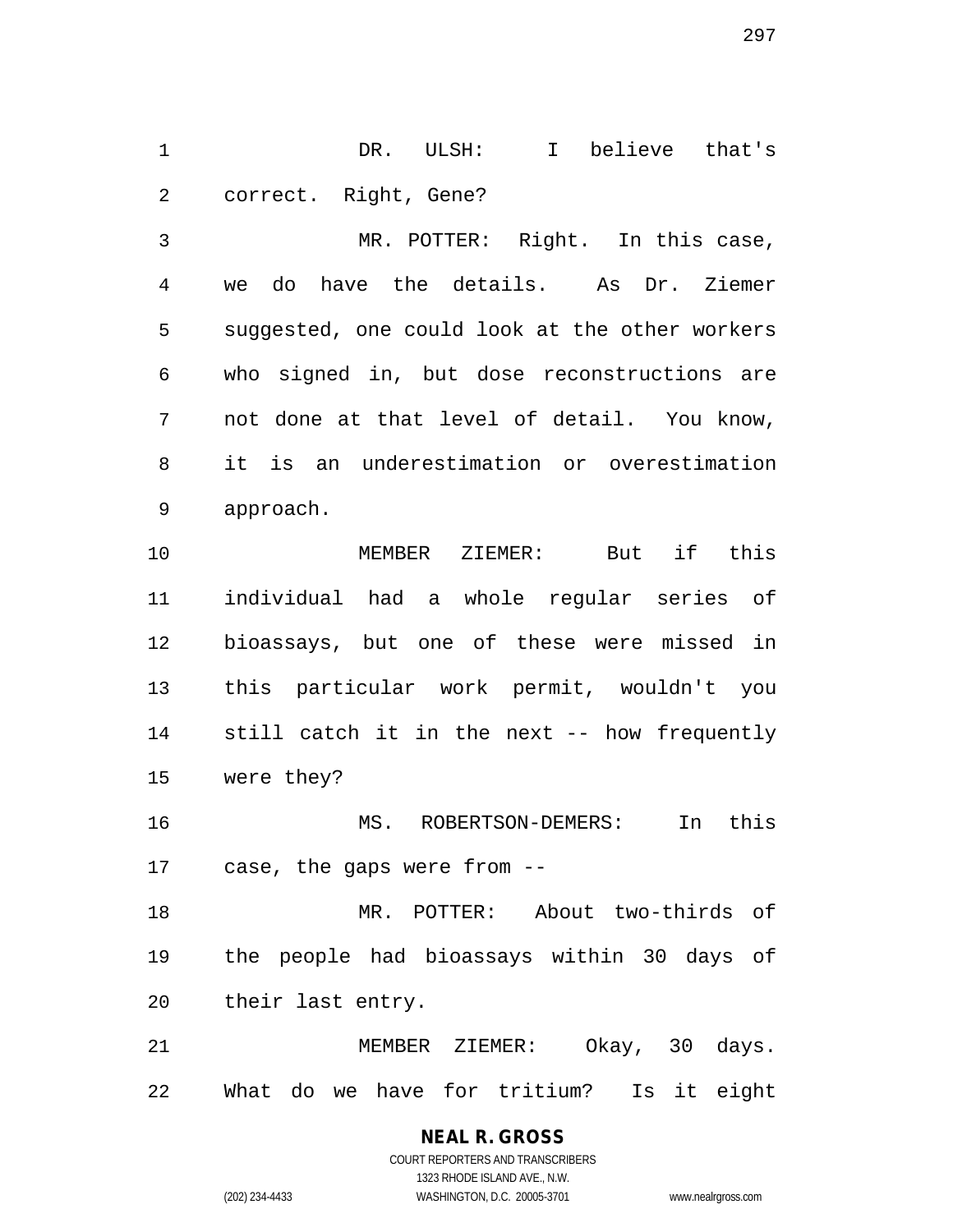DR. ULSH: I believe that's correct. Right, Gene?

MR. POTTER: Right. In this case, we do have the details. As Dr. Ziemer suggested, one could look at the other workers who signed in, but dose reconstructions are not done at that level of detail. You know, it is an underestimation or overestimation approach.

MEMBER ZIEMER: But if this individual had a whole regular series of bioassays, but one of these were missed in this particular work permit, wouldn't you still catch it in the next -- how frequently were they?

MS. ROBERTSON-DEMERS: In this case, the gaps were from --

MR. POTTER: About two-thirds of the people had bioassays within 30 days of their last entry.

MEMBER ZIEMER: Okay, 30 days. What do we have for tritium? Is it eight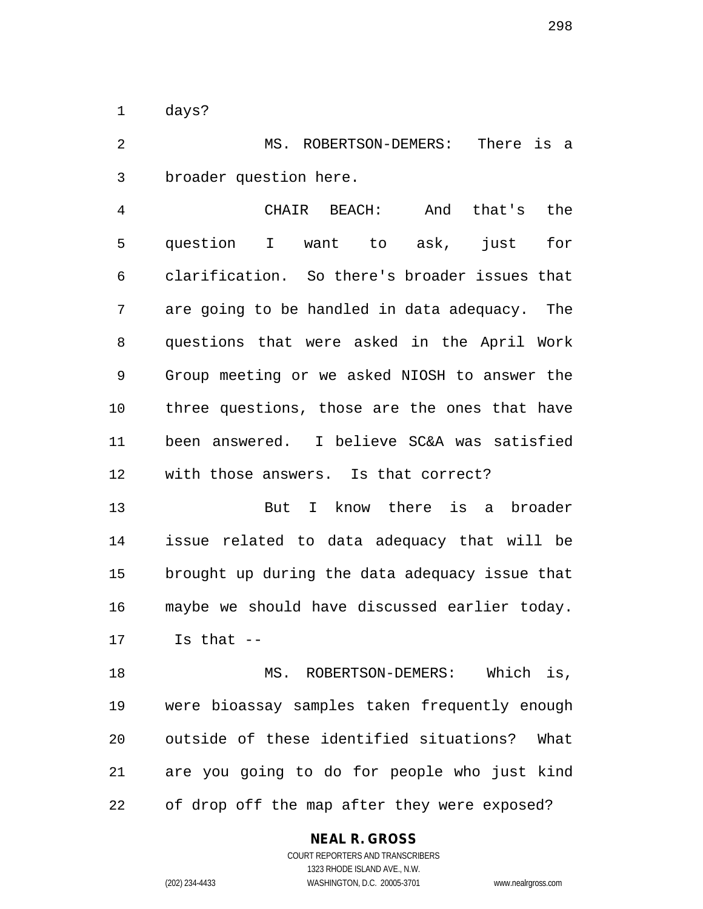days?

MS. ROBERTSON-DEMERS: There is a broader question here.

CHAIR BEACH: And that's the question I want to ask, just for clarification. So there's broader issues that are going to be handled in data adequacy. The questions that were asked in the April Work Group meeting or we asked NIOSH to answer the three questions, those are the ones that have been answered. I believe SC&A was satisfied with those answers. Is that correct?

But I know there is a broader issue related to data adequacy that will be brought up during the data adequacy issue that maybe we should have discussed earlier today. Is that --

MS. ROBERTSON-DEMERS: Which is, were bioassay samples taken frequently enough outside of these identified situations? What are you going to do for people who just kind of drop off the map after they were exposed?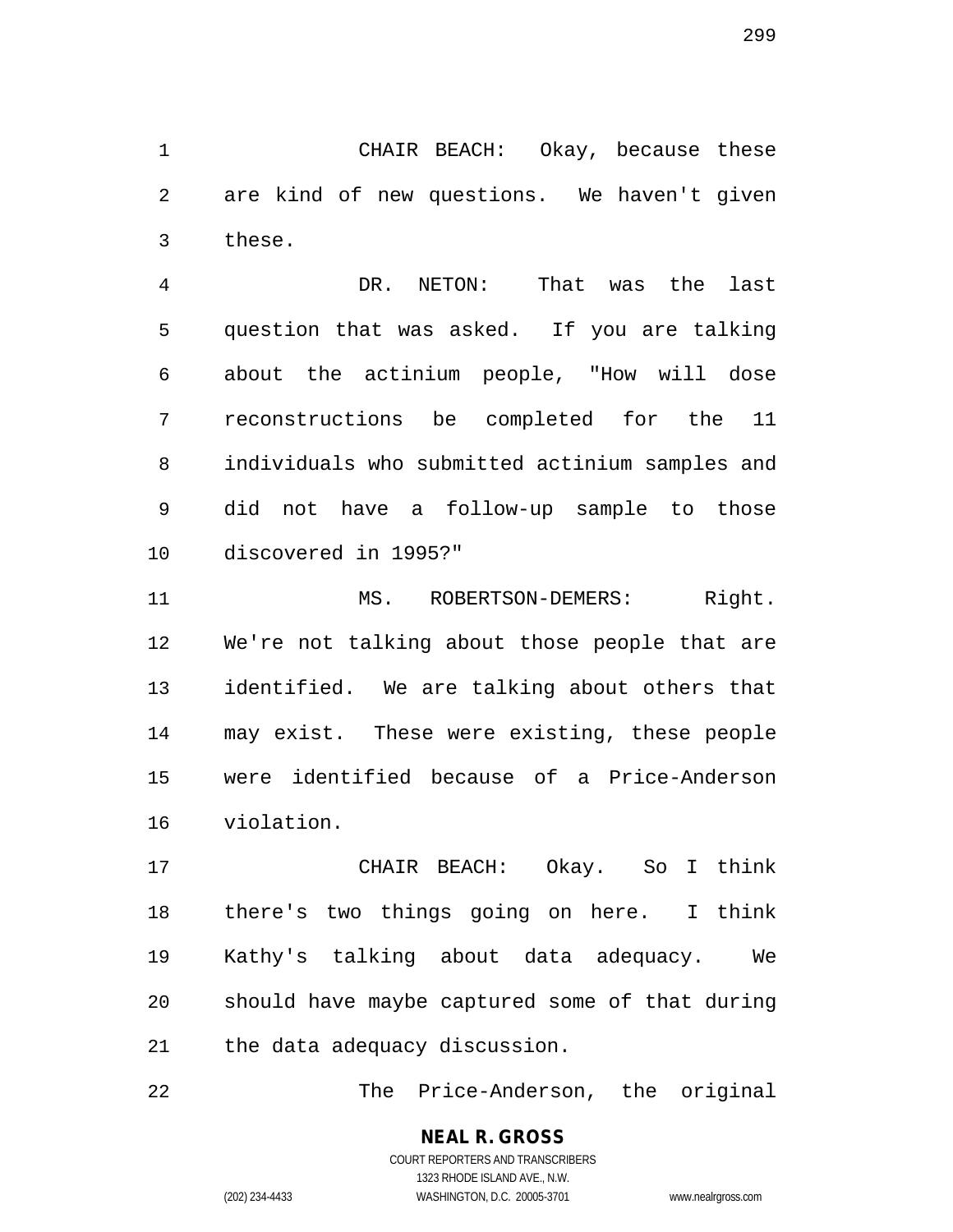CHAIR BEACH: Okay, because these are kind of new questions. We haven't given these.

DR. NETON: That was the last question that was asked. If you are talking about the actinium people, "How will dose reconstructions be completed for the 11 individuals who submitted actinium samples and did not have a follow-up sample to those discovered in 1995?"

MS. ROBERTSON-DEMERS: Right. We're not talking about those people that are identified. We are talking about others that may exist. These were existing, these people were identified because of a Price-Anderson violation.

CHAIR BEACH: Okay. So I think there's two things going on here. I think Kathy's talking about data adequacy. We should have maybe captured some of that during the data adequacy discussion.

The Price-Anderson, the original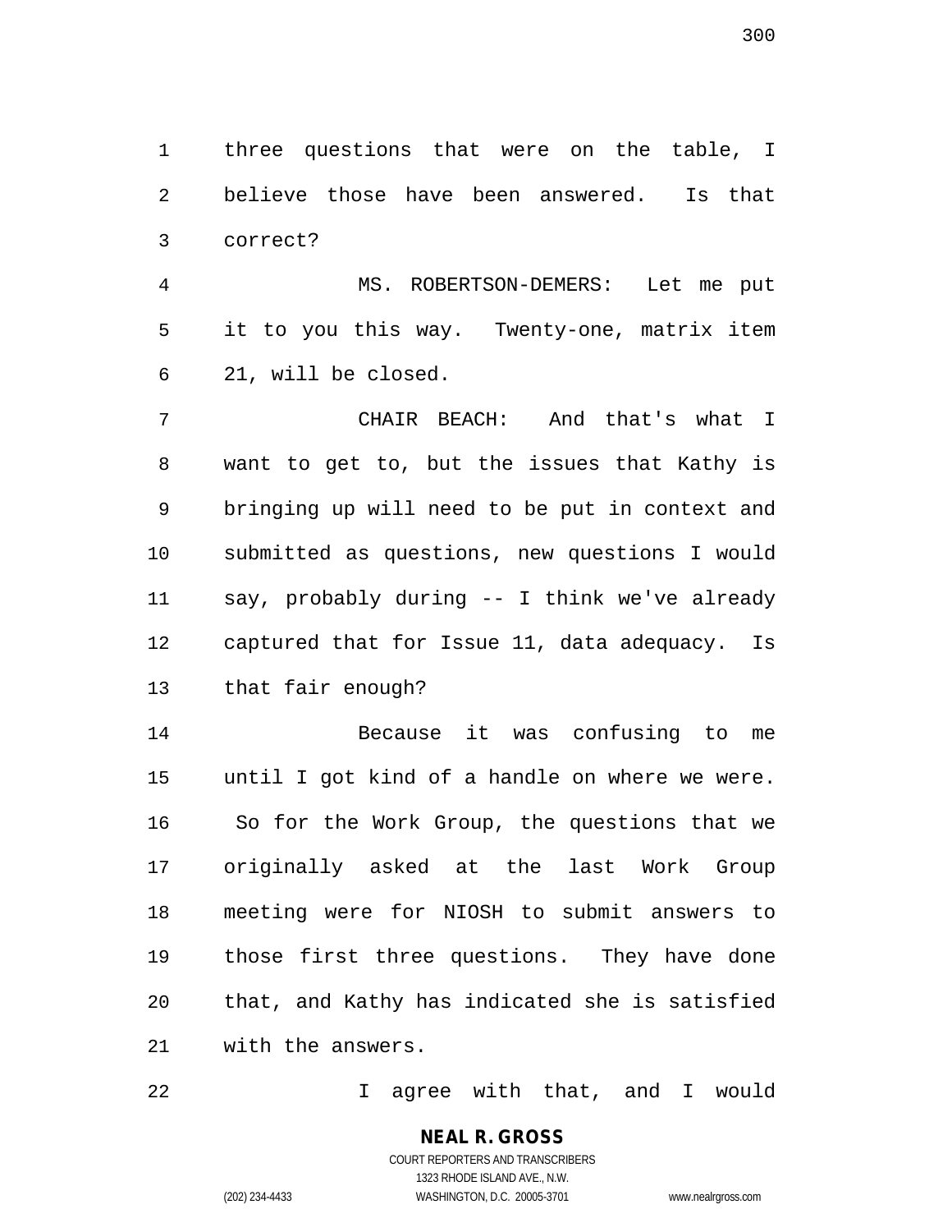three questions that were on the table, I believe those have been answered. Is that correct?

MS. ROBERTSON-DEMERS: Let me put it to you this way. Twenty-one, matrix item 21, will be closed.

CHAIR BEACH: And that's what I want to get to, but the issues that Kathy is bringing up will need to be put in context and submitted as questions, new questions I would say, probably during -- I think we've already captured that for Issue 11, data adequacy. Is that fair enough?

Because it was confusing to me until I got kind of a handle on where we were. So for the Work Group, the questions that we originally asked at the last Work Group meeting were for NIOSH to submit answers to those first three questions. They have done that, and Kathy has indicated she is satisfied with the answers.

I agree with that, and I would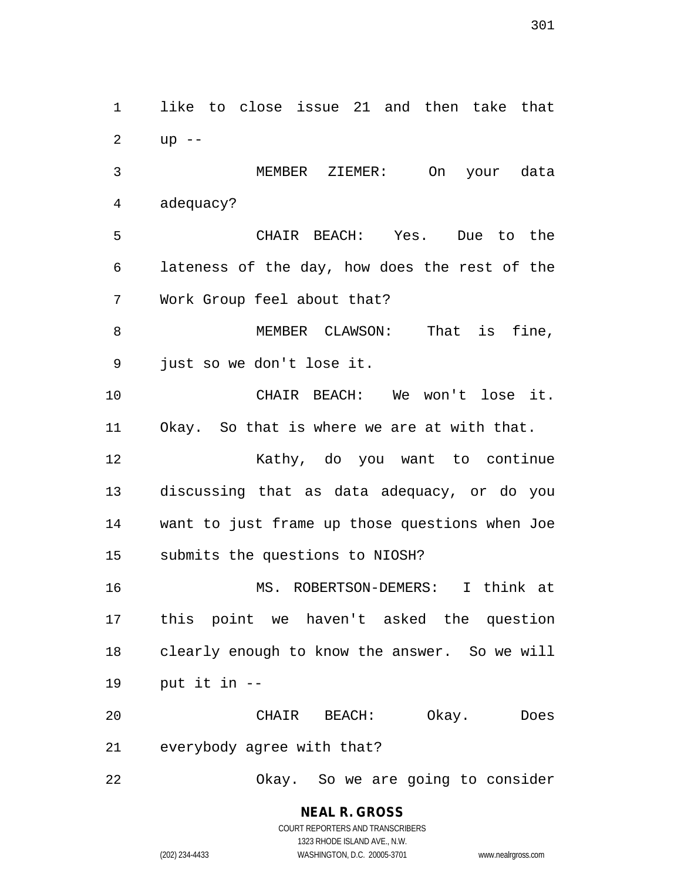like to close issue 21 and then take that up --

MEMBER ZIEMER: On your data adequacy?

CHAIR BEACH: Yes. Due to the lateness of the day, how does the rest of the Work Group feel about that?

MEMBER CLAWSON: That is fine, just so we don't lose it.

CHAIR BEACH: We won't lose it. Okay. So that is where we are at with that.

Kathy, do you want to continue discussing that as data adequacy, or do you want to just frame up those questions when Joe submits the questions to NIOSH?

MS. ROBERTSON-DEMERS: I think at this point we haven't asked the question clearly enough to know the answer. So we will put it in --

CHAIR BEACH: Okay. Does everybody agree with that?

Okay. So we are going to consider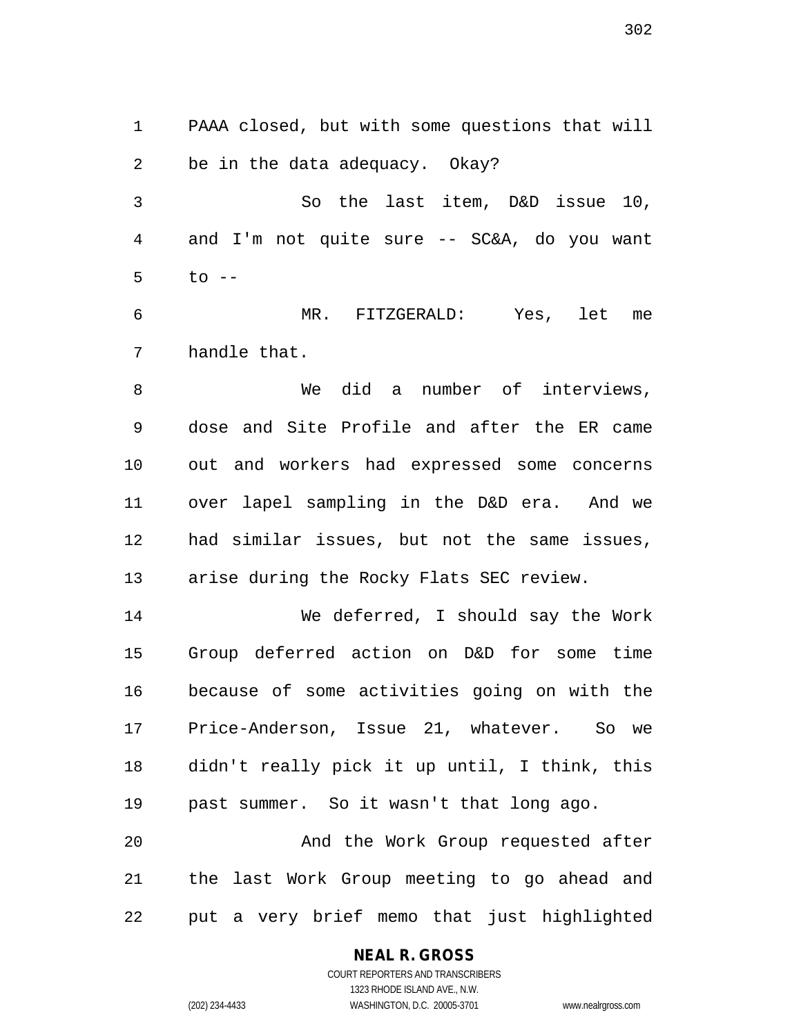PAAA closed, but with some questions that will be in the data adequacy. Okay?

So the last item, D&D issue 10, and I'm not quite sure -- SC&A, do you want to --

MR. FITZGERALD: Yes, let me handle that.

We did a number of interviews, dose and Site Profile and after the ER came out and workers had expressed some concerns over lapel sampling in the D&D era. And we had similar issues, but not the same issues, arise during the Rocky Flats SEC review.

We deferred, I should say the Work Group deferred action on D&D for some time because of some activities going on with the Price-Anderson, Issue 21, whatever. So we didn't really pick it up until, I think, this past summer. So it wasn't that long ago.

And the Work Group requested after the last Work Group meeting to go ahead and put a very brief memo that just highlighted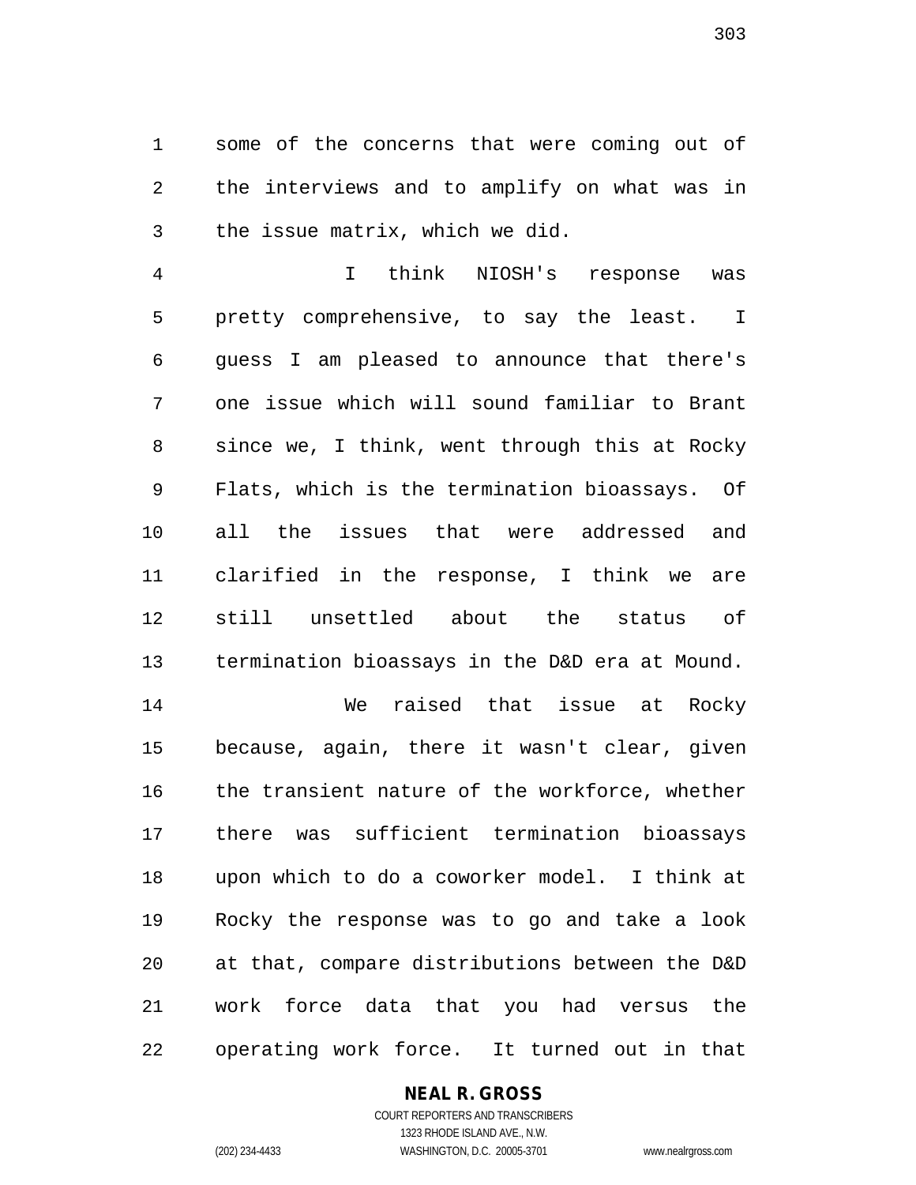some of the concerns that were coming out of the interviews and to amplify on what was in the issue matrix, which we did.

I think NIOSH's response was pretty comprehensive, to say the least. I guess I am pleased to announce that there's one issue which will sound familiar to Brant since we, I think, went through this at Rocky Flats, which is the termination bioassays. Of all the issues that were addressed and clarified in the response, I think we are still unsettled about the status of termination bioassays in the D&D era at Mound.

We raised that issue at Rocky because, again, there it wasn't clear, given the transient nature of the workforce, whether there was sufficient termination bioassays upon which to do a coworker model. I think at Rocky the response was to go and take a look at that, compare distributions between the D&D work force data that you had versus the operating work force. It turned out in that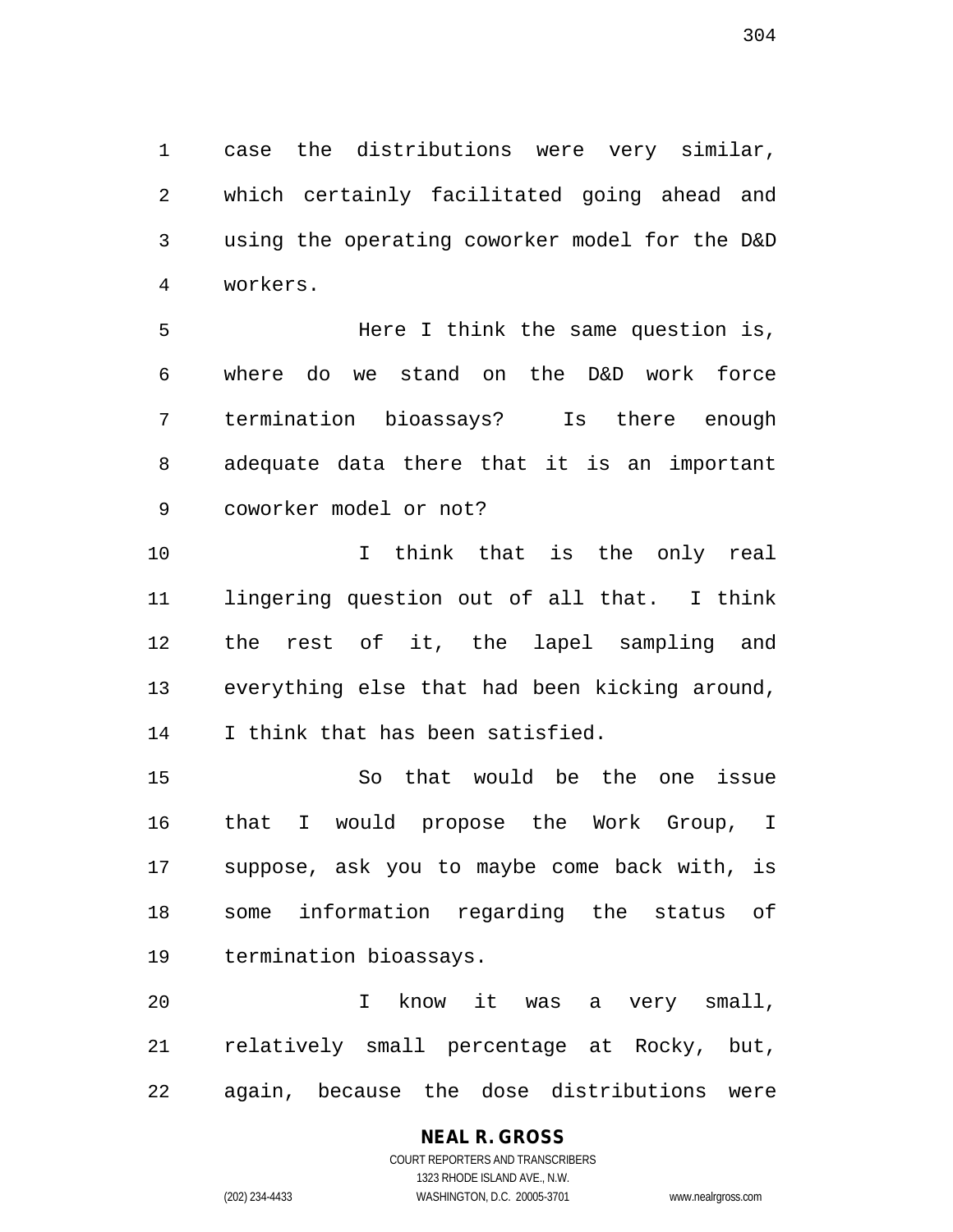case the distributions were very similar, which certainly facilitated going ahead and using the operating coworker model for the D&D workers.

Here I think the same question is, where do we stand on the D&D work force termination bioassays? Is there enough adequate data there that it is an important coworker model or not?

I think that is the only real lingering question out of all that. I think the rest of it, the lapel sampling and everything else that had been kicking around, I think that has been satisfied.

So that would be the one issue that I would propose the Work Group, I suppose, ask you to maybe come back with, is some information regarding the status of termination bioassays.

I know it was a very small, relatively small percentage at Rocky, but, again, because the dose distributions were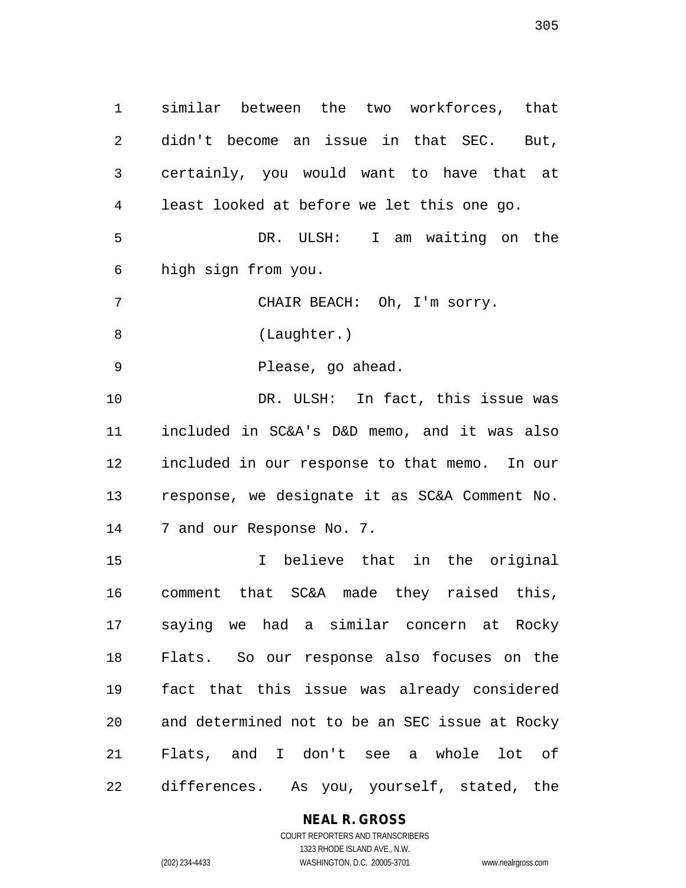similar between the two workforces, that didn't become an issue in that SEC. But, certainly, you would want to have that at least looked at before we let this one go.

DR. ULSH: I am waiting on the high sign from you.

CHAIR BEACH: Oh, I'm sorry.

(Laughter.)

Please, go ahead.

DR. ULSH: In fact, this issue was included in SC&A's D&D memo, and it was also included in our response to that memo. In our response, we designate it as SC&A Comment No. 7 and our Response No. 7.

I believe that in the original comment that SC&A made they raised this, saying we had a similar concern at Rocky Flats. So our response also focuses on the fact that this issue was already considered and determined not to be an SEC issue at Rocky Flats, and I don't see a whole lot of differences. As you, yourself, stated, the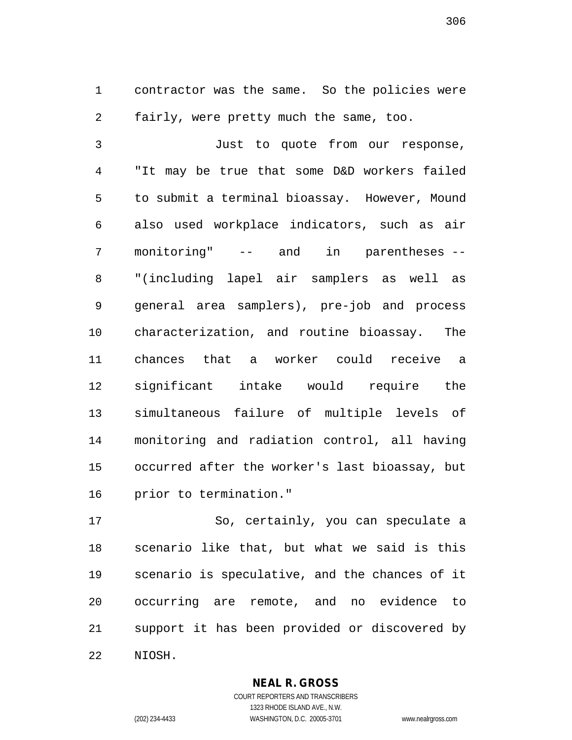contractor was the same. So the policies were fairly, were pretty much the same, too.

Just to quote from our response, "It may be true that some D&D workers failed to submit a terminal bioassay. However, Mound also used workplace indicators, such as air monitoring" -- and in parentheses -- "(including lapel air samplers as well as general area samplers), pre-job and process characterization, and routine bioassay. The chances that a worker could receive a significant intake would require the simultaneous failure of multiple levels of monitoring and radiation control, all having occurred after the worker's last bioassay, but prior to termination."

So, certainly, you can speculate a scenario like that, but what we said is this scenario is speculative, and the chances of it occurring are remote, and no evidence to support it has been provided or discovered by NIOSH.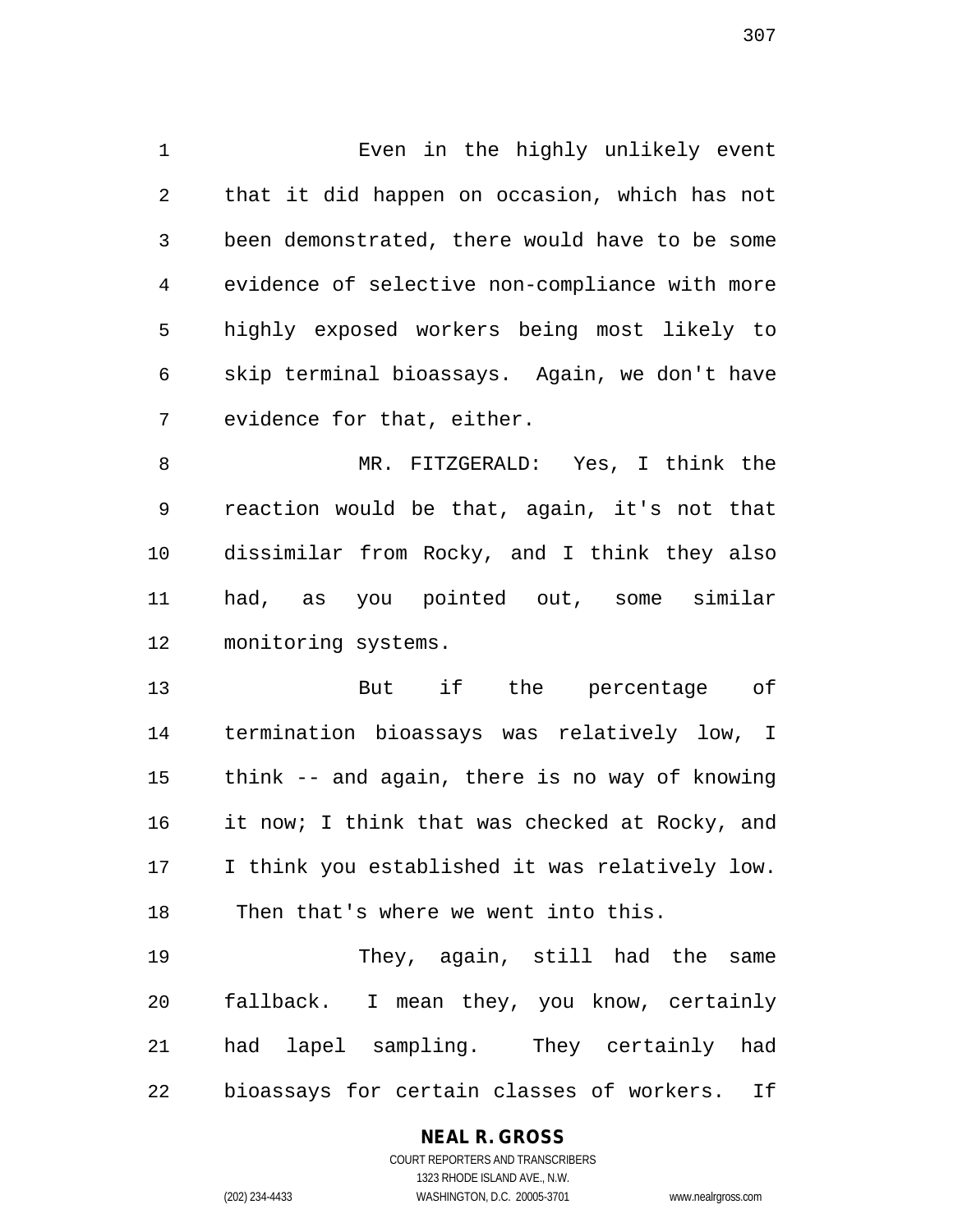Even in the highly unlikely event that it did happen on occasion, which has not been demonstrated, there would have to be some evidence of selective non-compliance with more highly exposed workers being most likely to skip terminal bioassays. Again, we don't have evidence for that, either.

MR. FITZGERALD: Yes, I think the reaction would be that, again, it's not that dissimilar from Rocky, and I think they also had, as you pointed out, some similar monitoring systems.

But if the percentage of termination bioassays was relatively low, I think -- and again, there is no way of knowing it now; I think that was checked at Rocky, and I think you established it was relatively low. Then that's where we went into this.

They, again, still had the same fallback. I mean they, you know, certainly had lapel sampling. They certainly had bioassays for certain classes of workers. If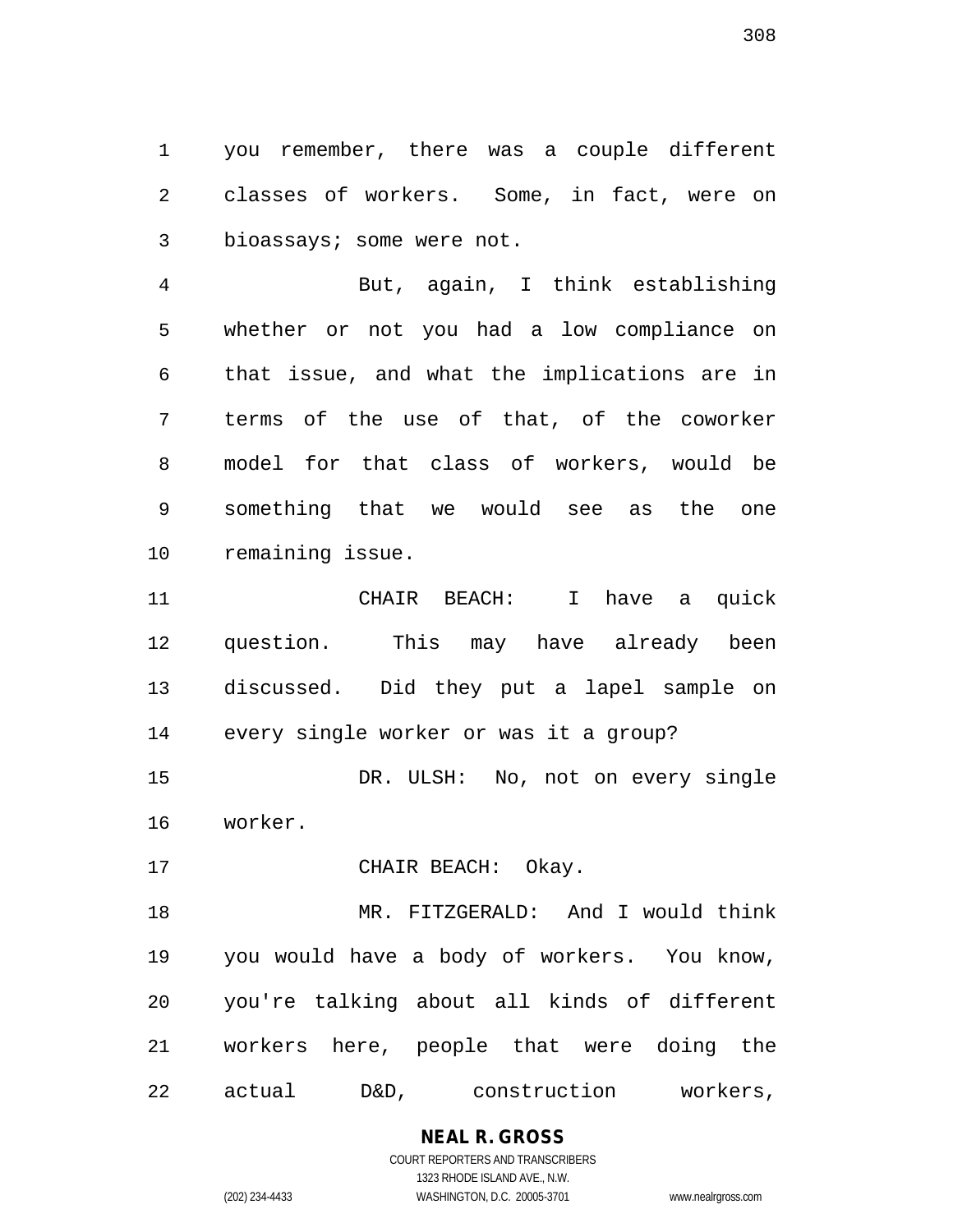you remember, there was a couple different classes of workers. Some, in fact, were on bioassays; some were not.

But, again, I think establishing whether or not you had a low compliance on that issue, and what the implications are in terms of the use of that, of the coworker model for that class of workers, would be something that we would see as the one remaining issue.

CHAIR BEACH: I have a quick question. This may have already been discussed. Did they put a lapel sample on every single worker or was it a group?

DR. ULSH: No, not on every single worker.

CHAIR BEACH: Okay.

MR. FITZGERALD: And I would think you would have a body of workers. You know, you're talking about all kinds of different workers here, people that were doing the actual D&D, construction workers,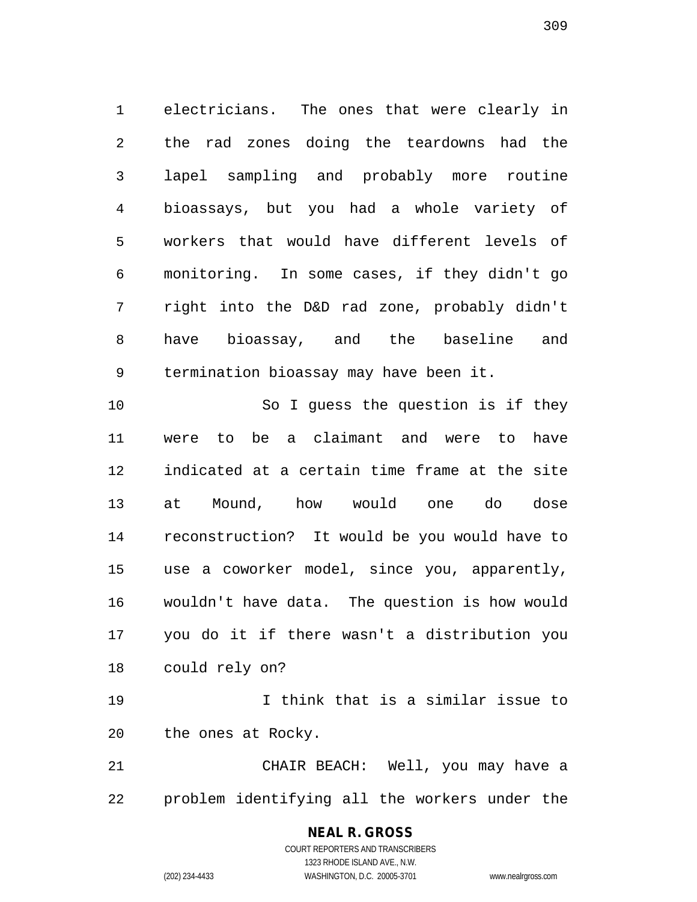electricians. The ones that were clearly in the rad zones doing the teardowns had the lapel sampling and probably more routine bioassays, but you had a whole variety of workers that would have different levels of monitoring. In some cases, if they didn't go right into the D&D rad zone, probably didn't have bioassay, and the baseline and termination bioassay may have been it.

So I guess the question is if they were to be a claimant and were to have indicated at a certain time frame at the site at Mound, how would one do dose reconstruction? It would be you would have to use a coworker model, since you, apparently, wouldn't have data. The question is how would you do it if there wasn't a distribution you could rely on?

I think that is a similar issue to the ones at Rocky.

CHAIR BEACH: Well, you may have a problem identifying all the workers under the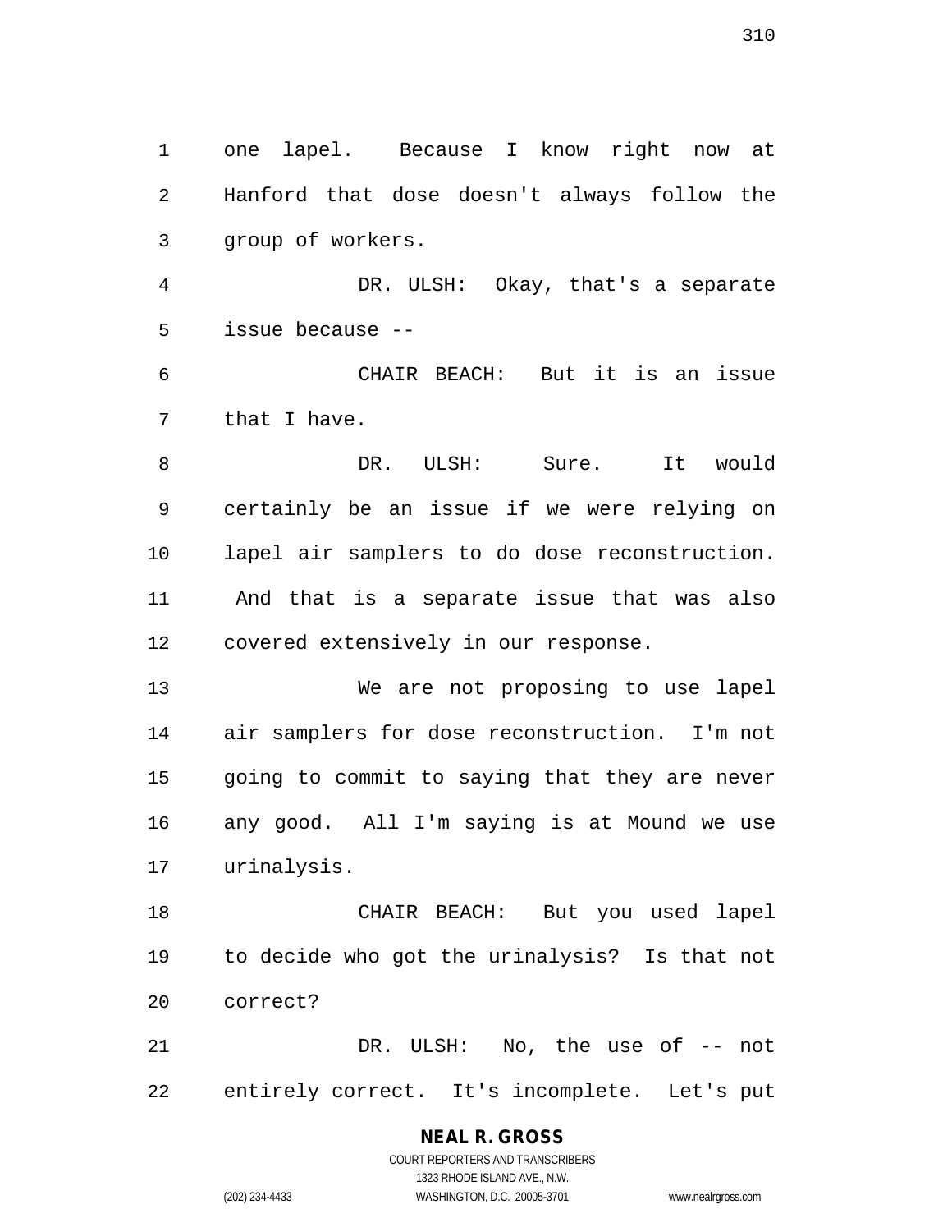one lapel. Because I know right now at Hanford that dose doesn't always follow the group of workers.

DR. ULSH: Okay, that's a separate issue because --

CHAIR BEACH: But it is an issue that I have.

DR. ULSH: Sure. It would certainly be an issue if we were relying on lapel air samplers to do dose reconstruction. And that is a separate issue that was also covered extensively in our response.

We are not proposing to use lapel air samplers for dose reconstruction. I'm not going to commit to saying that they are never any good. All I'm saying is at Mound we use urinalysis.

CHAIR BEACH: But you used lapel to decide who got the urinalysis? Is that not correct?

DR. ULSH: No, the use of -- not entirely correct. It's incomplete. Let's put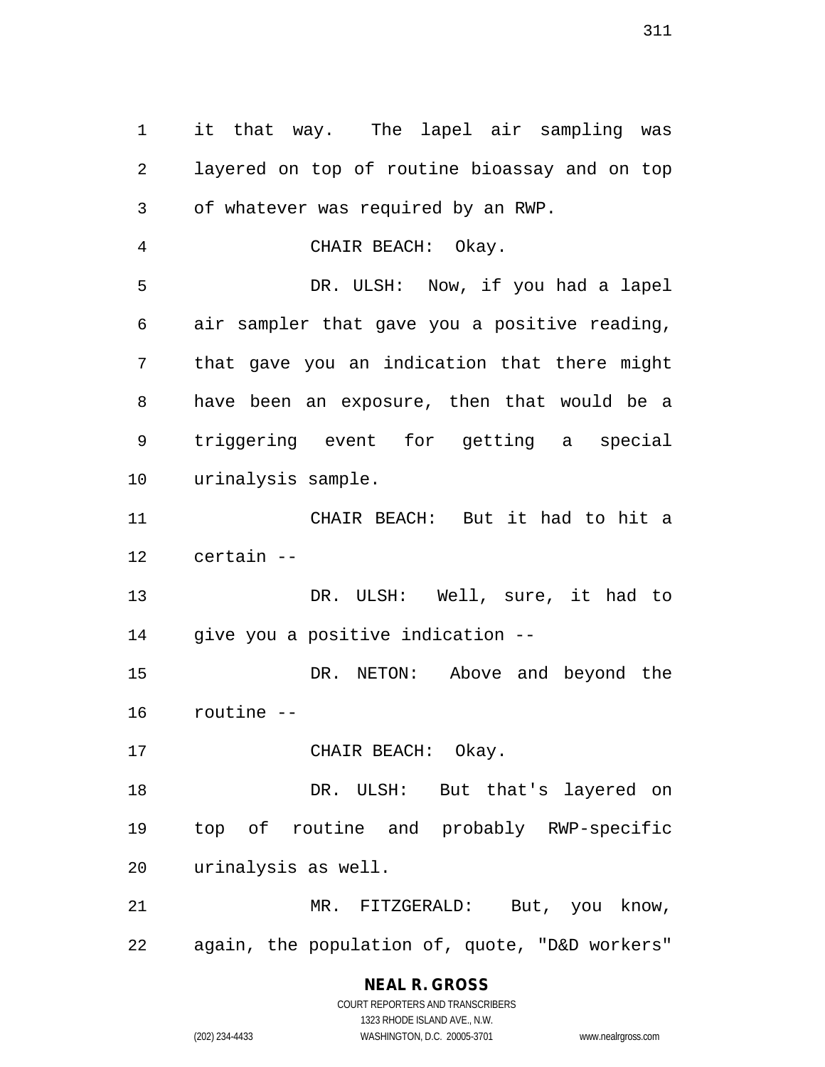it that way. The lapel air sampling was layered on top of routine bioassay and on top of whatever was required by an RWP.

CHAIR BEACH: Okay.

DR. ULSH: Now, if you had a lapel air sampler that gave you a positive reading, that gave you an indication that there might have been an exposure, then that would be a triggering event for getting a special urinalysis sample.

CHAIR BEACH: But it had to hit a certain --

DR. ULSH: Well, sure, it had to give you a positive indication --

DR. NETON: Above and beyond the routine --

CHAIR BEACH: Okay.

DR. ULSH: But that's layered on top of routine and probably RWP-specific urinalysis as well.

MR. FITZGERALD: But, you know, again, the population of, quote, "D&D workers"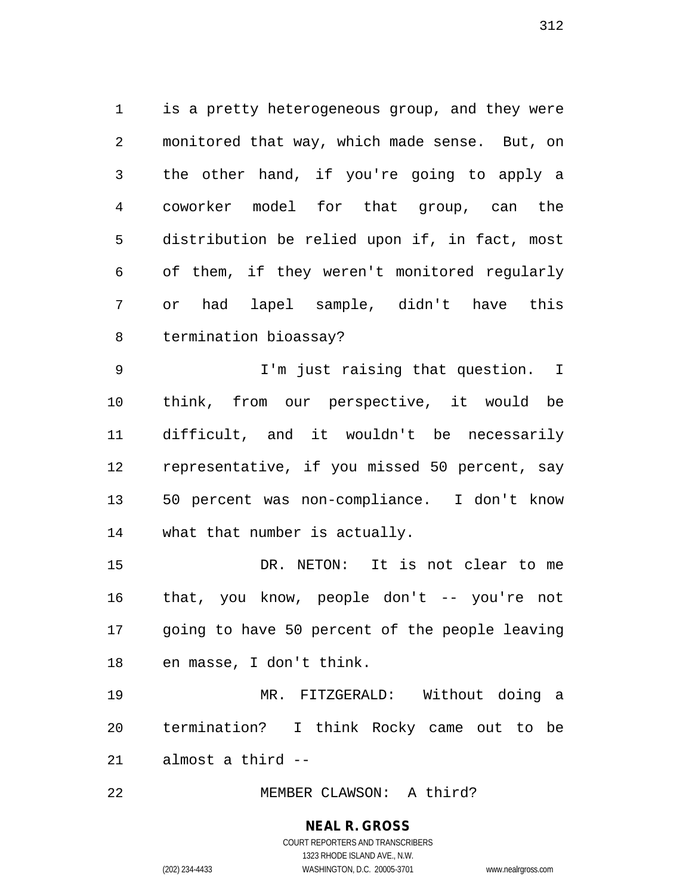is a pretty heterogeneous group, and they were monitored that way, which made sense. But, on the other hand, if you're going to apply a coworker model for that group, can the distribution be relied upon if, in fact, most of them, if they weren't monitored regularly or had lapel sample, didn't have this termination bioassay?

I'm just raising that question. I think, from our perspective, it would be difficult, and it wouldn't be necessarily representative, if you missed 50 percent, say 50 percent was non-compliance. I don't know what that number is actually.

DR. NETON: It is not clear to me that, you know, people don't -- you're not going to have 50 percent of the people leaving en masse, I don't think.

MR. FITZGERALD: Without doing a termination? I think Rocky came out to be almost a third --

MEMBER CLAWSON: A third?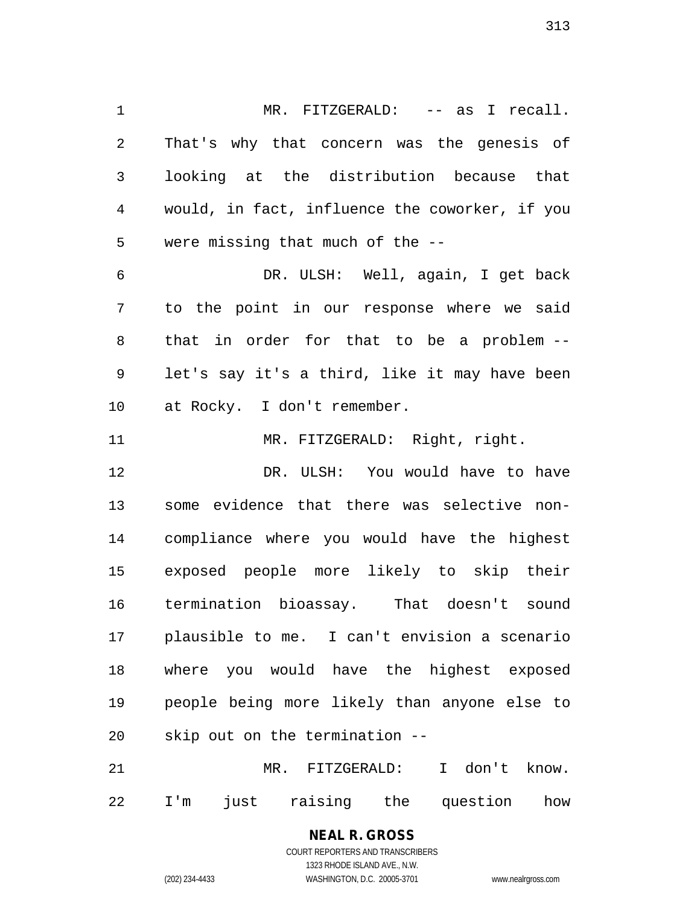MR. FITZGERALD: -- as I recall. That's why that concern was the genesis of looking at the distribution because that would, in fact, influence the coworker, if you were missing that much of the --

DR. ULSH: Well, again, I get back to the point in our response where we said that in order for that to be a problem -- let's say it's a third, like it may have been at Rocky. I don't remember.

MR. FITZGERALD: Right, right.

DR. ULSH: You would have to have some evidence that there was selective non-compliance where you would have the highest exposed people more likely to skip their termination bioassay. That doesn't sound plausible to me. I can't envision a scenario where you would have the highest exposed people being more likely than anyone else to skip out on the termination --

MR. FITZGERALD: I don't know. I'm just raising the question how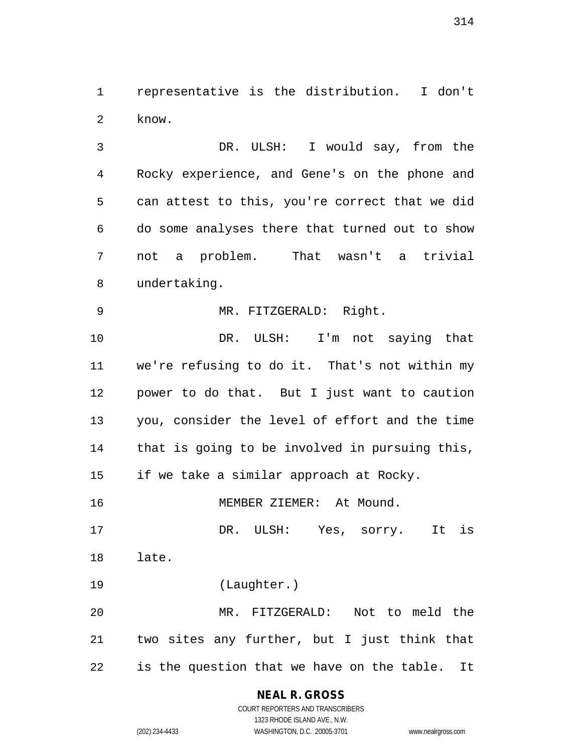representative is the distribution. I don't know.

DR. ULSH: I would say, from the Rocky experience, and Gene's on the phone and can attest to this, you're correct that we did do some analyses there that turned out to show not a problem. That wasn't a trivial undertaking.

MR. FITZGERALD: Right.

DR. ULSH: I'm not saying that we're refusing to do it. That's not within my power to do that. But I just want to caution you, consider the level of effort and the time that is going to be involved in pursuing this, if we take a similar approach at Rocky.

MEMBER ZIEMER: At Mound.

DR. ULSH: Yes, sorry. It is late.

(Laughter.)

MR. FITZGERALD: Not to meld the two sites any further, but I just think that is the question that we have on the table. It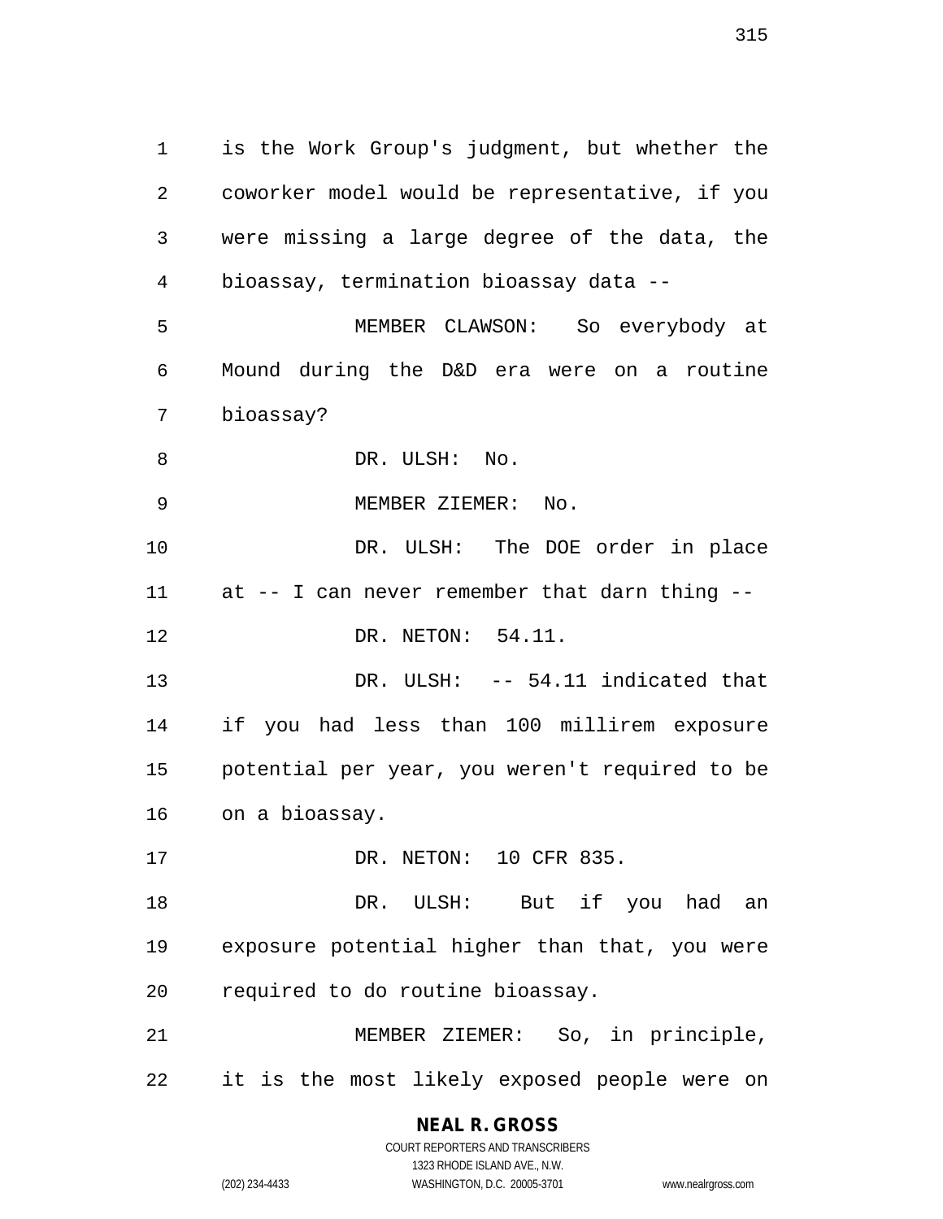is the Work Group's judgment, but whether the coworker model would be representative, if you were missing a large degree of the data, the bioassay, termination bioassay data --

MEMBER CLAWSON: So everybody at Mound during the D&D era were on a routine bioassay?

DR. ULSH: No.

MEMBER ZIEMER: No.

DR. ULSH: The DOE order in place at -- I can never remember that darn thing --

DR. NETON: 54.11.

DR. ULSH: -- 54.11 indicated that if you had less than 100 millirem exposure potential per year, you weren't required to be on a bioassay.

DR. NETON: 10 CFR 835.

DR. ULSH: But if you had an exposure potential higher than that, you were required to do routine bioassay.

MEMBER ZIEMER: So, in principle, it is the most likely exposed people were on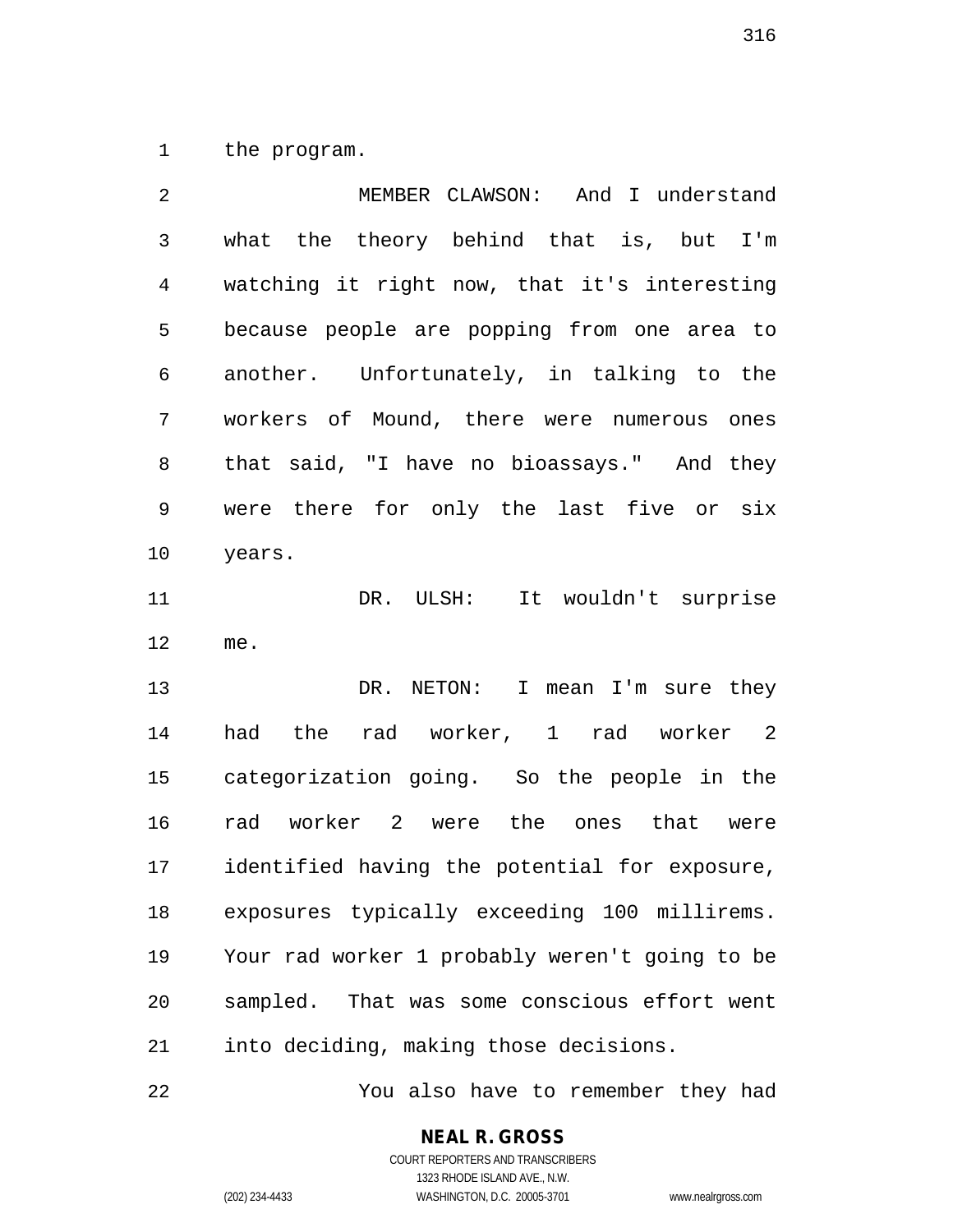the program.

MEMBER CLAWSON: And I understand what the theory behind that is, but I'm watching it right now, that it's interesting because people are popping from one area to another. Unfortunately, in talking to the workers of Mound, there were numerous ones that said, "I have no bioassays." And they were there for only the last five or six years.

DR. ULSH: It wouldn't surprise me.

DR. NETON: I mean I'm sure they had the rad worker, 1 rad worker 2 categorization going. So the people in the rad worker 2 were the ones that were identified having the potential for exposure, exposures typically exceeding 100 millirems. Your rad worker 1 probably weren't going to be sampled. That was some conscious effort went into deciding, making those decisions.

You also have to remember they had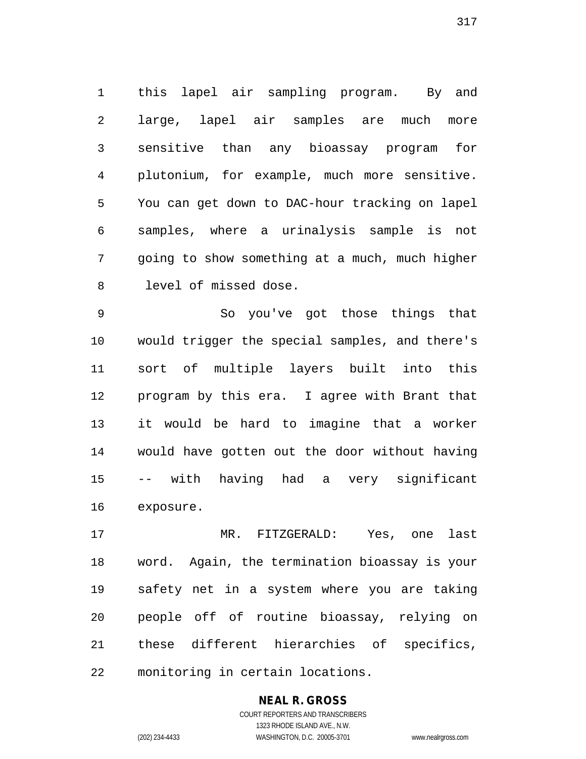this lapel air sampling program. By and large, lapel air samples are much more sensitive than any bioassay program for plutonium, for example, much more sensitive. You can get down to DAC-hour tracking on lapel samples, where a urinalysis sample is not going to show something at a much, much higher level of missed dose.

So you've got those things that would trigger the special samples, and there's sort of multiple layers built into this program by this era. I agree with Brant that it would be hard to imagine that a worker would have gotten out the door without having -- with having had a very significant exposure.

MR. FITZGERALD: Yes, one last word. Again, the termination bioassay is your safety net in a system where you are taking people off of routine bioassay, relying on these different hierarchies of specifics, monitoring in certain locations.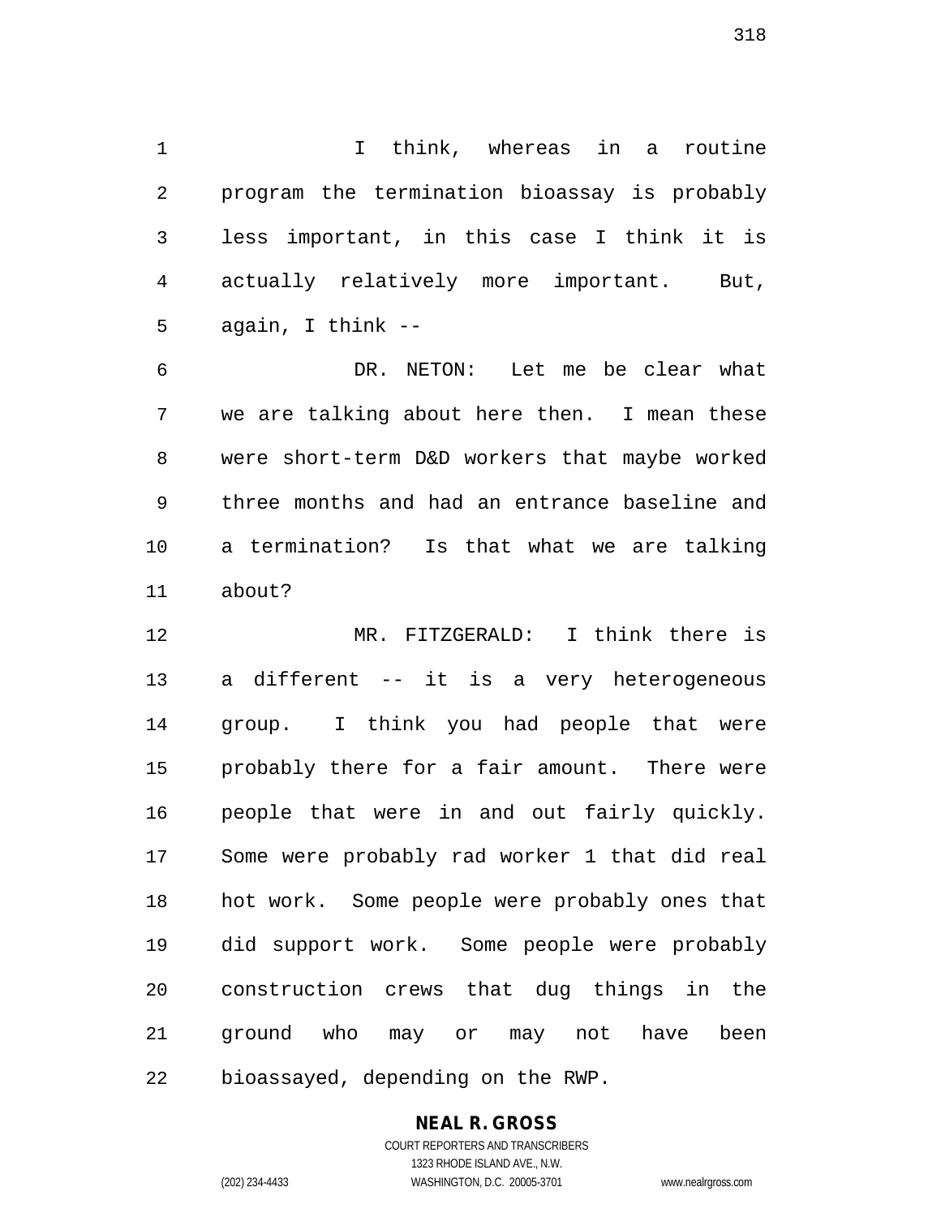I think, whereas in a routine program the termination bioassay is probably less important, in this case I think it is actually relatively more important. But, again, I think --

DR. NETON: Let me be clear what we are talking about here then. I mean these were short-term D&D workers that maybe worked three months and had an entrance baseline and a termination? Is that what we are talking about?

MR. FITZGERALD: I think there is a different -- it is a very heterogeneous group. I think you had people that were probably there for a fair amount. There were people that were in and out fairly quickly. Some were probably rad worker 1 that did real hot work. Some people were probably ones that did support work. Some people were probably construction crews that dug things in the ground who may or may not have been bioassayed, depending on the RWP.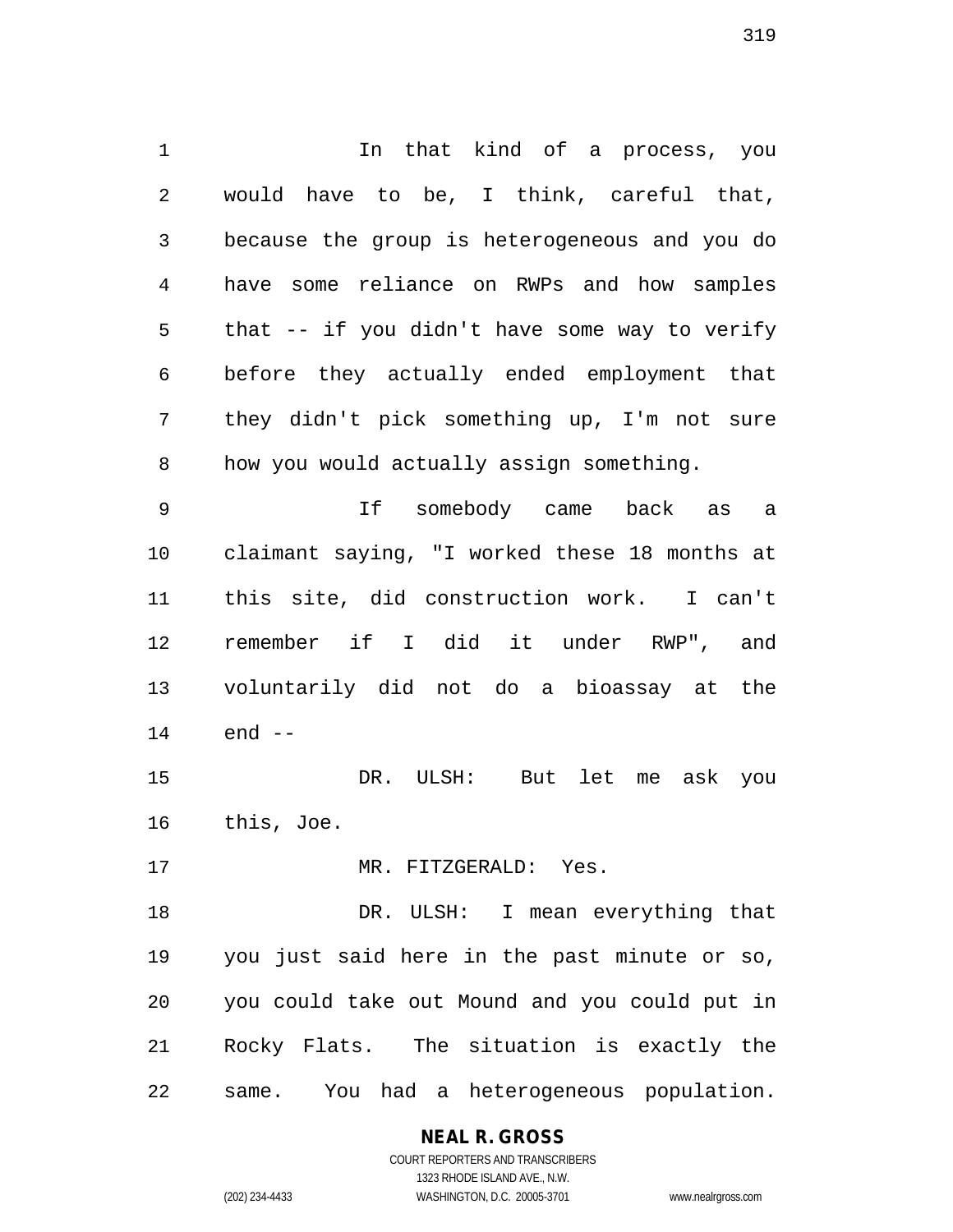In that kind of a process, you would have to be, I think, careful that, because the group is heterogeneous and you do have some reliance on RWPs and how samples that -- if you didn't have some way to verify before they actually ended employment that they didn't pick something up, I'm not sure how you would actually assign something.

If somebody came back as a claimant saying, "I worked these 18 months at this site, did construction work. I can't remember if I did it under RWP", and voluntarily did not do a bioassay at the end --

DR. ULSH: But let me ask you this, Joe.

MR. FITZGERALD: Yes.

DR. ULSH: I mean everything that you just said here in the past minute or so, you could take out Mound and you could put in Rocky Flats. The situation is exactly the same. You had a heterogeneous population.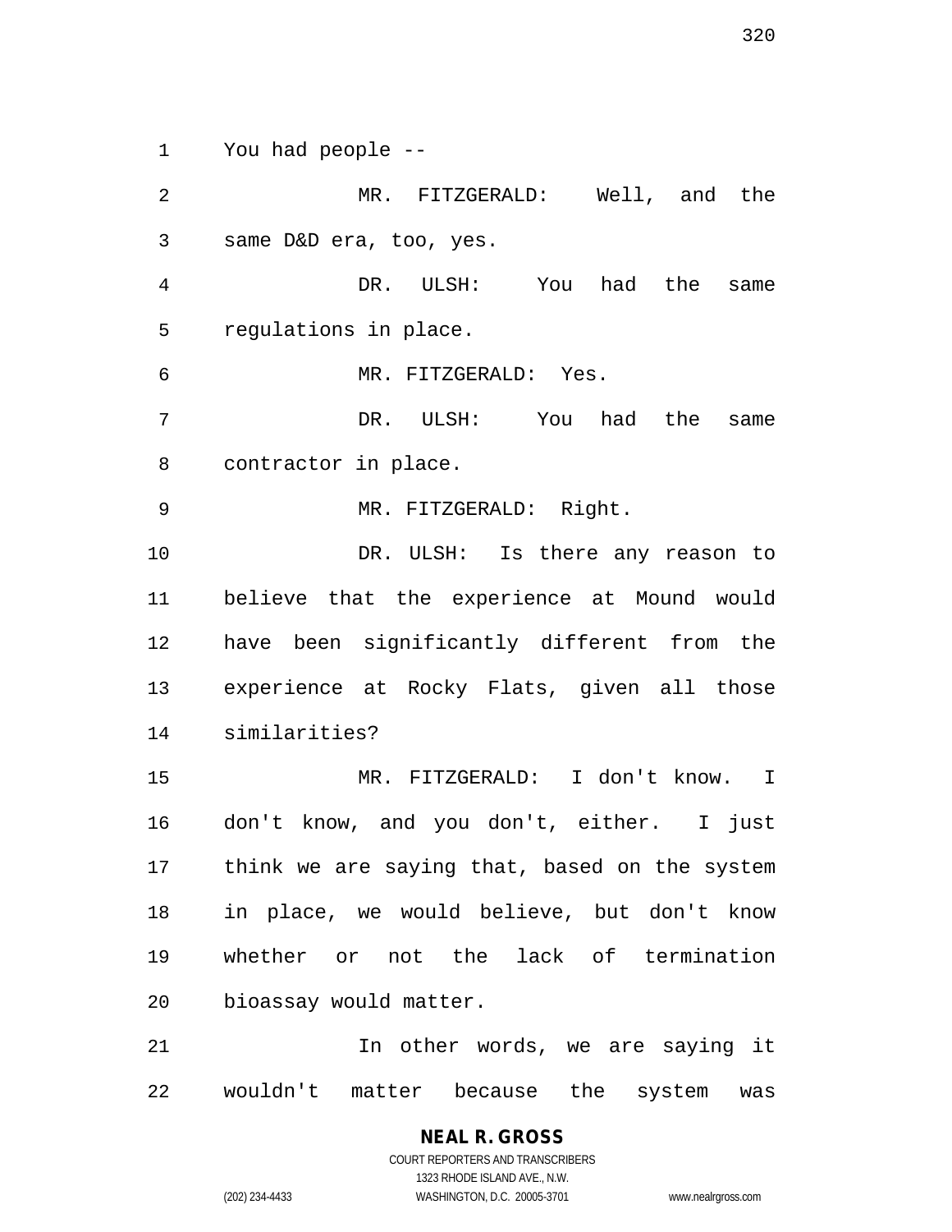You had people --

MR. FITZGERALD: Well, and the same D&D era, too, yes.

DR. ULSH: You had the same regulations in place.

MR. FITZGERALD: Yes.

DR. ULSH: You had the same contractor in place.

MR. FITZGERALD: Right.

DR. ULSH: Is there any reason to believe that the experience at Mound would have been significantly different from the experience at Rocky Flats, given all those similarities?

MR. FITZGERALD: I don't know. I don't know, and you don't, either. I just think we are saying that, based on the system in place, we would believe, but don't know whether or not the lack of termination bioassay would matter.

In other words, we are saying it wouldn't matter because the system was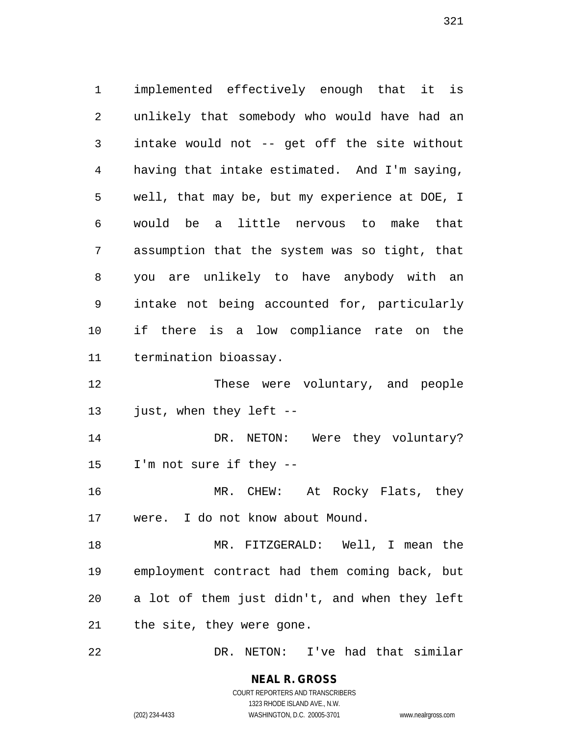implemented effectively enough that it is unlikely that somebody who would have had an intake would not -- get off the site without having that intake estimated. And I'm saying, well, that may be, but my experience at DOE, I would be a little nervous to make that assumption that the system was so tight, that you are unlikely to have anybody with an intake not being accounted for, particularly if there is a low compliance rate on the termination bioassay.

These were voluntary, and people just, when they left --

DR. NETON: Were they voluntary? I'm not sure if they --

MR. CHEW: At Rocky Flats, they were. I do not know about Mound.

MR. FITZGERALD: Well, I mean the employment contract had them coming back, but a lot of them just didn't, and when they left the site, they were gone.

DR. NETON: I've had that similar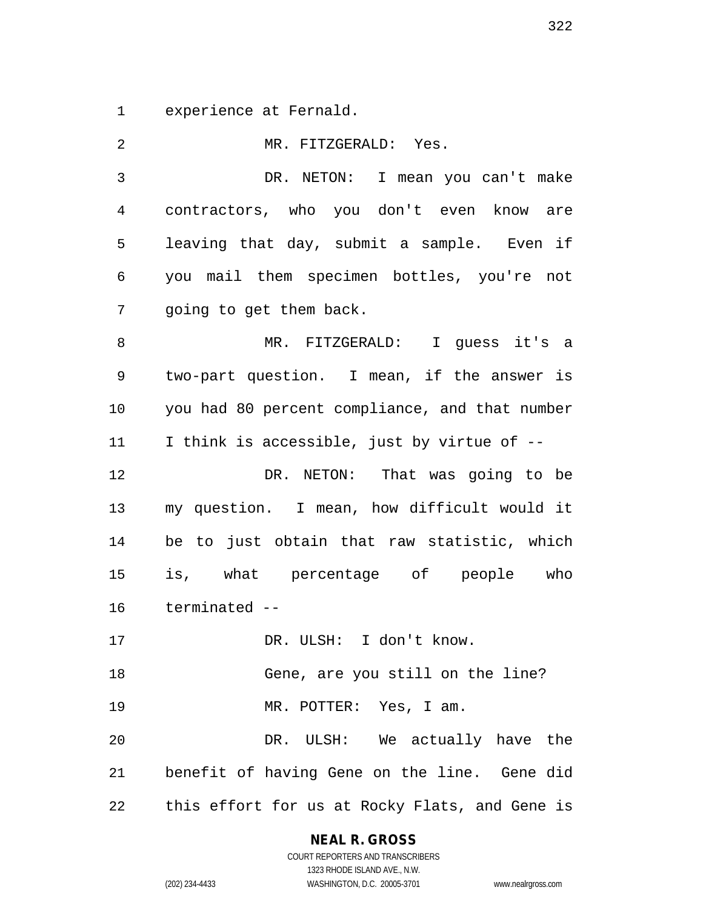experience at Fernald.

MR. FITZGERALD: Yes.

DR. NETON: I mean you can't make contractors, who you don't even know are leaving that day, submit a sample. Even if you mail them specimen bottles, you're not going to get them back.

MR. FITZGERALD: I guess it's a two-part question. I mean, if the answer is you had 80 percent compliance, and that number I think is accessible, just by virtue of --

DR. NETON: That was going to be my question. I mean, how difficult would it be to just obtain that raw statistic, which is, what percentage of people who terminated --

DR. ULSH: I don't know.

Gene, are you still on the line?

MR. POTTER: Yes, I am.

DR. ULSH: We actually have the benefit of having Gene on the line. Gene did this effort for us at Rocky Flats, and Gene is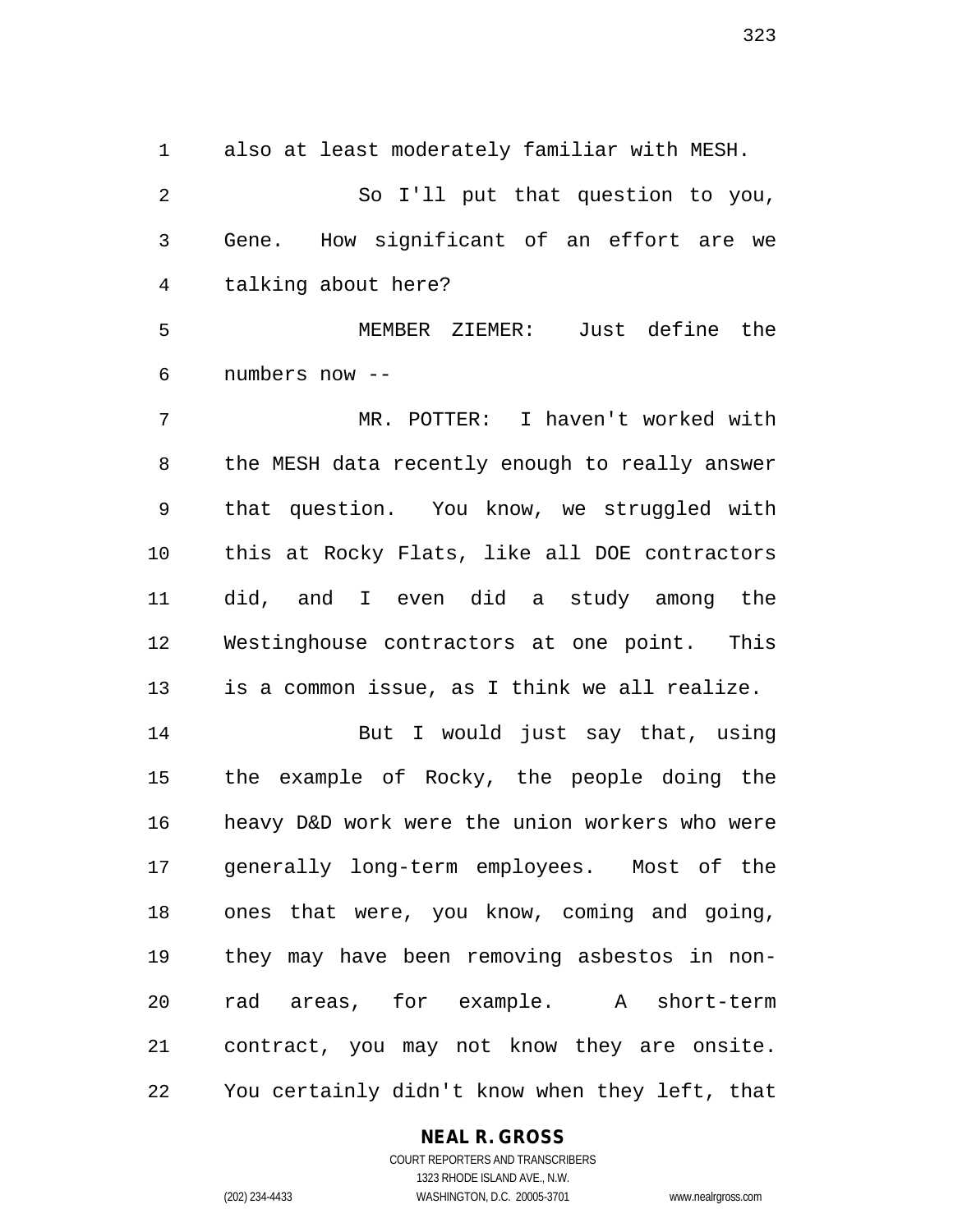also at least moderately familiar with MESH.

So I'll put that question to you, Gene. How significant of an effort are we talking about here?

MEMBER ZIEMER: Just define the numbers now --

MR. POTTER: I haven't worked with the MESH data recently enough to really answer that question. You know, we struggled with this at Rocky Flats, like all DOE contractors did, and I even did a study among the Westinghouse contractors at one point. This is a common issue, as I think we all realize.

But I would just say that, using the example of Rocky, the people doing the heavy D&D work were the union workers who were generally long-term employees. Most of the ones that were, you know, coming and going, they may have been removing asbestos in non-rad areas, for example. A short-term contract, you may not know they are onsite. You certainly didn't know when they left, that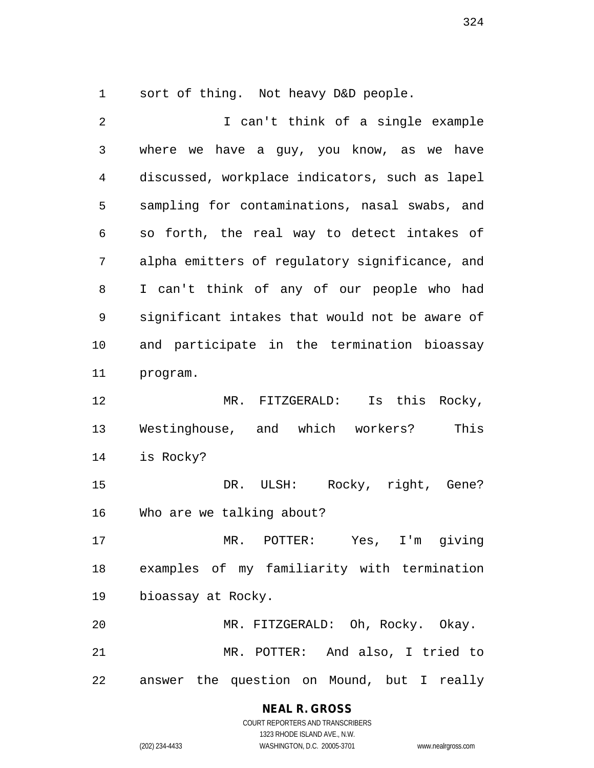sort of thing. Not heavy D&D people.

I can't think of a single example where we have a guy, you know, as we have discussed, workplace indicators, such as lapel sampling for contaminations, nasal swabs, and so forth, the real way to detect intakes of alpha emitters of regulatory significance, and I can't think of any of our people who had significant intakes that would not be aware of and participate in the termination bioassay program.

MR. FITZGERALD: Is this Rocky, Westinghouse, and which workers? This is Rocky?

DR. ULSH: Rocky, right, Gene? Who are we talking about?

MR. POTTER: Yes, I'm giving examples of my familiarity with termination bioassay at Rocky.

MR. FITZGERALD: Oh, Rocky. Okay.

MR. POTTER: And also, I tried to answer the question on Mound, but I really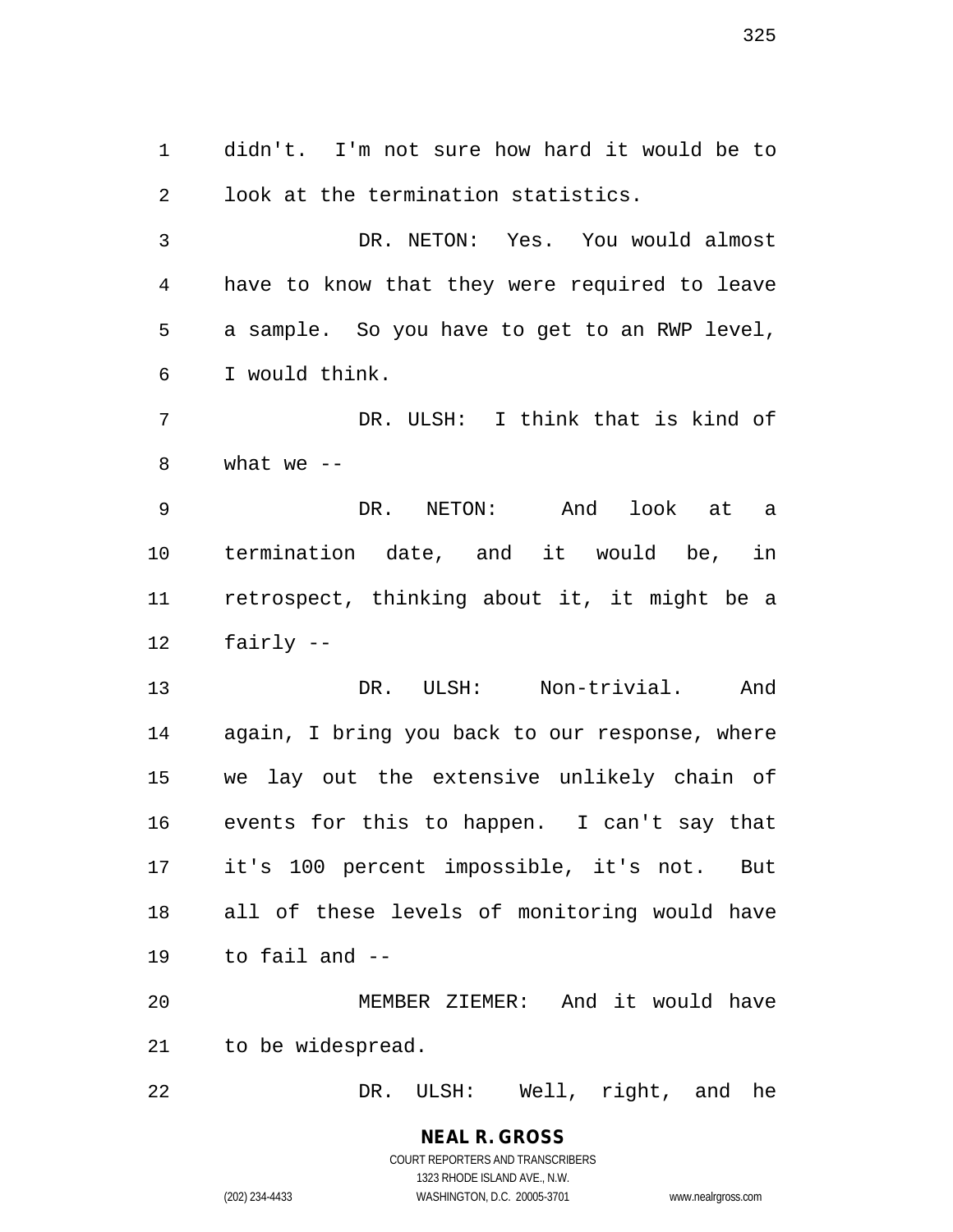didn't. I'm not sure how hard it would be to look at the termination statistics.

DR. NETON: Yes. You would almost have to know that they were required to leave a sample. So you have to get to an RWP level, I would think.

DR. ULSH: I think that is kind of what we --

DR. NETON: And look at a termination date, and it would be, in retrospect, thinking about it, it might be a fairly --

DR. ULSH: Non-trivial. And again, I bring you back to our response, where we lay out the extensive unlikely chain of events for this to happen. I can't say that it's 100 percent impossible, it's not. But all of these levels of monitoring would have to fail and --

MEMBER ZIEMER: And it would have to be widespread.

DR. ULSH: Well, right, and he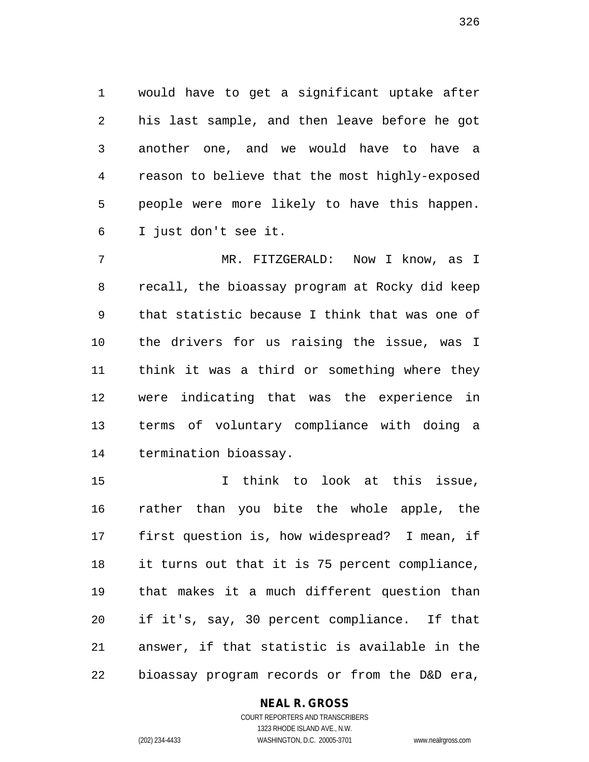would have to get a significant uptake after his last sample, and then leave before he got another one, and we would have to have a reason to believe that the most highly-exposed people were more likely to have this happen. I just don't see it.

MR. FITZGERALD: Now I know, as I recall, the bioassay program at Rocky did keep that statistic because I think that was one of the drivers for us raising the issue, was I think it was a third or something where they were indicating that was the experience in terms of voluntary compliance with doing a termination bioassay.

I think to look at this issue, rather than you bite the whole apple, the first question is, how widespread? I mean, if it turns out that it is 75 percent compliance, that makes it a much different question than if it's, say, 30 percent compliance. If that answer, if that statistic is available in the bioassay program records or from the D&D era,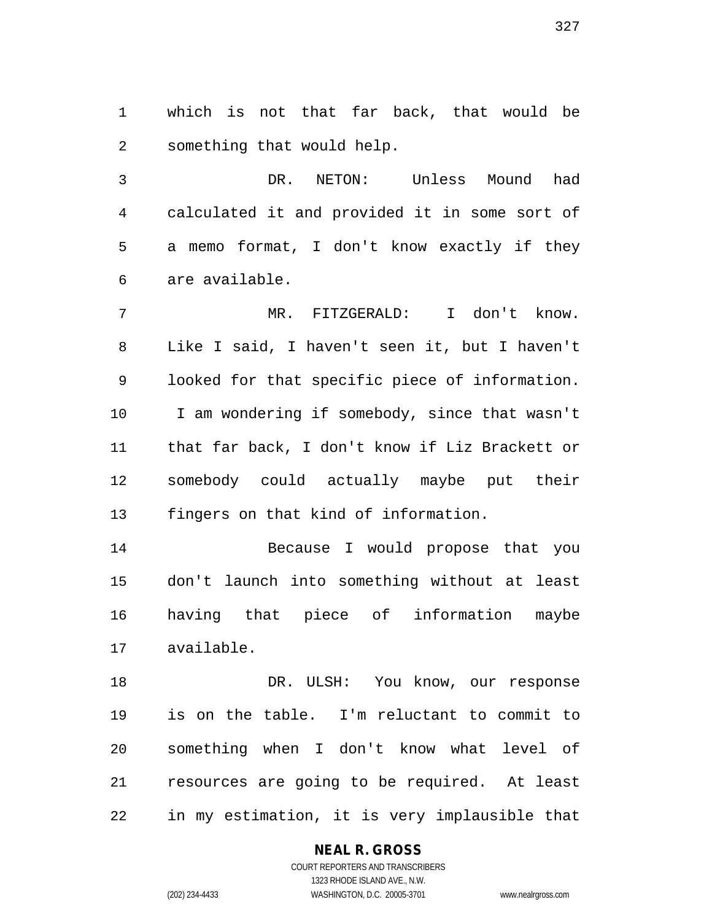which is not that far back, that would be something that would help.

DR. NETON: Unless Mound had calculated it and provided it in some sort of a memo format, I don't know exactly if they are available.

MR. FITZGERALD: I don't know. Like I said, I haven't seen it, but I haven't looked for that specific piece of information. I am wondering if somebody, since that wasn't that far back, I don't know if Liz Brackett or somebody could actually maybe put their fingers on that kind of information.

Because I would propose that you don't launch into something without at least having that piece of information maybe available.

DR. ULSH: You know, our response is on the table. I'm reluctant to commit to something when I don't know what level of resources are going to be required. At least in my estimation, it is very implausible that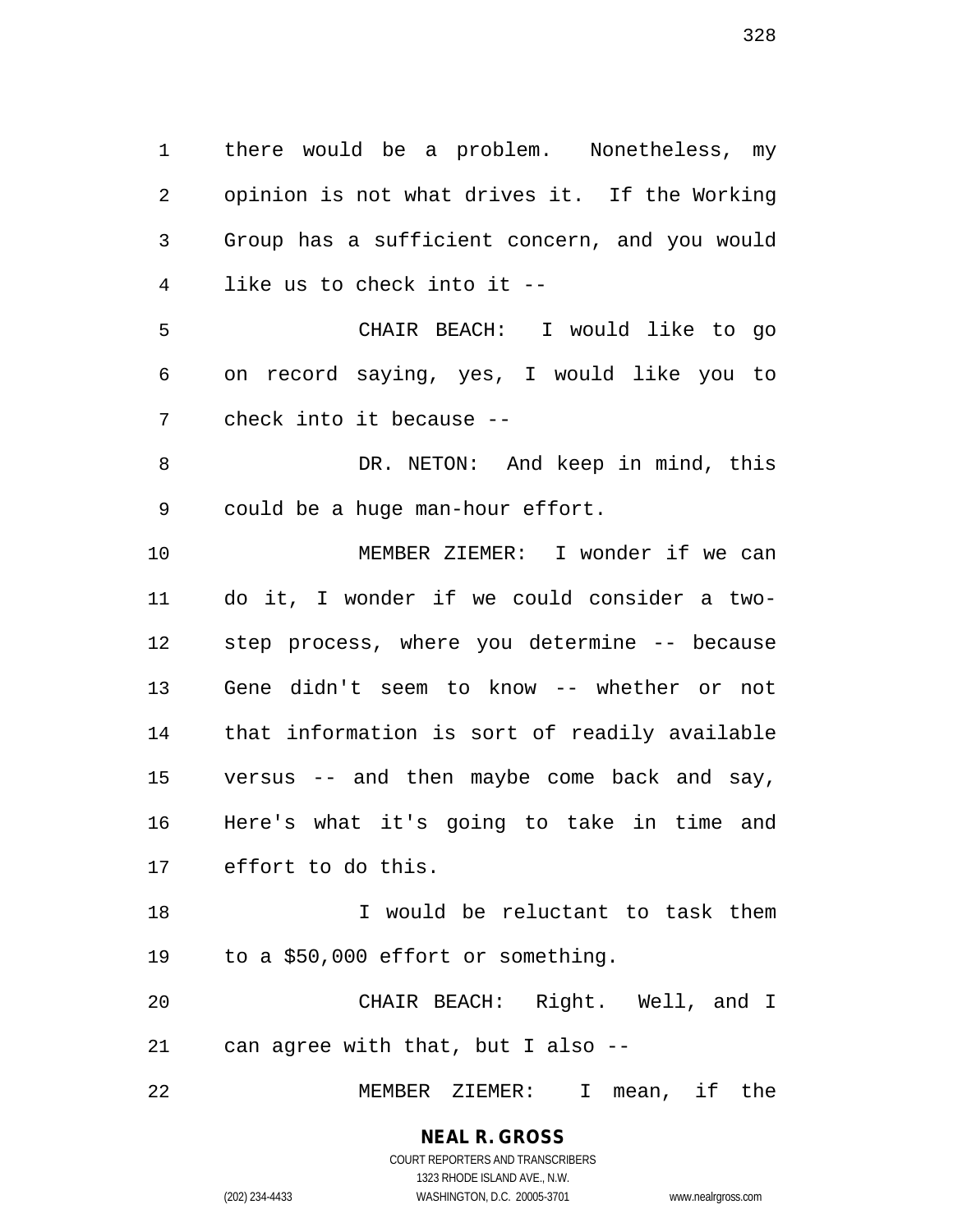there would be a problem. Nonetheless, my opinion is not what drives it. If the Working Group has a sufficient concern, and you would like us to check into it --

CHAIR BEACH: I would like to go on record saying, yes, I would like you to check into it because --

DR. NETON: And keep in mind, this could be a huge man-hour effort.

MEMBER ZIEMER: I wonder if we can do it, I wonder if we could consider a two-step process, where you determine -- because Gene didn't seem to know -- whether or not that information is sort of readily available versus -- and then maybe come back and say, Here's what it's going to take in time and effort to do this.

I would be reluctant to task them to a $50,000 effort or something.

CHAIR BEACH: Right. Well, and I can agree with that, but I also --

MEMBER ZIEMER: I mean, if the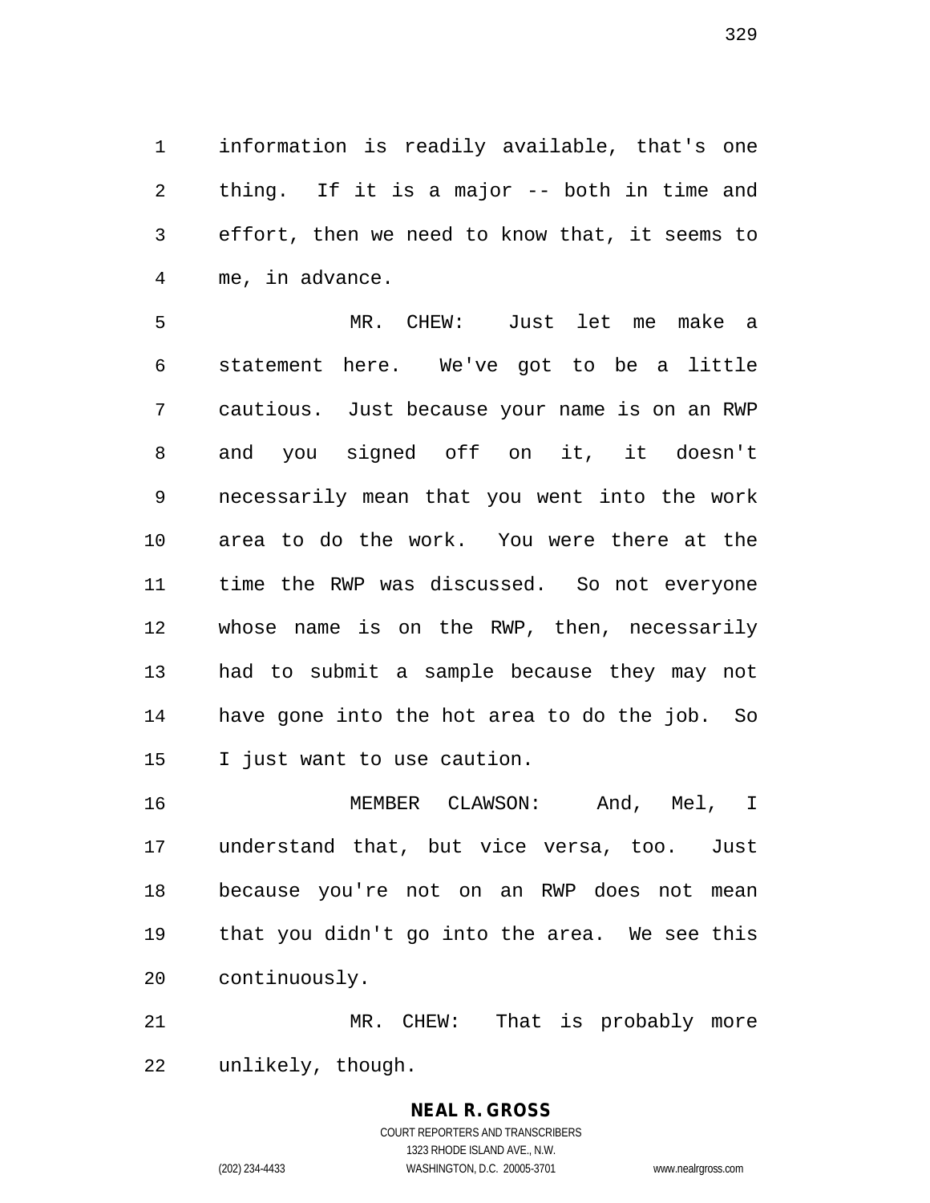information is readily available, that's one thing. If it is a major -- both in time and effort, then we need to know that, it seems to me, in advance.

MR. CHEW: Just let me make a statement here. We've got to be a little cautious. Just because your name is on an RWP and you signed off on it, it doesn't necessarily mean that you went into the work area to do the work. You were there at the time the RWP was discussed. So not everyone whose name is on the RWP, then, necessarily had to submit a sample because they may not have gone into the hot area to do the job. So I just want to use caution.

MEMBER CLAWSON: And, Mel, I understand that, but vice versa, too. Just because you're not on an RWP does not mean that you didn't go into the area. We see this continuously.

MR. CHEW: That is probably more unlikely, though.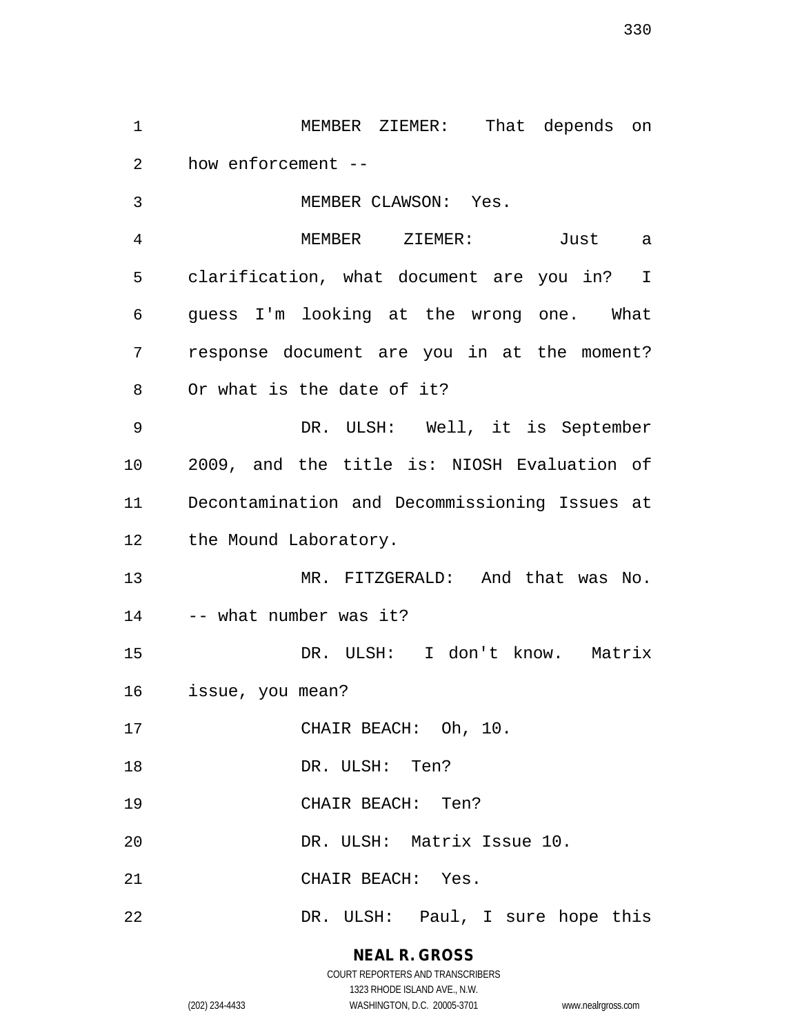MEMBER ZIEMER: That depends on how enforcement --

MEMBER CLAWSON: Yes.

MEMBER ZIEMER: Just a clarification, what document are you in? I guess I'm looking at the wrong one. What response document are you in at the moment? Or what is the date of it?

DR. ULSH: Well, it is September 2009, and the title is: NIOSH Evaluation of Decontamination and Decommissioning Issues at the Mound Laboratory.

MR. FITZGERALD: And that was No. -- what number was it?

DR. ULSH: I don't know. Matrix issue, you mean?

CHAIR BEACH: Oh, 10.

DR. ULSH: Ten?

CHAIR BEACH: Ten?

DR. ULSH: Matrix Issue 10.

CHAIR BEACH: Yes.

DR. ULSH: Paul, I sure hope this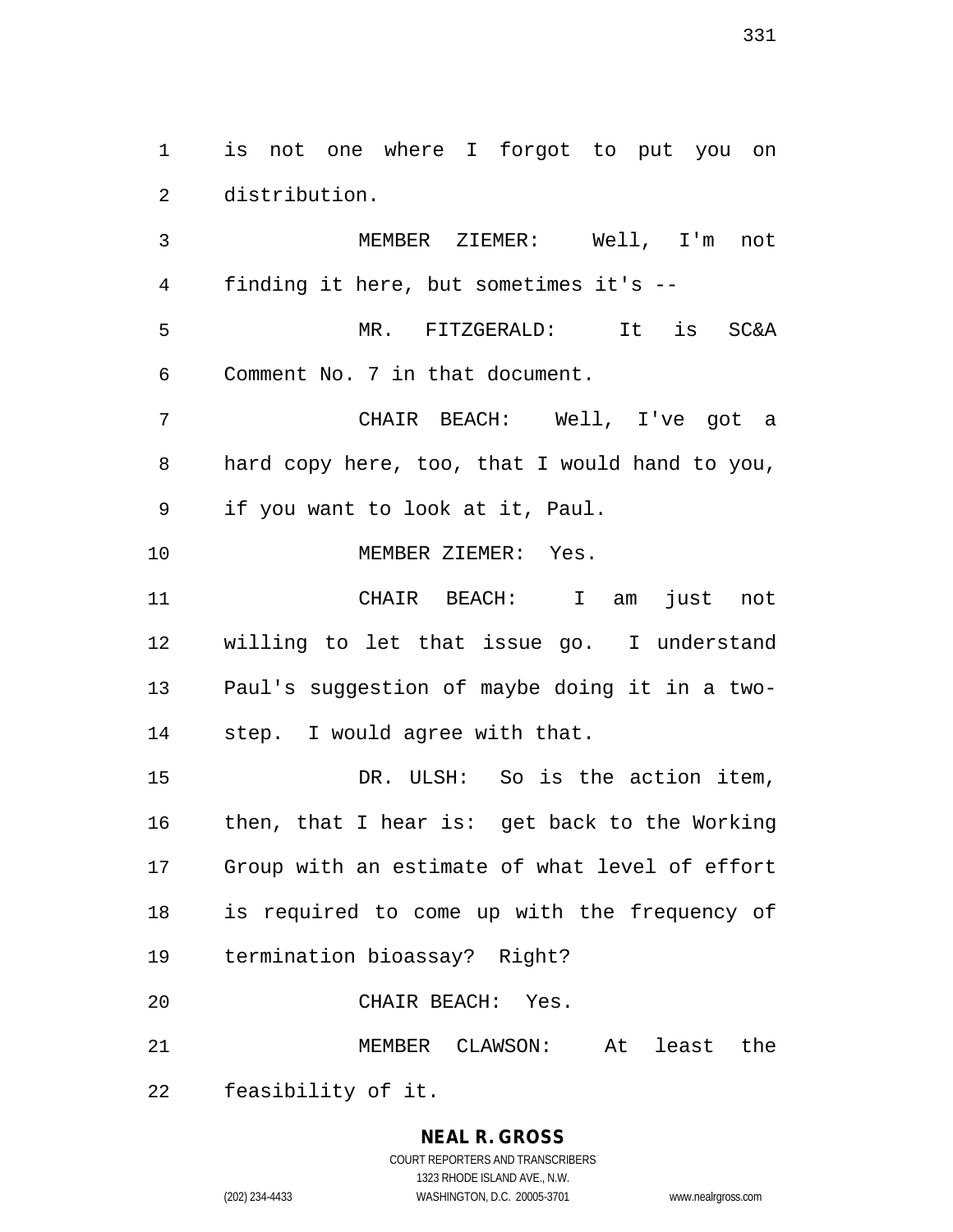is not one where I forgot to put you on distribution.

MEMBER ZIEMER: Well, I'm not finding it here, but sometimes it's --

MR. FITZGERALD: It is SC&A Comment No. 7 in that document.

CHAIR BEACH: Well, I've got a hard copy here, too, that I would hand to you, if you want to look at it, Paul.

MEMBER ZIEMER: Yes.

CHAIR BEACH: I am just not willing to let that issue go. I understand Paul's suggestion of maybe doing it in a two-step. I would agree with that.

DR. ULSH: So is the action item, then, that I hear is: get back to the Working Group with an estimate of what level of effort is required to come up with the frequency of termination bioassay? Right?

CHAIR BEACH: Yes.

MEMBER CLAWSON: At least the feasibility of it.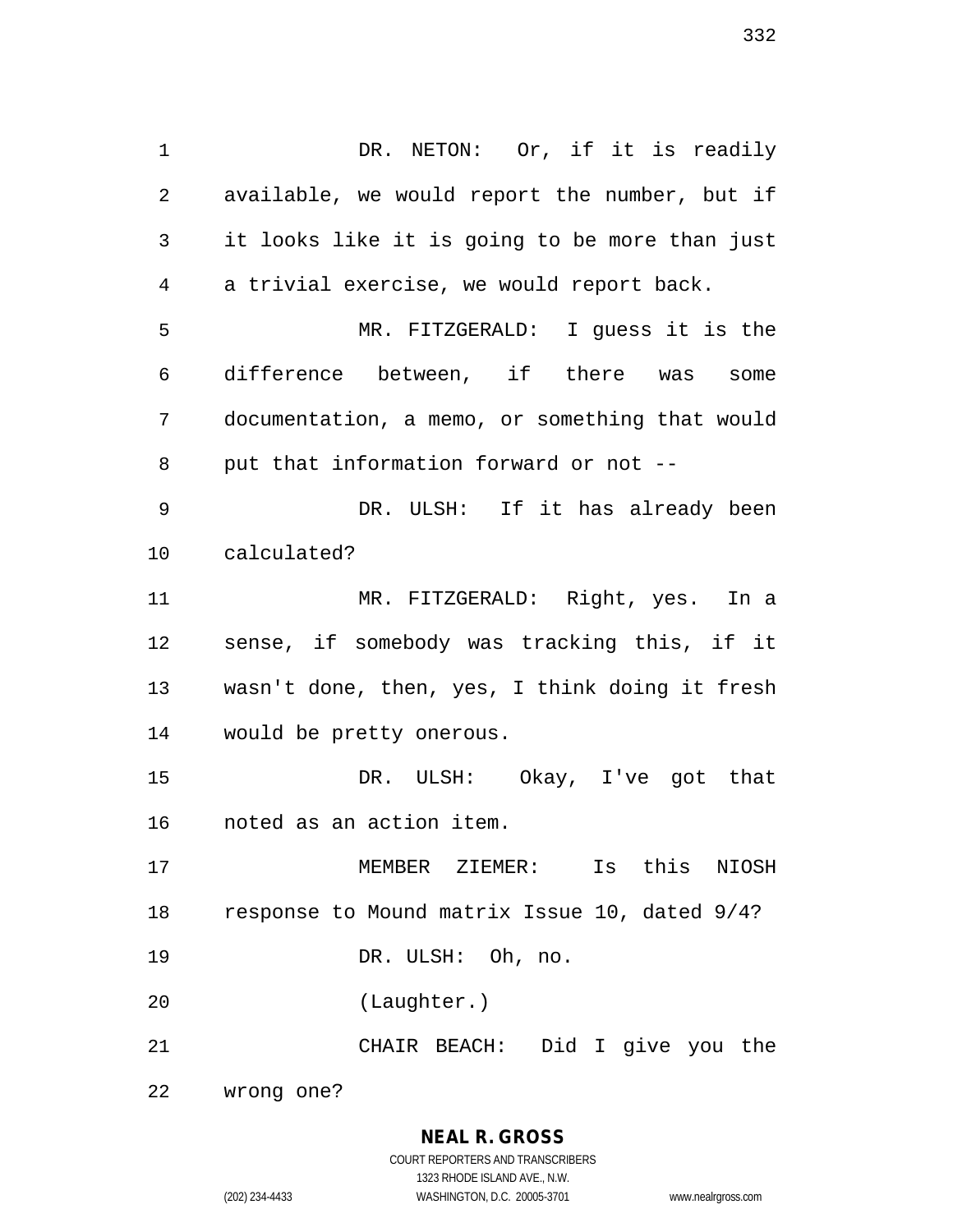DR. NETON: Or, if it is readily available, we would report the number, but if it looks like it is going to be more than just a trivial exercise, we would report back.

MR. FITZGERALD: I guess it is the difference between, if there was some documentation, a memo, or something that would put that information forward or not --

DR. ULSH: If it has already been calculated?

MR. FITZGERALD: Right, yes. In a sense, if somebody was tracking this, if it wasn't done, then, yes, I think doing it fresh would be pretty onerous.

DR. ULSH: Okay, I've got that noted as an action item.

MEMBER ZIEMER: Is this NIOSH response to Mound matrix Issue 10, dated 9/4?

DR. ULSH: Oh, no.

(Laughter.)

CHAIR BEACH: Did I give you the wrong one?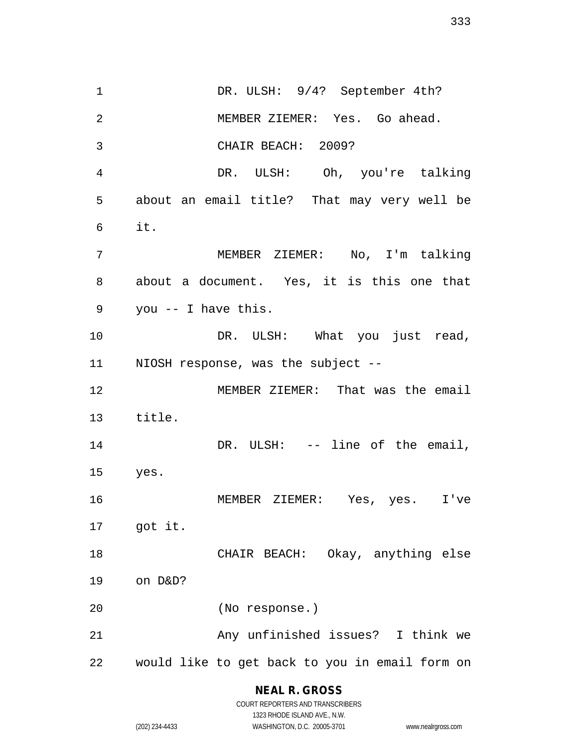DR. ULSH: 9/4? September 4th?

MEMBER ZIEMER: Yes. Go ahead.

CHAIR BEACH: 2009?

DR. ULSH: Oh, you're talking about an email title? That may very well be it.

MEMBER ZIEMER: No, I'm talking about a document. Yes, it is this one that you -- I have this.

DR. ULSH: What you just read, NIOSH response, was the subject --

MEMBER ZIEMER: That was the email title.

DR. ULSH: -- line of the email, yes.

MEMBER ZIEMER: Yes, yes. I've got it.

CHAIR BEACH: Okay, anything else on D&D?

(No response.)

Any unfinished issues? I think we would like to get back to you in email form on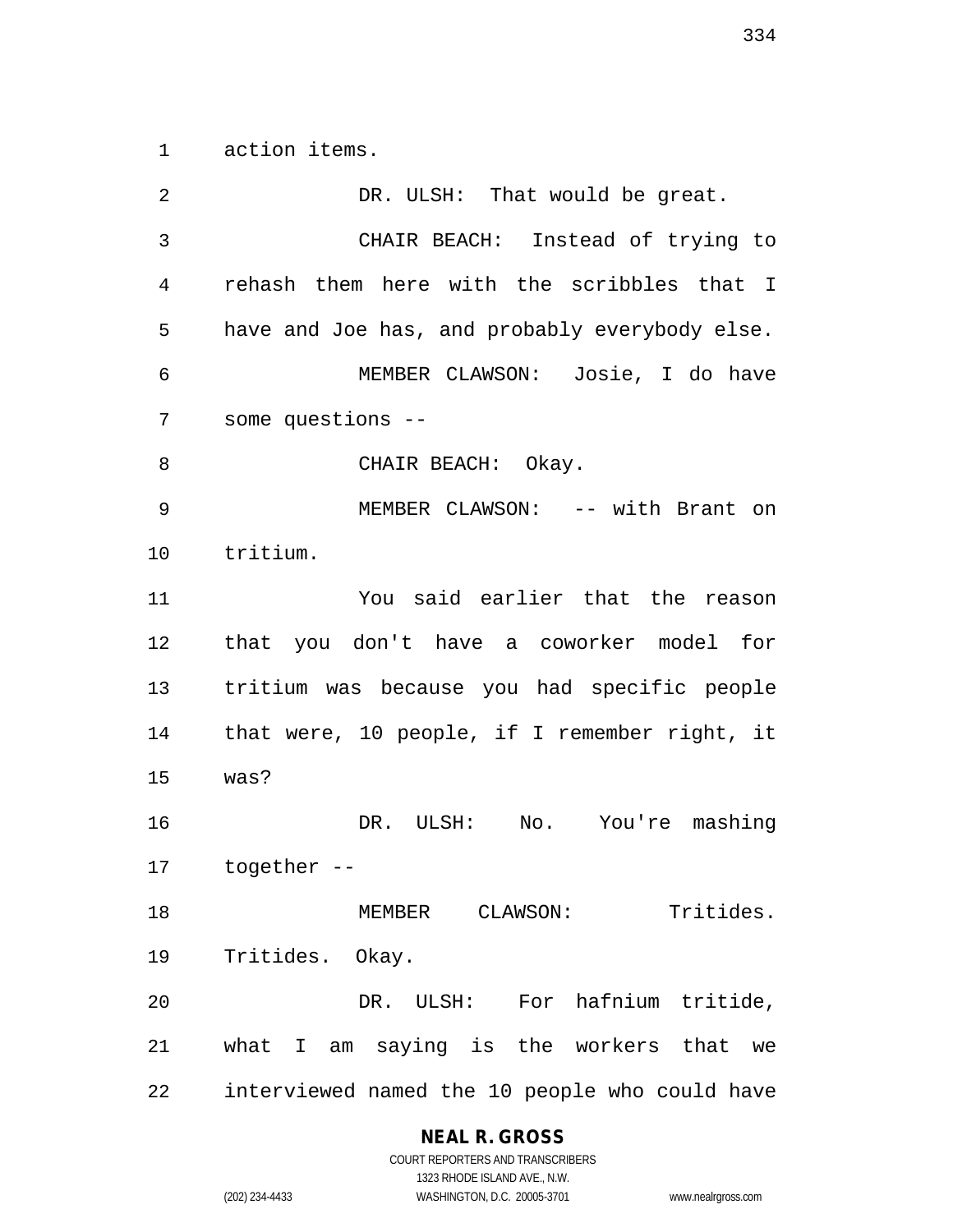action items.

DR. ULSH: That would be great.

CHAIR BEACH: Instead of trying to rehash them here with the scribbles that I have and Joe has, and probably everybody else.

MEMBER CLAWSON: Josie, I do have some questions --

CHAIR BEACH: Okay.

MEMBER CLAWSON: -- with Brant on tritium.

You said earlier that the reason that you don't have a coworker model for tritium was because you had specific people that were, 10 people, if I remember right, it was?

DR. ULSH: No. You're mashing together --

MEMBER CLAWSON: Tritides. Tritides. Okay.

DR. ULSH: For hafnium tritide, what I am saying is the workers that we interviewed named the 10 people who could have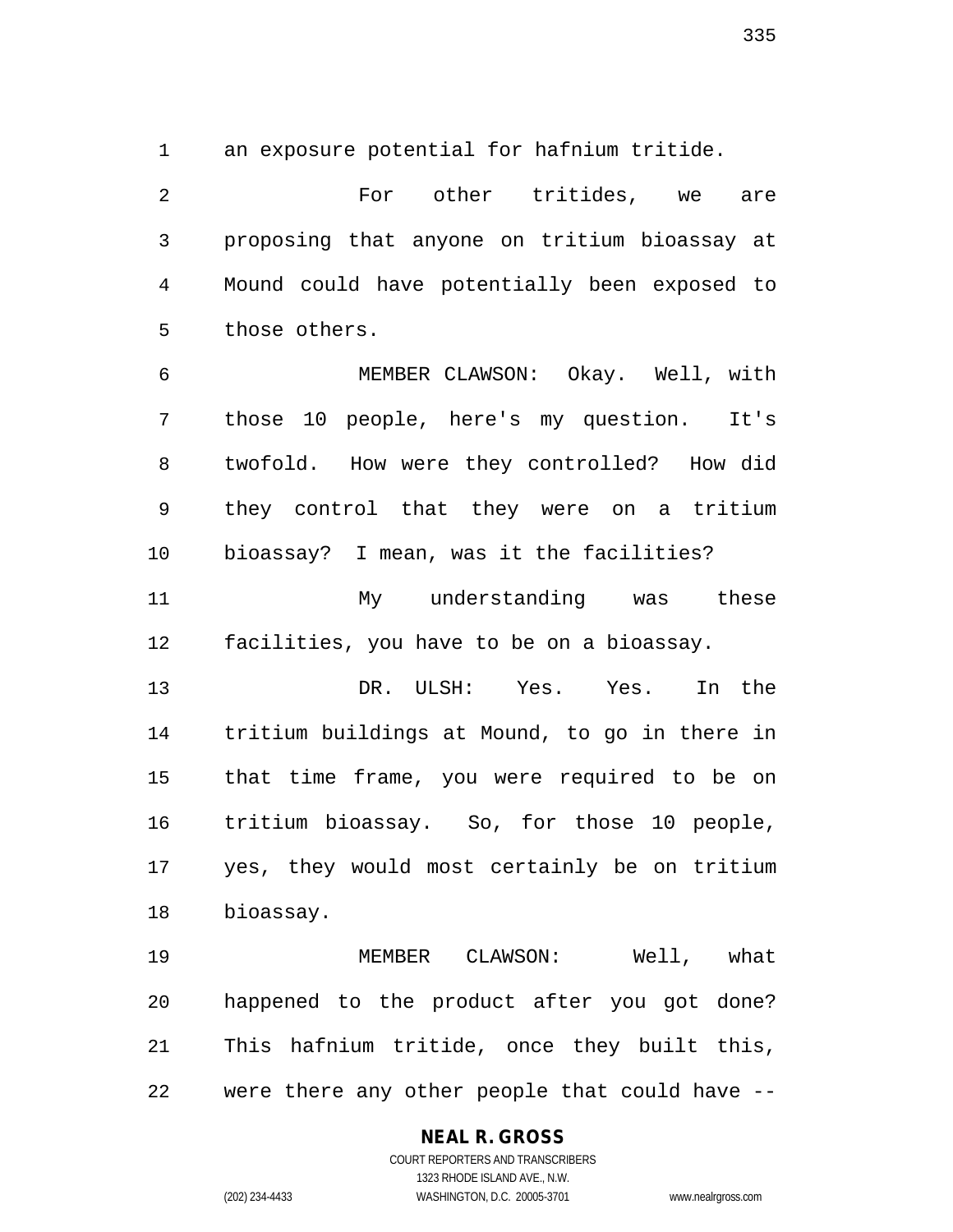an exposure potential for hafnium tritide.

For other tritides, we are proposing that anyone on tritium bioassay at Mound could have potentially been exposed to those others.

MEMBER CLAWSON: Okay. Well, with those 10 people, here's my question. It's twofold. How were they controlled? How did they control that they were on a tritium bioassay? I mean, was it the facilities?

My understanding was these facilities, you have to be on a bioassay.

DR. ULSH: Yes. Yes. In the tritium buildings at Mound, to go in there in that time frame, you were required to be on tritium bioassay. So, for those 10 people, yes, they would most certainly be on tritium bioassay.

MEMBER CLAWSON: Well, what happened to the product after you got done? This hafnium tritide, once they built this, were there any other people that could have --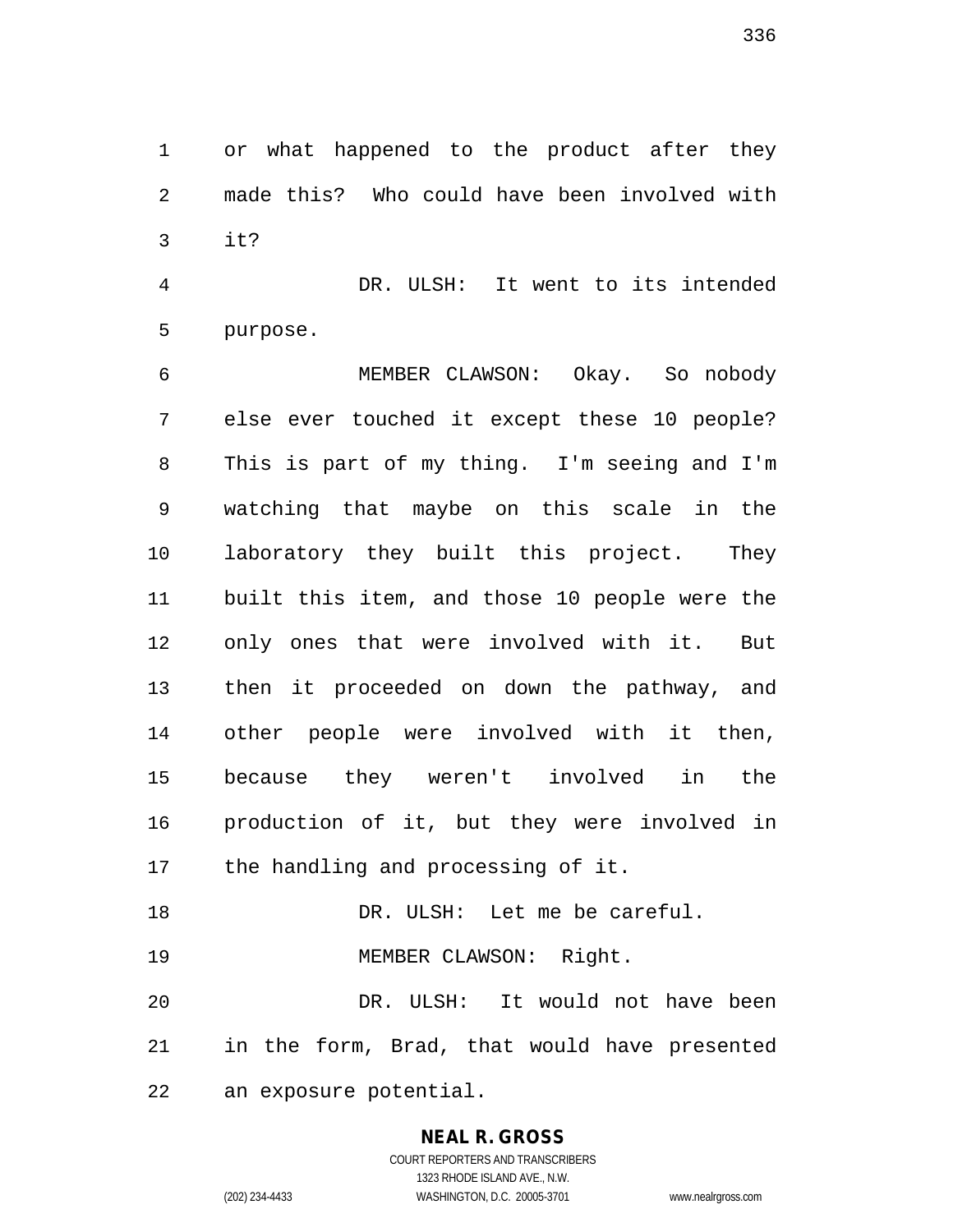or what happened to the product after they made this? Who could have been involved with it?

DR. ULSH: It went to its intended purpose.

MEMBER CLAWSON: Okay. So nobody else ever touched it except these 10 people? This is part of my thing. I'm seeing and I'm watching that maybe on this scale in the laboratory they built this project. They built this item, and those 10 people were the only ones that were involved with it. But then it proceeded on down the pathway, and other people were involved with it then, because they weren't involved in the production of it, but they were involved in the handling and processing of it.

DR. ULSH: Let me be careful.

MEMBER CLAWSON: Right.

DR. ULSH: It would not have been in the form, Brad, that would have presented an exposure potential.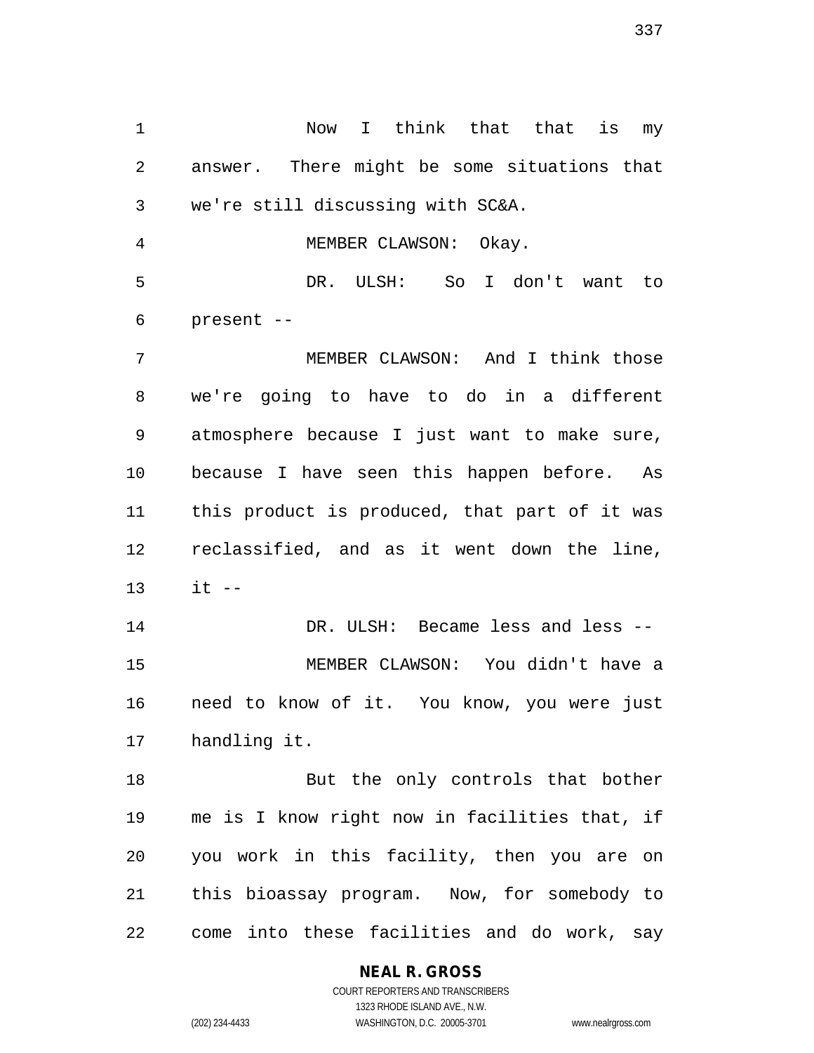Now I think that that is my answer. There might be some situations that we're still discussing with SC&A.

MEMBER CLAWSON: Okay.

DR. ULSH: So I don't want to present --

MEMBER CLAWSON: And I think those we're going to have to do in a different atmosphere because I just want to make sure, because I have seen this happen before. As this product is produced, that part of it was reclassified, and as it went down the line, it --

DR. ULSH: Became less and less --

MEMBER CLAWSON: You didn't have a need to know of it. You know, you were just handling it.

But the only controls that bother me is I know right now in facilities that, if you work in this facility, then you are on this bioassay program. Now, for somebody to come into these facilities and do work, say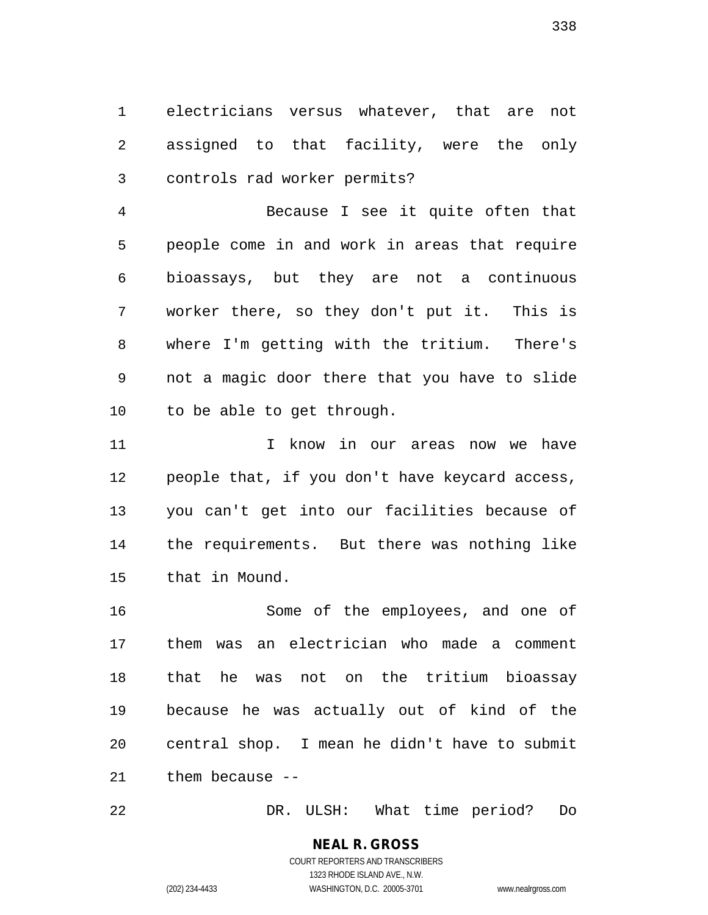electricians versus whatever, that are not assigned to that facility, were the only controls rad worker permits?

Because I see it quite often that people come in and work in areas that require bioassays, but they are not a continuous worker there, so they don't put it. This is where I'm getting with the tritium. There's not a magic door there that you have to slide to be able to get through.

I know in our areas now we have people that, if you don't have keycard access, you can't get into our facilities because of the requirements. But there was nothing like that in Mound.

Some of the employees, and one of them was an electrician who made a comment that he was not on the tritium bioassay because he was actually out of kind of the central shop. I mean he didn't have to submit them because --

DR. ULSH: What time period? Do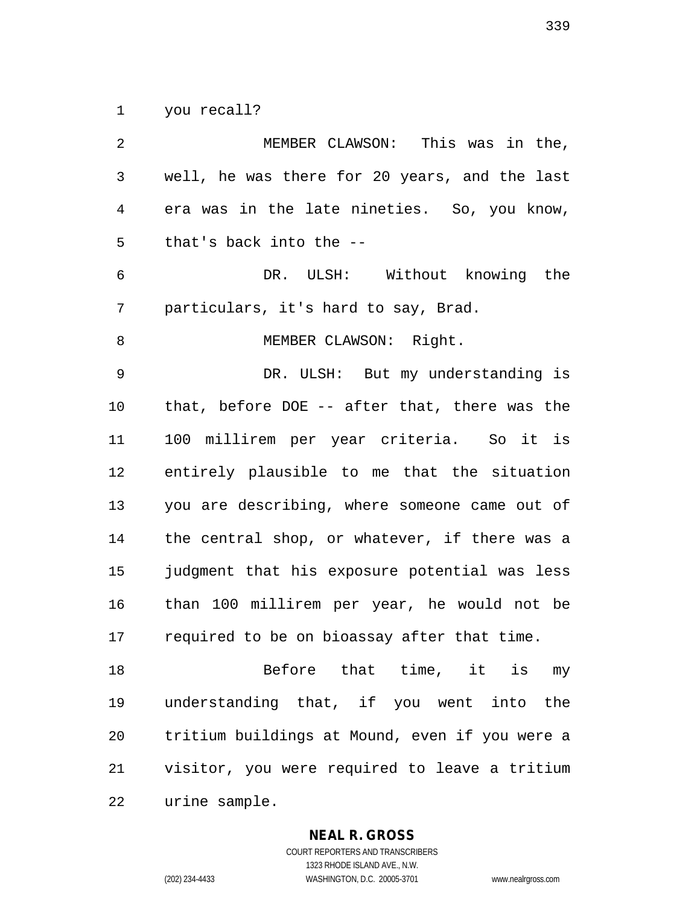you recall?

MEMBER CLAWSON: This was in the, well, he was there for 20 years, and the last era was in the late nineties. So, you know, that's back into the --

DR. ULSH: Without knowing the particulars, it's hard to say, Brad.

MEMBER CLAWSON: Right.

DR. ULSH: But my understanding is that, before DOE -- after that, there was the 100 millirem per year criteria. So it is entirely plausible to me that the situation you are describing, where someone came out of the central shop, or whatever, if there was a judgment that his exposure potential was less than 100 millirem per year, he would not be required to be on bioassay after that time.

Before that time, it is my understanding that, if you went into the tritium buildings at Mound, even if you were a visitor, you were required to leave a tritium urine sample.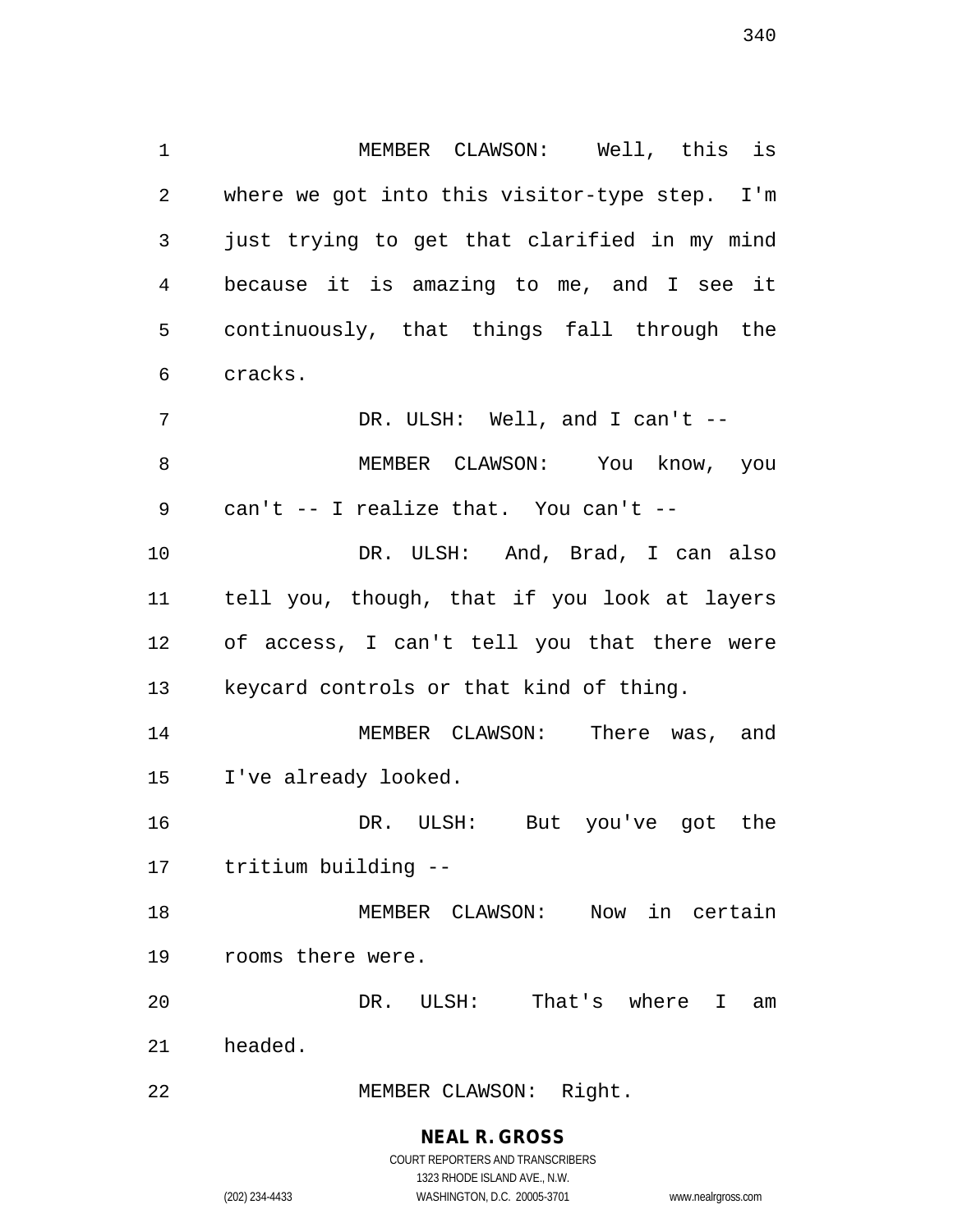MEMBER CLAWSON: Well, this is where we got into this visitor-type step. I'm just trying to get that clarified in my mind because it is amazing to me, and I see it continuously, that things fall through the cracks.

DR. ULSH: Well, and I can't --

MEMBER CLAWSON: You know, you can't -- I realize that. You can't --

DR. ULSH: And, Brad, I can also tell you, though, that if you look at layers of access, I can't tell you that there were keycard controls or that kind of thing.

MEMBER CLAWSON: There was, and I've already looked.

DR. ULSH: But you've got the tritium building --

MEMBER CLAWSON: Now in certain rooms there were.

DR. ULSH: That's where I am headed.

MEMBER CLAWSON: Right.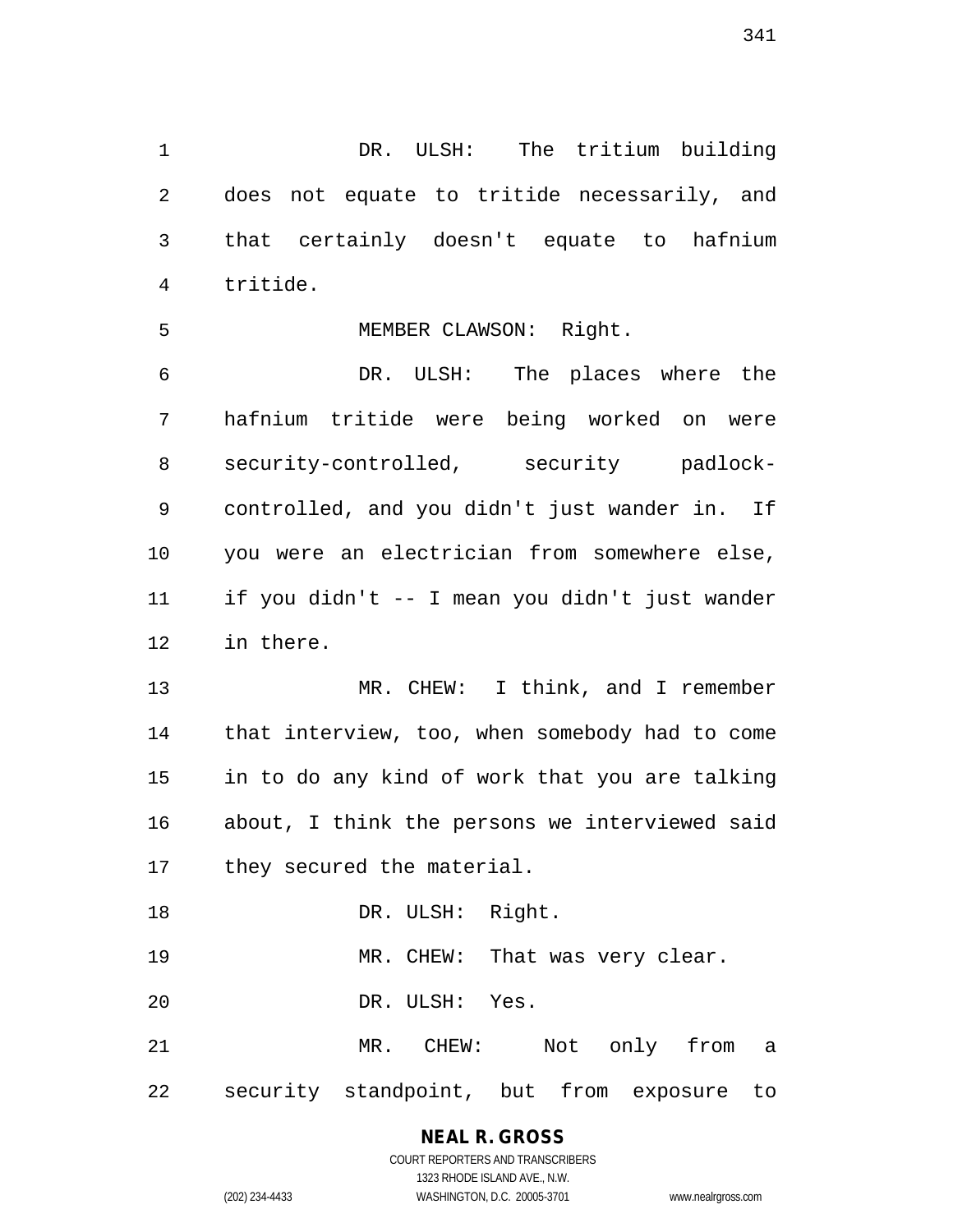DR. ULSH: The tritium building does not equate to tritide necessarily, and that certainly doesn't equate to hafnium tritide.

MEMBER CLAWSON: Right.

DR. ULSH: The places where the hafnium tritide were being worked on were security-controlled, security padlock-controlled, and you didn't just wander in. If you were an electrician from somewhere else, if you didn't -- I mean you didn't just wander in there.

MR. CHEW: I think, and I remember that interview, too, when somebody had to come in to do any kind of work that you are talking about, I think the persons we interviewed said they secured the material.

DR. ULSH: Right.

MR. CHEW: That was very clear.

DR. ULSH: Yes.

MR. CHEW: Not only from a security standpoint, but from exposure to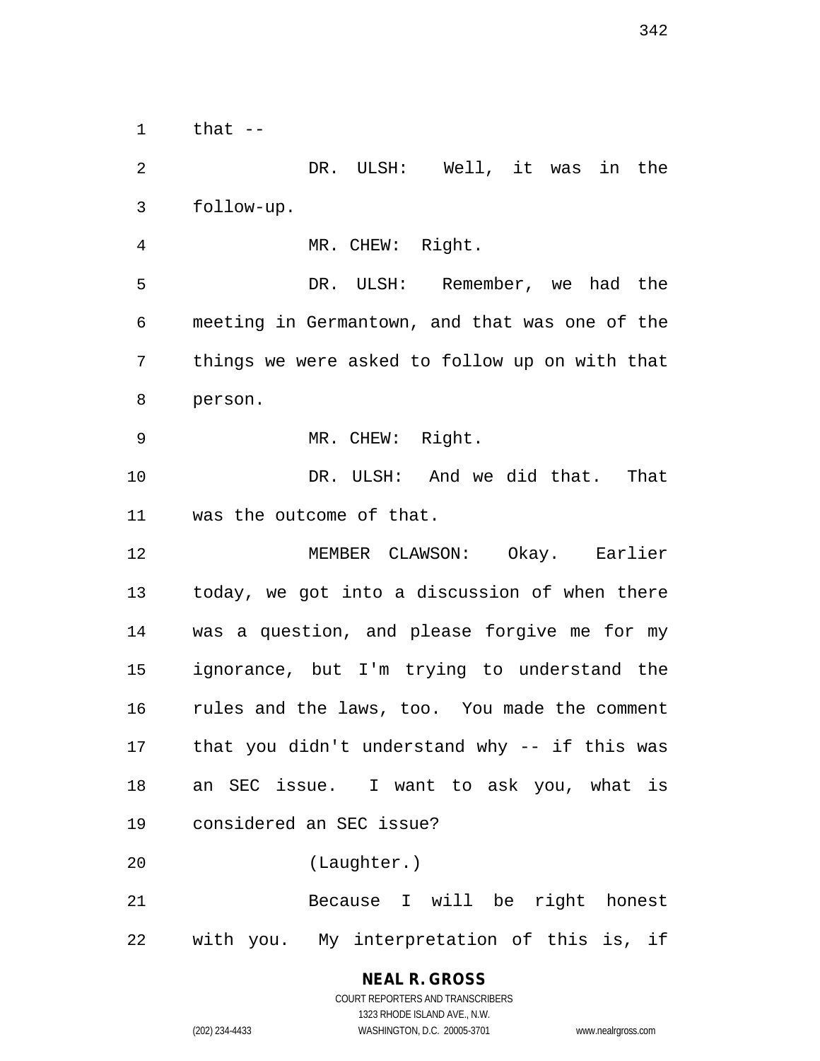that --

DR. ULSH: Well, it was in the follow-up.

MR. CHEW: Right.

DR. ULSH: Remember, we had the meeting in Germantown, and that was one of the things we were asked to follow up on with that person.

MR. CHEW: Right.

DR. ULSH: And we did that. That was the outcome of that.

MEMBER CLAWSON: Okay. Earlier today, we got into a discussion of when there was a question, and please forgive me for my ignorance, but I'm trying to understand the rules and the laws, too. You made the comment that you didn't understand why -- if this was an SEC issue. I want to ask you, what is considered an SEC issue?

(Laughter.)

Because I will be right honest with you. My interpretation of this is, if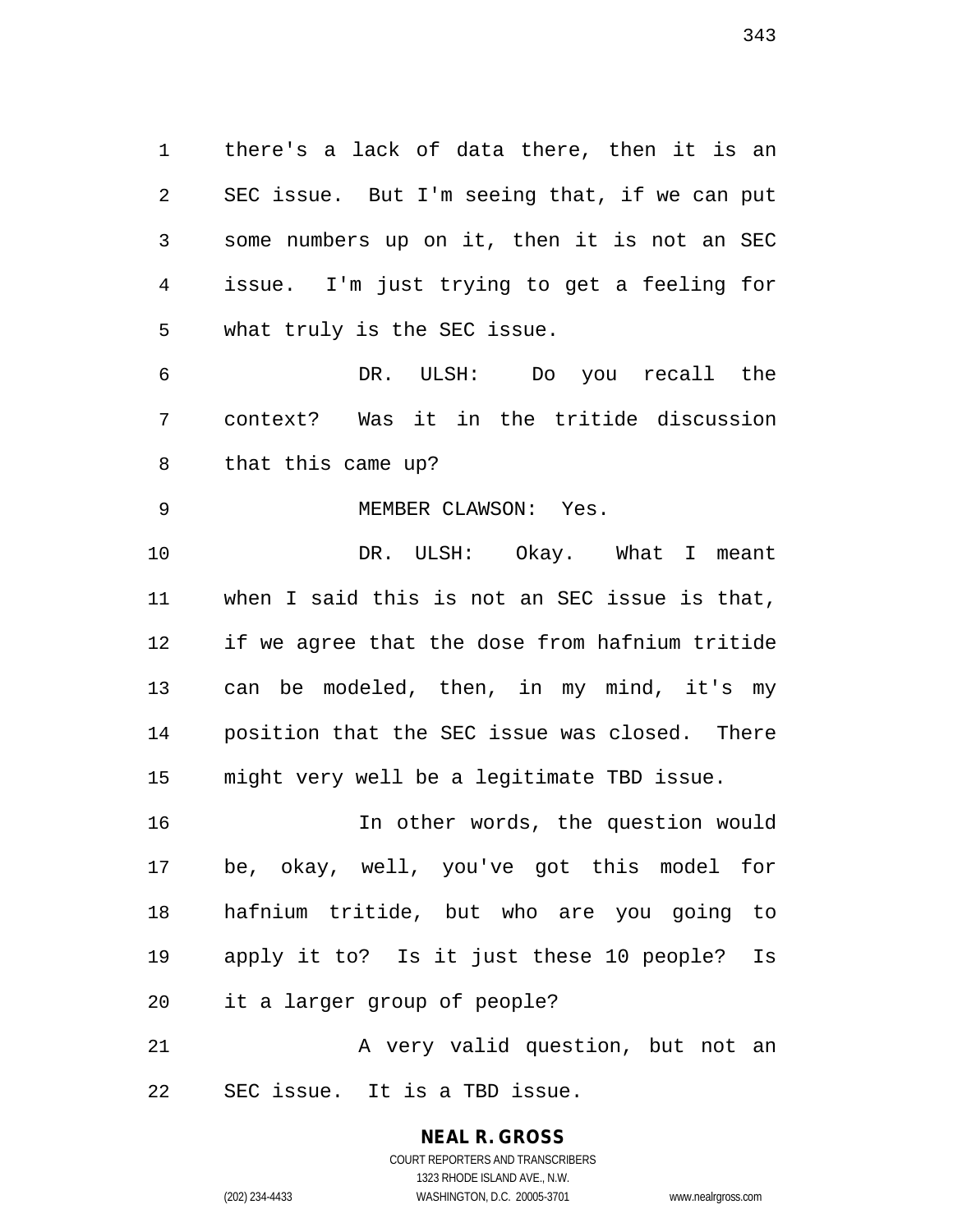there's a lack of data there, then it is an SEC issue. But I'm seeing that, if we can put some numbers up on it, then it is not an SEC issue. I'm just trying to get a feeling for what truly is the SEC issue.

DR. ULSH: Do you recall the context? Was it in the tritide discussion that this came up?

MEMBER CLAWSON: Yes.

DR. ULSH: Okay. What I meant when I said this is not an SEC issue is that, if we agree that the dose from hafnium tritide can be modeled, then, in my mind, it's my position that the SEC issue was closed. There might very well be a legitimate TBD issue.

In other words, the question would be, okay, well, you've got this model for hafnium tritide, but who are you going to apply it to? Is it just these 10 people? Is it a larger group of people?

A very valid question, but not an SEC issue. It is a TBD issue.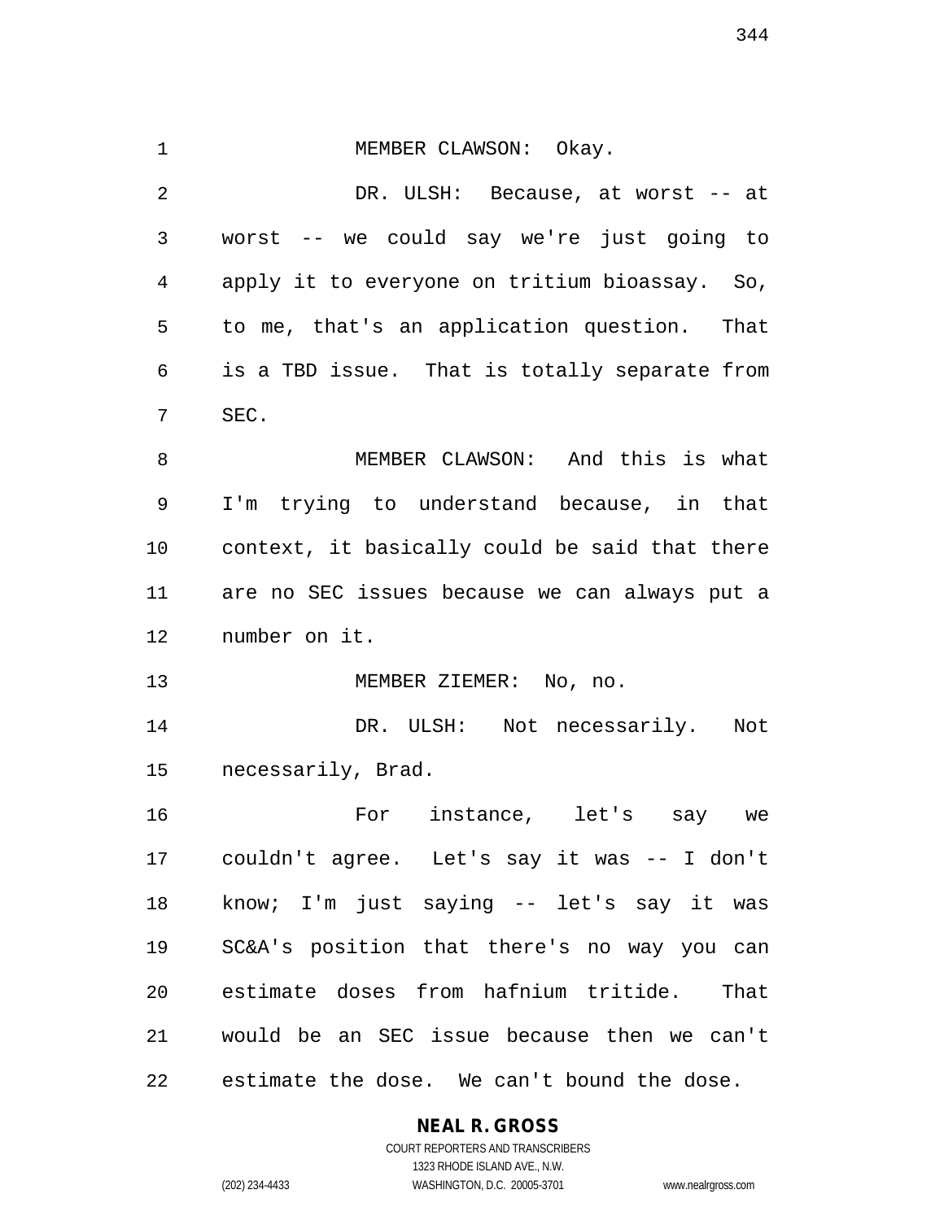MEMBER CLAWSON: Okay.

DR. ULSH: Because, at worst -- at worst -- we could say we're just going to apply it to everyone on tritium bioassay. So, to me, that's an application question. That is a TBD issue. That is totally separate from SEC.

MEMBER CLAWSON: And this is what I'm trying to understand because, in that context, it basically could be said that there are no SEC issues because we can always put a number on it.

MEMBER ZIEMER: No, no.

DR. ULSH: Not necessarily. Not necessarily, Brad.

For instance, let's say we couldn't agree. Let's say it was -- I don't know; I'm just saying -- let's say it was SC&A's position that there's no way you can estimate doses from hafnium tritide. That would be an SEC issue because then we can't estimate the dose. We can't bound the dose.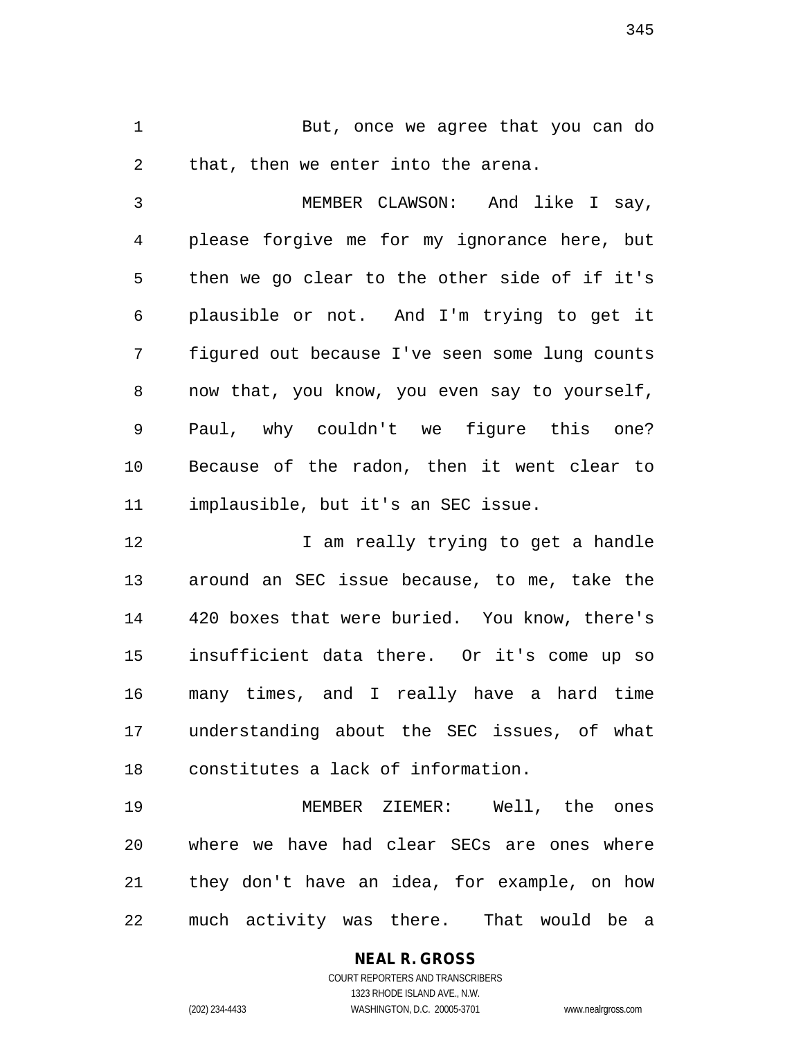But, once we agree that you can do that, then we enter into the arena.

MEMBER CLAWSON: And like I say, please forgive me for my ignorance here, but then we go clear to the other side of if it's plausible or not. And I'm trying to get it figured out because I've seen some lung counts now that, you know, you even say to yourself, Paul, why couldn't we figure this one? Because of the radon, then it went clear to implausible, but it's an SEC issue.

I am really trying to get a handle around an SEC issue because, to me, take the 420 boxes that were buried. You know, there's insufficient data there. Or it's come up so many times, and I really have a hard time understanding about the SEC issues, of what constitutes a lack of information.

MEMBER ZIEMER: Well, the ones where we have had clear SECs are ones where they don't have an idea, for example, on how much activity was there. That would be a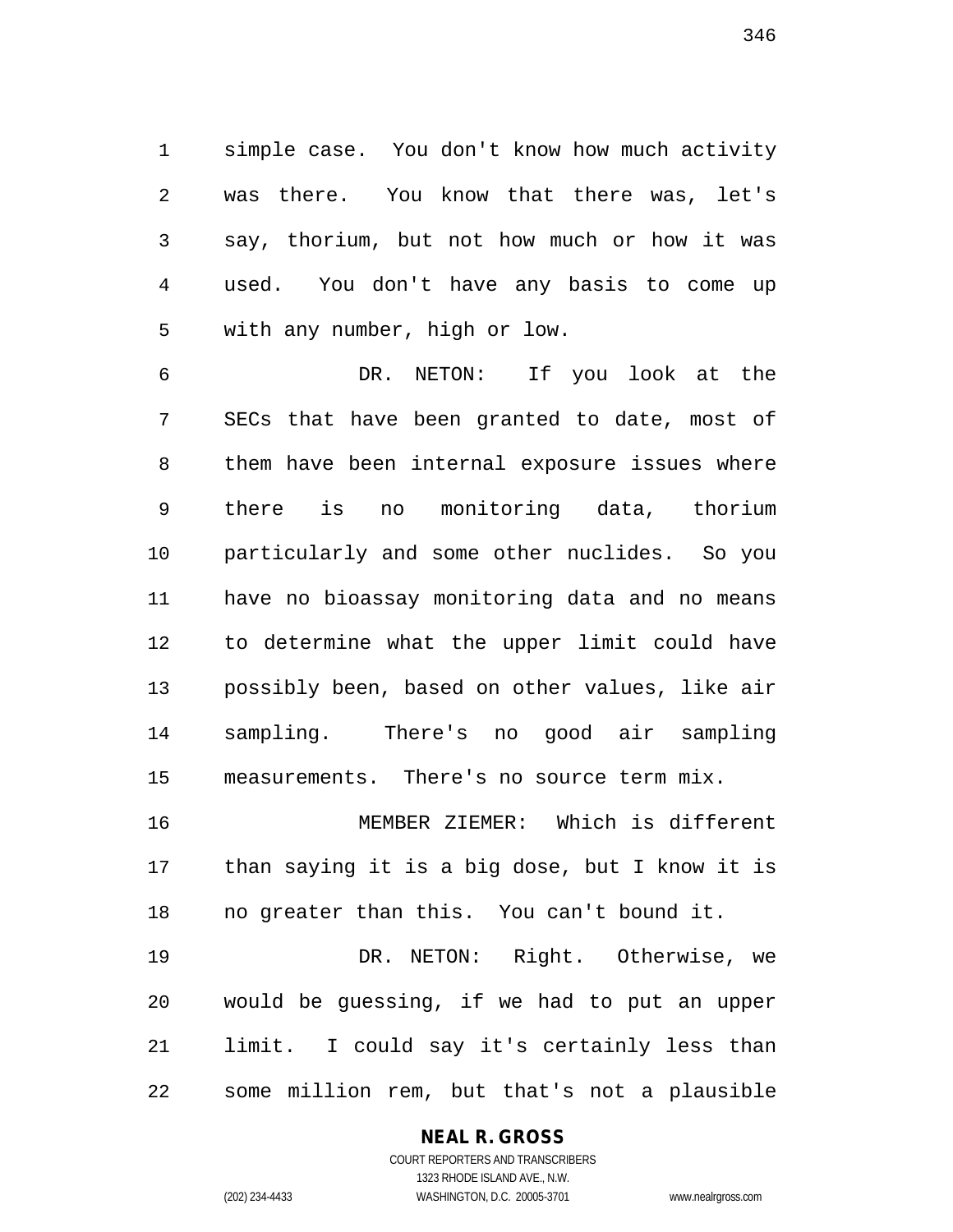simple case. You don't know how much activity was there. You know that there was, let's say, thorium, but not how much or how it was used. You don't have any basis to come up with any number, high or low.

DR. NETON: If you look at the SECs that have been granted to date, most of them have been internal exposure issues where there is no monitoring data, thorium particularly and some other nuclides. So you have no bioassay monitoring data and no means to determine what the upper limit could have possibly been, based on other values, like air sampling. There's no good air sampling measurements. There's no source term mix.

MEMBER ZIEMER: Which is different than saying it is a big dose, but I know it is no greater than this. You can't bound it.

DR. NETON: Right. Otherwise, we would be guessing, if we had to put an upper limit. I could say it's certainly less than some million rem, but that's not a plausible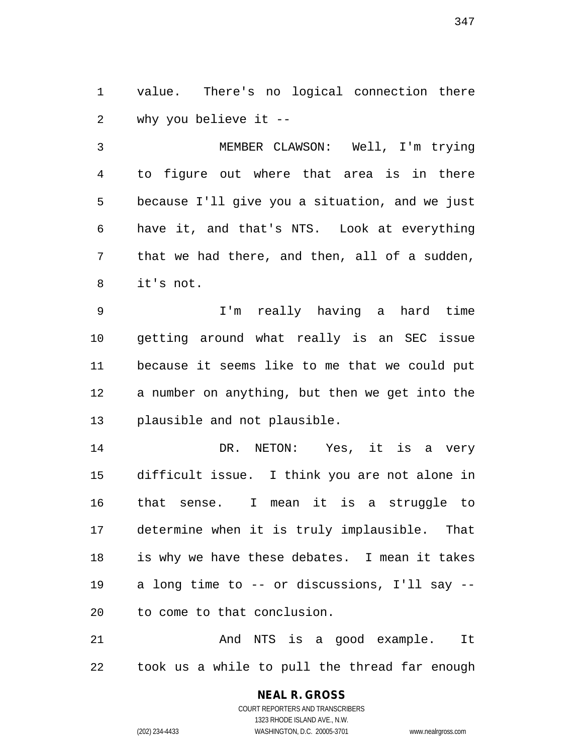value. There's no logical connection there why you believe it --

MEMBER CLAWSON: Well, I'm trying to figure out where that area is in there because I'll give you a situation, and we just have it, and that's NTS. Look at everything that we had there, and then, all of a sudden, it's not.

I'm really having a hard time getting around what really is an SEC issue because it seems like to me that we could put a number on anything, but then we get into the plausible and not plausible.

DR. NETON: Yes, it is a very difficult issue. I think you are not alone in that sense. I mean it is a struggle to determine when it is truly implausible. That is why we have these debates. I mean it takes a long time to -- or discussions, I'll say -- to come to that conclusion.

And NTS is a good example. It took us a while to pull the thread far enough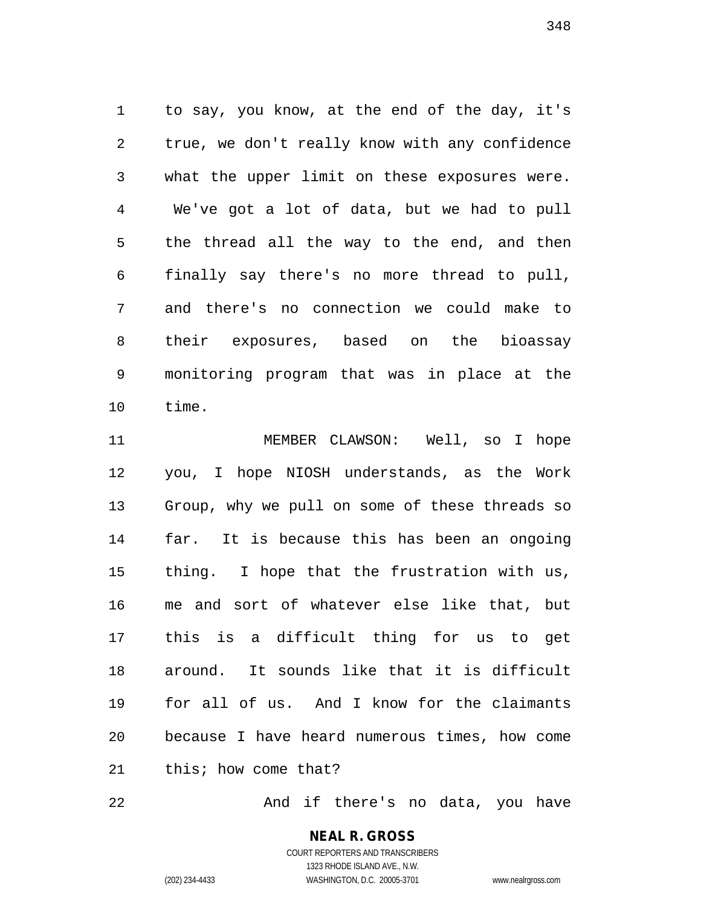to say, you know, at the end of the day, it's true, we don't really know with any confidence what the upper limit on these exposures were. We've got a lot of data, but we had to pull the thread all the way to the end, and then finally say there's no more thread to pull, and there's no connection we could make to their exposures, based on the bioassay monitoring program that was in place at the time.

MEMBER CLAWSON: Well, so I hope you, I hope NIOSH understands, as the Work Group, why we pull on some of these threads so far. It is because this has been an ongoing thing. I hope that the frustration with us, me and sort of whatever else like that, but this is a difficult thing for us to get around. It sounds like that it is difficult for all of us. And I know for the claimants because I have heard numerous times, how come this; how come that?

And if there's no data, you have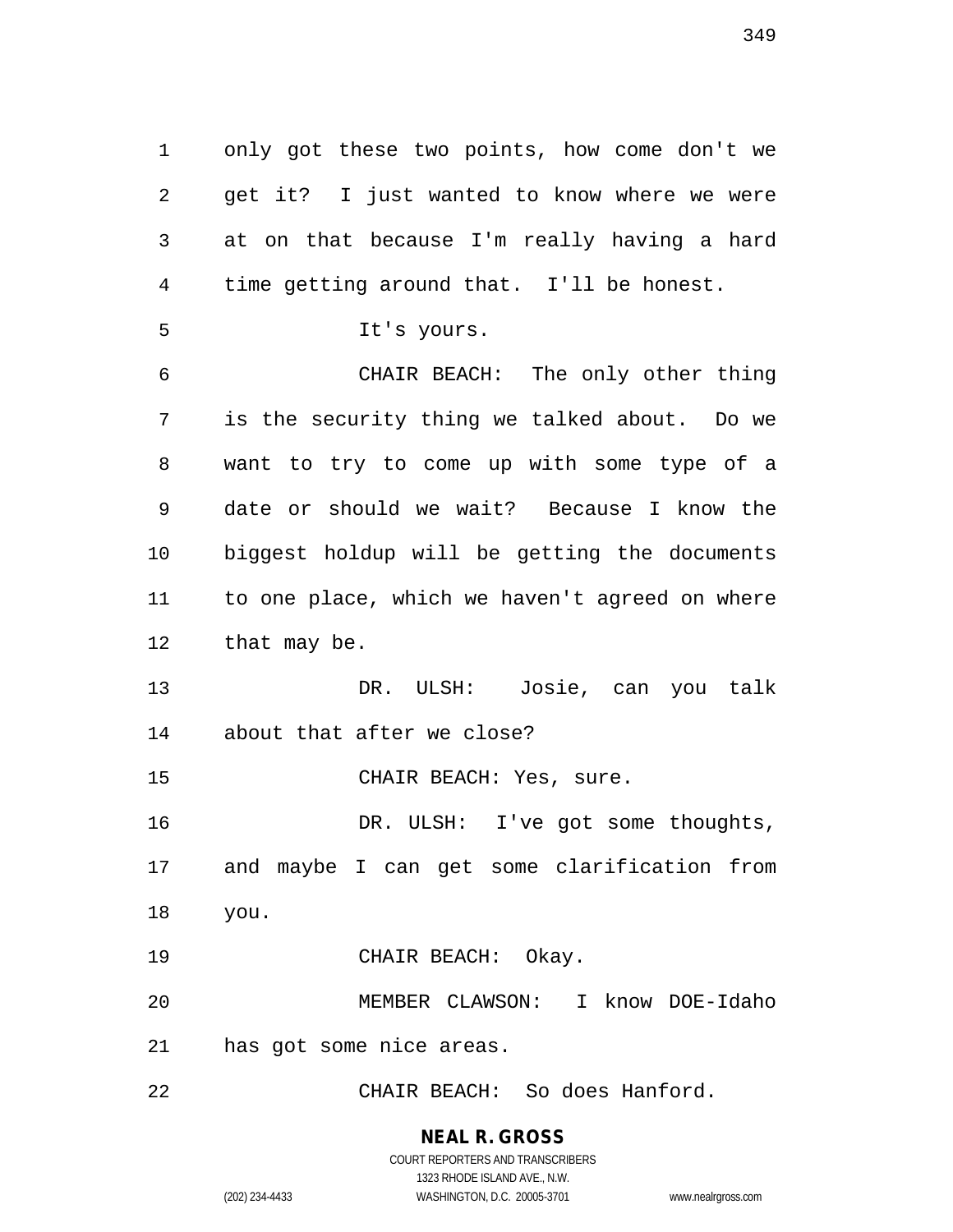only got these two points, how come don't we get it? I just wanted to know where we were at on that because I'm really having a hard time getting around that. I'll be honest.

It's yours.

CHAIR BEACH: The only other thing is the security thing we talked about. Do we want to try to come up with some type of a date or should we wait? Because I know the biggest holdup will be getting the documents to one place, which we haven't agreed on where that may be.

DR. ULSH: Josie, can you talk about that after we close?

CHAIR BEACH: Yes, sure.

DR. ULSH: I've got some thoughts, and maybe I can get some clarification from you.

CHAIR BEACH: Okay.

MEMBER CLAWSON: I know DOE-Idaho has got some nice areas.

CHAIR BEACH: So does Hanford.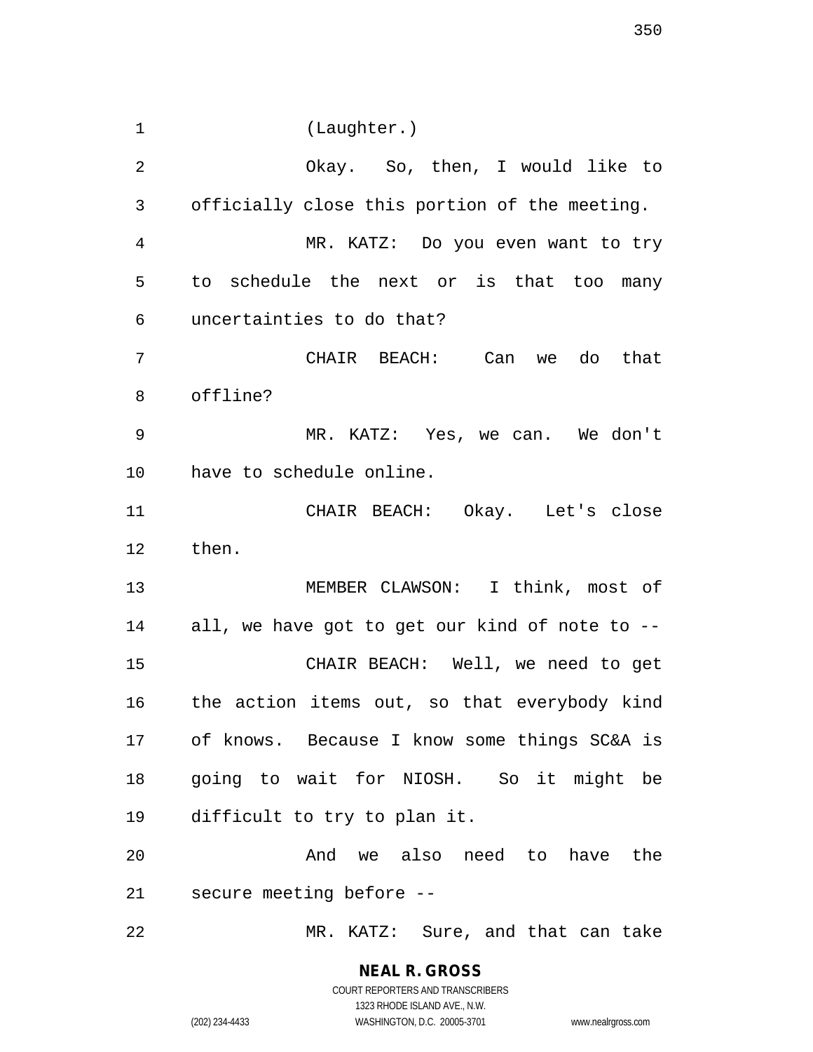(Laughter.)

Okay. So, then, I would like to officially close this portion of the meeting.

MR. KATZ: Do you even want to try to schedule the next or is that too many uncertainties to do that?

CHAIR BEACH: Can we do that offline?

MR. KATZ: Yes, we can. We don't have to schedule online.

CHAIR BEACH: Okay. Let's close then.

MEMBER CLAWSON: I think, most of all, we have got to get our kind of note to --

CHAIR BEACH: Well, we need to get the action items out, so that everybody kind of knows. Because I know some things SC&A is going to wait for NIOSH. So it might be difficult to try to plan it.

And we also need to have the secure meeting before --

MR. KATZ: Sure, and that can take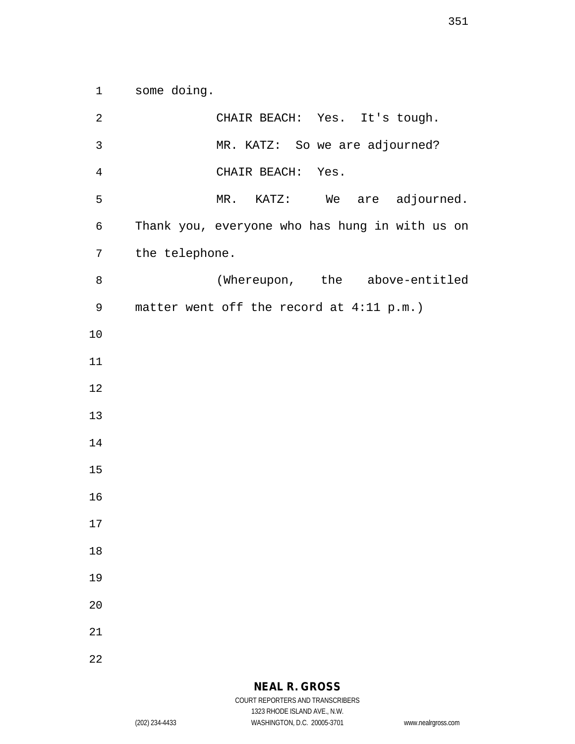some doing.

CHAIR BEACH: Yes. It's tough.

MR. KATZ: So we are adjourned?

CHAIR BEACH: Yes.

MR. KATZ: We are adjourned. Thank you, everyone who has hung in with us on the telephone.

(Whereupon, the above-entitled matter went off the record at 4:11 p.m.)